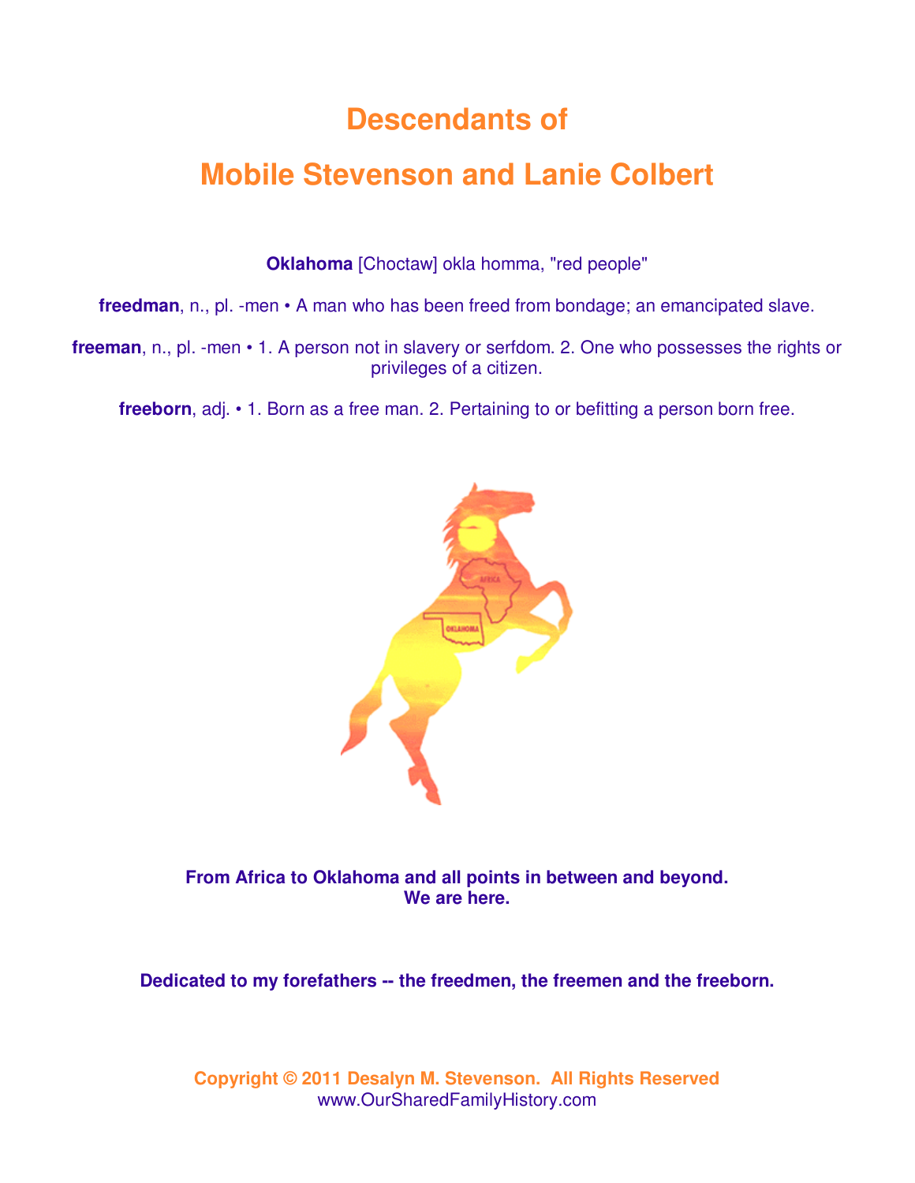# Descendants of

# Mobile Stevenson and Lanie Colbert

**Oklahoma** [Choctaw] okla homma, "red people"

**freedman**, n., pl. -men • A man who has been freed from bondage; an emancipated slave.

**freeman**, n., pl. -men • 1. A person not in slavery or serfdom. 2. One who possesses the rights or privileges of a citizen.

**freeborn**, adj. • 1. Born as a free man. 2. Pertaining to or befitting a person born free.

**From Africa to Oklahoma and all points in between and beyond.**
**We are here.**

**Dedicated to my forefathers -- the freedmen, the freemen and the freeborn.**

**Copyright © 2011 Desalyn M. Stevenson. All Rights Reserved**
www.OurSharedFamilyHistory.com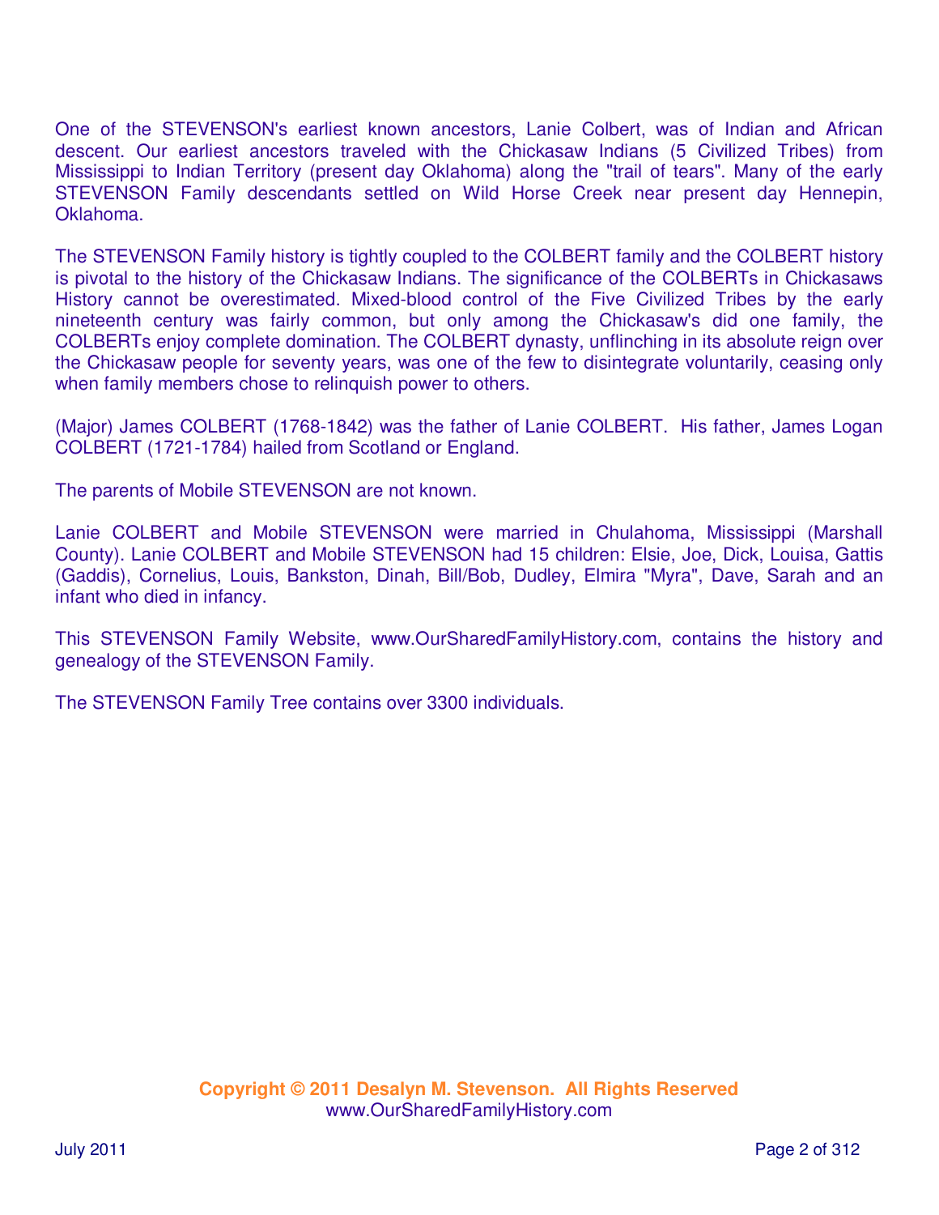One of the STEVENSON's earliest known ancestors, Lanie Colbert, was of Indian and African descent. Our earliest ancestors traveled with the Chickasaw Indians (5 Civilized Tribes) from Mississippi to Indian Territory (present day Oklahoma) along the "trail of tears". Many of the early STEVENSON Family descendants settled on Wild Horse Creek near present day Hennepin, Oklahoma.

The STEVENSON Family history is tightly coupled to the COLBERT family and the COLBERT history is pivotal to the history of the Chickasaw Indians. The significance of the COLBERTs in Chickasaws History cannot be overestimated. Mixed-blood control of the Five Civilized Tribes by the early nineteenth century was fairly common, but only among the Chickasaw's did one family, the COLBERTs enjoy complete domination. The COLBERT dynasty, unflinching in its absolute reign over the Chickasaw people for seventy years, was one of the few to disintegrate voluntarily, ceasing only when family members chose to relinquish power to others.

(Major) James COLBERT (1768-1842) was the father of Lanie COLBERT. His father, James Logan COLBERT (1721-1784) hailed from Scotland or England.

The parents of Mobile STEVENSON are not known.

Lanie COLBERT and Mobile STEVENSON were married in Chulahoma, Mississippi (Marshall County). Lanie COLBERT and Mobile STEVENSON had 15 children: Elsie, Joe, Dick, Louisa, Gattis (Gaddis), Cornelius, Louis, Bankston, Dinah, Bill/Bob, Dudley, Elmira "Myra", Dave, Sarah and an infant who died in infancy.

This STEVENSON Family Website, www.OurSharedFamilyHistory.com, contains the history and genealogy of the STEVENSON Family.

The STEVENSON Family Tree contains over 3300 individuals.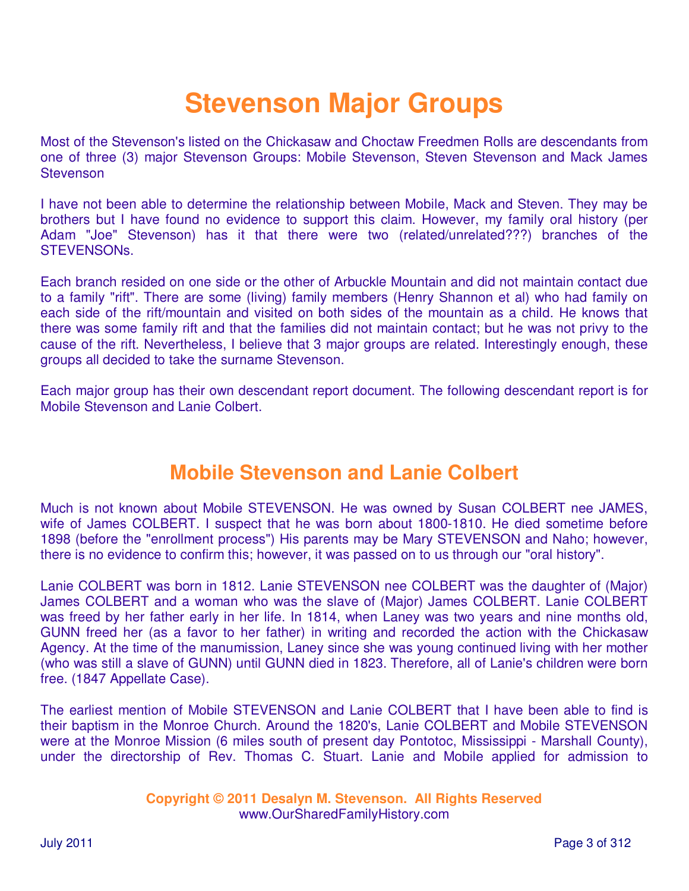# Stevenson Major Groups

Most of the Stevenson's listed on the Chickasaw and Choctaw Freedmen Rolls are descendants from one of three (3) major Stevenson Groups: Mobile Stevenson, Steven Stevenson and Mack James Stevenson

I have not been able to determine the relationship between Mobile, Mack and Steven. They may be brothers but I have found no evidence to support this claim. However, my family oral history (per Adam "Joe" Stevenson) has it that there were two (related/unrelated???) branches of the STEVENSONs.

Each branch resided on one side or the other of Arbuckle Mountain and did not maintain contact due to a family "rift". There are some (living) family members (Henry Shannon et al) who had family on each side of the rift/mountain and visited on both sides of the mountain as a child. He knows that there was some family rift and that the families did not maintain contact; but he was not privy to the cause of the rift. Nevertheless, I believe that 3 major groups are related. Interestingly enough, these groups all decided to take the surname Stevenson.

Each major group has their own descendant report document. The following descendant report is for Mobile Stevenson and Lanie Colbert.

## Mobile Stevenson and Lanie Colbert

Much is not known about Mobile STEVENSON. He was owned by Susan COLBERT nee JAMES, wife of James COLBERT. I suspect that he was born about 1800-1810. He died sometime before 1898 (before the "enrollment process") His parents may be Mary STEVENSON and Naho; however, there is no evidence to confirm this; however, it was passed on to us through our "oral history".

Lanie COLBERT was born in 1812. Lanie STEVENSON nee COLBERT was the daughter of (Major) James COLBERT and a woman who was the slave of (Major) James COLBERT. Lanie COLBERT was freed by her father early in her life. In 1814, when Laney was two years and nine months old, GUNN freed her (as a favor to her father) in writing and recorded the action with the Chickasaw Agency. At the time of the manumission, Laney since she was young continued living with her mother (who was still a slave of GUNN) until GUNN died in 1823. Therefore, all of Lanie's children were born free. (1847 Appellate Case).

The earliest mention of Mobile STEVENSON and Lanie COLBERT that I have been able to find is their baptism in the Monroe Church. Around the 1820's, Lanie COLBERT and Mobile STEVENSON were at the Monroe Mission (6 miles south of present day Pontotoc, Mississippi - Marshall County), under the directorship of Rev. Thomas C. Stuart. Lanie and Mobile applied for admission to

**Copyright © 2011 Desalyn M. Stevenson. All Rights Reserved**
www.OurSharedFamilyHistory.com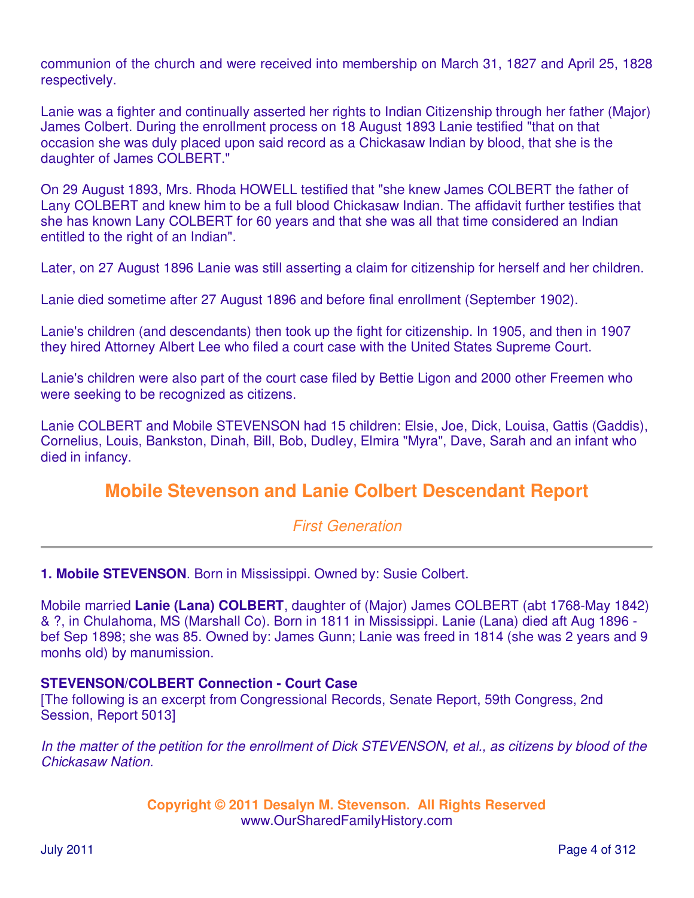communion of the church and were received into membership on March 31, 1827 and April 25, 1828 respectively.

Lanie was a fighter and continually asserted her rights to Indian Citizenship through her father (Major) James Colbert. During the enrollment process on 18 August 1893 Lanie testified "that on that occasion she was duly placed upon said record as a Chickasaw Indian by blood, that she is the daughter of James COLBERT."

On 29 August 1893, Mrs. Rhoda HOWELL testified that "she knew James COLBERT the father of Lany COLBERT and knew him to be a full blood Chickasaw Indian. The affidavit further testifies that she has known Lany COLBERT for 60 years and that she was all that time considered an Indian entitled to the right of an Indian".

Later, on 27 August 1896 Lanie was still asserting a claim for citizenship for herself and her children.

Lanie died sometime after 27 August 1896 and before final enrollment (September 1902).

Lanie's children (and descendants) then took up the fight for citizenship. In 1905, and then in 1907 they hired Attorney Albert Lee who filed a court case with the United States Supreme Court.

Lanie's children were also part of the court case filed by Bettie Ligon and 2000 other Freemen who were seeking to be recognized as citizens.

Lanie COLBERT and Mobile STEVENSON had 15 children: Elsie, Joe, Dick, Louisa, Gattis (Gaddis), Cornelius, Louis, Bankston, Dinah, Bill, Bob, Dudley, Elmira "Myra", Dave, Sarah and an infant who died in infancy.

## Mobile Stevenson and Lanie Colbert Descendant Report

### *First Generation*

---

**1. Mobile STEVENSON**. Born in Mississippi. Owned by: Susie Colbert.

Mobile married **Lanie (Lana) COLBERT**, daughter of (Major) James COLBERT (abt 1768-May 1842) & ?, in Chulahoma, MS (Marshall Co). Born in 1811 in Mississippi. Lanie (Lana) died aft Aug 1896 - bef Sep 1898; she was 85. Owned by: James Gunn; Lanie was freed in 1814 (she was 2 years and 9 monhs old) by manumission.

**STEVENSON/COLBERT Connection - Court Case**
[The following is an excerpt from Congressional Records, Senate Report, 59th Congress, 2nd Session, Report 5013]

*In the matter of the petition for the enrollment of Dick STEVENSON, et al., as citizens by blood of the Chickasaw Nation.*

**Copyright © 2011 Desalyn M. Stevenson. All Rights Reserved**
www.OurSharedFamilyHistory.com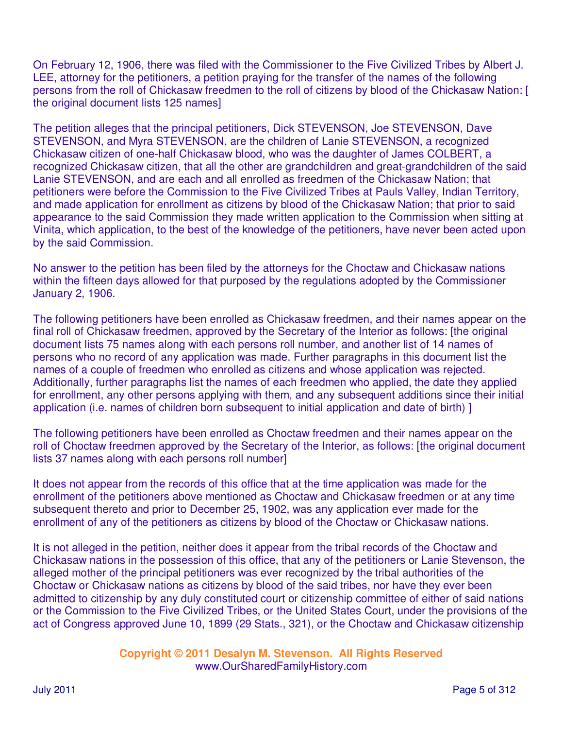On February 12, 1906, there was filed with the Commissioner to the Five Civilized Tribes by Albert J. LEE, attorney for the petitioners, a petition praying for the transfer of the names of the following persons from the roll of Chickasaw freedmen to the roll of citizens by blood of the Chickasaw Nation: [ the original document lists 125 names]

The petition alleges that the principal petitioners, Dick STEVENSON, Joe STEVENSON, Dave STEVENSON, and Myra STEVENSON, are the children of Lanie STEVENSON, a recognized Chickasaw citizen of one-half Chickasaw blood, who was the daughter of James COLBERT, a recognized Chickasaw citizen, that all the other are grandchildren and great-grandchildren of the said Lanie STEVENSON, and are each and all enrolled as freedmen of the Chickasaw Nation; that petitioners were before the Commission to the Five Civilized Tribes at Pauls Valley, Indian Territory, and made application for enrollment as citizens by blood of the Chickasaw Nation; that prior to said appearance to the said Commission they made written application to the Commission when sitting at Vinita, which application, to the best of the knowledge of the petitioners, have never been acted upon by the said Commission.

No answer to the petition has been filed by the attorneys for the Choctaw and Chickasaw nations within the fifteen days allowed for that purposed by the regulations adopted by the Commissioner January 2, 1906.

The following petitioners have been enrolled as Chickasaw freedmen, and their names appear on the final roll of Chickasaw freedmen, approved by the Secretary of the Interior as follows: [the original document lists 75 names along with each persons roll number, and another list of 14 names of persons who no record of any application was made. Further paragraphs in this document list the names of a couple of freedmen who enrolled as citizens and whose application was rejected. Additionally, further paragraphs list the names of each freedmen who applied, the date they applied for enrollment, any other persons applying with them, and any subsequent additions since their initial application (i.e. names of children born subsequent to initial application and date of birth) ]

The following petitioners have been enrolled as Choctaw freedmen and their names appear on the roll of Choctaw freedmen approved by the Secretary of the Interior, as follows: [the original document lists 37 names along with each persons roll number]

It does not appear from the records of this office that at the time application was made for the enrollment of the petitioners above mentioned as Choctaw and Chickasaw freedmen or at any time subsequent thereto and prior to December 25, 1902, was any application ever made for the enrollment of any of the petitioners as citizens by blood of the Choctaw or Chickasaw nations.

It is not alleged in the petition, neither does it appear from the tribal records of the Choctaw and Chickasaw nations in the possession of this office, that any of the petitioners or Lanie Stevenson, the alleged mother of the principal petitioners was ever recognized by the tribal authorities of the Choctaw or Chickasaw nations as citizens by blood of the said tribes, nor have they ever been admitted to citizenship by any duly constituted court or citizenship committee of either of said nations or the Commission to the Five Civilized Tribes, or the United States Court, under the provisions of the act of Congress approved June 10, 1899 (29 Stats., 321), or the Choctaw and Chickasaw citizenship

**Copyright © 2011 Desalyn M. Stevenson. All Rights Reserved**
www.OurSharedFamilyHistory.com

July 2011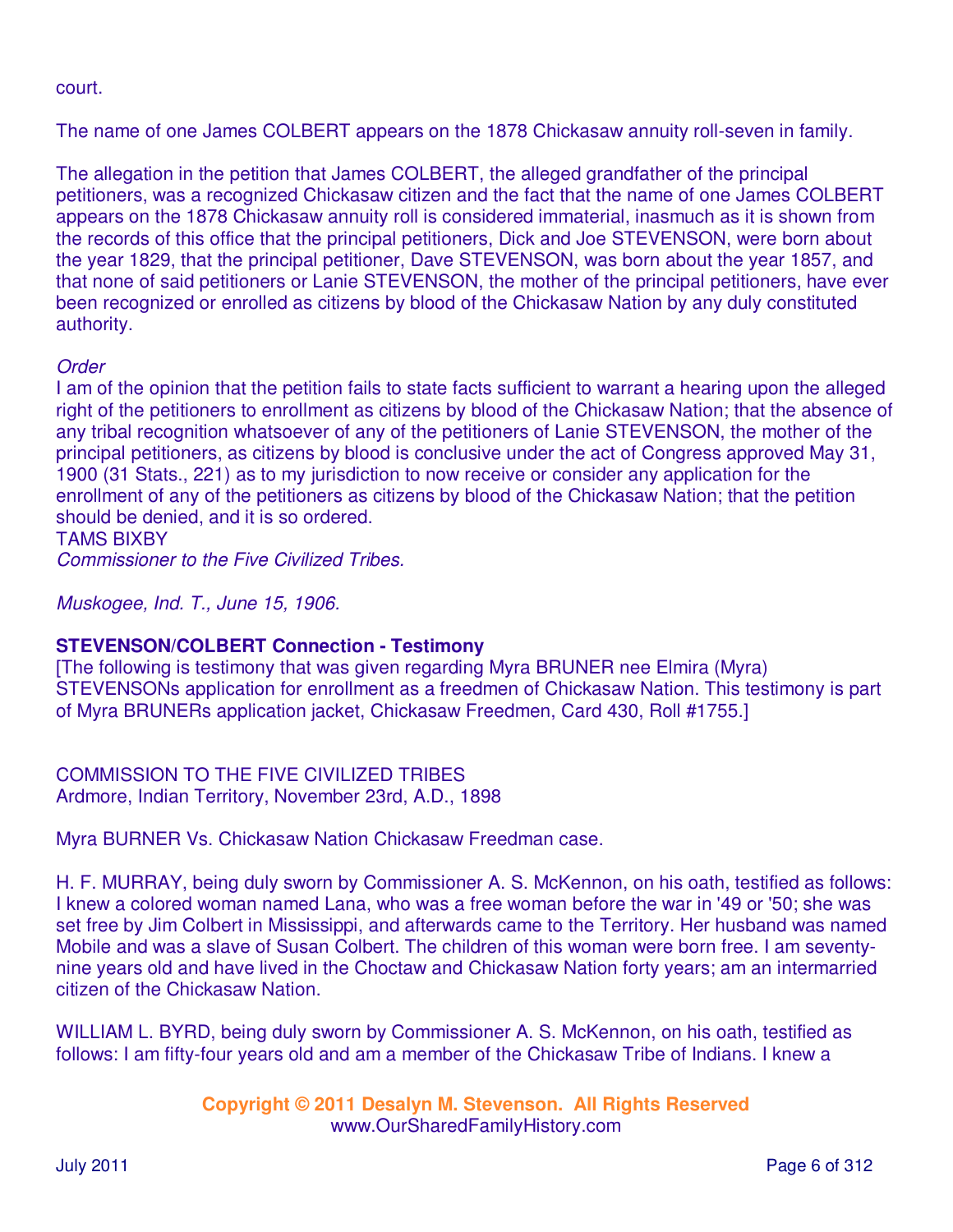court.

The name of one James COLBERT appears on the 1878 Chickasaw annuity roll-seven in family.

The allegation in the petition that James COLBERT, the alleged grandfather of the principal petitioners, was a recognized Chickasaw citizen and the fact that the name of one James COLBERT appears on the 1878 Chickasaw annuity roll is considered immaterial, inasmuch as it is shown from the records of this office that the principal petitioners, Dick and Joe STEVENSON, were born about the year 1829, that the principal petitioner, Dave STEVENSON, was born about the year 1857, and that none of said petitioners or Lanie STEVENSON, the mother of the principal petitioners, have ever been recognized or enrolled as citizens by blood of the Chickasaw Nation by any duly constituted authority.

*Order*
I am of the opinion that the petition fails to state facts sufficient to warrant a hearing upon the alleged right of the petitioners to enrollment as citizens by blood of the Chickasaw Nation; that the absence of any tribal recognition whatsoever of any of the petitioners of Lanie STEVENSON, the mother of the principal petitioners, as citizens by blood is conclusive under the act of Congress approved May 31, 1900 (31 Stats., 221) as to my jurisdiction to now receive or consider any application for the enrollment of any of the petitioners as citizens by blood of the Chickasaw Nation; that the petition should be denied, and it is so ordered.
TAMS BIXBY
*Commissioner to the Five Civilized Tribes.*

*Muskogee, Ind. T., June 15, 1906.*

**STEVENSON/COLBERT Connection - Testimony**
[The following is testimony that was given regarding Myra BRUNER nee Elmira (Myra) STEVENSONs application for enrollment as a freedmen of Chickasaw Nation. This testimony is part of Myra BRUNERs application jacket, Chickasaw Freedmen, Card 430, Roll #1755.]

COMMISSION TO THE FIVE CIVILIZED TRIBES
Ardmore, Indian Territory, November 23rd, A.D., 1898

Myra BURNER Vs. Chickasaw Nation Chickasaw Freedman case.

H. F. MURRAY, being duly sworn by Commissioner A. S. McKennon, on his oath, testified as follows: I knew a colored woman named Lana, who was a free woman before the war in '49 or '50; she was set free by Jim Colbert in Mississippi, and afterwards came to the Territory. Her husband was named Mobile and was a slave of Susan Colbert. The children of this woman were born free. I am seventy-nine years old and have lived in the Choctaw and Chickasaw Nation forty years; am an intermarried citizen of the Chickasaw Nation.

WILLIAM L. BYRD, being duly sworn by Commissioner A. S. McKennon, on his oath, testified as follows: I am fifty-four years old and am a member of the Chickasaw Tribe of Indians. I knew a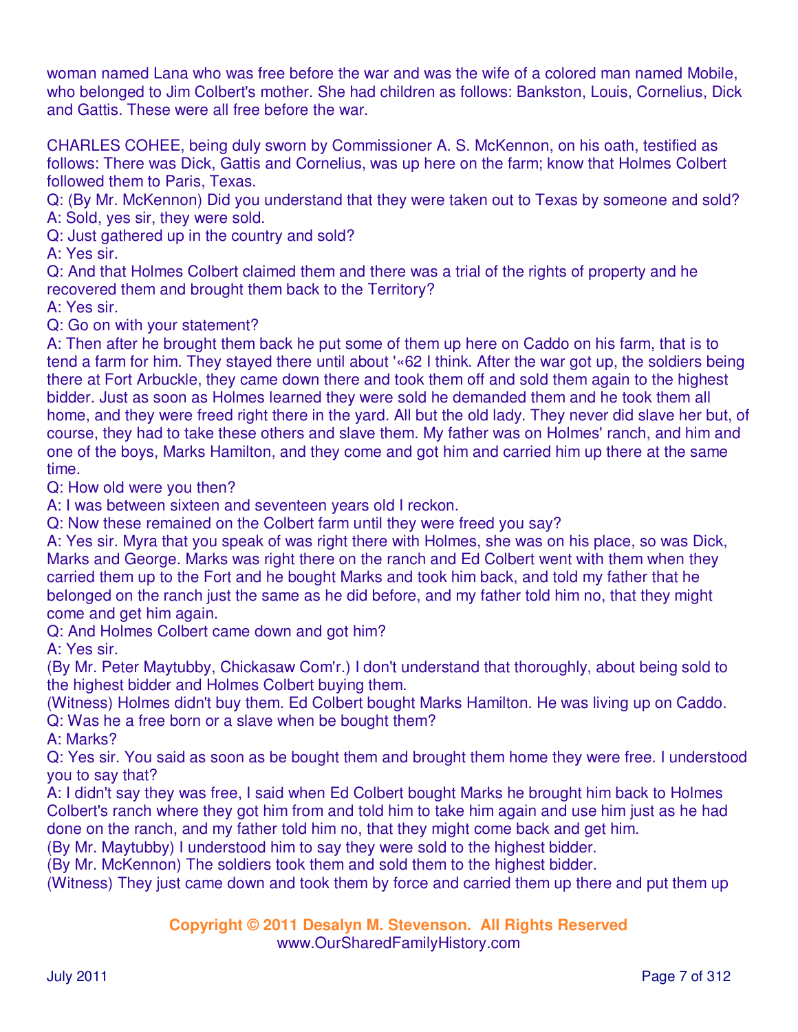woman named Lana who was free before the war and was the wife of a colored man named Mobile, who belonged to Jim Colbert's mother. She had children as follows: Bankston, Louis, Cornelius, Dick and Gattis. These were all free before the war.

CHARLES COHEE, being duly sworn by Commissioner A. S. McKennon, on his oath, testified as follows: There was Dick, Gattis and Cornelius, was up here on the farm; know that Holmes Colbert followed them to Paris, Texas.
Q: (By Mr. McKennon) Did you understand that they were taken out to Texas by someone and sold?
A: Sold, yes sir, they were sold.
Q: Just gathered up in the country and sold?
A: Yes sir.
Q: And that Holmes Colbert claimed them and there was a trial of the rights of property and he recovered them and brought them back to the Territory?
A: Yes sir.
Q: Go on with your statement?
A: Then after he brought them back he put some of them up here on Caddo on his farm, that is to tend a farm for him. They stayed there until about '«62 I think. After the war got up, the soldiers being there at Fort Arbuckle, they came down there and took them off and sold them again to the highest bidder. Just as soon as Holmes learned they were sold he demanded them and he took them all home, and they were freed right there in the yard. All but the old lady. They never did slave her but, of course, they had to take these others and slave them. My father was on Holmes' ranch, and him and one of the boys, Marks Hamilton, and they come and got him and carried him up there at the same time.
Q: How old were you then?
A: I was between sixteen and seventeen years old I reckon.
Q: Now these remained on the Colbert farm until they were freed you say?
A: Yes sir. Myra that you speak of was right there with Holmes, she was on his place, so was Dick, Marks and George. Marks was right there on the ranch and Ed Colbert went with them when they carried them up to the Fort and he bought Marks and took him back, and told my father that he belonged on the ranch just the same as he did before, and my father told him no, that they might come and get him again.
Q: And Holmes Colbert came down and got him?
A: Yes sir.
(By Mr. Peter Maytubby, Chickasaw Com'r.) I don't understand that thoroughly, about being sold to the highest bidder and Holmes Colbert buying them.
(Witness) Holmes didn't buy them. Ed Colbert bought Marks Hamilton. He was living up on Caddo.
Q: Was he a free born or a slave when be bought them?
A: Marks?
Q: Yes sir. You said as soon as be bought them and brought them home they were free. I understood you to say that?
A: I didn't say they was free, I said when Ed Colbert bought Marks he brought him back to Holmes Colbert's ranch where they got him from and told him to take him again and use him just as he had done on the ranch, and my father told him no, that they might come back and get him.
(By Mr. Maytubby) I understood him to say they were sold to the highest bidder.
(By Mr. McKennon) The soldiers took them and sold them to the highest bidder.
(Witness) They just came down and took them by force and carried them up there and put them up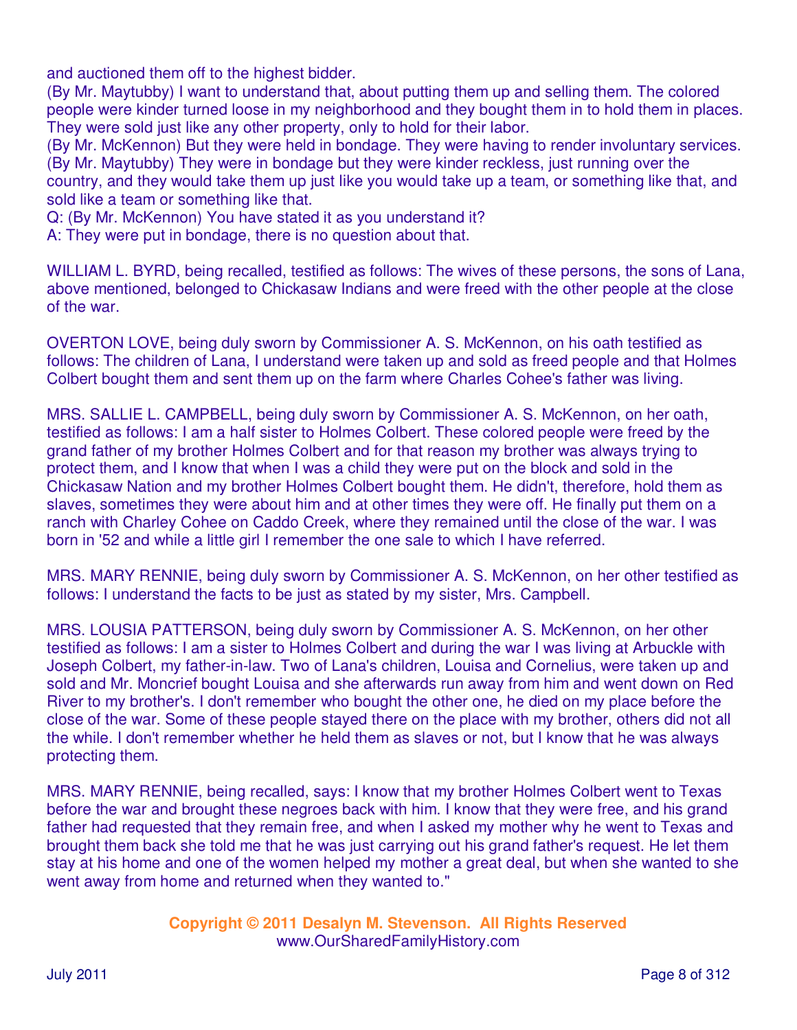and auctioned them off to the highest bidder.
(By Mr. Maytubby) I want to understand that, about putting them up and selling them. The colored people were kinder turned loose in my neighborhood and they bought them in to hold them in places. They were sold just like any other property, only to hold for their labor.
(By Mr. McKennon) But they were held in bondage. They were having to render involuntary services.
(By Mr. Maytubby) They were in bondage but they were kinder reckless, just running over the country, and they would take them up just like you would take up a team, or something like that, and sold like a team or something like that.
Q: (By Mr. McKennon) You have stated it as you understand it?
A: They were put in bondage, there is no question about that.

WILLIAM L. BYRD, being recalled, testified as follows: The wives of these persons, the sons of Lana, above mentioned, belonged to Chickasaw Indians and were freed with the other people at the close of the war.

OVERTON LOVE, being duly sworn by Commissioner A. S. McKennon, on his oath testified as follows: The children of Lana, I understand were taken up and sold as freed people and that Holmes Colbert bought them and sent them up on the farm where Charles Cohee's father was living.

MRS. SALLIE L. CAMPBELL, being duly sworn by Commissioner A. S. McKennon, on her oath, testified as follows: I am a half sister to Holmes Colbert. These colored people were freed by the grand father of my brother Holmes Colbert and for that reason my brother was always trying to protect them, and I know that when I was a child they were put on the block and sold in the Chickasaw Nation and my brother Holmes Colbert bought them. He didn't, therefore, hold them as slaves, sometimes they were about him and at other times they were off. He finally put them on a ranch with Charley Cohee on Caddo Creek, where they remained until the close of the war. I was born in '52 and while a little girl I remember the one sale to which I have referred.

MRS. MARY RENNIE, being duly sworn by Commissioner A. S. McKennon, on her other testified as follows: I understand the facts to be just as stated by my sister, Mrs. Campbell.

MRS. LOUSIA PATTERSON, being duly sworn by Commissioner A. S. McKennon, on her other testified as follows: I am a sister to Holmes Colbert and during the war I was living at Arbuckle with Joseph Colbert, my father-in-law. Two of Lana's children, Louisa and Cornelius, were taken up and sold and Mr. Moncrief bought Louisa and she afterwards run away from him and went down on Red River to my brother's. I don't remember who bought the other one, he died on my place before the close of the war. Some of these people stayed there on the place with my brother, others did not all the while. I don't remember whether he held them as slaves or not, but I know that he was always protecting them.

MRS. MARY RENNIE, being recalled, says: I know that my brother Holmes Colbert went to Texas before the war and brought these negroes back with him. I know that they were free, and his grand father had requested that they remain free, and when I asked my mother why he went to Texas and brought them back she told me that he was just carrying out his grand father's request. He let them stay at his home and one of the women helped my mother a great deal, but when she wanted to she went away from home and returned when they wanted to."

**Copyright © 2011 Desalyn M. Stevenson. All Rights Reserved**
www.OurSharedFamilyHistory.com

July 2011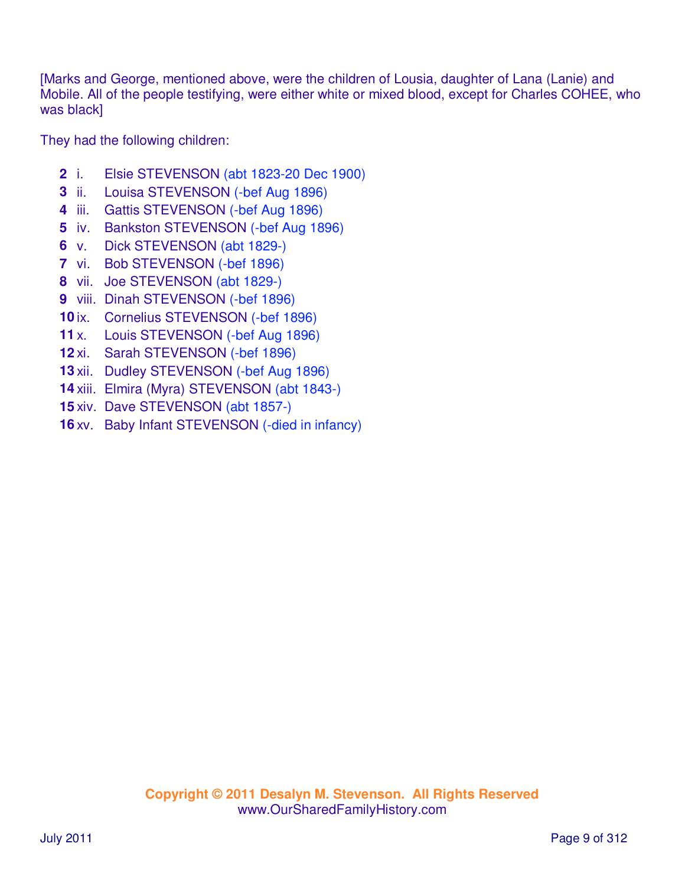[Marks and George, mentioned above, were the children of Lousia, daughter of Lana (Lanie) and Mobile. All of the people testifying, were either white or mixed blood, except for Charles COHEE, who was black]

They had the following children:

**2** i. Elsie STEVENSON (abt 1823-20 Dec 1900)
**3** ii. Louisa STEVENSON (-bef Aug 1896)
**4** iii. Gattis STEVENSON (-bef Aug 1896)
**5** iv. Bankston STEVENSON (-bef Aug 1896)
**6** v. Dick STEVENSON (abt 1829-)
**7** vi. Bob STEVENSON (-bef 1896)
**8** vii. Joe STEVENSON (abt 1829-)
**9** viii. Dinah STEVENSON (-bef 1896)
**10** ix. Cornelius STEVENSON (-bef 1896)
**11** x. Louis STEVENSON (-bef Aug 1896)
**12** xi. Sarah STEVENSON (-bef 1896)
**13** xii. Dudley STEVENSON (-bef Aug 1896)
**14** xiii. Elmira (Myra) STEVENSON (abt 1843-)
**15** xiv. Dave STEVENSON (abt 1857-)
**16** xv. Baby Infant STEVENSON (-died in infancy)

**Copyright © 2011 Desalyn M. Stevenson. All Rights Reserved**
www.OurSharedFamilyHistory.com

July 2011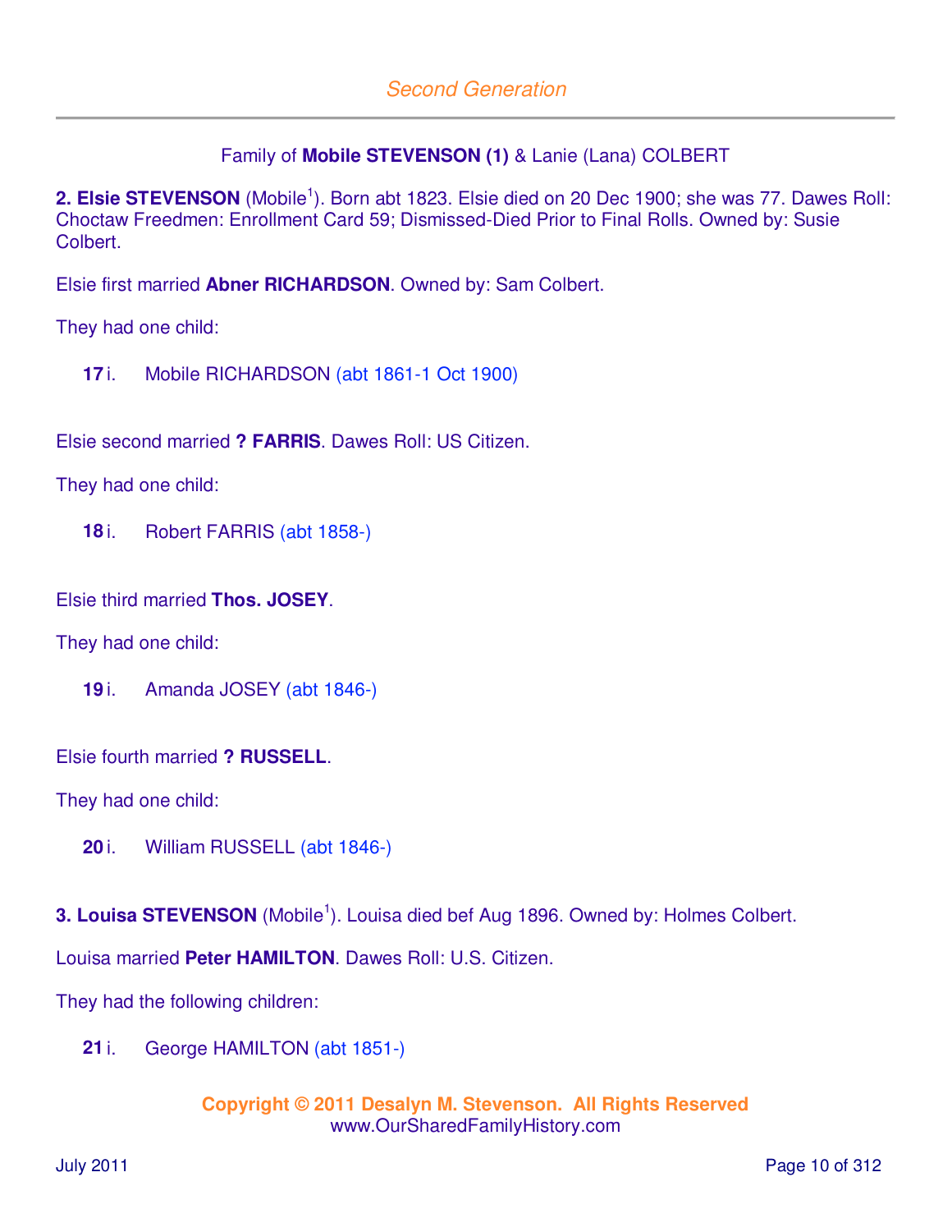## Second Generation

Family of **Mobile STEVENSON (1)** & Lanie (Lana) COLBERT

**2. Elsie STEVENSON** (Mobile[1]). Born abt 1823. Elsie died on 20 Dec 1900; she was 77. Dawes Roll: Choctaw Freedmen: Enrollment Card 59; Dismissed-Died Prior to Final Rolls. Owned by: Susie Colbert.

Elsie first married **Abner RICHARDSON**. Owned by: Sam Colbert.

They had one child:

**17** i. Mobile RICHARDSON (abt 1861-1 Oct 1900)

Elsie second married **? FARRIS**. Dawes Roll: US Citizen.

They had one child:

**18** i. Robert FARRIS (abt 1858-)

Elsie third married **Thos. JOSEY**.

They had one child:

**19** i. Amanda JOSEY (abt 1846-)

Elsie fourth married **? RUSSELL**.

They had one child:

**20** i. William RUSSELL (abt 1846-)

**3. Louisa STEVENSON** (Mobile[1]). Louisa died bef Aug 1896. Owned by: Holmes Colbert.

Louisa married **Peter HAMILTON**. Dawes Roll: U.S. Citizen.

They had the following children:

**21** i. George HAMILTON (abt 1851-)

**Copyright © 2011 Desalyn M. Stevenson. All Rights Reserved**
www.OurSharedFamilyHistory.com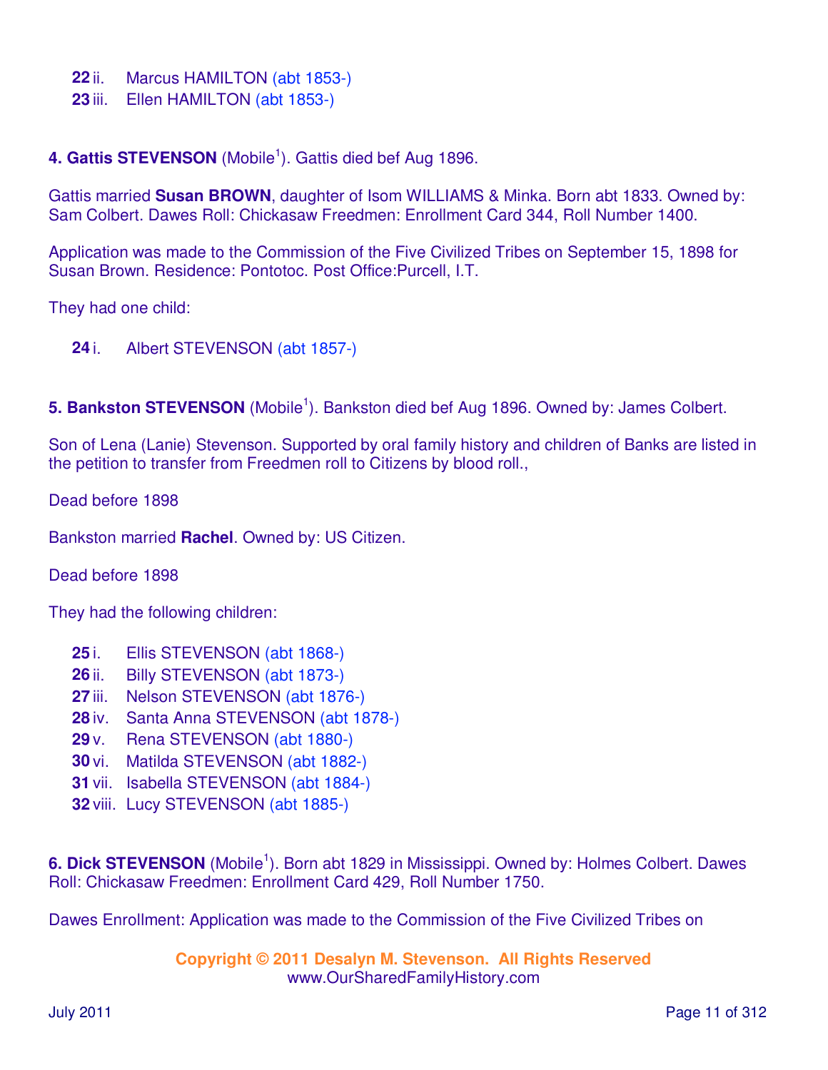**22** ii. Marcus HAMILTON (abt 1853-)
**23** iii. Ellen HAMILTON (abt 1853-)

**4. Gattis STEVENSON** (Mobile[1]). Gattis died bef Aug 1896.

Gattis married **Susan BROWN**, daughter of Isom WILLIAMS & Minka. Born abt 1833. Owned by: Sam Colbert. Dawes Roll: Chickasaw Freedmen: Enrollment Card 344, Roll Number 1400.

Application was made to the Commission of the Five Civilized Tribes on September 15, 1898 for Susan Brown. Residence: Pontotoc. Post Office:Purcell, I.T.

They had one child:

**24** i. Albert STEVENSON (abt 1857-)

**5. Bankston STEVENSON** (Mobile[1]). Bankston died bef Aug 1896. Owned by: James Colbert.

Son of Lena (Lanie) Stevenson. Supported by oral family history and children of Banks are listed in the petition to transfer from Freedmen roll to Citizens by blood roll.,

Dead before 1898

Bankston married **Rachel**. Owned by: US Citizen.

Dead before 1898

They had the following children:

**25** i. Ellis STEVENSON (abt 1868-)
**26** ii. Billy STEVENSON (abt 1873-)
**27** iii. Nelson STEVENSON (abt 1876-)
**28** iv. Santa Anna STEVENSON (abt 1878-)
**29** v. Rena STEVENSON (abt 1880-)
**30** vi. Matilda STEVENSON (abt 1882-)
**31** vii. Isabella STEVENSON (abt 1884-)
**32** viii. Lucy STEVENSON (abt 1885-)

**6. Dick STEVENSON** (Mobile[1]). Born abt 1829 in Mississippi. Owned by: Holmes Colbert. Dawes Roll: Chickasaw Freedmen: Enrollment Card 429, Roll Number 1750.

Dawes Enrollment: Application was made to the Commission of the Five Civilized Tribes on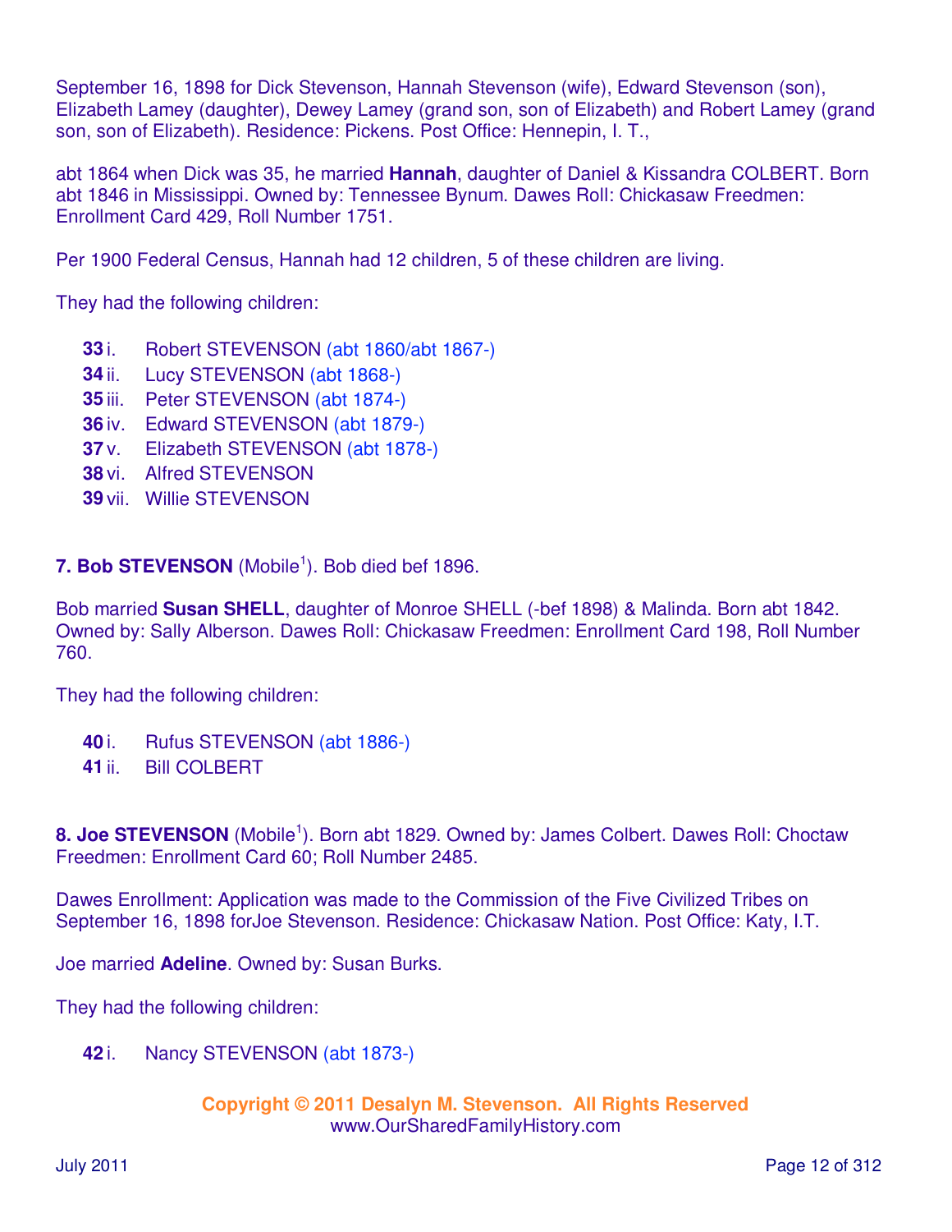September 16, 1898 for Dick Stevenson, Hannah Stevenson (wife), Edward Stevenson (son), Elizabeth Lamey (daughter), Dewey Lamey (grand son, son of Elizabeth) and Robert Lamey (grand son, son of Elizabeth). Residence: Pickens. Post Office: Hennepin, I. T.,

abt 1864 when Dick was 35, he married **Hannah**, daughter of Daniel & Kissandra COLBERT. Born abt 1846 in Mississippi. Owned by: Tennessee Bynum. Dawes Roll: Chickasaw Freedmen: Enrollment Card 429, Roll Number 1751.

Per 1900 Federal Census, Hannah had 12 children, 5 of these children are living.

They had the following children:

- **33** i. Robert STEVENSON (abt 1860/abt 1867-)
- **34** ii. Lucy STEVENSON (abt 1868-)
- **35** iii. Peter STEVENSON (abt 1874-)
- **36** iv. Edward STEVENSON (abt 1879-)
- **37** v. Elizabeth STEVENSON (abt 1878-)
- **38** vi. Alfred STEVENSON
- **39** vii. Willie STEVENSON

**7. Bob STEVENSON** (Mobile[1]). Bob died bef 1896.

Bob married **Susan SHELL**, daughter of Monroe SHELL (-bef 1898) & Malinda. Born abt 1842. Owned by: Sally Alberson. Dawes Roll: Chickasaw Freedmen: Enrollment Card 198, Roll Number 760.

They had the following children:

- **40** i. Rufus STEVENSON (abt 1886-)
- **41** ii. Bill COLBERT

**8. Joe STEVENSON** (Mobile[1]). Born abt 1829. Owned by: James Colbert. Dawes Roll: Choctaw Freedmen: Enrollment Card 60; Roll Number 2485.

Dawes Enrollment: Application was made to the Commission of the Five Civilized Tribes on September 16, 1898 forJoe Stevenson. Residence: Chickasaw Nation. Post Office: Katy, I.T.

Joe married **Adeline**. Owned by: Susan Burks.

They had the following children:

- **42** i. Nancy STEVENSON (abt 1873-)

**Copyright © 2011 Desalyn M. Stevenson. All Rights Reserved**
www.OurSharedFamilyHistory.com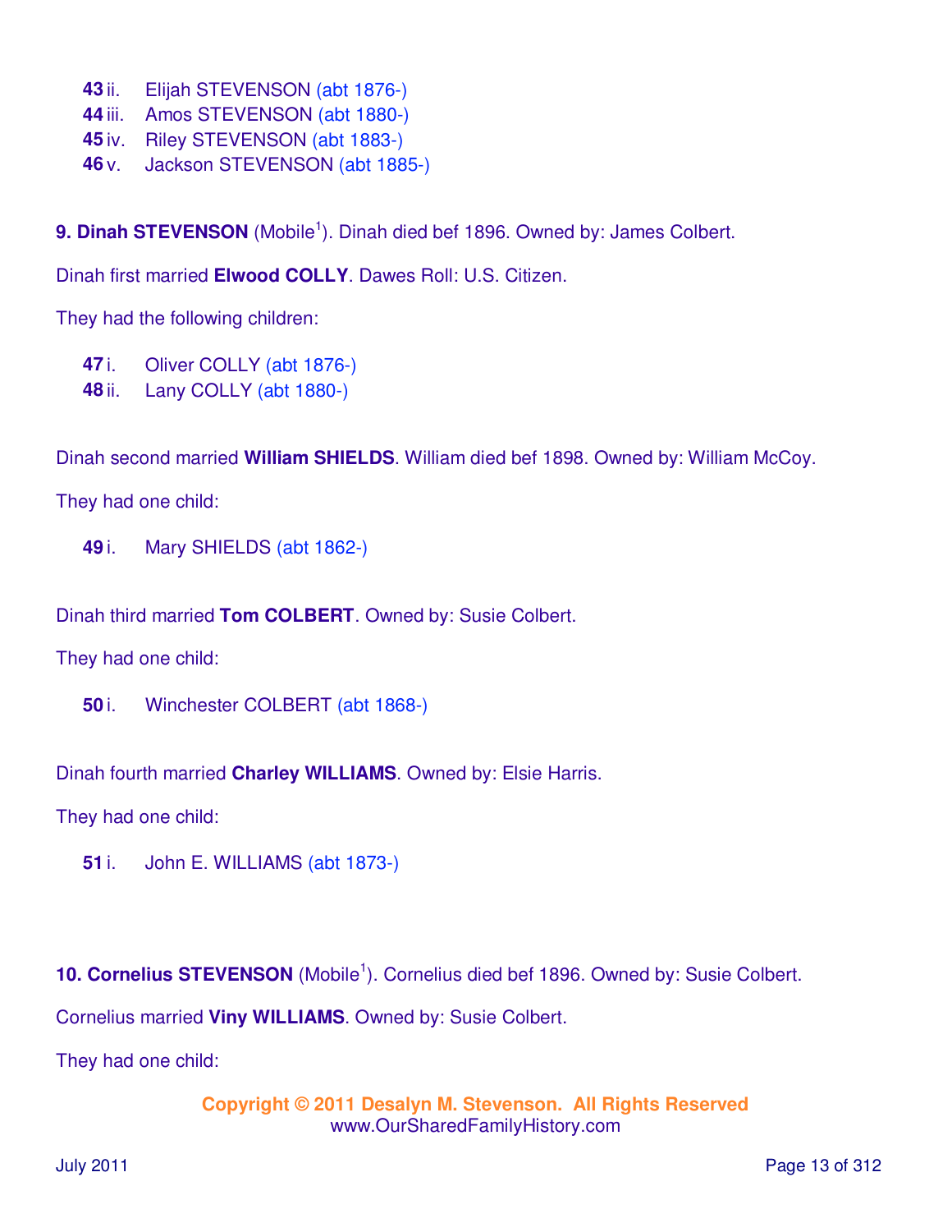- **43** ii. Elijah STEVENSON (abt 1876-)
- **44** iii. Amos STEVENSON (abt 1880-)
- **45** iv. Riley STEVENSON (abt 1883-)
- **46** v. Jackson STEVENSON (abt 1885-)

**9. Dinah STEVENSON** (Mobile[1]). Dinah died bef 1896. Owned by: James Colbert.

Dinah first married **Elwood COLLY**. Dawes Roll: U.S. Citizen.

They had the following children:

- **47** i. Oliver COLLY (abt 1876-)
- **48** ii. Lany COLLY (abt 1880-)

Dinah second married **William SHIELDS**. William died bef 1898. Owned by: William McCoy.

They had one child:

- **49** i. Mary SHIELDS (abt 1862-)

Dinah third married **Tom COLBERT**. Owned by: Susie Colbert.

They had one child:

- **50** i. Winchester COLBERT (abt 1868-)

Dinah fourth married **Charley WILLIAMS**. Owned by: Elsie Harris.

They had one child:

- **51** i. John E. WILLIAMS (abt 1873-)

**10. Cornelius STEVENSON** (Mobile[1]). Cornelius died bef 1896. Owned by: Susie Colbert.

Cornelius married **Viny WILLIAMS**. Owned by: Susie Colbert.

They had one child:

**Copyright © 2011 Desalyn M. Stevenson. All Rights Reserved**
www.OurSharedFamilyHistory.com

July 2011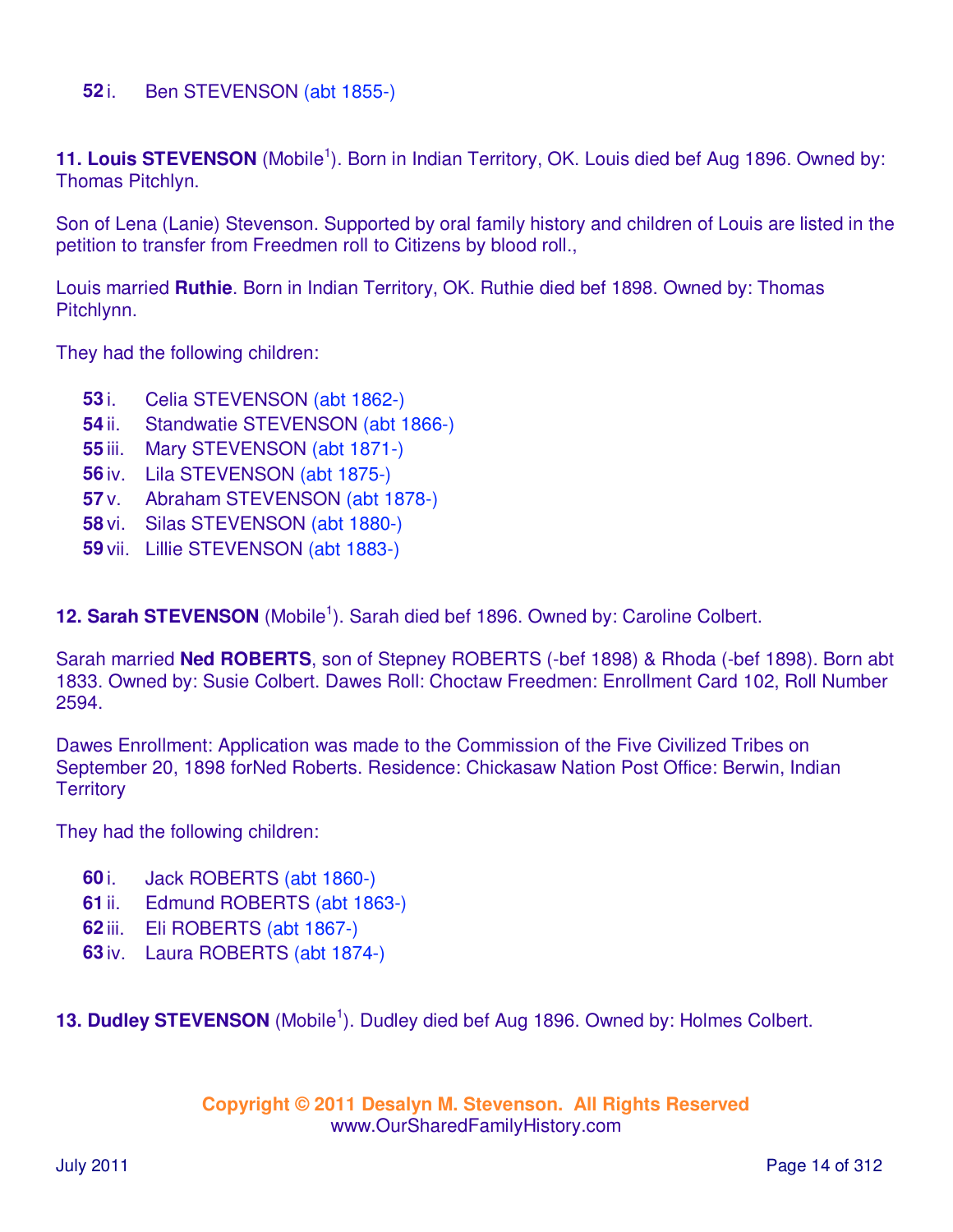**52** i. Ben STEVENSON (abt 1855-)

**11. Louis STEVENSON** (Mobile[1]). Born in Indian Territory, OK. Louis died bef Aug 1896. Owned by: Thomas Pitchlyn.

Son of Lena (Lanie) Stevenson. Supported by oral family history and children of Louis are listed in the petition to transfer from Freedmen roll to Citizens by blood roll.,

Louis married **Ruthie**. Born in Indian Territory, OK. Ruthie died bef 1898. Owned by: Thomas Pitchlynn.

They had the following children:

- **53** i. Celia STEVENSON (abt 1862-)
- **54** ii. Standwatie STEVENSON (abt 1866-)
- **55** iii. Mary STEVENSON (abt 1871-)
- **56** iv. Lila STEVENSON (abt 1875-)
- **57** v. Abraham STEVENSON (abt 1878-)
- **58** vi. Silas STEVENSON (abt 1880-)
- **59** vii. Lillie STEVENSON (abt 1883-)

**12. Sarah STEVENSON** (Mobile[1]). Sarah died bef 1896. Owned by: Caroline Colbert.

Sarah married **Ned ROBERTS**, son of Stepney ROBERTS (-bef 1898) & Rhoda (-bef 1898). Born abt 1833. Owned by: Susie Colbert. Dawes Roll: Choctaw Freedmen: Enrollment Card 102, Roll Number 2594.

Dawes Enrollment: Application was made to the Commission of the Five Civilized Tribes on September 20, 1898 forNed Roberts. Residence: Chickasaw Nation Post Office: Berwin, Indian Territory

They had the following children:

- **60** i. Jack ROBERTS (abt 1860-)
- **61** ii. Edmund ROBERTS (abt 1863-)
- **62** iii. Eli ROBERTS (abt 1867-)
- **63** iv. Laura ROBERTS (abt 1874-)

**13. Dudley STEVENSON** (Mobile[1]). Dudley died bef Aug 1896. Owned by: Holmes Colbert.

**Copyright © 2011 Desalyn M. Stevenson. All Rights Reserved**
www.OurSharedFamilyHistory.com

July 2011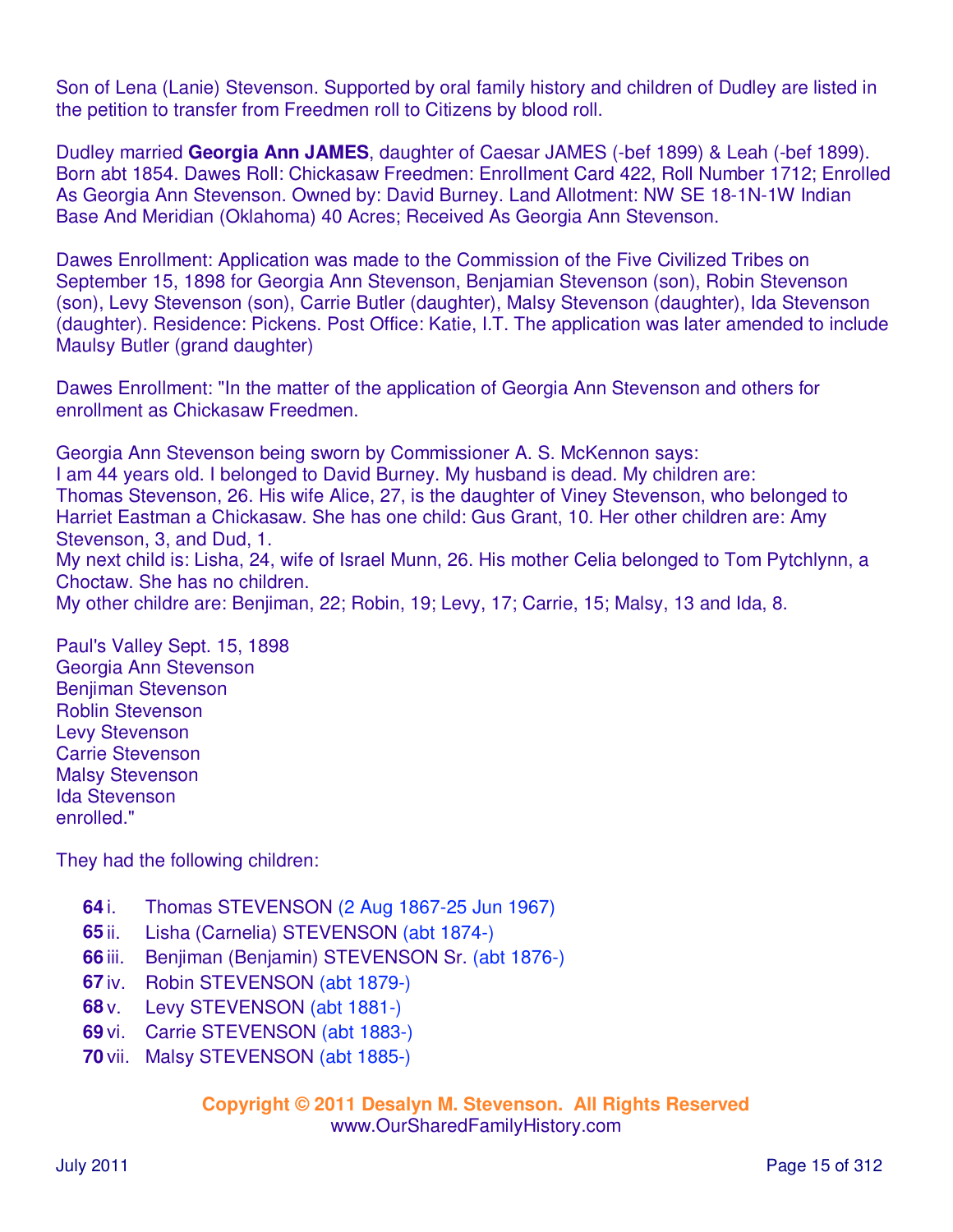Son of Lena (Lanie) Stevenson. Supported by oral family history and children of Dudley are listed in the petition to transfer from Freedmen roll to Citizens by blood roll.

Dudley married **Georgia Ann JAMES**, daughter of Caesar JAMES (-bef 1899) & Leah (-bef 1899). Born abt 1854. Dawes Roll: Chickasaw Freedmen: Enrollment Card 422, Roll Number 1712; Enrolled As Georgia Ann Stevenson. Owned by: David Burney. Land Allotment: NW SE 18-1N-1W Indian Base And Meridian (Oklahoma) 40 Acres; Received As Georgia Ann Stevenson.

Dawes Enrollment: Application was made to the Commission of the Five Civilized Tribes on September 15, 1898 for Georgia Ann Stevenson, Benjamian Stevenson (son), Robin Stevenson (son), Levy Stevenson (son), Carrie Butler (daughter), Malsy Stevenson (daughter), Ida Stevenson (daughter). Residence: Pickens. Post Office: Katie, I.T. The application was later amended to include Maulsy Butler (grand daughter)

Dawes Enrollment: "In the matter of the application of Georgia Ann Stevenson and others for enrollment as Chickasaw Freedmen.

Georgia Ann Stevenson being sworn by Commissioner A. S. McKennon says:
I am 44 years old. I belonged to David Burney. My husband is dead. My children are:
Thomas Stevenson, 26. His wife Alice, 27, is the daughter of Viney Stevenson, who belonged to Harriet Eastman a Chickasaw. She has one child: Gus Grant, 10. Her other children are: Amy Stevenson, 3, and Dud, 1.
My next child is: Lisha, 24, wife of Israel Munn, 26. His mother Celia belonged to Tom Pytchlynn, a Choctaw. She has no children.
My other childre are: Benjiman, 22; Robin, 19; Levy, 17; Carrie, 15; Malsy, 13 and Ida, 8.

Paul's Valley Sept. 15, 1898
Georgia Ann Stevenson
Benjiman Stevenson
Roblin Stevenson
Levy Stevenson
Carrie Stevenson
Malsy Stevenson
Ida Stevenson
enrolled."

They had the following children:

**64** i. Thomas STEVENSON (2 Aug 1867-25 Jun 1967)
**65** ii. Lisha (Carnelia) STEVENSON (abt 1874-)
**66** iii. Benjiman (Benjamin) STEVENSON Sr. (abt 1876-)
**67** iv. Robin STEVENSON (abt 1879-)
**68** v. Levy STEVENSON (abt 1881-)
**69** vi. Carrie STEVENSON (abt 1883-)
**70** vii. Malsy STEVENSON (abt 1885-)

**Copyright © 2011 Desalyn M. Stevenson. All Rights Reserved**
www.OurSharedFamilyHistory.com

July 2011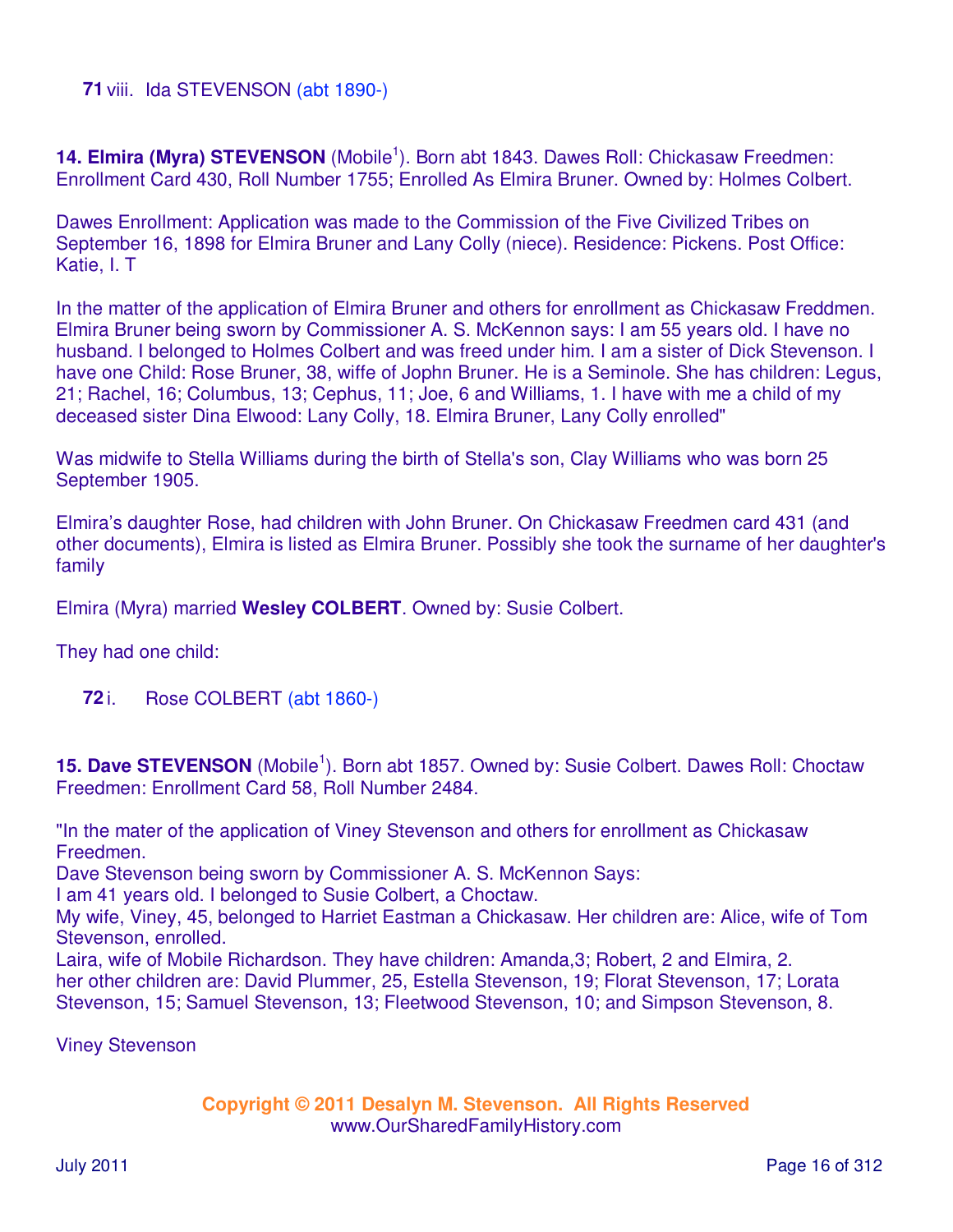**71** viii. Ida STEVENSON (abt 1890-)

**14. Elmira (Myra) STEVENSON** (Mobile[1]). Born abt 1843. Dawes Roll: Chickasaw Freedmen: Enrollment Card 430, Roll Number 1755; Enrolled As Elmira Bruner. Owned by: Holmes Colbert.

Dawes Enrollment: Application was made to the Commission of the Five Civilized Tribes on September 16, 1898 for Elmira Bruner and Lany Colly (niece). Residence: Pickens. Post Office: Katie, I. T

In the matter of the application of Elmira Bruner and others for enrollment as Chickasaw Freddmen. Elmira Bruner being sworn by Commissioner A. S. McKennon says: I am 55 years old. I have no husband. I belonged to Holmes Colbert and was freed under him. I am a sister of Dick Stevenson. I have one Child: Rose Bruner, 38, wiffe of Jophn Bruner. He is a Seminole. She has children: Legus, 21; Rachel, 16; Columbus, 13; Cephus, 11; Joe, 6 and Williams, 1. I have with me a child of my deceased sister Dina Elwood: Lany Colly, 18. Elmira Bruner, Lany Colly enrolled"

Was midwife to Stella Williams during the birth of Stella's son, Clay Williams who was born 25 September 1905.

Elmira's daughter Rose, had children with John Bruner. On Chickasaw Freedmen card 431 (and other documents), Elmira is listed as Elmira Bruner. Possibly she took the surname of her daughter's family

Elmira (Myra) married **Wesley COLBERT**. Owned by: Susie Colbert.

They had one child:

**72** i. Rose COLBERT (abt 1860-)

**15. Dave STEVENSON** (Mobile[1]). Born abt 1857. Owned by: Susie Colbert. Dawes Roll: Choctaw Freedmen: Enrollment Card 58, Roll Number 2484.

"In the mater of the application of Viney Stevenson and others for enrollment as Chickasaw Freedmen.
Dave Stevenson being sworn by Commissioner A. S. McKennon Says:
I am 41 years old. I belonged to Susie Colbert, a Choctaw.
My wife, Viney, 45, belonged to Harriet Eastman a Chickasaw. Her children are: Alice, wife of Tom Stevenson, enrolled.
Laira, wife of Mobile Richardson. They have children: Amanda,3; Robert, 2 and Elmira, 2.
her other children are: David Plummer, 25, Estella Stevenson, 19; Florat Stevenson, 17; Lorata Stevenson, 15; Samuel Stevenson, 13; Fleetwood Stevenson, 10; and Simpson Stevenson, 8.

Viney Stevenson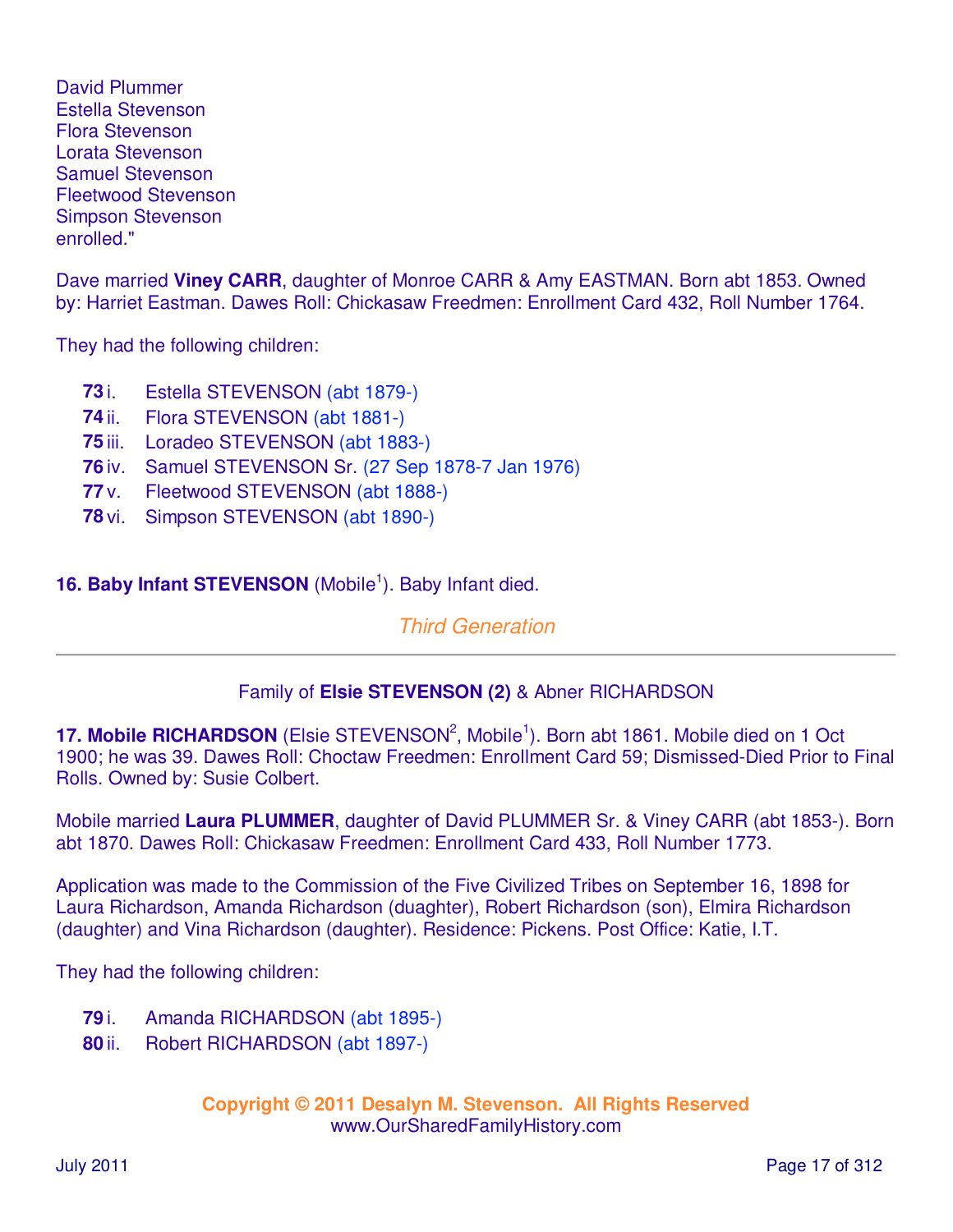David Plummer
Estella Stevenson
Flora Stevenson
Lorata Stevenson
Samuel Stevenson
Fleetwood Stevenson
Simpson Stevenson
enrolled."

Dave married **Viney CARR**, daughter of Monroe CARR & Amy EASTMAN. Born abt 1853. Owned by: Harriet Eastman. Dawes Roll: Chickasaw Freedmen: Enrollment Card 432, Roll Number 1764.

They had the following children:

- **73** i. Estella STEVENSON (abt 1879-)
- **74** ii. Flora STEVENSON (abt 1881-)
- **75** iii. Loradeo STEVENSON (abt 1883-)
- **76** iv. Samuel STEVENSON Sr. (27 Sep 1878-7 Jan 1976)
- **77** v. Fleetwood STEVENSON (abt 1888-)
- **78** vi. Simpson STEVENSON (abt 1890-)

**16. Baby Infant STEVENSON** (Mobile[1]). Baby Infant died.

## *Third Generation*

---

Family of **Elsie STEVENSON (2)** & Abner RICHARDSON

**17. Mobile RICHARDSON** (Elsie STEVENSON[2], Mobile[1]). Born abt 1861. Mobile died on 1 Oct 1900; he was 39. Dawes Roll: Choctaw Freedmen: Enrollment Card 59; Dismissed-Died Prior to Final Rolls. Owned by: Susie Colbert.

Mobile married **Laura PLUMMER**, daughter of David PLUMMER Sr. & Viney CARR (abt 1853-). Born abt 1870. Dawes Roll: Chickasaw Freedmen: Enrollment Card 433, Roll Number 1773.

Application was made to the Commission of the Five Civilized Tribes on September 16, 1898 for Laura Richardson, Amanda Richardson (duaghter), Robert Richardson (son), Elmira Richardson (daughter) and Vina Richardson (daughter). Residence: Pickens. Post Office: Katie, I.T.

They had the following children:

- **79** i. Amanda RICHARDSON (abt 1895-)
- **80** ii. Robert RICHARDSON (abt 1897-)

**Copyright © 2011 Desalyn M. Stevenson. All Rights Reserved**
www.OurSharedFamilyHistory.com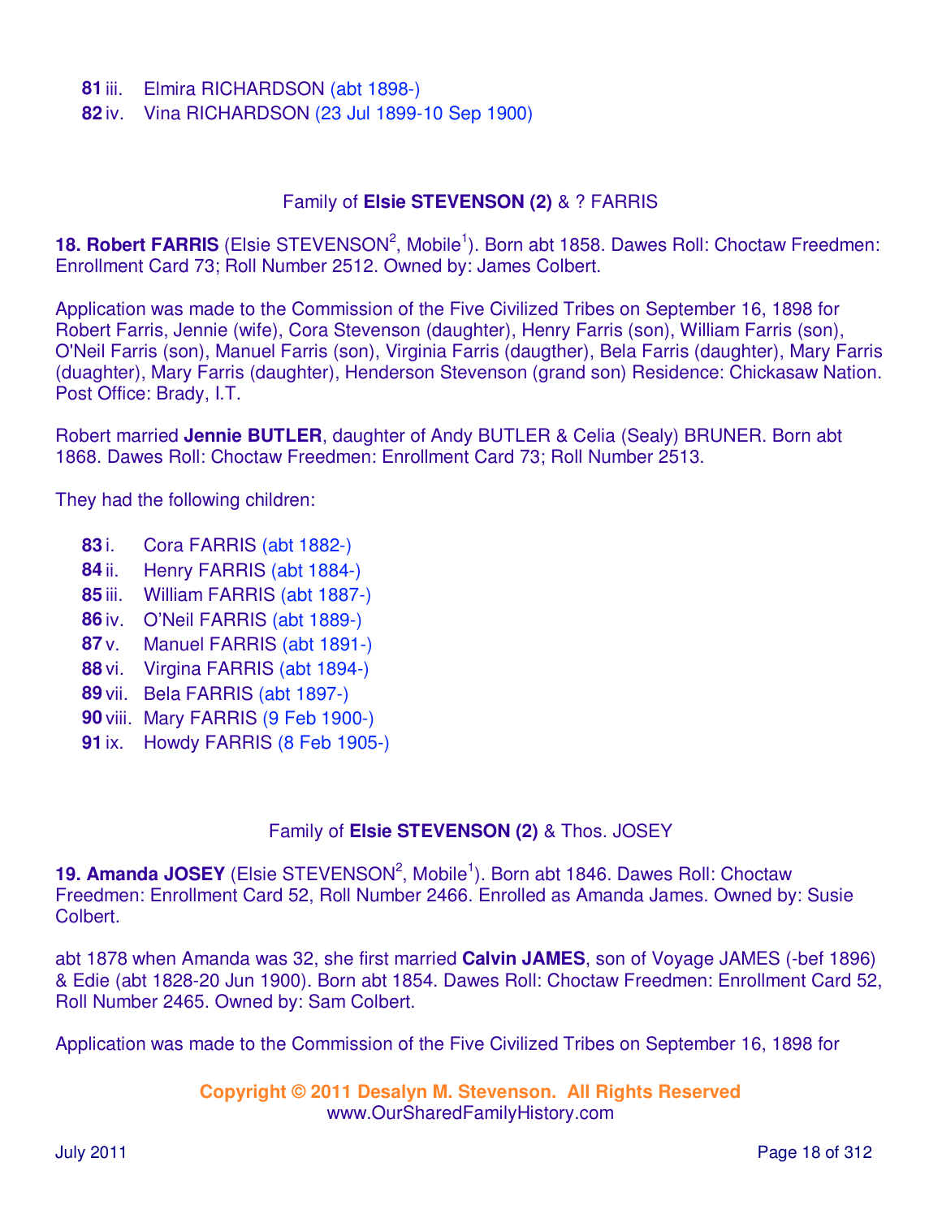**81** iii. Elmira RICHARDSON (abt 1898-)
**82** iv. Vina RICHARDSON (23 Jul 1899-10 Sep 1900)

### Family of **Elsie STEVENSON (2)** & ? FARRIS

**18. Robert FARRIS** (Elsie STEVENSON[2], Mobile[1]). Born abt 1858. Dawes Roll: Choctaw Freedmen: Enrollment Card 73; Roll Number 2512. Owned by: James Colbert.

Application was made to the Commission of the Five Civilized Tribes on September 16, 1898 for Robert Farris, Jennie (wife), Cora Stevenson (daughter), Henry Farris (son), William Farris (son), O'Neil Farris (son), Manuel Farris (son), Virginia Farris (daugther), Bela Farris (daughter), Mary Farris (duaghter), Mary Farris (daughter), Henderson Stevenson (grand son) Residence: Chickasaw Nation. Post Office: Brady, I.T.

Robert married **Jennie BUTLER**, daughter of Andy BUTLER & Celia (Sealy) BRUNER. Born abt 1868. Dawes Roll: Choctaw Freedmen: Enrollment Card 73; Roll Number 2513.

They had the following children:

**83** i. Cora FARRIS (abt 1882-)
**84** ii. Henry FARRIS (abt 1884-)
**85** iii. William FARRIS (abt 1887-)
**86** iv. O'Neil FARRIS (abt 1889-)
**87** v. Manuel FARRIS (abt 1891-)
**88** vi. Virgina FARRIS (abt 1894-)
**89** vii. Bela FARRIS (abt 1897-)
**90** viii. Mary FARRIS (9 Feb 1900-)
**91** ix. Howdy FARRIS (8 Feb 1905-)

### Family of **Elsie STEVENSON (2)** & Thos. JOSEY

**19. Amanda JOSEY** (Elsie STEVENSON[2], Mobile[1]). Born abt 1846. Dawes Roll: Choctaw Freedmen: Enrollment Card 52, Roll Number 2466. Enrolled as Amanda James. Owned by: Susie Colbert.

abt 1878 when Amanda was 32, she first married **Calvin JAMES**, son of Voyage JAMES (-bef 1896) & Edie (abt 1828-20 Jun 1900). Born abt 1854. Dawes Roll: Choctaw Freedmen: Enrollment Card 52, Roll Number 2465. Owned by: Sam Colbert.

Application was made to the Commission of the Five Civilized Tribes on September 16, 1898 for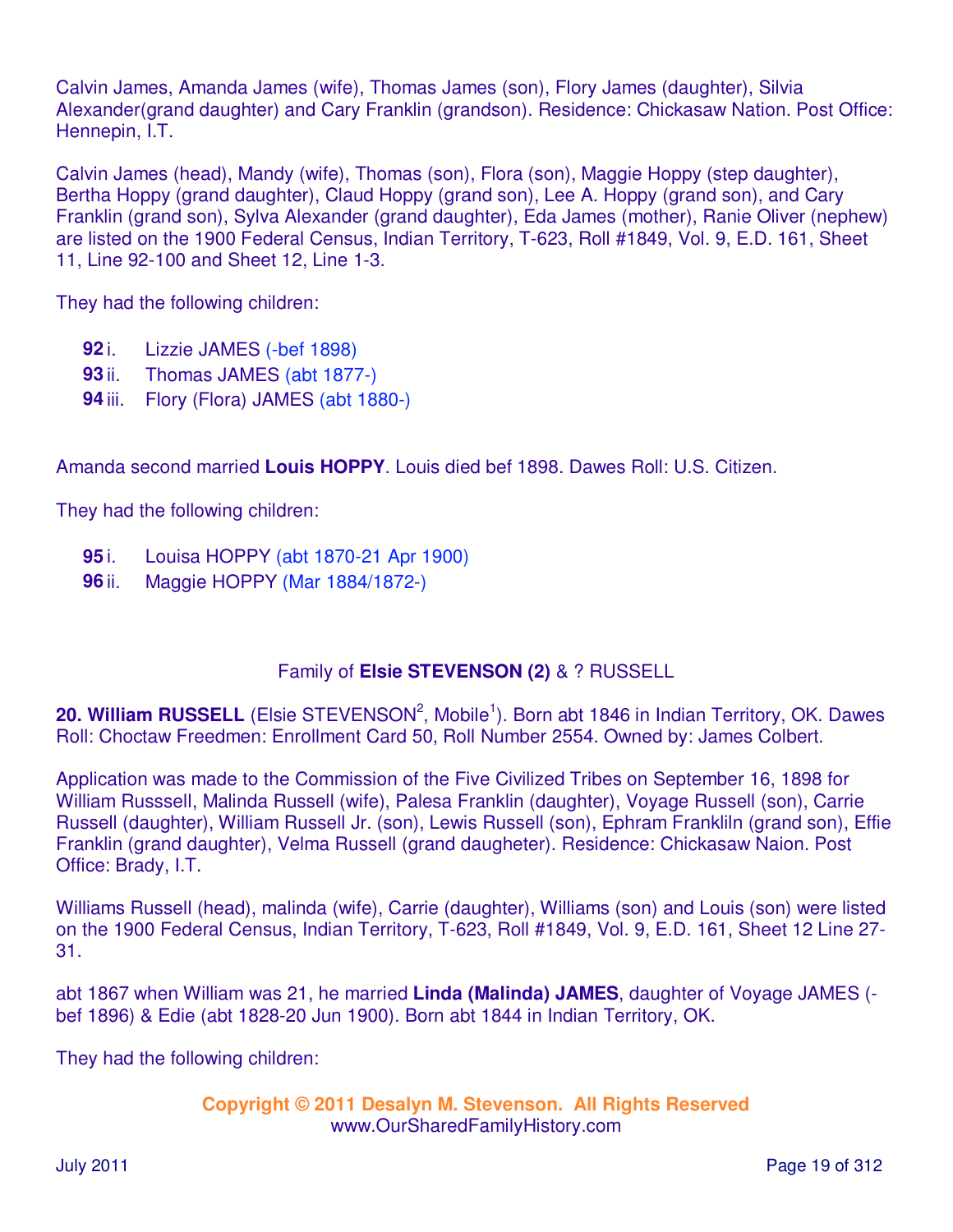Calvin James, Amanda James (wife), Thomas James (son), Flory James (daughter), Silvia Alexander(grand daughter) and Cary Franklin (grandson). Residence: Chickasaw Nation. Post Office: Hennepin, I.T.

Calvin James (head), Mandy (wife), Thomas (son), Flora (son), Maggie Hoppy (step daughter), Bertha Hoppy (grand daughter), Claud Hoppy (grand son), Lee A. Hoppy (grand son), and Cary Franklin (grand son), Sylva Alexander (grand daughter), Eda James (mother), Ranie Oliver (nephew) are listed on the 1900 Federal Census, Indian Territory, T-623, Roll #1849, Vol. 9, E.D. 161, Sheet 11, Line 92-100 and Sheet 12, Line 1-3.

They had the following children:

- **92** i. Lizzie JAMES (-bef 1898)
- **93** ii. Thomas JAMES (abt 1877-)
- **94** iii. Flory (Flora) JAMES (abt 1880-)

Amanda second married **Louis HOPPY**. Louis died bef 1898. Dawes Roll: U.S. Citizen.

They had the following children:

- **95** i. Louisa HOPPY (abt 1870-21 Apr 1900)
- **96** ii. Maggie HOPPY (Mar 1884/1872-)

## Family of **Elsie STEVENSON (2)** & ? RUSSELL

**20. William RUSSELL** (Elsie STEVENSON[2], Mobile[1]). Born abt 1846 in Indian Territory, OK. Dawes Roll: Choctaw Freedmen: Enrollment Card 50, Roll Number 2554. Owned by: James Colbert.

Application was made to the Commission of the Five Civilized Tribes on September 16, 1898 for William Russsell, Malinda Russell (wife), Palesa Franklin (daughter), Voyage Russell (son), Carrie Russell (daughter), William Russell Jr. (son), Lewis Russell (son), Ephram Frankliln (grand son), Effie Franklin (grand daughter), Velma Russell (grand daugheter). Residence: Chickasaw Naion. Post Office: Brady, I.T.

Williams Russell (head), malinda (wife), Carrie (daughter), Williams (son) and Louis (son) were listed on the 1900 Federal Census, Indian Territory, T-623, Roll #1849, Vol. 9, E.D. 161, Sheet 12 Line 27-31.

abt 1867 when William was 21, he married **Linda (Malinda) JAMES**, daughter of Voyage JAMES (-bef 1896) & Edie (abt 1828-20 Jun 1900). Born abt 1844 in Indian Territory, OK.

They had the following children: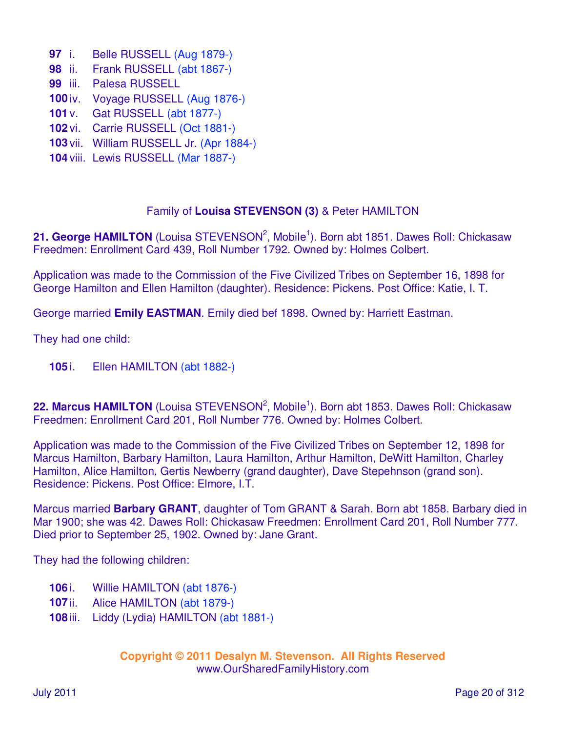**97** i. Belle RUSSELL (Aug 1879-)
**98** ii. Frank RUSSELL (abt 1867-)
**99** iii. Palesa RUSSELL
**100** iv. Voyage RUSSELL (Aug 1876-)
**101** v. Gat RUSSELL (abt 1877-)
**102** vi. Carrie RUSSELL (Oct 1881-)
**103** vii. William RUSSELL Jr. (Apr 1884-)
**104** viii. Lewis RUSSELL (Mar 1887-)

Family of **Louisa STEVENSON (3)** & Peter HAMILTON

**21. George HAMILTON** (Louisa STEVENSON[2], Mobile[1]). Born abt 1851. Dawes Roll: Chickasaw Freedmen: Enrollment Card 439, Roll Number 1792. Owned by: Holmes Colbert.

Application was made to the Commission of the Five Civilized Tribes on September 16, 1898 for George Hamilton and Ellen Hamilton (daughter). Residence: Pickens. Post Office: Katie, I. T.

George married **Emily EASTMAN**. Emily died bef 1898. Owned by: Harriett Eastman.

They had one child:

**105** i. Ellen HAMILTON (abt 1882-)

**22. Marcus HAMILTON** (Louisa STEVENSON[2], Mobile[1]). Born abt 1853. Dawes Roll: Chickasaw Freedmen: Enrollment Card 201, Roll Number 776. Owned by: Holmes Colbert.

Application was made to the Commission of the Five Civilized Tribes on September 12, 1898 for Marcus Hamilton, Barbary Hamilton, Laura Hamilton, Arthur Hamilton, DeWitt Hamilton, Charley Hamilton, Alice Hamilton, Gertis Newberry (grand daughter), Dave Stepehnson (grand son). Residence: Pickens. Post Office: Elmore, I.T.

Marcus married **Barbary GRANT**, daughter of Tom GRANT & Sarah. Born abt 1858. Barbary died in Mar 1900; she was 42. Dawes Roll: Chickasaw Freedmen: Enrollment Card 201, Roll Number 777. Died prior to September 25, 1902. Owned by: Jane Grant.

They had the following children:

**106** i. Willie HAMILTON (abt 1876-)
**107** ii. Alice HAMILTON (abt 1879-)
**108** iii. Liddy (Lydia) HAMILTON (abt 1881-)

**Copyright © 2011 Desalyn M. Stevenson. All Rights Reserved**
www.OurSharedFamilyHistory.com

July 2011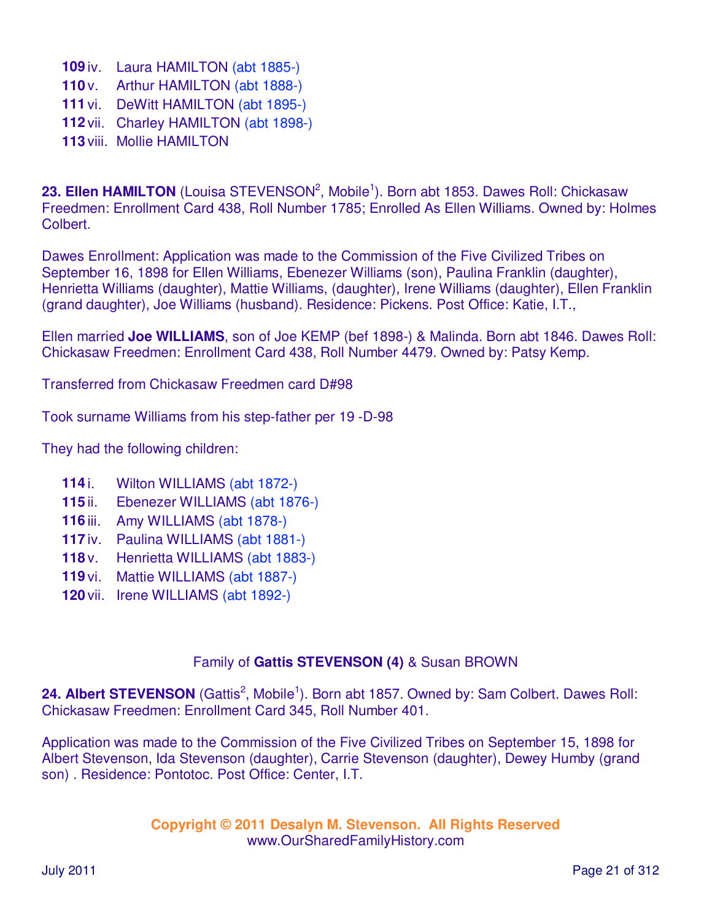**109** iv. Laura HAMILTON (abt 1885-)
**110** v. Arthur HAMILTON (abt 1888-)
**111** vi. DeWitt HAMILTON (abt 1895-)
**112** vii. Charley HAMILTON (abt 1898-)
**113** viii. Mollie HAMILTON

**23. Ellen HAMILTON** (Louisa STEVENSON[2], Mobile[1]). Born abt 1853. Dawes Roll: Chickasaw Freedmen: Enrollment Card 438, Roll Number 1785; Enrolled As Ellen Williams. Owned by: Holmes Colbert.

Dawes Enrollment: Application was made to the Commission of the Five Civilized Tribes on September 16, 1898 for Ellen Williams, Ebenezer Williams (son), Paulina Franklin (daughter), Henrietta Williams (daughter), Mattie Williams, (daughter), Irene Williams (daughter), Ellen Franklin (grand daughter), Joe Williams (husband). Residence: Pickens. Post Office: Katie, I.T.,

Ellen married **Joe WILLIAMS**, son of Joe KEMP (bef 1898-) & Malinda. Born abt 1846. Dawes Roll: Chickasaw Freedmen: Enrollment Card 438, Roll Number 4479. Owned by: Patsy Kemp.

Transferred from Chickasaw Freedmen card D#98

Took surname Williams from his step-father per 19 -D-98

They had the following children:

**114** i. Wilton WILLIAMS (abt 1872-)
**115** ii. Ebenezer WILLIAMS (abt 1876-)
**116** iii. Amy WILLIAMS (abt 1878-)
**117** iv. Paulina WILLIAMS (abt 1881-)
**118** v. Henrietta WILLIAMS (abt 1883-)
**119** vi. Mattie WILLIAMS (abt 1887-)
**120** vii. Irene WILLIAMS (abt 1892-)

Family of **Gattis STEVENSON (4)** & Susan BROWN

**24. Albert STEVENSON** (Gattis[2], Mobile[1]). Born abt 1857. Owned by: Sam Colbert. Dawes Roll: Chickasaw Freedmen: Enrollment Card 345, Roll Number 401.

Application was made to the Commission of the Five Civilized Tribes on September 15, 1898 for Albert Stevenson, Ida Stevenson (daughter), Carrie Stevenson (daughter), Dewey Humby (grand son) . Residence: Pontotoc. Post Office: Center, I.T.

**Copyright © 2011 Desalyn M. Stevenson. All Rights Reserved**
www.OurSharedFamilyHistory.com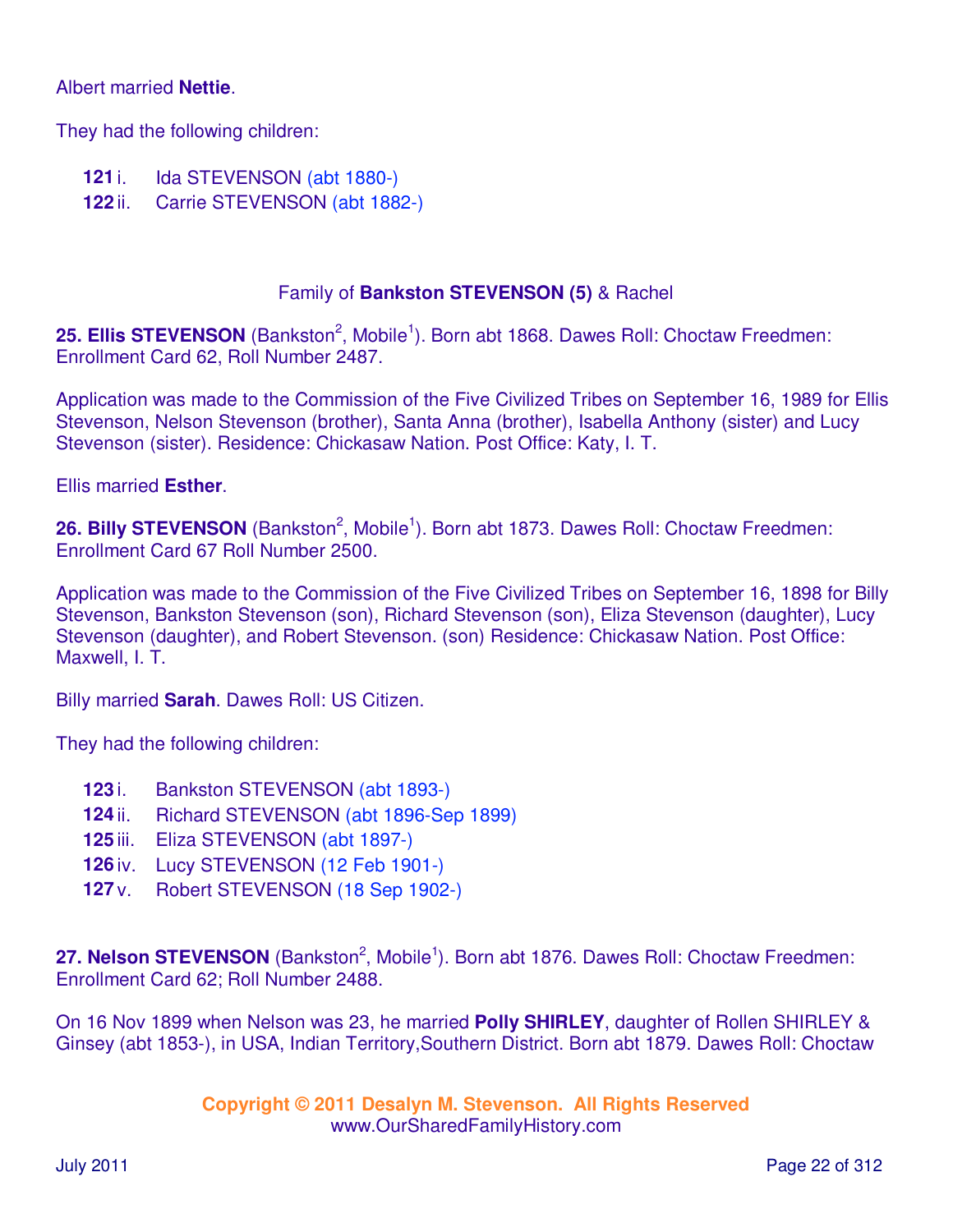Albert married **Nettie**.

They had the following children:

**121** i. Ida STEVENSON (abt 1880-)
**122** ii. Carrie STEVENSON (abt 1882-)

Family of **Bankston STEVENSON (5)** & Rachel

**25. Ellis STEVENSON** (Bankston[2], Mobile[1]). Born abt 1868. Dawes Roll: Choctaw Freedmen: Enrollment Card 62, Roll Number 2487.

Application was made to the Commission of the Five Civilized Tribes on September 16, 1989 for Ellis Stevenson, Nelson Stevenson (brother), Santa Anna (brother), Isabella Anthony (sister) and Lucy Stevenson (sister). Residence: Chickasaw Nation. Post Office: Katy, I. T.

Ellis married **Esther**.

**26. Billy STEVENSON** (Bankston[2], Mobile[1]). Born abt 1873. Dawes Roll: Choctaw Freedmen: Enrollment Card 67 Roll Number 2500.

Application was made to the Commission of the Five Civilized Tribes on September 16, 1898 for Billy Stevenson, Bankston Stevenson (son), Richard Stevenson (son), Eliza Stevenson (daughter), Lucy Stevenson (daughter), and Robert Stevenson. (son) Residence: Chickasaw Nation. Post Office: Maxwell, I. T.

Billy married **Sarah**. Dawes Roll: US Citizen.

They had the following children:

**123** i. Bankston STEVENSON (abt 1893-)
**124** ii. Richard STEVENSON (abt 1896-Sep 1899)
**125** iii. Eliza STEVENSON (abt 1897-)
**126** iv. Lucy STEVENSON (12 Feb 1901-)
**127** v. Robert STEVENSON (18 Sep 1902-)

**27. Nelson STEVENSON** (Bankston[2], Mobile[1]). Born abt 1876. Dawes Roll: Choctaw Freedmen: Enrollment Card 62; Roll Number 2488.

On 16 Nov 1899 when Nelson was 23, he married **Polly SHIRLEY**, daughter of Rollen SHIRLEY & Ginsey (abt 1853-), in USA, Indian Territory,Southern District. Born abt 1879. Dawes Roll: Choctaw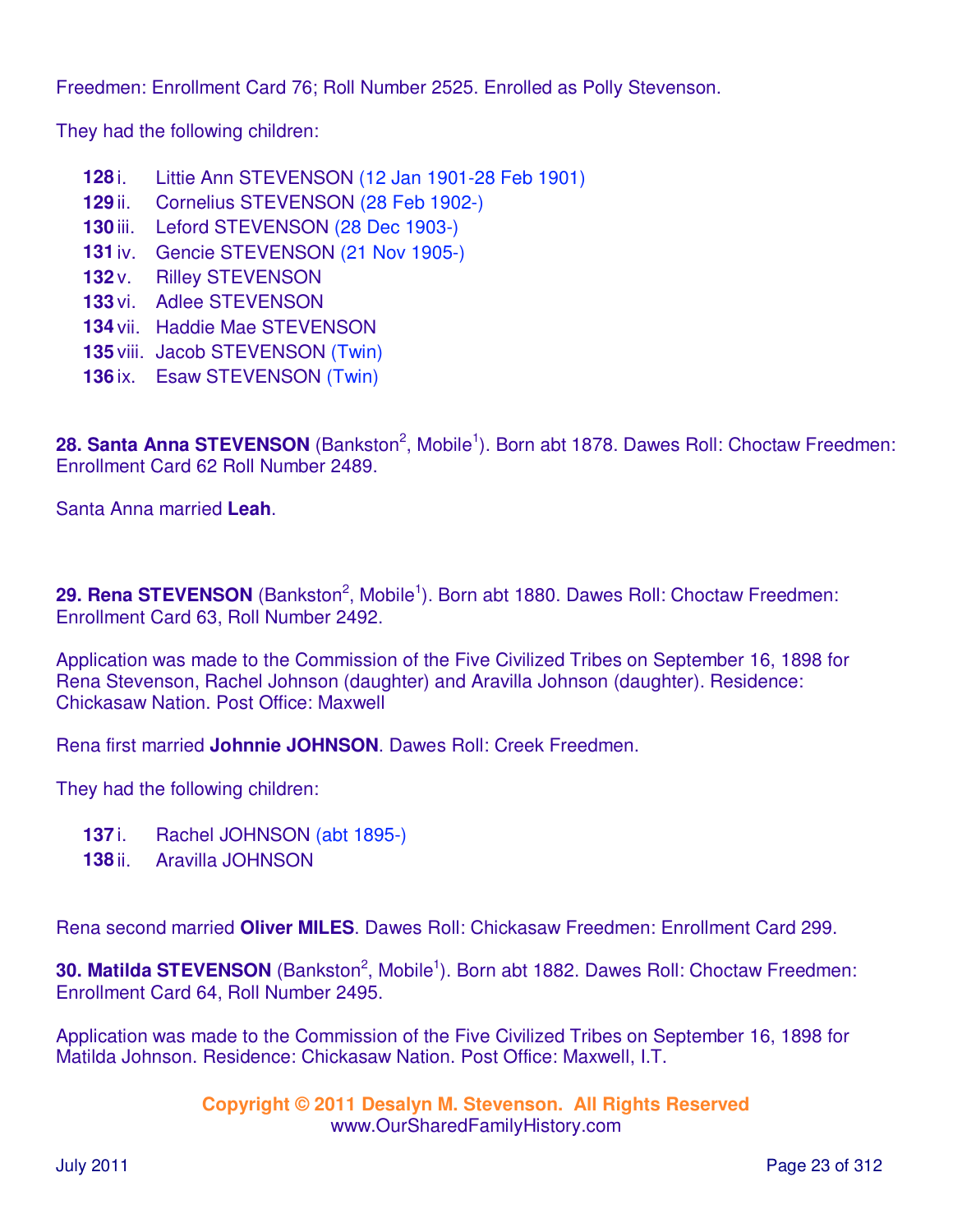Freedmen: Enrollment Card 76; Roll Number 2525. Enrolled as Polly Stevenson.

They had the following children:

- **128** i. Littie Ann STEVENSON (12 Jan 1901-28 Feb 1901)
- **129** ii. Cornelius STEVENSON (28 Feb 1902-)
- **130** iii. Leford STEVENSON (28 Dec 1903-)
- **131** iv. Gencie STEVENSON (21 Nov 1905-)
- **132** v. Rilley STEVENSON
- **133** vi. Adlee STEVENSON
- **134** vii. Haddie Mae STEVENSON
- **135** viii. Jacob STEVENSON (Twin)
- **136** ix. Esaw STEVENSON (Twin)

**28. Santa Anna STEVENSON** (Bankston[2], Mobile[1]). Born abt 1878. Dawes Roll: Choctaw Freedmen: Enrollment Card 62 Roll Number 2489.

Santa Anna married **Leah**.

**29. Rena STEVENSON** (Bankston[2], Mobile[1]). Born abt 1880. Dawes Roll: Choctaw Freedmen: Enrollment Card 63, Roll Number 2492.

Application was made to the Commission of the Five Civilized Tribes on September 16, 1898 for Rena Stevenson, Rachel Johnson (daughter) and Aravilla Johnson (daughter). Residence: Chickasaw Nation. Post Office: Maxwell

Rena first married **Johnnie JOHNSON**. Dawes Roll: Creek Freedmen.

They had the following children:

- **137** i. Rachel JOHNSON (abt 1895-)
- **138** ii. Aravilla JOHNSON

Rena second married **Oliver MILES**. Dawes Roll: Chickasaw Freedmen: Enrollment Card 299.

**30. Matilda STEVENSON** (Bankston[2], Mobile[1]). Born abt 1882. Dawes Roll: Choctaw Freedmen: Enrollment Card 64, Roll Number 2495.

Application was made to the Commission of the Five Civilized Tribes on September 16, 1898 for Matilda Johnson. Residence: Chickasaw Nation. Post Office: Maxwell, I.T.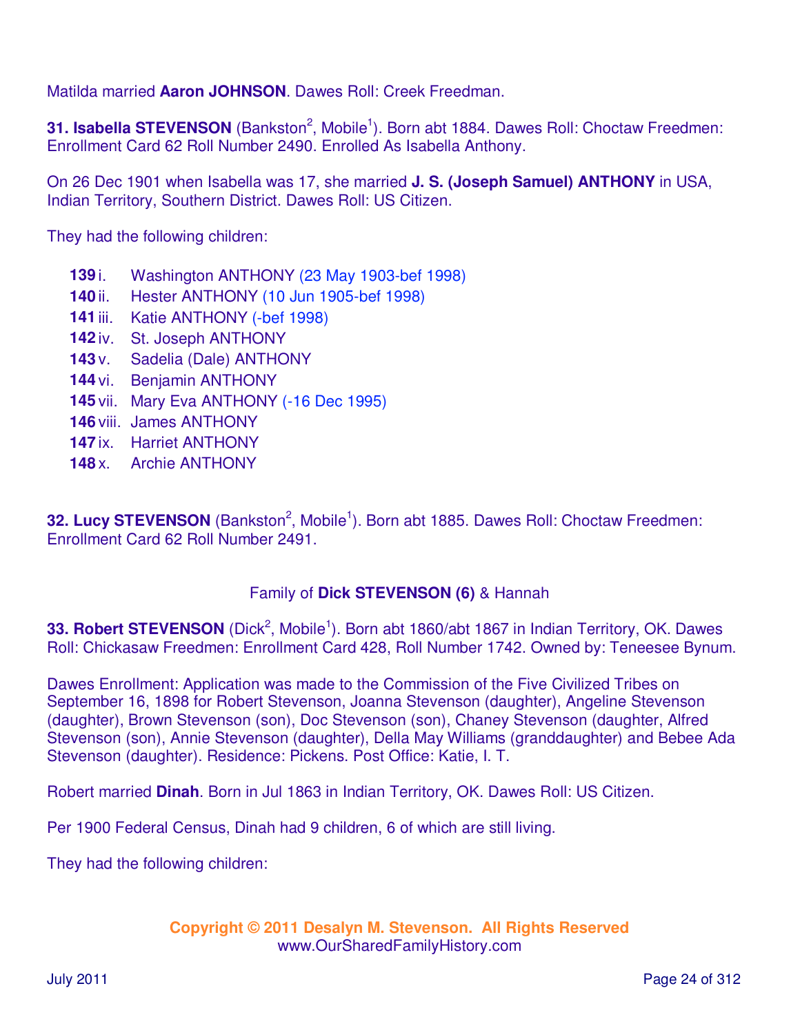Matilda married **Aaron JOHNSON**. Dawes Roll: Creek Freedman.

**31. Isabella STEVENSON** (Bankston[2], Mobile[1]). Born abt 1884. Dawes Roll: Choctaw Freedmen: Enrollment Card 62 Roll Number 2490. Enrolled As Isabella Anthony.

On 26 Dec 1901 when Isabella was 17, she married **J. S. (Joseph Samuel) ANTHONY** in USA, Indian Territory, Southern District. Dawes Roll: US Citizen.

They had the following children:

- **139** i. Washington ANTHONY (23 May 1903-bef 1998)
- **140** ii. Hester ANTHONY (10 Jun 1905-bef 1998)
- **141** iii. Katie ANTHONY (-bef 1998)
- **142** iv. St. Joseph ANTHONY
- **143** v. Sadelia (Dale) ANTHONY
- **144** vi. Benjamin ANTHONY
- **145** vii. Mary Eva ANTHONY (-16 Dec 1995)
- **146** viii. James ANTHONY
- **147** ix. Harriet ANTHONY
- **148** x. Archie ANTHONY

**32. Lucy STEVENSON** (Bankston[2], Mobile[1]). Born abt 1885. Dawes Roll: Choctaw Freedmen: Enrollment Card 62 Roll Number 2491.

### Family of **Dick STEVENSON (6)** & Hannah

**33. Robert STEVENSON** (Dick[2], Mobile[1]). Born abt 1860/abt 1867 in Indian Territory, OK. Dawes Roll: Chickasaw Freedmen: Enrollment Card 428, Roll Number 1742. Owned by: Teneesee Bynum.

Dawes Enrollment: Application was made to the Commission of the Five Civilized Tribes on September 16, 1898 for Robert Stevenson, Joanna Stevenson (daughter), Angeline Stevenson (daughter), Brown Stevenson (son), Doc Stevenson (son), Chaney Stevenson (daughter, Alfred Stevenson (son), Annie Stevenson (daughter), Della May Williams (granddaughter) and Bebee Ada Stevenson (daughter). Residence: Pickens. Post Office: Katie, I. T.

Robert married **Dinah**. Born in Jul 1863 in Indian Territory, OK. Dawes Roll: US Citizen.

Per 1900 Federal Census, Dinah had 9 children, 6 of which are still living.

They had the following children: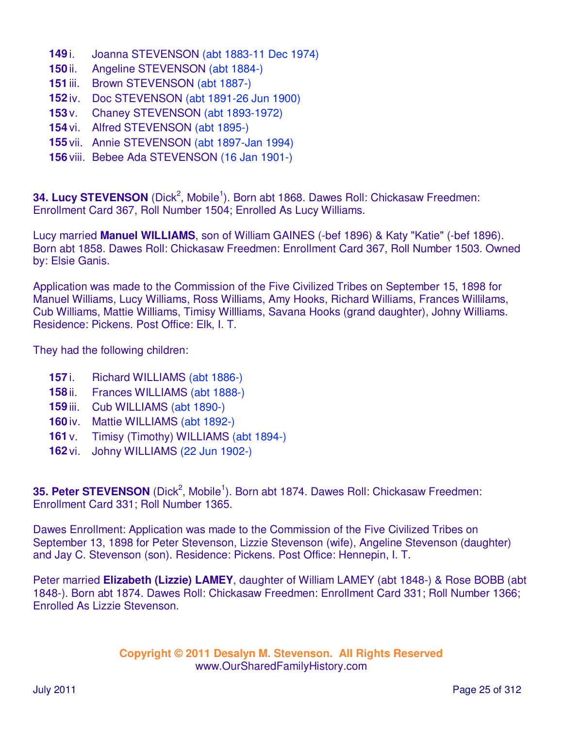**149** i. Joanna STEVENSON (abt 1883-11 Dec 1974)
**150** ii. Angeline STEVENSON (abt 1884-)
**151** iii. Brown STEVENSON (abt 1887-)
**152** iv. Doc STEVENSON (abt 1891-26 Jun 1900)
**153** v. Chaney STEVENSON (abt 1893-1972)
**154** vi. Alfred STEVENSON (abt 1895-)
**155** vii. Annie STEVENSON (abt 1897-Jan 1994)
**156** viii. Bebee Ada STEVENSON (16 Jan 1901-)

**34. Lucy STEVENSON** (Dick[2], Mobile[1]). Born abt 1868. Dawes Roll: Chickasaw Freedmen: Enrollment Card 367, Roll Number 1504; Enrolled As Lucy Williams.

Lucy married **Manuel WILLIAMS**, son of William GAINES (-bef 1896) & Katy "Katie" (-bef 1896). Born abt 1858. Dawes Roll: Chickasaw Freedmen: Enrollment Card 367, Roll Number 1503. Owned by: Elsie Ganis.

Application was made to the Commission of the Five Civilized Tribes on September 15, 1898 for Manuel Williams, Lucy Williams, Ross Williams, Amy Hooks, Richard Williams, Frances Willilams, Cub Williams, Mattie Williams, Timisy Willliams, Savana Hooks (grand daughter), Johny Williams. Residence: Pickens. Post Office: Elk, I. T.

They had the following children:

**157** i. Richard WILLIAMS (abt 1886-)
**158** ii. Frances WILLIAMS (abt 1888-)
**159** iii. Cub WILLIAMS (abt 1890-)
**160** iv. Mattie WILLIAMS (abt 1892-)
**161** v. Timisy (Timothy) WILLIAMS (abt 1894-)
**162** vi. Johny WILLIAMS (22 Jun 1902-)

**35. Peter STEVENSON** (Dick[2], Mobile[1]). Born abt 1874. Dawes Roll: Chickasaw Freedmen: Enrollment Card 331; Roll Number 1365.

Dawes Enrollment: Application was made to the Commission of the Five Civilized Tribes on September 13, 1898 for Peter Stevenson, Lizzie Stevenson (wife), Angeline Stevenson (daughter) and Jay C. Stevenson (son). Residence: Pickens. Post Office: Hennepin, I. T.

Peter married **Elizabeth (Lizzie) LAMEY**, daughter of William LAMEY (abt 1848-) & Rose BOBB (abt 1848-). Born abt 1874. Dawes Roll: Chickasaw Freedmen: Enrollment Card 331; Roll Number 1366; Enrolled As Lizzie Stevenson.

**Copyright © 2011 Desalyn M. Stevenson. All Rights Reserved**
www.OurSharedFamilyHistory.com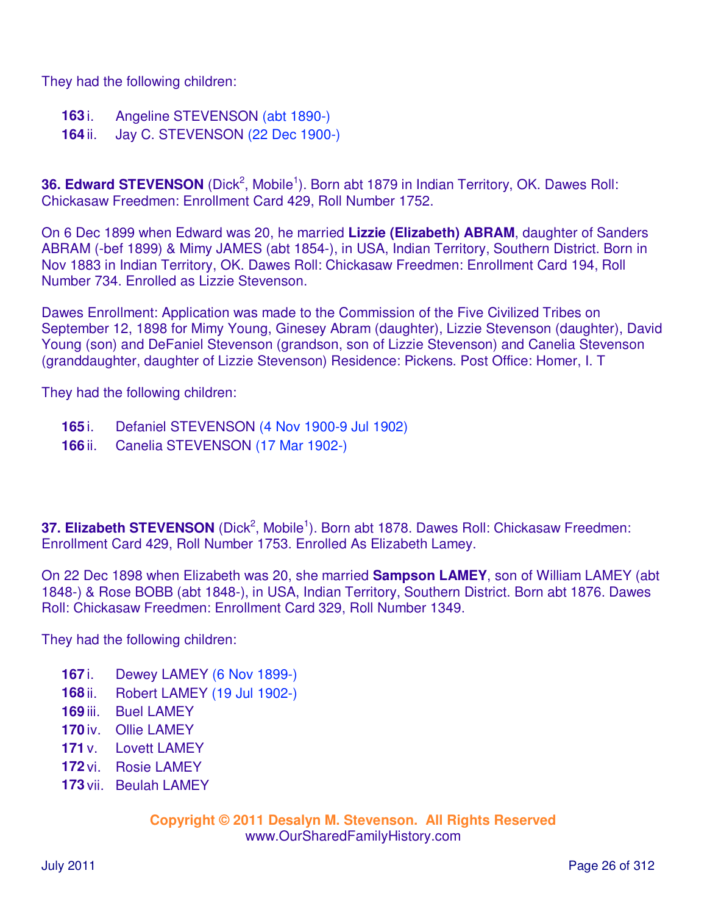They had the following children:

- **163** i. Angeline STEVENSON (abt 1890-)
- **164** ii. Jay C. STEVENSON (22 Dec 1900-)

**36. Edward STEVENSON** (Dick[2], Mobile[1]). Born abt 1879 in Indian Territory, OK. Dawes Roll: Chickasaw Freedmen: Enrollment Card 429, Roll Number 1752.

On 6 Dec 1899 when Edward was 20, he married **Lizzie (Elizabeth) ABRAM**, daughter of Sanders ABRAM (-bef 1899) & Mimy JAMES (abt 1854-), in USA, Indian Territory, Southern District. Born in Nov 1883 in Indian Territory, OK. Dawes Roll: Chickasaw Freedmen: Enrollment Card 194, Roll Number 734. Enrolled as Lizzie Stevenson.

Dawes Enrollment: Application was made to the Commission of the Five Civilized Tribes on September 12, 1898 for Mimy Young, Ginesey Abram (daughter), Lizzie Stevenson (daughter), David Young (son) and DeFaniel Stevenson (grandson, son of Lizzie Stevenson) and Canelia Stevenson (granddaughter, daughter of Lizzie Stevenson) Residence: Pickens. Post Office: Homer, I. T

They had the following children:

- **165** i. Defaniel STEVENSON (4 Nov 1900-9 Jul 1902)
- **166** ii. Canelia STEVENSON (17 Mar 1902-)

**37. Elizabeth STEVENSON** (Dick[2], Mobile[1]). Born abt 1878. Dawes Roll: Chickasaw Freedmen: Enrollment Card 429, Roll Number 1753. Enrolled As Elizabeth Lamey.

On 22 Dec 1898 when Elizabeth was 20, she married **Sampson LAMEY**, son of William LAMEY (abt 1848-) & Rose BOBB (abt 1848-), in USA, Indian Territory, Southern District. Born abt 1876. Dawes Roll: Chickasaw Freedmen: Enrollment Card 329, Roll Number 1349.

They had the following children:

- **167** i. Dewey LAMEY (6 Nov 1899-)
- **168** ii. Robert LAMEY (19 Jul 1902-)
- **169** iii. Buel LAMEY
- **170** iv. Ollie LAMEY
- **171** v. Lovett LAMEY
- **172** vi. Rosie LAMEY
- **173** vii. Beulah LAMEY

**Copyright © 2011 Desalyn M. Stevenson. All Rights Reserved**
www.OurSharedFamilyHistory.com

July 2011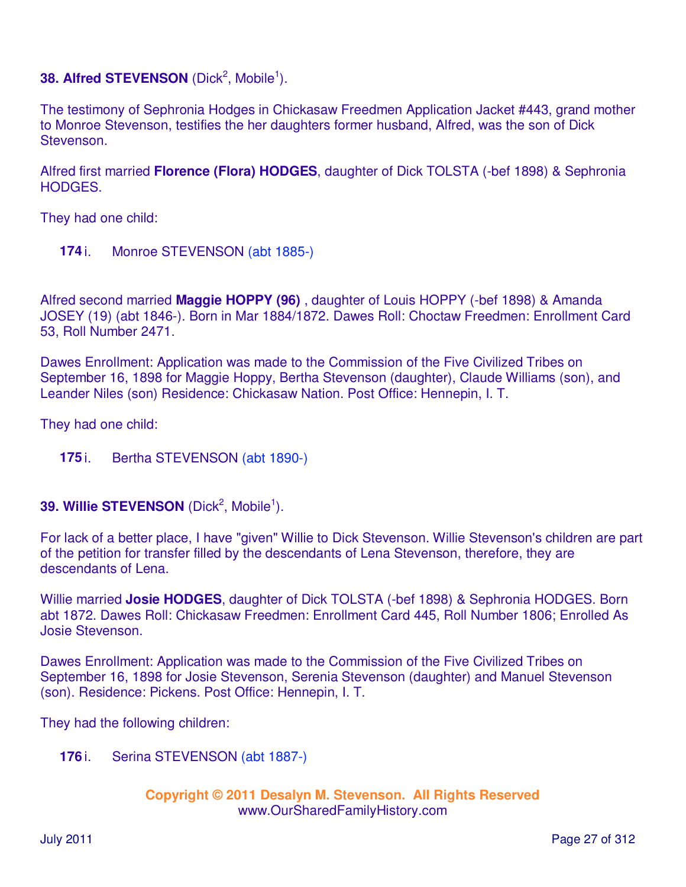**38. Alfred STEVENSON** (Dick[2], Mobile[1]).

The testimony of Sephronia Hodges in Chickasaw Freedmen Application Jacket #443, grand mother to Monroe Stevenson, testifies the her daughters former husband, Alfred, was the son of Dick Stevenson.

Alfred first married **Florence (Flora) HODGES**, daughter of Dick TOLSTA (-bef 1898) & Sephronia HODGES.

They had one child:

**174** i. Monroe STEVENSON (abt 1885-)

Alfred second married **Maggie HOPPY (96)** , daughter of Louis HOPPY (-bef 1898) & Amanda JOSEY (19) (abt 1846-). Born in Mar 1884/1872. Dawes Roll: Choctaw Freedmen: Enrollment Card 53, Roll Number 2471.

Dawes Enrollment: Application was made to the Commission of the Five Civilized Tribes on September 16, 1898 for Maggie Hoppy, Bertha Stevenson (daughter), Claude Williams (son), and Leander Niles (son) Residence: Chickasaw Nation. Post Office: Hennepin, I. T.

They had one child:

**175** i. Bertha STEVENSON (abt 1890-)

**39. Willie STEVENSON** (Dick[2], Mobile[1]).

For lack of a better place, I have "given" Willie to Dick Stevenson. Willie Stevenson's children are part of the petition for transfer filled by the descendants of Lena Stevenson, therefore, they are descendants of Lena.

Willie married **Josie HODGES**, daughter of Dick TOLSTA (-bef 1898) & Sephronia HODGES. Born abt 1872. Dawes Roll: Chickasaw Freedmen: Enrollment Card 445, Roll Number 1806; Enrolled As Josie Stevenson.

Dawes Enrollment: Application was made to the Commission of the Five Civilized Tribes on September 16, 1898 for Josie Stevenson, Serenia Stevenson (daughter) and Manuel Stevenson (son). Residence: Pickens. Post Office: Hennepin, I. T.

They had the following children:

**176** i. Serina STEVENSON (abt 1887-)

**Copyright © 2011 Desalyn M. Stevenson. All Rights Reserved**
www.OurSharedFamilyHistory.com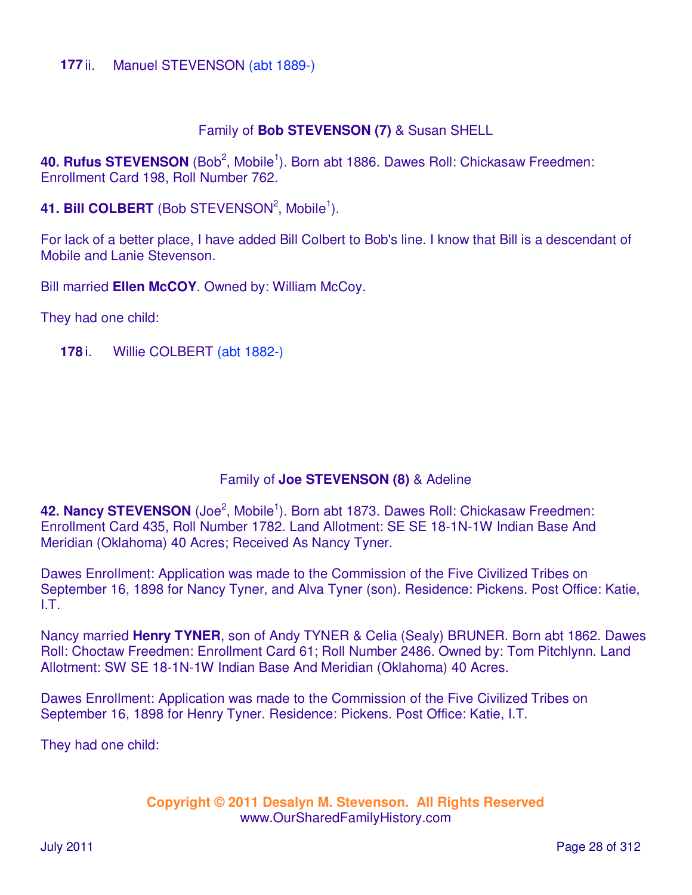**177** ii. Manuel STEVENSON (abt 1889-)

Family of **Bob STEVENSON (7)** & Susan SHELL

**40. Rufus STEVENSON** (Bob[2], Mobile[1]). Born abt 1886. Dawes Roll: Chickasaw Freedmen: Enrollment Card 198, Roll Number 762.

**41. Bill COLBERT** (Bob STEVENSON[2], Mobile[1]).

For lack of a better place, I have added Bill Colbert to Bob's line. I know that Bill is a descendant of Mobile and Lanie Stevenson.

Bill married **Ellen McCOY**. Owned by: William McCoy.

They had one child:

**178** i. Willie COLBERT (abt 1882-)

Family of **Joe STEVENSON (8)** & Adeline

**42. Nancy STEVENSON** (Joe[2], Mobile[1]). Born abt 1873. Dawes Roll: Chickasaw Freedmen: Enrollment Card 435, Roll Number 1782. Land Allotment: SE SE 18-1N-1W Indian Base And Meridian (Oklahoma) 40 Acres; Received As Nancy Tyner.

Dawes Enrollment: Application was made to the Commission of the Five Civilized Tribes on September 16, 1898 for Nancy Tyner, and Alva Tyner (son). Residence: Pickens. Post Office: Katie, I.T.

Nancy married **Henry TYNER**, son of Andy TYNER & Celia (Sealy) BRUNER. Born abt 1862. Dawes Roll: Choctaw Freedmen: Enrollment Card 61; Roll Number 2486. Owned by: Tom Pitchlynn. Land Allotment: SW SE 18-1N-1W Indian Base And Meridian (Oklahoma) 40 Acres.

Dawes Enrollment: Application was made to the Commission of the Five Civilized Tribes on September 16, 1898 for Henry Tyner. Residence: Pickens. Post Office: Katie, I.T.

They had one child:

**Copyright © 2011 Desalyn M. Stevenson. All Rights Reserved**
www.OurSharedFamilyHistory.com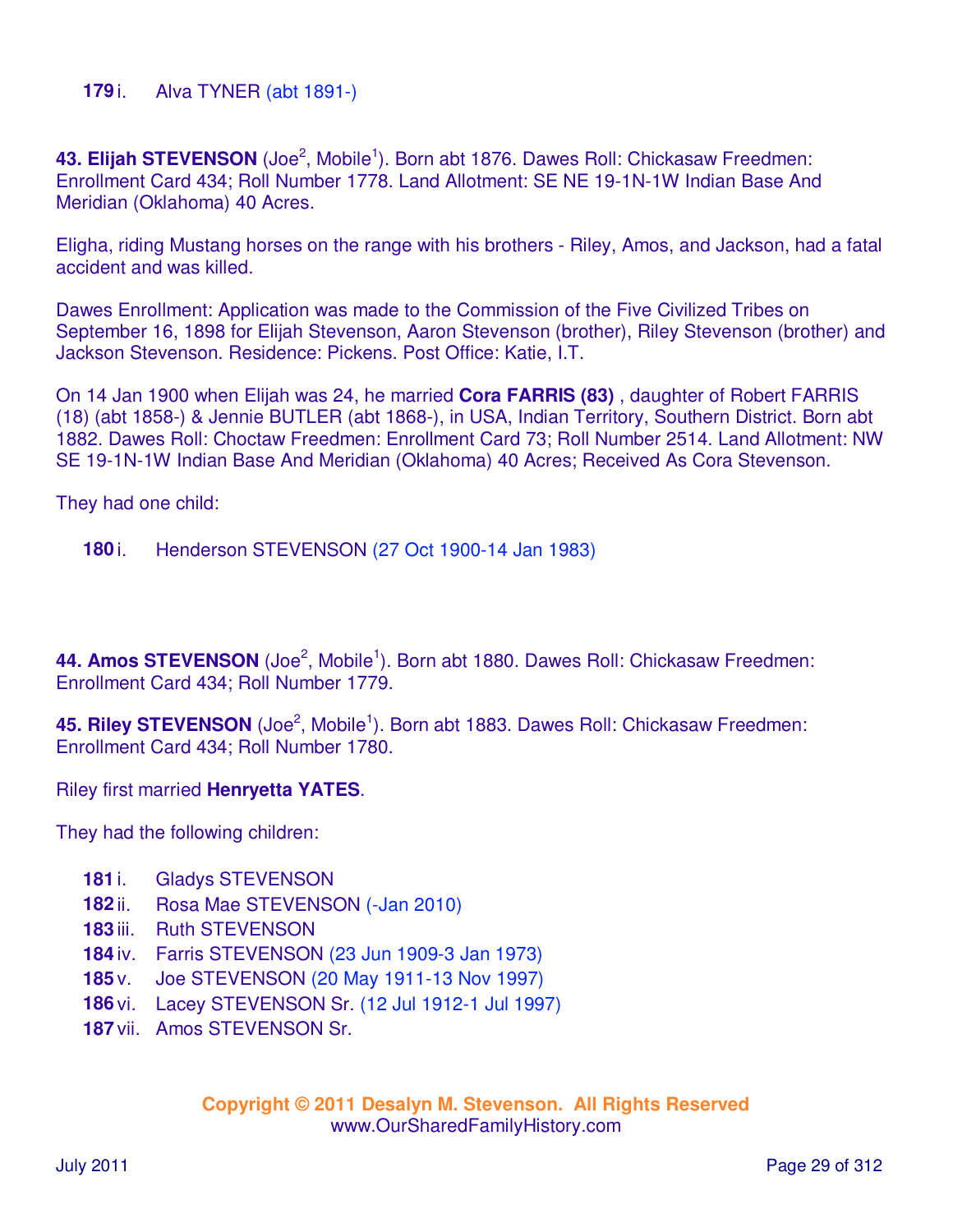**179** i. Alva TYNER (abt 1891-)

**43. Elijah STEVENSON** (Joe[2], Mobile[1]). Born abt 1876. Dawes Roll: Chickasaw Freedmen: Enrollment Card 434; Roll Number 1778. Land Allotment: SE NE 19-1N-1W Indian Base And Meridian (Oklahoma) 40 Acres.

Eligha, riding Mustang horses on the range with his brothers - Riley, Amos, and Jackson, had a fatal accident and was killed.

Dawes Enrollment: Application was made to the Commission of the Five Civilized Tribes on September 16, 1898 for Elijah Stevenson, Aaron Stevenson (brother), Riley Stevenson (brother) and Jackson Stevenson. Residence: Pickens. Post Office: Katie, I.T.

On 14 Jan 1900 when Elijah was 24, he married **Cora FARRIS (83)** , daughter of Robert FARRIS (18) (abt 1858-) & Jennie BUTLER (abt 1868-), in USA, Indian Territory, Southern District. Born abt 1882. Dawes Roll: Choctaw Freedmen: Enrollment Card 73; Roll Number 2514. Land Allotment: NW SE 19-1N-1W Indian Base And Meridian (Oklahoma) 40 Acres; Received As Cora Stevenson.

They had one child:

**180** i. Henderson STEVENSON (27 Oct 1900-14 Jan 1983)

**44. Amos STEVENSON** (Joe[2], Mobile[1]). Born abt 1880. Dawes Roll: Chickasaw Freedmen: Enrollment Card 434; Roll Number 1779.

**45. Riley STEVENSON** (Joe[2], Mobile[1]). Born abt 1883. Dawes Roll: Chickasaw Freedmen: Enrollment Card 434; Roll Number 1780.

Riley first married **Henryetta YATES**.

They had the following children:

**181** i. Gladys STEVENSON
**182** ii. Rosa Mae STEVENSON (-Jan 2010)
**183** iii. Ruth STEVENSON
**184** iv. Farris STEVENSON (23 Jun 1909-3 Jan 1973)
**185** v. Joe STEVENSON (20 May 1911-13 Nov 1997)
**186** vi. Lacey STEVENSON Sr. (12 Jul 1912-1 Jul 1997)
**187** vii. Amos STEVENSON Sr.

**Copyright © 2011 Desalyn M. Stevenson. All Rights Reserved**
www.OurSharedFamilyHistory.com

July 2011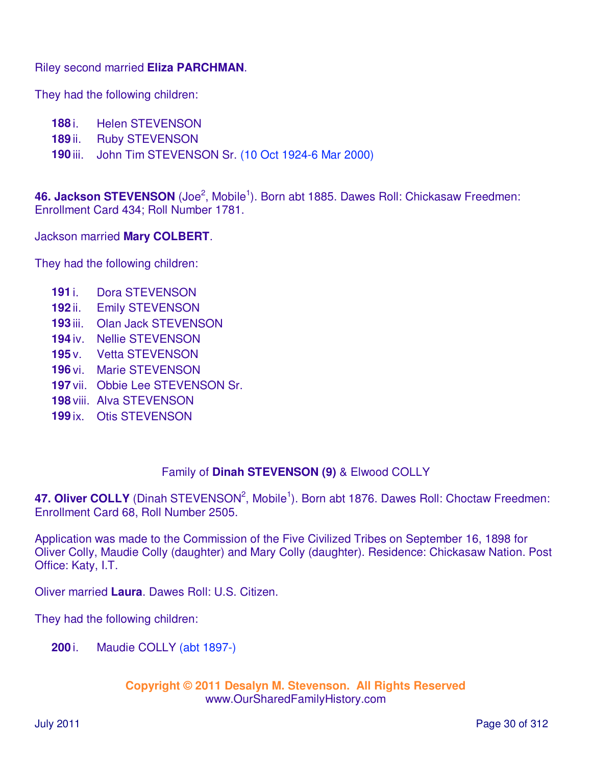Riley second married **Eliza PARCHMAN**.

They had the following children:

- **188** i. Helen STEVENSON
- **189** ii. Ruby STEVENSON
- **190** iii. John Tim STEVENSON Sr. (10 Oct 1924-6 Mar 2000)

**46. Jackson STEVENSON** (Joe[2], Mobile[1]). Born abt 1885. Dawes Roll: Chickasaw Freedmen: Enrollment Card 434; Roll Number 1781.

Jackson married **Mary COLBERT**.

They had the following children:

- **191** i. Dora STEVENSON
- **192** ii. Emily STEVENSON
- **193** iii. Olan Jack STEVENSON
- **194** iv. Nellie STEVENSON
- **195** v. Vetta STEVENSON
- **196** vi. Marie STEVENSON
- **197** vii. Obbie Lee STEVENSON Sr.
- **198** viii. Alva STEVENSON
- **199** ix. Otis STEVENSON

Family of **Dinah STEVENSON (9)** & Elwood COLLY

**47. Oliver COLLY** (Dinah STEVENSON[2], Mobile[1]). Born abt 1876. Dawes Roll: Choctaw Freedmen: Enrollment Card 68, Roll Number 2505.

Application was made to the Commission of the Five Civilized Tribes on September 16, 1898 for Oliver Colly, Maudie Colly (daughter) and Mary Colly (daughter). Residence: Chickasaw Nation. Post Office: Katy, I.T.

Oliver married **Laura**. Dawes Roll: U.S. Citizen.

They had the following children:

- **200** i. Maudie COLLY (abt 1897-)

**Copyright © 2011 Desalyn M. Stevenson. All Rights Reserved**
www.OurSharedFamilyHistory.com

July 2011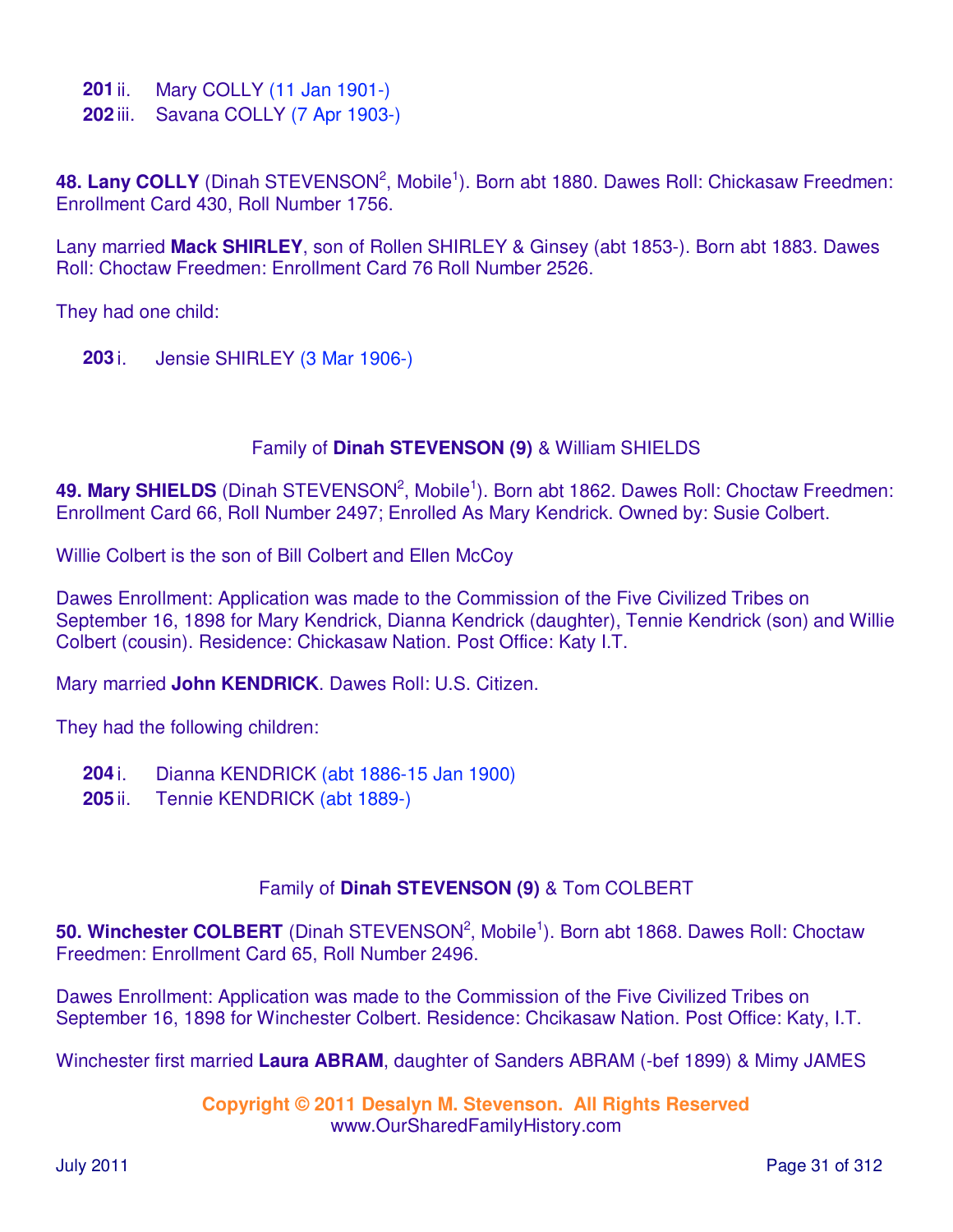**201** ii. Mary COLLY (11 Jan 1901-)
**202** iii. Savana COLLY (7 Apr 1903-)

**48. Lany COLLY** (Dinah STEVENSON[2], Mobile[1]). Born abt 1880. Dawes Roll: Chickasaw Freedmen: Enrollment Card 430, Roll Number 1756.

Lany married **Mack SHIRLEY**, son of Rollen SHIRLEY & Ginsey (abt 1853-). Born abt 1883. Dawes Roll: Choctaw Freedmen: Enrollment Card 76 Roll Number 2526.

They had one child:

**203** i. Jensie SHIRLEY (3 Mar 1906-)

Family of **Dinah STEVENSON (9)** & William SHIELDS

**49. Mary SHIELDS** (Dinah STEVENSON[2], Mobile[1]). Born abt 1862. Dawes Roll: Choctaw Freedmen: Enrollment Card 66, Roll Number 2497; Enrolled As Mary Kendrick. Owned by: Susie Colbert.

Willie Colbert is the son of Bill Colbert and Ellen McCoy

Dawes Enrollment: Application was made to the Commission of the Five Civilized Tribes on September 16, 1898 for Mary Kendrick, Dianna Kendrick (daughter), Tennie Kendrick (son) and Willie Colbert (cousin). Residence: Chickasaw Nation. Post Office: Katy I.T.

Mary married **John KENDRICK**. Dawes Roll: U.S. Citizen.

They had the following children:

**204** i. Dianna KENDRICK (abt 1886-15 Jan 1900)
**205** ii. Tennie KENDRICK (abt 1889-)

Family of **Dinah STEVENSON (9)** & Tom COLBERT

**50. Winchester COLBERT** (Dinah STEVENSON[2], Mobile[1]). Born abt 1868. Dawes Roll: Choctaw Freedmen: Enrollment Card 65, Roll Number 2496.

Dawes Enrollment: Application was made to the Commission of the Five Civilized Tribes on September 16, 1898 for Winchester Colbert. Residence: Chcikasaw Nation. Post Office: Katy, I.T.

Winchester first married **Laura ABRAM**, daughter of Sanders ABRAM (-bef 1899) & Mimy JAMES

**Copyright © 2011 Desalyn M. Stevenson. All Rights Reserved**
www.OurSharedFamilyHistory.com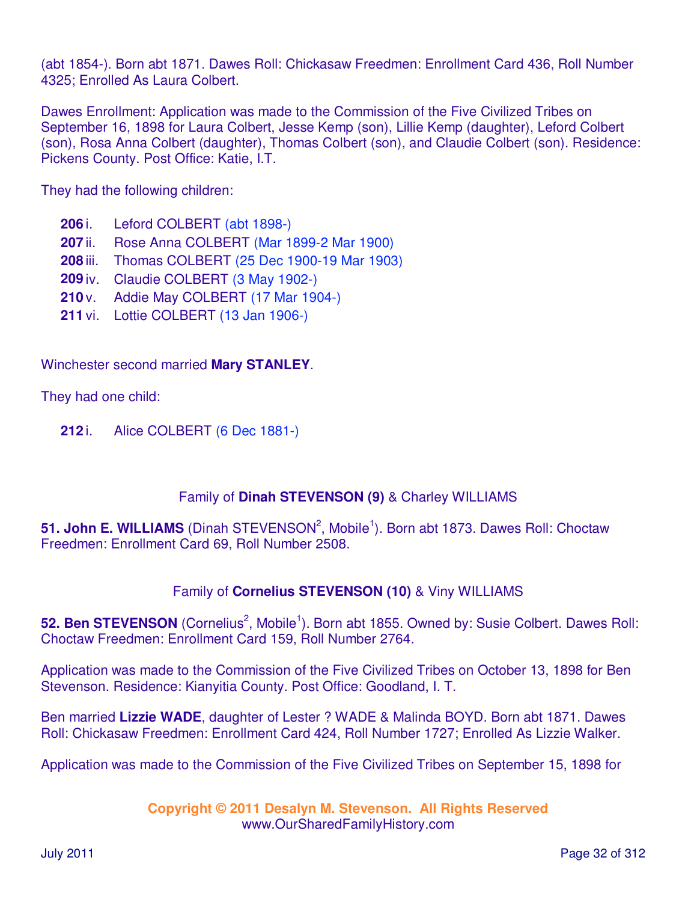(abt 1854-). Born abt 1871. Dawes Roll: Chickasaw Freedmen: Enrollment Card 436, Roll Number 4325; Enrolled As Laura Colbert.

Dawes Enrollment: Application was made to the Commission of the Five Civilized Tribes on September 16, 1898 for Laura Colbert, Jesse Kemp (son), Lillie Kemp (daughter), Leford Colbert (son), Rosa Anna Colbert (daughter), Thomas Colbert (son), and Claudie Colbert (son). Residence: Pickens County. Post Office: Katie, I.T.

They had the following children:

**206** i. Leford COLBERT (abt 1898-)
**207** ii. Rose Anna COLBERT (Mar 1899-2 Mar 1900)
**208** iii. Thomas COLBERT (25 Dec 1900-19 Mar 1903)
**209** iv. Claudie COLBERT (3 May 1902-)
**210** v. Addie May COLBERT (17 Mar 1904-)
**211** vi. Lottie COLBERT (13 Jan 1906-)

Winchester second married **Mary STANLEY**.

They had one child:

**212** i. Alice COLBERT (6 Dec 1881-)

Family of **Dinah STEVENSON (9)** & Charley WILLIAMS

**51. John E. WILLIAMS** (Dinah STEVENSON[2], Mobile[1]). Born abt 1873. Dawes Roll: Choctaw Freedmen: Enrollment Card 69, Roll Number 2508.

Family of **Cornelius STEVENSON (10)** & Viny WILLIAMS

**52. Ben STEVENSON** (Cornelius[2], Mobile[1]). Born abt 1855. Owned by: Susie Colbert. Dawes Roll: Choctaw Freedmen: Enrollment Card 159, Roll Number 2764.

Application was made to the Commission of the Five Civilized Tribes on October 13, 1898 for Ben Stevenson. Residence: Kianyitia County. Post Office: Goodland, I. T.

Ben married **Lizzie WADE**, daughter of Lester ? WADE & Malinda BOYD. Born abt 1871. Dawes Roll: Chickasaw Freedmen: Enrollment Card 424, Roll Number 1727; Enrolled As Lizzie Walker.

Application was made to the Commission of the Five Civilized Tribes on September 15, 1898 for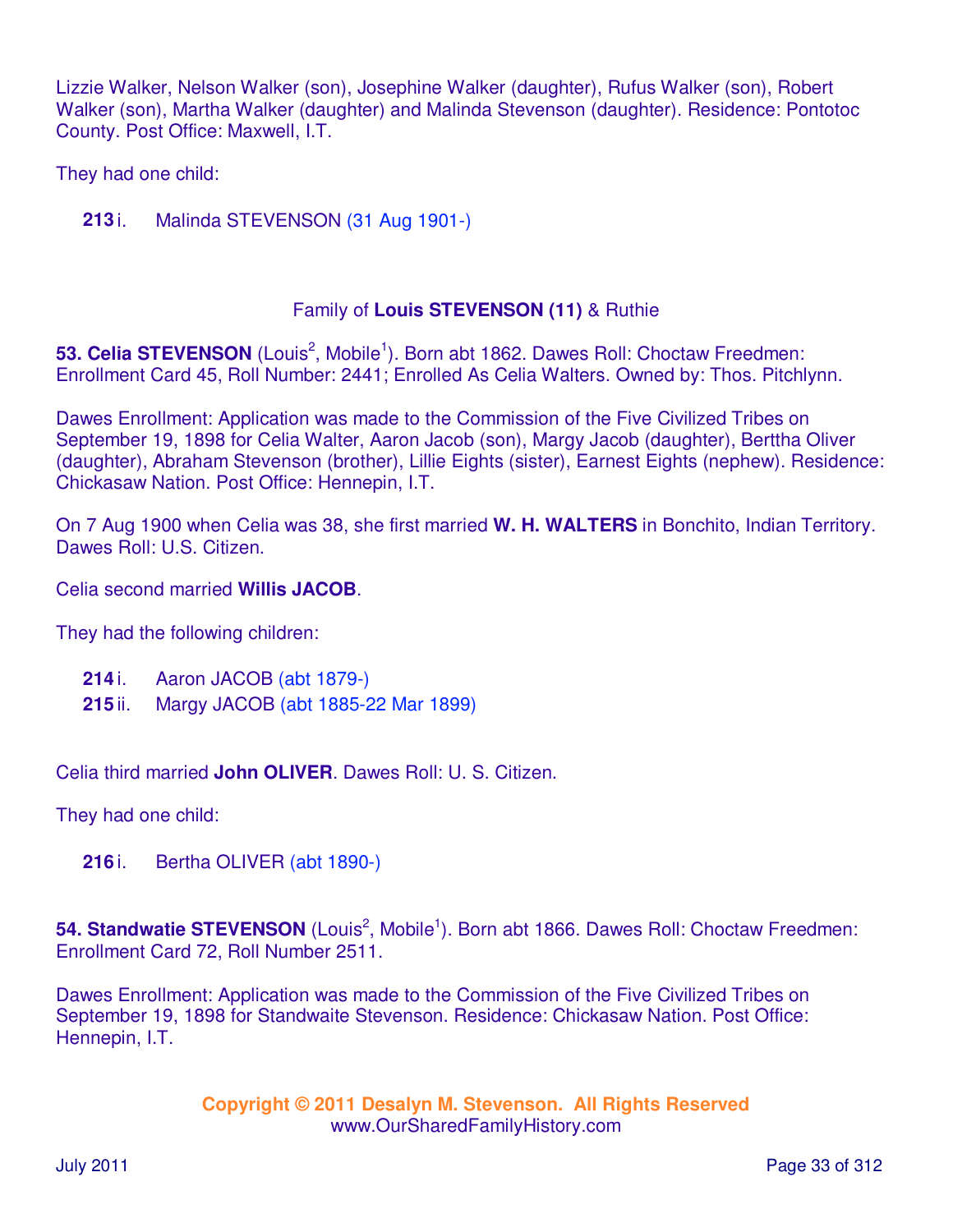Lizzie Walker, Nelson Walker (son), Josephine Walker (daughter), Rufus Walker (son), Robert Walker (son), Martha Walker (daughter) and Malinda Stevenson (daughter). Residence: Pontotoc County. Post Office: Maxwell, I.T.

They had one child:

**213** i. Malinda STEVENSON (31 Aug 1901-)

Family of **Louis STEVENSON (11)** & Ruthie

**53. Celia STEVENSON** (Louis[2], Mobile[1]). Born abt 1862. Dawes Roll: Choctaw Freedmen: Enrollment Card 45, Roll Number: 2441; Enrolled As Celia Walters. Owned by: Thos. Pitchlynn.

Dawes Enrollment: Application was made to the Commission of the Five Civilized Tribes on September 19, 1898 for Celia Walter, Aaron Jacob (son), Margy Jacob (daughter), Berttha Oliver (daughter), Abraham Stevenson (brother), Lillie Eights (sister), Earnest Eights (nephew). Residence: Chickasaw Nation. Post Office: Hennepin, I.T.

On 7 Aug 1900 when Celia was 38, she first married **W. H. WALTERS** in Bonchito, Indian Territory. Dawes Roll: U.S. Citizen.

Celia second married **Willis JACOB**.

They had the following children:

**214** i. Aaron JACOB (abt 1879-)
**215** ii. Margy JACOB (abt 1885-22 Mar 1899)

Celia third married **John OLIVER**. Dawes Roll: U. S. Citizen.

They had one child:

**216** i. Bertha OLIVER (abt 1890-)

**54. Standwatie STEVENSON** (Louis[2], Mobile[1]). Born abt 1866. Dawes Roll: Choctaw Freedmen: Enrollment Card 72, Roll Number 2511.

Dawes Enrollment: Application was made to the Commission of the Five Civilized Tribes on September 19, 1898 for Standwaite Stevenson. Residence: Chickasaw Nation. Post Office: Hennepin, I.T.

**Copyright © 2011 Desalyn M. Stevenson. All Rights Reserved**
www.OurSharedFamilyHistory.com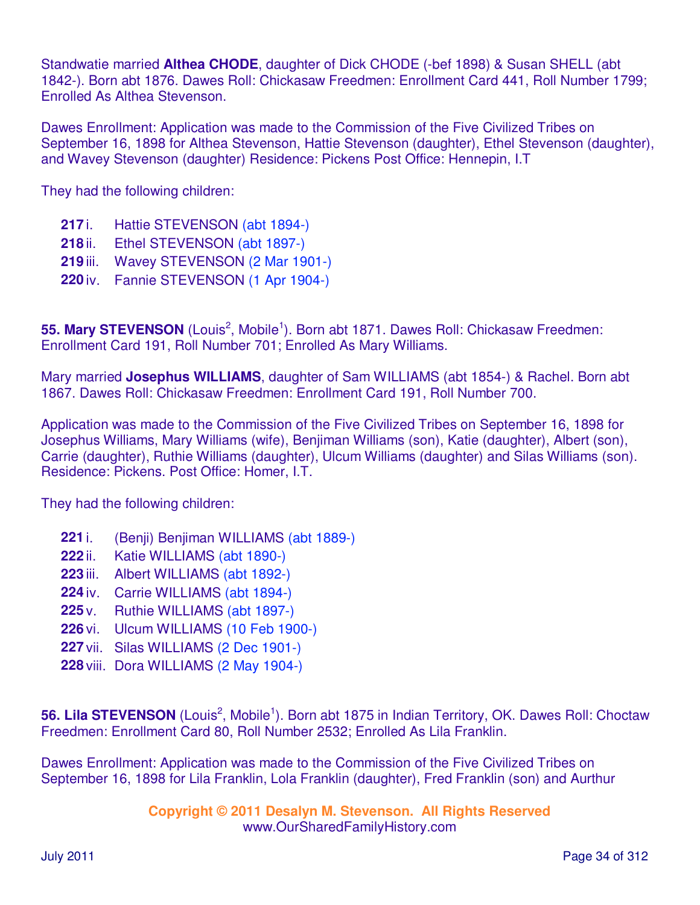Standwatie married **Althea CHODE**, daughter of Dick CHODE (-bef 1898) & Susan SHELL (abt 1842-). Born abt 1876. Dawes Roll: Chickasaw Freedmen: Enrollment Card 441, Roll Number 1799; Enrolled As Althea Stevenson.

Dawes Enrollment: Application was made to the Commission of the Five Civilized Tribes on September 16, 1898 for Althea Stevenson, Hattie Stevenson (daughter), Ethel Stevenson (daughter), and Wavey Stevenson (daughter) Residence: Pickens Post Office: Hennepin, I.T

They had the following children:

- **217** i. Hattie STEVENSON (abt 1894-)
- **218** ii. Ethel STEVENSON (abt 1897-)
- **219** iii. Wavey STEVENSON (2 Mar 1901-)
- **220** iv. Fannie STEVENSON (1 Apr 1904-)

**55. Mary STEVENSON** (Louis[2], Mobile[1]). Born abt 1871. Dawes Roll: Chickasaw Freedmen: Enrollment Card 191, Roll Number 701; Enrolled As Mary Williams.

Mary married **Josephus WILLIAMS**, daughter of Sam WILLIAMS (abt 1854-) & Rachel. Born abt 1867. Dawes Roll: Chickasaw Freedmen: Enrollment Card 191, Roll Number 700.

Application was made to the Commission of the Five Civilized Tribes on September 16, 1898 for Josephus Williams, Mary Williams (wife), Benjiman Williams (son), Katie (daughter), Albert (son), Carrie (daughter), Ruthie Williams (daughter), Ulcum Williams (daughter) and Silas Williams (son). Residence: Pickens. Post Office: Homer, I.T.

They had the following children:

- **221** i. (Benji) Benjiman WILLIAMS (abt 1889-)
- **222** ii. Katie WILLIAMS (abt 1890-)
- **223** iii. Albert WILLIAMS (abt 1892-)
- **224** iv. Carrie WILLIAMS (abt 1894-)
- **225** v. Ruthie WILLIAMS (abt 1897-)
- **226** vi. Ulcum WILLIAMS (10 Feb 1900-)
- **227** vii. Silas WILLIAMS (2 Dec 1901-)
- **228** viii. Dora WILLIAMS (2 May 1904-)

**56. Lila STEVENSON** (Louis[2], Mobile[1]). Born abt 1875 in Indian Territory, OK. Dawes Roll: Choctaw Freedmen: Enrollment Card 80, Roll Number 2532; Enrolled As Lila Franklin.

Dawes Enrollment: Application was made to the Commission of the Five Civilized Tribes on September 16, 1898 for Lila Franklin, Lola Franklin (daughter), Fred Franklin (son) and Aurthur

**Copyright © 2011 Desalyn M. Stevenson. All Rights Reserved**
www.OurSharedFamilyHistory.com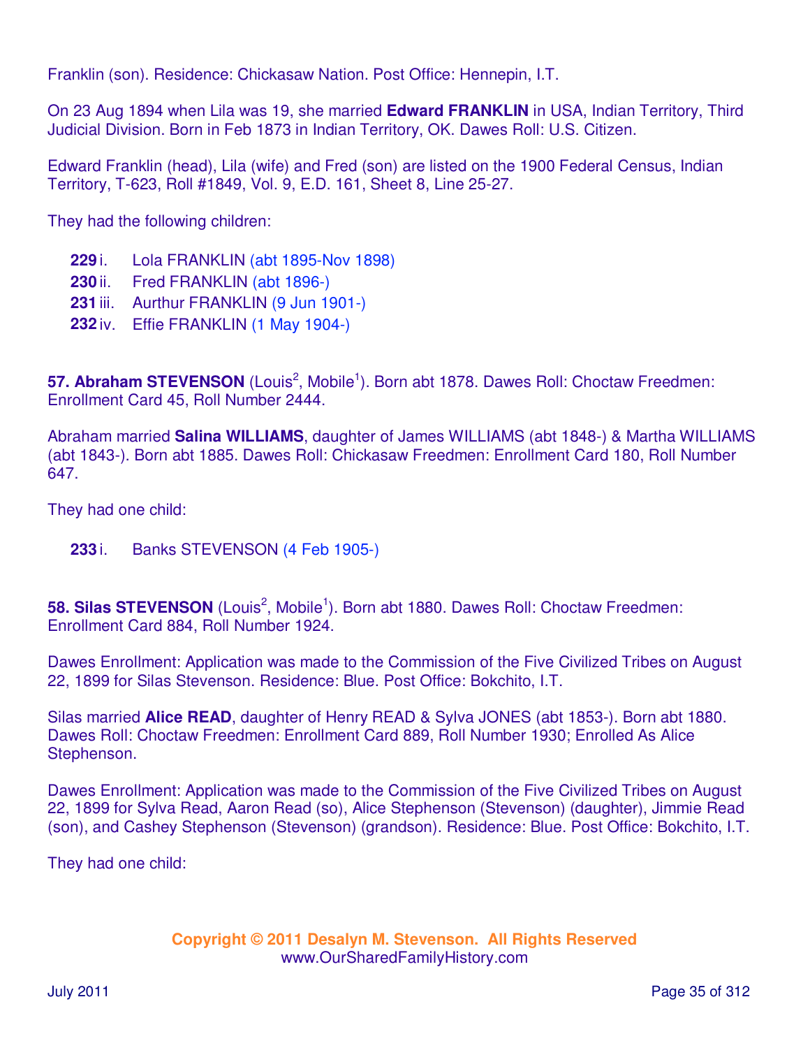Franklin (son). Residence: Chickasaw Nation. Post Office: Hennepin, I.T.

On 23 Aug 1894 when Lila was 19, she married **Edward FRANKLIN** in USA, Indian Territory, Third Judicial Division. Born in Feb 1873 in Indian Territory, OK. Dawes Roll: U.S. Citizen.

Edward Franklin (head), Lila (wife) and Fred (son) are listed on the 1900 Federal Census, Indian Territory, T-623, Roll #1849, Vol. 9, E.D. 161, Sheet 8, Line 25-27.

They had the following children:

- **229** i. Lola FRANKLIN (abt 1895-Nov 1898)
- **230** ii. Fred FRANKLIN (abt 1896-)
- **231** iii. Aurthur FRANKLIN (9 Jun 1901-)
- **232** iv. Effie FRANKLIN (1 May 1904-)

**57. Abraham STEVENSON** (Louis[2], Mobile[1]). Born abt 1878. Dawes Roll: Choctaw Freedmen: Enrollment Card 45, Roll Number 2444.

Abraham married **Salina WILLIAMS**, daughter of James WILLIAMS (abt 1848-) & Martha WILLIAMS (abt 1843-). Born abt 1885. Dawes Roll: Chickasaw Freedmen: Enrollment Card 180, Roll Number 647.

They had one child:

- **233** i. Banks STEVENSON (4 Feb 1905-)

**58. Silas STEVENSON** (Louis[2], Mobile[1]). Born abt 1880. Dawes Roll: Choctaw Freedmen: Enrollment Card 884, Roll Number 1924.

Dawes Enrollment: Application was made to the Commission of the Five Civilized Tribes on August 22, 1899 for Silas Stevenson. Residence: Blue. Post Office: Bokchito, I.T.

Silas married **Alice READ**, daughter of Henry READ & Sylva JONES (abt 1853-). Born abt 1880. Dawes Roll: Choctaw Freedmen: Enrollment Card 889, Roll Number 1930; Enrolled As Alice Stephenson.

Dawes Enrollment: Application was made to the Commission of the Five Civilized Tribes on August 22, 1899 for Sylva Read, Aaron Read (so), Alice Stephenson (Stevenson) (daughter), Jimmie Read (son), and Cashey Stephenson (Stevenson) (grandson). Residence: Blue. Post Office: Bokchito, I.T.

They had one child:

**Copyright © 2011 Desalyn M. Stevenson. All Rights Reserved**
www.OurSharedFamilyHistory.com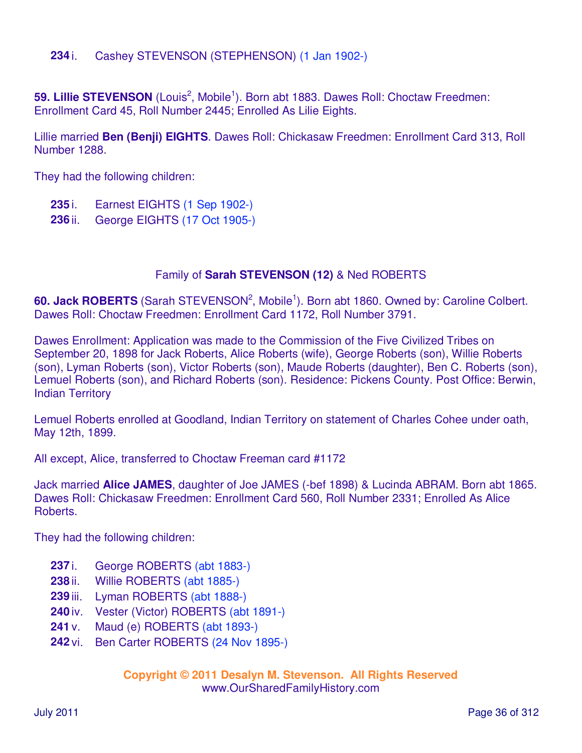**234** i. Cashey STEVENSON (STEPHENSON) (1 Jan 1902-)

**59. Lillie STEVENSON** (Louis[2], Mobile[1]). Born abt 1883. Dawes Roll: Choctaw Freedmen: Enrollment Card 45, Roll Number 2445; Enrolled As Lilie Eights.

Lillie married **Ben (Benji) EIGHTS**. Dawes Roll: Chickasaw Freedmen: Enrollment Card 313, Roll Number 1288.

They had the following children:

**235** i. Earnest EIGHTS (1 Sep 1902-)
**236** ii. George EIGHTS (17 Oct 1905-)

Family of **Sarah STEVENSON (12)** & Ned ROBERTS

**60. Jack ROBERTS** (Sarah STEVENSON[2], Mobile[1]). Born abt 1860. Owned by: Caroline Colbert. Dawes Roll: Choctaw Freedmen: Enrollment Card 1172, Roll Number 3791.

Dawes Enrollment: Application was made to the Commission of the Five Civilized Tribes on September 20, 1898 for Jack Roberts, Alice Roberts (wife), George Roberts (son), Willie Roberts (son), Lyman Roberts (son), Victor Roberts (son), Maude Roberts (daughter), Ben C. Roberts (son), Lemuel Roberts (son), and Richard Roberts (son). Residence: Pickens County. Post Office: Berwin, Indian Territory

Lemuel Roberts enrolled at Goodland, Indian Territory on statement of Charles Cohee under oath, May 12th, 1899.

All except, Alice, transferred to Choctaw Freeman card #1172

Jack married **Alice JAMES**, daughter of Joe JAMES (-bef 1898) & Lucinda ABRAM. Born abt 1865. Dawes Roll: Chickasaw Freedmen: Enrollment Card 560, Roll Number 2331; Enrolled As Alice Roberts.

They had the following children:

**237** i. George ROBERTS (abt 1883-)
**238** ii. Willie ROBERTS (abt 1885-)
**239** iii. Lyman ROBERTS (abt 1888-)
**240** iv. Vester (Victor) ROBERTS (abt 1891-)
**241** v. Maud (e) ROBERTS (abt 1893-)
**242** vi. Ben Carter ROBERTS (24 Nov 1895-)

**Copyright © 2011 Desalyn M. Stevenson. All Rights Reserved**
www.OurSharedFamilyHistory.com

July 2011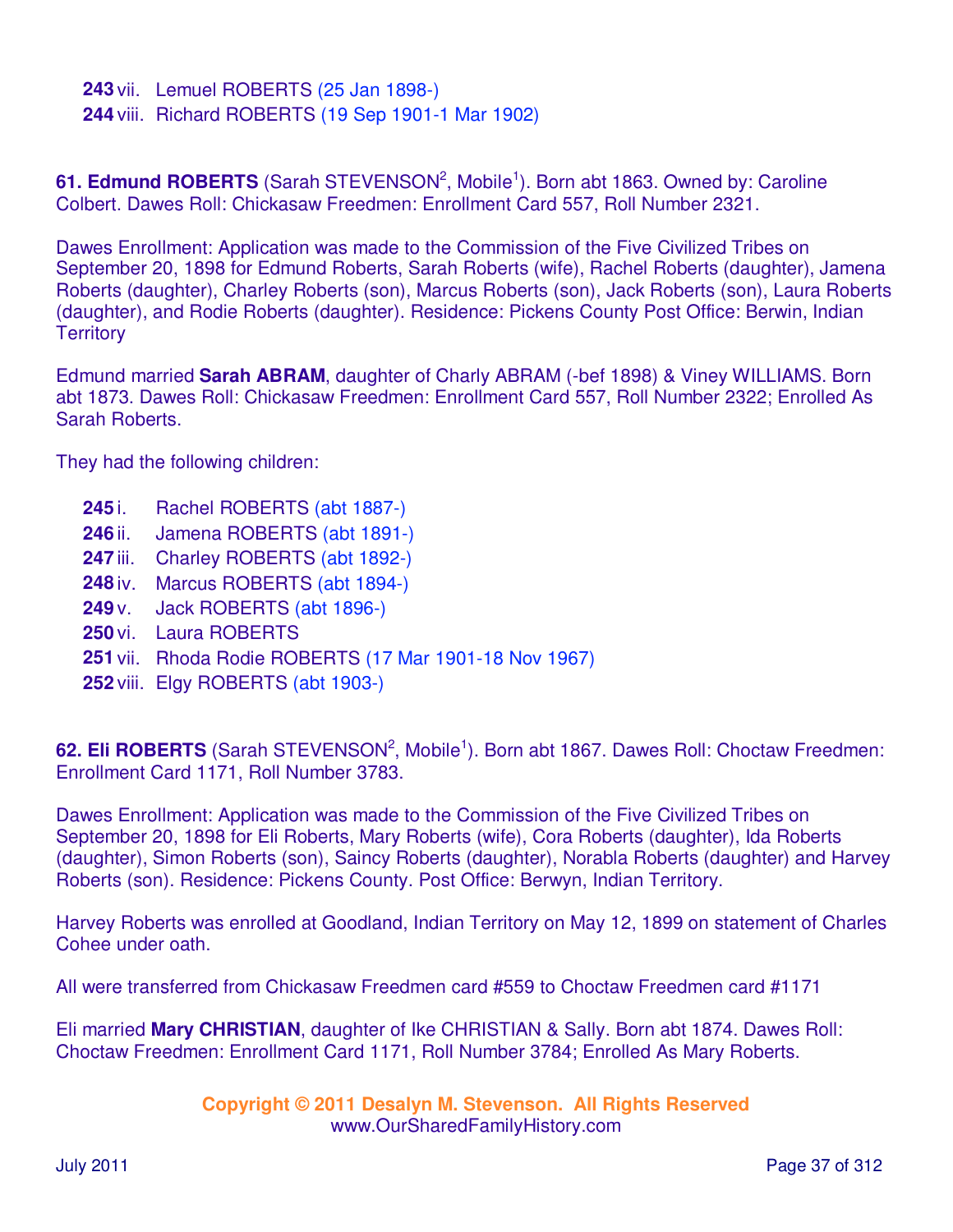**243** vii. Lemuel ROBERTS (25 Jan 1898-)
**244** viii. Richard ROBERTS (19 Sep 1901-1 Mar 1902)

**61. Edmund ROBERTS** (Sarah STEVENSON[2], Mobile[1]). Born abt 1863. Owned by: Caroline Colbert. Dawes Roll: Chickasaw Freedmen: Enrollment Card 557, Roll Number 2321.

Dawes Enrollment: Application was made to the Commission of the Five Civilized Tribes on September 20, 1898 for Edmund Roberts, Sarah Roberts (wife), Rachel Roberts (daughter), Jamena Roberts (daughter), Charley Roberts (son), Marcus Roberts (son), Jack Roberts (son), Laura Roberts (daughter), and Rodie Roberts (daughter). Residence: Pickens County Post Office: Berwin, Indian Territory

Edmund married **Sarah ABRAM**, daughter of Charly ABRAM (-bef 1898) & Viney WILLIAMS. Born abt 1873. Dawes Roll: Chickasaw Freedmen: Enrollment Card 557, Roll Number 2322; Enrolled As Sarah Roberts.

They had the following children:

**245** i. Rachel ROBERTS (abt 1887-)
**246** ii. Jamena ROBERTS (abt 1891-)
**247** iii. Charley ROBERTS (abt 1892-)
**248** iv. Marcus ROBERTS (abt 1894-)
**249** v. Jack ROBERTS (abt 1896-)
**250** vi. Laura ROBERTS
**251** vii. Rhoda Rodie ROBERTS (17 Mar 1901-18 Nov 1967)
**252** viii. Elgy ROBERTS (abt 1903-)

**62. Eli ROBERTS** (Sarah STEVENSON[2], Mobile[1]). Born abt 1867. Dawes Roll: Choctaw Freedmen: Enrollment Card 1171, Roll Number 3783.

Dawes Enrollment: Application was made to the Commission of the Five Civilized Tribes on September 20, 1898 for Eli Roberts, Mary Roberts (wife), Cora Roberts (daughter), Ida Roberts (daughter), Simon Roberts (son), Saincy Roberts (daughter), Norabla Roberts (daughter) and Harvey Roberts (son). Residence: Pickens County. Post Office: Berwyn, Indian Territory.

Harvey Roberts was enrolled at Goodland, Indian Territory on May 12, 1899 on statement of Charles Cohee under oath.

All were transferred from Chickasaw Freedmen card #559 to Choctaw Freedmen card #1171

Eli married **Mary CHRISTIAN**, daughter of Ike CHRISTIAN & Sally. Born abt 1874. Dawes Roll: Choctaw Freedmen: Enrollment Card 1171, Roll Number 3784; Enrolled As Mary Roberts.

**Copyright © 2011 Desalyn M. Stevenson. All Rights Reserved**
www.OurSharedFamilyHistory.com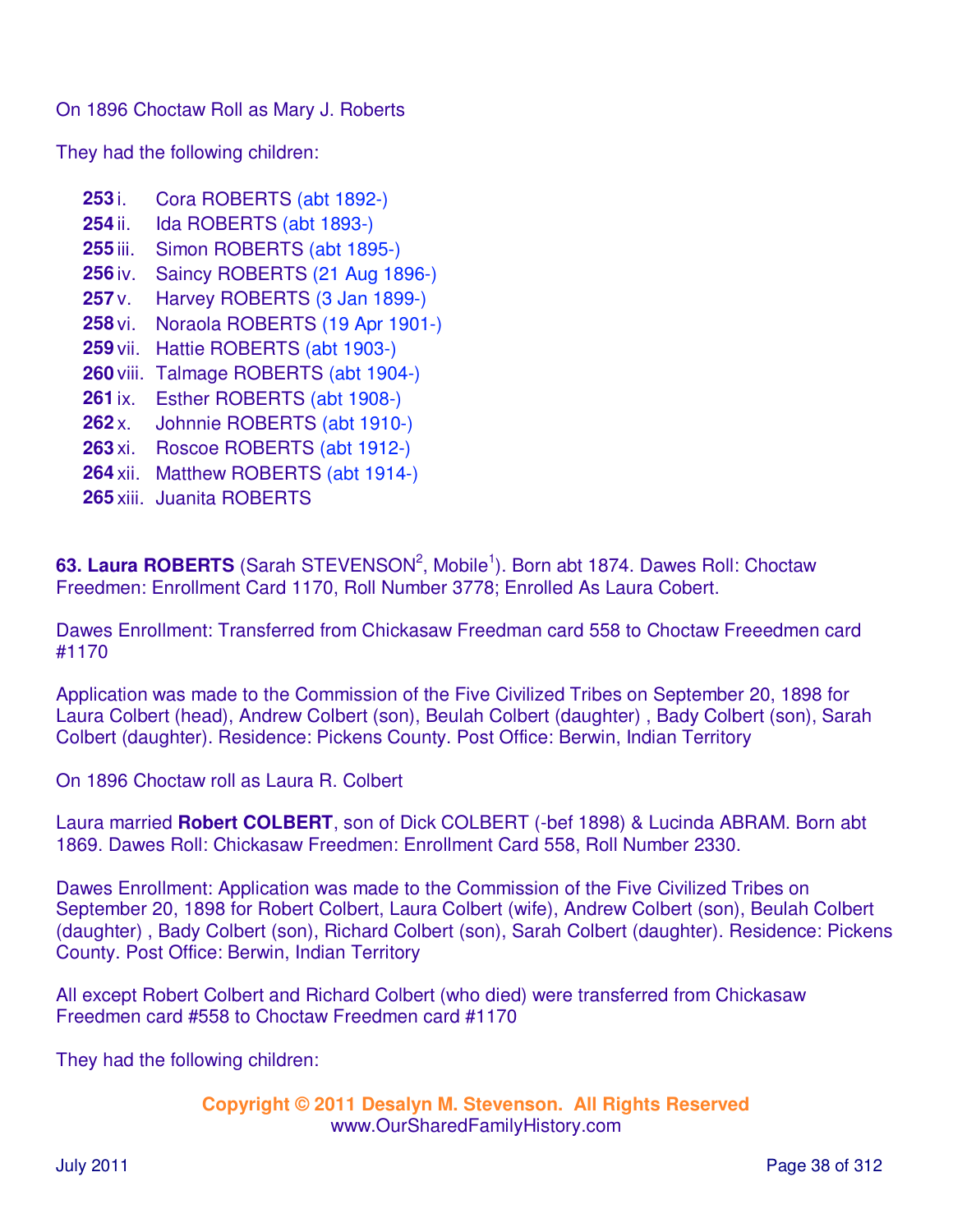On 1896 Choctaw Roll as Mary J. Roberts

They had the following children:

- **253** i. Cora ROBERTS (abt 1892-)
- **254** ii. Ida ROBERTS (abt 1893-)
- **255** iii. Simon ROBERTS (abt 1895-)
- **256** iv. Saincy ROBERTS (21 Aug 1896-)
- **257** v. Harvey ROBERTS (3 Jan 1899-)
- **258** vi. Noraola ROBERTS (19 Apr 1901-)
- **259** vii. Hattie ROBERTS (abt 1903-)
- **260** viii. Talmage ROBERTS (abt 1904-)
- **261** ix. Esther ROBERTS (abt 1908-)
- **262** x. Johnnie ROBERTS (abt 1910-)
- **263** xi. Roscoe ROBERTS (abt 1912-)
- **264** xii. Matthew ROBERTS (abt 1914-)
- **265** xiii. Juanita ROBERTS

**63. Laura ROBERTS** (Sarah STEVENSON[2], Mobile[1]). Born abt 1874. Dawes Roll: Choctaw Freedmen: Enrollment Card 1170, Roll Number 3778; Enrolled As Laura Cobert.

Dawes Enrollment: Transferred from Chickasaw Freedman card 558 to Choctaw Freeedmen card #1170

Application was made to the Commission of the Five Civilized Tribes on September 20, 1898 for Laura Colbert (head), Andrew Colbert (son), Beulah Colbert (daughter) , Bady Colbert (son), Sarah Colbert (daughter). Residence: Pickens County. Post Office: Berwin, Indian Territory

On 1896 Choctaw roll as Laura R. Colbert

Laura married **Robert COLBERT**, son of Dick COLBERT (-bef 1898) & Lucinda ABRAM. Born abt 1869. Dawes Roll: Chickasaw Freedmen: Enrollment Card 558, Roll Number 2330.

Dawes Enrollment: Application was made to the Commission of the Five Civilized Tribes on September 20, 1898 for Robert Colbert, Laura Colbert (wife), Andrew Colbert (son), Beulah Colbert (daughter) , Bady Colbert (son), Richard Colbert (son), Sarah Colbert (daughter). Residence: Pickens County. Post Office: Berwin, Indian Territory

All except Robert Colbert and Richard Colbert (who died) were transferred from Chickasaw Freedmen card #558 to Choctaw Freedmen card #1170

They had the following children: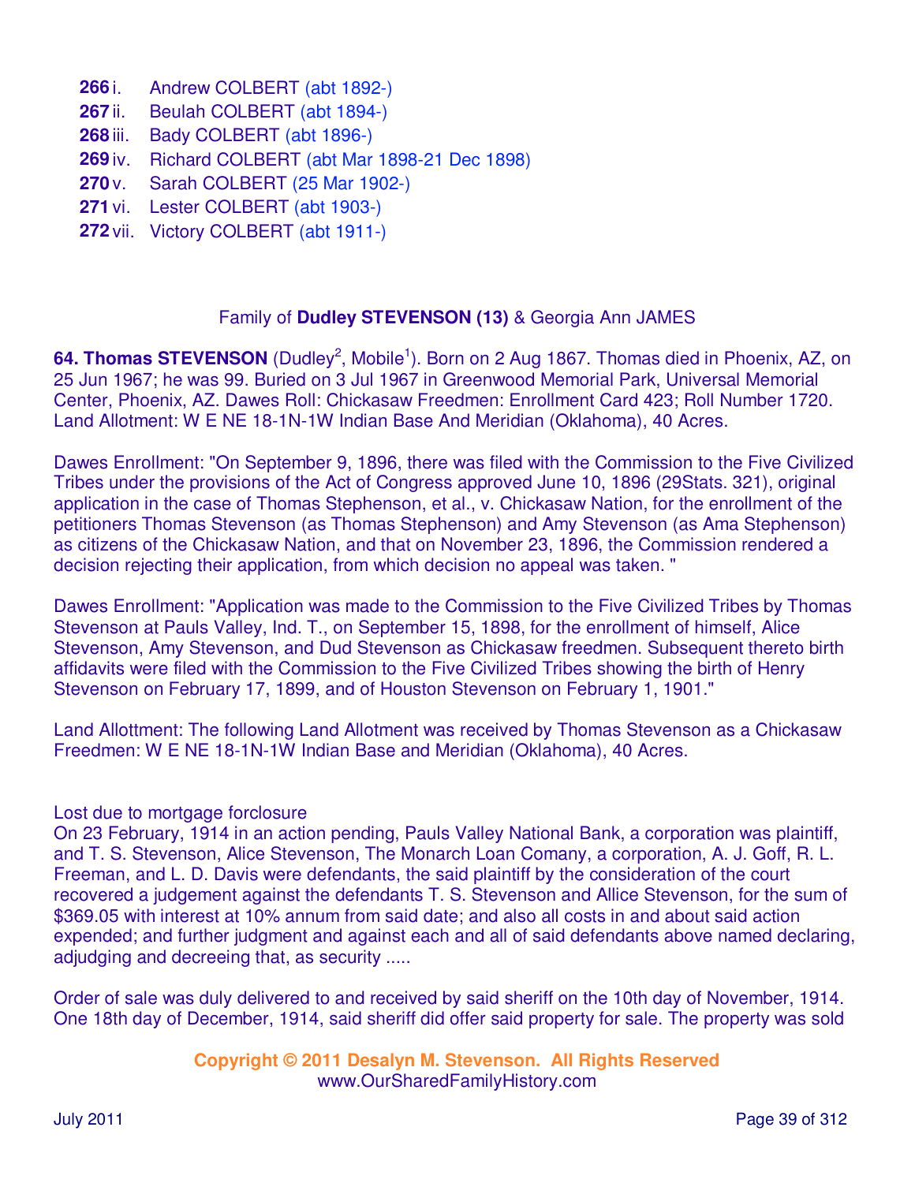**266** i. Andrew COLBERT (abt 1892-)
**267** ii. Beulah COLBERT (abt 1894-)
**268** iii. Bady COLBERT (abt 1896-)
**269** iv. Richard COLBERT (abt Mar 1898-21 Dec 1898)
**270** v. Sarah COLBERT (25 Mar 1902-)
**271** vi. Lester COLBERT (abt 1903-)
**272** vii. Victory COLBERT (abt 1911-)

## Family of **Dudley STEVENSON (13)** & Georgia Ann JAMES

**64. Thomas STEVENSON** (Dudley[2], Mobile[1]). Born on 2 Aug 1867. Thomas died in Phoenix, AZ, on 25 Jun 1967; he was 99. Buried on 3 Jul 1967 in Greenwood Memorial Park, Universal Memorial Center, Phoenix, AZ. Dawes Roll: Chickasaw Freedmen: Enrollment Card 423; Roll Number 1720. Land Allotment: W E NE 18-1N-1W Indian Base And Meridian (Oklahoma), 40 Acres.

Dawes Enrollment: "On September 9, 1896, there was filed with the Commission to the Five Civilized Tribes under the provisions of the Act of Congress approved June 10, 1896 (29Stats. 321), original application in the case of Thomas Stephenson, et al., v. Chickasaw Nation, for the enrollment of the petitioners Thomas Stevenson (as Thomas Stephenson) and Amy Stevenson (as Ama Stephenson) as citizens of the Chickasaw Nation, and that on November 23, 1896, the Commission rendered a decision rejecting their application, from which decision no appeal was taken. "

Dawes Enrollment: "Application was made to the Commission to the Five Civilized Tribes by Thomas Stevenson at Pauls Valley, Ind. T., on September 15, 1898, for the enrollment of himself, Alice Stevenson, Amy Stevenson, and Dud Stevenson as Chickasaw freedmen. Subsequent thereto birth affidavits were filed with the Commission to the Five Civilized Tribes showing the birth of Henry Stevenson on February 17, 1899, and of Houston Stevenson on February 1, 1901."

Land Allottment: The following Land Allotment was received by Thomas Stevenson as a Chickasaw Freedmen: W E NE 18-1N-1W Indian Base and Meridian (Oklahoma), 40 Acres.

Lost due to mortgage forclosure
On 23 February, 1914 in an action pending, Pauls Valley National Bank, a corporation was plaintiff, and T. S. Stevenson, Alice Stevenson, The Monarch Loan Comany, a corporation, A. J. Goff, R. L. Freeman, and L. D. Davis were defendants, the said plaintiff by the consideration of the court recovered a judgement against the defendants T. S. Stevenson and Allice Stevenson, for the sum of $369.05 with interest at 10% annum from said date; and also all costs in and about said action expended; and further judgment and against each and all of said defendants above named declaring, adjudging and decreeing that, as security .....

Order of sale was duly delivered to and received by said sheriff on the 10th day of November, 1914. One 18th day of December, 1914, said sheriff did offer said property for sale. The property was sold

**Copyright © 2011 Desalyn M. Stevenson. All Rights Reserved**
www.OurSharedFamilyHistory.com

July 2011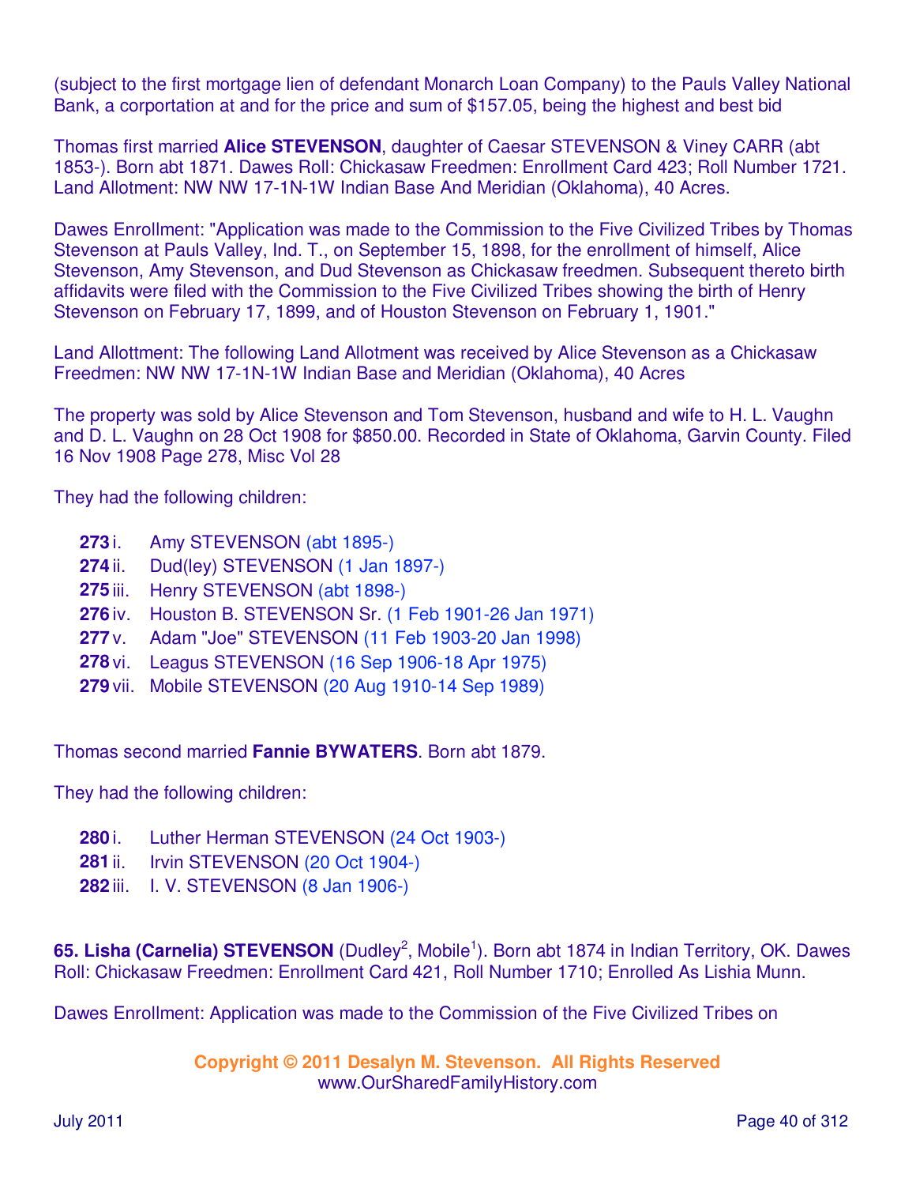(subject to the first mortgage lien of defendant Monarch Loan Company) to the Pauls Valley National Bank, a corportation at and for the price and sum of $157.05, being the highest and best bid

Thomas first married **Alice STEVENSON**, daughter of Caesar STEVENSON & Viney CARR (abt 1853-). Born abt 1871. Dawes Roll: Chickasaw Freedmen: Enrollment Card 423; Roll Number 1721. Land Allotment: NW NW 17-1N-1W Indian Base And Meridian (Oklahoma), 40 Acres.

Dawes Enrollment: "Application was made to the Commission to the Five Civilized Tribes by Thomas Stevenson at Pauls Valley, Ind. T., on September 15, 1898, for the enrollment of himself, Alice Stevenson, Amy Stevenson, and Dud Stevenson as Chickasaw freedmen. Subsequent thereto birth affidavits were filed with the Commission to the Five Civilized Tribes showing the birth of Henry Stevenson on February 17, 1899, and of Houston Stevenson on February 1, 1901."

Land Allottment: The following Land Allotment was received by Alice Stevenson as a Chickasaw Freedmen: NW NW 17-1N-1W Indian Base and Meridian (Oklahoma), 40 Acres

The property was sold by Alice Stevenson and Tom Stevenson, husband and wife to H. L. Vaughn and D. L. Vaughn on 28 Oct 1908 for $850.00. Recorded in State of Oklahoma, Garvin County. Filed 16 Nov 1908 Page 278, Misc Vol 28

They had the following children:

- **273** i. Amy STEVENSON (abt 1895-)
- **274** ii. Dud(ley) STEVENSON (1 Jan 1897-)
- **275** iii. Henry STEVENSON (abt 1898-)
- **276** iv. Houston B. STEVENSON Sr. (1 Feb 1901-26 Jan 1971)
- **277** v. Adam "Joe" STEVENSON (11 Feb 1903-20 Jan 1998)
- **278** vi. Leagus STEVENSON (16 Sep 1906-18 Apr 1975)
- **279** vii. Mobile STEVENSON (20 Aug 1910-14 Sep 1989)

Thomas second married **Fannie BYWATERS**. Born abt 1879.

They had the following children:

- **280** i. Luther Herman STEVENSON (24 Oct 1903-)
- **281** ii. Irvin STEVENSON (20 Oct 1904-)
- **282** iii. I. V. STEVENSON (8 Jan 1906-)

**65. Lisha (Carnelia) STEVENSON** (Dudley[2], Mobile[1]). Born abt 1874 in Indian Territory, OK. Dawes Roll: Chickasaw Freedmen: Enrollment Card 421, Roll Number 1710; Enrolled As Lishia Munn.

Dawes Enrollment: Application was made to the Commission of the Five Civilized Tribes on

**Copyright © 2011 Desalyn M. Stevenson. All Rights Reserved**
www.OurSharedFamilyHistory.com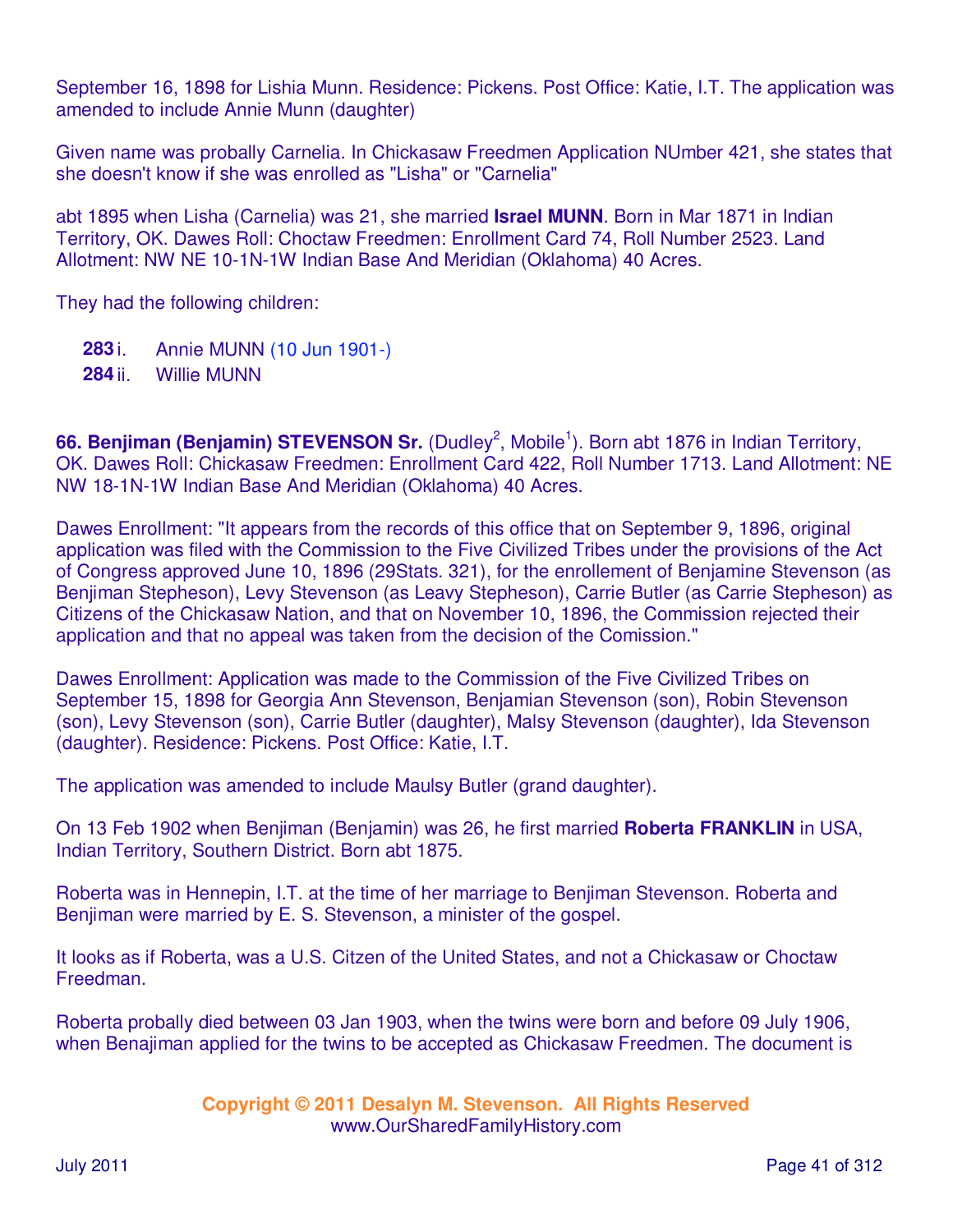September 16, 1898 for Lishia Munn. Residence: Pickens. Post Office: Katie, I.T. The application was amended to include Annie Munn (daughter)

Given name was probally Carnelia. In Chickasaw Freedmen Application NUmber 421, she states that she doesn't know if she was enrolled as "Lisha" or "Carnelia"

abt 1895 when Lisha (Carnelia) was 21, she married **Israel MUNN**. Born in Mar 1871 in Indian Territory, OK. Dawes Roll: Choctaw Freedmen: Enrollment Card 74, Roll Number 2523. Land Allotment: NW NE 10-1N-1W Indian Base And Meridian (Oklahoma) 40 Acres.

They had the following children:

**283** i. Annie MUNN (10 Jun 1901-)
**284** ii. Willie MUNN

**66. Benjiman (Benjamin) STEVENSON Sr.** (Dudley[2], Mobile[1]). Born abt 1876 in Indian Territory, OK. Dawes Roll: Chickasaw Freedmen: Enrollment Card 422, Roll Number 1713. Land Allotment: NE NW 18-1N-1W Indian Base And Meridian (Oklahoma) 40 Acres.

Dawes Enrollment: "It appears from the records of this office that on September 9, 1896, original application was filed with the Commission to the Five Civilized Tribes under the provisions of the Act of Congress approved June 10, 1896 (29Stats. 321), for the enrollement of Benjamine Stevenson (as Benjiman Stepheson), Levy Stevenson (as Leavy Stepheson), Carrie Butler (as Carrie Stepheson) as Citizens of the Chickasaw Nation, and that on November 10, 1896, the Commission rejected their application and that no appeal was taken from the decision of the Comission."

Dawes Enrollment: Application was made to the Commission of the Five Civilized Tribes on September 15, 1898 for Georgia Ann Stevenson, Benjamian Stevenson (son), Robin Stevenson (son), Levy Stevenson (son), Carrie Butler (daughter), Malsy Stevenson (daughter), Ida Stevenson (daughter). Residence: Pickens. Post Office: Katie, I.T.

The application was amended to include Maulsy Butler (grand daughter).

On 13 Feb 1902 when Benjiman (Benjamin) was 26, he first married **Roberta FRANKLIN** in USA, Indian Territory, Southern District. Born abt 1875.

Roberta was in Hennepin, I.T. at the time of her marriage to Benjiman Stevenson. Roberta and Benjiman were married by E. S. Stevenson, a minister of the gospel.

It looks as if Roberta, was a U.S. Citizen of the United States, and not a Chickasaw or Choctaw Freedman.

Roberta probally died between 03 Jan 1903, when the twins were born and before 09 July 1906, when Benajiman applied for the twins to be accepted as Chickasaw Freedmen. The document is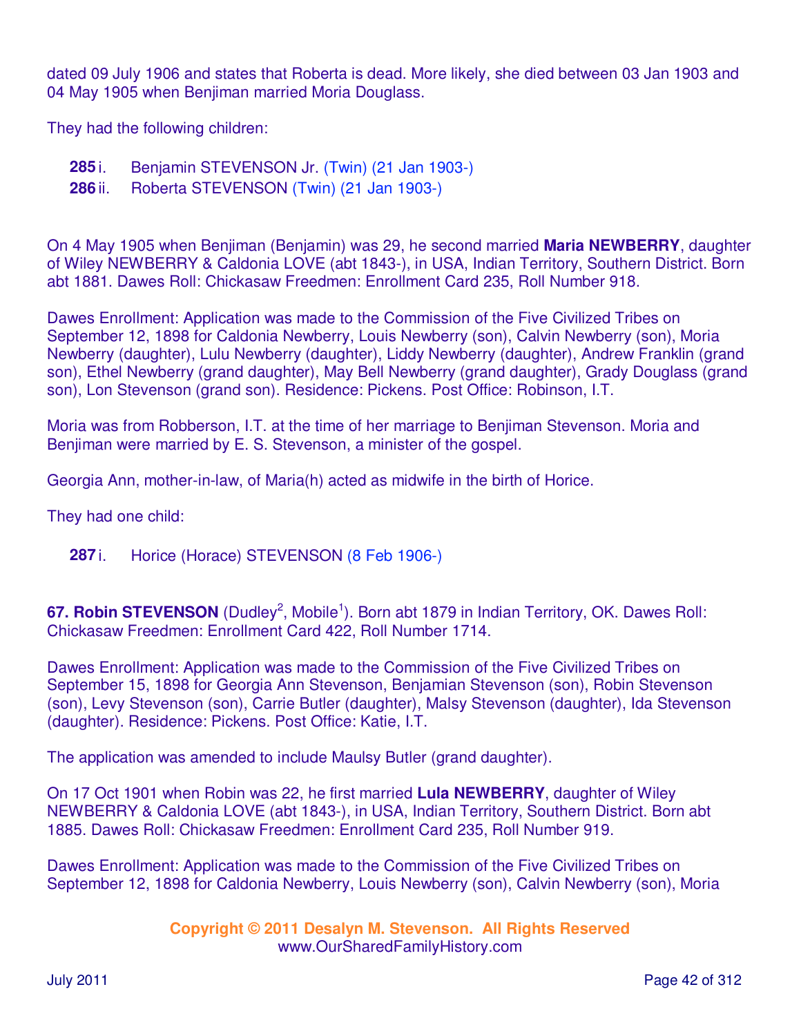dated 09 July 1906 and states that Roberta is dead. More likely, she died between 03 Jan 1903 and 04 May 1905 when Benjiman married Moria Douglass.

They had the following children:

**285** i. Benjamin STEVENSON Jr. (Twin) (21 Jan 1903-)
**286** ii. Roberta STEVENSON (Twin) (21 Jan 1903-)

On 4 May 1905 when Benjiman (Benjamin) was 29, he second married **Maria NEWBERRY**, daughter of Wiley NEWBERRY & Caldonia LOVE (abt 1843-), in USA, Indian Territory, Southern District. Born abt 1881. Dawes Roll: Chickasaw Freedmen: Enrollment Card 235, Roll Number 918.

Dawes Enrollment: Application was made to the Commission of the Five Civilized Tribes on September 12, 1898 for Caldonia Newberry, Louis Newberry (son), Calvin Newberry (son), Moria Newberry (daughter), Lulu Newberry (daughter), Liddy Newberry (daughter), Andrew Franklin (grand son), Ethel Newberry (grand daughter), May Bell Newberry (grand daughter), Grady Douglass (grand son), Lon Stevenson (grand son). Residence: Pickens. Post Office: Robinson, I.T.

Moria was from Robberson, I.T. at the time of her marriage to Benjiman Stevenson. Moria and Benjiman were married by E. S. Stevenson, a minister of the gospel.

Georgia Ann, mother-in-law, of Maria(h) acted as midwife in the birth of Horice.

They had one child:

**287** i. Horice (Horace) STEVENSON (8 Feb 1906-)

**67. Robin STEVENSON** (Dudley[2], Mobile[1]). Born abt 1879 in Indian Territory, OK. Dawes Roll: Chickasaw Freedmen: Enrollment Card 422, Roll Number 1714.

Dawes Enrollment: Application was made to the Commission of the Five Civilized Tribes on September 15, 1898 for Georgia Ann Stevenson, Benjamian Stevenson (son), Robin Stevenson (son), Levy Stevenson (son), Carrie Butler (daughter), Malsy Stevenson (daughter), Ida Stevenson (daughter). Residence: Pickens. Post Office: Katie, I.T.

The application was amended to include Maulsy Butler (grand daughter).

On 17 Oct 1901 when Robin was 22, he first married **Lula NEWBERRY**, daughter of Wiley NEWBERRY & Caldonia LOVE (abt 1843-), in USA, Indian Territory, Southern District. Born abt 1885. Dawes Roll: Chickasaw Freedmen: Enrollment Card 235, Roll Number 919.

Dawes Enrollment: Application was made to the Commission of the Five Civilized Tribes on September 12, 1898 for Caldonia Newberry, Louis Newberry (son), Calvin Newberry (son), Moria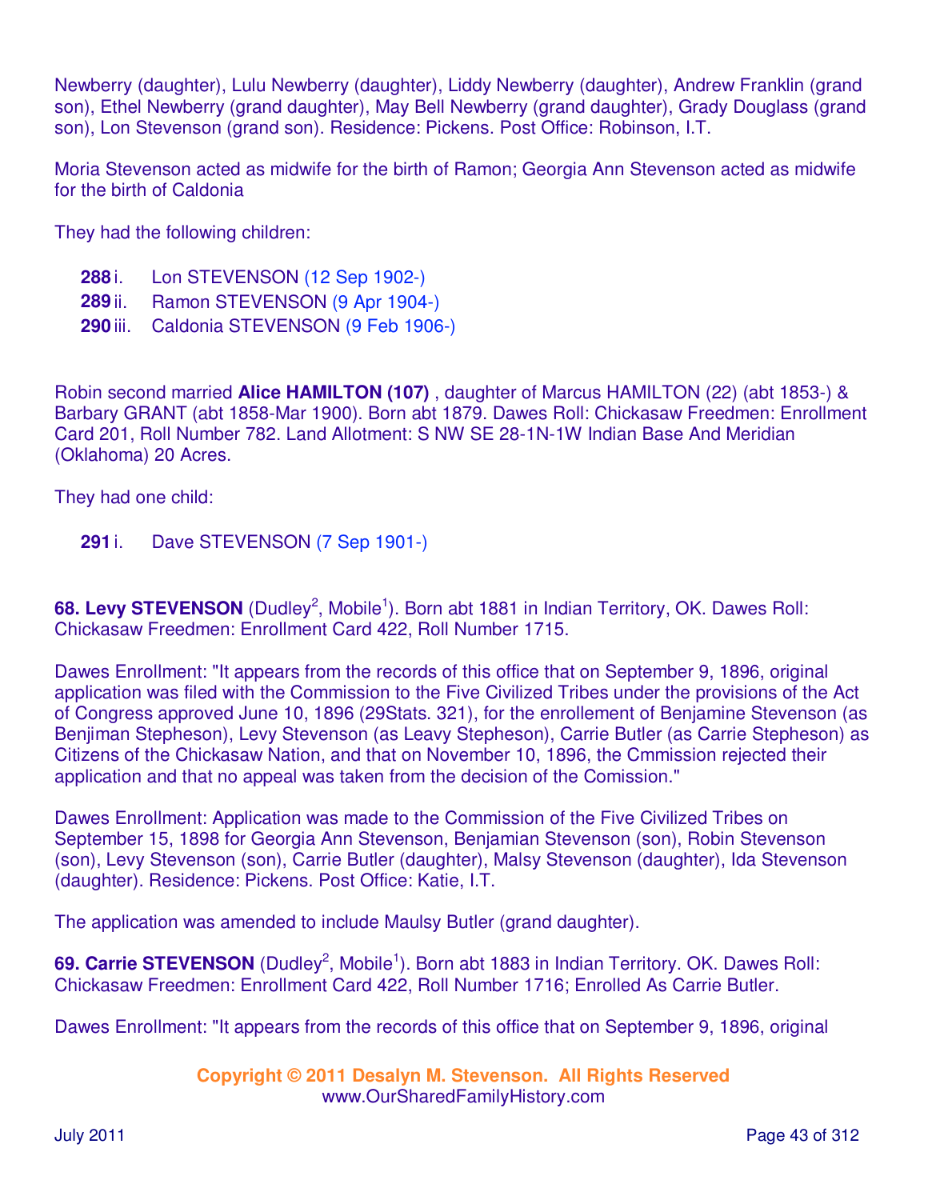Newberry (daughter), Lulu Newberry (daughter), Liddy Newberry (daughter), Andrew Franklin (grand son), Ethel Newberry (grand daughter), May Bell Newberry (grand daughter), Grady Douglass (grand son), Lon Stevenson (grand son). Residence: Pickens. Post Office: Robinson, I.T.

Moria Stevenson acted as midwife for the birth of Ramon; Georgia Ann Stevenson acted as midwife for the birth of Caldonia

They had the following children:

**288** i. Lon STEVENSON (12 Sep 1902-)
**289** ii. Ramon STEVENSON (9 Apr 1904-)
**290** iii. Caldonia STEVENSON (9 Feb 1906-)

Robin second married **Alice HAMILTON (107)** , daughter of Marcus HAMILTON (22) (abt 1853-) & Barbary GRANT (abt 1858-Mar 1900). Born abt 1879. Dawes Roll: Chickasaw Freedmen: Enrollment Card 201, Roll Number 782. Land Allotment: S NW SE 28-1N-1W Indian Base And Meridian (Oklahoma) 20 Acres.

They had one child:

**291** i. Dave STEVENSON (7 Sep 1901-)

**68. Levy STEVENSON** (Dudley[2], Mobile[1]). Born abt 1881 in Indian Territory, OK. Dawes Roll: Chickasaw Freedmen: Enrollment Card 422, Roll Number 1715.

Dawes Enrollment: "It appears from the records of this office that on September 9, 1896, original application was filed with the Commission to the Five Civilized Tribes under the provisions of the Act of Congress approved June 10, 1896 (29Stats. 321), for the enrollement of Benjamine Stevenson (as Benjiman Stepheson), Levy Stevenson (as Leavy Stepheson), Carrie Butler (as Carrie Stepheson) as Citizens of the Chickasaw Nation, and that on November 10, 1896, the Cmmission rejected their application and that no appeal was taken from the decision of the Comission."

Dawes Enrollment: Application was made to the Commission of the Five Civilized Tribes on September 15, 1898 for Georgia Ann Stevenson, Benjamian Stevenson (son), Robin Stevenson (son), Levy Stevenson (son), Carrie Butler (daughter), Malsy Stevenson (daughter), Ida Stevenson (daughter). Residence: Pickens. Post Office: Katie, I.T.

The application was amended to include Maulsy Butler (grand daughter).

**69. Carrie STEVENSON** (Dudley[2], Mobile[1]). Born abt 1883 in Indian Territory. OK. Dawes Roll: Chickasaw Freedmen: Enrollment Card 422, Roll Number 1716; Enrolled As Carrie Butler.

Dawes Enrollment: "It appears from the records of this office that on September 9, 1896, original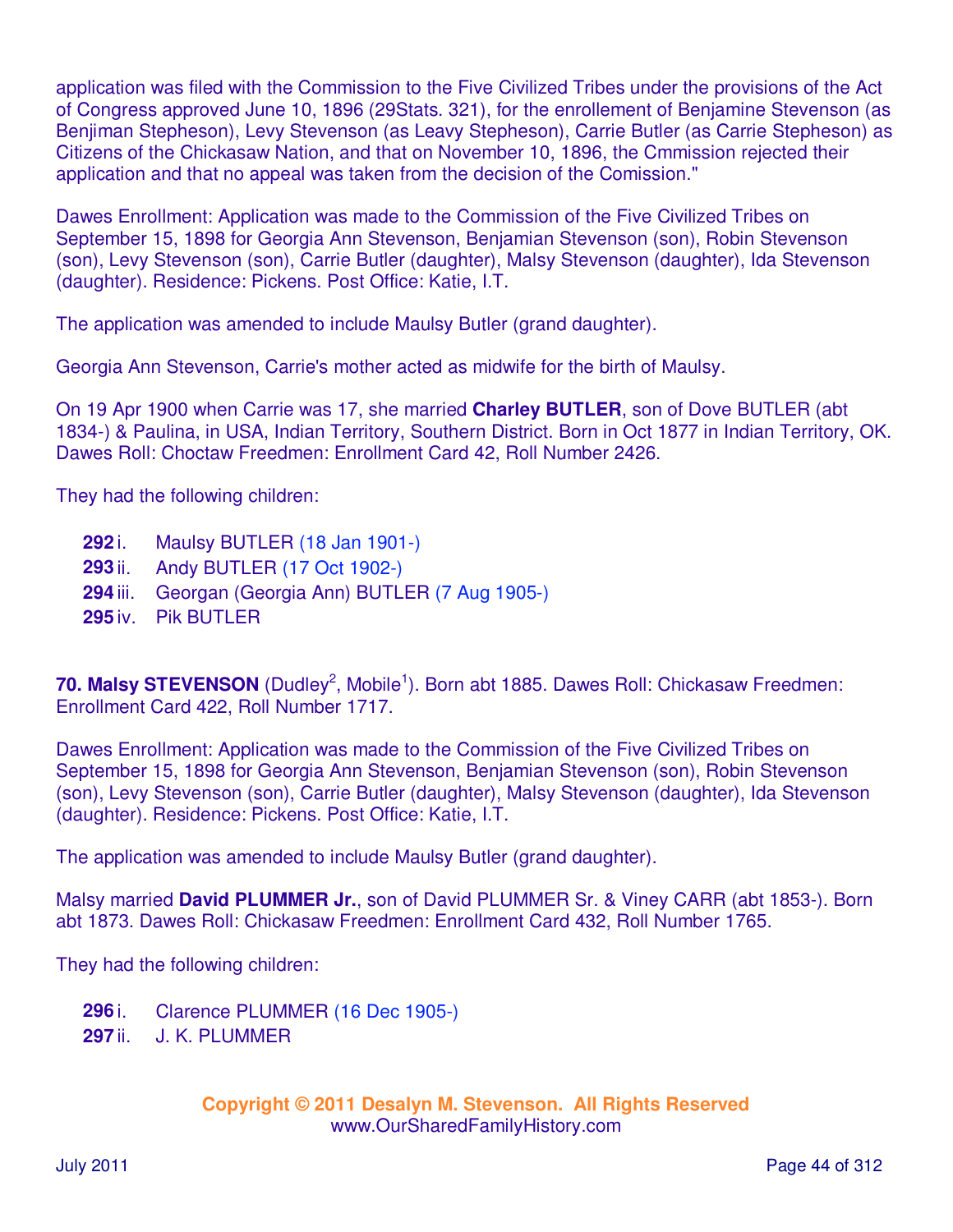application was filed with the Commission to the Five Civilized Tribes under the provisions of the Act of Congress approved June 10, 1896 (29Stats. 321), for the enrollement of Benjamine Stevenson (as Benjiman Stepheson), Levy Stevenson (as Leavy Stepheson), Carrie Butler (as Carrie Stepheson) as Citizens of the Chickasaw Nation, and that on November 10, 1896, the Cmmission rejected their application and that no appeal was taken from the decision of the Comission."

Dawes Enrollment: Application was made to the Commission of the Five Civilized Tribes on September 15, 1898 for Georgia Ann Stevenson, Benjamian Stevenson (son), Robin Stevenson (son), Levy Stevenson (son), Carrie Butler (daughter), Malsy Stevenson (daughter), Ida Stevenson (daughter). Residence: Pickens. Post Office: Katie, I.T.

The application was amended to include Maulsy Butler (grand daughter).

Georgia Ann Stevenson, Carrie's mother acted as midwife for the birth of Maulsy.

On 19 Apr 1900 when Carrie was 17, she married **Charley BUTLER**, son of Dove BUTLER (abt 1834-) & Paulina, in USA, Indian Territory, Southern District. Born in Oct 1877 in Indian Territory, OK. Dawes Roll: Choctaw Freedmen: Enrollment Card 42, Roll Number 2426.

They had the following children:

- **292** i. Maulsy BUTLER (18 Jan 1901-)
- **293** ii. Andy BUTLER (17 Oct 1902-)
- **294** iii. Georgan (Georgia Ann) BUTLER (7 Aug 1905-)
- **295** iv. Pik BUTLER

**70. Malsy STEVENSON** (Dudley[2], Mobile[1]). Born abt 1885. Dawes Roll: Chickasaw Freedmen: Enrollment Card 422, Roll Number 1717.

Dawes Enrollment: Application was made to the Commission of the Five Civilized Tribes on September 15, 1898 for Georgia Ann Stevenson, Benjamian Stevenson (son), Robin Stevenson (son), Levy Stevenson (son), Carrie Butler (daughter), Malsy Stevenson (daughter), Ida Stevenson (daughter). Residence: Pickens. Post Office: Katie, I.T.

The application was amended to include Maulsy Butler (grand daughter).

Malsy married **David PLUMMER Jr.**, son of David PLUMMER Sr. & Viney CARR (abt 1853-). Born abt 1873. Dawes Roll: Chickasaw Freedmen: Enrollment Card 432, Roll Number 1765.

They had the following children:

- **296** i. Clarence PLUMMER (16 Dec 1905-)
- **297** ii. J. K. PLUMMER

**Copyright © 2011 Desalyn M. Stevenson. All Rights Reserved**
www.OurSharedFamilyHistory.com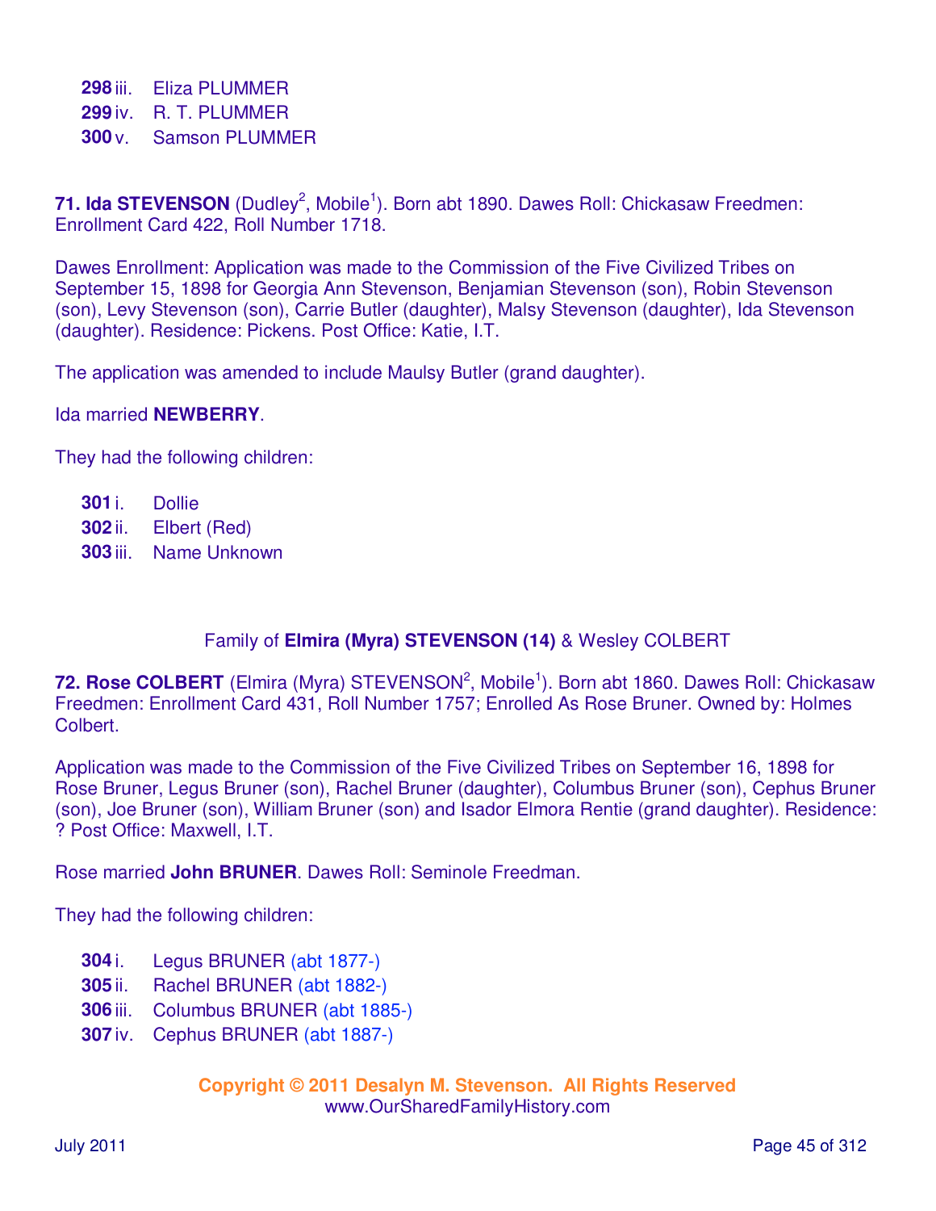**298** iii. Eliza PLUMMER
**299** iv. R. T. PLUMMER
**300** v. Samson PLUMMER

**71. Ida STEVENSON** (Dudley[2], Mobile[1]). Born abt 1890. Dawes Roll: Chickasaw Freedmen: Enrollment Card 422, Roll Number 1718.

Dawes Enrollment: Application was made to the Commission of the Five Civilized Tribes on September 15, 1898 for Georgia Ann Stevenson, Benjamian Stevenson (son), Robin Stevenson (son), Levy Stevenson (son), Carrie Butler (daughter), Malsy Stevenson (daughter), Ida Stevenson (daughter). Residence: Pickens. Post Office: Katie, I.T.

The application was amended to include Maulsy Butler (grand daughter).

Ida married **NEWBERRY**.

They had the following children:

**301** i. Dollie
**302** ii. Elbert (Red)
**303** iii. Name Unknown

Family of **Elmira (Myra) STEVENSON (14)** & Wesley COLBERT

**72. Rose COLBERT** (Elmira (Myra) STEVENSON[2], Mobile[1]). Born abt 1860. Dawes Roll: Chickasaw Freedmen: Enrollment Card 431, Roll Number 1757; Enrolled As Rose Bruner. Owned by: Holmes Colbert.

Application was made to the Commission of the Five Civilized Tribes on September 16, 1898 for Rose Bruner, Legus Bruner (son), Rachel Bruner (daughter), Columbus Bruner (son), Cephus Bruner (son), Joe Bruner (son), William Bruner (son) and Isador Elmora Rentie (grand daughter). Residence: ? Post Office: Maxwell, I.T.

Rose married **John BRUNER**. Dawes Roll: Seminole Freedman.

They had the following children:

**304** i. Legus BRUNER (abt 1877-)
**305** ii. Rachel BRUNER (abt 1882-)
**306** iii. Columbus BRUNER (abt 1885-)
**307** iv. Cephus BRUNER (abt 1887-)

**Copyright © 2011 Desalyn M. Stevenson. All Rights Reserved**
www.OurSharedFamilyHistory.com

July 2011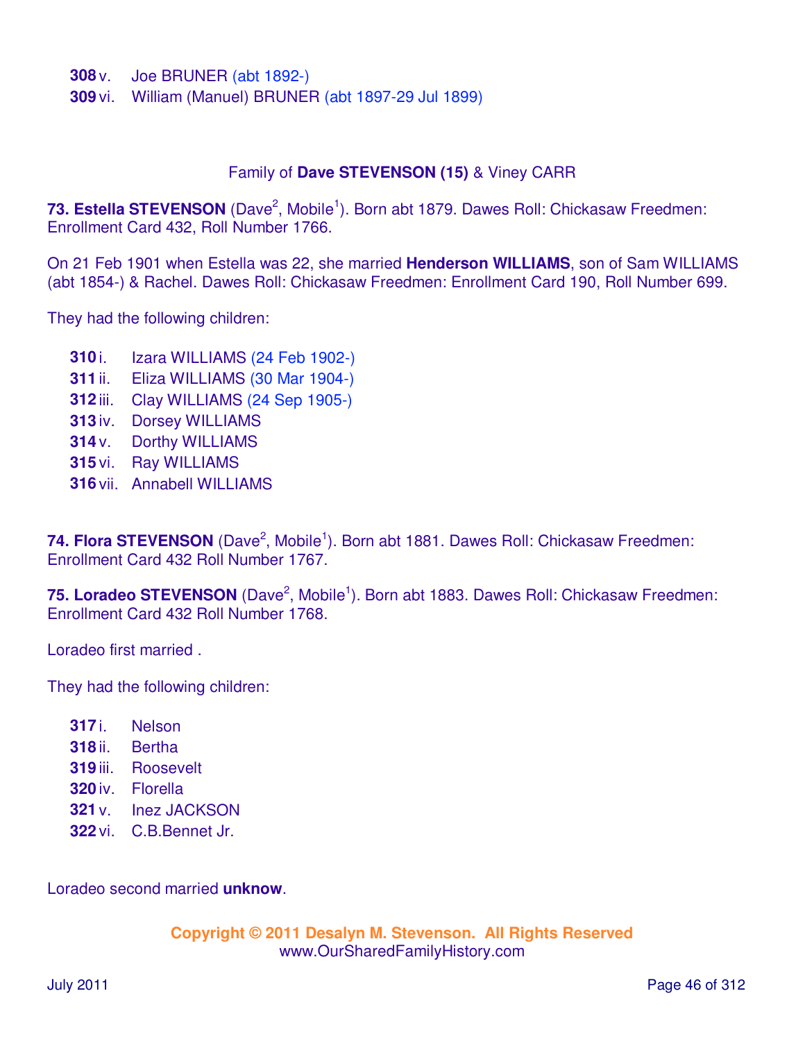**308** v. Joe BRUNER (abt 1892-)
**309** vi. William (Manuel) BRUNER (abt 1897-29 Jul 1899)

Family of **Dave STEVENSON (15)** & Viney CARR

**73. Estella STEVENSON** (Dave[2], Mobile[1]). Born abt 1879. Dawes Roll: Chickasaw Freedmen: Enrollment Card 432, Roll Number 1766.

On 21 Feb 1901 when Estella was 22, she married **Henderson WILLIAMS**, son of Sam WILLIAMS (abt 1854-) & Rachel. Dawes Roll: Chickasaw Freedmen: Enrollment Card 190, Roll Number 699.

They had the following children:

**310** i. Izara WILLIAMS (24 Feb 1902-)
**311** ii. Eliza WILLIAMS (30 Mar 1904-)
**312** iii. Clay WILLIAMS (24 Sep 1905-)
**313** iv. Dorsey WILLIAMS
**314** v. Dorthy WILLIAMS
**315** vi. Ray WILLIAMS
**316** vii. Annabell WILLIAMS

**74. Flora STEVENSON** (Dave[2], Mobile[1]). Born abt 1881. Dawes Roll: Chickasaw Freedmen: Enrollment Card 432 Roll Number 1767.

**75. Loradeo STEVENSON** (Dave[2], Mobile[1]). Born abt 1883. Dawes Roll: Chickasaw Freedmen: Enrollment Card 432 Roll Number 1768.

Loradeo first married .

They had the following children:

**317** i. Nelson
**318** ii. Bertha
**319** iii. Roosevelt
**320** iv. Florella
**321** v. Inez JACKSON
**322** vi. C.B.Bennet Jr.

Loradeo second married **unknow**.

**Copyright © 2011 Desalyn M. Stevenson. All Rights Reserved**
www.OurSharedFamilyHistory.com

July 2011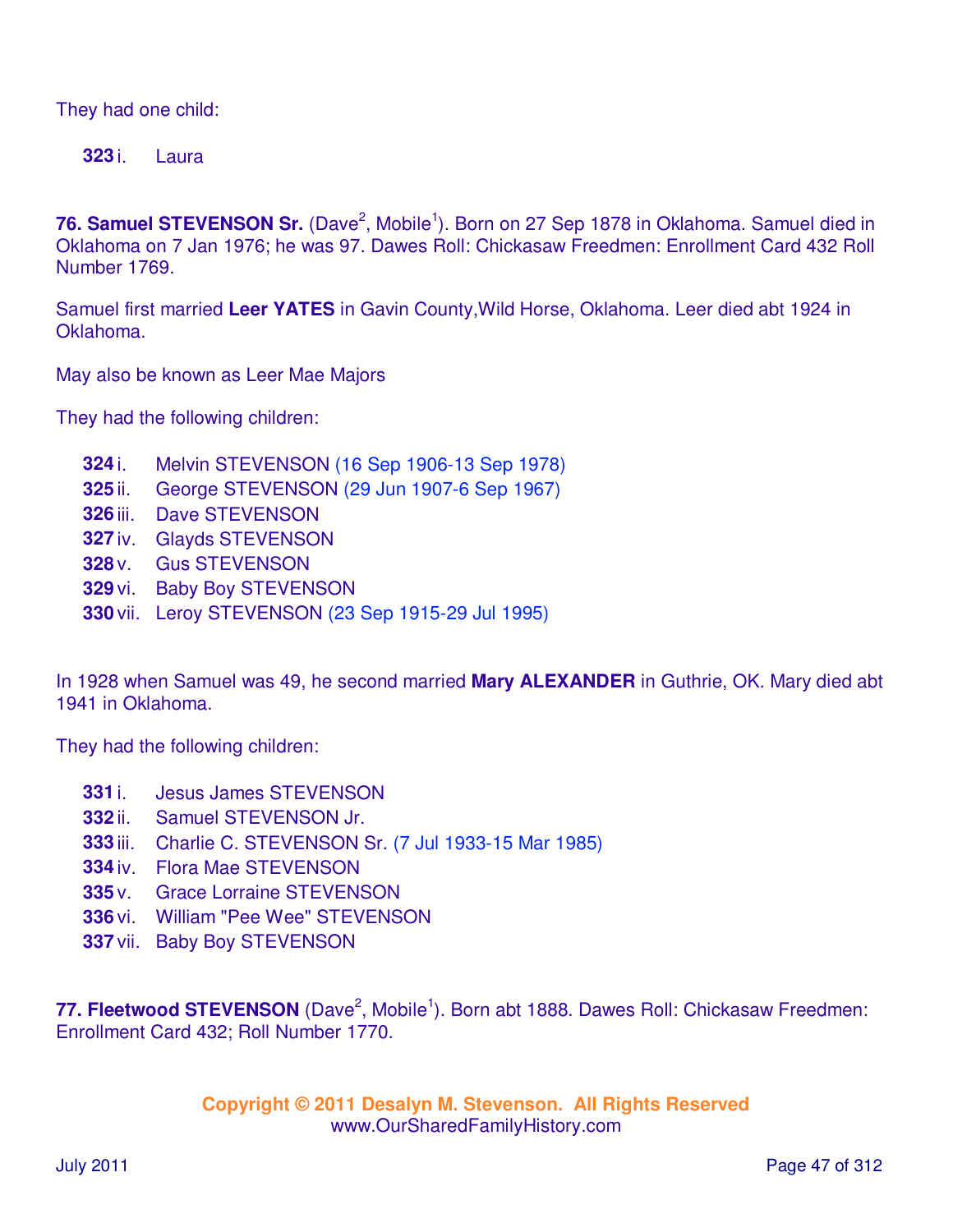They had one child:

**323** i. Laura

**76. Samuel STEVENSON Sr.** (Dave[2], Mobile[1]). Born on 27 Sep 1878 in Oklahoma. Samuel died in Oklahoma on 7 Jan 1976; he was 97. Dawes Roll: Chickasaw Freedmen: Enrollment Card 432 Roll Number 1769.

Samuel first married **Leer YATES** in Gavin County,Wild Horse, Oklahoma. Leer died abt 1924 in Oklahoma.

May also be known as Leer Mae Majors

They had the following children:

**324** i. Melvin STEVENSON (16 Sep 1906-13 Sep 1978)
**325** ii. George STEVENSON (29 Jun 1907-6 Sep 1967)
**326** iii. Dave STEVENSON
**327** iv. Glayds STEVENSON
**328** v. Gus STEVENSON
**329** vi. Baby Boy STEVENSON
**330** vii. Leroy STEVENSON (23 Sep 1915-29 Jul 1995)

In 1928 when Samuel was 49, he second married **Mary ALEXANDER** in Guthrie, OK. Mary died abt 1941 in Oklahoma.

They had the following children:

**331** i. Jesus James STEVENSON
**332** ii. Samuel STEVENSON Jr.
**333** iii. Charlie C. STEVENSON Sr. (7 Jul 1933-15 Mar 1985)
**334** iv. Flora Mae STEVENSON
**335** v. Grace Lorraine STEVENSON
**336** vi. William "Pee Wee" STEVENSON
**337** vii. Baby Boy STEVENSON

**77. Fleetwood STEVENSON** (Dave[2], Mobile[1]). Born abt 1888. Dawes Roll: Chickasaw Freedmen: Enrollment Card 432; Roll Number 1770.

**Copyright © 2011 Desalyn M. Stevenson. All Rights Reserved**
www.OurSharedFamilyHistory.com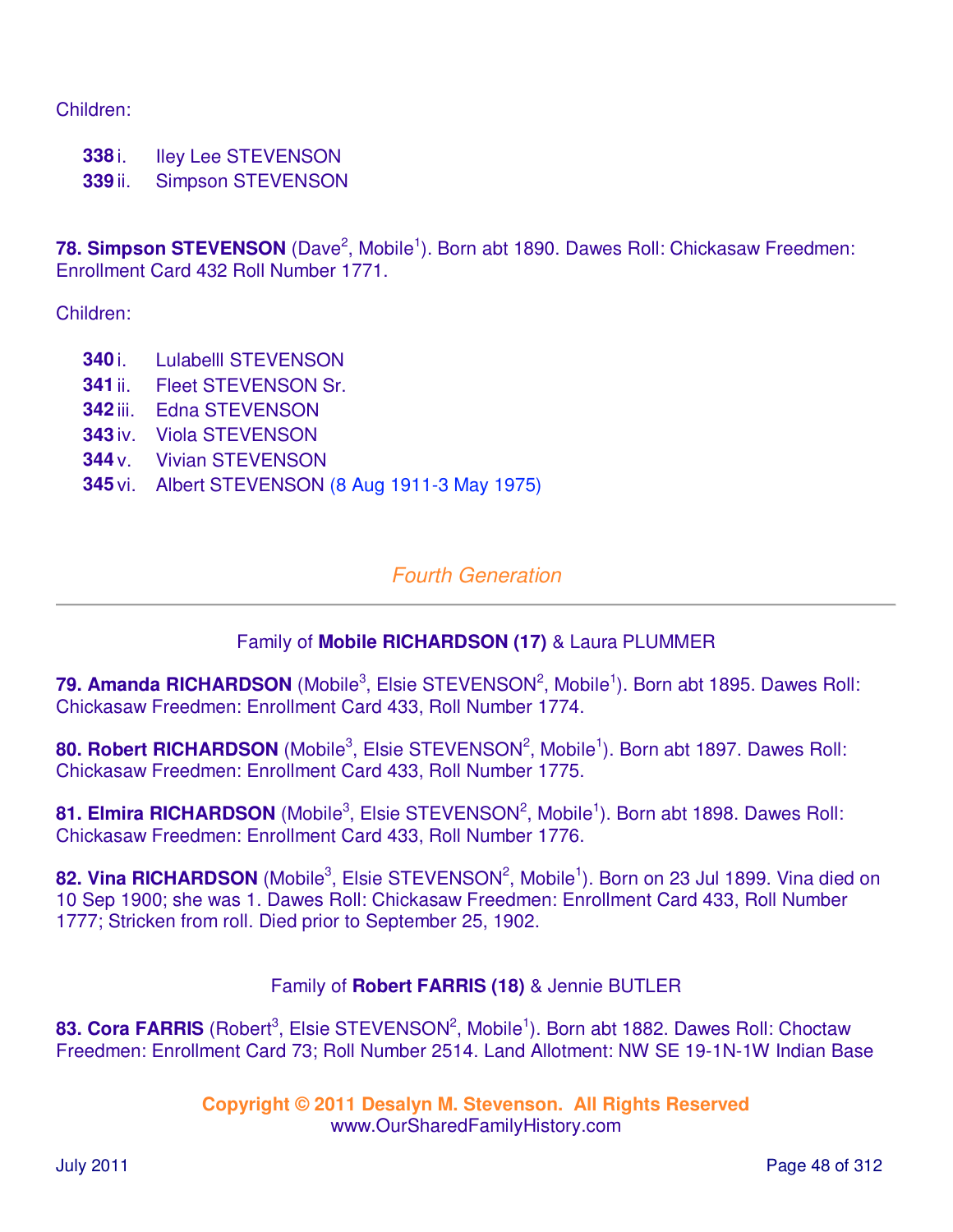Children:

- **338** i. Iley Lee STEVENSON
- **339** ii. Simpson STEVENSON

**78. Simpson STEVENSON** (Dave[2], Mobile[1]). Born abt 1890. Dawes Roll: Chickasaw Freedmen: Enrollment Card 432 Roll Number 1771.

Children:

- **340** i. Lulabelll STEVENSON
- **341** ii. Fleet STEVENSON Sr.
- **342** iii. Edna STEVENSON
- **343** iv. Viola STEVENSON
- **344** v. Vivian STEVENSON
- **345** vi. Albert STEVENSON (8 Aug 1911-3 May 1975)

## *Fourth Generation*

---

### Family of **Mobile RICHARDSON (17)** & Laura PLUMMER

**79. Amanda RICHARDSON** (Mobile[3], Elsie STEVENSON[2], Mobile[1]). Born abt 1895. Dawes Roll: Chickasaw Freedmen: Enrollment Card 433, Roll Number 1774.

**80. Robert RICHARDSON** (Mobile[3], Elsie STEVENSON[2], Mobile[1]). Born abt 1897. Dawes Roll: Chickasaw Freedmen: Enrollment Card 433, Roll Number 1775.

**81. Elmira RICHARDSON** (Mobile[3], Elsie STEVENSON[2], Mobile[1]). Born abt 1898. Dawes Roll: Chickasaw Freedmen: Enrollment Card 433, Roll Number 1776.

**82. Vina RICHARDSON** (Mobile[3], Elsie STEVENSON[2], Mobile[1]). Born on 23 Jul 1899. Vina died on 10 Sep 1900; she was 1. Dawes Roll: Chickasaw Freedmen: Enrollment Card 433, Roll Number 1777; Stricken from roll. Died prior to September 25, 1902.

### Family of **Robert FARRIS (18)** & Jennie BUTLER

**83. Cora FARRIS** (Robert[3], Elsie STEVENSON[2], Mobile[1]). Born abt 1882. Dawes Roll: Choctaw Freedmen: Enrollment Card 73; Roll Number 2514. Land Allotment: NW SE 19-1N-1W Indian Base

**Copyright © 2011 Desalyn M. Stevenson. All Rights Reserved**
www.OurSharedFamilyHistory.com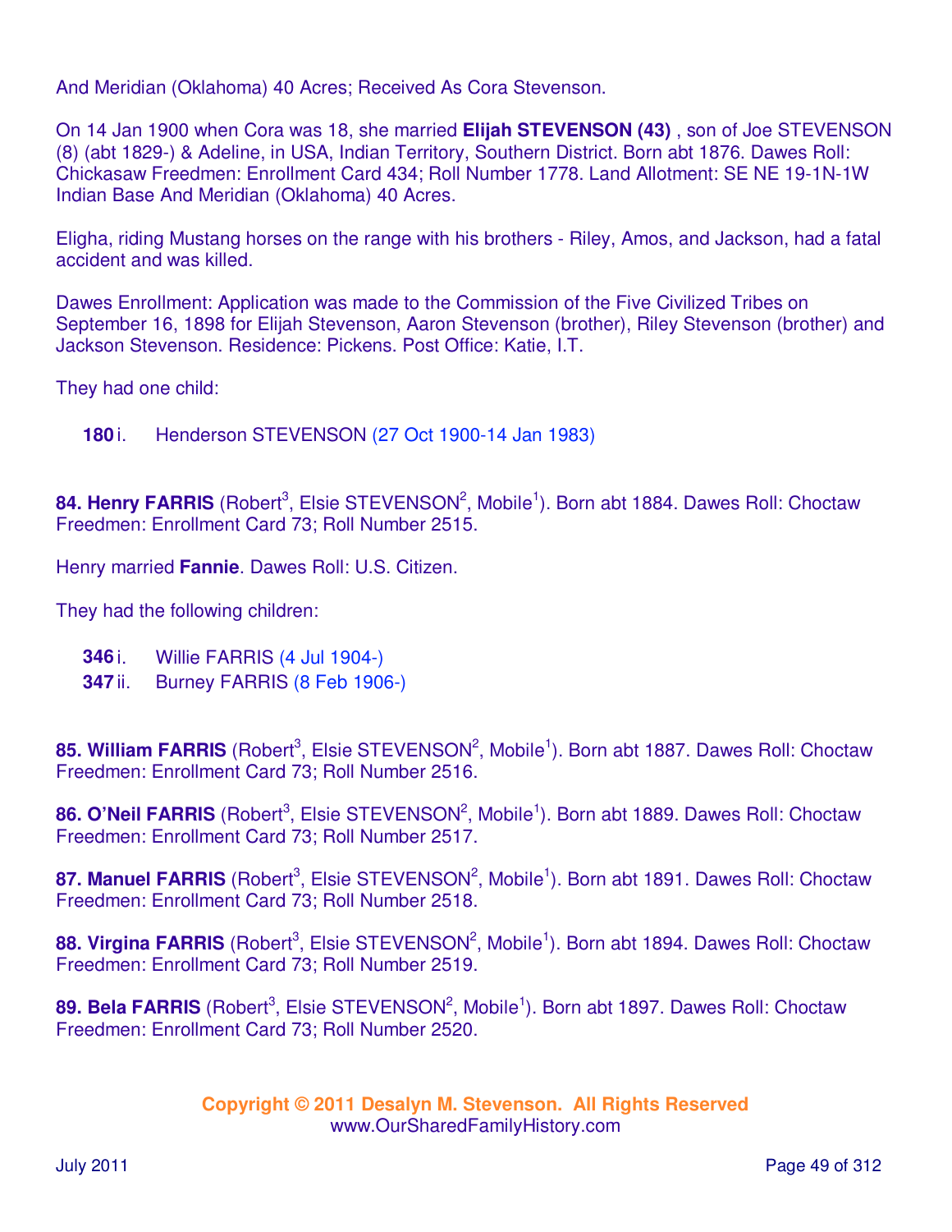And Meridian (Oklahoma) 40 Acres; Received As Cora Stevenson.

On 14 Jan 1900 when Cora was 18, she married **Elijah STEVENSON (43)** , son of Joe STEVENSON (8) (abt 1829-) & Adeline, in USA, Indian Territory, Southern District. Born abt 1876. Dawes Roll: Chickasaw Freedmen: Enrollment Card 434; Roll Number 1778. Land Allotment: SE NE 19-1N-1W Indian Base And Meridian (Oklahoma) 40 Acres.

Eligha, riding Mustang horses on the range with his brothers - Riley, Amos, and Jackson, had a fatal accident and was killed.

Dawes Enrollment: Application was made to the Commission of the Five Civilized Tribes on September 16, 1898 for Elijah Stevenson, Aaron Stevenson (brother), Riley Stevenson (brother) and Jackson Stevenson. Residence: Pickens. Post Office: Katie, I.T.

They had one child:

**180** i. Henderson STEVENSON (27 Oct 1900-14 Jan 1983)

**84. Henry FARRIS** (Robert[3], Elsie STEVENSON[2], Mobile[1]). Born abt 1884. Dawes Roll: Choctaw Freedmen: Enrollment Card 73; Roll Number 2515.

Henry married **Fannie**. Dawes Roll: U.S. Citizen.

They had the following children:

**346** i. Willie FARRIS (4 Jul 1904-)
**347** ii. Burney FARRIS (8 Feb 1906-)

**85. William FARRIS** (Robert[3], Elsie STEVENSON[2], Mobile[1]). Born abt 1887. Dawes Roll: Choctaw Freedmen: Enrollment Card 73; Roll Number 2516.

**86. O'Neil FARRIS** (Robert[3], Elsie STEVENSON[2], Mobile[1]). Born abt 1889. Dawes Roll: Choctaw Freedmen: Enrollment Card 73; Roll Number 2517.

**87. Manuel FARRIS** (Robert[3], Elsie STEVENSON[2], Mobile[1]). Born abt 1891. Dawes Roll: Choctaw Freedmen: Enrollment Card 73; Roll Number 2518.

**88. Virgina FARRIS** (Robert[3], Elsie STEVENSON[2], Mobile[1]). Born abt 1894. Dawes Roll: Choctaw Freedmen: Enrollment Card 73; Roll Number 2519.

**89. Bela FARRIS** (Robert[3], Elsie STEVENSON[2], Mobile[1]). Born abt 1897. Dawes Roll: Choctaw Freedmen: Enrollment Card 73; Roll Number 2520.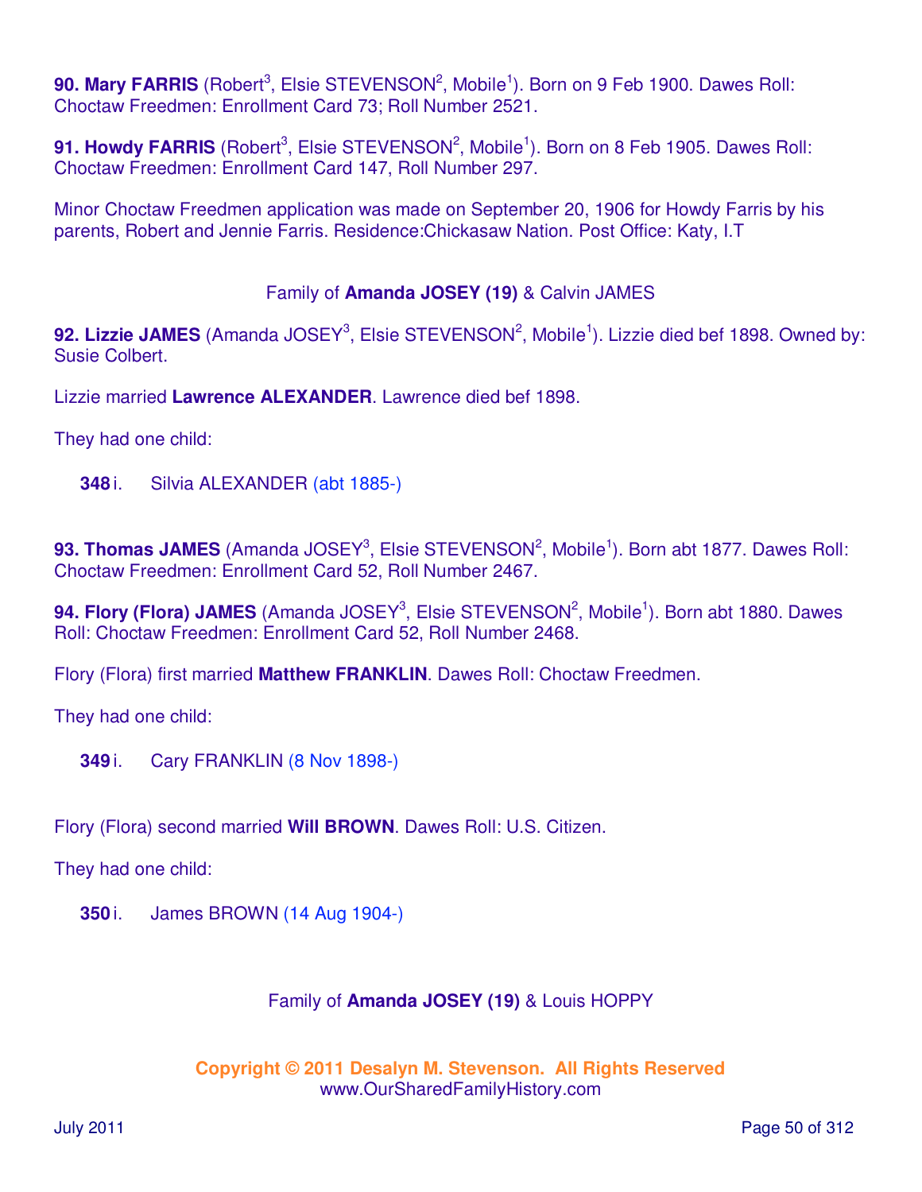**90. Mary FARRIS** (Robert[3], Elsie STEVENSON[2], Mobile[1]). Born on 9 Feb 1900. Dawes Roll: Choctaw Freedmen: Enrollment Card 73; Roll Number 2521.

**91. Howdy FARRIS** (Robert[3], Elsie STEVENSON[2], Mobile[1]). Born on 8 Feb 1905. Dawes Roll: Choctaw Freedmen: Enrollment Card 147, Roll Number 297.

Minor Choctaw Freedmen application was made on September 20, 1906 for Howdy Farris by his parents, Robert and Jennie Farris. Residence:Chickasaw Nation. Post Office: Katy, I.T

Family of **Amanda JOSEY (19)** & Calvin JAMES

**92. Lizzie JAMES** (Amanda JOSEY[3], Elsie STEVENSON[2], Mobile[1]). Lizzie died bef 1898. Owned by: Susie Colbert.

Lizzie married **Lawrence ALEXANDER**. Lawrence died bef 1898.

They had one child:

**348** i. Silvia ALEXANDER (abt 1885-)

**93. Thomas JAMES** (Amanda JOSEY[3], Elsie STEVENSON[2], Mobile[1]). Born abt 1877. Dawes Roll: Choctaw Freedmen: Enrollment Card 52, Roll Number 2467.

**94. Flory (Flora) JAMES** (Amanda JOSEY[3], Elsie STEVENSON[2], Mobile[1]). Born abt 1880. Dawes Roll: Choctaw Freedmen: Enrollment Card 52, Roll Number 2468.

Flory (Flora) first married **Matthew FRANKLIN**. Dawes Roll: Choctaw Freedmen.

They had one child:

**349** i. Cary FRANKLIN (8 Nov 1898-)

Flory (Flora) second married **Will BROWN**. Dawes Roll: U.S. Citizen.

They had one child:

**350** i. James BROWN (14 Aug 1904-)

Family of **Amanda JOSEY (19)** & Louis HOPPY

**Copyright © 2011 Desalyn M. Stevenson. All Rights Reserved**
www.OurSharedFamilyHistory.com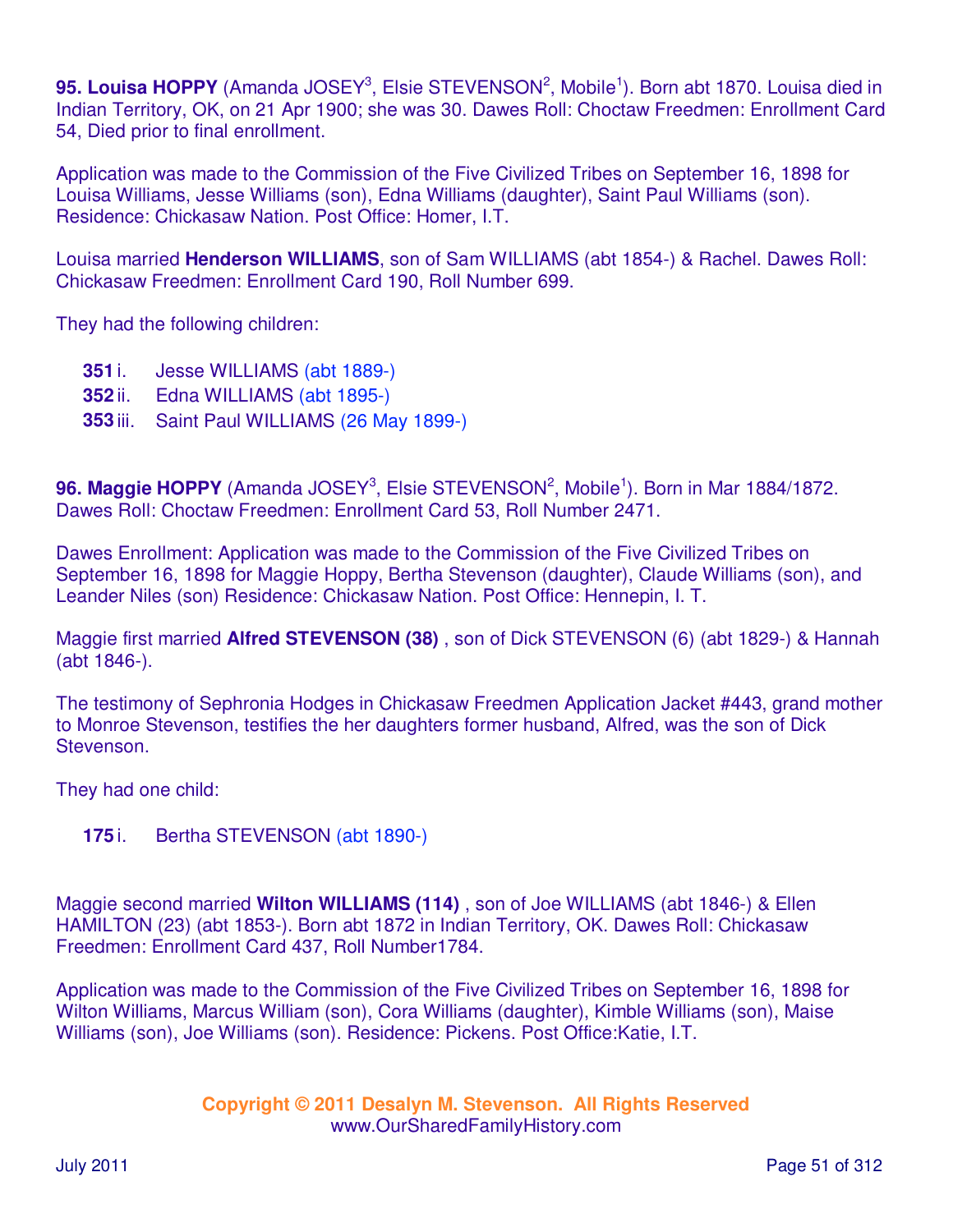**95. Louisa HOPPY** (Amanda JOSEY[3], Elsie STEVENSON[2], Mobile[1]). Born abt 1870. Louisa died in Indian Territory, OK, on 21 Apr 1900; she was 30. Dawes Roll: Choctaw Freedmen: Enrollment Card 54, Died prior to final enrollment.

Application was made to the Commission of the Five Civilized Tribes on September 16, 1898 for Louisa Williams, Jesse Williams (son), Edna Williams (daughter), Saint Paul Williams (son). Residence: Chickasaw Nation. Post Office: Homer, I.T.

Louisa married **Henderson WILLIAMS**, son of Sam WILLIAMS (abt 1854-) & Rachel. Dawes Roll: Chickasaw Freedmen: Enrollment Card 190, Roll Number 699.

They had the following children:

- **351** i. Jesse WILLIAMS (abt 1889-)
- **352** ii. Edna WILLIAMS (abt 1895-)
- **353** iii. Saint Paul WILLIAMS (26 May 1899-)

**96. Maggie HOPPY** (Amanda JOSEY[3], Elsie STEVENSON[2], Mobile[1]). Born in Mar 1884/1872. Dawes Roll: Choctaw Freedmen: Enrollment Card 53, Roll Number 2471.

Dawes Enrollment: Application was made to the Commission of the Five Civilized Tribes on September 16, 1898 for Maggie Hoppy, Bertha Stevenson (daughter), Claude Williams (son), and Leander Niles (son) Residence: Chickasaw Nation. Post Office: Hennepin, I. T.

Maggie first married **Alfred STEVENSON (38)** , son of Dick STEVENSON (6) (abt 1829-) & Hannah (abt 1846-).

The testimony of Sephronia Hodges in Chickasaw Freedmen Application Jacket #443, grand mother to Monroe Stevenson, testifies the her daughters former husband, Alfred, was the son of Dick Stevenson.

They had one child:

- **175** i. Bertha STEVENSON (abt 1890-)

Maggie second married **Wilton WILLIAMS (114)** , son of Joe WILLIAMS (abt 1846-) & Ellen HAMILTON (23) (abt 1853-). Born abt 1872 in Indian Territory, OK. Dawes Roll: Chickasaw Freedmen: Enrollment Card 437, Roll Number1784.

Application was made to the Commission of the Five Civilized Tribes on September 16, 1898 for Wilton Williams, Marcus William (son), Cora Williams (daughter), Kimble Williams (son), Maise Williams (son), Joe Williams (son). Residence: Pickens. Post Office:Katie, I.T.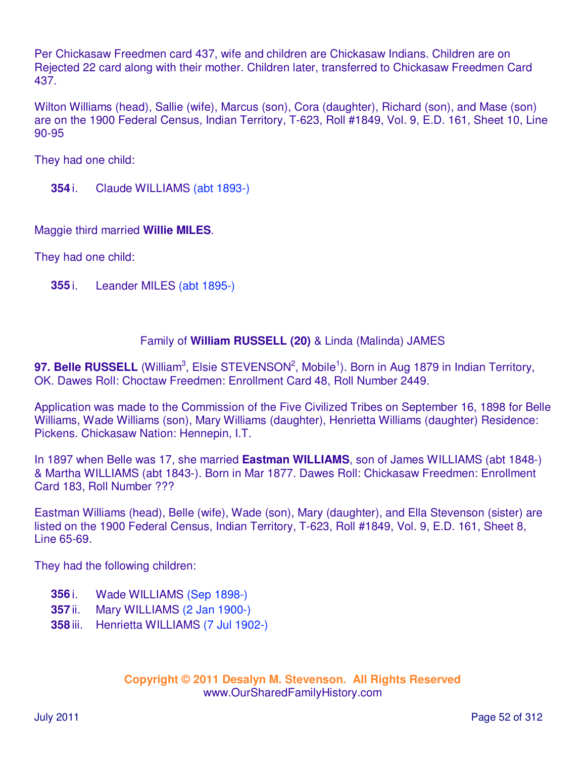Per Chickasaw Freedmen card 437, wife and children are Chickasaw Indians. Children are on Rejected 22 card along with their mother. Children later, transferred to Chickasaw Freedmen Card 437.

Wilton Williams (head), Sallie (wife), Marcus (son), Cora (daughter), Richard (son), and Mase (son) are on the 1900 Federal Census, Indian Territory, T-623, Roll #1849, Vol. 9, E.D. 161, Sheet 10, Line 90-95

They had one child:

**354** i. Claude WILLIAMS (abt 1893-)

Maggie third married **Willie MILES**.

They had one child:

**355** i. Leander MILES (abt 1895-)

## Family of **William RUSSELL (20)** & Linda (Malinda) JAMES

**97. Belle RUSSELL** (William[3], Elsie STEVENSON[2], Mobile[1]). Born in Aug 1879 in Indian Territory, OK. Dawes Roll: Choctaw Freedmen: Enrollment Card 48, Roll Number 2449.

Application was made to the Commission of the Five Civilized Tribes on September 16, 1898 for Belle Williams, Wade Williams (son), Mary Williams (daughter), Henrietta Williams (daughter) Residence: Pickens. Chickasaw Nation: Hennepin, I.T.

In 1897 when Belle was 17, she married **Eastman WILLIAMS**, son of James WILLIAMS (abt 1848-) & Martha WILLIAMS (abt 1843-). Born in Mar 1877. Dawes Roll: Chickasaw Freedmen: Enrollment Card 183, Roll Number ???

Eastman Williams (head), Belle (wife), Wade (son), Mary (daughter), and Ella Stevenson (sister) are listed on the 1900 Federal Census, Indian Territory, T-623, Roll #1849, Vol. 9, E.D. 161, Sheet 8, Line 65-69.

They had the following children:

**356** i. Wade WILLIAMS (Sep 1898-)
**357** ii. Mary WILLIAMS (2 Jan 1900-)
**358** iii. Henrietta WILLIAMS (7 Jul 1902-)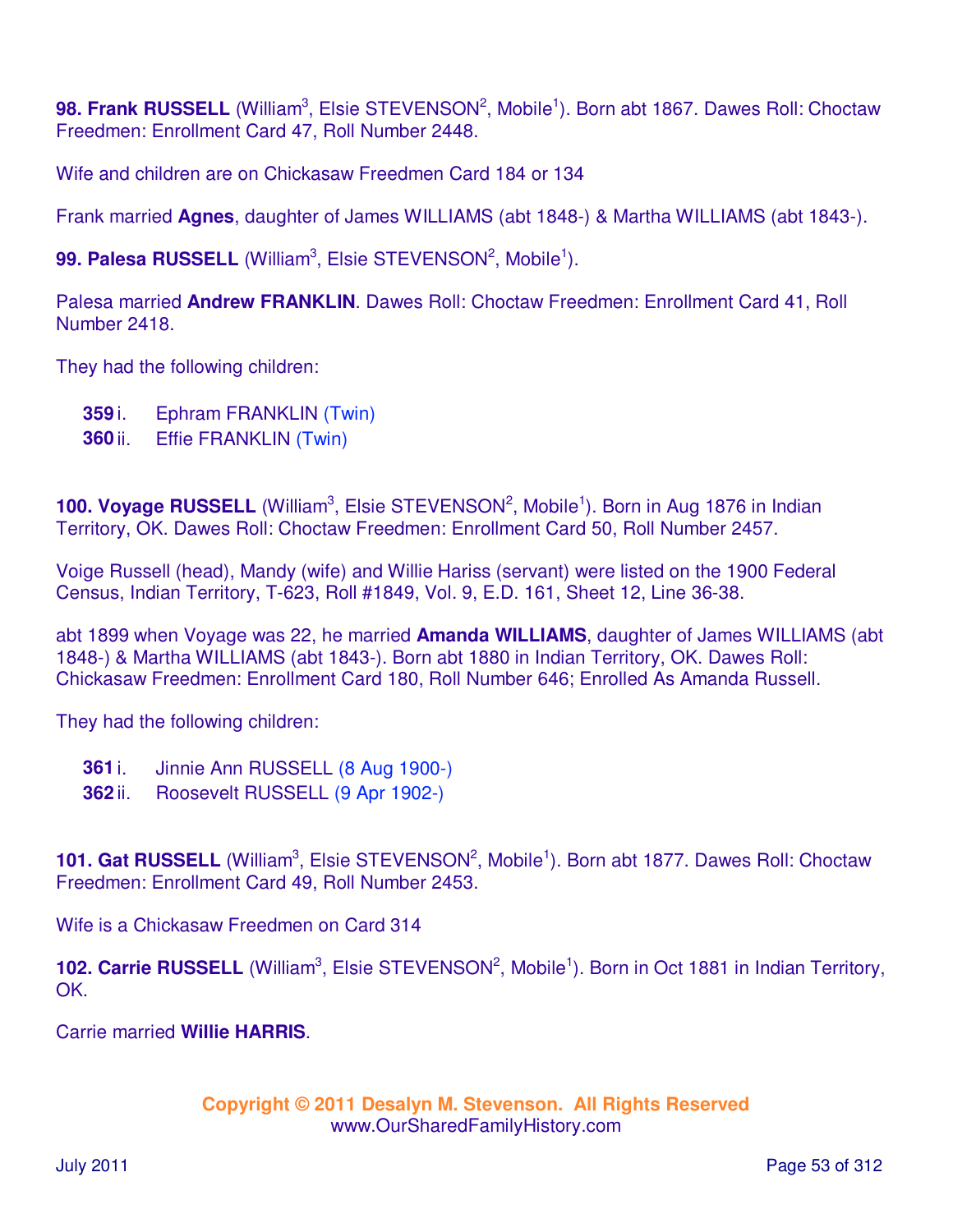**98. Frank RUSSELL** (William[3], Elsie STEVENSON[2], Mobile[1]). Born abt 1867. Dawes Roll: Choctaw Freedmen: Enrollment Card 47, Roll Number 2448.

Wife and children are on Chickasaw Freedmen Card 184 or 134

Frank married **Agnes**, daughter of James WILLIAMS (abt 1848-) & Martha WILLIAMS (abt 1843-).

**99. Palesa RUSSELL** (William[3], Elsie STEVENSON[2], Mobile[1]).

Palesa married **Andrew FRANKLIN**. Dawes Roll: Choctaw Freedmen: Enrollment Card 41, Roll Number 2418.

They had the following children:

- **359** i. Ephram FRANKLIN (Twin)
- **360** ii. Effie FRANKLIN (Twin)

**100. Voyage RUSSELL** (William[3], Elsie STEVENSON[2], Mobile[1]). Born in Aug 1876 in Indian Territory, OK. Dawes Roll: Choctaw Freedmen: Enrollment Card 50, Roll Number 2457.

Voige Russell (head), Mandy (wife) and Willie Hariss (servant) were listed on the 1900 Federal Census, Indian Territory, T-623, Roll #1849, Vol. 9, E.D. 161, Sheet 12, Line 36-38.

abt 1899 when Voyage was 22, he married **Amanda WILLIAMS**, daughter of James WILLIAMS (abt 1848-) & Martha WILLIAMS (abt 1843-). Born abt 1880 in Indian Territory, OK. Dawes Roll: Chickasaw Freedmen: Enrollment Card 180, Roll Number 646; Enrolled As Amanda Russell.

They had the following children:

- **361** i. Jinnie Ann RUSSELL (8 Aug 1900-)
- **362** ii. Roosevelt RUSSELL (9 Apr 1902-)

**101. Gat RUSSELL** (William[3], Elsie STEVENSON[2], Mobile[1]). Born abt 1877. Dawes Roll: Choctaw Freedmen: Enrollment Card 49, Roll Number 2453.

Wife is a Chickasaw Freedmen on Card 314

**102. Carrie RUSSELL** (William[3], Elsie STEVENSON[2], Mobile[1]). Born in Oct 1881 in Indian Territory, OK.

Carrie married **Willie HARRIS**.

**Copyright © 2011 Desalyn M. Stevenson. All Rights Reserved**
www.OurSharedFamilyHistory.com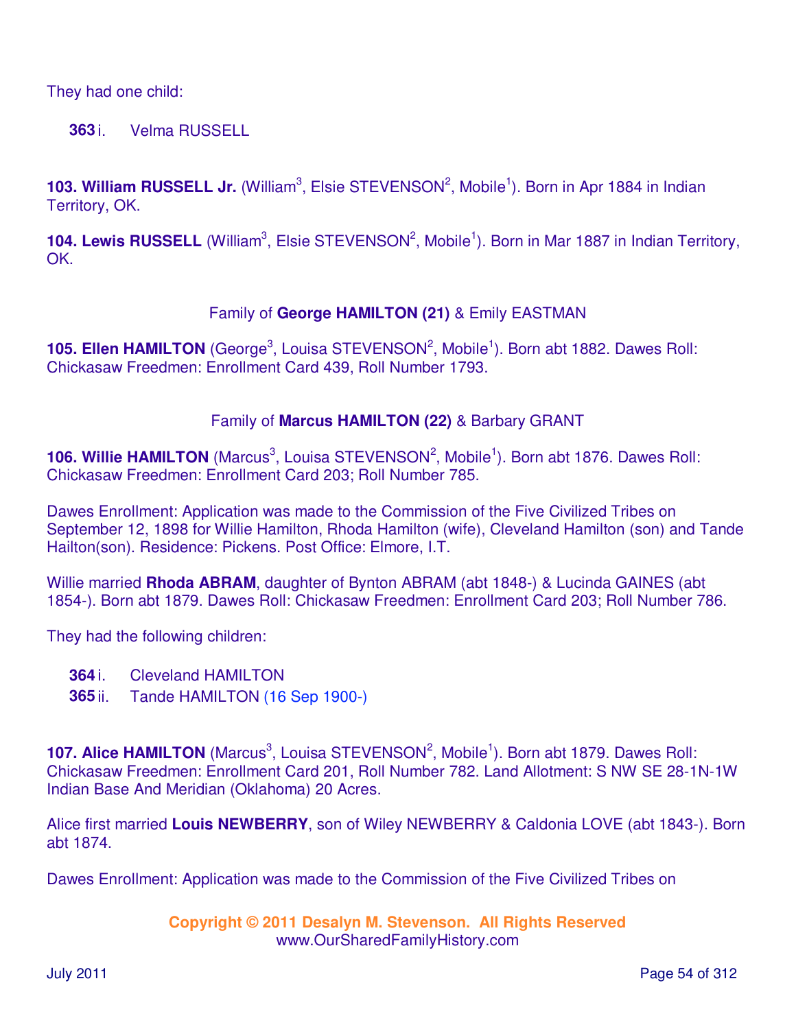They had one child:

**363** i. Velma RUSSELL

**103. William RUSSELL Jr.** (William[3], Elsie STEVENSON[2], Mobile[1]). Born in Apr 1884 in Indian Territory, OK.

**104. Lewis RUSSELL** (William[3], Elsie STEVENSON[2], Mobile[1]). Born in Mar 1887 in Indian Territory, OK.

Family of **George HAMILTON (21)** & Emily EASTMAN

**105. Ellen HAMILTON** (George[3], Louisa STEVENSON[2], Mobile[1]). Born abt 1882. Dawes Roll: Chickasaw Freedmen: Enrollment Card 439, Roll Number 1793.

Family of **Marcus HAMILTON (22)** & Barbary GRANT

**106. Willie HAMILTON** (Marcus[3], Louisa STEVENSON[2], Mobile[1]). Born abt 1876. Dawes Roll: Chickasaw Freedmen: Enrollment Card 203; Roll Number 785.

Dawes Enrollment: Application was made to the Commission of the Five Civilized Tribes on September 12, 1898 for Willie Hamilton, Rhoda Hamilton (wife), Cleveland Hamilton (son) and Tande Hailton(son). Residence: Pickens. Post Office: Elmore, I.T.

Willie married **Rhoda ABRAM**, daughter of Bynton ABRAM (abt 1848-) & Lucinda GAINES (abt 1854-). Born abt 1879. Dawes Roll: Chickasaw Freedmen: Enrollment Card 203; Roll Number 786.

They had the following children:

**364** i. Cleveland HAMILTON
**365** ii. Tande HAMILTON (16 Sep 1900-)

**107. Alice HAMILTON** (Marcus[3], Louisa STEVENSON[2], Mobile[1]). Born abt 1879. Dawes Roll: Chickasaw Freedmen: Enrollment Card 201, Roll Number 782. Land Allotment: S NW SE 28-1N-1W Indian Base And Meridian (Oklahoma) 20 Acres.

Alice first married **Louis NEWBERRY**, son of Wiley NEWBERRY & Caldonia LOVE (abt 1843-). Born abt 1874.

Dawes Enrollment: Application was made to the Commission of the Five Civilized Tribes on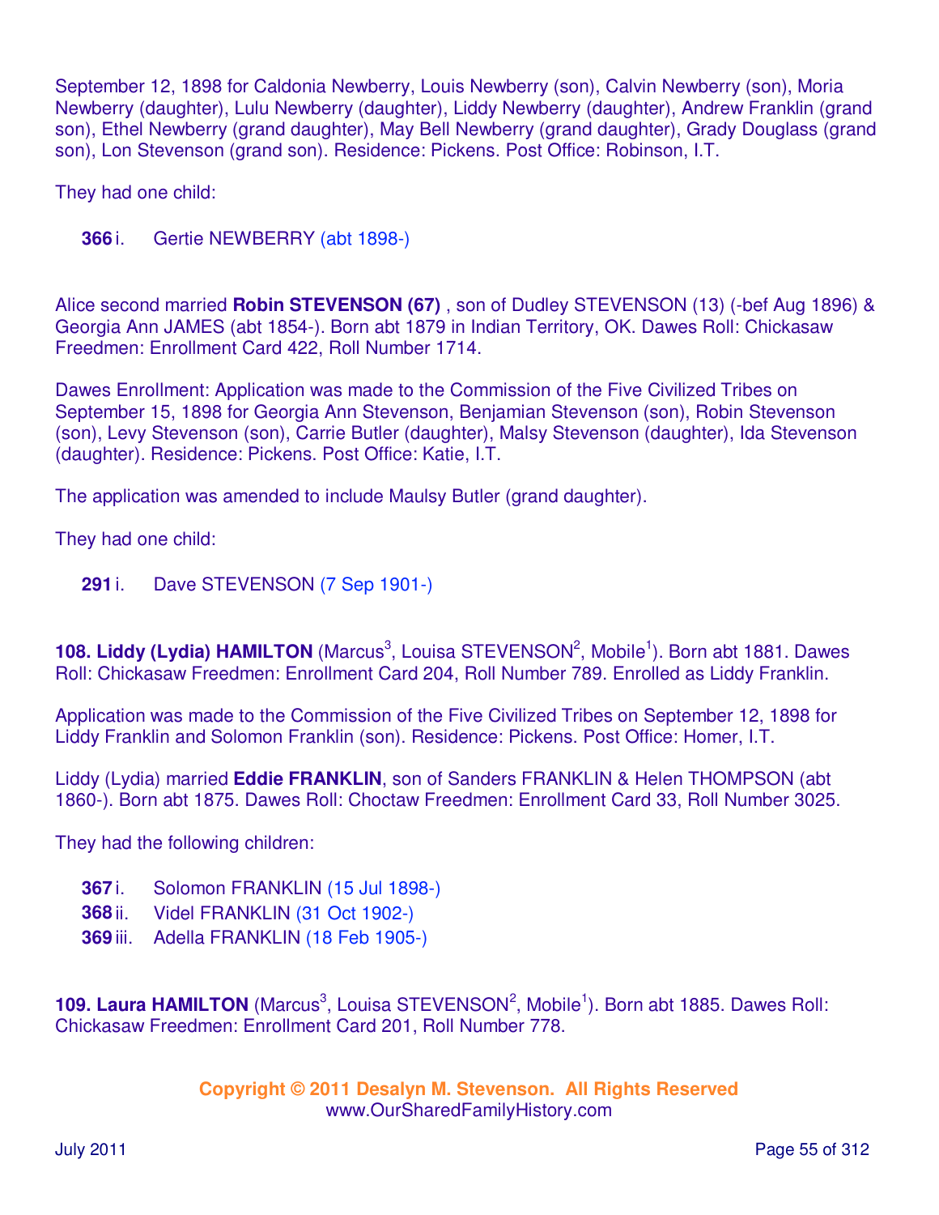September 12, 1898 for Caldonia Newberry, Louis Newberry (son), Calvin Newberry (son), Moria Newberry (daughter), Lulu Newberry (daughter), Liddy Newberry (daughter), Andrew Franklin (grand son), Ethel Newberry (grand daughter), May Bell Newberry (grand daughter), Grady Douglass (grand son), Lon Stevenson (grand son). Residence: Pickens. Post Office: Robinson, I.T.

They had one child:

**366** i. Gertie NEWBERRY (abt 1898-)

Alice second married **Robin STEVENSON (67)** , son of Dudley STEVENSON (13) (-bef Aug 1896) & Georgia Ann JAMES (abt 1854-). Born abt 1879 in Indian Territory, OK. Dawes Roll: Chickasaw Freedmen: Enrollment Card 422, Roll Number 1714.

Dawes Enrollment: Application was made to the Commission of the Five Civilized Tribes on September 15, 1898 for Georgia Ann Stevenson, Benjamian Stevenson (son), Robin Stevenson (son), Levy Stevenson (son), Carrie Butler (daughter), Malsy Stevenson (daughter), Ida Stevenson (daughter). Residence: Pickens. Post Office: Katie, I.T.

The application was amended to include Maulsy Butler (grand daughter).

They had one child:

**291** i. Dave STEVENSON (7 Sep 1901-)

**108. Liddy (Lydia) HAMILTON** (Marcus[3], Louisa STEVENSON[2], Mobile[1]). Born abt 1881. Dawes Roll: Chickasaw Freedmen: Enrollment Card 204, Roll Number 789. Enrolled as Liddy Franklin.

Application was made to the Commission of the Five Civilized Tribes on September 12, 1898 for Liddy Franklin and Solomon Franklin (son). Residence: Pickens. Post Office: Homer, I.T.

Liddy (Lydia) married **Eddie FRANKLIN**, son of Sanders FRANKLIN & Helen THOMPSON (abt 1860-). Born abt 1875. Dawes Roll: Choctaw Freedmen: Enrollment Card 33, Roll Number 3025.

They had the following children:

**367** i. Solomon FRANKLIN (15 Jul 1898-)
**368** ii. Videl FRANKLIN (31 Oct 1902-)
**369** iii. Adella FRANKLIN (18 Feb 1905-)

**109. Laura HAMILTON** (Marcus[3], Louisa STEVENSON[2], Mobile[1]). Born abt 1885. Dawes Roll: Chickasaw Freedmen: Enrollment Card 201, Roll Number 778.

Copyright © 2011 Desalyn M. Stevenson. All Rights Reserved
www.OurSharedFamilyHistory.com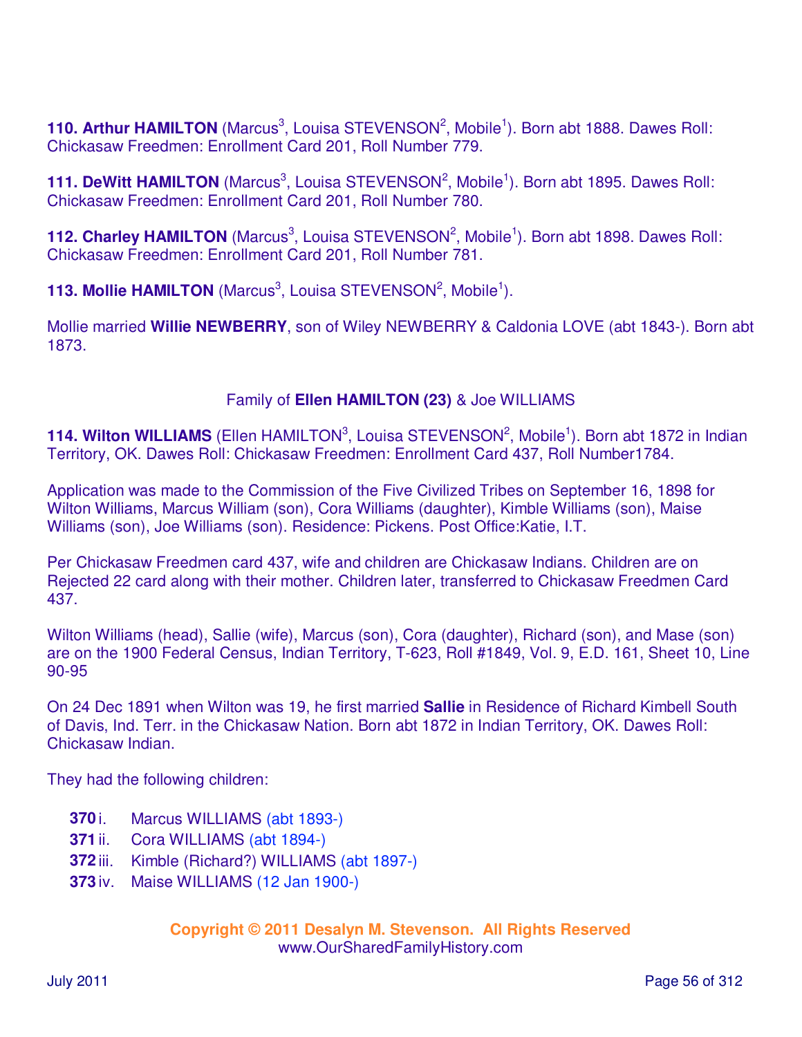**110. Arthur HAMILTON** (Marcus[3], Louisa STEVENSON[2], Mobile[1]). Born abt 1888. Dawes Roll: Chickasaw Freedmen: Enrollment Card 201, Roll Number 779.

**111. DeWitt HAMILTON** (Marcus[3], Louisa STEVENSON[2], Mobile[1]). Born abt 1895. Dawes Roll: Chickasaw Freedmen: Enrollment Card 201, Roll Number 780.

**112. Charley HAMILTON** (Marcus[3], Louisa STEVENSON[2], Mobile[1]). Born abt 1898. Dawes Roll: Chickasaw Freedmen: Enrollment Card 201, Roll Number 781.

**113. Mollie HAMILTON** (Marcus[3], Louisa STEVENSON[2], Mobile[1]).

Mollie married **Willie NEWBERRY**, son of Wiley NEWBERRY & Caldonia LOVE (abt 1843-). Born abt 1873.

Family of **Ellen HAMILTON (23)** & Joe WILLIAMS

**114. Wilton WILLIAMS** (Ellen HAMILTON[3], Louisa STEVENSON[2], Mobile[1]). Born abt 1872 in Indian Territory, OK. Dawes Roll: Chickasaw Freedmen: Enrollment Card 437, Roll Number1784.

Application was made to the Commission of the Five Civilized Tribes on September 16, 1898 for Wilton Williams, Marcus William (son), Cora Williams (daughter), Kimble Williams (son), Maise Williams (son), Joe Williams (son). Residence: Pickens. Post Office:Katie, I.T.

Per Chickasaw Freedmen card 437, wife and children are Chickasaw Indians. Children are on Rejected 22 card along with their mother. Children later, transferred to Chickasaw Freedmen Card 437.

Wilton Williams (head), Sallie (wife), Marcus (son), Cora (daughter), Richard (son), and Mase (son) are on the 1900 Federal Census, Indian Territory, T-623, Roll #1849, Vol. 9, E.D. 161, Sheet 10, Line 90-95

On 24 Dec 1891 when Wilton was 19, he first married **Sallie** in Residence of Richard Kimbell South of Davis, Ind. Terr. in the Chickasaw Nation. Born abt 1872 in Indian Territory, OK. Dawes Roll: Chickasaw Indian.

They had the following children:

- **370** i. Marcus WILLIAMS (abt 1893-)
- **371** ii. Cora WILLIAMS (abt 1894-)
- **372** iii. Kimble (Richard?) WILLIAMS (abt 1897-)
- **373** iv. Maise WILLIAMS (12 Jan 1900-)

**Copyright © 2011 Desalyn M. Stevenson. All Rights Reserved**
www.OurSharedFamilyHistory.com

July 2011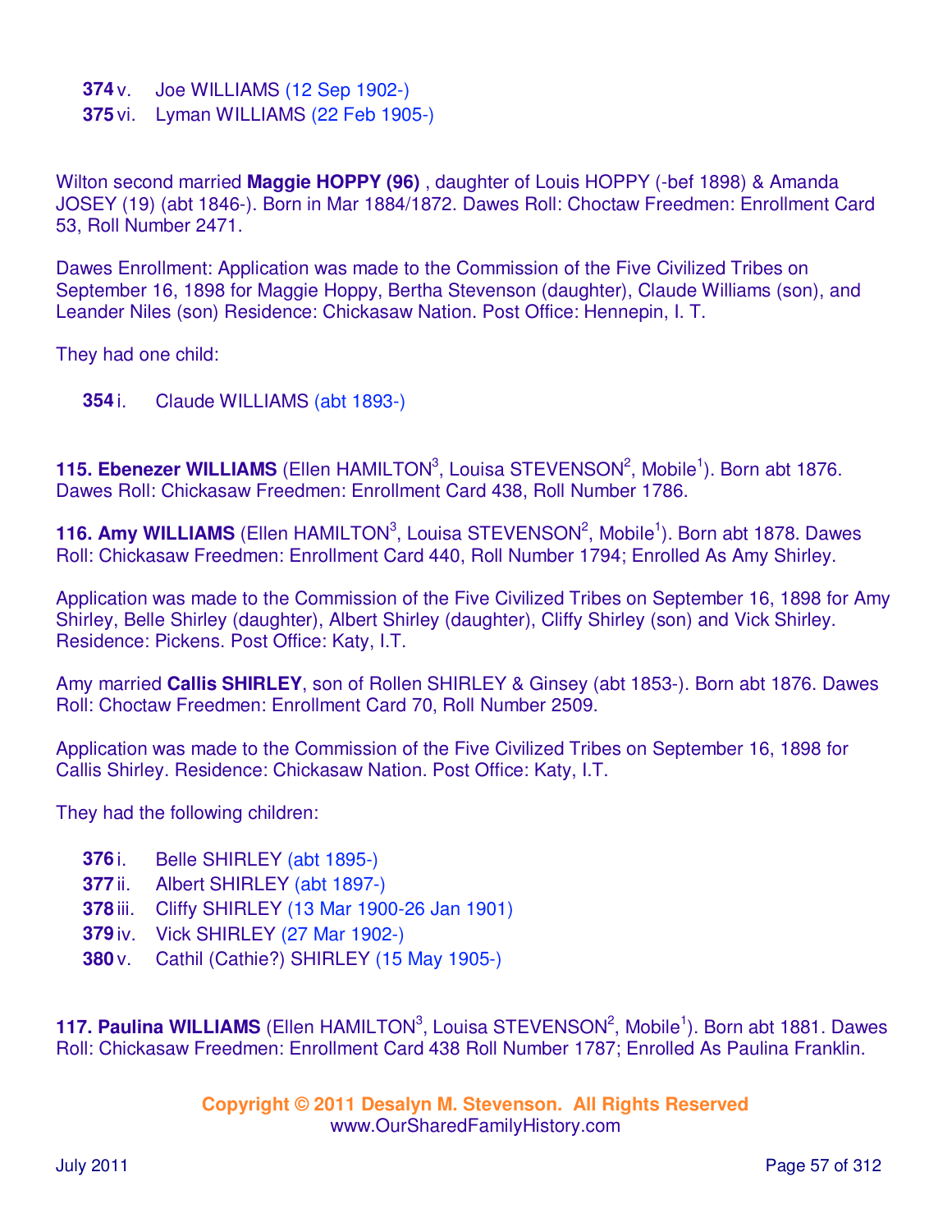**374** v. Joe WILLIAMS (12 Sep 1902-)
**375** vi. Lyman WILLIAMS (22 Feb 1905-)

Wilton second married **Maggie HOPPY (96)** , daughter of Louis HOPPY (-bef 1898) & Amanda JOSEY (19) (abt 1846-). Born in Mar 1884/1872. Dawes Roll: Choctaw Freedmen: Enrollment Card 53, Roll Number 2471.

Dawes Enrollment: Application was made to the Commission of the Five Civilized Tribes on September 16, 1898 for Maggie Hoppy, Bertha Stevenson (daughter), Claude Williams (son), and Leander Niles (son) Residence: Chickasaw Nation. Post Office: Hennepin, I. T.

They had one child:

**354** i. Claude WILLIAMS (abt 1893-)

**115. Ebenezer WILLIAMS** (Ellen HAMILTON[3], Louisa STEVENSON[2], Mobile[1]). Born abt 1876. Dawes Roll: Chickasaw Freedmen: Enrollment Card 438, Roll Number 1786.

**116. Amy WILLIAMS** (Ellen HAMILTON[3], Louisa STEVENSON[2], Mobile[1]). Born abt 1878. Dawes Roll: Chickasaw Freedmen: Enrollment Card 440, Roll Number 1794; Enrolled As Amy Shirley.

Application was made to the Commission of the Five Civilized Tribes on September 16, 1898 for Amy Shirley, Belle Shirley (daughter), Albert Shirley (daughter), Cliffy Shirley (son) and Vick Shirley. Residence: Pickens. Post Office: Katy, I.T.

Amy married **Callis SHIRLEY**, son of Rollen SHIRLEY & Ginsey (abt 1853-). Born abt 1876. Dawes Roll: Choctaw Freedmen: Enrollment Card 70, Roll Number 2509.

Application was made to the Commission of the Five Civilized Tribes on September 16, 1898 for Callis Shirley. Residence: Chickasaw Nation. Post Office: Katy, I.T.

They had the following children:

**376** i. Belle SHIRLEY (abt 1895-)
**377** ii. Albert SHIRLEY (abt 1897-)
**378** iii. Cliffy SHIRLEY (13 Mar 1900-26 Jan 1901)
**379** iv. Vick SHIRLEY (27 Mar 1902-)
**380** v. Cathil (Cathie?) SHIRLEY (15 May 1905-)

**117. Paulina WILLIAMS** (Ellen HAMILTON[3], Louisa STEVENSON[2], Mobile[1]). Born abt 1881. Dawes Roll: Chickasaw Freedmen: Enrollment Card 438 Roll Number 1787; Enrolled As Paulina Franklin.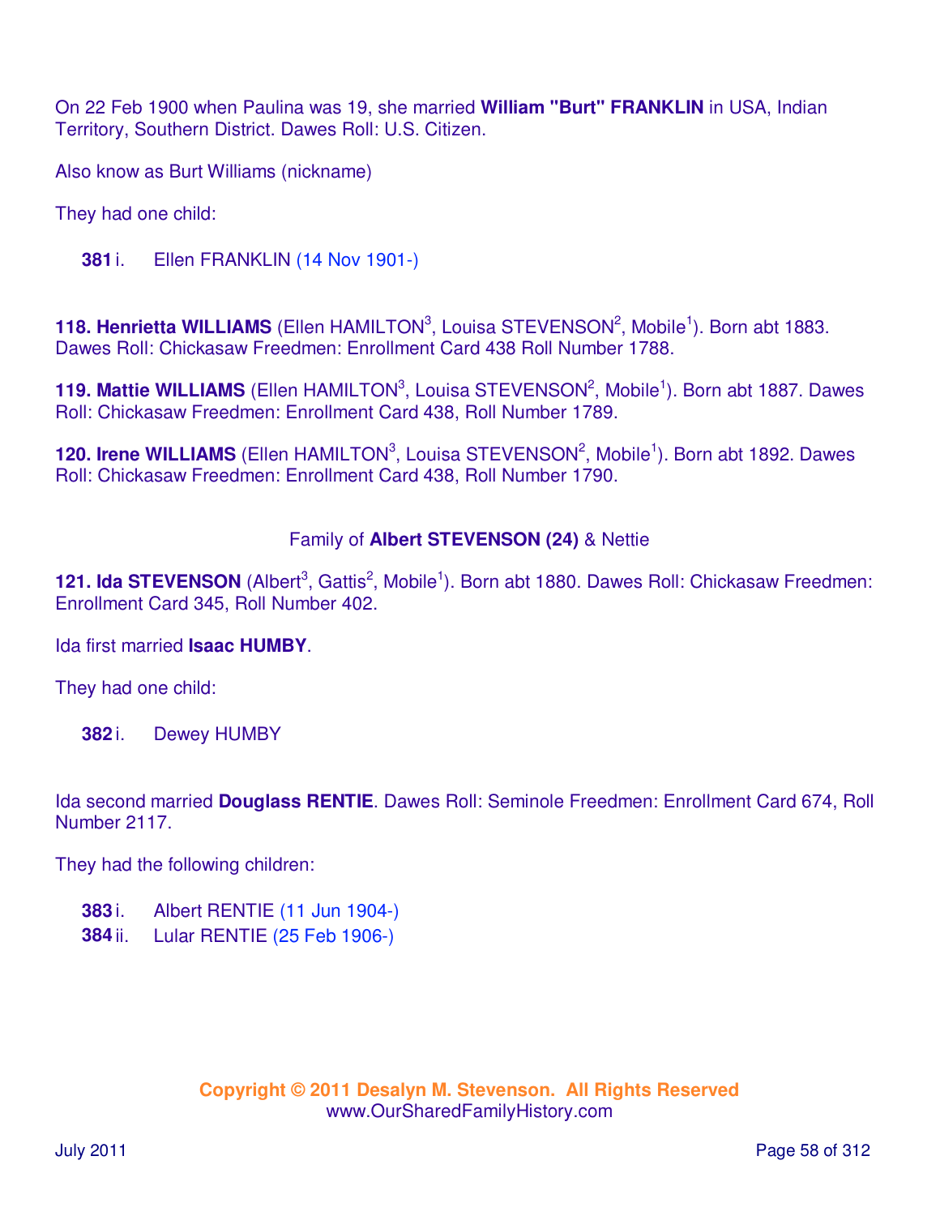On 22 Feb 1900 when Paulina was 19, she married **William "Burt" FRANKLIN** in USA, Indian Territory, Southern District. Dawes Roll: U.S. Citizen.

Also know as Burt Williams (nickname)

They had one child:

**381** i. Ellen FRANKLIN (14 Nov 1901-)

**118. Henrietta WILLIAMS** (Ellen HAMILTON[3], Louisa STEVENSON[2], Mobile[1]). Born abt 1883. Dawes Roll: Chickasaw Freedmen: Enrollment Card 438 Roll Number 1788.

**119. Mattie WILLIAMS** (Ellen HAMILTON[3], Louisa STEVENSON[2], Mobile[1]). Born abt 1887. Dawes Roll: Chickasaw Freedmen: Enrollment Card 438, Roll Number 1789.

**120. Irene WILLIAMS** (Ellen HAMILTON[3], Louisa STEVENSON[2], Mobile[1]). Born abt 1892. Dawes Roll: Chickasaw Freedmen: Enrollment Card 438, Roll Number 1790.

Family of **Albert STEVENSON (24)** & Nettie

**121. Ida STEVENSON** (Albert[3], Gattis[2], Mobile[1]). Born abt 1880. Dawes Roll: Chickasaw Freedmen: Enrollment Card 345, Roll Number 402.

Ida first married **Isaac HUMBY**.

They had one child:

**382** i. Dewey HUMBY

Ida second married **Douglass RENTIE**. Dawes Roll: Seminole Freedmen: Enrollment Card 674, Roll Number 2117.

They had the following children:

**383** i. Albert RENTIE (11 Jun 1904-)
**384** ii. Lular RENTIE (25 Feb 1906-)

**Copyright © 2011 Desalyn M. Stevenson. All Rights Reserved**
www.OurSharedFamilyHistory.com

July 2011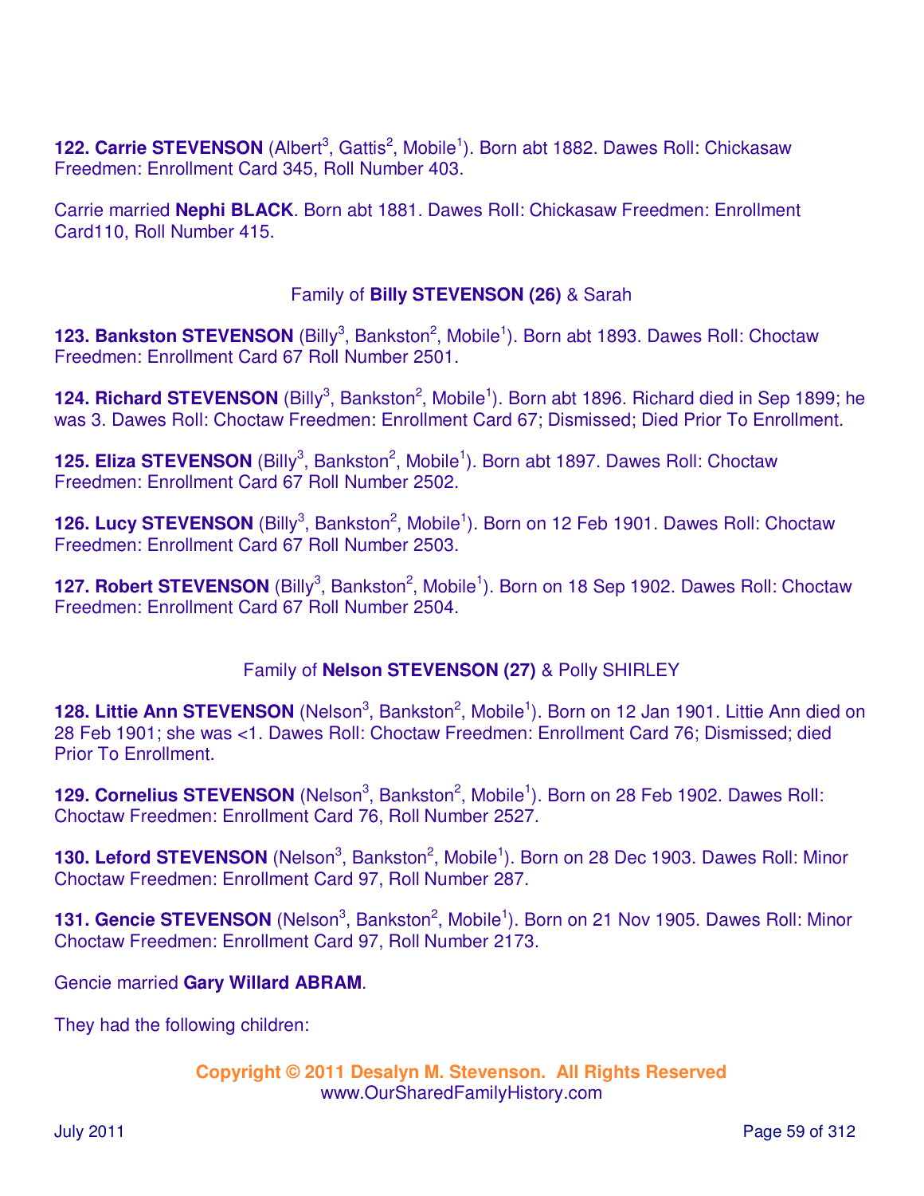**122. Carrie STEVENSON** (Albert[3], Gattis[2], Mobile[1]). Born abt 1882. Dawes Roll: Chickasaw Freedmen: Enrollment Card 345, Roll Number 403.

Carrie married **Nephi BLACK**. Born abt 1881. Dawes Roll: Chickasaw Freedmen: Enrollment Card110, Roll Number 415.

Family of **Billy STEVENSON (26)** & Sarah

**123. Bankston STEVENSON** (Billy[3], Bankston[2], Mobile[1]). Born abt 1893. Dawes Roll: Choctaw Freedmen: Enrollment Card 67 Roll Number 2501.

**124. Richard STEVENSON** (Billy[3], Bankston[2], Mobile[1]). Born abt 1896. Richard died in Sep 1899; he was 3. Dawes Roll: Choctaw Freedmen: Enrollment Card 67; Dismissed; Died Prior To Enrollment.

**125. Eliza STEVENSON** (Billy[3], Bankston[2], Mobile[1]). Born abt 1897. Dawes Roll: Choctaw Freedmen: Enrollment Card 67 Roll Number 2502.

**126. Lucy STEVENSON** (Billy[3], Bankston[2], Mobile[1]). Born on 12 Feb 1901. Dawes Roll: Choctaw Freedmen: Enrollment Card 67 Roll Number 2503.

**127. Robert STEVENSON** (Billy[3], Bankston[2], Mobile[1]). Born on 18 Sep 1902. Dawes Roll: Choctaw Freedmen: Enrollment Card 67 Roll Number 2504.

Family of **Nelson STEVENSON (27)** & Polly SHIRLEY

**128. Littie Ann STEVENSON** (Nelson[3], Bankston[2], Mobile[1]). Born on 12 Jan 1901. Littie Ann died on 28 Feb 1901; she was <1. Dawes Roll: Choctaw Freedmen: Enrollment Card 76; Dismissed; died Prior To Enrollment.

**129. Cornelius STEVENSON** (Nelson[3], Bankston[2], Mobile[1]). Born on 28 Feb 1902. Dawes Roll: Choctaw Freedmen: Enrollment Card 76, Roll Number 2527.

**130. Leford STEVENSON** (Nelson[3], Bankston[2], Mobile[1]). Born on 28 Dec 1903. Dawes Roll: Minor Choctaw Freedmen: Enrollment Card 97, Roll Number 287.

**131. Gencie STEVENSON** (Nelson[3], Bankston[2], Mobile[1]). Born on 21 Nov 1905. Dawes Roll: Minor Choctaw Freedmen: Enrollment Card 97, Roll Number 2173.

Gencie married **Gary Willard ABRAM**.

They had the following children:

**Copyright © 2011 Desalyn M. Stevenson. All Rights Reserved**
www.OurSharedFamilyHistory.com

July 2011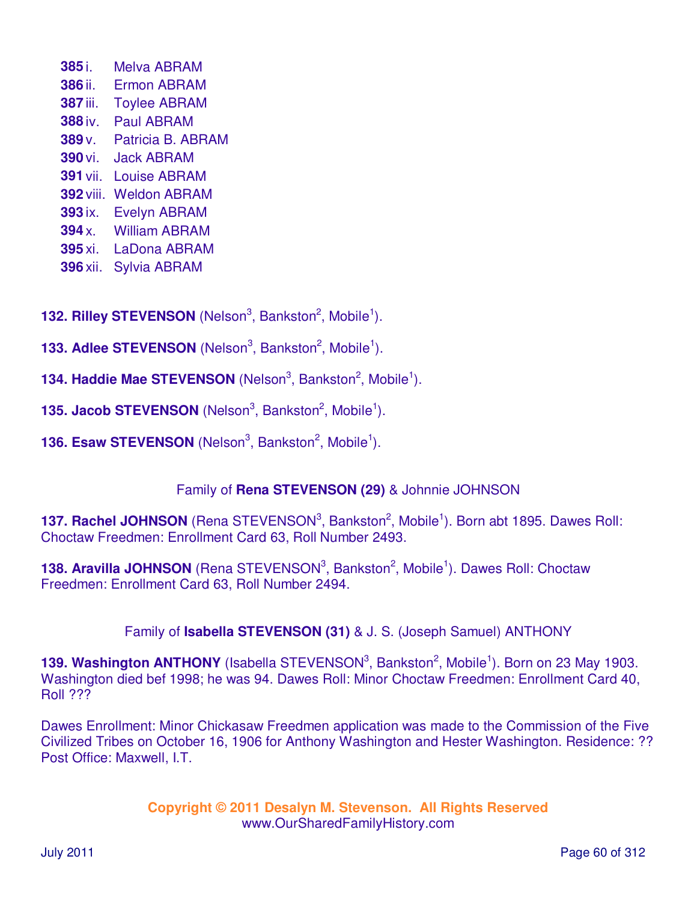**385** i. Melva ABRAM
**386** ii. Ermon ABRAM
**387** iii. Toylee ABRAM
**388** iv. Paul ABRAM
**389** v. Patricia B. ABRAM
**390** vi. Jack ABRAM
**391** vii. Louise ABRAM
**392** viii. Weldon ABRAM
**393** ix. Evelyn ABRAM
**394** x. William ABRAM
**395** xi. LaDona ABRAM
**396** xii. Sylvia ABRAM

**132. Rilley STEVENSON** (Nelson[3], Bankston[2], Mobile[1]).

**133. Adlee STEVENSON** (Nelson[3], Bankston[2], Mobile[1]).

**134. Haddie Mae STEVENSON** (Nelson[3], Bankston[2], Mobile[1]).

**135. Jacob STEVENSON** (Nelson[3], Bankston[2], Mobile[1]).

**136. Esaw STEVENSON** (Nelson[3], Bankston[2], Mobile[1]).

Family of **Rena STEVENSON (29)** & Johnnie JOHNSON

**137. Rachel JOHNSON** (Rena STEVENSON[3], Bankston[2], Mobile[1]). Born abt 1895. Dawes Roll: Choctaw Freedmen: Enrollment Card 63, Roll Number 2493.

**138. Aravilla JOHNSON** (Rena STEVENSON[3], Bankston[2], Mobile[1]). Dawes Roll: Choctaw Freedmen: Enrollment Card 63, Roll Number 2494.

Family of **Isabella STEVENSON (31)** & J. S. (Joseph Samuel) ANTHONY

**139. Washington ANTHONY** (Isabella STEVENSON[3], Bankston[2], Mobile[1]). Born on 23 May 1903. Washington died bef 1998; he was 94. Dawes Roll: Minor Choctaw Freedmen: Enrollment Card 40, Roll ???

Dawes Enrollment: Minor Chickasaw Freedmen application was made to the Commission of the Five Civilized Tribes on October 16, 1906 for Anthony Washington and Hester Washington. Residence: ?? Post Office: Maxwell, I.T.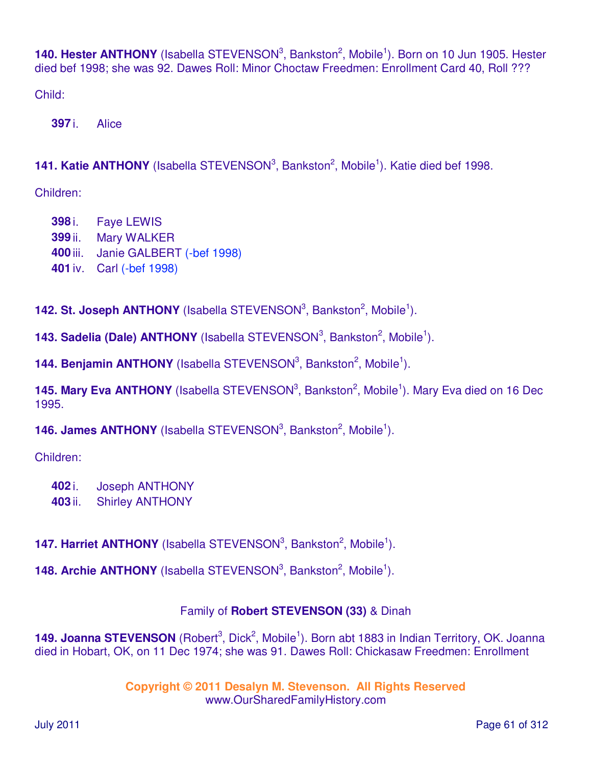**140. Hester ANTHONY** (Isabella STEVENSON[3], Bankston[2], Mobile[1]). Born on 10 Jun 1905. Hester died bef 1998; she was 92. Dawes Roll: Minor Choctaw Freedmen: Enrollment Card 40, Roll ???

Child:

**397** i. Alice

**141. Katie ANTHONY** (Isabella STEVENSON[3], Bankston[2], Mobile[1]). Katie died bef 1998.

Children:

**398** i. Faye LEWIS
**399** ii. Mary WALKER
**400** iii. Janie GALBERT (-bef 1998)
**401** iv. Carl (-bef 1998)

**142. St. Joseph ANTHONY** (Isabella STEVENSON[3], Bankston[2], Mobile[1]).

**143. Sadelia (Dale) ANTHONY** (Isabella STEVENSON[3], Bankston[2], Mobile[1]).

**144. Benjamin ANTHONY** (Isabella STEVENSON[3], Bankston[2], Mobile[1]).

**145. Mary Eva ANTHONY** (Isabella STEVENSON[3], Bankston[2], Mobile[1]). Mary Eva died on 16 Dec 1995.

**146. James ANTHONY** (Isabella STEVENSON[3], Bankston[2], Mobile[1]).

Children:

**402** i. Joseph ANTHONY
**403** ii. Shirley ANTHONY

**147. Harriet ANTHONY** (Isabella STEVENSON[3], Bankston[2], Mobile[1]).

**148. Archie ANTHONY** (Isabella STEVENSON[3], Bankston[2], Mobile[1]).

Family of **Robert STEVENSON (33)** & Dinah

**149. Joanna STEVENSON** (Robert[3], Dick[2], Mobile[1]). Born abt 1883 in Indian Territory, OK. Joanna died in Hobart, OK, on 11 Dec 1974; she was 91. Dawes Roll: Chickasaw Freedmen: Enrollment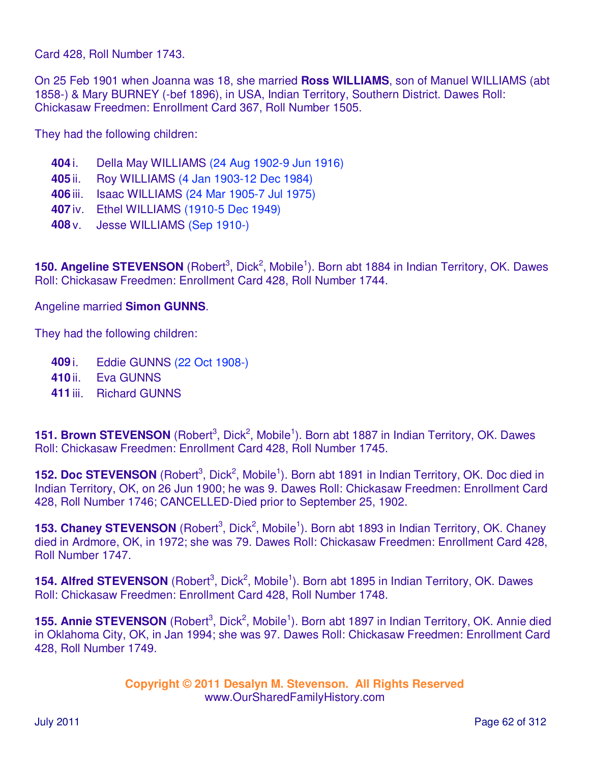Card 428, Roll Number 1743.

On 25 Feb 1901 when Joanna was 18, she married **Ross WILLIAMS**, son of Manuel WILLIAMS (abt 1858-) & Mary BURNEY (-bef 1896), in USA, Indian Territory, Southern District. Dawes Roll: Chickasaw Freedmen: Enrollment Card 367, Roll Number 1505.

They had the following children:

- **404** i. Della May WILLIAMS (24 Aug 1902-9 Jun 1916)
- **405** ii. Roy WILLIAMS (4 Jan 1903-12 Dec 1984)
- **406** iii. Isaac WILLIAMS (24 Mar 1905-7 Jul 1975)
- **407** iv. Ethel WILLIAMS (1910-5 Dec 1949)
- **408** v. Jesse WILLIAMS (Sep 1910-)

**150. Angeline STEVENSON** (Robert[3], Dick[2], Mobile[1]). Born abt 1884 in Indian Territory, OK. Dawes Roll: Chickasaw Freedmen: Enrollment Card 428, Roll Number 1744.

Angeline married **Simon GUNNS**.

They had the following children:

- **409** i. Eddie GUNNS (22 Oct 1908-)
- **410** ii. Eva GUNNS
- **411** iii. Richard GUNNS

**151. Brown STEVENSON** (Robert[3], Dick[2], Mobile[1]). Born abt 1887 in Indian Territory, OK. Dawes Roll: Chickasaw Freedmen: Enrollment Card 428, Roll Number 1745.

**152. Doc STEVENSON** (Robert[3], Dick[2], Mobile[1]). Born abt 1891 in Indian Territory, OK. Doc died in Indian Territory, OK, on 26 Jun 1900; he was 9. Dawes Roll: Chickasaw Freedmen: Enrollment Card 428, Roll Number 1746; CANCELLED-Died prior to September 25, 1902.

**153. Chaney STEVENSON** (Robert[3], Dick[2], Mobile[1]). Born abt 1893 in Indian Territory, OK. Chaney died in Ardmore, OK, in 1972; she was 79. Dawes Roll: Chickasaw Freedmen: Enrollment Card 428, Roll Number 1747.

**154. Alfred STEVENSON** (Robert[3], Dick[2], Mobile[1]). Born abt 1895 in Indian Territory, OK. Dawes Roll: Chickasaw Freedmen: Enrollment Card 428, Roll Number 1748.

**155. Annie STEVENSON** (Robert[3], Dick[2], Mobile[1]). Born abt 1897 in Indian Territory, OK. Annie died in Oklahoma City, OK, in Jan 1994; she was 97. Dawes Roll: Chickasaw Freedmen: Enrollment Card 428, Roll Number 1749.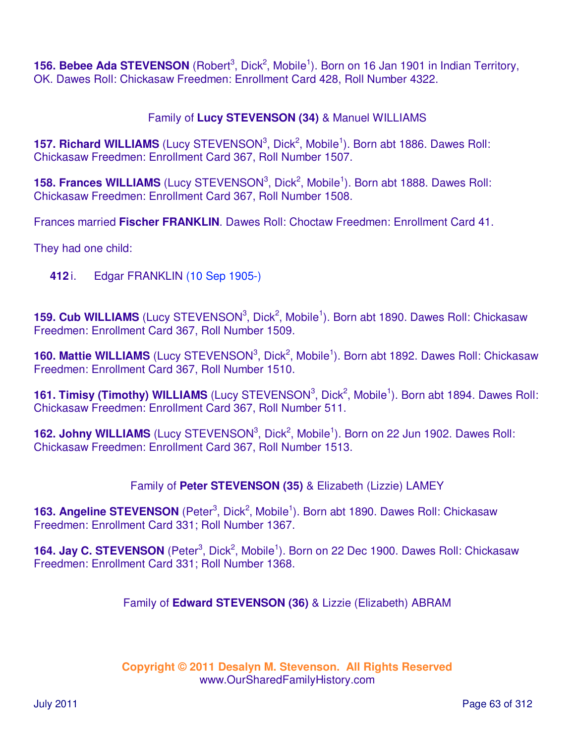**156. Bebee Ada STEVENSON** (Robert[3], Dick[2], Mobile[1]). Born on 16 Jan 1901 in Indian Territory, OK. Dawes Roll: Chickasaw Freedmen: Enrollment Card 428, Roll Number 4322.

Family of **Lucy STEVENSON (34)** & Manuel WILLIAMS

**157. Richard WILLIAMS** (Lucy STEVENSON[3], Dick[2], Mobile[1]). Born abt 1886. Dawes Roll: Chickasaw Freedmen: Enrollment Card 367, Roll Number 1507.

**158. Frances WILLIAMS** (Lucy STEVENSON[3], Dick[2], Mobile[1]). Born abt 1888. Dawes Roll: Chickasaw Freedmen: Enrollment Card 367, Roll Number 1508.

Frances married **Fischer FRANKLIN**. Dawes Roll: Choctaw Freedmen: Enrollment Card 41.

They had one child:

**412** i. Edgar FRANKLIN (10 Sep 1905-)

**159. Cub WILLIAMS** (Lucy STEVENSON[3], Dick[2], Mobile[1]). Born abt 1890. Dawes Roll: Chickasaw Freedmen: Enrollment Card 367, Roll Number 1509.

**160. Mattie WILLIAMS** (Lucy STEVENSON[3], Dick[2], Mobile[1]). Born abt 1892. Dawes Roll: Chickasaw Freedmen: Enrollment Card 367, Roll Number 1510.

**161. Timisy (Timothy) WILLIAMS** (Lucy STEVENSON[3], Dick[2], Mobile[1]). Born abt 1894. Dawes Roll: Chickasaw Freedmen: Enrollment Card 367, Roll Number 511.

**162. Johny WILLIAMS** (Lucy STEVENSON[3], Dick[2], Mobile[1]). Born on 22 Jun 1902. Dawes Roll: Chickasaw Freedmen: Enrollment Card 367, Roll Number 1513.

Family of **Peter STEVENSON (35)** & Elizabeth (Lizzie) LAMEY

**163. Angeline STEVENSON** (Peter[3], Dick[2], Mobile[1]). Born abt 1890. Dawes Roll: Chickasaw Freedmen: Enrollment Card 331; Roll Number 1367.

**164. Jay C. STEVENSON** (Peter[3], Dick[2], Mobile[1]). Born on 22 Dec 1900. Dawes Roll: Chickasaw Freedmen: Enrollment Card 331; Roll Number 1368.

Family of **Edward STEVENSON (36)** & Lizzie (Elizabeth) ABRAM

**Copyright © 2011 Desalyn M. Stevenson. All Rights Reserved**
www.OurSharedFamilyHistory.com

July 2011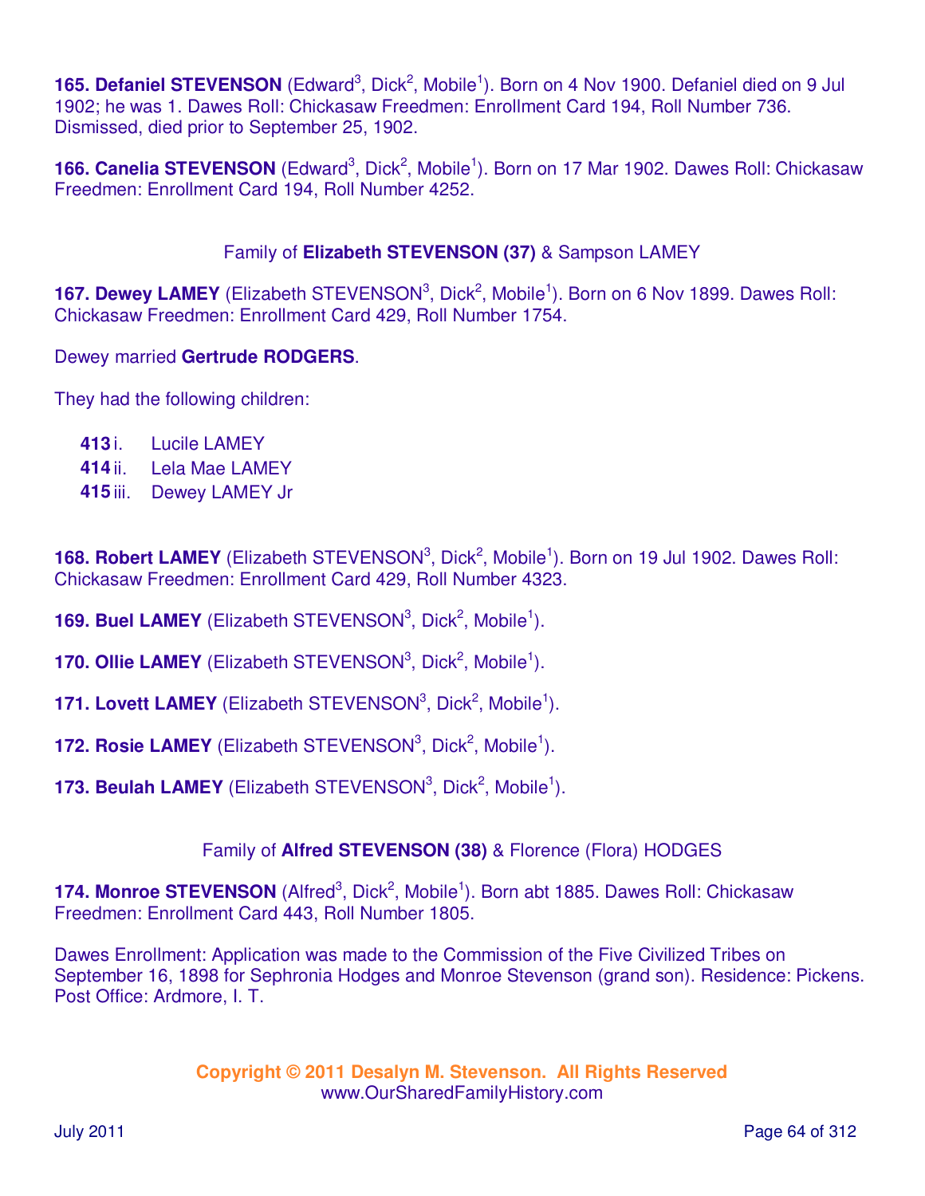**165. Defaniel STEVENSON** (Edward[3], Dick[2], Mobile[1]). Born on 4 Nov 1900. Defaniel died on 9 Jul 1902; he was 1. Dawes Roll: Chickasaw Freedmen: Enrollment Card 194, Roll Number 736. Dismissed, died prior to September 25, 1902.

**166. Canelia STEVENSON** (Edward[3], Dick[2], Mobile[1]). Born on 17 Mar 1902. Dawes Roll: Chickasaw Freedmen: Enrollment Card 194, Roll Number 4252.

Family of **Elizabeth STEVENSON (37)** & Sampson LAMEY

**167. Dewey LAMEY** (Elizabeth STEVENSON[3], Dick[2], Mobile[1]). Born on 6 Nov 1899. Dawes Roll: Chickasaw Freedmen: Enrollment Card 429, Roll Number 1754.

Dewey married **Gertrude RODGERS**.

They had the following children:

- **413** i. Lucile LAMEY
- **414** ii. Lela Mae LAMEY
- **415** iii. Dewey LAMEY Jr

**168. Robert LAMEY** (Elizabeth STEVENSON[3], Dick[2], Mobile[1]). Born on 19 Jul 1902. Dawes Roll: Chickasaw Freedmen: Enrollment Card 429, Roll Number 4323.

**169. Buel LAMEY** (Elizabeth STEVENSON[3], Dick[2], Mobile[1]).

**170. Ollie LAMEY** (Elizabeth STEVENSON[3], Dick[2], Mobile[1]).

**171. Lovett LAMEY** (Elizabeth STEVENSON[3], Dick[2], Mobile[1]).

**172. Rosie LAMEY** (Elizabeth STEVENSON[3], Dick[2], Mobile[1]).

**173. Beulah LAMEY** (Elizabeth STEVENSON[3], Dick[2], Mobile[1]).

Family of **Alfred STEVENSON (38)** & Florence (Flora) HODGES

**174. Monroe STEVENSON** (Alfred[3], Dick[2], Mobile[1]). Born abt 1885. Dawes Roll: Chickasaw Freedmen: Enrollment Card 443, Roll Number 1805.

Dawes Enrollment: Application was made to the Commission of the Five Civilized Tribes on September 16, 1898 for Sephronia Hodges and Monroe Stevenson (grand son). Residence: Pickens. Post Office: Ardmore, I. T.

**Copyright © 2011 Desalyn M. Stevenson. All Rights Reserved**
www.OurSharedFamilyHistory.com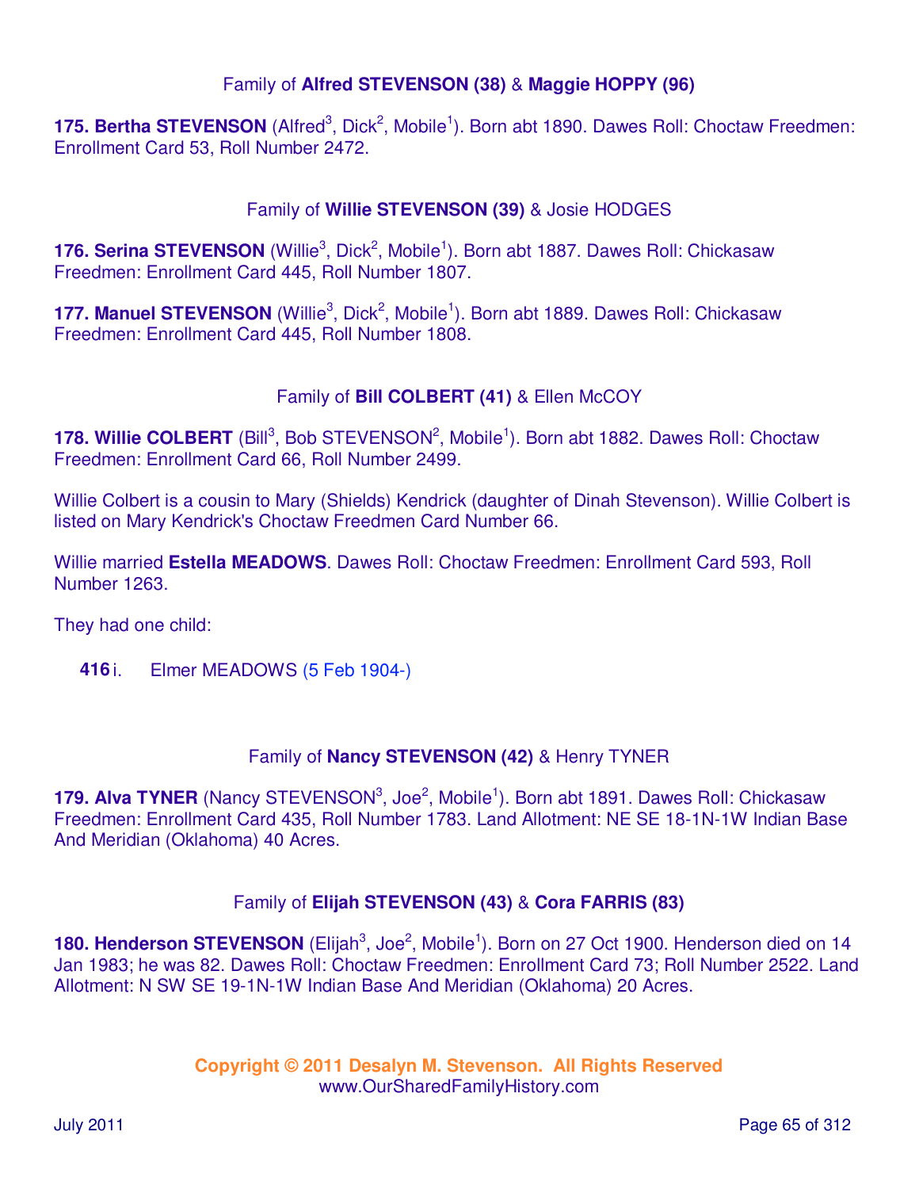### Family of **Alfred STEVENSON (38)** & **Maggie HOPPY (96)**

**175. Bertha STEVENSON** (Alfred[3], Dick[2], Mobile[1]). Born abt 1890. Dawes Roll: Choctaw Freedmen: Enrollment Card 53, Roll Number 2472.

### Family of **Willie STEVENSON (39)** & Josie HODGES

**176. Serina STEVENSON** (Willie[3], Dick[2], Mobile[1]). Born abt 1887. Dawes Roll: Chickasaw Freedmen: Enrollment Card 445, Roll Number 1807.

**177. Manuel STEVENSON** (Willie[3], Dick[2], Mobile[1]). Born abt 1889. Dawes Roll: Chickasaw Freedmen: Enrollment Card 445, Roll Number 1808.

### Family of **Bill COLBERT (41)** & Ellen McCOY

**178. Willie COLBERT** (Bill[3], Bob STEVENSON[2], Mobile[1]). Born abt 1882. Dawes Roll: Choctaw Freedmen: Enrollment Card 66, Roll Number 2499.

Willie Colbert is a cousin to Mary (Shields) Kendrick (daughter of Dinah Stevenson). Willie Colbert is listed on Mary Kendrick's Choctaw Freedmen Card Number 66.

Willie married **Estella MEADOWS**. Dawes Roll: Choctaw Freedmen: Enrollment Card 593, Roll Number 1263.

They had one child:

**416** i. Elmer MEADOWS (5 Feb 1904-)

### Family of **Nancy STEVENSON (42)** & Henry TYNER

**179. Alva TYNER** (Nancy STEVENSON[3], Joe[2], Mobile[1]). Born abt 1891. Dawes Roll: Chickasaw Freedmen: Enrollment Card 435, Roll Number 1783. Land Allotment: NE SE 18-1N-1W Indian Base And Meridian (Oklahoma) 40 Acres.

### Family of **Elijah STEVENSON (43)** & **Cora FARRIS (83)**

**180. Henderson STEVENSON** (Elijah[3], Joe[2], Mobile[1]). Born on 27 Oct 1900. Henderson died on 14 Jan 1983; he was 82. Dawes Roll: Choctaw Freedmen: Enrollment Card 73; Roll Number 2522. Land Allotment: N SW SE 19-1N-1W Indian Base And Meridian (Oklahoma) 20 Acres.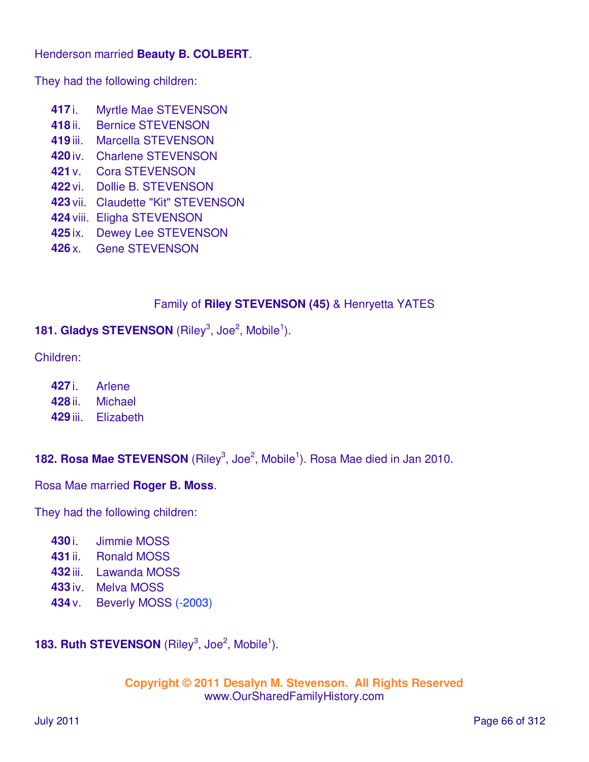Henderson married **Beauty B. COLBERT**.

They had the following children:

- **417** i. Myrtle Mae STEVENSON
- **418** ii. Bernice STEVENSON
- **419** iii. Marcella STEVENSON
- **420** iv. Charlene STEVENSON
- **421** v. Cora STEVENSON
- **422** vi. Dollie B. STEVENSON
- **423** vii. Claudette "Kit" STEVENSON
- **424** viii. Eligha STEVENSON
- **425** ix. Dewey Lee STEVENSON
- **426** x. Gene STEVENSON

Family of **Riley STEVENSON (45)** & Henryetta YATES

**181. Gladys STEVENSON** (Riley[3], Joe[2], Mobile[1]).

Children:

- **427** i. Arlene
- **428** ii. Michael
- **429** iii. Elizabeth

**182. Rosa Mae STEVENSON** (Riley[3], Joe[2], Mobile[1]). Rosa Mae died in Jan 2010.

Rosa Mae married **Roger B. Moss**.

They had the following children:

- **430** i. Jimmie MOSS
- **431** ii. Ronald MOSS
- **432** iii. Lawanda MOSS
- **433** iv. Melva MOSS
- **434** v. Beverly MOSS (-2003)

**183. Ruth STEVENSON** (Riley[3], Joe[2], Mobile[1]).

**Copyright © 2011 Desalyn M. Stevenson. All Rights Reserved**
www.OurSharedFamilyHistory.com

July 2011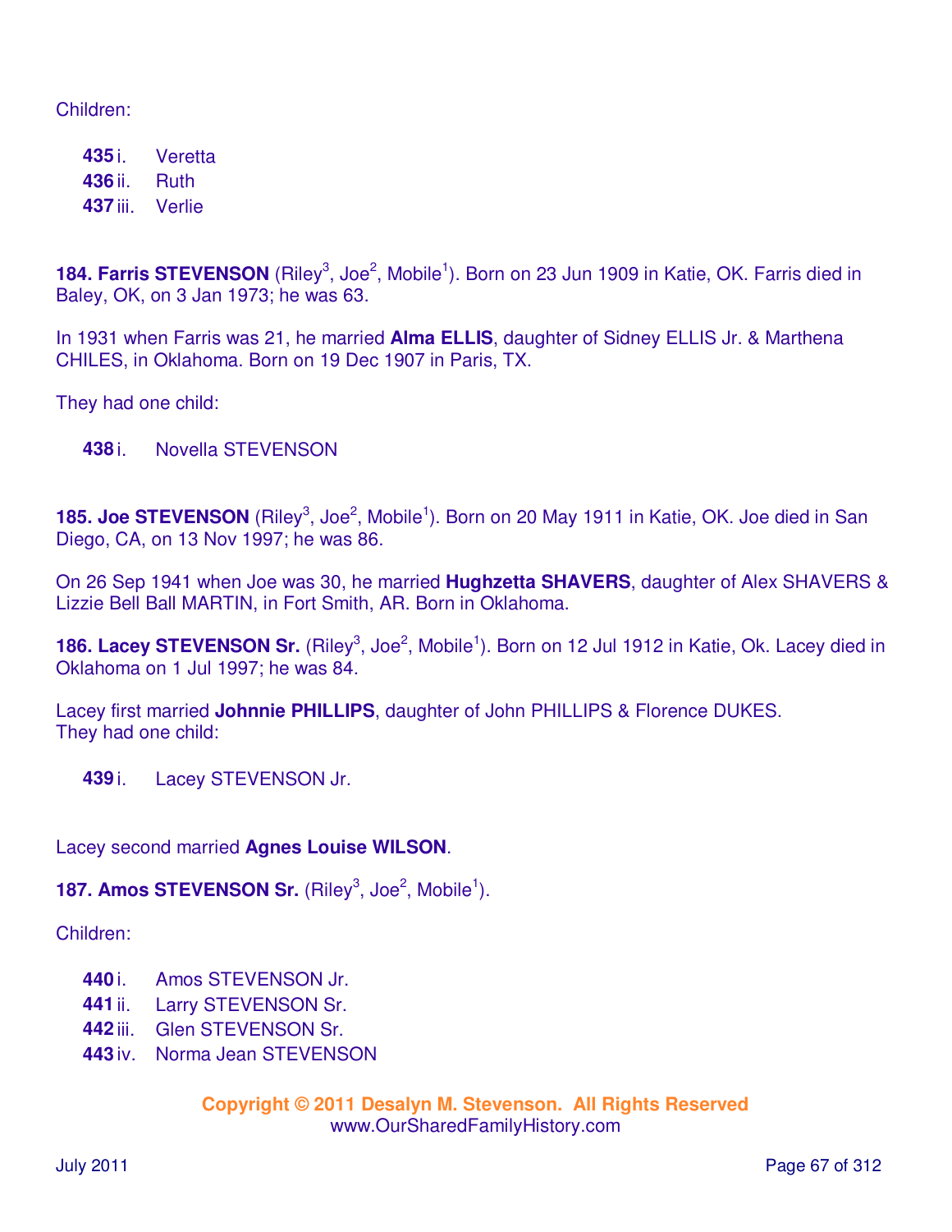Children:

- **435** i. Veretta
- **436** ii. Ruth
- **437** iii. Verlie

**184. Farris STEVENSON** (Riley[3], Joe[2], Mobile[1]). Born on 23 Jun 1909 in Katie, OK. Farris died in Baley, OK, on 3 Jan 1973; he was 63.

In 1931 when Farris was 21, he married **Alma ELLIS**, daughter of Sidney ELLIS Jr. & Marthena CHILES, in Oklahoma. Born on 19 Dec 1907 in Paris, TX.

They had one child:

- **438** i. Novella STEVENSON

**185. Joe STEVENSON** (Riley[3], Joe[2], Mobile[1]). Born on 20 May 1911 in Katie, OK. Joe died in San Diego, CA, on 13 Nov 1997; he was 86.

On 26 Sep 1941 when Joe was 30, he married **Hughzetta SHAVERS**, daughter of Alex SHAVERS & Lizzie Bell Ball MARTIN, in Fort Smith, AR. Born in Oklahoma.

**186. Lacey STEVENSON Sr.** (Riley[3], Joe[2], Mobile[1]). Born on 12 Jul 1912 in Katie, Ok. Lacey died in Oklahoma on 1 Jul 1997; he was 84.

Lacey first married **Johnnie PHILLIPS**, daughter of John PHILLIPS & Florence DUKES.
They had one child:

- **439** i. Lacey STEVENSON Jr.

Lacey second married **Agnes Louise WILSON**.

**187. Amos STEVENSON Sr.** (Riley[3], Joe[2], Mobile[1]).

Children:

- **440** i. Amos STEVENSON Jr.
- **441** ii. Larry STEVENSON Sr.
- **442** iii. Glen STEVENSON Sr.
- **443** iv. Norma Jean STEVENSON

**Copyright © 2011 Desalyn M. Stevenson. All Rights Reserved**
www.OurSharedFamilyHistory.com

July 2011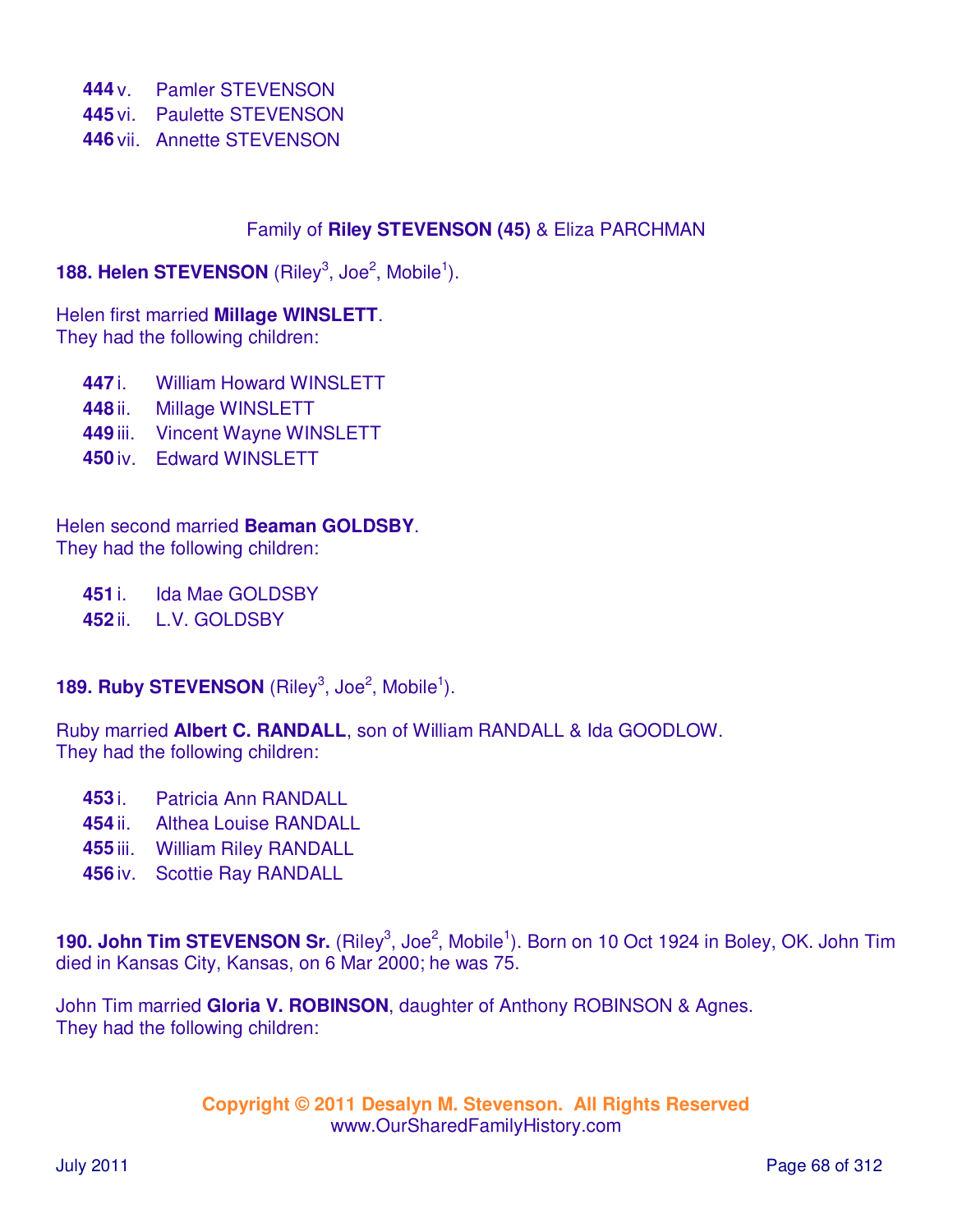**444** v. Pamler STEVENSON
**445** vi. Paulette STEVENSON
**446** vii. Annette STEVENSON

Family of **Riley STEVENSON (45)** & Eliza PARCHMAN

**188. Helen STEVENSON** (Riley[3], Joe[2], Mobile[1]).

Helen first married **Millage WINSLETT**.
They had the following children:

**447** i. William Howard WINSLETT
**448** ii. Millage WINSLETT
**449** iii. Vincent Wayne WINSLETT
**450** iv. Edward WINSLETT

Helen second married **Beaman GOLDSBY**.
They had the following children:

**451** i. Ida Mae GOLDSBY
**452** ii. L.V. GOLDSBY

**189. Ruby STEVENSON** (Riley[3], Joe[2], Mobile[1]).

Ruby married **Albert C. RANDALL**, son of William RANDALL & Ida GOODLOW.
They had the following children:

**453** i. Patricia Ann RANDALL
**454** ii. Althea Louise RANDALL
**455** iii. William Riley RANDALL
**456** iv. Scottie Ray RANDALL

**190. John Tim STEVENSON Sr.** (Riley[3], Joe[2], Mobile[1]). Born on 10 Oct 1924 in Boley, OK. John Tim died in Kansas City, Kansas, on 6 Mar 2000; he was 75.

John Tim married **Gloria V. ROBINSON**, daughter of Anthony ROBINSON & Agnes.
They had the following children:

**Copyright © 2011 Desalyn M. Stevenson. All Rights Reserved**
www.OurSharedFamilyHistory.com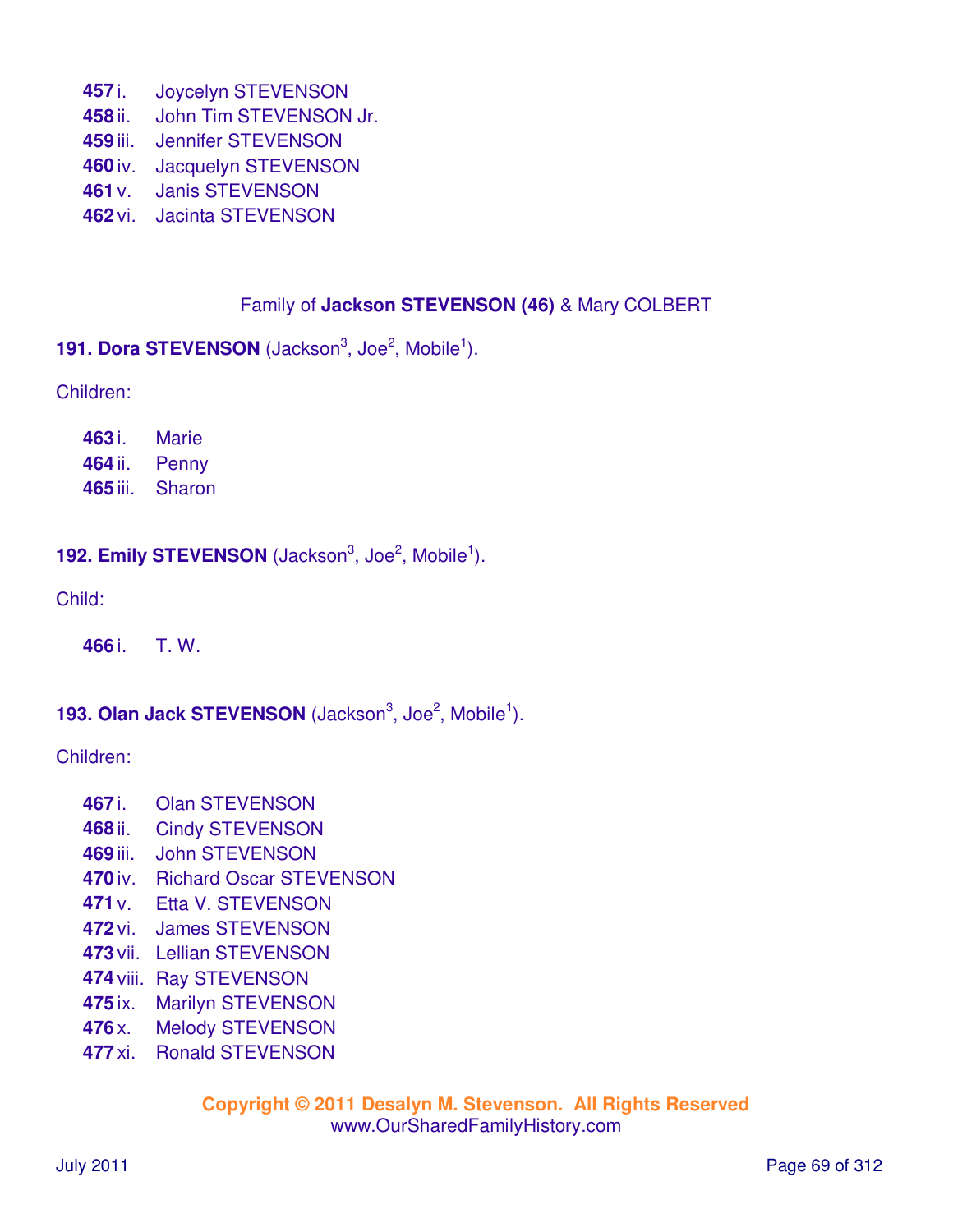**457** i. Joycelyn STEVENSON
**458** ii. John Tim STEVENSON Jr.
**459** iii. Jennifer STEVENSON
**460** iv. Jacquelyn STEVENSON
**461** v. Janis STEVENSON
**462** vi. Jacinta STEVENSON

Family of **Jackson STEVENSON (46)** & Mary COLBERT

**191. Dora STEVENSON** (Jackson[3], Joe[2], Mobile[1]).

Children:

**463** i. Marie
**464** ii. Penny
**465** iii. Sharon

**192. Emily STEVENSON** (Jackson[3], Joe[2], Mobile[1]).

Child:

**466** i. T. W.

**193. Olan Jack STEVENSON** (Jackson[3], Joe[2], Mobile[1]).

Children:

**467** i. Olan STEVENSON
**468** ii. Cindy STEVENSON
**469** iii. John STEVENSON
**470** iv. Richard Oscar STEVENSON
**471** v. Etta V. STEVENSON
**472** vi. James STEVENSON
**473** vii. Lellian STEVENSON
**474** viii. Ray STEVENSON
**475** ix. Marilyn STEVENSON
**476** x. Melody STEVENSON
**477** xi. Ronald STEVENSON

**Copyright © 2011 Desalyn M. Stevenson. All Rights Reserved**
www.OurSharedFamilyHistory.com

July 2011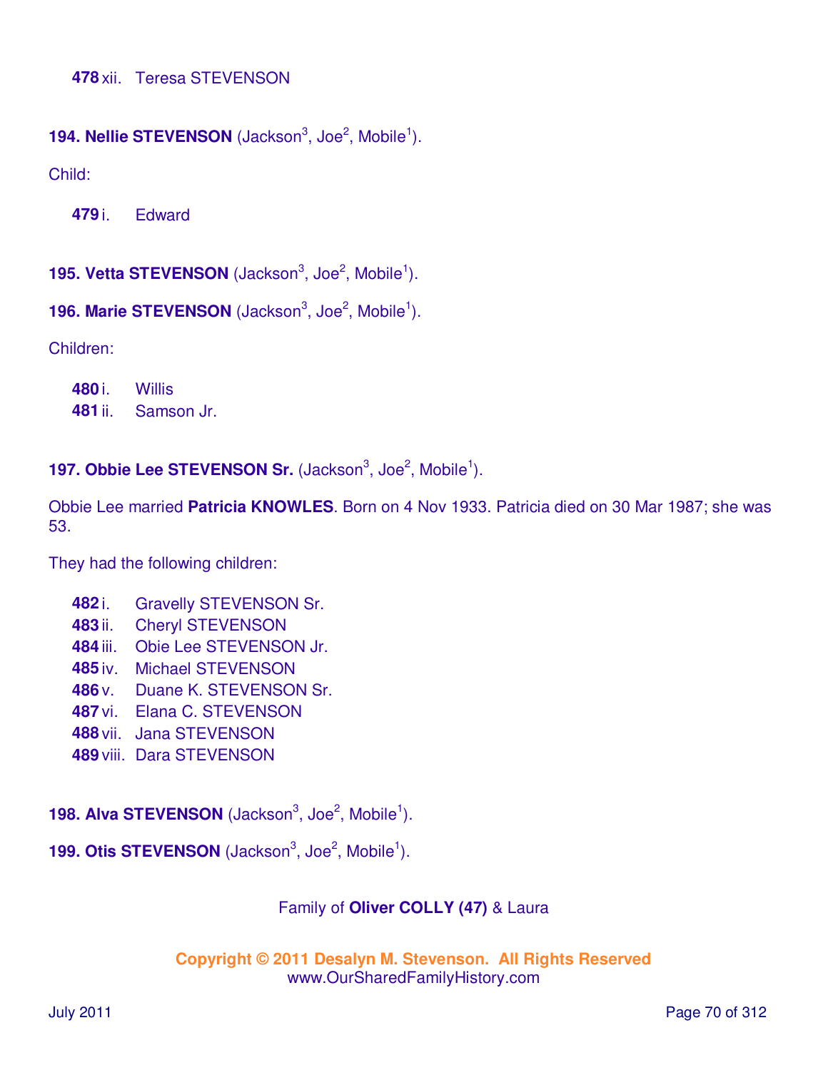**478** xii. Teresa STEVENSON

**194. Nellie STEVENSON** (Jackson[3], Joe[2], Mobile[1]).

Child:

**479** i. Edward

**195. Vetta STEVENSON** (Jackson[3], Joe[2], Mobile[1]).

**196. Marie STEVENSON** (Jackson[3], Joe[2], Mobile[1]).

Children:

**480** i. Willis
**481** ii. Samson Jr.

**197. Obbie Lee STEVENSON Sr.** (Jackson[3], Joe[2], Mobile[1]).

Obbie Lee married **Patricia KNOWLES**. Born on 4 Nov 1933. Patricia died on 30 Mar 1987; she was 53.

They had the following children:

**482** i. Gravelly STEVENSON Sr.
**483** ii. Cheryl STEVENSON
**484** iii. Obie Lee STEVENSON Jr.
**485** iv. Michael STEVENSON
**486** v. Duane K. STEVENSON Sr.
**487** vi. Elana C. STEVENSON
**488** vii. Jana STEVENSON
**489** viii. Dara STEVENSON

**198. Alva STEVENSON** (Jackson[3], Joe[2], Mobile[1]).

**199. Otis STEVENSON** (Jackson[3], Joe[2], Mobile[1]).

Family of **Oliver COLLY (47)** & Laura

**Copyright © 2011 Desalyn M. Stevenson. All Rights Reserved**
www.OurSharedFamilyHistory.com

July 2011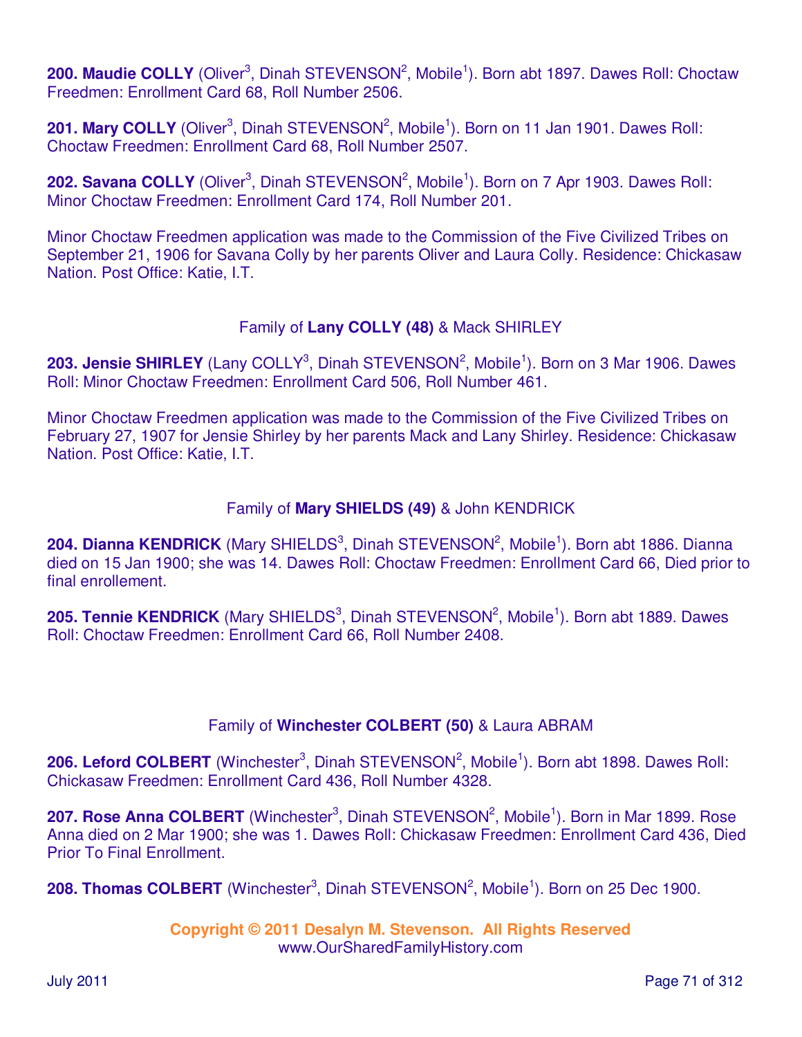**200. Maudie COLLY** (Oliver[3], Dinah STEVENSON[2], Mobile[1]). Born abt 1897. Dawes Roll: Choctaw Freedmen: Enrollment Card 68, Roll Number 2506.

**201. Mary COLLY** (Oliver[3], Dinah STEVENSON[2], Mobile[1]). Born on 11 Jan 1901. Dawes Roll: Choctaw Freedmen: Enrollment Card 68, Roll Number 2507.

**202. Savana COLLY** (Oliver[3], Dinah STEVENSON[2], Mobile[1]). Born on 7 Apr 1903. Dawes Roll: Minor Choctaw Freedmen: Enrollment Card 174, Roll Number 201.

Minor Choctaw Freedmen application was made to the Commission of the Five Civilized Tribes on September 21, 1906 for Savana Colly by her parents Oliver and Laura Colly. Residence: Chickasaw Nation. Post Office: Katie, I.T.

Family of **Lany COLLY (48)** & Mack SHIRLEY

**203. Jensie SHIRLEY** (Lany COLLY[3], Dinah STEVENSON[2], Mobile[1]). Born on 3 Mar 1906. Dawes Roll: Minor Choctaw Freedmen: Enrollment Card 506, Roll Number 461.

Minor Choctaw Freedmen application was made to the Commission of the Five Civilized Tribes on February 27, 1907 for Jensie Shirley by her parents Mack and Lany Shirley. Residence: Chickasaw Nation. Post Office: Katie, I.T.

Family of **Mary SHIELDS (49)** & John KENDRICK

**204. Dianna KENDRICK** (Mary SHIELDS[3], Dinah STEVENSON[2], Mobile[1]). Born abt 1886. Dianna died on 15 Jan 1900; she was 14. Dawes Roll: Choctaw Freedmen: Enrollment Card 66, Died prior to final enrollement.

**205. Tennie KENDRICK** (Mary SHIELDS[3], Dinah STEVENSON[2], Mobile[1]). Born abt 1889. Dawes Roll: Choctaw Freedmen: Enrollment Card 66, Roll Number 2408.

Family of **Winchester COLBERT (50)** & Laura ABRAM

**206. Leford COLBERT** (Winchester[3], Dinah STEVENSON[2], Mobile[1]). Born abt 1898. Dawes Roll: Chickasaw Freedmen: Enrollment Card 436, Roll Number 4328.

**207. Rose Anna COLBERT** (Winchester[3], Dinah STEVENSON[2], Mobile[1]). Born in Mar 1899. Rose Anna died on 2 Mar 1900; she was 1. Dawes Roll: Chickasaw Freedmen: Enrollment Card 436, Died Prior To Final Enrollment.

**208. Thomas COLBERT** (Winchester[3], Dinah STEVENSON[2], Mobile[1]). Born on 25 Dec 1900.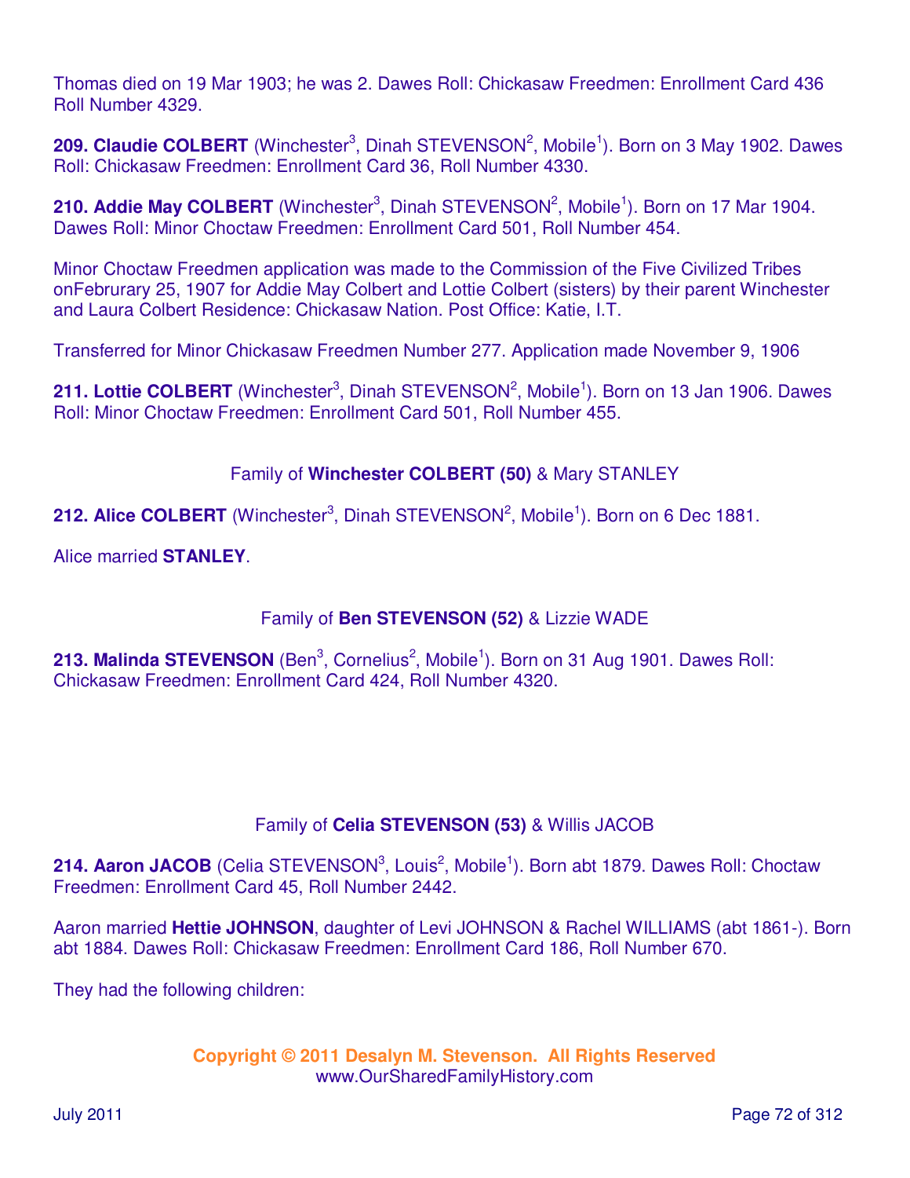Thomas died on 19 Mar 1903; he was 2. Dawes Roll: Chickasaw Freedmen: Enrollment Card 436 Roll Number 4329.

**209. Claudie COLBERT** (Winchester[3], Dinah STEVENSON[2], Mobile[1]). Born on 3 May 1902. Dawes Roll: Chickasaw Freedmen: Enrollment Card 36, Roll Number 4330.

**210. Addie May COLBERT** (Winchester[3], Dinah STEVENSON[2], Mobile[1]). Born on 17 Mar 1904. Dawes Roll: Minor Choctaw Freedmen: Enrollment Card 501, Roll Number 454.

Minor Choctaw Freedmen application was made to the Commission of the Five Civilized Tribes onFebrurary 25, 1907 for Addie May Colbert and Lottie Colbert (sisters) by their parent Winchester and Laura Colbert Residence: Chickasaw Nation. Post Office: Katie, I.T.

Transferred for Minor Chickasaw Freedmen Number 277. Application made November 9, 1906

**211. Lottie COLBERT** (Winchester[3], Dinah STEVENSON[2], Mobile[1]). Born on 13 Jan 1906. Dawes Roll: Minor Choctaw Freedmen: Enrollment Card 501, Roll Number 455.

Family of **Winchester COLBERT (50)** & Mary STANLEY

**212. Alice COLBERT** (Winchester[3], Dinah STEVENSON[2], Mobile[1]). Born on 6 Dec 1881.

Alice married **STANLEY**.

Family of **Ben STEVENSON (52)** & Lizzie WADE

**213. Malinda STEVENSON** (Ben[3], Cornelius[2], Mobile[1]). Born on 31 Aug 1901. Dawes Roll: Chickasaw Freedmen: Enrollment Card 424, Roll Number 4320.

Family of **Celia STEVENSON (53)** & Willis JACOB

**214. Aaron JACOB** (Celia STEVENSON[3], Louis[2], Mobile[1]). Born abt 1879. Dawes Roll: Choctaw Freedmen: Enrollment Card 45, Roll Number 2442.

Aaron married **Hettie JOHNSON**, daughter of Levi JOHNSON & Rachel WILLIAMS (abt 1861-). Born abt 1884. Dawes Roll: Chickasaw Freedmen: Enrollment Card 186, Roll Number 670.

They had the following children: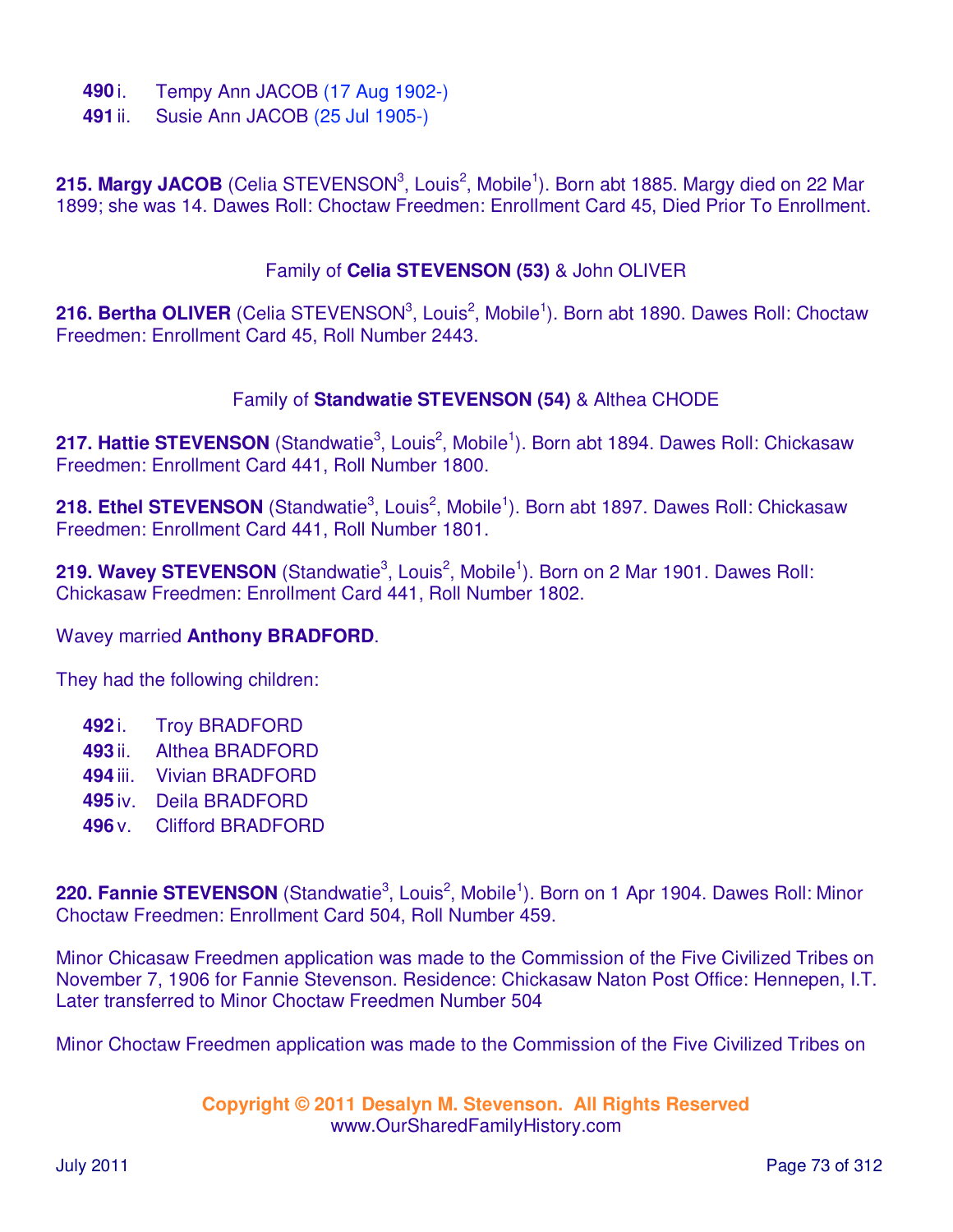**490** i. Tempy Ann JACOB (17 Aug 1902-)
**491** ii. Susie Ann JACOB (25 Jul 1905-)

**215. Margy JACOB** (Celia STEVENSON[3], Louis[2], Mobile[1]). Born abt 1885. Margy died on 22 Mar 1899; she was 14. Dawes Roll: Choctaw Freedmen: Enrollment Card 45, Died Prior To Enrollment.

Family of **Celia STEVENSON (53)** & John OLIVER

**216. Bertha OLIVER** (Celia STEVENSON[3], Louis[2], Mobile[1]). Born abt 1890. Dawes Roll: Choctaw Freedmen: Enrollment Card 45, Roll Number 2443.

Family of **Standwatie STEVENSON (54)** & Althea CHODE

**217. Hattie STEVENSON** (Standwatie[3], Louis[2], Mobile[1]). Born abt 1894. Dawes Roll: Chickasaw Freedmen: Enrollment Card 441, Roll Number 1800.

**218. Ethel STEVENSON** (Standwatie[3], Louis[2], Mobile[1]). Born abt 1897. Dawes Roll: Chickasaw Freedmen: Enrollment Card 441, Roll Number 1801.

**219. Wavey STEVENSON** (Standwatie[3], Louis[2], Mobile[1]). Born on 2 Mar 1901. Dawes Roll: Chickasaw Freedmen: Enrollment Card 441, Roll Number 1802.

Wavey married **Anthony BRADFORD**.

They had the following children:

**492** i. Troy BRADFORD
**493** ii. Althea BRADFORD
**494** iii. Vivian BRADFORD
**495** iv. Deila BRADFORD
**496** v. Clifford BRADFORD

**220. Fannie STEVENSON** (Standwatie[3], Louis[2], Mobile[1]). Born on 1 Apr 1904. Dawes Roll: Minor Choctaw Freedmen: Enrollment Card 504, Roll Number 459.

Minor Chicasaw Freedmen application was made to the Commission of the Five Civilized Tribes on November 7, 1906 for Fannie Stevenson. Residence: Chickasaw Naton Post Office: Hennepen, I.T. Later transferred to Minor Choctaw Freedmen Number 504

Minor Choctaw Freedmen application was made to the Commission of the Five Civilized Tribes on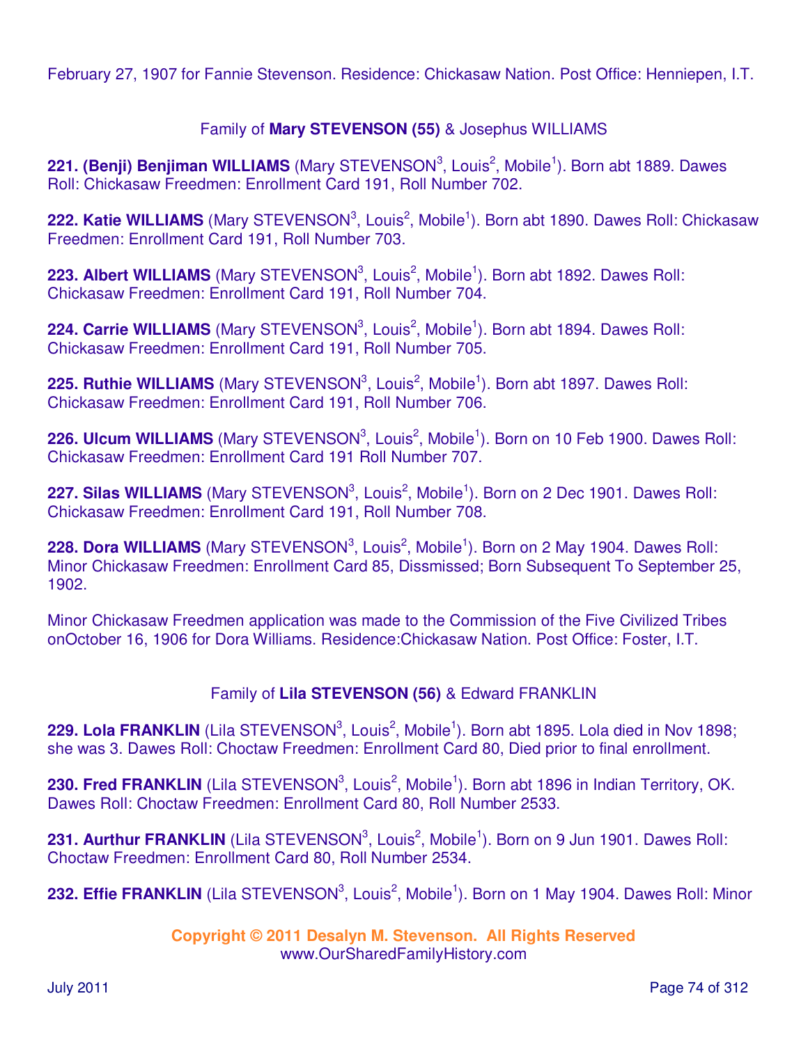February 27, 1907 for Fannie Stevenson. Residence: Chickasaw Nation. Post Office: Henniepen, I.T.

Family of **Mary STEVENSON (55)** & Josephus WILLIAMS

**221. (Benji) Benjiman WILLIAMS** (Mary STEVENSON[3], Louis[2], Mobile[1]). Born abt 1889. Dawes Roll: Chickasaw Freedmen: Enrollment Card 191, Roll Number 702.

**222. Katie WILLIAMS** (Mary STEVENSON[3], Louis[2], Mobile[1]). Born abt 1890. Dawes Roll: Chickasaw Freedmen: Enrollment Card 191, Roll Number 703.

**223. Albert WILLIAMS** (Mary STEVENSON[3], Louis[2], Mobile[1]). Born abt 1892. Dawes Roll: Chickasaw Freedmen: Enrollment Card 191, Roll Number 704.

**224. Carrie WILLIAMS** (Mary STEVENSON[3], Louis[2], Mobile[1]). Born abt 1894. Dawes Roll: Chickasaw Freedmen: Enrollment Card 191, Roll Number 705.

**225. Ruthie WILLIAMS** (Mary STEVENSON[3], Louis[2], Mobile[1]). Born abt 1897. Dawes Roll: Chickasaw Freedmen: Enrollment Card 191, Roll Number 706.

**226. Ulcum WILLIAMS** (Mary STEVENSON[3], Louis[2], Mobile[1]). Born on 10 Feb 1900. Dawes Roll: Chickasaw Freedmen: Enrollment Card 191 Roll Number 707.

**227. Silas WILLIAMS** (Mary STEVENSON[3], Louis[2], Mobile[1]). Born on 2 Dec 1901. Dawes Roll: Chickasaw Freedmen: Enrollment Card 191, Roll Number 708.

**228. Dora WILLIAMS** (Mary STEVENSON[3], Louis[2], Mobile[1]). Born on 2 May 1904. Dawes Roll: Minor Chickasaw Freedmen: Enrollment Card 85, Dissmissed; Born Subsequent To September 25, 1902.

Minor Chickasaw Freedmen application was made to the Commission of the Five Civilized Tribes onOctober 16, 1906 for Dora Williams. Residence:Chickasaw Nation. Post Office: Foster, I.T.

Family of **Lila STEVENSON (56)** & Edward FRANKLIN

**229. Lola FRANKLIN** (Lila STEVENSON[3], Louis[2], Mobile[1]). Born abt 1895. Lola died in Nov 1898; she was 3. Dawes Roll: Choctaw Freedmen: Enrollment Card 80, Died prior to final enrollment.

**230. Fred FRANKLIN** (Lila STEVENSON[3], Louis[2], Mobile[1]). Born abt 1896 in Indian Territory, OK. Dawes Roll: Choctaw Freedmen: Enrollment Card 80, Roll Number 2533.

**231. Aurthur FRANKLIN** (Lila STEVENSON[3], Louis[2], Mobile[1]). Born on 9 Jun 1901. Dawes Roll: Choctaw Freedmen: Enrollment Card 80, Roll Number 2534.

**232. Effie FRANKLIN** (Lila STEVENSON[3], Louis[2], Mobile[1]). Born on 1 May 1904. Dawes Roll: Minor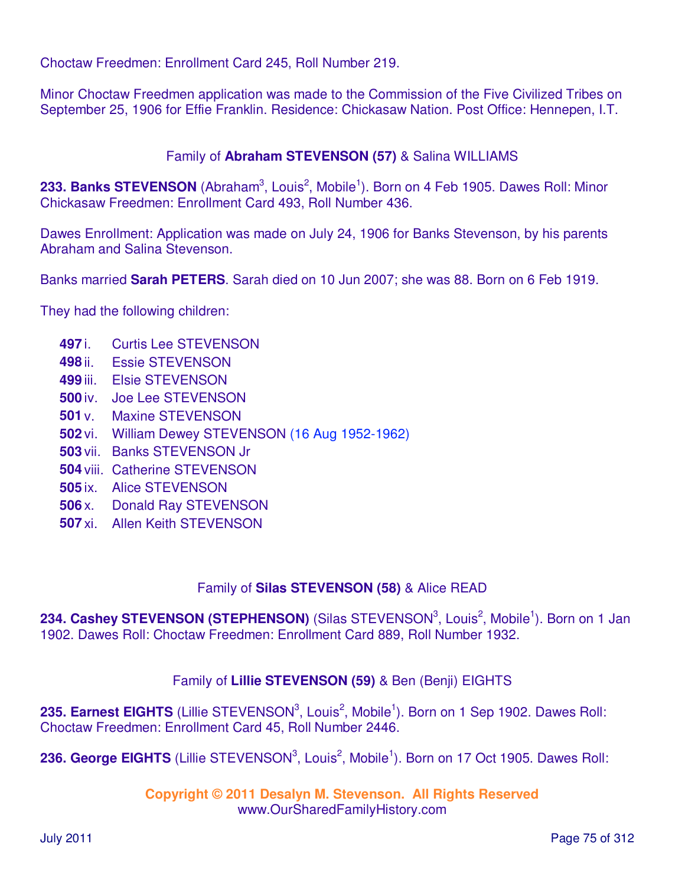Choctaw Freedmen: Enrollment Card 245, Roll Number 219.

Minor Choctaw Freedmen application was made to the Commission of the Five Civilized Tribes on September 25, 1906 for Effie Franklin. Residence: Chickasaw Nation. Post Office: Hennepen, I.T.

### Family of **Abraham STEVENSON (57)** & Salina WILLIAMS

**233. Banks STEVENSON** (Abraham$^3$, Louis$^2$, Mobile$^1$). Born on 4 Feb 1905. Dawes Roll: Minor Chickasaw Freedmen: Enrollment Card 493, Roll Number 436.

Dawes Enrollment: Application was made on July 24, 1906 for Banks Stevenson, by his parents Abraham and Salina Stevenson.

Banks married **Sarah PETERS**. Sarah died on 10 Jun 2007; she was 88. Born on 6 Feb 1919.

They had the following children:

- **497** i. Curtis Lee STEVENSON
- **498** ii. Essie STEVENSON
- **499** iii. Elsie STEVENSON
- **500** iv. Joe Lee STEVENSON
- **501** v. Maxine STEVENSON
- **502** vi. William Dewey STEVENSON (16 Aug 1952-1962)
- **503** vii. Banks STEVENSON Jr
- **504** viii. Catherine STEVENSON
- **505** ix. Alice STEVENSON
- **506** x. Donald Ray STEVENSON
- **507** xi. Allen Keith STEVENSON

### Family of **Silas STEVENSON (58)** & Alice READ

**234. Cashey STEVENSON (STEPHENSON)** (Silas STEVENSON$^3$, Louis$^2$, Mobile$^1$). Born on 1 Jan 1902. Dawes Roll: Choctaw Freedmen: Enrollment Card 889, Roll Number 1932.

### Family of **Lillie STEVENSON (59)** & Ben (Benji) EIGHTS

**235. Earnest EIGHTS** (Lillie STEVENSON$^3$, Louis$^2$, Mobile$^1$). Born on 1 Sep 1902. Dawes Roll: Choctaw Freedmen: Enrollment Card 45, Roll Number 2446.

**236. George EIGHTS** (Lillie STEVENSON$^3$, Louis$^2$, Mobile$^1$). Born on 17 Oct 1905. Dawes Roll: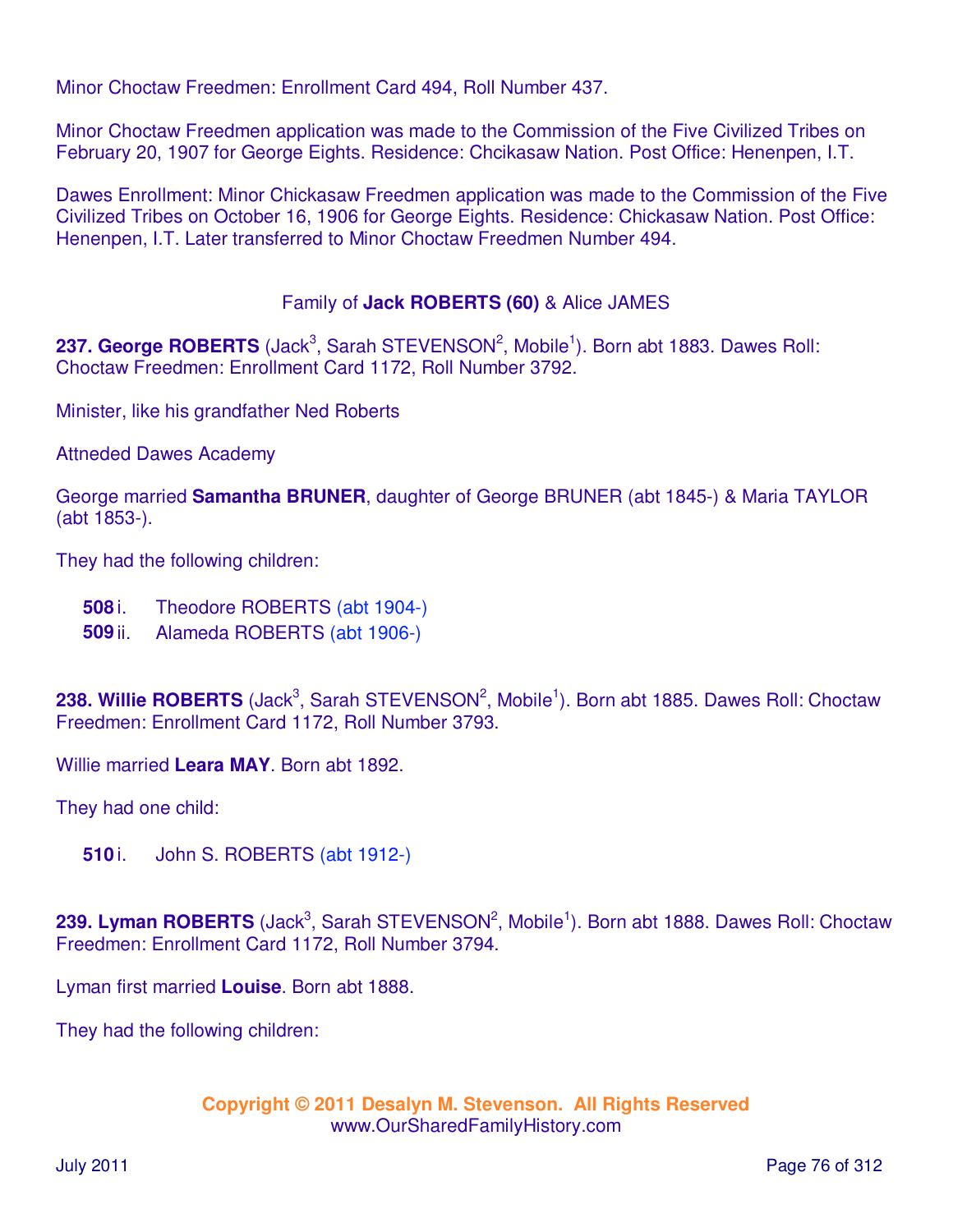Minor Choctaw Freedmen: Enrollment Card 494, Roll Number 437.

Minor Choctaw Freedmen application was made to the Commission of the Five Civilized Tribes on February 20, 1907 for George Eights. Residence: Chcikasaw Nation. Post Office: Henenpen, I.T.

Dawes Enrollment: Minor Chickasaw Freedmen application was made to the Commission of the Five Civilized Tribes on October 16, 1906 for George Eights. Residence: Chickasaw Nation. Post Office: Henenpen, I.T. Later transferred to Minor Choctaw Freedmen Number 494.

Family of **Jack ROBERTS (60)** & Alice JAMES

**237. George ROBERTS** (Jack[3], Sarah STEVENSON[2], Mobile[1]). Born abt 1883. Dawes Roll: Choctaw Freedmen: Enrollment Card 1172, Roll Number 3792.

Minister, like his grandfather Ned Roberts

Attneded Dawes Academy

George married **Samantha BRUNER**, daughter of George BRUNER (abt 1845-) & Maria TAYLOR (abt 1853-).

They had the following children:

- **508** i. Theodore ROBERTS (abt 1904-)
- **509** ii. Alameda ROBERTS (abt 1906-)

**238. Willie ROBERTS** (Jack[3], Sarah STEVENSON[2], Mobile[1]). Born abt 1885. Dawes Roll: Choctaw Freedmen: Enrollment Card 1172, Roll Number 3793.

Willie married **Leara MAY**. Born abt 1892.

They had one child:

- **510** i. John S. ROBERTS (abt 1912-)

**239. Lyman ROBERTS** (Jack[3], Sarah STEVENSON[2], Mobile[1]). Born abt 1888. Dawes Roll: Choctaw Freedmen: Enrollment Card 1172, Roll Number 3794.

Lyman first married **Louise**. Born abt 1888.

They had the following children: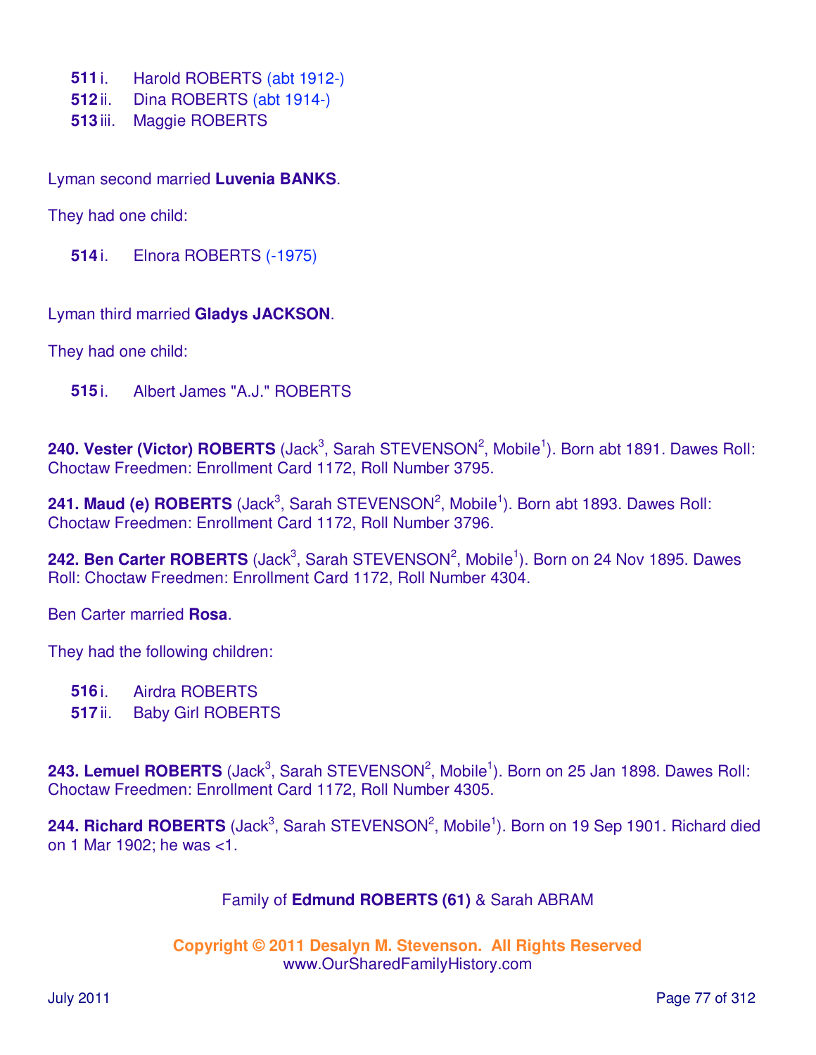**511** i. Harold ROBERTS (abt 1912-)
**512** ii. Dina ROBERTS (abt 1914-)
**513** iii. Maggie ROBERTS

Lyman second married **Luvenia BANKS**.

They had one child:

**514** i. Elnora ROBERTS (-1975)

Lyman third married **Gladys JACKSON**.

They had one child:

**515** i. Albert James "A.J." ROBERTS

**240. Vester (Victor) ROBERTS** (Jack[3], Sarah STEVENSON[2], Mobile[1]). Born abt 1891. Dawes Roll: Choctaw Freedmen: Enrollment Card 1172, Roll Number 3795.

**241. Maud (e) ROBERTS** (Jack[3], Sarah STEVENSON[2], Mobile[1]). Born abt 1893. Dawes Roll: Choctaw Freedmen: Enrollment Card 1172, Roll Number 3796.

**242. Ben Carter ROBERTS** (Jack[3], Sarah STEVENSON[2], Mobile[1]). Born on 24 Nov 1895. Dawes Roll: Choctaw Freedmen: Enrollment Card 1172, Roll Number 4304.

Ben Carter married **Rosa**.

They had the following children:

**516** i. Airdra ROBERTS
**517** ii. Baby Girl ROBERTS

**243. Lemuel ROBERTS** (Jack[3], Sarah STEVENSON[2], Mobile[1]). Born on 25 Jan 1898. Dawes Roll: Choctaw Freedmen: Enrollment Card 1172, Roll Number 4305.

**244. Richard ROBERTS** (Jack[3], Sarah STEVENSON[2], Mobile[1]). Born on 19 Sep 1901. Richard died on 1 Mar 1902; he was <1.

Family of **Edmund ROBERTS (61)** & Sarah ABRAM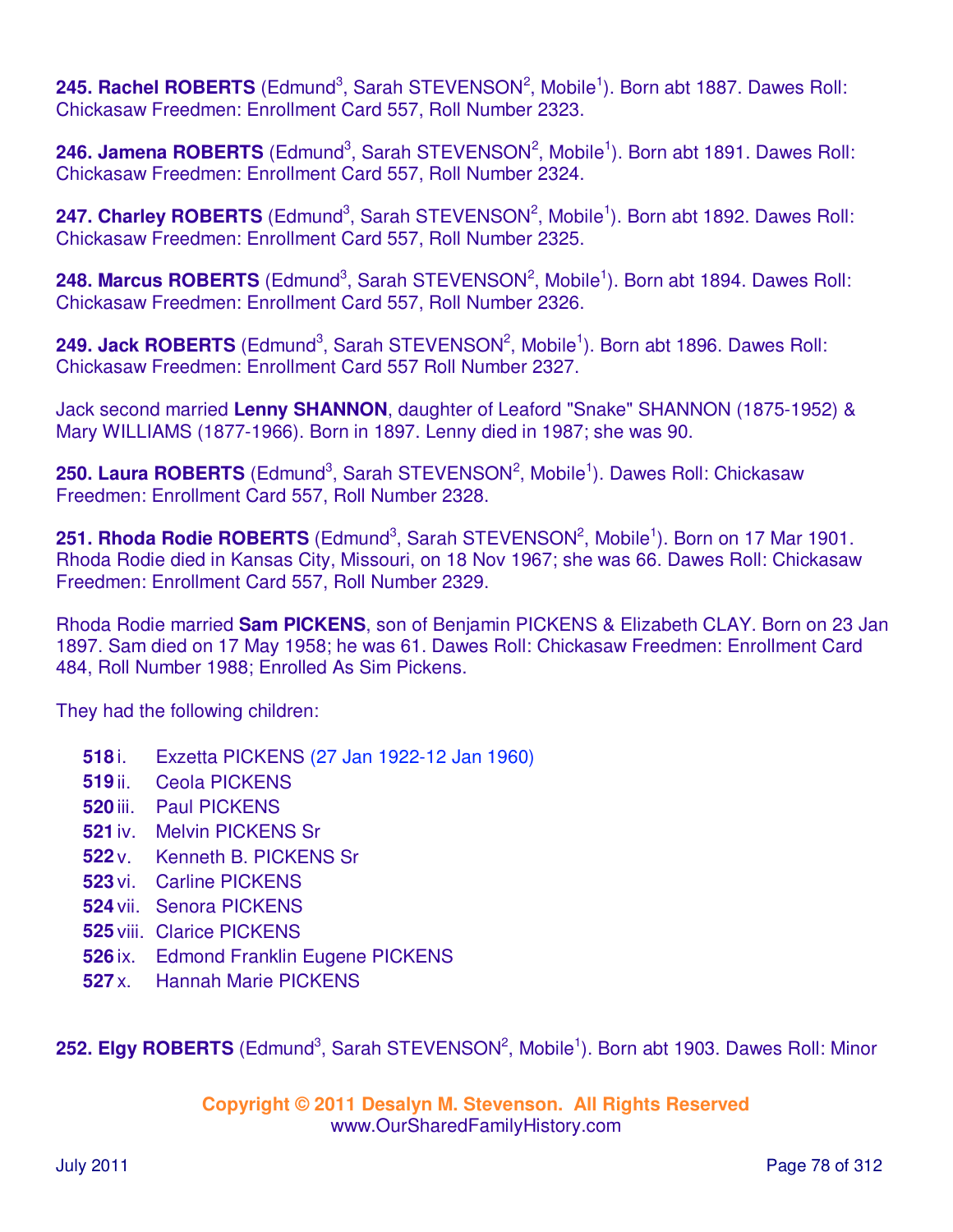**245. Rachel ROBERTS** (Edmund[3], Sarah STEVENSON[2], Mobile[1]). Born abt 1887. Dawes Roll: Chickasaw Freedmen: Enrollment Card 557, Roll Number 2323.

**246. Jamena ROBERTS** (Edmund[3], Sarah STEVENSON[2], Mobile[1]). Born abt 1891. Dawes Roll: Chickasaw Freedmen: Enrollment Card 557, Roll Number 2324.

**247. Charley ROBERTS** (Edmund[3], Sarah STEVENSON[2], Mobile[1]). Born abt 1892. Dawes Roll: Chickasaw Freedmen: Enrollment Card 557, Roll Number 2325.

**248. Marcus ROBERTS** (Edmund[3], Sarah STEVENSON[2], Mobile[1]). Born abt 1894. Dawes Roll: Chickasaw Freedmen: Enrollment Card 557, Roll Number 2326.

**249. Jack ROBERTS** (Edmund[3], Sarah STEVENSON[2], Mobile[1]). Born abt 1896. Dawes Roll: Chickasaw Freedmen: Enrollment Card 557 Roll Number 2327.

Jack second married **Lenny SHANNON**, daughter of Leaford "Snake" SHANNON (1875-1952) & Mary WILLIAMS (1877-1966). Born in 1897. Lenny died in 1987; she was 90.

**250. Laura ROBERTS** (Edmund[3], Sarah STEVENSON[2], Mobile[1]). Dawes Roll: Chickasaw Freedmen: Enrollment Card 557, Roll Number 2328.

**251. Rhoda Rodie ROBERTS** (Edmund[3], Sarah STEVENSON[2], Mobile[1]). Born on 17 Mar 1901. Rhoda Rodie died in Kansas City, Missouri, on 18 Nov 1967; she was 66. Dawes Roll: Chickasaw Freedmen: Enrollment Card 557, Roll Number 2329.

Rhoda Rodie married **Sam PICKENS**, son of Benjamin PICKENS & Elizabeth CLAY. Born on 23 Jan 1897. Sam died on 17 May 1958; he was 61. Dawes Roll: Chickasaw Freedmen: Enrollment Card 484, Roll Number 1988; Enrolled As Sim Pickens.

They had the following children:

- **518** i. Exzetta PICKENS (27 Jan 1922-12 Jan 1960)
- **519** ii. Ceola PICKENS
- **520** iii. Paul PICKENS
- **521** iv. Melvin PICKENS Sr
- **522** v. Kenneth B. PICKENS Sr
- **523** vi. Carline PICKENS
- **524** vii. Senora PICKENS
- **525** viii. Clarice PICKENS
- **526** ix. Edmond Franklin Eugene PICKENS
- **527** x. Hannah Marie PICKENS

**252. Elgy ROBERTS** (Edmund[3], Sarah STEVENSON[2], Mobile[1]). Born abt 1903. Dawes Roll: Minor

**Copyright © 2011 Desalyn M. Stevenson. All Rights Reserved**
www.OurSharedFamilyHistory.com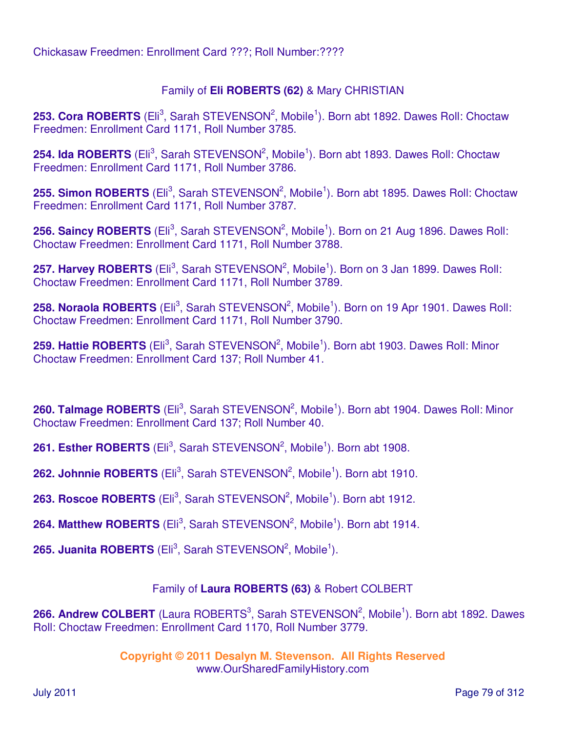Chickasaw Freedmen: Enrollment Card ???; Roll Number:????

Family of **Eli ROBERTS (62)** & Mary CHRISTIAN

**253. Cora ROBERTS** (Eli[3], Sarah STEVENSON[2], Mobile[1]). Born abt 1892. Dawes Roll: Choctaw Freedmen: Enrollment Card 1171, Roll Number 3785.

**254. Ida ROBERTS** (Eli[3], Sarah STEVENSON[2], Mobile[1]). Born abt 1893. Dawes Roll: Choctaw Freedmen: Enrollment Card 1171, Roll Number 3786.

**255. Simon ROBERTS** (Eli[3], Sarah STEVENSON[2], Mobile[1]). Born abt 1895. Dawes Roll: Choctaw Freedmen: Enrollment Card 1171, Roll Number 3787.

**256. Saincy ROBERTS** (Eli[3], Sarah STEVENSON[2], Mobile[1]). Born on 21 Aug 1896. Dawes Roll: Choctaw Freedmen: Enrollment Card 1171, Roll Number 3788.

**257. Harvey ROBERTS** (Eli[3], Sarah STEVENSON[2], Mobile[1]). Born on 3 Jan 1899. Dawes Roll: Choctaw Freedmen: Enrollment Card 1171, Roll Number 3789.

**258. Noraola ROBERTS** (Eli[3], Sarah STEVENSON[2], Mobile[1]). Born on 19 Apr 1901. Dawes Roll: Choctaw Freedmen: Enrollment Card 1171, Roll Number 3790.

**259. Hattie ROBERTS** (Eli[3], Sarah STEVENSON[2], Mobile[1]). Born abt 1903. Dawes Roll: Minor Choctaw Freedmen: Enrollment Card 137; Roll Number 41.

**260. Talmage ROBERTS** (Eli[3], Sarah STEVENSON[2], Mobile[1]). Born abt 1904. Dawes Roll: Minor Choctaw Freedmen: Enrollment Card 137; Roll Number 40.

**261. Esther ROBERTS** (Eli[3], Sarah STEVENSON[2], Mobile[1]). Born abt 1908.

**262. Johnnie ROBERTS** (Eli[3], Sarah STEVENSON[2], Mobile[1]). Born abt 1910.

**263. Roscoe ROBERTS** (Eli[3], Sarah STEVENSON[2], Mobile[1]). Born abt 1912.

**264. Matthew ROBERTS** (Eli[3], Sarah STEVENSON[2], Mobile[1]). Born abt 1914.

**265. Juanita ROBERTS** (Eli[3], Sarah STEVENSON[2], Mobile[1]).

Family of **Laura ROBERTS (63)** & Robert COLBERT

**266. Andrew COLBERT** (Laura ROBERTS[3], Sarah STEVENSON[2], Mobile[1]). Born abt 1892. Dawes Roll: Choctaw Freedmen: Enrollment Card 1170, Roll Number 3779.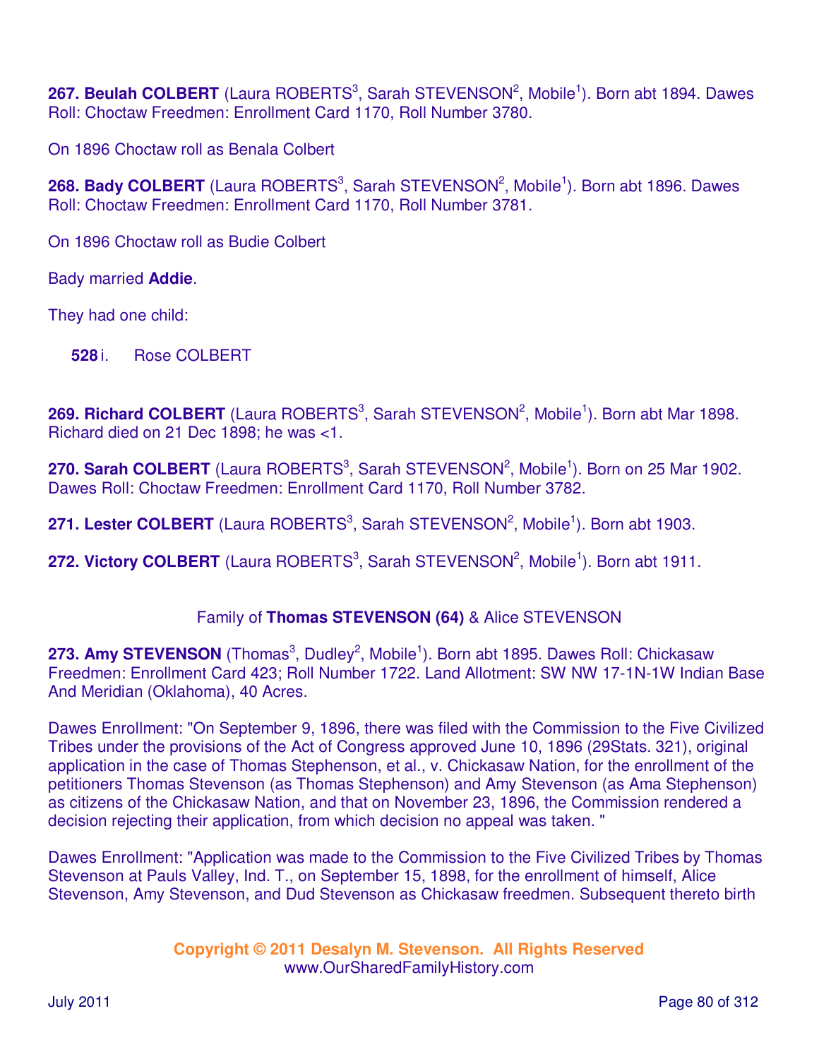**267. Beulah COLBERT** (Laura ROBERTS[3], Sarah STEVENSON[2], Mobile[1]). Born abt 1894. Dawes Roll: Choctaw Freedmen: Enrollment Card 1170, Roll Number 3780.

On 1896 Choctaw roll as Benala Colbert

**268. Bady COLBERT** (Laura ROBERTS[3], Sarah STEVENSON[2], Mobile[1]). Born abt 1896. Dawes Roll: Choctaw Freedmen: Enrollment Card 1170, Roll Number 3781.

On 1896 Choctaw roll as Budie Colbert

Bady married **Addie**.

They had one child:

**528** i. Rose COLBERT

**269. Richard COLBERT** (Laura ROBERTS[3], Sarah STEVENSON[2], Mobile[1]). Born abt Mar 1898. Richard died on 21 Dec 1898; he was <1.

**270. Sarah COLBERT** (Laura ROBERTS[3], Sarah STEVENSON[2], Mobile[1]). Born on 25 Mar 1902. Dawes Roll: Choctaw Freedmen: Enrollment Card 1170, Roll Number 3782.

**271. Lester COLBERT** (Laura ROBERTS[3], Sarah STEVENSON[2], Mobile[1]). Born abt 1903.

**272. Victory COLBERT** (Laura ROBERTS[3], Sarah STEVENSON[2], Mobile[1]). Born abt 1911.

Family of **Thomas STEVENSON (64)** & Alice STEVENSON

**273. Amy STEVENSON** (Thomas[3], Dudley[2], Mobile[1]). Born abt 1895. Dawes Roll: Chickasaw Freedmen: Enrollment Card 423; Roll Number 1722. Land Allotment: SW NW 17-1N-1W Indian Base And Meridian (Oklahoma), 40 Acres.

Dawes Enrollment: "On September 9, 1896, there was filed with the Commission to the Five Civilized Tribes under the provisions of the Act of Congress approved June 10, 1896 (29Stats. 321), original application in the case of Thomas Stephenson, et al., v. Chickasaw Nation, for the enrollment of the petitioners Thomas Stevenson (as Thomas Stephenson) and Amy Stevenson (as Ama Stephenson) as citizens of the Chickasaw Nation, and that on November 23, 1896, the Commission rendered a decision rejecting their application, from which decision no appeal was taken. "

Dawes Enrollment: "Application was made to the Commission to the Five Civilized Tribes by Thomas Stevenson at Pauls Valley, Ind. T., on September 15, 1898, for the enrollment of himself, Alice Stevenson, Amy Stevenson, and Dud Stevenson as Chickasaw freedmen. Subsequent thereto birth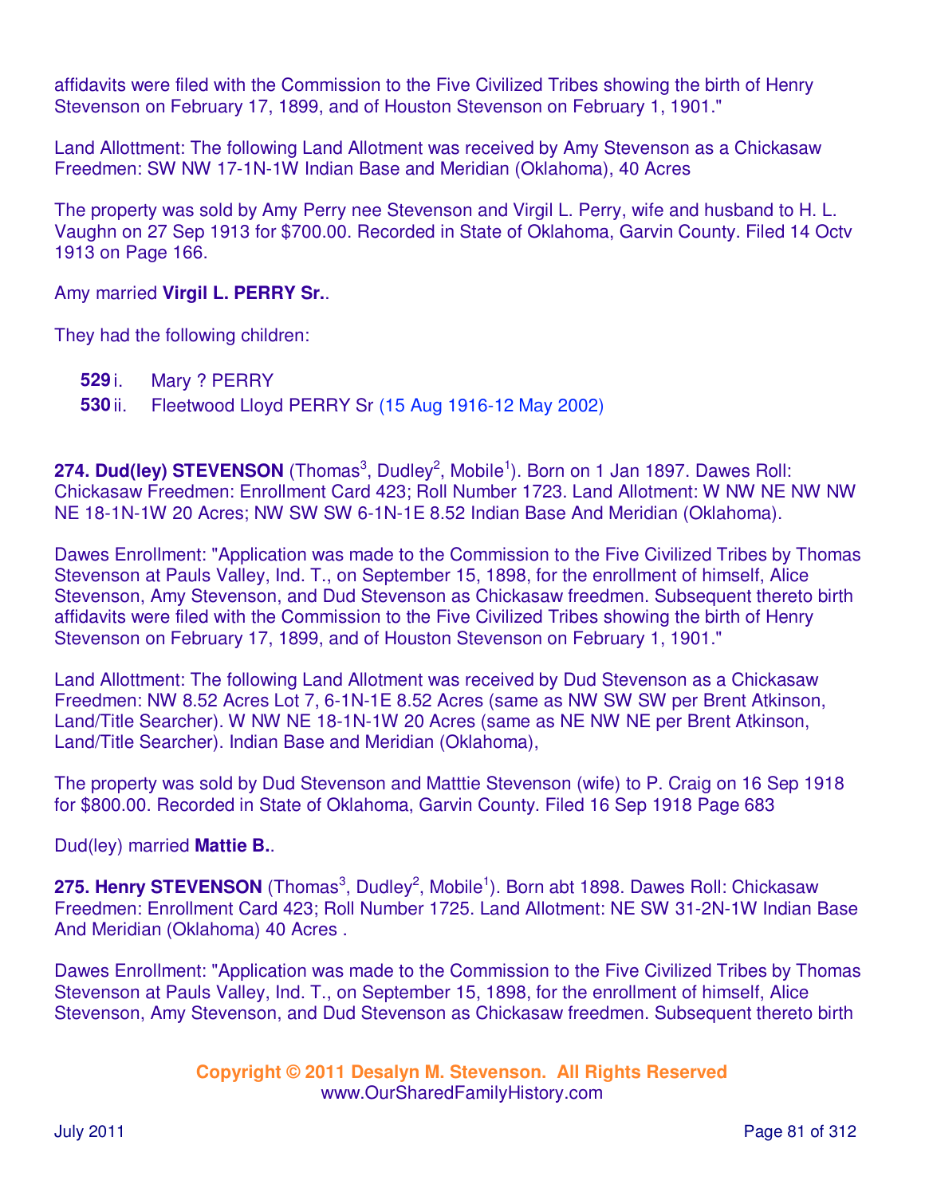affidavits were filed with the Commission to the Five Civilized Tribes showing the birth of Henry Stevenson on February 17, 1899, and of Houston Stevenson on February 1, 1901."

Land Allottment: The following Land Allotment was received by Amy Stevenson as a Chickasaw Freedmen: SW NW 17-1N-1W Indian Base and Meridian (Oklahoma), 40 Acres

The property was sold by Amy Perry nee Stevenson and Virgil L. Perry, wife and husband to H. L. Vaughn on 27 Sep 1913 for $700.00. Recorded in State of Oklahoma, Garvin County. Filed 14 Octv 1913 on Page 166.

Amy married **Virgil L. PERRY Sr.**.

They had the following children:

- **529** i. Mary ? PERRY
- **530** ii. Fleetwood Lloyd PERRY Sr (15 Aug 1916-12 May 2002)

**274. Dud(ley) STEVENSON** (Thomas[3], Dudley[2], Mobile[1]). Born on 1 Jan 1897. Dawes Roll: Chickasaw Freedmen: Enrollment Card 423; Roll Number 1723. Land Allotment: W NW NE NW NW NE 18-1N-1W 20 Acres; NW SW SW 6-1N-1E 8.52 Indian Base And Meridian (Oklahoma).

Dawes Enrollment: "Application was made to the Commission to the Five Civilized Tribes by Thomas Stevenson at Pauls Valley, Ind. T., on September 15, 1898, for the enrollment of himself, Alice Stevenson, Amy Stevenson, and Dud Stevenson as Chickasaw freedmen. Subsequent thereto birth affidavits were filed with the Commission to the Five Civilized Tribes showing the birth of Henry Stevenson on February 17, 1899, and of Houston Stevenson on February 1, 1901."

Land Allottment: The following Land Allotment was received by Dud Stevenson as a Chickasaw Freedmen: NW 8.52 Acres Lot 7, 6-1N-1E 8.52 Acres (same as NW SW SW per Brent Atkinson, Land/Title Searcher). W NW NE 18-1N-1W 20 Acres (same as NE NW NE per Brent Atkinson, Land/Title Searcher). Indian Base and Meridian (Oklahoma),

The property was sold by Dud Stevenson and Matttie Stevenson (wife) to P. Craig on 16 Sep 1918 for $800.00. Recorded in State of Oklahoma, Garvin County. Filed 16 Sep 1918 Page 683

Dud(ley) married **Mattie B.**.

**275. Henry STEVENSON** (Thomas[3], Dudley[2], Mobile[1]). Born abt 1898. Dawes Roll: Chickasaw Freedmen: Enrollment Card 423; Roll Number 1725. Land Allotment: NE SW 31-2N-1W Indian Base And Meridian (Oklahoma) 40 Acres .

Dawes Enrollment: "Application was made to the Commission to the Five Civilized Tribes by Thomas Stevenson at Pauls Valley, Ind. T., on September 15, 1898, for the enrollment of himself, Alice Stevenson, Amy Stevenson, and Dud Stevenson as Chickasaw freedmen. Subsequent thereto birth

Copyright © 2011 Desalyn M. Stevenson. All Rights Reserved
www.OurSharedFamilyHistory.com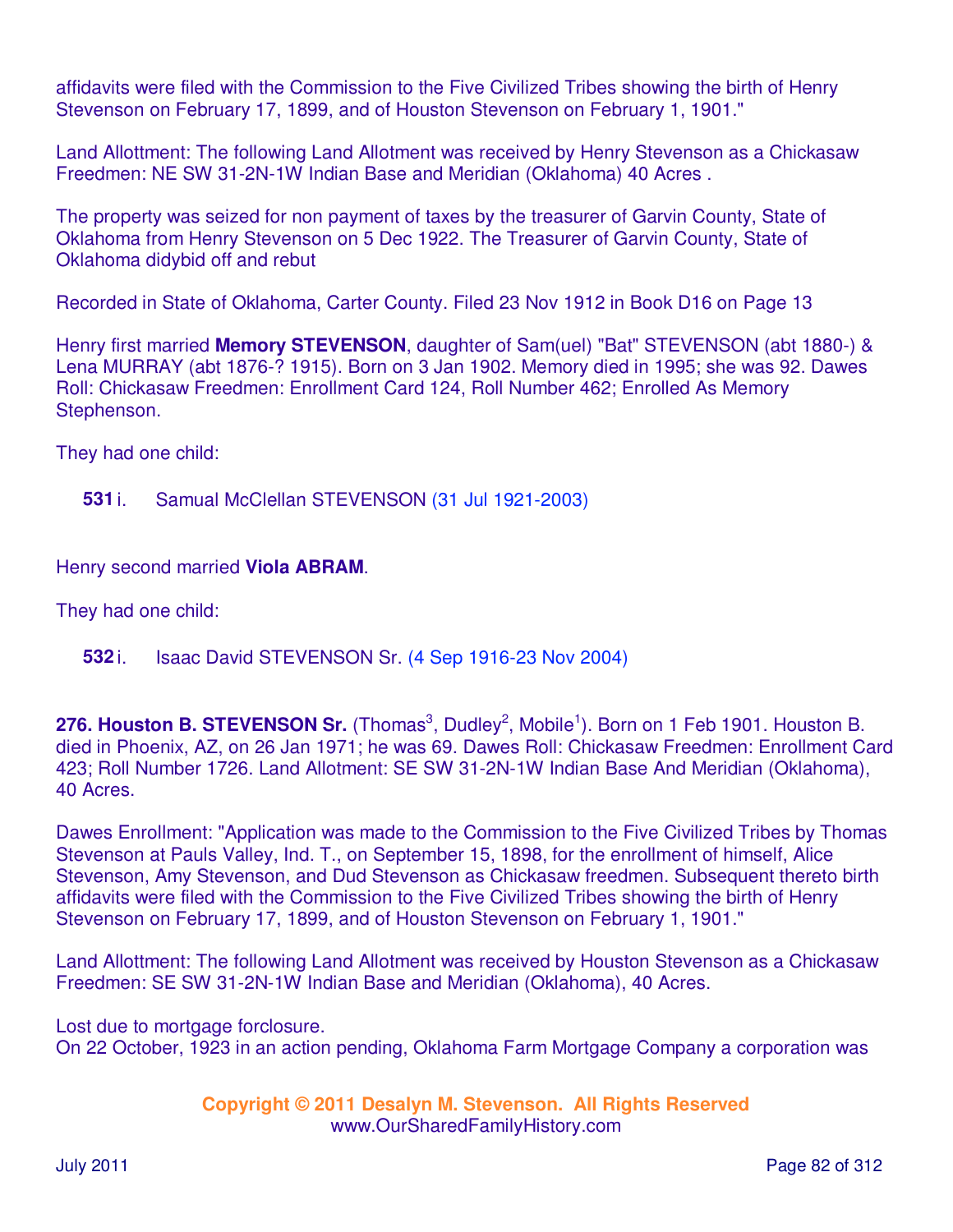affidavits were filed with the Commission to the Five Civilized Tribes showing the birth of Henry Stevenson on February 17, 1899, and of Houston Stevenson on February 1, 1901."

Land Allottment: The following Land Allotment was received by Henry Stevenson as a Chickasaw Freedmen: NE SW 31-2N-1W Indian Base and Meridian (Oklahoma) 40 Acres .

The property was seized for non payment of taxes by the treasurer of Garvin County, State of Oklahoma from Henry Stevenson on 5 Dec 1922. The Treasurer of Garvin County, State of Oklahoma didybid off and rebut

Recorded in State of Oklahoma, Carter County. Filed 23 Nov 1912 in Book D16 on Page 13

Henry first married **Memory STEVENSON**, daughter of Sam(uel) "Bat" STEVENSON (abt 1880-) & Lena MURRAY (abt 1876-? 1915). Born on 3 Jan 1902. Memory died in 1995; she was 92. Dawes Roll: Chickasaw Freedmen: Enrollment Card 124, Roll Number 462; Enrolled As Memory Stephenson.

They had one child:

**531** i. Samual McClellan STEVENSON (31 Jul 1921-2003)

Henry second married **Viola ABRAM**.

They had one child:

**532** i. Isaac David STEVENSON Sr. (4 Sep 1916-23 Nov 2004)

**276. Houston B. STEVENSON Sr.** (Thomas[3], Dudley[2], Mobile[1]). Born on 1 Feb 1901. Houston B. died in Phoenix, AZ, on 26 Jan 1971; he was 69. Dawes Roll: Chickasaw Freedmen: Enrollment Card 423; Roll Number 1726. Land Allotment: SE SW 31-2N-1W Indian Base And Meridian (Oklahoma), 40 Acres.

Dawes Enrollment: "Application was made to the Commission to the Five Civilized Tribes by Thomas Stevenson at Pauls Valley, Ind. T., on September 15, 1898, for the enrollment of himself, Alice Stevenson, Amy Stevenson, and Dud Stevenson as Chickasaw freedmen. Subsequent thereto birth affidavits were filed with the Commission to the Five Civilized Tribes showing the birth of Henry Stevenson on February 17, 1899, and of Houston Stevenson on February 1, 1901."

Land Allottment: The following Land Allotment was received by Houston Stevenson as a Chickasaw Freedmen: SE SW 31-2N-1W Indian Base and Meridian (Oklahoma), 40 Acres.

Lost due to mortgage forclosure.
On 22 October, 1923 in an action pending, Oklahoma Farm Mortgage Company a corporation was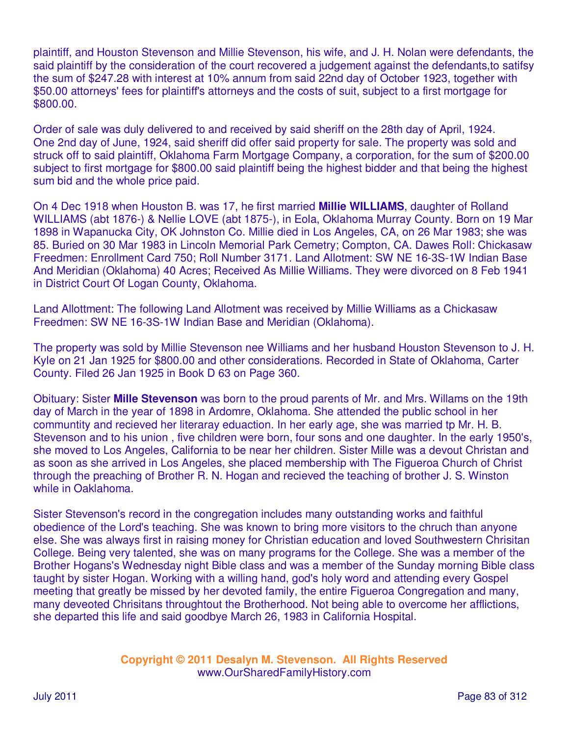plaintiff, and Houston Stevenson and Millie Stevenson, his wife, and J. H. Nolan were defendants, the said plaintiff by the consideration of the court recovered a judgement against the defendants,to satifsy the sum of $247.28 with interest at 10% annum from said 22nd day of October 1923, together with $50.00 attorneys' fees for plaintiff's attorneys and the costs of suit, subject to a first mortgage for $800.00.

Order of sale was duly delivered to and received by said sheriff on the 28th day of April, 1924. One 2nd day of June, 1924, said sheriff did offer said property for sale. The property was sold and struck off to said plaintiff, Oklahoma Farm Mortgage Company, a corporation, for the sum of $200.00 subject to first mortgage for $800.00 said plaintiff being the highest bidder and that being the highest sum bid and the whole price paid.

On 4 Dec 1918 when Houston B. was 17, he first married **Millie WILLIAMS**, daughter of Rolland WILLIAMS (abt 1876-) & Nellie LOVE (abt 1875-), in Eola, Oklahoma Murray County. Born on 19 Mar 1898 in Wapanucka City, OK Johnston Co. Millie died in Los Angeles, CA, on 26 Mar 1983; she was 85. Buried on 30 Mar 1983 in Lincoln Memorial Park Cemetry; Compton, CA. Dawes Roll: Chickasaw Freedmen: Enrollment Card 750; Roll Number 3171. Land Allotment: SW NE 16-3S-1W Indian Base And Meridian (Oklahoma) 40 Acres; Received As Millie Williams. They were divorced on 8 Feb 1941 in District Court Of Logan County, Oklahoma.

Land Allottment: The following Land Allotment was received by Millie Williams as a Chickasaw Freedmen: SW NE 16-3S-1W Indian Base and Meridian (Oklahoma).

The property was sold by Millie Stevenson nee Williams and her husband Houston Stevenson to J. H. Kyle on 21 Jan 1925 for $800.00 and other considerations. Recorded in State of Oklahoma, Carter County. Filed 26 Jan 1925 in Book D 63 on Page 360.

Obituary: Sister **Mille Stevenson** was born to the proud parents of Mr. and Mrs. Willams on the 19th day of March in the year of 1898 in Ardomre, Oklahoma. She attended the public school in her communtity and recieved her literaray eduaction. In her early age, she was married tp Mr. H. B. Stevenson and to his union , five children were born, four sons and one daughter. In the early 1950's, she moved to Los Angeles, California to be near her children. Sister Mille was a devout Christan and as soon as she arrived in Los Angeles, she placed membership with The Figueroa Church of Christ through the preaching of Brother R. N. Hogan and recieved the teaching of brother J. S. Winston while in Oaklahoma.

Sister Stevenson's record in the congregation includes many outstanding works and faithful obedience of the Lord's teaching. She was known to bring more visitors to the chruch than anyone else. She was always first in raising money for Christian education and loved Southwestern Chrisitan College. Being very talented, she was on many programs for the College. She was a member of the Brother Hogans's Wednesday night Bible class and was a member of the Sunday morning Bible class taught by sister Hogan. Working with a willing hand, god's holy word and attending every Gospel meeting that greatly be missed by her devoted family, the entire Figueroa Congregation and many, many deveoted Chrisitans throughtout the Brotherhood. Not being able to overcome her afflictions, she departed this life and said goodbye March 26, 1983 in California Hospital.

**Copyright © 2011 Desalyn M. Stevenson. All Rights Reserved**
www.OurSharedFamilyHistory.com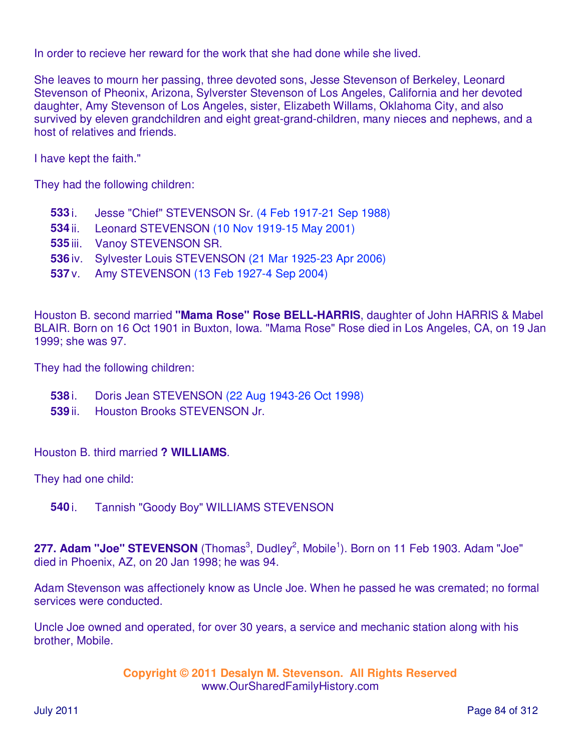In order to recieve her reward for the work that she had done while she lived.

She leaves to mourn her passing, three devoted sons, Jesse Stevenson of Berkeley, Leonard Stevenson of Pheonix, Arizona, Sylverster Stevenson of Los Angeles, California and her devoted daughter, Amy Stevenson of Los Angeles, sister, Elizabeth Willams, Oklahoma City, and also survived by eleven grandchildren and eight great-grand-children, many nieces and nephews, and a host of relatives and friends.

I have kept the faith."

They had the following children:

- **533** i. Jesse "Chief" STEVENSON Sr. (4 Feb 1917-21 Sep 1988)
- **534** ii. Leonard STEVENSON (10 Nov 1919-15 May 2001)
- **535** iii. Vanoy STEVENSON SR.
- **536** iv. Sylvester Louis STEVENSON (21 Mar 1925-23 Apr 2006)
- **537** v. Amy STEVENSON (13 Feb 1927-4 Sep 2004)

Houston B. second married **"Mama Rose" Rose BELL-HARRIS**, daughter of John HARRIS & Mabel BLAIR. Born on 16 Oct 1901 in Buxton, Iowa. "Mama Rose" Rose died in Los Angeles, CA, on 19 Jan 1999; she was 97.

They had the following children:

- **538** i. Doris Jean STEVENSON (22 Aug 1943-26 Oct 1998)
- **539** ii. Houston Brooks STEVENSON Jr.

Houston B. third married **? WILLIAMS**.

They had one child:

- **540** i. Tannish "Goody Boy" WILLIAMS STEVENSON

**277. Adam "Joe" STEVENSON** (Thomas[3], Dudley[2], Mobile[1]). Born on 11 Feb 1903. Adam "Joe" died in Phoenix, AZ, on 20 Jan 1998; he was 94.

Adam Stevenson was affectionely know as Uncle Joe. When he passed he was cremated; no formal services were conducted.

Uncle Joe owned and operated, for over 30 years, a service and mechanic station along with his brother, Mobile.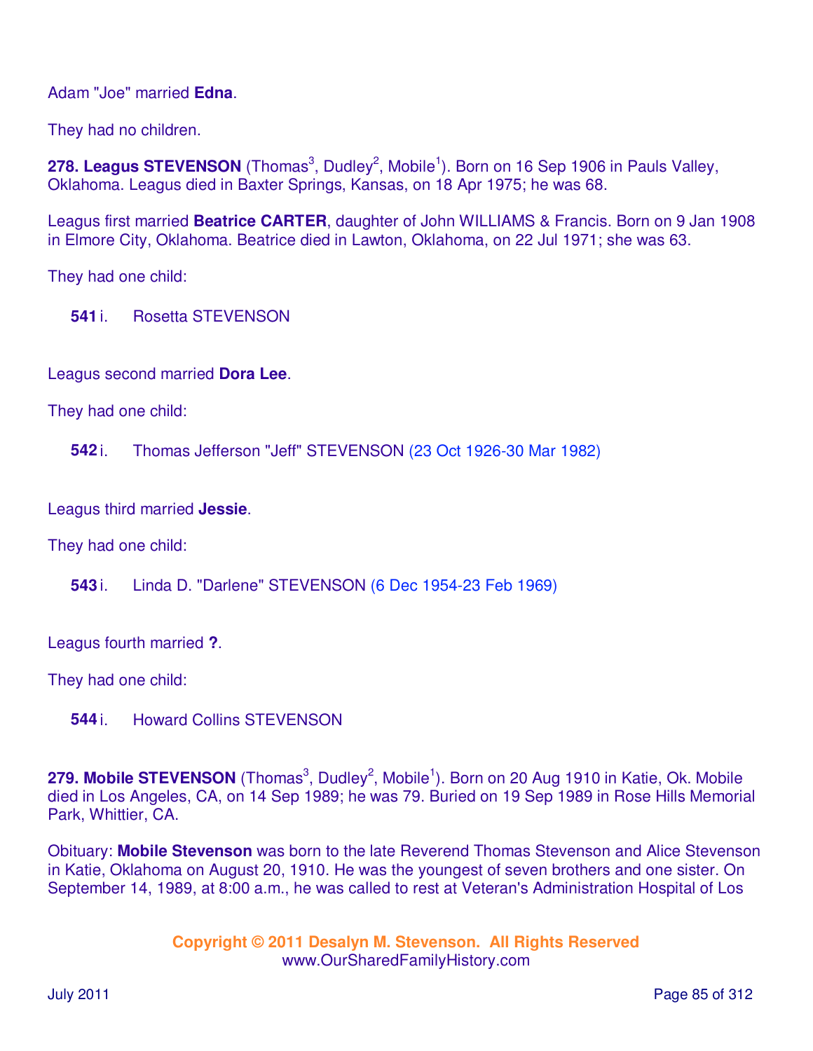Adam "Joe" married **Edna**.

They had no children.

**278. Leagus STEVENSON** (Thomas[3], Dudley[2], Mobile[1]). Born on 16 Sep 1906 in Pauls Valley, Oklahoma. Leagus died in Baxter Springs, Kansas, on 18 Apr 1975; he was 68.

Leagus first married **Beatrice CARTER**, daughter of John WILLIAMS & Francis. Born on 9 Jan 1908 in Elmore City, Oklahoma. Beatrice died in Lawton, Oklahoma, on 22 Jul 1971; she was 63.

They had one child:

**541** i. Rosetta STEVENSON

Leagus second married **Dora Lee**.

They had one child:

**542** i. Thomas Jefferson "Jeff" STEVENSON (23 Oct 1926-30 Mar 1982)

Leagus third married **Jessie**.

They had one child:

**543** i. Linda D. "Darlene" STEVENSON (6 Dec 1954-23 Feb 1969)

Leagus fourth married **?**.

They had one child:

**544** i. Howard Collins STEVENSON

**279. Mobile STEVENSON** (Thomas[3], Dudley[2], Mobile[1]). Born on 20 Aug 1910 in Katie, Ok. Mobile died in Los Angeles, CA, on 14 Sep 1989; he was 79. Buried on 19 Sep 1989 in Rose Hills Memorial Park, Whittier, CA.

Obituary: **Mobile Stevenson** was born to the late Reverend Thomas Stevenson and Alice Stevenson in Katie, Oklahoma on August 20, 1910. He was the youngest of seven brothers and one sister. On September 14, 1989, at 8:00 a.m., he was called to rest at Veteran's Administration Hospital of Los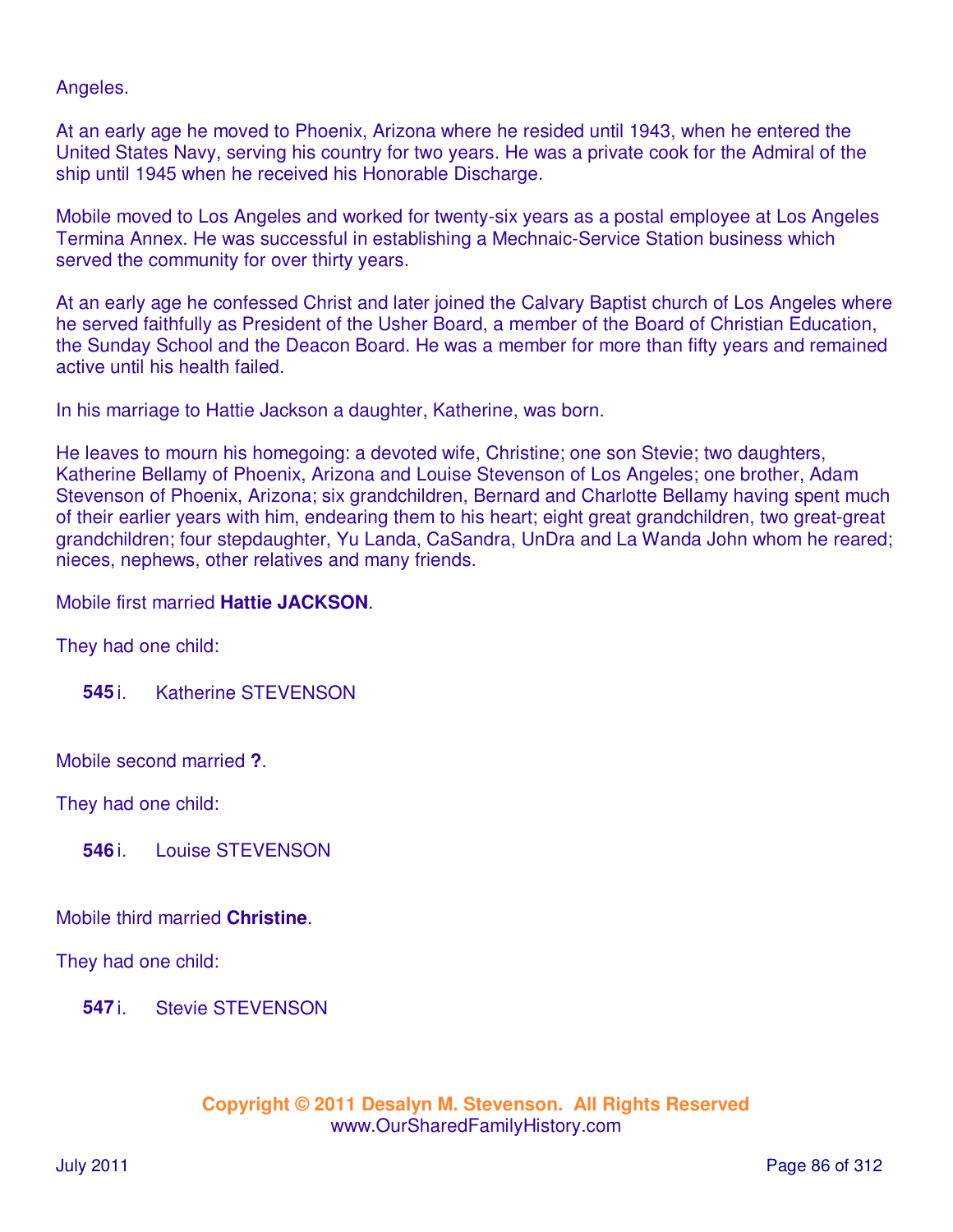Angeles.

At an early age he moved to Phoenix, Arizona where he resided until 1943, when he entered the United States Navy, serving his country for two years. He was a private cook for the Admiral of the ship until 1945 when he received his Honorable Discharge.

Mobile moved to Los Angeles and worked for twenty-six years as a postal employee at Los Angeles Termina Annex. He was successful in establishing a Mechnaic-Service Station business which served the community for over thirty years.

At an early age he confessed Christ and later joined the Calvary Baptist church of Los Angeles where he served faithfully as President of the Usher Board, a member of the Board of Christian Education, the Sunday School and the Deacon Board. He was a member for more than fifty years and remained active until his health failed.

In his marriage to Hattie Jackson a daughter, Katherine, was born.

He leaves to mourn his homegoing: a devoted wife, Christine; one son Stevie; two daughters, Katherine Bellamy of Phoenix, Arizona and Louise Stevenson of Los Angeles; one brother, Adam Stevenson of Phoenix, Arizona; six grandchildren, Bernard and Charlotte Bellamy having spent much of their earlier years with him, endearing them to his heart; eight great grandchildren, two great-great grandchildren; four stepdaughter, Yu Landa, CaSandra, UnDra and La Wanda John whom he reared; nieces, nephews, other relatives and many friends.

Mobile first married **Hattie JACKSON**.

They had one child:

**545** i. Katherine STEVENSON

Mobile second married **?**.

They had one child:

**546** i. Louise STEVENSON

Mobile third married **Christine**.

They had one child:

**547** i. Stevie STEVENSON

**Copyright © 2011 Desalyn M. Stevenson. All Rights Reserved**
www.OurSharedFamilyHistory.com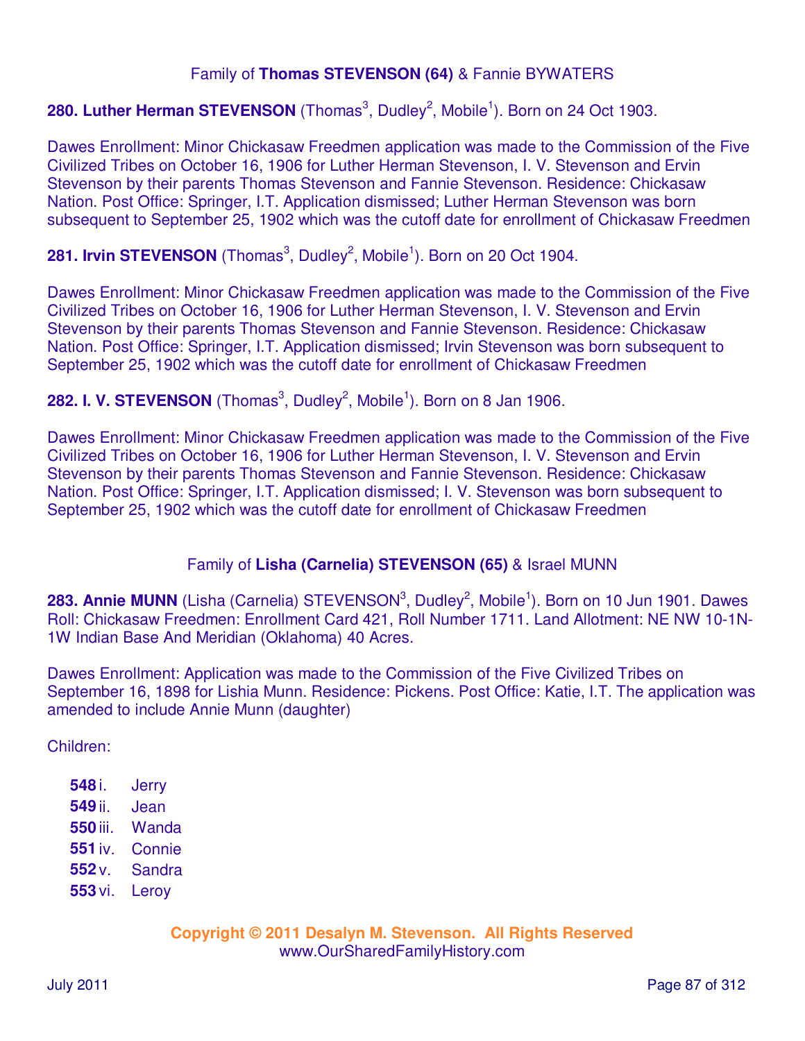Family of **Thomas STEVENSON (64)** & Fannie BYWATERS

**280. Luther Herman STEVENSON** (Thomas[3], Dudley[2], Mobile[1]). Born on 24 Oct 1903.

Dawes Enrollment: Minor Chickasaw Freedmen application was made to the Commission of the Five Civilized Tribes on October 16, 1906 for Luther Herman Stevenson, I. V. Stevenson and Ervin Stevenson by their parents Thomas Stevenson and Fannie Stevenson. Residence: Chickasaw Nation. Post Office: Springer, I.T. Application dismissed; Luther Herman Stevenson was born subsequent to September 25, 1902 which was the cutoff date for enrollment of Chickasaw Freedmen

**281. Irvin STEVENSON** (Thomas[3], Dudley[2], Mobile[1]). Born on 20 Oct 1904.

Dawes Enrollment: Minor Chickasaw Freedmen application was made to the Commission of the Five Civilized Tribes on October 16, 1906 for Luther Herman Stevenson, I. V. Stevenson and Ervin Stevenson by their parents Thomas Stevenson and Fannie Stevenson. Residence: Chickasaw Nation. Post Office: Springer, I.T. Application dismissed; Irvin Stevenson was born subsequent to September 25, 1902 which was the cutoff date for enrollment of Chickasaw Freedmen

**282. I. V. STEVENSON** (Thomas[3], Dudley[2], Mobile[1]). Born on 8 Jan 1906.

Dawes Enrollment: Minor Chickasaw Freedmen application was made to the Commission of the Five Civilized Tribes on October 16, 1906 for Luther Herman Stevenson, I. V. Stevenson and Ervin Stevenson by their parents Thomas Stevenson and Fannie Stevenson. Residence: Chickasaw Nation. Post Office: Springer, I.T. Application dismissed; I. V. Stevenson was born subsequent to September 25, 1902 which was the cutoff date for enrollment of Chickasaw Freedmen

Family of **Lisha (Carnelia) STEVENSON (65)** & Israel MUNN

**283. Annie MUNN** (Lisha (Carnelia) STEVENSON[3], Dudley[2], Mobile[1]). Born on 10 Jun 1901. Dawes Roll: Chickasaw Freedmen: Enrollment Card 421, Roll Number 1711. Land Allotment: NE NW 10-1N-1W Indian Base And Meridian (Oklahoma) 40 Acres.

Dawes Enrollment: Application was made to the Commission of the Five Civilized Tribes on September 16, 1898 for Lishia Munn. Residence: Pickens. Post Office: Katie, I.T. The application was amended to include Annie Munn (daughter)

Children:

- **548** i. Jerry
- **549** ii. Jean
- **550** iii. Wanda
- **551** iv. Connie
- **552** v. Sandra
- **553** vi. Leroy

**Copyright © 2011 Desalyn M. Stevenson. All Rights Reserved**
www.OurSharedFamilyHistory.com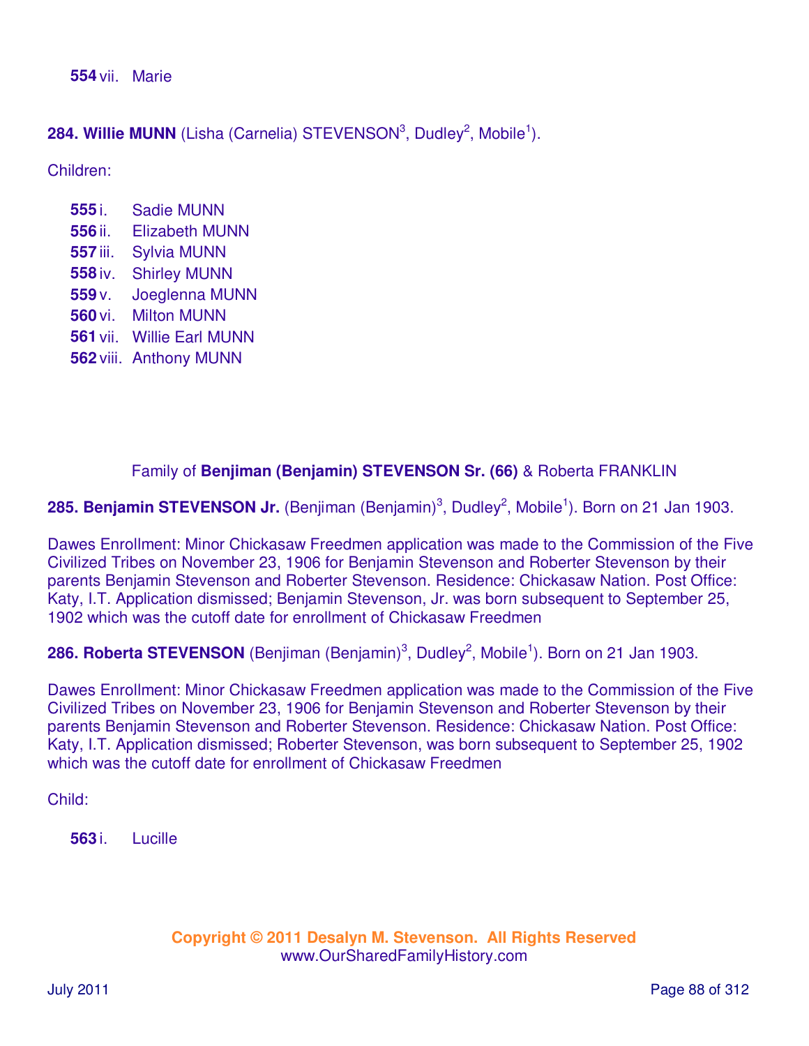**554** vii. Marie

**284. Willie MUNN** (Lisha (Carnelia) STEVENSON[3], Dudley[2], Mobile[1]).

Children:

**555** i. Sadie MUNN
**556** ii. Elizabeth MUNN
**557** iii. Sylvia MUNN
**558** iv. Shirley MUNN
**559** v. Joeglenna MUNN
**560** vi. Milton MUNN
**561** vii. Willie Earl MUNN
**562** viii. Anthony MUNN

Family of **Benjiman (Benjamin) STEVENSON Sr. (66)** & Roberta FRANKLIN

**285. Benjamin STEVENSON Jr.** (Benjiman (Benjamin)[3], Dudley[2], Mobile[1]). Born on 21 Jan 1903.

Dawes Enrollment: Minor Chickasaw Freedmen application was made to the Commission of the Five Civilized Tribes on November 23, 1906 for Benjamin Stevenson and Roberter Stevenson by their parents Benjamin Stevenson and Roberter Stevenson. Residence: Chickasaw Nation. Post Office: Katy, I.T. Application dismissed; Benjamin Stevenson, Jr. was born subsequent to September 25, 1902 which was the cutoff date for enrollment of Chickasaw Freedmen

**286. Roberta STEVENSON** (Benjiman (Benjamin)[3], Dudley[2], Mobile[1]). Born on 21 Jan 1903.

Dawes Enrollment: Minor Chickasaw Freedmen application was made to the Commission of the Five Civilized Tribes on November 23, 1906 for Benjamin Stevenson and Roberter Stevenson by their parents Benjamin Stevenson and Roberter Stevenson. Residence: Chickasaw Nation. Post Office: Katy, I.T. Application dismissed; Roberter Stevenson, was born subsequent to September 25, 1902 which was the cutoff date for enrollment of Chickasaw Freedmen

Child:

**563** i. Lucille

**Copyright © 2011 Desalyn M. Stevenson. All Rights Reserved**
www.OurSharedFamilyHistory.com

July 2011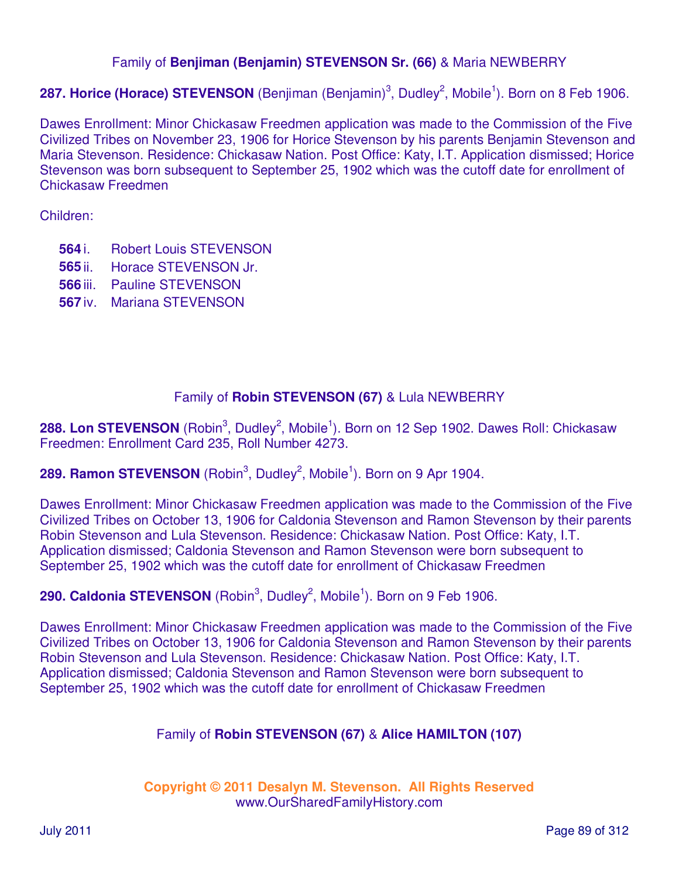Family of **Benjiman (Benjamin) STEVENSON Sr. (66)** & Maria NEWBERRY

**287. Horice (Horace) STEVENSON** (Benjiman (Benjamin)[3], Dudley[2], Mobile[1]). Born on 8 Feb 1906.

Dawes Enrollment: Minor Chickasaw Freedmen application was made to the Commission of the Five Civilized Tribes on November 23, 1906 for Horice Stevenson by his parents Benjamin Stevenson and Maria Stevenson. Residence: Chickasaw Nation. Post Office: Katy, I.T. Application dismissed; Horice Stevenson was born subsequent to September 25, 1902 which was the cutoff date for enrollment of Chickasaw Freedmen

Children:

- **564** i. Robert Louis STEVENSON
- **565** ii. Horace STEVENSON Jr.
- **566** iii. Pauline STEVENSON
- **567** iv. Mariana STEVENSON

Family of **Robin STEVENSON (67)** & Lula NEWBERRY

**288. Lon STEVENSON** (Robin[3], Dudley[2], Mobile[1]). Born on 12 Sep 1902. Dawes Roll: Chickasaw Freedmen: Enrollment Card 235, Roll Number 4273.

**289. Ramon STEVENSON** (Robin[3], Dudley[2], Mobile[1]). Born on 9 Apr 1904.

Dawes Enrollment: Minor Chickasaw Freedmen application was made to the Commission of the Five Civilized Tribes on October 13, 1906 for Caldonia Stevenson and Ramon Stevenson by their parents Robin Stevenson and Lula Stevenson. Residence: Chickasaw Nation. Post Office: Katy, I.T. Application dismissed; Caldonia Stevenson and Ramon Stevenson were born subsequent to September 25, 1902 which was the cutoff date for enrollment of Chickasaw Freedmen

**290. Caldonia STEVENSON** (Robin[3], Dudley[2], Mobile[1]). Born on 9 Feb 1906.

Dawes Enrollment: Minor Chickasaw Freedmen application was made to the Commission of the Five Civilized Tribes on October 13, 1906 for Caldonia Stevenson and Ramon Stevenson by their parents Robin Stevenson and Lula Stevenson. Residence: Chickasaw Nation. Post Office: Katy, I.T. Application dismissed; Caldonia Stevenson and Ramon Stevenson were born subsequent to September 25, 1902 which was the cutoff date for enrollment of Chickasaw Freedmen

Family of **Robin STEVENSON (67)** & **Alice HAMILTON (107)**

**Copyright © 2011 Desalyn M. Stevenson. All Rights Reserved**
www.OurSharedFamilyHistory.com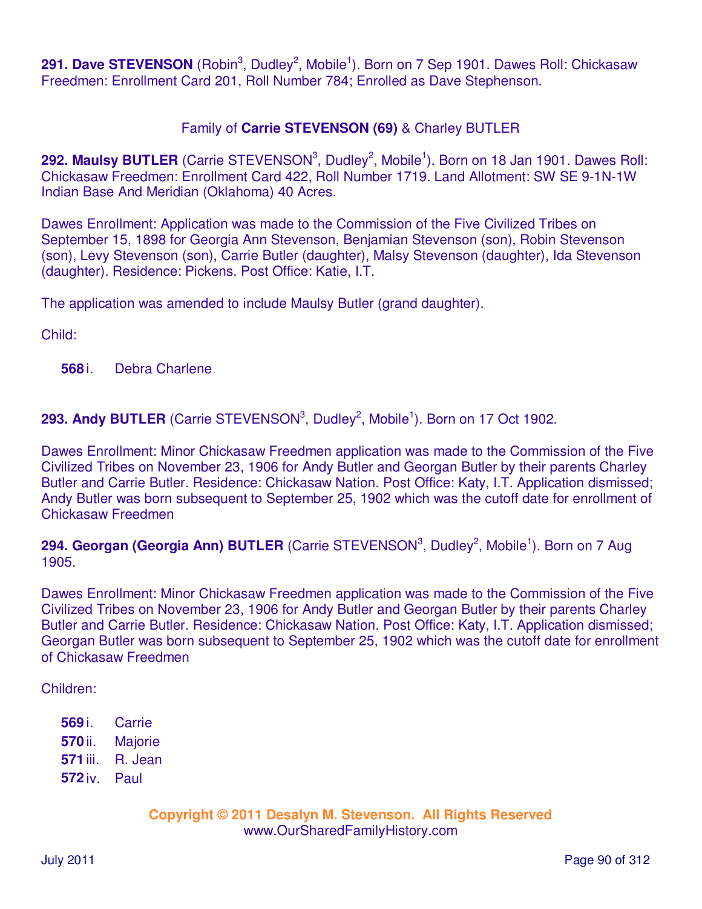**291. Dave STEVENSON** (Robin[3], Dudley[2], Mobile[1]). Born on 7 Sep 1901. Dawes Roll: Chickasaw Freedmen: Enrollment Card 201, Roll Number 784; Enrolled as Dave Stephenson.

Family of **Carrie STEVENSON (69)** & Charley BUTLER

**292. Maulsy BUTLER** (Carrie STEVENSON[3], Dudley[2], Mobile[1]). Born on 18 Jan 1901. Dawes Roll: Chickasaw Freedmen: Enrollment Card 422, Roll Number 1719. Land Allotment: SW SE 9-1N-1W Indian Base And Meridian (Oklahoma) 40 Acres.

Dawes Enrollment: Application was made to the Commission of the Five Civilized Tribes on September 15, 1898 for Georgia Ann Stevenson, Benjamian Stevenson (son), Robin Stevenson (son), Levy Stevenson (son), Carrie Butler (daughter), Malsy Stevenson (daughter), Ida Stevenson (daughter). Residence: Pickens. Post Office: Katie, I.T.

The application was amended to include Maulsy Butler (grand daughter).

Child:

**568** i. Debra Charlene

**293. Andy BUTLER** (Carrie STEVENSON[3], Dudley[2], Mobile[1]). Born on 17 Oct 1902.

Dawes Enrollment: Minor Chickasaw Freedmen application was made to the Commission of the Five Civilized Tribes on November 23, 1906 for Andy Butler and Georgan Butler by their parents Charley Butler and Carrie Butler. Residence: Chickasaw Nation. Post Office: Katy, I.T. Application dismissed; Andy Butler was born subsequent to September 25, 1902 which was the cutoff date for enrollment of Chickasaw Freedmen

**294. Georgan (Georgia Ann) BUTLER** (Carrie STEVENSON[3], Dudley[2], Mobile[1]). Born on 7 Aug 1905.

Dawes Enrollment: Minor Chickasaw Freedmen application was made to the Commission of the Five Civilized Tribes on November 23, 1906 for Andy Butler and Georgan Butler by their parents Charley Butler and Carrie Butler. Residence: Chickasaw Nation. Post Office: Katy, I.T. Application dismissed; Georgan Butler was born subsequent to September 25, 1902 which was the cutoff date for enrollment of Chickasaw Freedmen

Children:

**569** i. Carrie
**570** ii. Majorie
**571** iii. R. Jean
**572** iv. Paul

**Copyright © 2011 Desalyn M. Stevenson. All Rights Reserved**
www.OurSharedFamilyHistory.com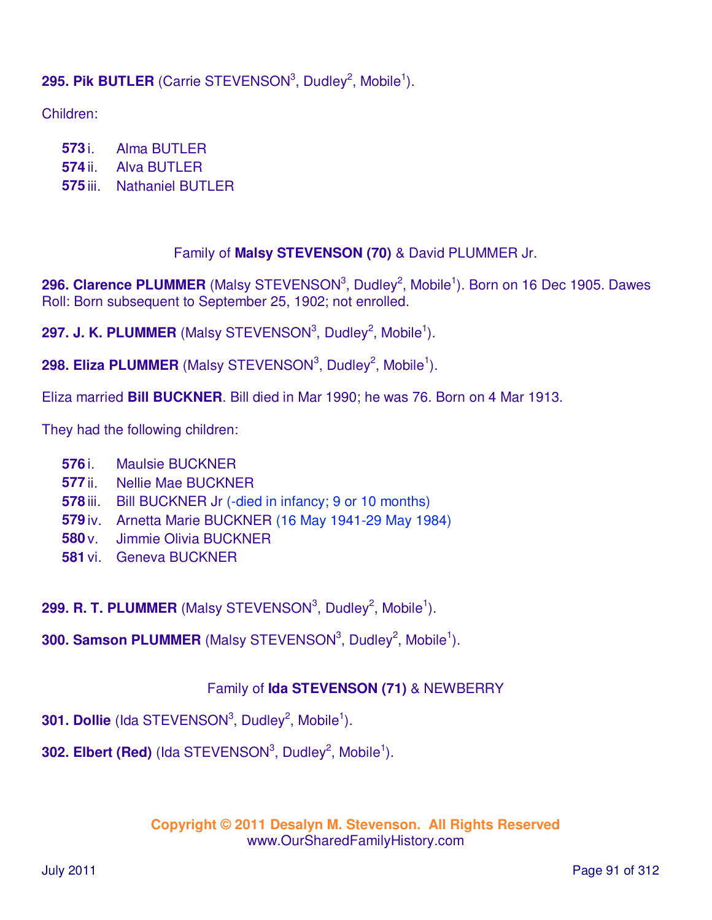**295. Pik BUTLER** (Carrie STEVENSON[3], Dudley[2], Mobile[1]).

Children:

- **573** i. Alma BUTLER
- **574** ii. Alva BUTLER
- **575** iii. Nathaniel BUTLER

Family of **Malsy STEVENSON (70)** & David PLUMMER Jr.

**296. Clarence PLUMMER** (Malsy STEVENSON[3], Dudley[2], Mobile[1]). Born on 16 Dec 1905. Dawes Roll: Born subsequent to September 25, 1902; not enrolled.

**297. J. K. PLUMMER** (Malsy STEVENSON[3], Dudley[2], Mobile[1]).

**298. Eliza PLUMMER** (Malsy STEVENSON[3], Dudley[2], Mobile[1]).

Eliza married **Bill BUCKNER**. Bill died in Mar 1990; he was 76. Born on 4 Mar 1913.

They had the following children:

- **576** i. Maulsie BUCKNER
- **577** ii. Nellie Mae BUCKNER
- **578** iii. Bill BUCKNER Jr (-died in infancy; 9 or 10 months)
- **579** iv. Arnetta Marie BUCKNER (16 May 1941-29 May 1984)
- **580** v. Jimmie Olivia BUCKNER
- **581** vi. Geneva BUCKNER

**299. R. T. PLUMMER** (Malsy STEVENSON[3], Dudley[2], Mobile[1]).

**300. Samson PLUMMER** (Malsy STEVENSON[3], Dudley[2], Mobile[1]).

Family of **Ida STEVENSON (71)** & NEWBERRY

**301. Dollie** (Ida STEVENSON[3], Dudley[2], Mobile[1]).

**302. Elbert (Red)** (Ida STEVENSON[3], Dudley[2], Mobile[1]).

**Copyright © 2011 Desalyn M. Stevenson. All Rights Reserved**
www.OurSharedFamilyHistory.com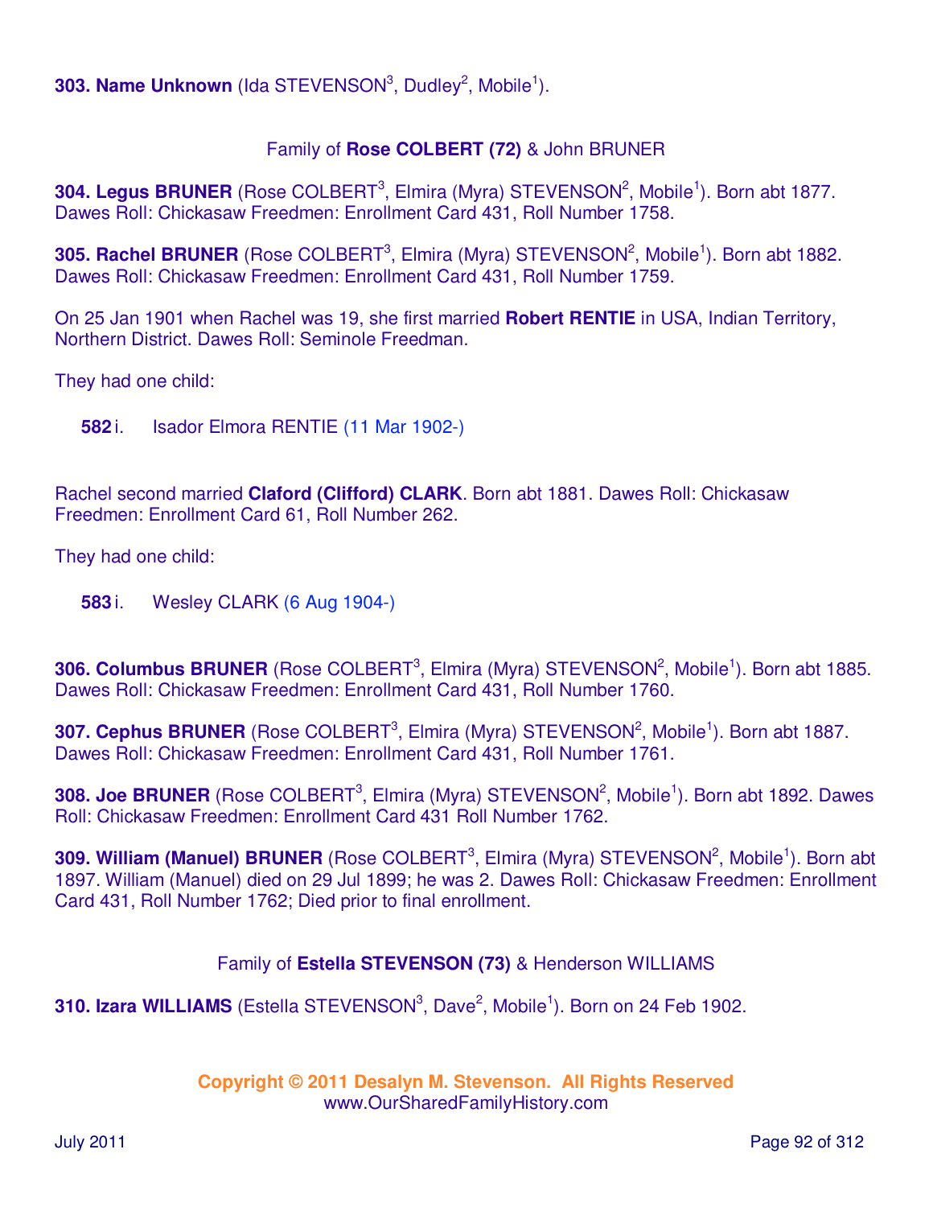**303. Name Unknown** (Ida STEVENSON[3], Dudley[2], Mobile[1]).

Family of **Rose COLBERT (72)** & John BRUNER

**304. Legus BRUNER** (Rose COLBERT[3], Elmira (Myra) STEVENSON[2], Mobile[1]). Born abt 1877. Dawes Roll: Chickasaw Freedmen: Enrollment Card 431, Roll Number 1758.

**305. Rachel BRUNER** (Rose COLBERT[3], Elmira (Myra) STEVENSON[2], Mobile[1]). Born abt 1882. Dawes Roll: Chickasaw Freedmen: Enrollment Card 431, Roll Number 1759.

On 25 Jan 1901 when Rachel was 19, she first married **Robert RENTIE** in USA, Indian Territory, Northern District. Dawes Roll: Seminole Freedman.

They had one child:

**582** i. Isador Elmora RENTIE (11 Mar 1902-)

Rachel second married **Claford (Clifford) CLARK**. Born abt 1881. Dawes Roll: Chickasaw Freedmen: Enrollment Card 61, Roll Number 262.

They had one child:

**583** i. Wesley CLARK (6 Aug 1904-)

**306. Columbus BRUNER** (Rose COLBERT[3], Elmira (Myra) STEVENSON[2], Mobile[1]). Born abt 1885. Dawes Roll: Chickasaw Freedmen: Enrollment Card 431, Roll Number 1760.

**307. Cephus BRUNER** (Rose COLBERT[3], Elmira (Myra) STEVENSON[2], Mobile[1]). Born abt 1887. Dawes Roll: Chickasaw Freedmen: Enrollment Card 431, Roll Number 1761.

**308. Joe BRUNER** (Rose COLBERT[3], Elmira (Myra) STEVENSON[2], Mobile[1]). Born abt 1892. Dawes Roll: Chickasaw Freedmen: Enrollment Card 431 Roll Number 1762.

**309. William (Manuel) BRUNER** (Rose COLBERT[3], Elmira (Myra) STEVENSON[2], Mobile[1]). Born abt 1897. William (Manuel) died on 29 Jul 1899; he was 2. Dawes Roll: Chickasaw Freedmen: Enrollment Card 431, Roll Number 1762; Died prior to final enrollment.

Family of **Estella STEVENSON (73)** & Henderson WILLIAMS

**310. Izara WILLIAMS** (Estella STEVENSON[3], Dave[2], Mobile[1]). Born on 24 Feb 1902.

**Copyright © 2011 Desalyn M. Stevenson. All Rights Reserved**
www.OurSharedFamilyHistory.com

July 2011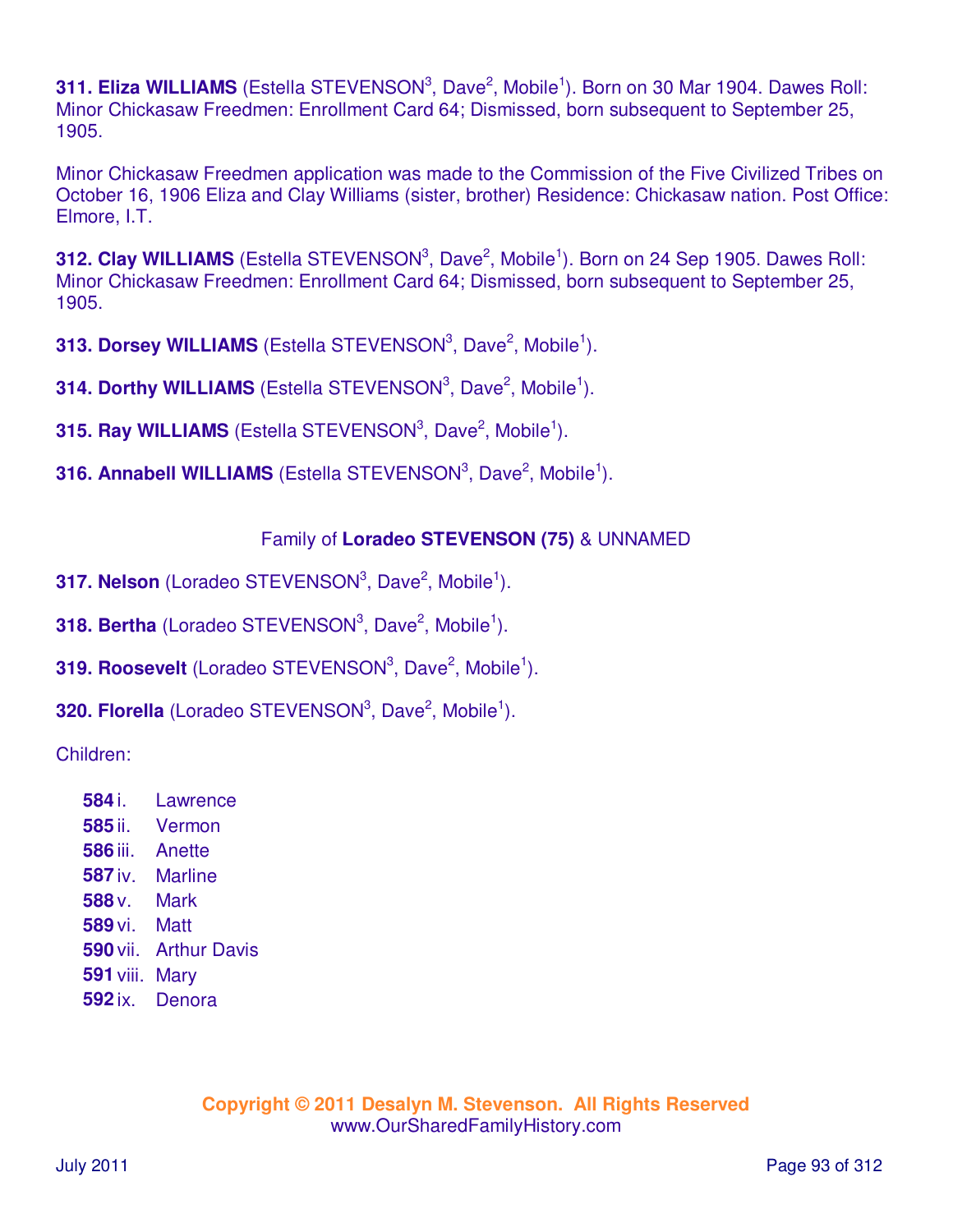**311. Eliza WILLIAMS** (Estella STEVENSON[3], Dave[2], Mobile[1]). Born on 30 Mar 1904. Dawes Roll: Minor Chickasaw Freedmen: Enrollment Card 64; Dismissed, born subsequent to September 25, 1905.

Minor Chickasaw Freedmen application was made to the Commission of the Five Civilized Tribes on October 16, 1906 Eliza and Clay Williams (sister, brother) Residence: Chickasaw nation. Post Office: Elmore, I.T.

**312. Clay WILLIAMS** (Estella STEVENSON[3], Dave[2], Mobile[1]). Born on 24 Sep 1905. Dawes Roll: Minor Chickasaw Freedmen: Enrollment Card 64; Dismissed, born subsequent to September 25, 1905.

**313. Dorsey WILLIAMS** (Estella STEVENSON[3], Dave[2], Mobile[1]).

**314. Dorthy WILLIAMS** (Estella STEVENSON[3], Dave[2], Mobile[1]).

**315. Ray WILLIAMS** (Estella STEVENSON[3], Dave[2], Mobile[1]).

**316. Annabell WILLIAMS** (Estella STEVENSON[3], Dave[2], Mobile[1]).

Family of **Loradeo STEVENSON (75)** & UNNAMED

**317. Nelson** (Loradeo STEVENSON[3], Dave[2], Mobile[1]).

**318. Bertha** (Loradeo STEVENSON[3], Dave[2], Mobile[1]).

**319. Roosevelt** (Loradeo STEVENSON[3], Dave[2], Mobile[1]).

**320. Florella** (Loradeo STEVENSON[3], Dave[2], Mobile[1]).

Children:

- **584** i. Lawrence
- **585** ii. Vermon
- **586** iii. Anette
- **587** iv. Marline
- **588** v. Mark
- **589** vi. Matt
- **590** vii. Arthur Davis
- **591** viii. Mary
- **592** ix. Denora

Copyright © 2011 Desalyn M. Stevenson. All Rights Reserved
www.OurSharedFamilyHistory.com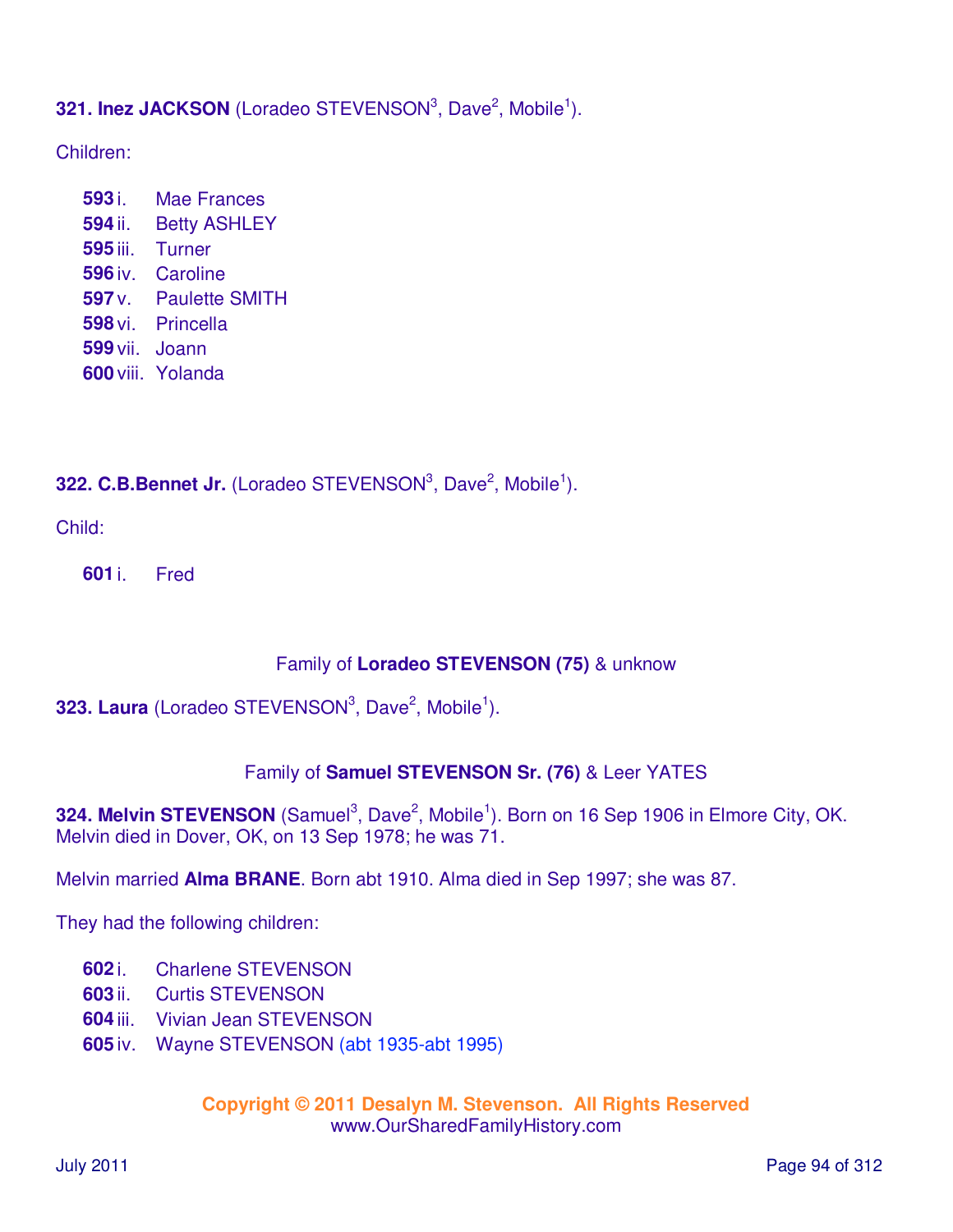**321. Inez JACKSON** (Loradeo STEVENSON[3], Dave[2], Mobile[1]).

Children:

- **593** i. Mae Frances
- **594** ii. Betty ASHLEY
- **595** iii. Turner
- **596** iv. Caroline
- **597** v. Paulette SMITH
- **598** vi. Princella
- **599** vii. Joann
- **600** viii. Yolanda

**322. C.B.Bennet Jr.** (Loradeo STEVENSON[3], Dave[2], Mobile[1]).

Child:

- **601** i. Fred

Family of **Loradeo STEVENSON (75)** & unknow

**323. Laura** (Loradeo STEVENSON[3], Dave[2], Mobile[1]).

Family of **Samuel STEVENSON Sr. (76)** & Leer YATES

**324. Melvin STEVENSON** (Samuel[3], Dave[2], Mobile[1]). Born on 16 Sep 1906 in Elmore City, OK. Melvin died in Dover, OK, on 13 Sep 1978; he was 71.

Melvin married **Alma BRANE**. Born abt 1910. Alma died in Sep 1997; she was 87.

They had the following children:

- **602** i. Charlene STEVENSON
- **603** ii. Curtis STEVENSON
- **604** iii. Vivian Jean STEVENSON
- **605** iv. Wayne STEVENSON (abt 1935-abt 1995)

**Copyright © 2011 Desalyn M. Stevenson. All Rights Reserved**
www.OurSharedFamilyHistory.com

July 2011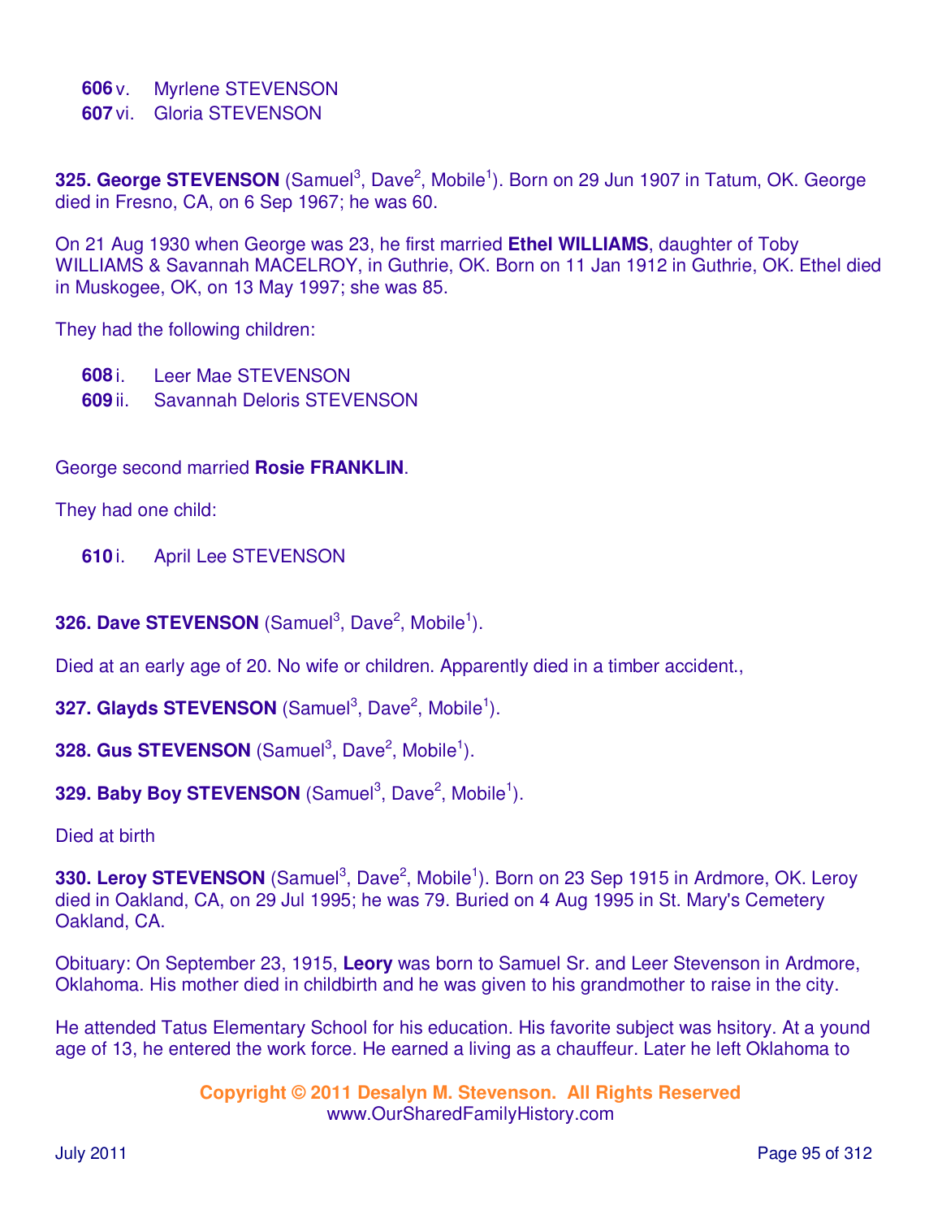**606** v. Myrlene STEVENSON
**607** vi. Gloria STEVENSON

**325. George STEVENSON** (Samuel[3], Dave[2], Mobile[1]). Born on 29 Jun 1907 in Tatum, OK. George died in Fresno, CA, on 6 Sep 1967; he was 60.

On 21 Aug 1930 when George was 23, he first married **Ethel WILLIAMS**, daughter of Toby WILLIAMS & Savannah MACELROY, in Guthrie, OK. Born on 11 Jan 1912 in Guthrie, OK. Ethel died in Muskogee, OK, on 13 May 1997; she was 85.

They had the following children:

**608** i. Leer Mae STEVENSON
**609** ii. Savannah Deloris STEVENSON

George second married **Rosie FRANKLIN**.

They had one child:

**610** i. April Lee STEVENSON

**326. Dave STEVENSON** (Samuel[3], Dave[2], Mobile[1]).

Died at an early age of 20. No wife or children. Apparently died in a timber accident.,

**327. Glayds STEVENSON** (Samuel[3], Dave[2], Mobile[1]).

**328. Gus STEVENSON** (Samuel[3], Dave[2], Mobile[1]).

**329. Baby Boy STEVENSON** (Samuel[3], Dave[2], Mobile[1]).

Died at birth

**330. Leroy STEVENSON** (Samuel[3], Dave[2], Mobile[1]). Born on 23 Sep 1915 in Ardmore, OK. Leroy died in Oakland, CA, on 29 Jul 1995; he was 79. Buried on 4 Aug 1995 in St. Mary's Cemetery Oakland, CA.

Obituary: On September 23, 1915, **Leory** was born to Samuel Sr. and Leer Stevenson in Ardmore, Oklahoma. His mother died in childbirth and he was given to his grandmother to raise in the city.

He attended Tatus Elementary School for his education. His favorite subject was hsitory. At a yound age of 13, he entered the work force. He earned a living as a chauffeur. Later he left Oklahoma to

**Copyright © 2011 Desalyn M. Stevenson. All Rights Reserved**
www.OurSharedFamilyHistory.com

July 2011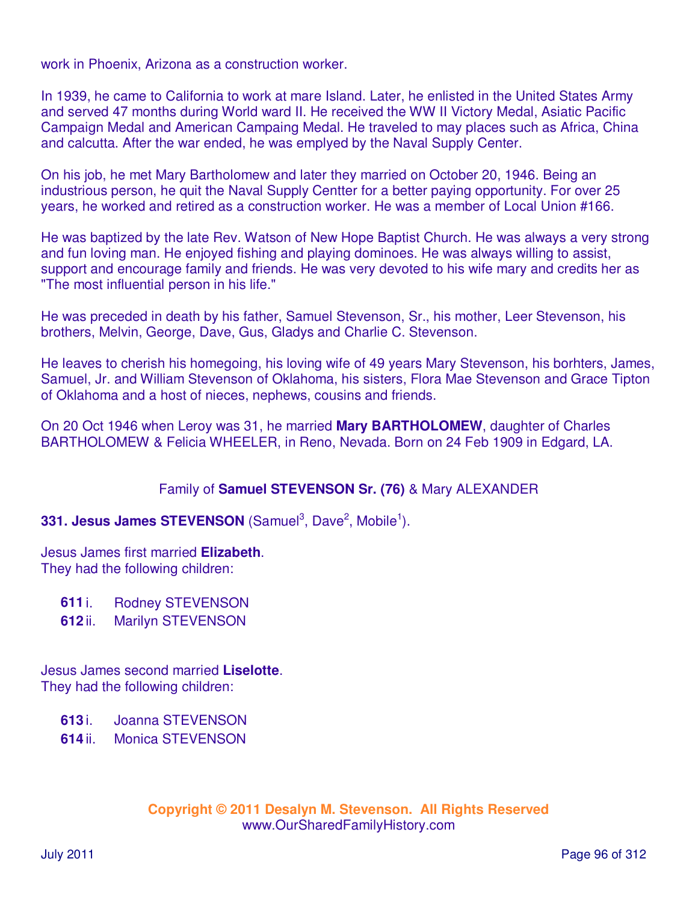work in Phoenix, Arizona as a construction worker.

In 1939, he came to California to work at mare Island. Later, he enlisted in the United States Army and served 47 months during World ward II. He received the WW II Victory Medal, Asiatic Pacific Campaign Medal and American Campaing Medal. He traveled to may places such as Africa, China and calcutta. After the war ended, he was emplyed by the Naval Supply Center.

On his job, he met Mary Bartholomew and later they married on October 20, 1946. Being an industrious person, he quit the Naval Supply Centter for a better paying opportunity. For over 25 years, he worked and retired as a construction worker. He was a member of Local Union #166.

He was baptized by the late Rev. Watson of New Hope Baptist Church. He was always a very strong and fun loving man. He enjoyed fishing and playing dominoes. He was always willing to assist, support and encourage family and friends. He was very devoted to his wife mary and credits her as "The most influential person in his life."

He was preceded in death by his father, Samuel Stevenson, Sr., his mother, Leer Stevenson, his brothers, Melvin, George, Dave, Gus, Gladys and Charlie C. Stevenson.

He leaves to cherish his homegoing, his loving wife of 49 years Mary Stevenson, his borhters, James, Samuel, Jr. and William Stevenson of Oklahoma, his sisters, Flora Mae Stevenson and Grace Tipton of Oklahoma and a host of nieces, nephews, cousins and friends.

On 20 Oct 1946 when Leroy was 31, he married **Mary BARTHOLOMEW**, daughter of Charles BARTHOLOMEW & Felicia WHEELER, in Reno, Nevada. Born on 24 Feb 1909 in Edgard, LA.

Family of **Samuel STEVENSON Sr. (76)** & Mary ALEXANDER

**331. Jesus James STEVENSON** (Samuel[3], Dave[2], Mobile[1]).

Jesus James first married **Elizabeth**.
They had the following children:

- **611** i. Rodney STEVENSON
- **612** ii. Marilyn STEVENSON

Jesus James second married **Liselotte**.
They had the following children:

- **613** i. Joanna STEVENSON
- **614** ii. Monica STEVENSON

**Copyright © 2011 Desalyn M. Stevenson. All Rights Reserved**
www.OurSharedFamilyHistory.com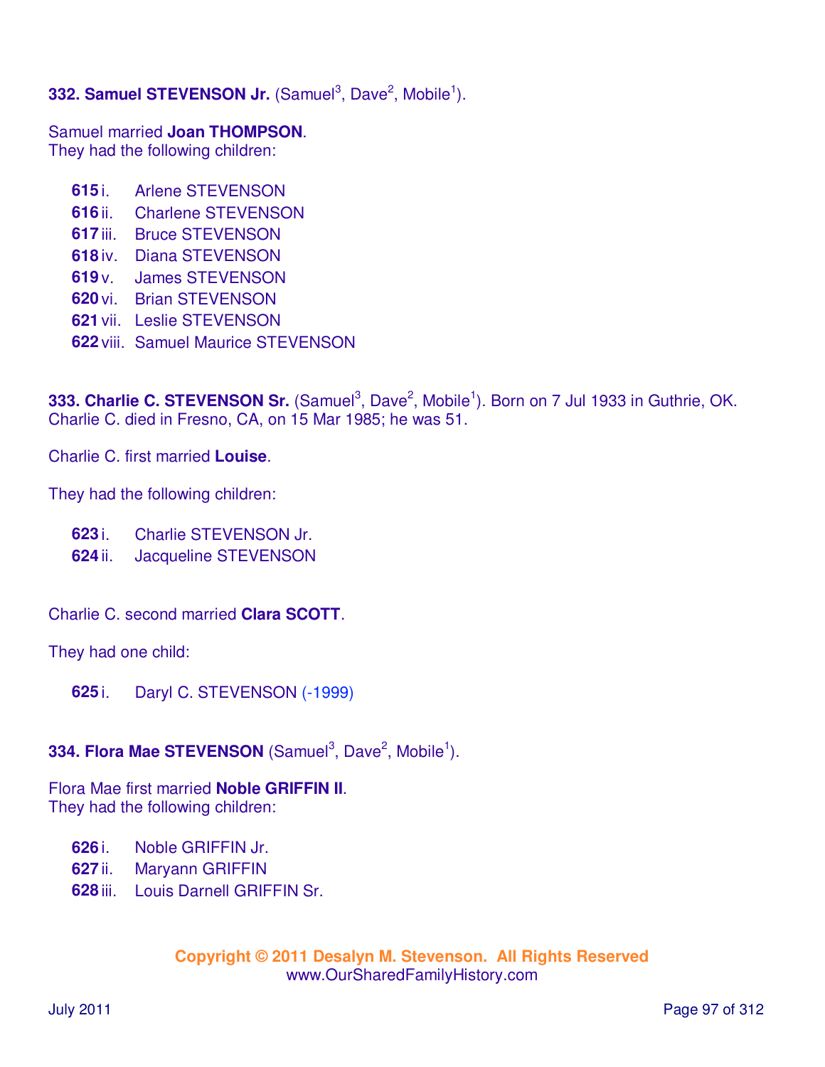**332. Samuel STEVENSON Jr.** (Samuel[3], Dave[2], Mobile[1]).

Samuel married **Joan THOMPSON**.
They had the following children:

- **615** i. Arlene STEVENSON
- **616** ii. Charlene STEVENSON
- **617** iii. Bruce STEVENSON
- **618** iv. Diana STEVENSON
- **619** v. James STEVENSON
- **620** vi. Brian STEVENSON
- **621** vii. Leslie STEVENSON
- **622** viii. Samuel Maurice STEVENSON

**333. Charlie C. STEVENSON Sr.** (Samuel[3], Dave[2], Mobile[1]). Born on 7 Jul 1933 in Guthrie, OK. Charlie C. died in Fresno, CA, on 15 Mar 1985; he was 51.

Charlie C. first married **Louise**.

They had the following children:

- **623** i. Charlie STEVENSON Jr.
- **624** ii. Jacqueline STEVENSON

Charlie C. second married **Clara SCOTT**.

They had one child:

- **625** i. Daryl C. STEVENSON (-1999)

**334. Flora Mae STEVENSON** (Samuel[3], Dave[2], Mobile[1]).

Flora Mae first married **Noble GRIFFIN II**.
They had the following children:

- **626** i. Noble GRIFFIN Jr.
- **627** ii. Maryann GRIFFIN
- **628** iii. Louis Darnell GRIFFIN Sr.

**Copyright © 2011 Desalyn M. Stevenson. All Rights Reserved**
www.OurSharedFamilyHistory.com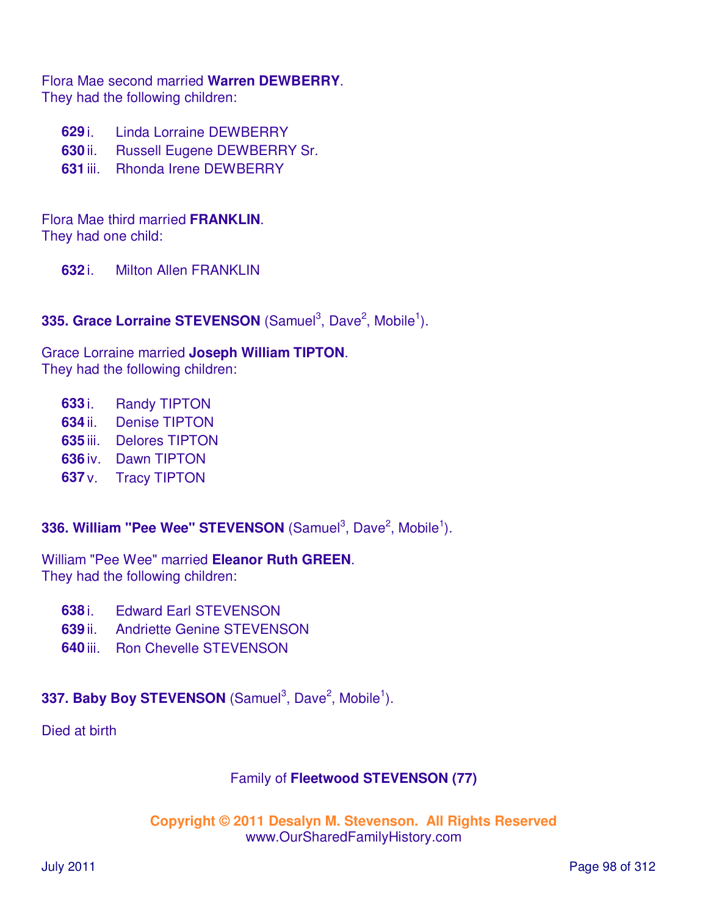Flora Mae second married **Warren DEWBERRY**.
They had the following children:

- **629** i. Linda Lorraine DEWBERRY
- **630** ii. Russell Eugene DEWBERRY Sr.
- **631** iii. Rhonda Irene DEWBERRY

Flora Mae third married **FRANKLIN**.
They had one child:

- **632** i. Milton Allen FRANKLIN

**335. Grace Lorraine STEVENSON** (Samuel$^3$, Dave$^2$, Mobile$^1$).

Grace Lorraine married **Joseph William TIPTON**.
They had the following children:

- **633** i. Randy TIPTON
- **634** ii. Denise TIPTON
- **635** iii. Delores TIPTON
- **636** iv. Dawn TIPTON
- **637** v. Tracy TIPTON

**336. William "Pee Wee" STEVENSON** (Samuel$^3$, Dave$^2$, Mobile$^1$).

William "Pee Wee" married **Eleanor Ruth GREEN**.
They had the following children:

- **638** i. Edward Earl STEVENSON
- **639** ii. Andriette Genine STEVENSON
- **640** iii. Ron Chevelle STEVENSON

**337. Baby Boy STEVENSON** (Samuel$^3$, Dave$^2$, Mobile$^1$).

Died at birth

Family of **Fleetwood STEVENSON (77)**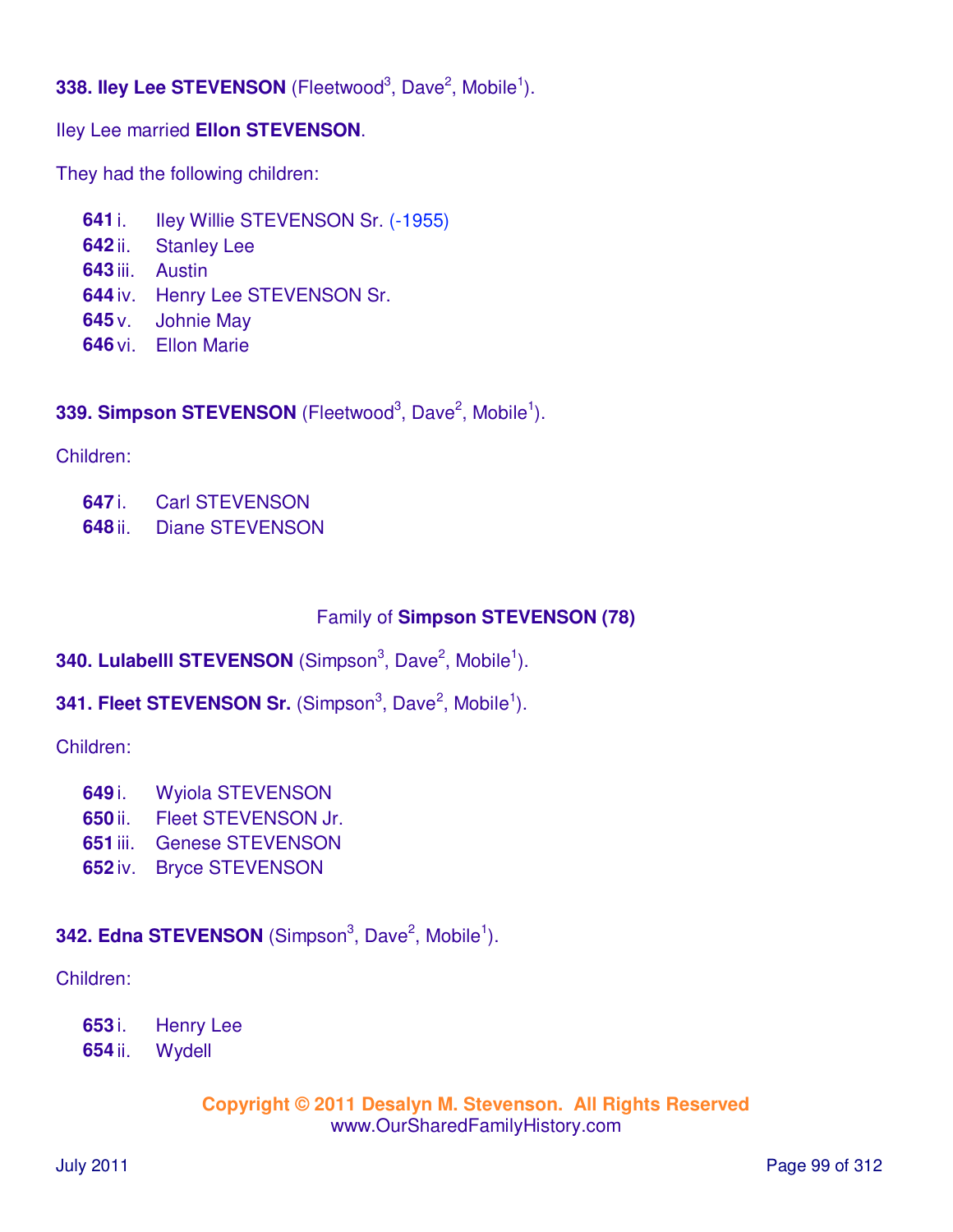**338. Iley Lee STEVENSON** (Fleetwood[3], Dave[2], Mobile[1]).

Iley Lee married **Ellon STEVENSON**.

They had the following children:

- **641** i. Iley Willie STEVENSON Sr. (-1955)
- **642** ii. Stanley Lee
- **643** iii. Austin
- **644** iv. Henry Lee STEVENSON Sr.
- **645** v. Johnie May
- **646** vi. Ellon Marie

**339. Simpson STEVENSON** (Fleetwood[3], Dave[2], Mobile[1]).

Children:

- **647** i. Carl STEVENSON
- **648** ii. Diane STEVENSON

Family of **Simpson STEVENSON (78)**

**340. Lulabelll STEVENSON** (Simpson[3], Dave[2], Mobile[1]).

**341. Fleet STEVENSON Sr.** (Simpson[3], Dave[2], Mobile[1]).

Children:

- **649** i. Wyiola STEVENSON
- **650** ii. Fleet STEVENSON Jr.
- **651** iii. Genese STEVENSON
- **652** iv. Bryce STEVENSON

**342. Edna STEVENSON** (Simpson[3], Dave[2], Mobile[1]).

Children:

- **653** i. Henry Lee
- **654** ii. Wydell

**Copyright © 2011 Desalyn M. Stevenson. All Rights Reserved**
www.OurSharedFamilyHistory.com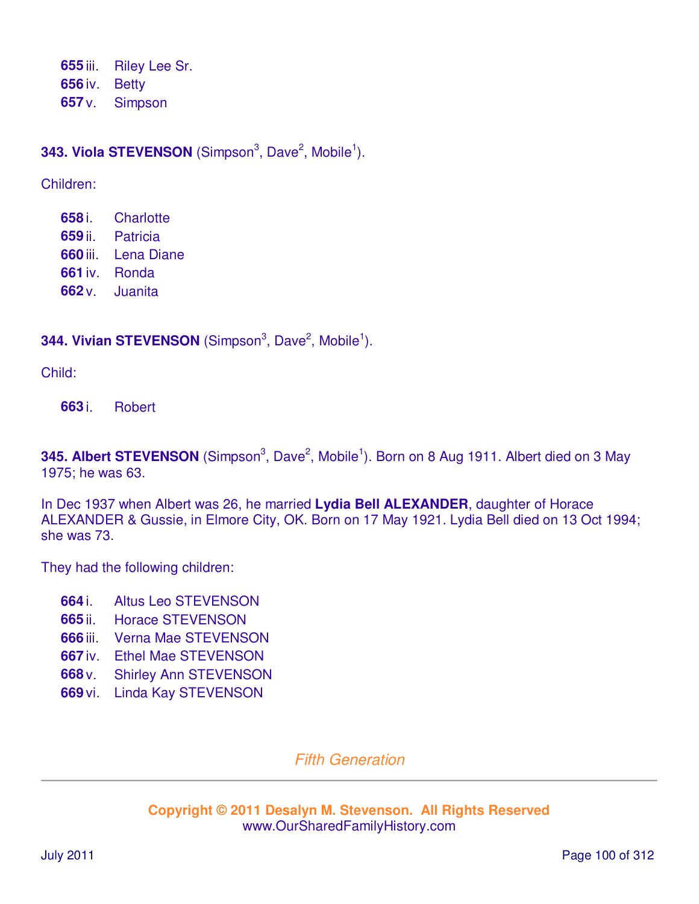**655** iii. Riley Lee Sr.
**656** iv. Betty
**657** v. Simpson

**343. Viola STEVENSON** (Simpson[3], Dave[2], Mobile[1]).

Children:

**658** i. Charlotte
**659** ii. Patricia
**660** iii. Lena Diane
**661** iv. Ronda
**662** v. Juanita

**344. Vivian STEVENSON** (Simpson[3], Dave[2], Mobile[1]).

Child:

**663** i. Robert

**345. Albert STEVENSON** (Simpson[3], Dave[2], Mobile[1]). Born on 8 Aug 1911. Albert died on 3 May 1975; he was 63.

In Dec 1937 when Albert was 26, he married **Lydia Bell ALEXANDER**, daughter of Horace ALEXANDER & Gussie, in Elmore City, OK. Born on 17 May 1921. Lydia Bell died on 13 Oct 1994; she was 73.

They had the following children:

**664** i. Altus Leo STEVENSON
**665** ii. Horace STEVENSON
**666** iii. Verna Mae STEVENSON
**667** iv. Ethel Mae STEVENSON
**668** v. Shirley Ann STEVENSON
**669** vi. Linda Kay STEVENSON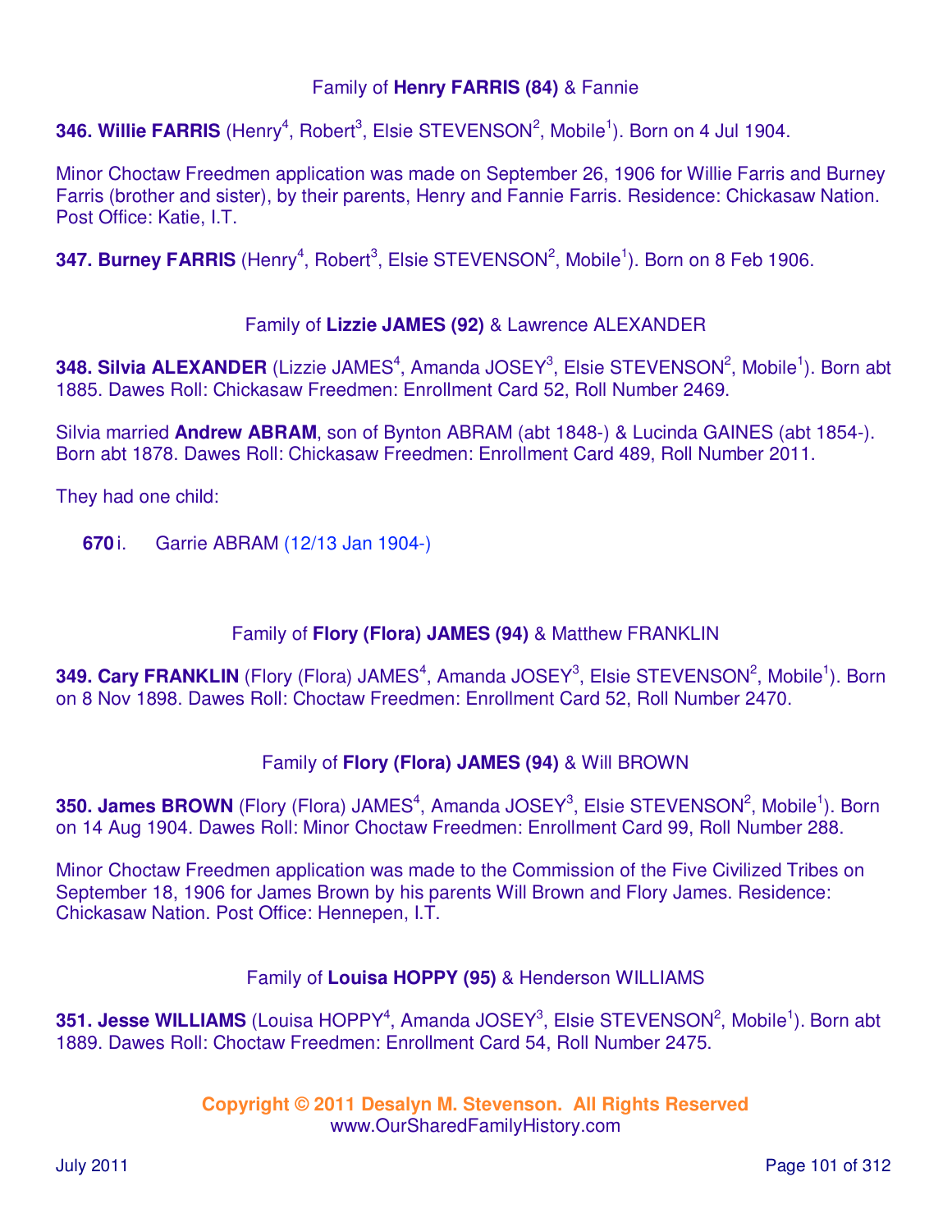Family of **Henry FARRIS (84)** & Fannie

**346. Willie FARRIS** (Henry[4], Robert[3], Elsie STEVENSON[2], Mobile[1]). Born on 4 Jul 1904.

Minor Choctaw Freedmen application was made on September 26, 1906 for Willie Farris and Burney Farris (brother and sister), by their parents, Henry and Fannie Farris. Residence: Chickasaw Nation. Post Office: Katie, I.T.

**347. Burney FARRIS** (Henry[4], Robert[3], Elsie STEVENSON[2], Mobile[1]). Born on 8 Feb 1906.

Family of **Lizzie JAMES (92)** & Lawrence ALEXANDER

**348. Silvia ALEXANDER** (Lizzie JAMES[4], Amanda JOSEY[3], Elsie STEVENSON[2], Mobile[1]). Born abt 1885. Dawes Roll: Chickasaw Freedmen: Enrollment Card 52, Roll Number 2469.

Silvia married **Andrew ABRAM**, son of Bynton ABRAM (abt 1848-) & Lucinda GAINES (abt 1854-). Born abt 1878. Dawes Roll: Chickasaw Freedmen: Enrollment Card 489, Roll Number 2011.

They had one child:

**670** i. Garrie ABRAM (12/13 Jan 1904-)

Family of **Flory (Flora) JAMES (94)** & Matthew FRANKLIN

**349. Cary FRANKLIN** (Flory (Flora) JAMES[4], Amanda JOSEY[3], Elsie STEVENSON[2], Mobile[1]). Born on 8 Nov 1898. Dawes Roll: Choctaw Freedmen: Enrollment Card 52, Roll Number 2470.

Family of **Flory (Flora) JAMES (94)** & Will BROWN

**350. James BROWN** (Flory (Flora) JAMES[4], Amanda JOSEY[3], Elsie STEVENSON[2], Mobile[1]). Born on 14 Aug 1904. Dawes Roll: Minor Choctaw Freedmen: Enrollment Card 99, Roll Number 288.

Minor Choctaw Freedmen application was made to the Commission of the Five Civilized Tribes on September 18, 1906 for James Brown by his parents Will Brown and Flory James. Residence: Chickasaw Nation. Post Office: Hennepen, I.T.

Family of **Louisa HOPPY (95)** & Henderson WILLIAMS

**351. Jesse WILLIAMS** (Louisa HOPPY[4], Amanda JOSEY[3], Elsie STEVENSON[2], Mobile[1]). Born abt 1889. Dawes Roll: Choctaw Freedmen: Enrollment Card 54, Roll Number 2475.

**Copyright © 2011 Desalyn M. Stevenson. All Rights Reserved**
www.OurSharedFamilyHistory.com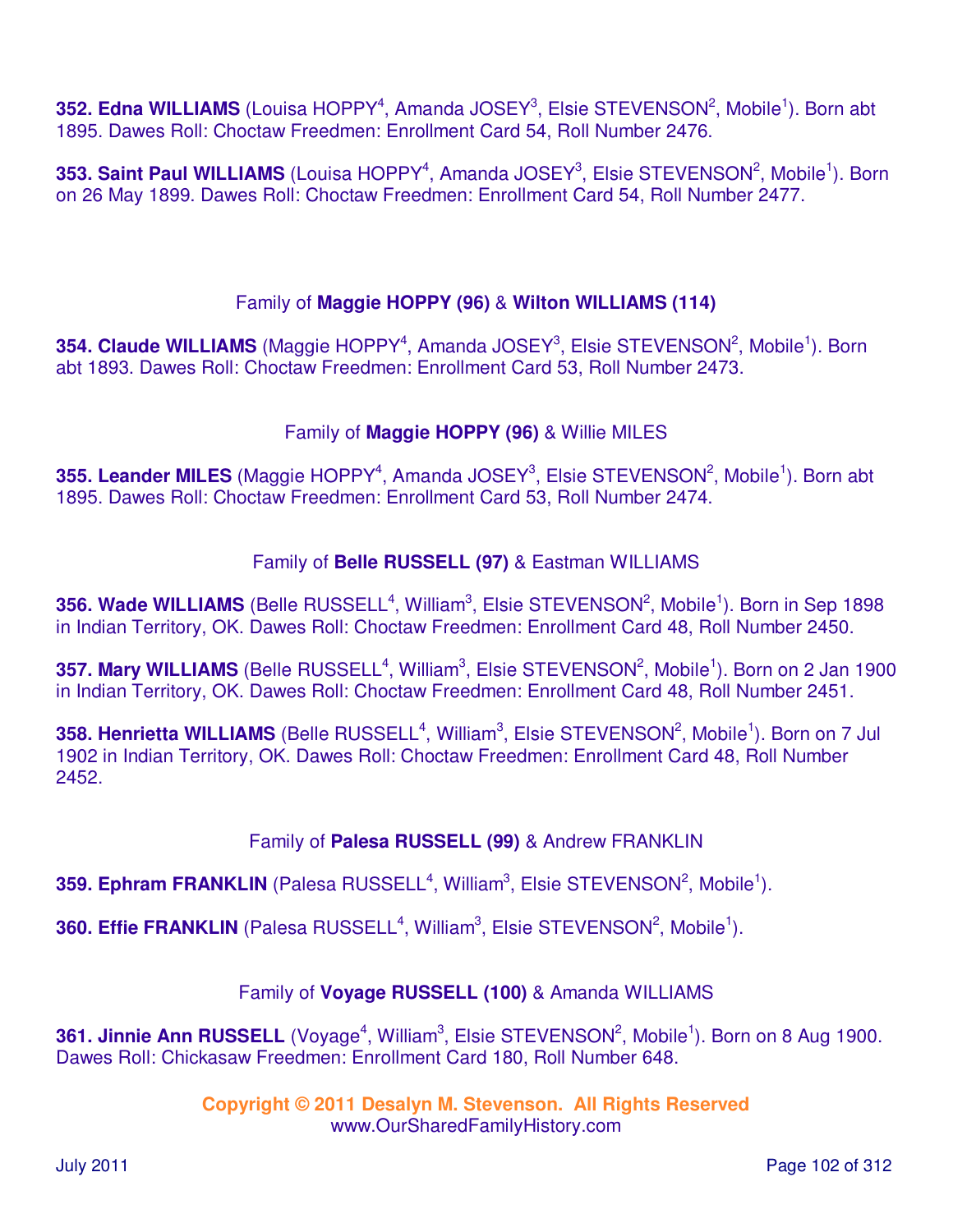**352. Edna WILLIAMS** (Louisa HOPPY[4], Amanda JOSEY[3], Elsie STEVENSON[2], Mobile[1]). Born abt 1895. Dawes Roll: Choctaw Freedmen: Enrollment Card 54, Roll Number 2476.

**353. Saint Paul WILLIAMS** (Louisa HOPPY[4], Amanda JOSEY[3], Elsie STEVENSON[2], Mobile[1]). Born on 26 May 1899. Dawes Roll: Choctaw Freedmen: Enrollment Card 54, Roll Number 2477.

Family of **Maggie HOPPY (96)** & **Wilton WILLIAMS (114)**

**354. Claude WILLIAMS** (Maggie HOPPY[4], Amanda JOSEY[3], Elsie STEVENSON[2], Mobile[1]). Born abt 1893. Dawes Roll: Choctaw Freedmen: Enrollment Card 53, Roll Number 2473.

Family of **Maggie HOPPY (96)** & Willie MILES

**355. Leander MILES** (Maggie HOPPY[4], Amanda JOSEY[3], Elsie STEVENSON[2], Mobile[1]). Born abt 1895. Dawes Roll: Choctaw Freedmen: Enrollment Card 53, Roll Number 2474.

Family of **Belle RUSSELL (97)** & Eastman WILLIAMS

**356. Wade WILLIAMS** (Belle RUSSELL[4], William[3], Elsie STEVENSON[2], Mobile[1]). Born in Sep 1898 in Indian Territory, OK. Dawes Roll: Choctaw Freedmen: Enrollment Card 48, Roll Number 2450.

**357. Mary WILLIAMS** (Belle RUSSELL[4], William[3], Elsie STEVENSON[2], Mobile[1]). Born on 2 Jan 1900 in Indian Territory, OK. Dawes Roll: Choctaw Freedmen: Enrollment Card 48, Roll Number 2451.

**358. Henrietta WILLIAMS** (Belle RUSSELL[4], William[3], Elsie STEVENSON[2], Mobile[1]). Born on 7 Jul 1902 in Indian Territory, OK. Dawes Roll: Choctaw Freedmen: Enrollment Card 48, Roll Number 2452.

Family of **Palesa RUSSELL (99)** & Andrew FRANKLIN

**359. Ephram FRANKLIN** (Palesa RUSSELL[4], William[3], Elsie STEVENSON[2], Mobile[1]).

**360. Effie FRANKLIN** (Palesa RUSSELL[4], William[3], Elsie STEVENSON[2], Mobile[1]).

Family of **Voyage RUSSELL (100)** & Amanda WILLIAMS

**361. Jinnie Ann RUSSELL** (Voyage[4], William[3], Elsie STEVENSON[2], Mobile[1]). Born on 8 Aug 1900. Dawes Roll: Chickasaw Freedmen: Enrollment Card 180, Roll Number 648.

**Copyright © 2011 Desalyn M. Stevenson. All Rights Reserved**
www.OurSharedFamilyHistory.com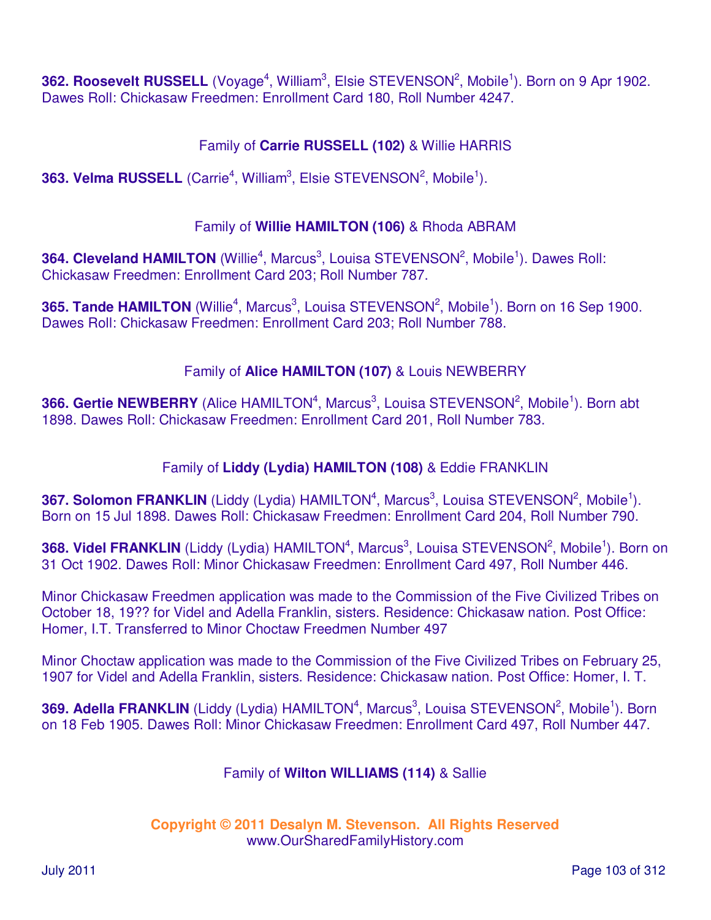**362. Roosevelt RUSSELL** (Voyage[4], William[3], Elsie STEVENSON[2], Mobile[1]). Born on 9 Apr 1902. Dawes Roll: Chickasaw Freedmen: Enrollment Card 180, Roll Number 4247.

Family of **Carrie RUSSELL (102)** & Willie HARRIS

**363. Velma RUSSELL** (Carrie[4], William[3], Elsie STEVENSON[2], Mobile[1]).

Family of **Willie HAMILTON (106)** & Rhoda ABRAM

**364. Cleveland HAMILTON** (Willie[4], Marcus[3], Louisa STEVENSON[2], Mobile[1]). Dawes Roll: Chickasaw Freedmen: Enrollment Card 203; Roll Number 787.

**365. Tande HAMILTON** (Willie[4], Marcus[3], Louisa STEVENSON[2], Mobile[1]). Born on 16 Sep 1900. Dawes Roll: Chickasaw Freedmen: Enrollment Card 203; Roll Number 788.

Family of **Alice HAMILTON (107)** & Louis NEWBERRY

**366. Gertie NEWBERRY** (Alice HAMILTON[4], Marcus[3], Louisa STEVENSON[2], Mobile[1]). Born abt 1898. Dawes Roll: Chickasaw Freedmen: Enrollment Card 201, Roll Number 783.

Family of **Liddy (Lydia) HAMILTON (108)** & Eddie FRANKLIN

**367. Solomon FRANKLIN** (Liddy (Lydia) HAMILTON[4], Marcus[3], Louisa STEVENSON[2], Mobile[1]). Born on 15 Jul 1898. Dawes Roll: Chickasaw Freedmen: Enrollment Card 204, Roll Number 790.

**368. Videl FRANKLIN** (Liddy (Lydia) HAMILTON[4], Marcus[3], Louisa STEVENSON[2], Mobile[1]). Born on 31 Oct 1902. Dawes Roll: Minor Chickasaw Freedmen: Enrollment Card 497, Roll Number 446.

Minor Chickasaw Freedmen application was made to the Commission of the Five Civilized Tribes on October 18, 19?? for Videl and Adella Franklin, sisters. Residence: Chickasaw nation. Post Office: Homer, I.T. Transferred to Minor Choctaw Freedmen Number 497

Minor Choctaw application was made to the Commission of the Five Civilized Tribes on February 25, 1907 for Videl and Adella Franklin, sisters. Residence: Chickasaw nation. Post Office: Homer, I. T.

**369. Adella FRANKLIN** (Liddy (Lydia) HAMILTON[4], Marcus[3], Louisa STEVENSON[2], Mobile[1]). Born on 18 Feb 1905. Dawes Roll: Minor Chickasaw Freedmen: Enrollment Card 497, Roll Number 447.

Family of **Wilton WILLIAMS (114)** & Sallie

**Copyright © 2011 Desalyn M. Stevenson. All Rights Reserved**
www.OurSharedFamilyHistory.com

July 2011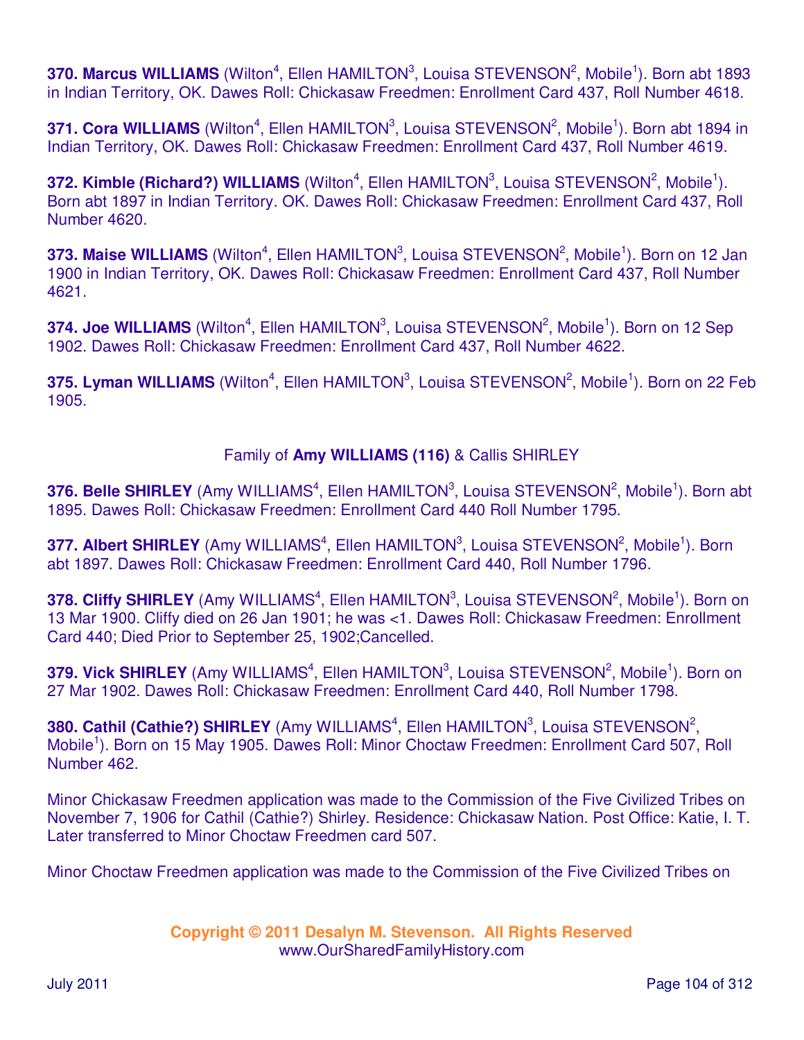**370. Marcus WILLIAMS** (Wilton[4], Ellen HAMILTON[3], Louisa STEVENSON[2], Mobile[1]). Born abt 1893 in Indian Territory, OK. Dawes Roll: Chickasaw Freedmen: Enrollment Card 437, Roll Number 4618.

**371. Cora WILLIAMS** (Wilton[4], Ellen HAMILTON[3], Louisa STEVENSON[2], Mobile[1]). Born abt 1894 in Indian Territory, OK. Dawes Roll: Chickasaw Freedmen: Enrollment Card 437, Roll Number 4619.

**372. Kimble (Richard?) WILLIAMS** (Wilton[4], Ellen HAMILTON[3], Louisa STEVENSON[2], Mobile[1]). Born abt 1897 in Indian Territory. OK. Dawes Roll: Chickasaw Freedmen: Enrollment Card 437, Roll Number 4620.

**373. Maise WILLIAMS** (Wilton[4], Ellen HAMILTON[3], Louisa STEVENSON[2], Mobile[1]). Born on 12 Jan 1900 in Indian Territory, OK. Dawes Roll: Chickasaw Freedmen: Enrollment Card 437, Roll Number 4621.

**374. Joe WILLIAMS** (Wilton[4], Ellen HAMILTON[3], Louisa STEVENSON[2], Mobile[1]). Born on 12 Sep 1902. Dawes Roll: Chickasaw Freedmen: Enrollment Card 437, Roll Number 4622.

**375. Lyman WILLIAMS** (Wilton[4], Ellen HAMILTON[3], Louisa STEVENSON[2], Mobile[1]). Born on 22 Feb 1905.

Family of **Amy WILLIAMS (116)** & Callis SHIRLEY

**376. Belle SHIRLEY** (Amy WILLIAMS[4], Ellen HAMILTON[3], Louisa STEVENSON[2], Mobile[1]). Born abt 1895. Dawes Roll: Chickasaw Freedmen: Enrollment Card 440 Roll Number 1795.

**377. Albert SHIRLEY** (Amy WILLIAMS[4], Ellen HAMILTON[3], Louisa STEVENSON[2], Mobile[1]). Born abt 1897. Dawes Roll: Chickasaw Freedmen: Enrollment Card 440, Roll Number 1796.

**378. Cliffy SHIRLEY** (Amy WILLIAMS[4], Ellen HAMILTON[3], Louisa STEVENSON[2], Mobile[1]). Born on 13 Mar 1900. Cliffy died on 26 Jan 1901; he was <1. Dawes Roll: Chickasaw Freedmen: Enrollment Card 440; Died Prior to September 25, 1902;Cancelled.

**379. Vick SHIRLEY** (Amy WILLIAMS[4], Ellen HAMILTON[3], Louisa STEVENSON[2], Mobile[1]). Born on 27 Mar 1902. Dawes Roll: Chickasaw Freedmen: Enrollment Card 440, Roll Number 1798.

**380. Cathil (Cathie?) SHIRLEY** (Amy WILLIAMS[4], Ellen HAMILTON[3], Louisa STEVENSON[2], Mobile[1]). Born on 15 May 1905. Dawes Roll: Minor Choctaw Freedmen: Enrollment Card 507, Roll Number 462.

Minor Chickasaw Freedmen application was made to the Commission of the Five Civilized Tribes on November 7, 1906 for Cathil (Cathie?) Shirley. Residence: Chickasaw Nation. Post Office: Katie, I. T. Later transferred to Minor Choctaw Freedmen card 507.

Minor Choctaw Freedmen application was made to the Commission of the Five Civilized Tribes on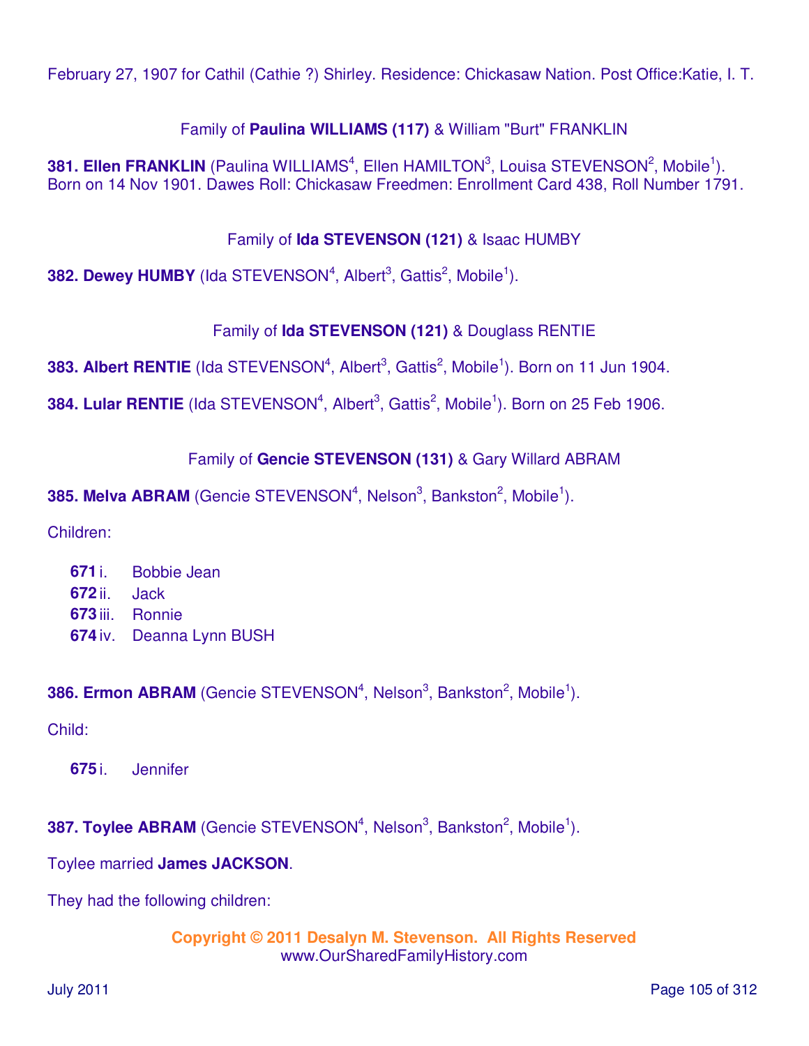February 27, 1907 for Cathil (Cathie ?) Shirley. Residence: Chickasaw Nation. Post Office:Katie, I. T.

Family of **Paulina WILLIAMS (117)** & William "Burt" FRANKLIN

**381. Ellen FRANKLIN** (Paulina WILLIAMS[4], Ellen HAMILTON[3], Louisa STEVENSON[2], Mobile[1]). Born on 14 Nov 1901. Dawes Roll: Chickasaw Freedmen: Enrollment Card 438, Roll Number 1791.

Family of **Ida STEVENSON (121)** & Isaac HUMBY

**382. Dewey HUMBY** (Ida STEVENSON[4], Albert[3], Gattis[2], Mobile[1]).

Family of **Ida STEVENSON (121)** & Douglass RENTIE

**383. Albert RENTIE** (Ida STEVENSON[4], Albert[3], Gattis[2], Mobile[1]). Born on 11 Jun 1904.

**384. Lular RENTIE** (Ida STEVENSON[4], Albert[3], Gattis[2], Mobile[1]). Born on 25 Feb 1906.

Family of **Gencie STEVENSON (131)** & Gary Willard ABRAM

**385. Melva ABRAM** (Gencie STEVENSON[4], Nelson[3], Bankston[2], Mobile[1]).

Children:

- **671** i. Bobbie Jean
- **672** ii. Jack
- **673** iii. Ronnie
- **674** iv. Deanna Lynn BUSH

**386. Ermon ABRAM** (Gencie STEVENSON[4], Nelson[3], Bankston[2], Mobile[1]).

Child:

- **675** i. Jennifer

**387. Toylee ABRAM** (Gencie STEVENSON[4], Nelson[3], Bankston[2], Mobile[1]).

Toylee married **James JACKSON**.

They had the following children:

**Copyright © 2011 Desalyn M. Stevenson. All Rights Reserved**
www.OurSharedFamilyHistory.com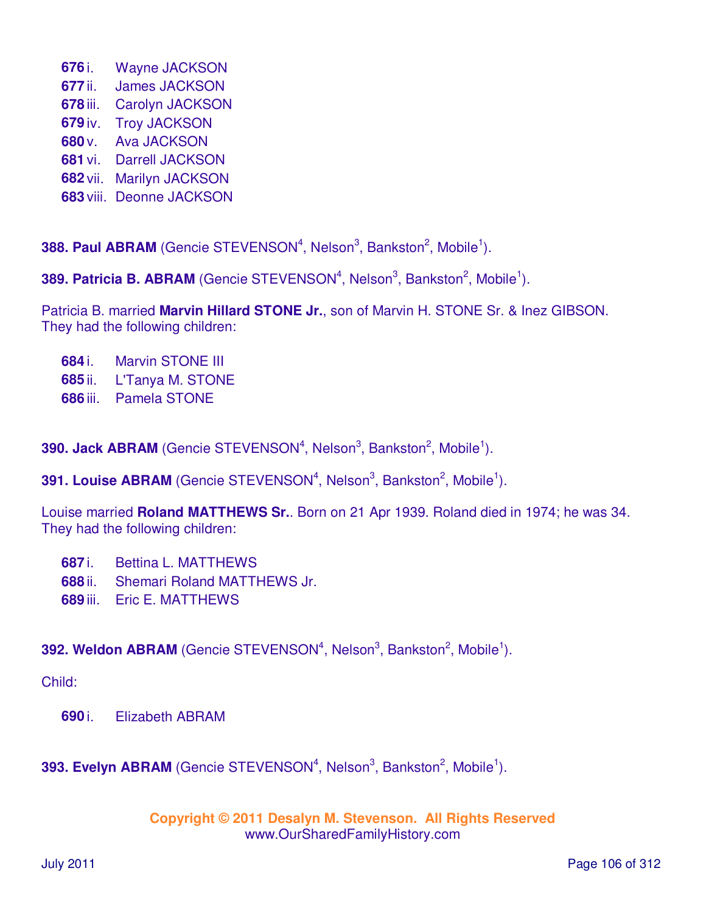**676** i. Wayne JACKSON
**677** ii. James JACKSON
**678** iii. Carolyn JACKSON
**679** iv. Troy JACKSON
**680** v. Ava JACKSON
**681** vi. Darrell JACKSON
**682** vii. Marilyn JACKSON
**683** viii. Deonne JACKSON

**388. Paul ABRAM** (Gencie STEVENSON[4], Nelson[3], Bankston[2], Mobile[1]).

**389. Patricia B. ABRAM** (Gencie STEVENSON[4], Nelson[3], Bankston[2], Mobile[1]).

Patricia B. married **Marvin Hillard STONE Jr.**, son of Marvin H. STONE Sr. & Inez GIBSON. They had the following children:

**684** i. Marvin STONE III
**685** ii. L'Tanya M. STONE
**686** iii. Pamela STONE

**390. Jack ABRAM** (Gencie STEVENSON[4], Nelson[3], Bankston[2], Mobile[1]).

**391. Louise ABRAM** (Gencie STEVENSON[4], Nelson[3], Bankston[2], Mobile[1]).

Louise married **Roland MATTHEWS Sr.**. Born on 21 Apr 1939. Roland died in 1974; he was 34. They had the following children:

**687** i. Bettina L. MATTHEWS
**688** ii. Shemari Roland MATTHEWS Jr.
**689** iii. Eric E. MATTHEWS

**392. Weldon ABRAM** (Gencie STEVENSON[4], Nelson[3], Bankston[2], Mobile[1]).

Child:

**690** i. Elizabeth ABRAM

**393. Evelyn ABRAM** (Gencie STEVENSON[4], Nelson[3], Bankston[2], Mobile[1]).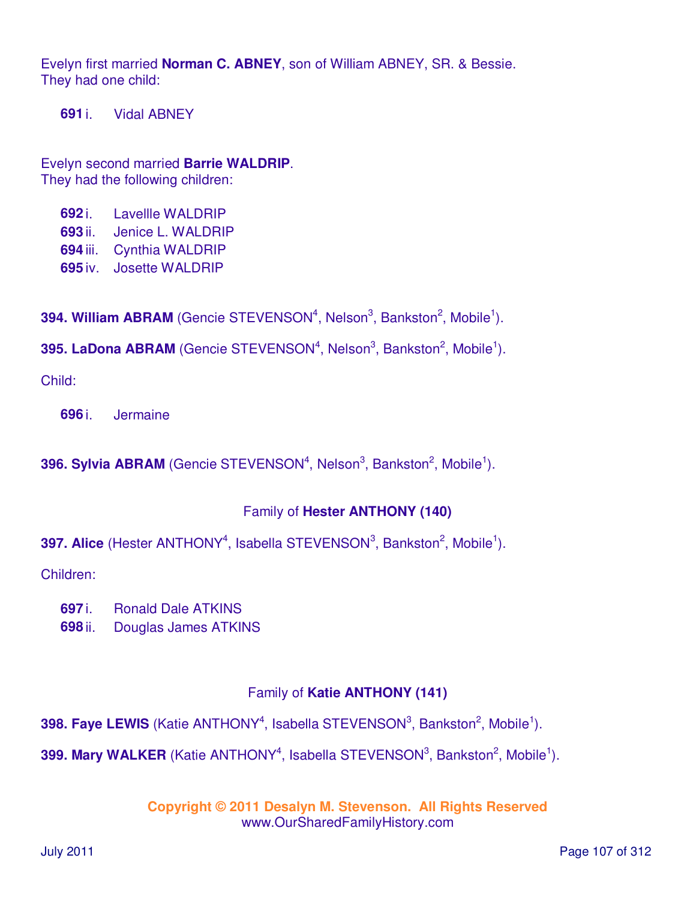Evelyn first married **Norman C. ABNEY**, son of William ABNEY, SR. & Bessie.
They had one child:

**691** i. Vidal ABNEY

Evelyn second married **Barrie WALDRIP**.
They had the following children:

**692** i. Lavellle WALDRIP
**693** ii. Jenice L. WALDRIP
**694** iii. Cynthia WALDRIP
**695** iv. Josette WALDRIP

**394. William ABRAM** (Gencie STEVENSON[4], Nelson[3], Bankston[2], Mobile[1]).

**395. LaDona ABRAM** (Gencie STEVENSON[4], Nelson[3], Bankston[2], Mobile[1]).

Child:

**696** i. Jermaine

**396. Sylvia ABRAM** (Gencie STEVENSON[4], Nelson[3], Bankston[2], Mobile[1]).

Family of **Hester ANTHONY (140)**

**397. Alice** (Hester ANTHONY[4], Isabella STEVENSON[3], Bankston[2], Mobile[1]).

Children:

**697** i. Ronald Dale ATKINS
**698** ii. Douglas James ATKINS

Family of **Katie ANTHONY (141)**

**398. Faye LEWIS** (Katie ANTHONY[4], Isabella STEVENSON[3], Bankston[2], Mobile[1]).

**399. Mary WALKER** (Katie ANTHONY[4], Isabella STEVENSON[3], Bankston[2], Mobile[1]).

**Copyright © 2011 Desalyn M. Stevenson. All Rights Reserved**
www.OurSharedFamilyHistory.com

July 2011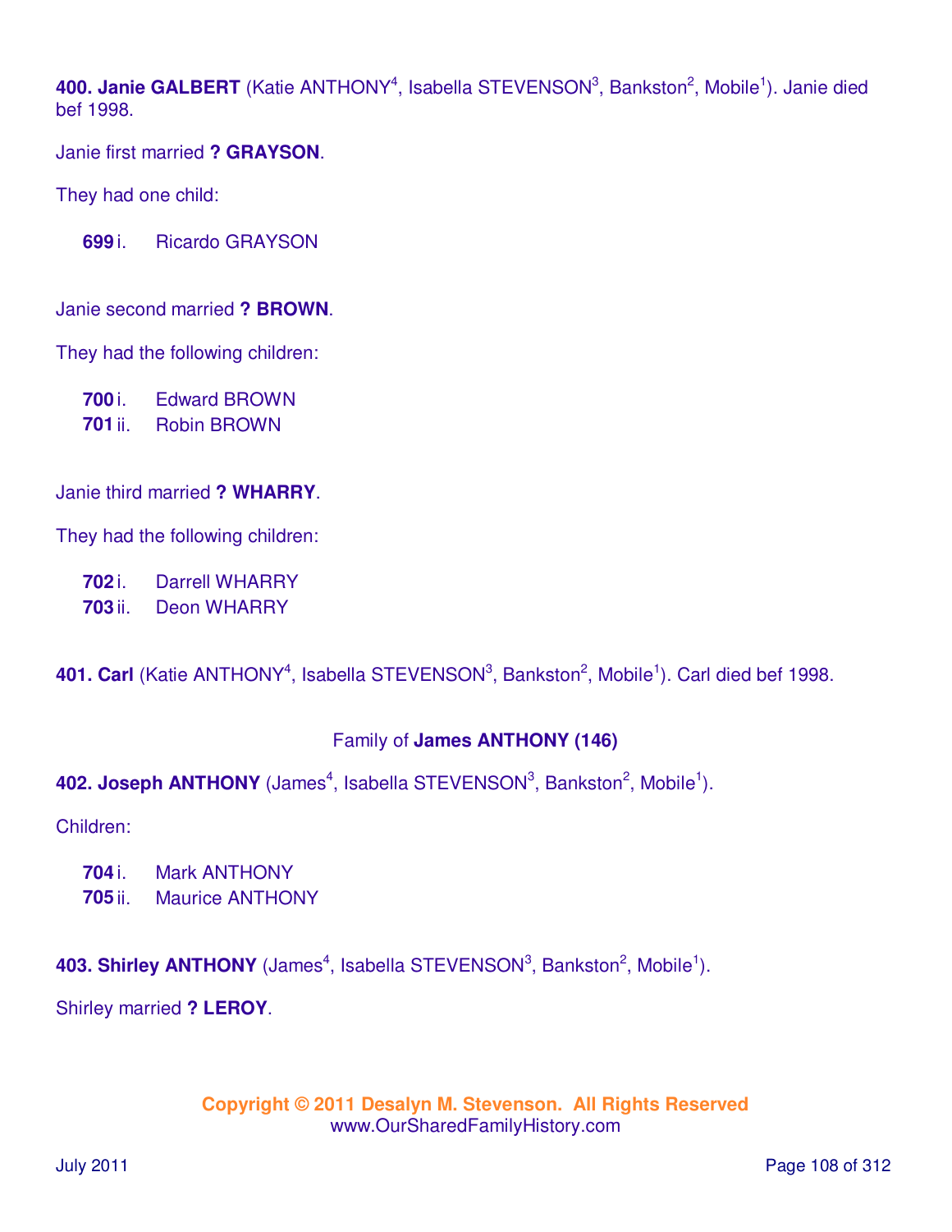**400. Janie GALBERT** (Katie ANTHONY[4], Isabella STEVENSON[3], Bankston[2], Mobile[1]). Janie died bef 1998.

Janie first married **? GRAYSON**.

They had one child:

**699** i. Ricardo GRAYSON

Janie second married **? BROWN**.

They had the following children:

**700** i. Edward BROWN
**701** ii. Robin BROWN

Janie third married **? WHARRY**.

They had the following children:

**702** i. Darrell WHARRY
**703** ii. Deon WHARRY

**401. Carl** (Katie ANTHONY[4], Isabella STEVENSON[3], Bankston[2], Mobile[1]). Carl died bef 1998.

Family of **James ANTHONY (146)**

**402. Joseph ANTHONY** (James[4], Isabella STEVENSON[3], Bankston[2], Mobile[1]).

Children:

**704** i. Mark ANTHONY
**705** ii. Maurice ANTHONY

**403. Shirley ANTHONY** (James[4], Isabella STEVENSON[3], Bankston[2], Mobile[1]).

Shirley married **? LEROY**.

**Copyright © 2011 Desalyn M. Stevenson. All Rights Reserved**
www.OurSharedFamilyHistory.com

July 2011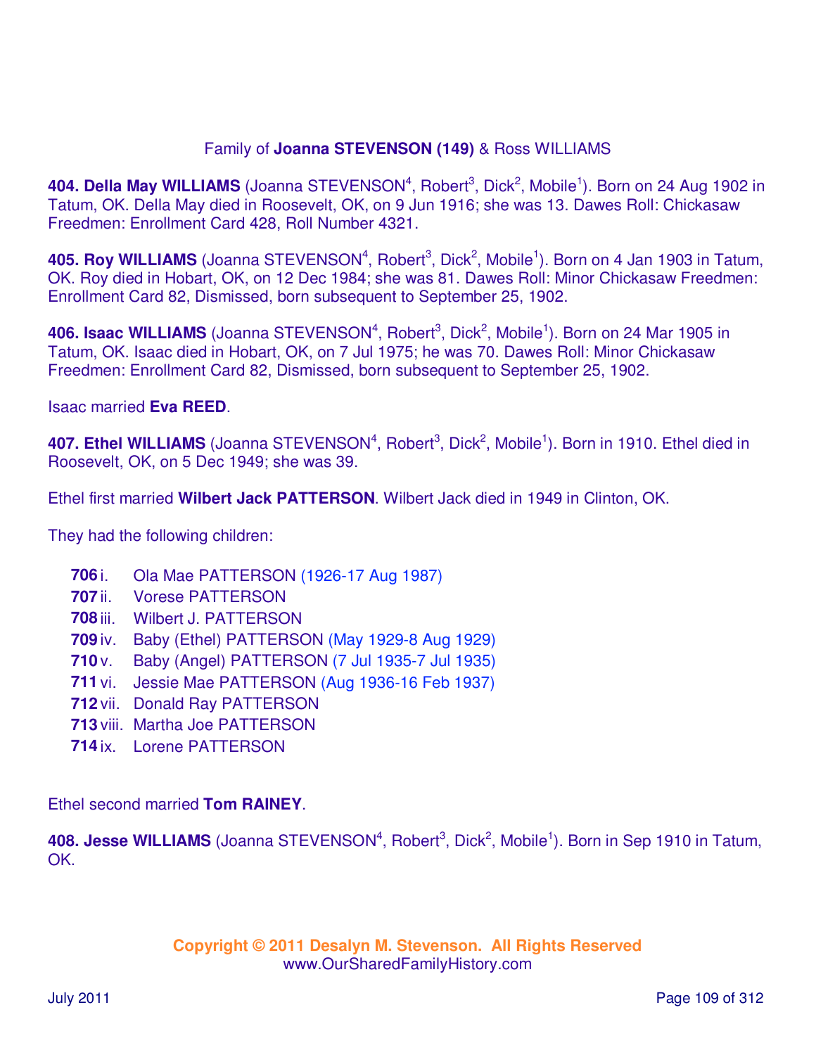Family of **Joanna STEVENSON (149)** & Ross WILLIAMS

**404. Della May WILLIAMS** (Joanna STEVENSON[4], Robert[3], Dick[2], Mobile[1]). Born on 24 Aug 1902 in Tatum, OK. Della May died in Roosevelt, OK, on 9 Jun 1916; she was 13. Dawes Roll: Chickasaw Freedmen: Enrollment Card 428, Roll Number 4321.

**405. Roy WILLIAMS** (Joanna STEVENSON[4], Robert[3], Dick[2], Mobile[1]). Born on 4 Jan 1903 in Tatum, OK. Roy died in Hobart, OK, on 12 Dec 1984; she was 81. Dawes Roll: Minor Chickasaw Freedmen: Enrollment Card 82, Dismissed, born subsequent to September 25, 1902.

**406. Isaac WILLIAMS** (Joanna STEVENSON[4], Robert[3], Dick[2], Mobile[1]). Born on 24 Mar 1905 in Tatum, OK. Isaac died in Hobart, OK, on 7 Jul 1975; he was 70. Dawes Roll: Minor Chickasaw Freedmen: Enrollment Card 82, Dismissed, born subsequent to September 25, 1902.

Isaac married **Eva REED**.

**407. Ethel WILLIAMS** (Joanna STEVENSON[4], Robert[3], Dick[2], Mobile[1]). Born in 1910. Ethel died in Roosevelt, OK, on 5 Dec 1949; she was 39.

Ethel first married **Wilbert Jack PATTERSON**. Wilbert Jack died in 1949 in Clinton, OK.

They had the following children:

- **706** i. Ola Mae PATTERSON (1926-17 Aug 1987)
- **707** ii. Vorese PATTERSON
- **708** iii. Wilbert J. PATTERSON
- **709** iv. Baby (Ethel) PATTERSON (May 1929-8 Aug 1929)
- **710** v. Baby (Angel) PATTERSON (7 Jul 1935-7 Jul 1935)
- **711** vi. Jessie Mae PATTERSON (Aug 1936-16 Feb 1937)
- **712** vii. Donald Ray PATTERSON
- **713** viii. Martha Joe PATTERSON
- **714** ix. Lorene PATTERSON

Ethel second married **Tom RAINEY**.

**408. Jesse WILLIAMS** (Joanna STEVENSON[4], Robert[3], Dick[2], Mobile[1]). Born in Sep 1910 in Tatum, OK.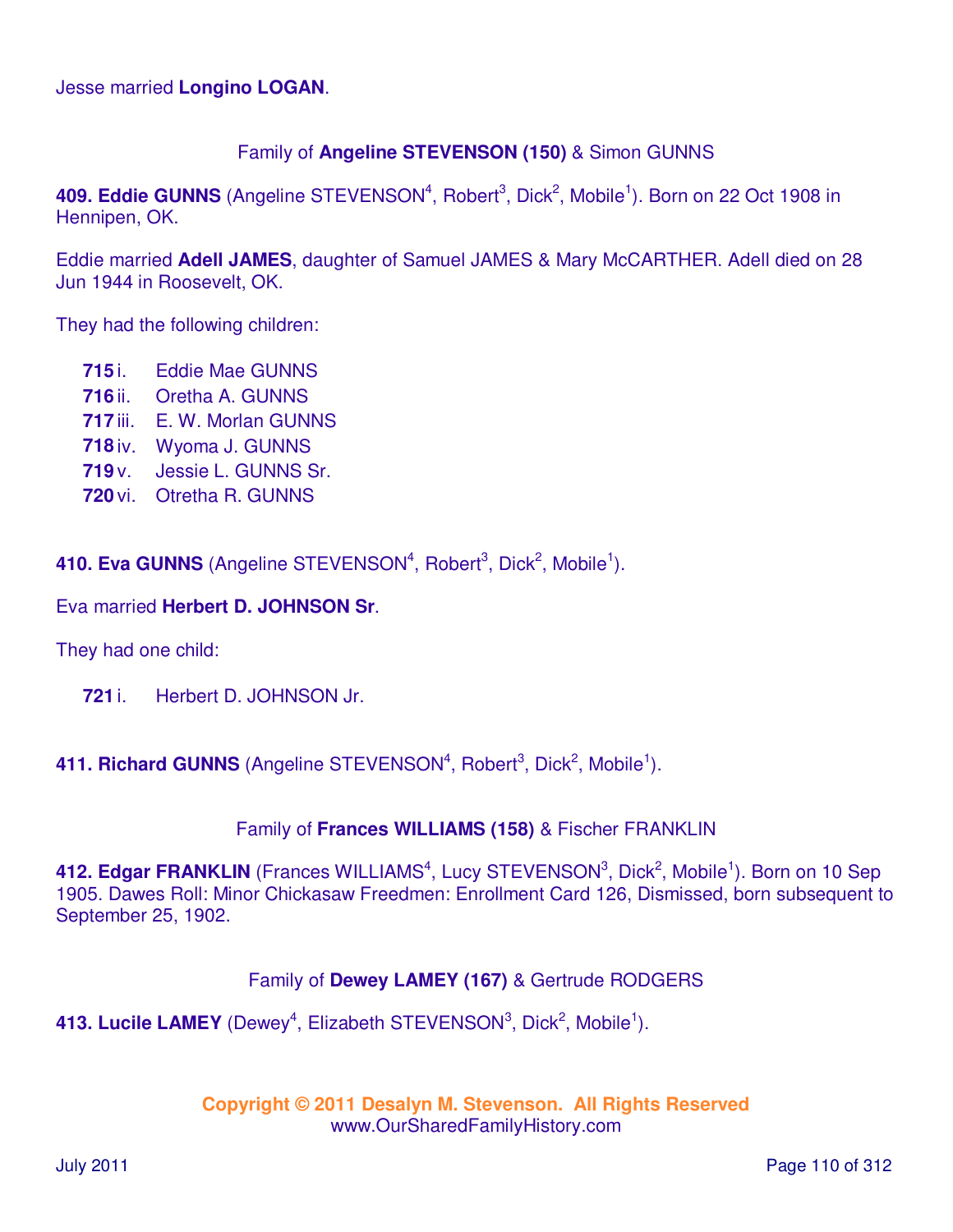Jesse married **Longino LOGAN**.

Family of **Angeline STEVENSON (150)** & Simon GUNNS

**409. Eddie GUNNS** (Angeline STEVENSON$^4$, Robert$^3$, Dick$^2$, Mobile$^1$). Born on 22 Oct 1908 in Hennipen, OK.

Eddie married **Adell JAMES**, daughter of Samuel JAMES & Mary McCARTHER. Adell died on 28 Jun 1944 in Roosevelt, OK.

They had the following children:

- **715** i. Eddie Mae GUNNS
- **716** ii. Oretha A. GUNNS
- **717** iii. E. W. Morlan GUNNS
- **718** iv. Wyoma J. GUNNS
- **719** v. Jessie L. GUNNS Sr.
- **720** vi. Otretha R. GUNNS

**410. Eva GUNNS** (Angeline STEVENSON$^4$, Robert$^3$, Dick$^2$, Mobile$^1$).

Eva married **Herbert D. JOHNSON Sr**.

They had one child:

- **721** i. Herbert D. JOHNSON Jr.

**411. Richard GUNNS** (Angeline STEVENSON$^4$, Robert$^3$, Dick$^2$, Mobile$^1$).

Family of **Frances WILLIAMS (158)** & Fischer FRANKLIN

**412. Edgar FRANKLIN** (Frances WILLIAMS$^4$, Lucy STEVENSON$^3$, Dick$^2$, Mobile$^1$). Born on 10 Sep 1905. Dawes Roll: Minor Chickasaw Freedmen: Enrollment Card 126, Dismissed, born subsequent to September 25, 1902.

Family of **Dewey LAMEY (167)** & Gertrude RODGERS

**413. Lucile LAMEY** (Dewey$^4$, Elizabeth STEVENSON$^3$, Dick$^2$, Mobile$^1$).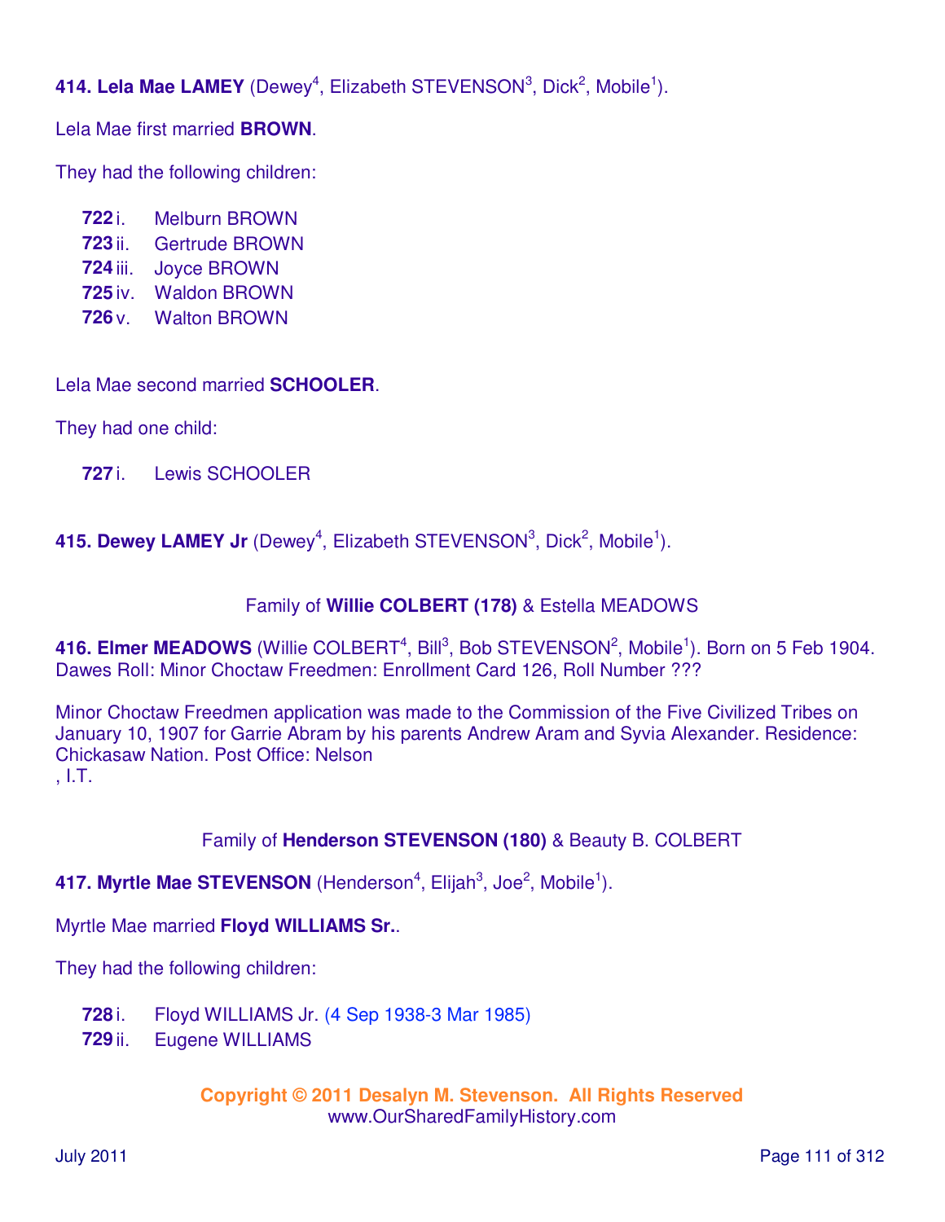**414. Lela Mae LAMEY** (Dewey[4], Elizabeth STEVENSON[3], Dick[2], Mobile[1]).

Lela Mae first married **BROWN**.

They had the following children:

- **722** i. Melburn BROWN
- **723** ii. Gertrude BROWN
- **724** iii. Joyce BROWN
- **725** iv. Waldon BROWN
- **726** v. Walton BROWN

Lela Mae second married **SCHOOLER**.

They had one child:

- **727** i. Lewis SCHOOLER

**415. Dewey LAMEY Jr** (Dewey[4], Elizabeth STEVENSON[3], Dick[2], Mobile[1]).

Family of **Willie COLBERT (178)** & Estella MEADOWS

**416. Elmer MEADOWS** (Willie COLBERT[4], Bill[3], Bob STEVENSON[2], Mobile[1]). Born on 5 Feb 1904. Dawes Roll: Minor Choctaw Freedmen: Enrollment Card 126, Roll Number ???

Minor Choctaw Freedmen application was made to the Commission of the Five Civilized Tribes on January 10, 1907 for Garrie Abram by his parents Andrew Aram and Syvia Alexander. Residence: Chickasaw Nation. Post Office: Nelson
, I.T.

Family of **Henderson STEVENSON (180)** & Beauty B. COLBERT

**417. Myrtle Mae STEVENSON** (Henderson[4], Elijah[3], Joe[2], Mobile[1]).

Myrtle Mae married **Floyd WILLIAMS Sr.**.

They had the following children:

- **728** i. Floyd WILLIAMS Jr. (4 Sep 1938-3 Mar 1985)
- **729** ii. Eugene WILLIAMS

**Copyright © 2011 Desalyn M. Stevenson. All Rights Reserved**
www.OurSharedFamilyHistory.com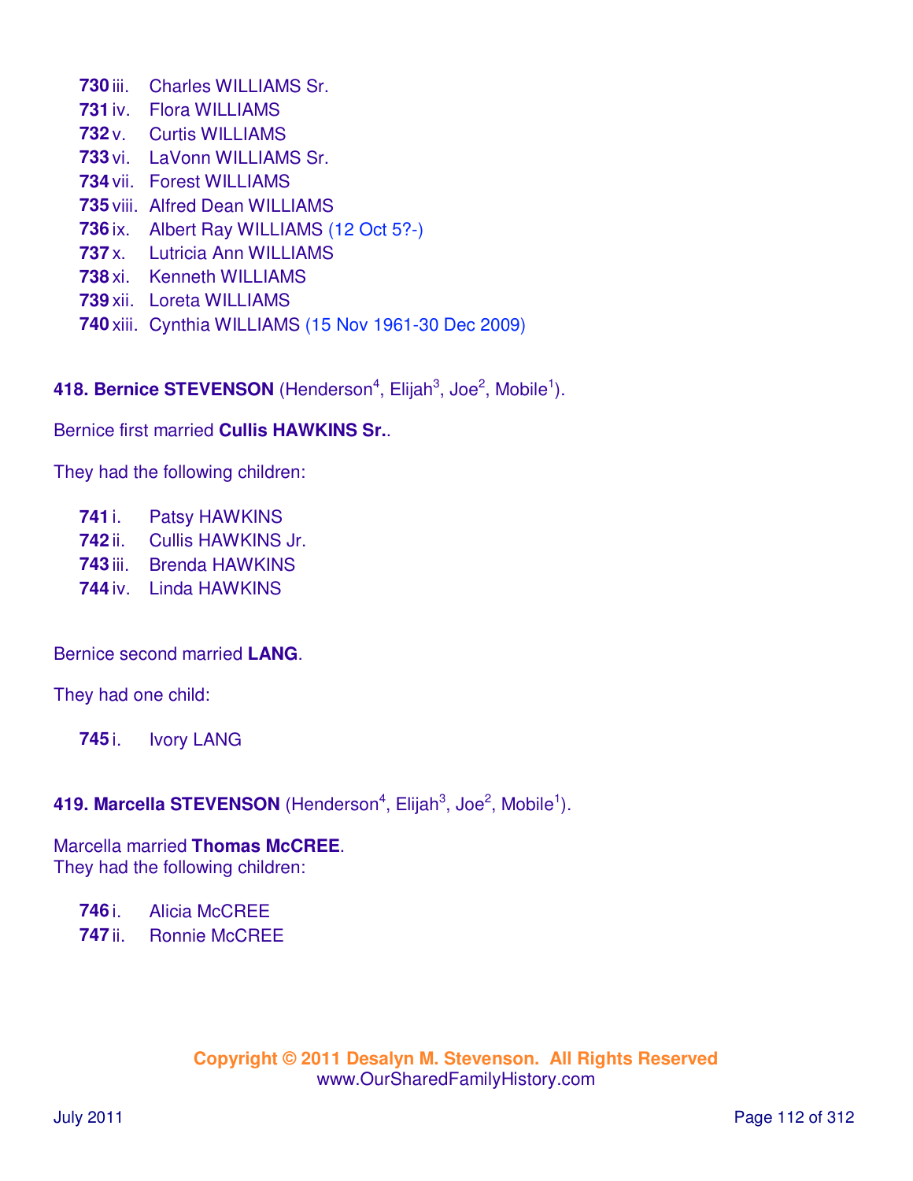**730** iii. Charles WILLIAMS Sr.
**731** iv. Flora WILLIAMS
**732** v. Curtis WILLIAMS
**733** vi. LaVonn WILLIAMS Sr.
**734** vii. Forest WILLIAMS
**735** viii. Alfred Dean WILLIAMS
**736** ix. Albert Ray WILLIAMS (12 Oct 5?-)
**737** x. Lutricia Ann WILLIAMS
**738** xi. Kenneth WILLIAMS
**739** xii. Loreta WILLIAMS
**740** xiii. Cynthia WILLIAMS (15 Nov 1961-30 Dec 2009)

**418. Bernice STEVENSON** (Henderson[4], Elijah[3], Joe[2], Mobile[1]).

Bernice first married **Cullis HAWKINS Sr.**.

They had the following children:

**741** i. Patsy HAWKINS
**742** ii. Cullis HAWKINS Jr.
**743** iii. Brenda HAWKINS
**744** iv. Linda HAWKINS

Bernice second married **LANG**.

They had one child:

**745** i. Ivory LANG

**419. Marcella STEVENSON** (Henderson[4], Elijah[3], Joe[2], Mobile[1]).

Marcella married **Thomas McCREE**.
They had the following children:

**746** i. Alicia McCREE
**747** ii. Ronnie McCREE

Copyright © 2011 Desalyn M. Stevenson. All Rights Reserved
www.OurSharedFamilyHistory.com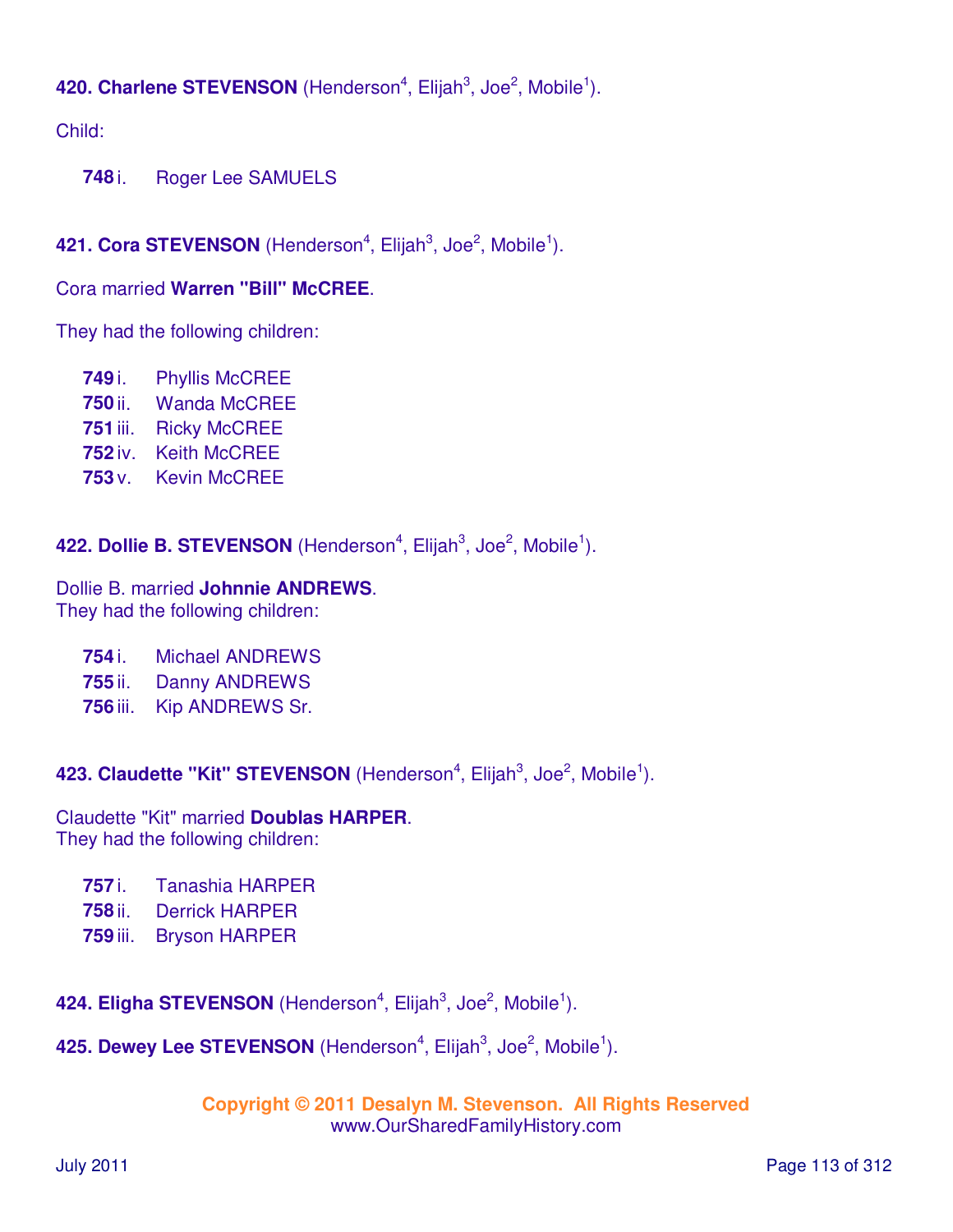**420. Charlene STEVENSON** (Henderson[4], Elijah[3], Joe[2], Mobile[1]).

Child:

**748** i. Roger Lee SAMUELS

**421. Cora STEVENSON** (Henderson[4], Elijah[3], Joe[2], Mobile[1]).

Cora married **Warren "Bill" McCREE**.

They had the following children:

**749** i. Phyllis McCREE
**750** ii. Wanda McCREE
**751** iii. Ricky McCREE
**752** iv. Keith McCREE
**753** v. Kevin McCREE

**422. Dollie B. STEVENSON** (Henderson[4], Elijah[3], Joe[2], Mobile[1]).

Dollie B. married **Johnnie ANDREWS**.
They had the following children:

**754** i. Michael ANDREWS
**755** ii. Danny ANDREWS
**756** iii. Kip ANDREWS Sr.

**423. Claudette "Kit" STEVENSON** (Henderson[4], Elijah[3], Joe[2], Mobile[1]).

Claudette "Kit" married **Doublas HARPER**.
They had the following children:

**757** i. Tanashia HARPER
**758** ii. Derrick HARPER
**759** iii. Bryson HARPER

**424. Eligha STEVENSON** (Henderson[4], Elijah[3], Joe[2], Mobile[1]).

**425. Dewey Lee STEVENSON** (Henderson[4], Elijah[3], Joe[2], Mobile[1]).

**Copyright © 2011 Desalyn M. Stevenson. All Rights Reserved**
www.OurSharedFamilyHistory.com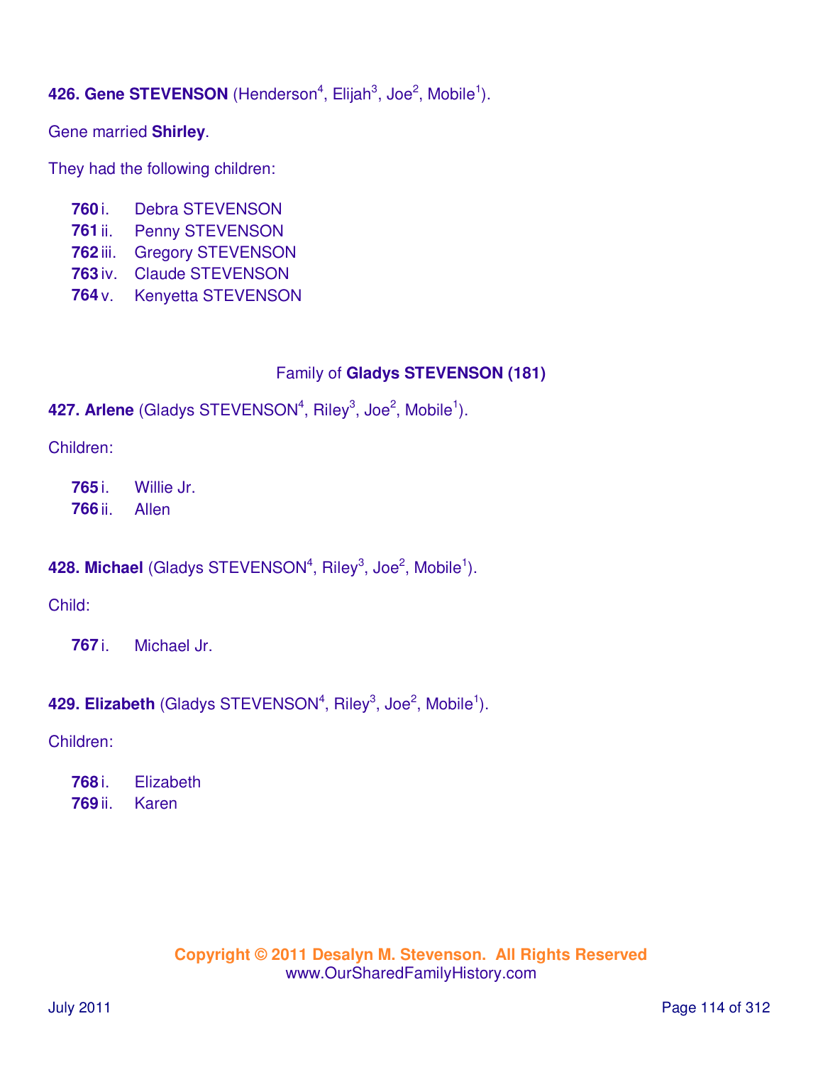**426. Gene STEVENSON** (Henderson[4], Elijah[3], Joe[2], Mobile[1]).

Gene married **Shirley**.

They had the following children:

- **760** i. Debra STEVENSON
- **761** ii. Penny STEVENSON
- **762** iii. Gregory STEVENSON
- **763** iv. Claude STEVENSON
- **764** v. Kenyetta STEVENSON

## Family of **Gladys STEVENSON (181)**

**427. Arlene** (Gladys STEVENSON[4], Riley[3], Joe[2], Mobile[1]).

Children:

- **765** i. Willie Jr.
- **766** ii. Allen

**428. Michael** (Gladys STEVENSON[4], Riley[3], Joe[2], Mobile[1]).

Child:

- **767** i. Michael Jr.

**429. Elizabeth** (Gladys STEVENSON[4], Riley[3], Joe[2], Mobile[1]).

Children:

- **768** i. Elizabeth
- **769** ii. Karen

**Copyright © 2011 Desalyn M. Stevenson. All Rights Reserved**
www.OurSharedFamilyHistory.com

July 2011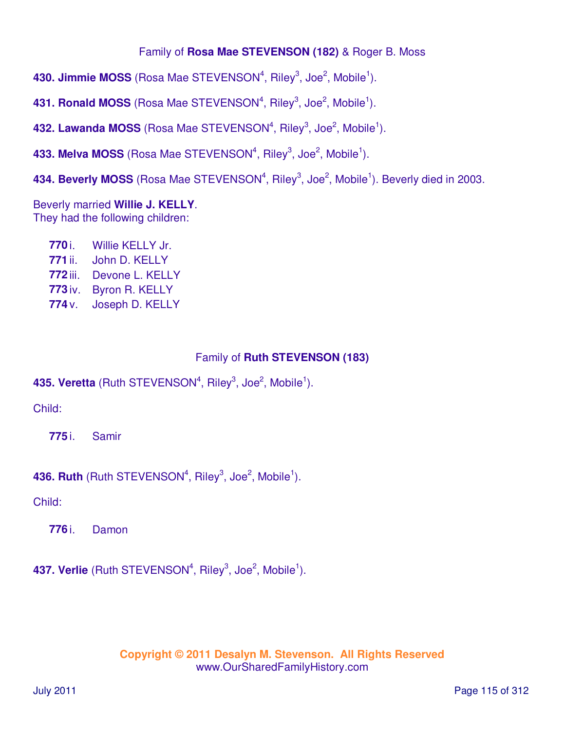Family of **Rosa Mae STEVENSON (182)** & Roger B. Moss

**430. Jimmie MOSS** (Rosa Mae STEVENSON[4], Riley[3], Joe[2], Mobile[1]).

**431. Ronald MOSS** (Rosa Mae STEVENSON[4], Riley[3], Joe[2], Mobile[1]).

**432. Lawanda MOSS** (Rosa Mae STEVENSON[4], Riley[3], Joe[2], Mobile[1]).

**433. Melva MOSS** (Rosa Mae STEVENSON[4], Riley[3], Joe[2], Mobile[1]).

**434. Beverly MOSS** (Rosa Mae STEVENSON[4], Riley[3], Joe[2], Mobile[1]). Beverly died in 2003.

Beverly married **Willie J. KELLY**.
They had the following children:

- **770** i. Willie KELLY Jr.
- **771** ii. John D. KELLY
- **772** iii. Devone L. KELLY
- **773** iv. Byron R. KELLY
- **774** v. Joseph D. KELLY

Family of **Ruth STEVENSON (183)**

**435. Veretta** (Ruth STEVENSON[4], Riley[3], Joe[2], Mobile[1]).

Child:

- **775** i. Samir

**436. Ruth** (Ruth STEVENSON[4], Riley[3], Joe[2], Mobile[1]).

Child:

- **776** i. Damon

**437. Verlie** (Ruth STEVENSON[4], Riley[3], Joe[2], Mobile[1]).

**Copyright © 2011 Desalyn M. Stevenson. All Rights Reserved**
www.OurSharedFamilyHistory.com

July 2011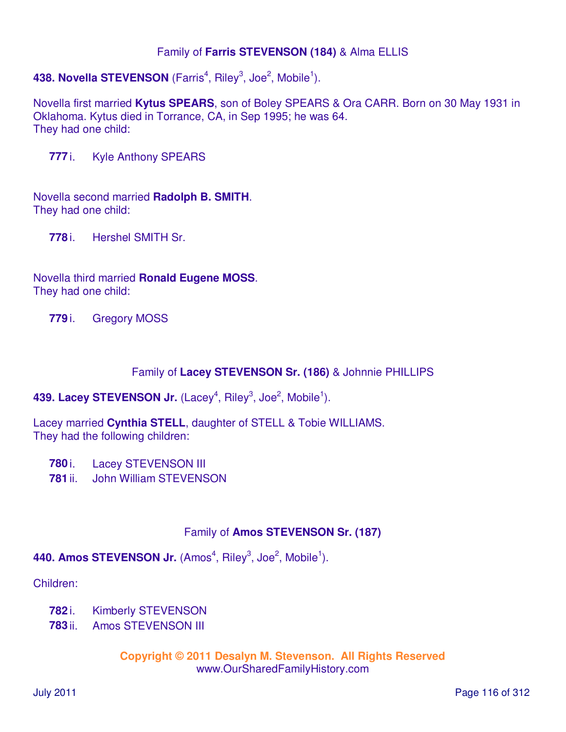Family of **Farris STEVENSON (184)** & Alma ELLIS

**438. Novella STEVENSON** (Farris$^{4}$, Riley$^{3}$, Joe$^{2}$, Mobile$^{1}$).

Novella first married **Kytus SPEARS**, son of Boley SPEARS & Ora CARR. Born on 30 May 1931 in Oklahoma. Kytus died in Torrance, CA, in Sep 1995; he was 64.
They had one child:

**777** i. Kyle Anthony SPEARS

Novella second married **Radolph B. SMITH**.
They had one child:

**778** i. Hershel SMITH Sr.

Novella third married **Ronald Eugene MOSS**.
They had one child:

**779** i. Gregory MOSS

Family of **Lacey STEVENSON Sr. (186)** & Johnnie PHILLIPS

**439. Lacey STEVENSON Jr.** (Lacey$^{4}$, Riley$^{3}$, Joe$^{2}$, Mobile$^{1}$).

Lacey married **Cynthia STELL**, daughter of STELL & Tobie WILLIAMS.
They had the following children:

**780** i. Lacey STEVENSON III
**781** ii. John William STEVENSON

Family of **Amos STEVENSON Sr. (187)**

**440. Amos STEVENSON Jr.** (Amos$^{4}$, Riley$^{3}$, Joe$^{2}$, Mobile$^{1}$).

Children:

**782** i. Kimberly STEVENSON
**783** ii. Amos STEVENSON III

**Copyright © 2011 Desalyn M. Stevenson. All Rights Reserved**
www.OurSharedFamilyHistory.com

July 2011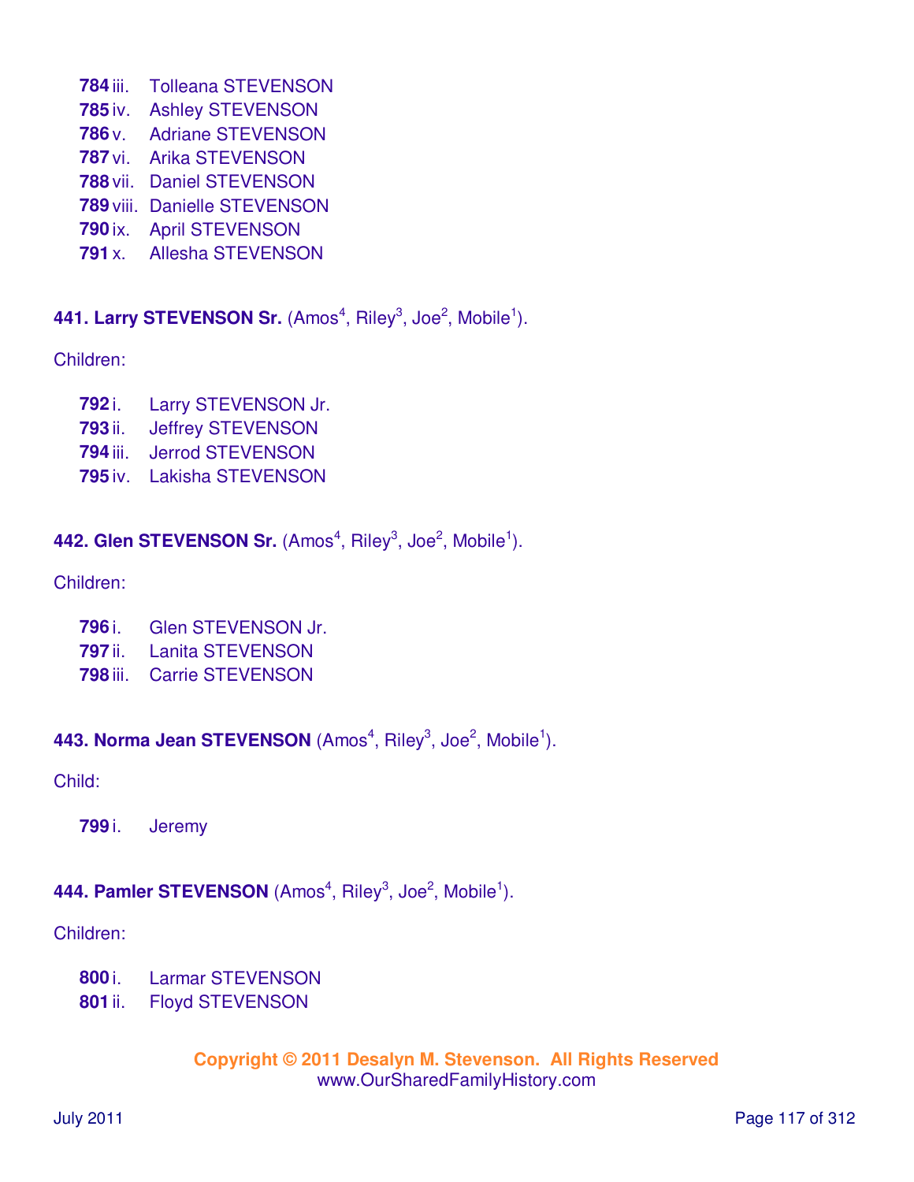**784** iii. Tolleana STEVENSON
**785** iv. Ashley STEVENSON
**786** v. Adriane STEVENSON
**787** vi. Arika STEVENSON
**788** vii. Daniel STEVENSON
**789** viii. Danielle STEVENSON
**790** ix. April STEVENSON
**791** x. Allesha STEVENSON

**441. Larry STEVENSON Sr.** (Amos[4], Riley[3], Joe[2], Mobile[1]).

Children:

**792** i. Larry STEVENSON Jr.
**793** ii. Jeffrey STEVENSON
**794** iii. Jerrod STEVENSON
**795** iv. Lakisha STEVENSON

**442. Glen STEVENSON Sr.** (Amos[4], Riley[3], Joe[2], Mobile[1]).

Children:

**796** i. Glen STEVENSON Jr.
**797** ii. Lanita STEVENSON
**798** iii. Carrie STEVENSON

**443. Norma Jean STEVENSON** (Amos[4], Riley[3], Joe[2], Mobile[1]).

Child:

**799** i. Jeremy

**444. Pamler STEVENSON** (Amos[4], Riley[3], Joe[2], Mobile[1]).

Children:

**800** i. Larmar STEVENSON
**801** ii. Floyd STEVENSON

**Copyright © 2011 Desalyn M. Stevenson. All Rights Reserved**
www.OurSharedFamilyHistory.com

July 2011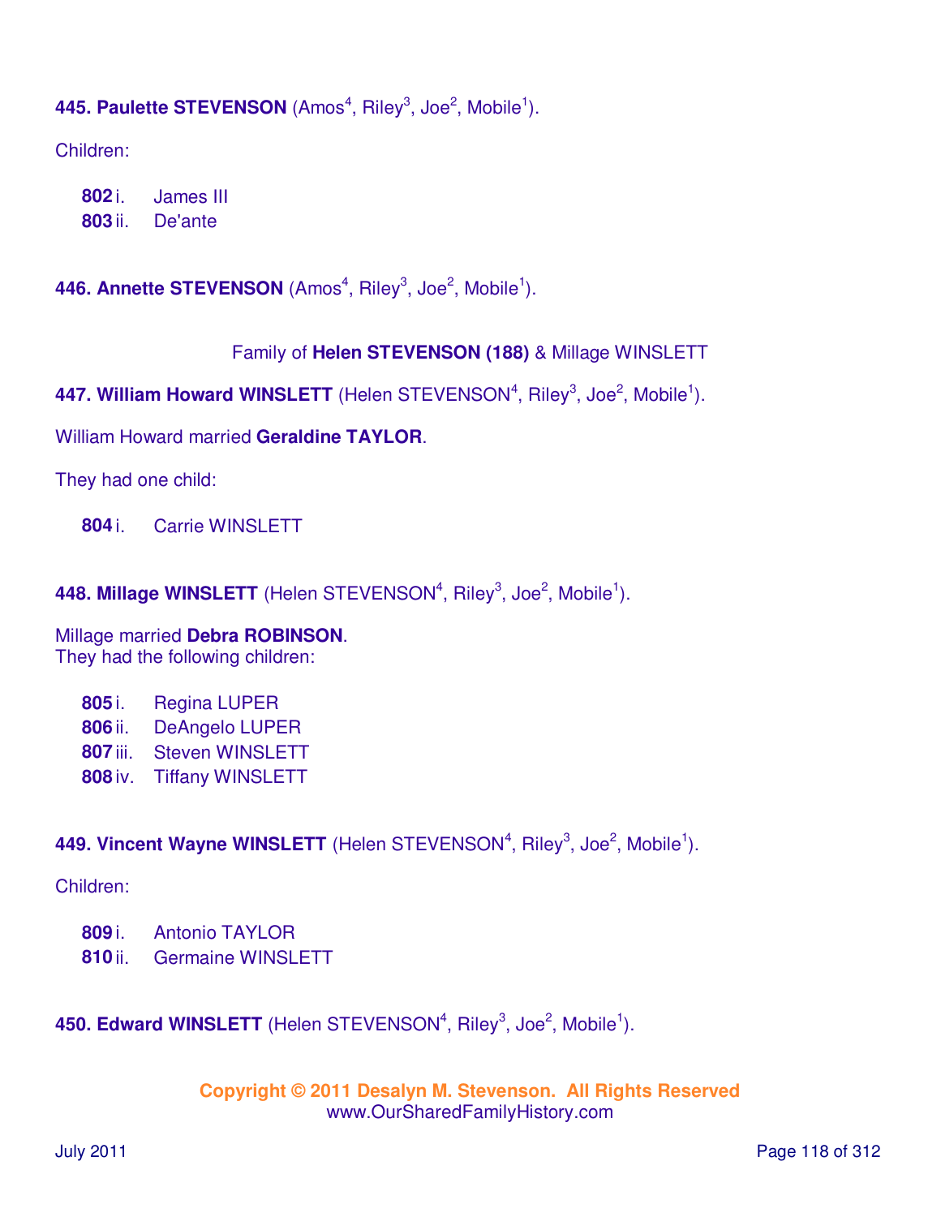**445. Paulette STEVENSON** (Amos[4], Riley[3], Joe[2], Mobile[1]).

Children:

- **802** i. James III
- **803** ii. De'ante

**446. Annette STEVENSON** (Amos[4], Riley[3], Joe[2], Mobile[1]).

Family of **Helen STEVENSON (188)** & Millage WINSLETT

**447. William Howard WINSLETT** (Helen STEVENSON[4], Riley[3], Joe[2], Mobile[1]).

William Howard married **Geraldine TAYLOR**.

They had one child:

- **804** i. Carrie WINSLETT

**448. Millage WINSLETT** (Helen STEVENSON[4], Riley[3], Joe[2], Mobile[1]).

Millage married **Debra ROBINSON**.
They had the following children:

- **805** i. Regina LUPER
- **806** ii. DeAngelo LUPER
- **807** iii. Steven WINSLETT
- **808** iv. Tiffany WINSLETT

**449. Vincent Wayne WINSLETT** (Helen STEVENSON[4], Riley[3], Joe[2], Mobile[1]).

Children:

- **809** i. Antonio TAYLOR
- **810** ii. Germaine WINSLETT

**450. Edward WINSLETT** (Helen STEVENSON[4], Riley[3], Joe[2], Mobile[1]).

**Copyright © 2011 Desalyn M. Stevenson. All Rights Reserved**
www.OurSharedFamilyHistory.com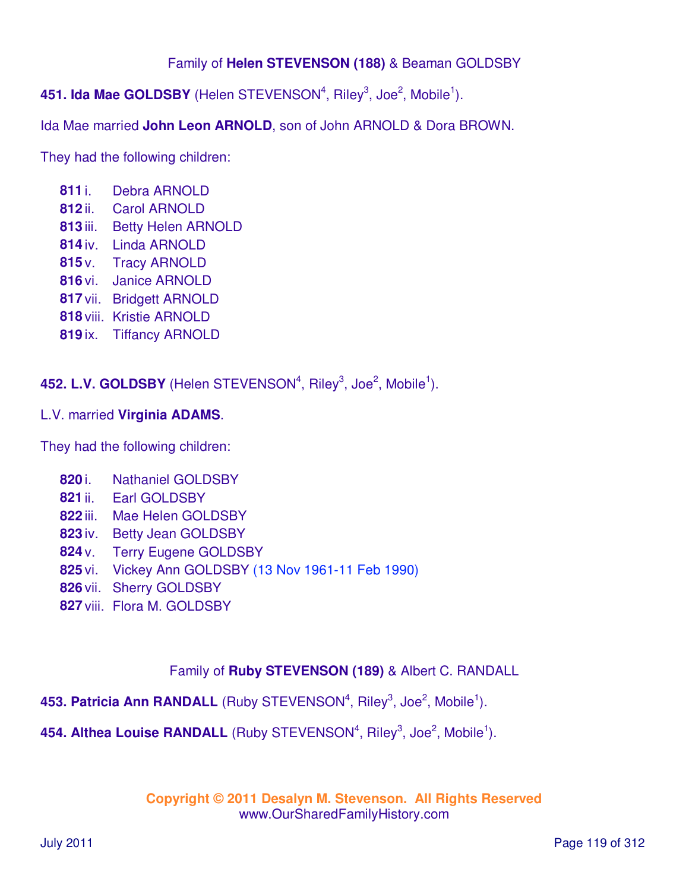Family of **Helen STEVENSON (188)** & Beaman GOLDSBY

**451. Ida Mae GOLDSBY** (Helen STEVENSON[4], Riley[3], Joe[2], Mobile[1]).

Ida Mae married **John Leon ARNOLD**, son of John ARNOLD & Dora BROWN.

They had the following children:

- **811** i. Debra ARNOLD
- **812** ii. Carol ARNOLD
- **813** iii. Betty Helen ARNOLD
- **814** iv. Linda ARNOLD
- **815** v. Tracy ARNOLD
- **816** vi. Janice ARNOLD
- **817** vii. Bridgett ARNOLD
- **818** viii. Kristie ARNOLD
- **819** ix. Tiffancy ARNOLD

**452. L.V. GOLDSBY** (Helen STEVENSON[4], Riley[3], Joe[2], Mobile[1]).

L.V. married **Virginia ADAMS**.

They had the following children:

- **820** i. Nathaniel GOLDSBY
- **821** ii. Earl GOLDSBY
- **822** iii. Mae Helen GOLDSBY
- **823** iv. Betty Jean GOLDSBY
- **824** v. Terry Eugene GOLDSBY
- **825** vi. Vickey Ann GOLDSBY (13 Nov 1961-11 Feb 1990)
- **826** vii. Sherry GOLDSBY
- **827** viii. Flora M. GOLDSBY

Family of **Ruby STEVENSON (189)** & Albert C. RANDALL

**453. Patricia Ann RANDALL** (Ruby STEVENSON[4], Riley[3], Joe[2], Mobile[1]).

**454. Althea Louise RANDALL** (Ruby STEVENSON[4], Riley[3], Joe[2], Mobile[1]).

**Copyright © 2011 Desalyn M. Stevenson. All Rights Reserved**
www.OurSharedFamilyHistory.com

July 2011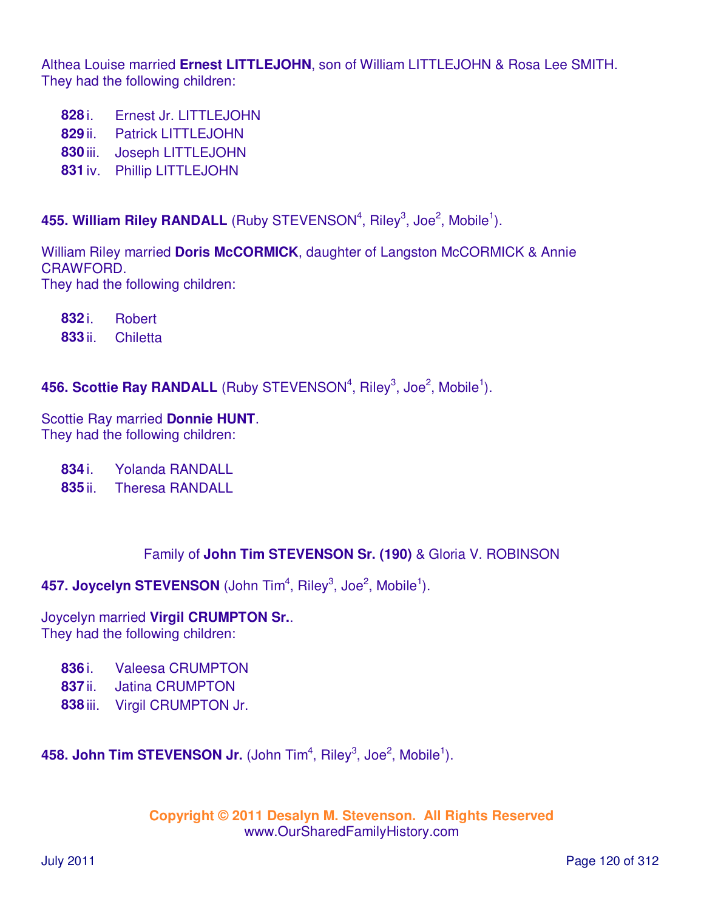Althea Louise married **Ernest LITTLEJOHN**, son of William LITTLEJOHN & Rosa Lee SMITH.
They had the following children:

- **828** i. Ernest Jr. LITTLEJOHN
- **829** ii. Patrick LITTLEJOHN
- **830** iii. Joseph LITTLEJOHN
- **831** iv. Phillip LITTLEJOHN

**455. William Riley RANDALL** (Ruby STEVENSON[4], Riley[3], Joe[2], Mobile[1]).

William Riley married **Doris McCORMICK**, daughter of Langston McCORMICK & Annie CRAWFORD.
They had the following children:

- **832** i. Robert
- **833** ii. Chiletta

**456. Scottie Ray RANDALL** (Ruby STEVENSON[4], Riley[3], Joe[2], Mobile[1]).

Scottie Ray married **Donnie HUNT**.
They had the following children:

- **834** i. Yolanda RANDALL
- **835** ii. Theresa RANDALL

Family of **John Tim STEVENSON Sr. (190)** & Gloria V. ROBINSON

**457. Joycelyn STEVENSON** (John Tim[4], Riley[3], Joe[2], Mobile[1]).

Joycelyn married **Virgil CRUMPTON Sr.**.
They had the following children:

- **836** i. Valeesa CRUMPTON
- **837** ii. Jatina CRUMPTON
- **838** iii. Virgil CRUMPTON Jr.

**458. John Tim STEVENSON Jr.** (John Tim[4], Riley[3], Joe[2], Mobile[1]).

**Copyright © 2011 Desalyn M. Stevenson. All Rights Reserved**
www.OurSharedFamilyHistory.com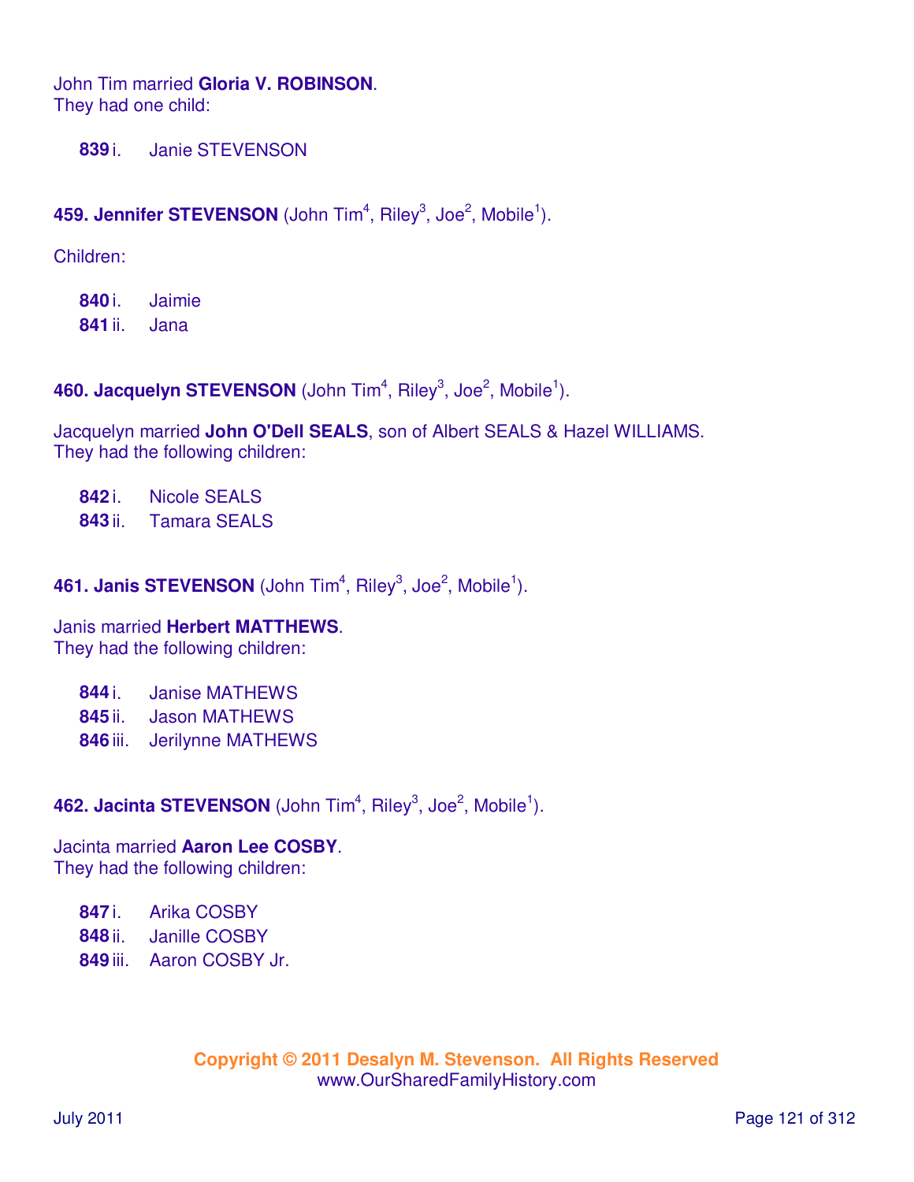John Tim married **Gloria V. ROBINSON**.
They had one child:

**839** i. Janie STEVENSON

**459. Jennifer STEVENSON** (John Tim$^4$, Riley$^3$, Joe$^2$, Mobile$^1$).

Children:

**840** i. Jaimie
**841** ii. Jana

**460. Jacquelyn STEVENSON** (John Tim$^4$, Riley$^3$, Joe$^2$, Mobile$^1$).

Jacquelyn married **John O'Dell SEALS**, son of Albert SEALS & Hazel WILLIAMS.
They had the following children:

**842** i. Nicole SEALS
**843** ii. Tamara SEALS

**461. Janis STEVENSON** (John Tim$^4$, Riley$^3$, Joe$^2$, Mobile$^1$).

Janis married **Herbert MATTHEWS**.
They had the following children:

**844** i. Janise MATHEWS
**845** ii. Jason MATHEWS
**846** iii. Jerilynne MATHEWS

**462. Jacinta STEVENSON** (John Tim$^4$, Riley$^3$, Joe$^2$, Mobile$^1$).

Jacinta married **Aaron Lee COSBY**.
They had the following children:

**847** i. Arika COSBY
**848** ii. Janille COSBY
**849** iii. Aaron COSBY Jr.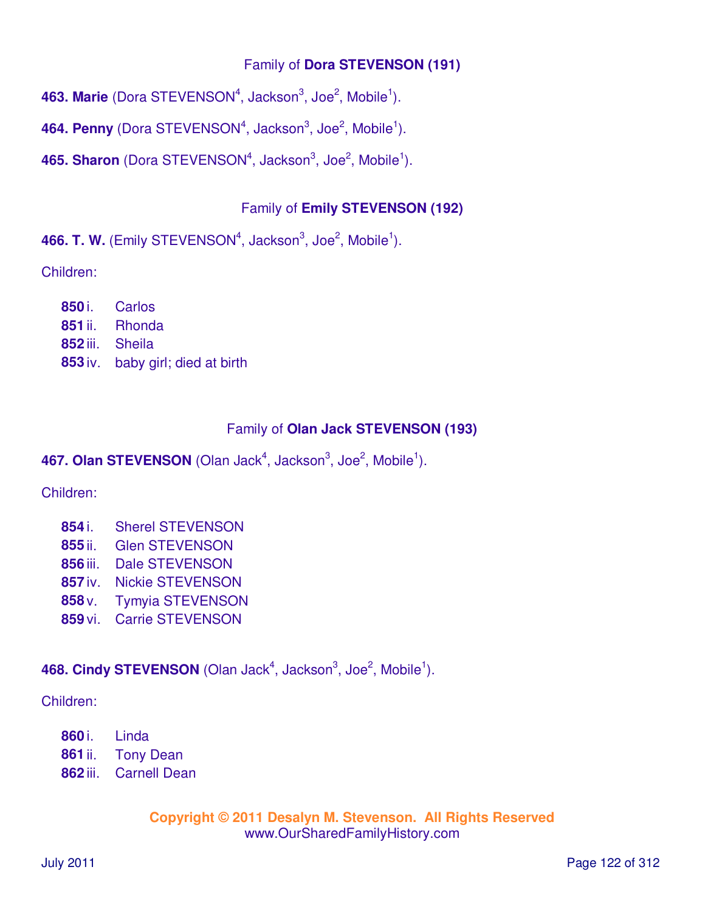### Family of **Dora STEVENSON (191)**

**463. Marie** (Dora STEVENSON[4], Jackson[3], Joe[2], Mobile[1]).

**464. Penny** (Dora STEVENSON[4], Jackson[3], Joe[2], Mobile[1]).

**465. Sharon** (Dora STEVENSON[4], Jackson[3], Joe[2], Mobile[1]).

### Family of **Emily STEVENSON (192)**

**466. T. W.** (Emily STEVENSON[4], Jackson[3], Joe[2], Mobile[1]).

Children:

- **850** i. Carlos
- **851** ii. Rhonda
- **852** iii. Sheila
- **853** iv. baby girl; died at birth

### Family of **Olan Jack STEVENSON (193)**

**467. Olan STEVENSON** (Olan Jack[4], Jackson[3], Joe[2], Mobile[1]).

Children:

- **854** i. Sherel STEVENSON
- **855** ii. Glen STEVENSON
- **856** iii. Dale STEVENSON
- **857** iv. Nickie STEVENSON
- **858** v. Tymyia STEVENSON
- **859** vi. Carrie STEVENSON

**468. Cindy STEVENSON** (Olan Jack[4], Jackson[3], Joe[2], Mobile[1]).

Children:

- **860** i. Linda
- **861** ii. Tony Dean
- **862** iii. Carnell Dean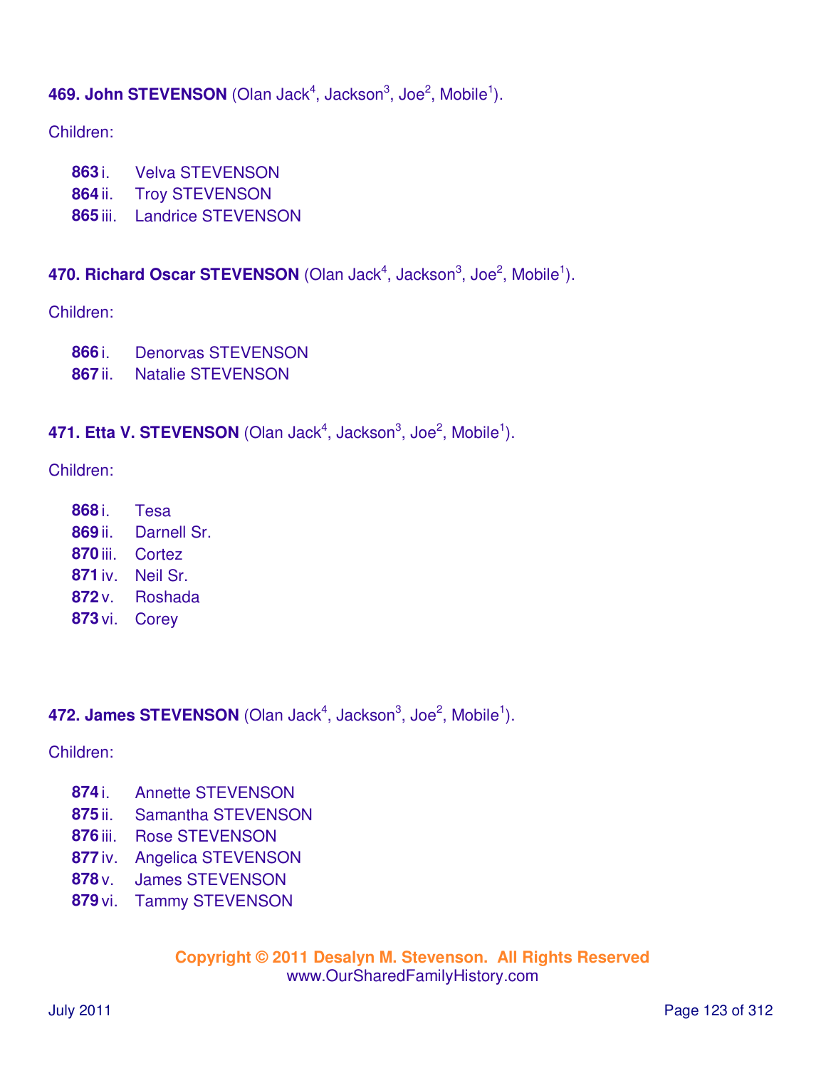**469. John STEVENSON** (Olan Jack[4], Jackson[3], Joe[2], Mobile[1]).

Children:

- **863** i. Velva STEVENSON
- **864** ii. Troy STEVENSON
- **865** iii. Landrice STEVENSON

**470. Richard Oscar STEVENSON** (Olan Jack[4], Jackson[3], Joe[2], Mobile[1]).

Children:

- **866** i. Denorvas STEVENSON
- **867** ii. Natalie STEVENSON

**471. Etta V. STEVENSON** (Olan Jack[4], Jackson[3], Joe[2], Mobile[1]).

Children:

- **868** i. Tesa
- **869** ii. Darnell Sr.
- **870** iii. Cortez
- **871** iv. Neil Sr.
- **872** v. Roshada
- **873** vi. Corey

**472. James STEVENSON** (Olan Jack[4], Jackson[3], Joe[2], Mobile[1]).

Children:

- **874** i. Annette STEVENSON
- **875** ii. Samantha STEVENSON
- **876** iii. Rose STEVENSON
- **877** iv. Angelica STEVENSON
- **878** v. James STEVENSON
- **879** vi. Tammy STEVENSON

Copyright © 2011 Desalyn M. Stevenson. All Rights Reserved
www.OurSharedFamilyHistory.com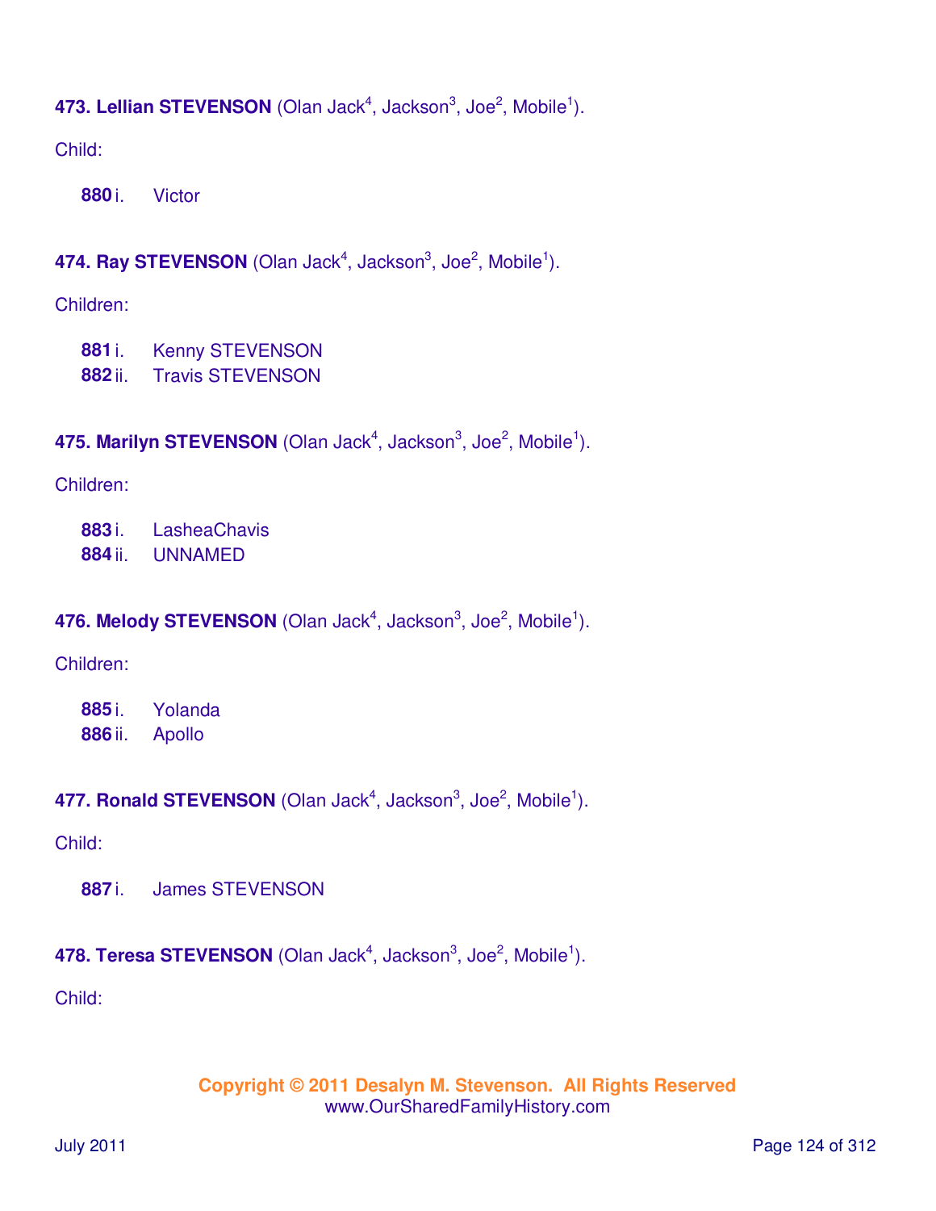**473. Lellian STEVENSON** (Olan Jack[4], Jackson[3], Joe[2], Mobile[1]).

Child:

**880** i. Victor

**474. Ray STEVENSON** (Olan Jack[4], Jackson[3], Joe[2], Mobile[1]).

Children:

**881** i. Kenny STEVENSON
**882** ii. Travis STEVENSON

**475. Marilyn STEVENSON** (Olan Jack[4], Jackson[3], Joe[2], Mobile[1]).

Children:

**883** i. LasheaChavis
**884** ii. UNNAMED

**476. Melody STEVENSON** (Olan Jack[4], Jackson[3], Joe[2], Mobile[1]).

Children:

**885** i. Yolanda
**886** ii. Apollo

**477. Ronald STEVENSON** (Olan Jack[4], Jackson[3], Joe[2], Mobile[1]).

Child:

**887** i. James STEVENSON

**478. Teresa STEVENSON** (Olan Jack[4], Jackson[3], Joe[2], Mobile[1]).

Child: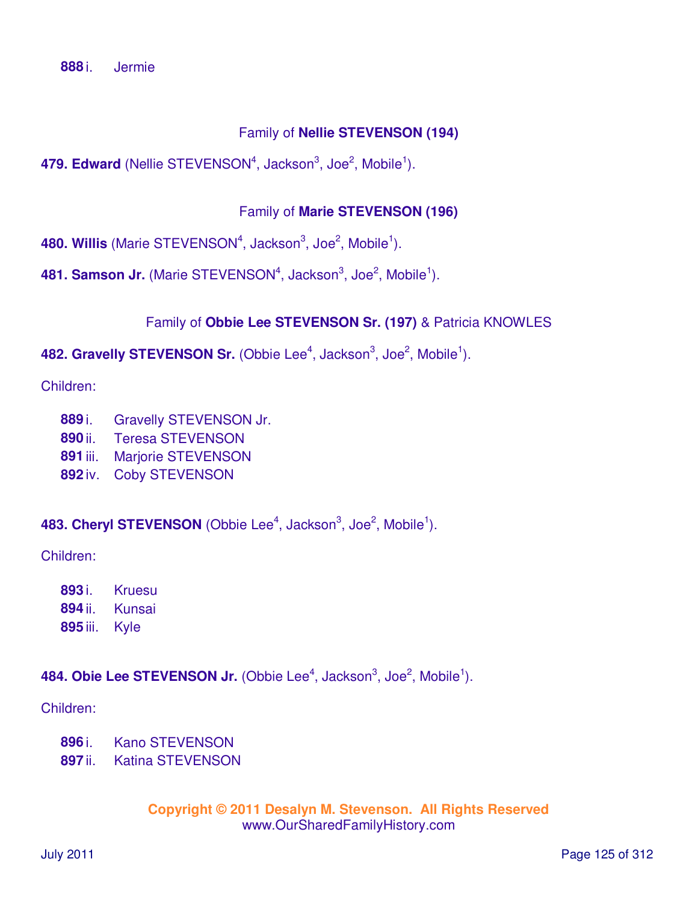**888** i. Jermie

### Family of **Nellie STEVENSON (194)**

**479. Edward** (Nellie STEVENSON[4], Jackson[3], Joe[2], Mobile[1]).

### Family of **Marie STEVENSON (196)**

**480. Willis** (Marie STEVENSON[4], Jackson[3], Joe[2], Mobile[1]).

**481. Samson Jr.** (Marie STEVENSON[4], Jackson[3], Joe[2], Mobile[1]).

### Family of **Obbie Lee STEVENSON Sr. (197)** & Patricia KNOWLES

**482. Gravelly STEVENSON Sr.** (Obbie Lee[4], Jackson[3], Joe[2], Mobile[1]).

Children:

- **889** i. Gravelly STEVENSON Jr.
- **890** ii. Teresa STEVENSON
- **891** iii. Marjorie STEVENSON
- **892** iv. Coby STEVENSON

**483. Cheryl STEVENSON** (Obbie Lee[4], Jackson[3], Joe[2], Mobile[1]).

Children:

- **893** i. Kruesu
- **894** ii. Kunsai
- **895** iii. Kyle

**484. Obie Lee STEVENSON Jr.** (Obbie Lee[4], Jackson[3], Joe[2], Mobile[1]).

Children:

- **896** i. Kano STEVENSON
- **897** ii. Katina STEVENSON

**Copyright © 2011 Desalyn M. Stevenson. All Rights Reserved**
www.OurSharedFamilyHistory.com

July 2011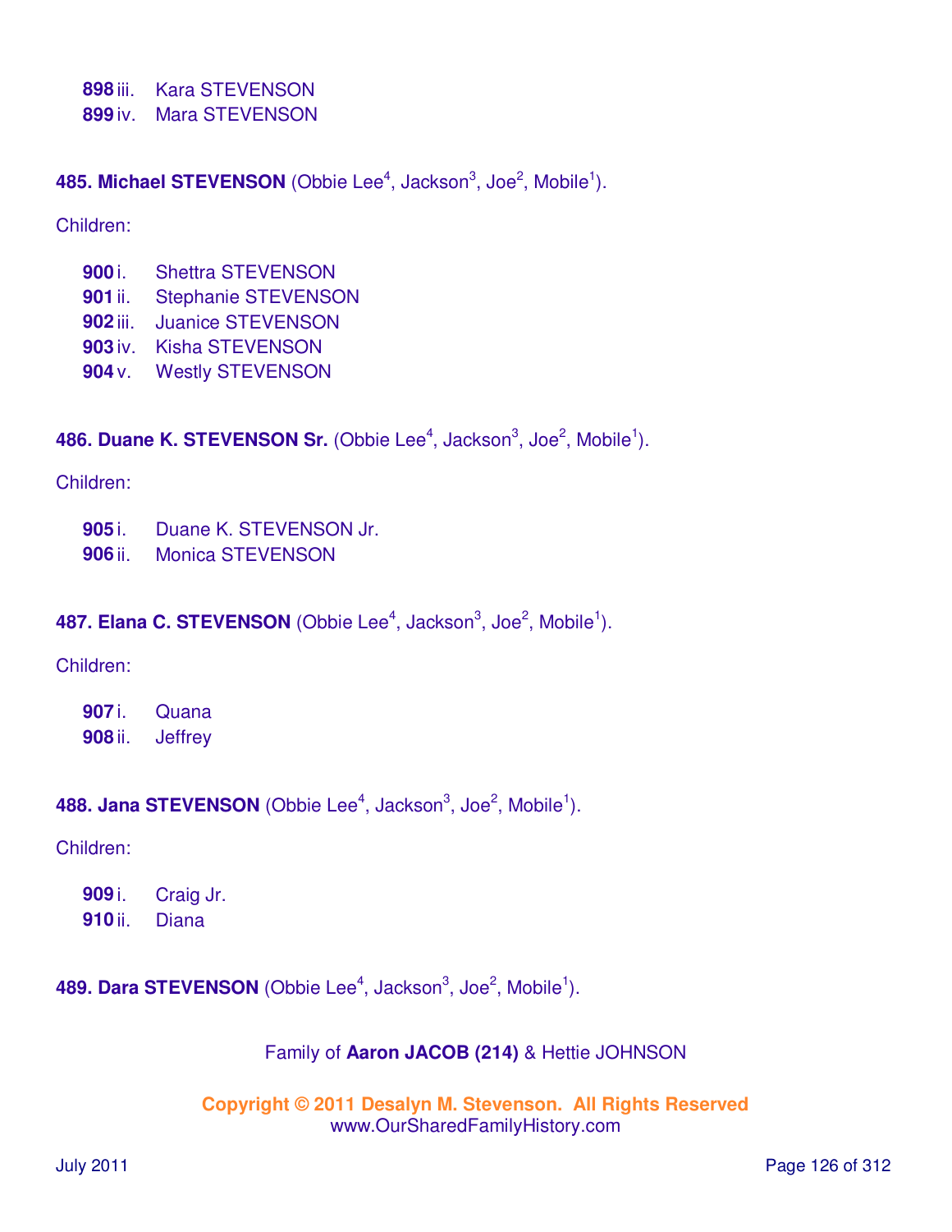**898** iii. Kara STEVENSON
**899** iv. Mara STEVENSON

**485. Michael STEVENSON** (Obbie Lee[4], Jackson[3], Joe[2], Mobile[1]).

Children:

**900** i. Shettra STEVENSON
**901** ii. Stephanie STEVENSON
**902** iii. Juanice STEVENSON
**903** iv. Kisha STEVENSON
**904** v. Westly STEVENSON

**486. Duane K. STEVENSON Sr.** (Obbie Lee[4], Jackson[3], Joe[2], Mobile[1]).

Children:

**905** i. Duane K. STEVENSON Jr.
**906** ii. Monica STEVENSON

**487. Elana C. STEVENSON** (Obbie Lee[4], Jackson[3], Joe[2], Mobile[1]).

Children:

**907** i. Quana
**908** ii. Jeffrey

**488. Jana STEVENSON** (Obbie Lee[4], Jackson[3], Joe[2], Mobile[1]).

Children:

**909** i. Craig Jr.
**910** ii. Diana

**489. Dara STEVENSON** (Obbie Lee[4], Jackson[3], Joe[2], Mobile[1]).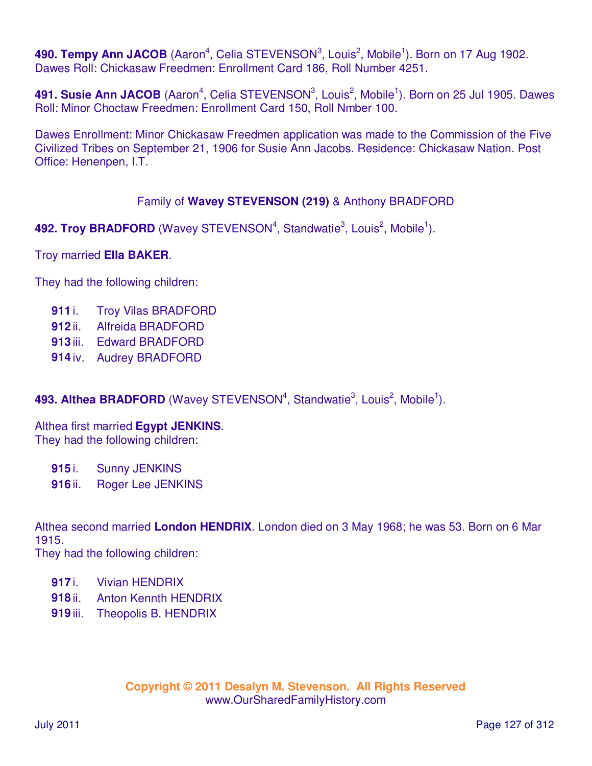**490. Tempy Ann JACOB** (Aaron[4], Celia STEVENSON[3], Louis[2], Mobile[1]). Born on 17 Aug 1902. Dawes Roll: Chickasaw Freedmen: Enrollment Card 186, Roll Number 4251.

**491. Susie Ann JACOB** (Aaron[4], Celia STEVENSON[3], Louis[2], Mobile[1]). Born on 25 Jul 1905. Dawes Roll: Minor Choctaw Freedmen: Enrollment Card 150, Roll Nmber 100.

Dawes Enrollment: Minor Chickasaw Freedmen application was made to the Commission of the Five Civilized Tribes on September 21, 1906 for Susie Ann Jacobs. Residence: Chickasaw Nation. Post Office: Henenpen, I.T.

Family of **Wavey STEVENSON (219)** & Anthony BRADFORD

**492. Troy BRADFORD** (Wavey STEVENSON[4], Standwatie[3], Louis[2], Mobile[1]).

Troy married **Ella BAKER**.

They had the following children:

- **911** i. Troy Vilas BRADFORD
- **912** ii. Alfreida BRADFORD
- **913** iii. Edward BRADFORD
- **914** iv. Audrey BRADFORD

**493. Althea BRADFORD** (Wavey STEVENSON[4], Standwatie[3], Louis[2], Mobile[1]).

Althea first married **Egypt JENKINS**.
They had the following children:

- **915** i. Sunny JENKINS
- **916** ii. Roger Lee JENKINS

Althea second married **London HENDRIX**. London died on 3 May 1968; he was 53. Born on 6 Mar 1915.
They had the following children:

- **917** i. Vivian HENDRIX
- **918** ii. Anton Kennth HENDRIX
- **919** iii. Theopolis B. HENDRIX

**Copyright © 2011 Desalyn M. Stevenson. All Rights Reserved**
www.OurSharedFamilyHistory.com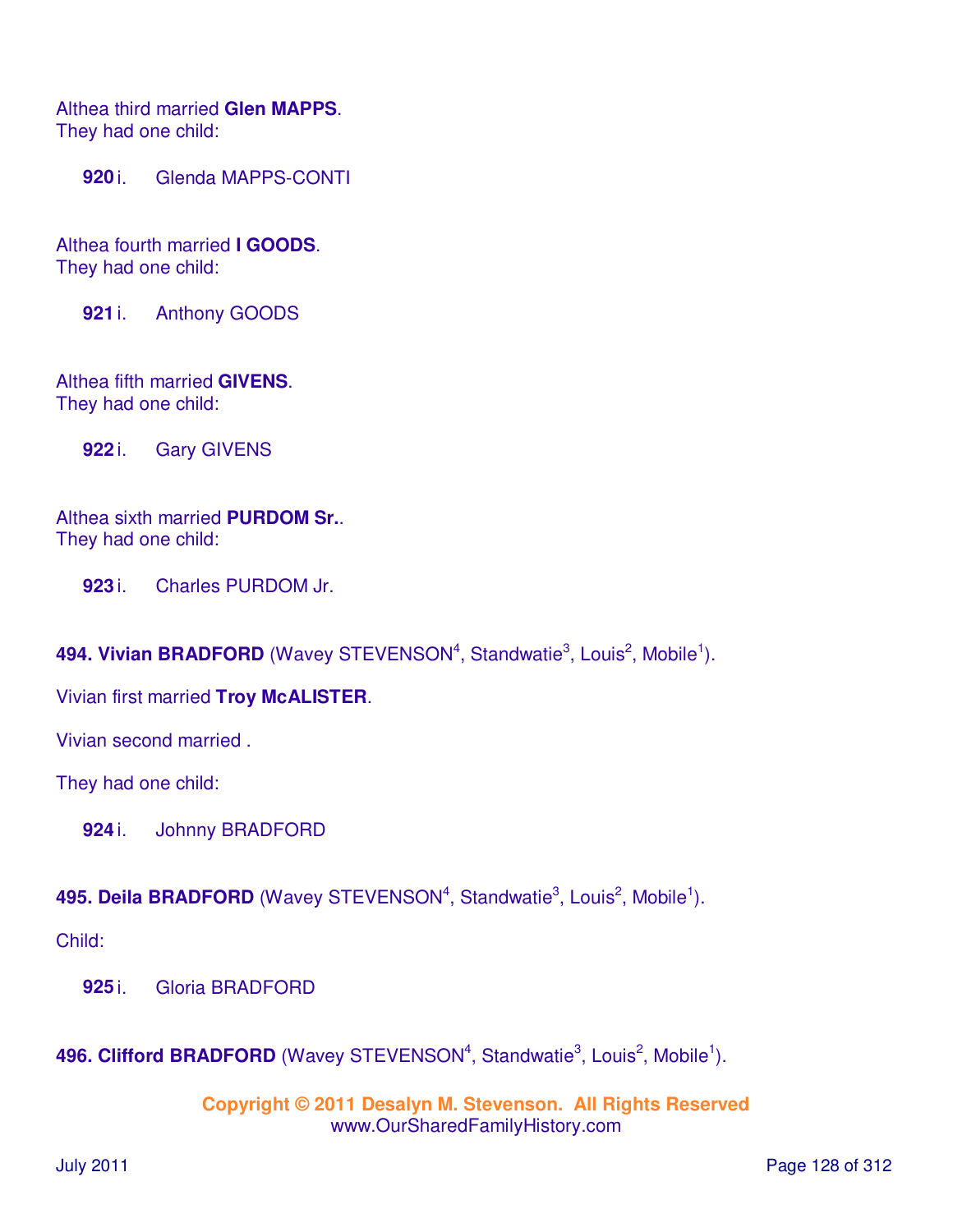Althea third married **Glen MAPPS**.
They had one child:

**920** i. Glenda MAPPS-CONTI

Althea fourth married **I GOODS**.
They had one child:

**921** i. Anthony GOODS

Althea fifth married **GIVENS**.
They had one child:

**922** i. Gary GIVENS

Althea sixth married **PURDOM Sr.**.
They had one child:

**923** i. Charles PURDOM Jr.

**494. Vivian BRADFORD** (Wavey STEVENSON[4], Standwatie[3], Louis[2], Mobile[1]).

Vivian first married **Troy McALISTER**.

Vivian second married .

They had one child:

**924** i. Johnny BRADFORD

**495. Deila BRADFORD** (Wavey STEVENSON[4], Standwatie[3], Louis[2], Mobile[1]).

Child:

**925** i. Gloria BRADFORD

**496. Clifford BRADFORD** (Wavey STEVENSON[4], Standwatie[3], Louis[2], Mobile[1]).

**Copyright © 2011 Desalyn M. Stevenson. All Rights Reserved**
www.OurSharedFamilyHistory.com

July 2011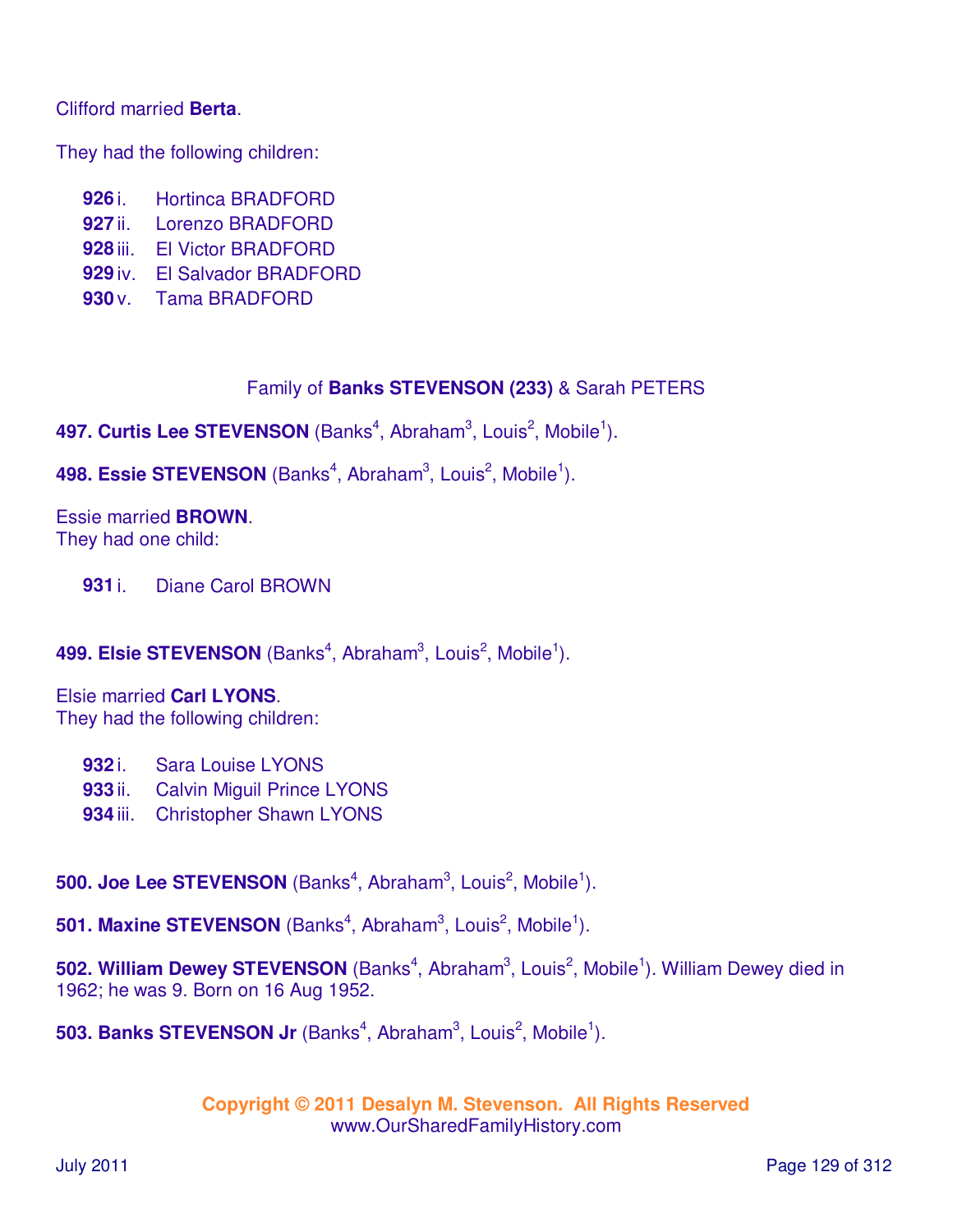Clifford married **Berta**.

They had the following children:

- **926** i. Hortinca BRADFORD
- **927** ii. Lorenzo BRADFORD
- **928** iii. El Victor BRADFORD
- **929** iv. El Salvador BRADFORD
- **930** v. Tama BRADFORD

Family of **Banks STEVENSON (233)** & Sarah PETERS

**497. Curtis Lee STEVENSON** (Banks[4], Abraham[3], Louis[2], Mobile[1]).

**498. Essie STEVENSON** (Banks[4], Abraham[3], Louis[2], Mobile[1]).

Essie married **BROWN**.
They had one child:

- **931** i. Diane Carol BROWN

**499. Elsie STEVENSON** (Banks[4], Abraham[3], Louis[2], Mobile[1]).

Elsie married **Carl LYONS**.
They had the following children:

- **932** i. Sara Louise LYONS
- **933** ii. Calvin Miguil Prince LYONS
- **934** iii. Christopher Shawn LYONS

**500. Joe Lee STEVENSON** (Banks[4], Abraham[3], Louis[2], Mobile[1]).

**501. Maxine STEVENSON** (Banks[4], Abraham[3], Louis[2], Mobile[1]).

**502. William Dewey STEVENSON** (Banks[4], Abraham[3], Louis[2], Mobile[1]). William Dewey died in 1962; he was 9. Born on 16 Aug 1952.

**503. Banks STEVENSON Jr** (Banks[4], Abraham[3], Louis[2], Mobile[1]).

**Copyright © 2011 Desalyn M. Stevenson. All Rights Reserved**
www.OurSharedFamilyHistory.com

July 2011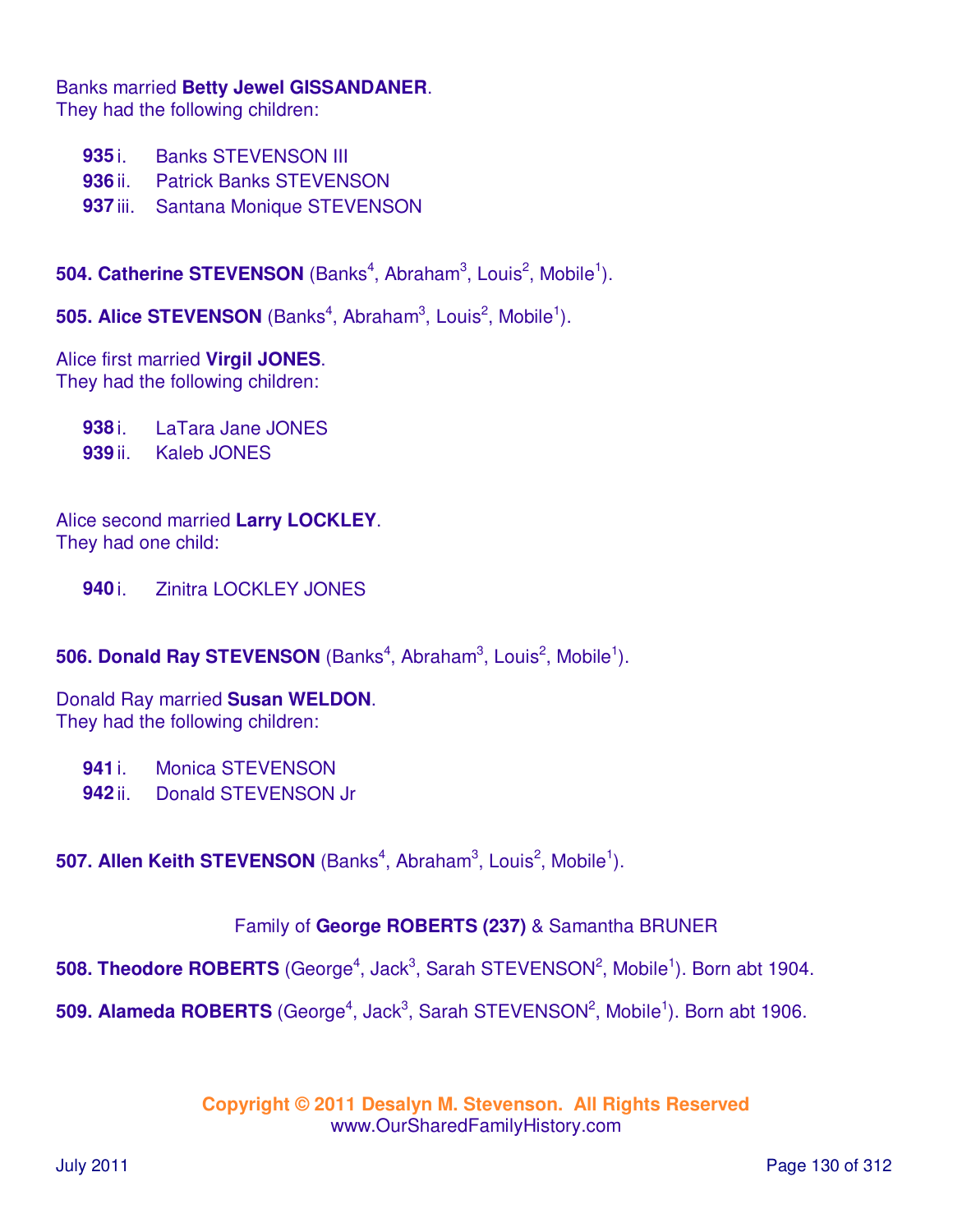Banks married **Betty Jewel GISSANDANER**.
They had the following children:

- **935** i. Banks STEVENSON III
- **936** ii. Patrick Banks STEVENSON
- **937** iii. Santana Monique STEVENSON

**504. Catherine STEVENSON** (Banks[4], Abraham[3], Louis[2], Mobile[1]).

**505. Alice STEVENSON** (Banks[4], Abraham[3], Louis[2], Mobile[1]).

Alice first married **Virgil JONES**.
They had the following children:

- **938** i. LaTara Jane JONES
- **939** ii. Kaleb JONES

Alice second married **Larry LOCKLEY**.
They had one child:

- **940** i. Zinitra LOCKLEY JONES

**506. Donald Ray STEVENSON** (Banks[4], Abraham[3], Louis[2], Mobile[1]).

Donald Ray married **Susan WELDON**.
They had the following children:

- **941** i. Monica STEVENSON
- **942** ii. Donald STEVENSON Jr

**507. Allen Keith STEVENSON** (Banks[4], Abraham[3], Louis[2], Mobile[1]).

Family of **George ROBERTS (237)** & Samantha BRUNER

**508. Theodore ROBERTS** (George[4], Jack[3], Sarah STEVENSON[2], Mobile[1]). Born abt 1904.

**509. Alameda ROBERTS** (George[4], Jack[3], Sarah STEVENSON[2], Mobile[1]). Born abt 1906.

**Copyright © 2011 Desalyn M. Stevenson. All Rights Reserved**
www.OurSharedFamilyHistory.com

July 2011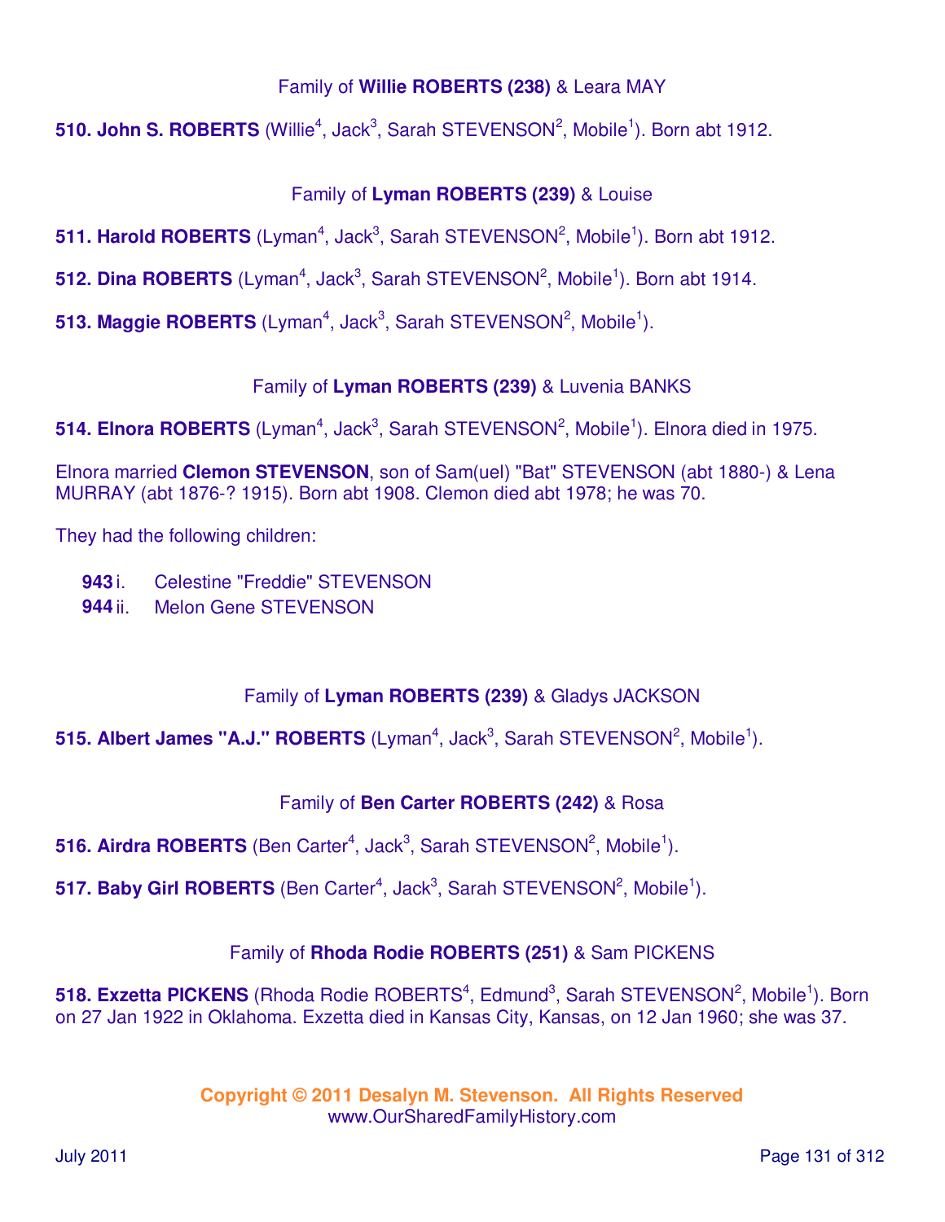Family of **Willie ROBERTS (238)** & Leara MAY

**510. John S. ROBERTS** (Willie[4], Jack[3], Sarah STEVENSON[2], Mobile[1]). Born abt 1912.

Family of **Lyman ROBERTS (239)** & Louise

**511. Harold ROBERTS** (Lyman[4], Jack[3], Sarah STEVENSON[2], Mobile[1]). Born abt 1912.

**512. Dina ROBERTS** (Lyman[4], Jack[3], Sarah STEVENSON[2], Mobile[1]). Born abt 1914.

**513. Maggie ROBERTS** (Lyman[4], Jack[3], Sarah STEVENSON[2], Mobile[1]).

Family of **Lyman ROBERTS (239)** & Luvenia BANKS

**514. Elnora ROBERTS** (Lyman[4], Jack[3], Sarah STEVENSON[2], Mobile[1]). Elnora died in 1975.

Elnora married **Clemon STEVENSON**, son of Sam(uel) "Bat" STEVENSON (abt 1880-) & Lena MURRAY (abt 1876-? 1915). Born abt 1908. Clemon died abt 1978; he was 70.

They had the following children:

- **943** i. Celestine "Freddie" STEVENSON
- **944** ii. Melon Gene STEVENSON

Family of **Lyman ROBERTS (239)** & Gladys JACKSON

**515. Albert James "A.J." ROBERTS** (Lyman[4], Jack[3], Sarah STEVENSON[2], Mobile[1]).

Family of **Ben Carter ROBERTS (242)** & Rosa

**516. Airdra ROBERTS** (Ben Carter[4], Jack[3], Sarah STEVENSON[2], Mobile[1]).

**517. Baby Girl ROBERTS** (Ben Carter[4], Jack[3], Sarah STEVENSON[2], Mobile[1]).

Family of **Rhoda Rodie ROBERTS (251)** & Sam PICKENS

**518. Exzetta PICKENS** (Rhoda Rodie ROBERTS[4], Edmund[3], Sarah STEVENSON[2], Mobile[1]). Born on 27 Jan 1922 in Oklahoma. Exzetta died in Kansas City, Kansas, on 12 Jan 1960; she was 37.

**Copyright © 2011 Desalyn M. Stevenson. All Rights Reserved**
www.OurSharedFamilyHistory.com

July 2011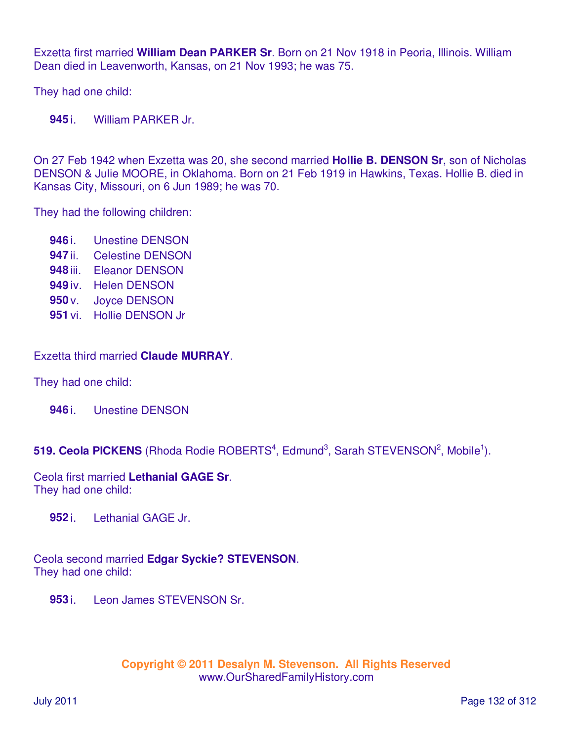Exzetta first married **William Dean PARKER Sr**. Born on 21 Nov 1918 in Peoria, Illinois. William Dean died in Leavenworth, Kansas, on 21 Nov 1993; he was 75.

They had one child:

**945** i. William PARKER Jr.

On 27 Feb 1942 when Exzetta was 20, she second married **Hollie B. DENSON Sr**, son of Nicholas DENSON & Julie MOORE, in Oklahoma. Born on 21 Feb 1919 in Hawkins, Texas. Hollie B. died in Kansas City, Missouri, on 6 Jun 1989; he was 70.

They had the following children:

**946** i. Unestine DENSON
**947** ii. Celestine DENSON
**948** iii. Eleanor DENSON
**949** iv. Helen DENSON
**950** v. Joyce DENSON
**951** vi. Hollie DENSON Jr

Exzetta third married **Claude MURRAY**.

They had one child:

**946** i. Unestine DENSON

**519. Ceola PICKENS** (Rhoda Rodie ROBERTS[4], Edmund[3], Sarah STEVENSON[2], Mobile[1]).

Ceola first married **Lethanial GAGE Sr**.
They had one child:

**952** i. Lethanial GAGE Jr.

Ceola second married **Edgar Syckie? STEVENSON**.
They had one child:

**953** i. Leon James STEVENSON Sr.

**Copyright © 2011 Desalyn M. Stevenson. All Rights Reserved**
www.OurSharedFamilyHistory.com

July 2011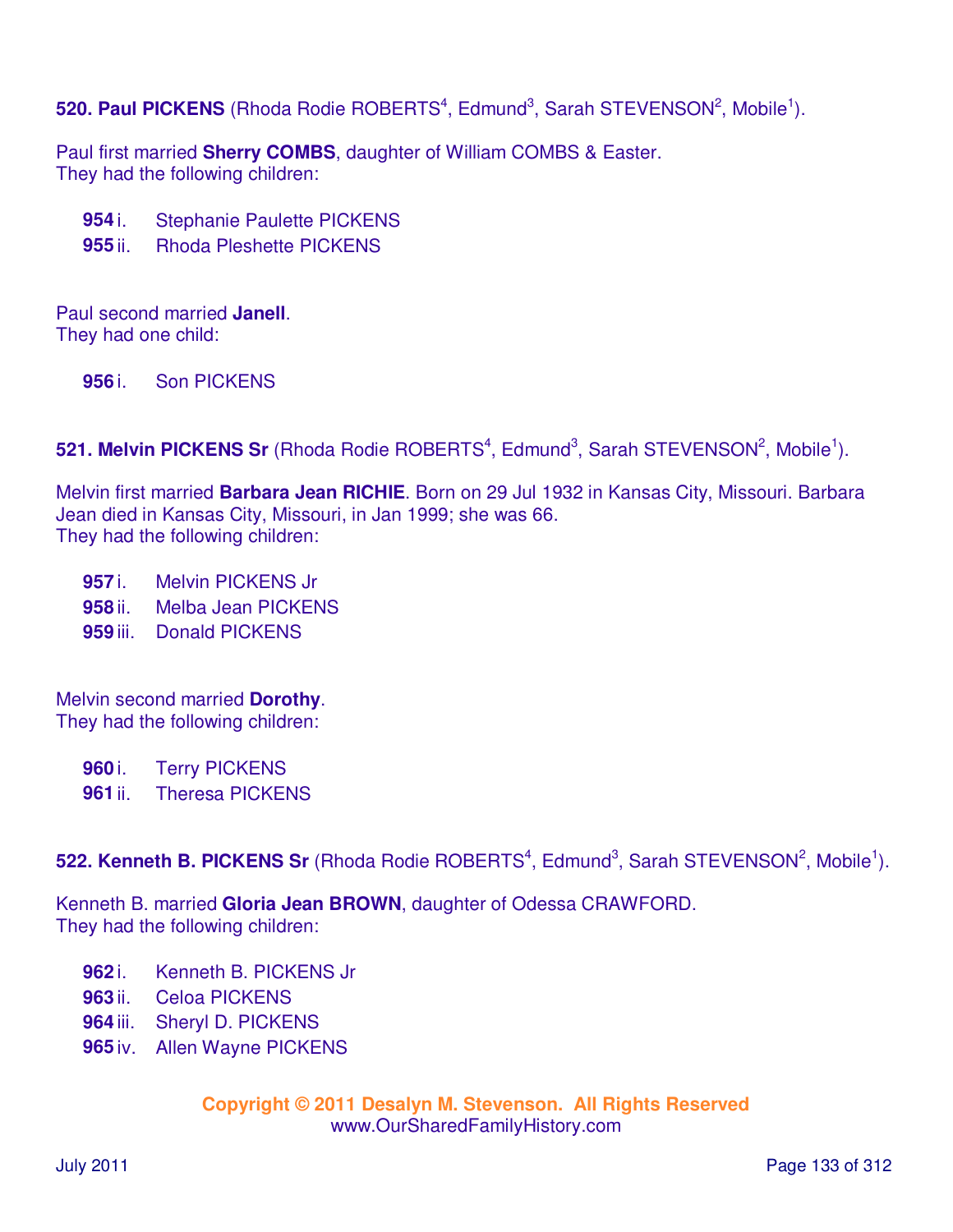**520. Paul PICKENS** (Rhoda Rodie ROBERTS[4], Edmund[3], Sarah STEVENSON[2], Mobile[1]).

Paul first married **Sherry COMBS**, daughter of William COMBS & Easter.
They had the following children:

- **954** i. Stephanie Paulette PICKENS
- **955** ii. Rhoda Pleshette PICKENS

Paul second married **Janell**.
They had one child:

- **956** i. Son PICKENS

**521. Melvin PICKENS Sr** (Rhoda Rodie ROBERTS[4], Edmund[3], Sarah STEVENSON[2], Mobile[1]).

Melvin first married **Barbara Jean RICHIE**. Born on 29 Jul 1932 in Kansas City, Missouri. Barbara Jean died in Kansas City, Missouri, in Jan 1999; she was 66.
They had the following children:

- **957** i. Melvin PICKENS Jr
- **958** ii. Melba Jean PICKENS
- **959** iii. Donald PICKENS

Melvin second married **Dorothy**.
They had the following children:

- **960** i. Terry PICKENS
- **961** ii. Theresa PICKENS

**522. Kenneth B. PICKENS Sr** (Rhoda Rodie ROBERTS[4], Edmund[3], Sarah STEVENSON[2], Mobile[1]).

Kenneth B. married **Gloria Jean BROWN**, daughter of Odessa CRAWFORD.
They had the following children:

- **962** i. Kenneth B. PICKENS Jr
- **963** ii. Celoa PICKENS
- **964** iii. Sheryl D. PICKENS
- **965** iv. Allen Wayne PICKENS

**Copyright © 2011 Desalyn M. Stevenson. All Rights Reserved**
www.OurSharedFamilyHistory.com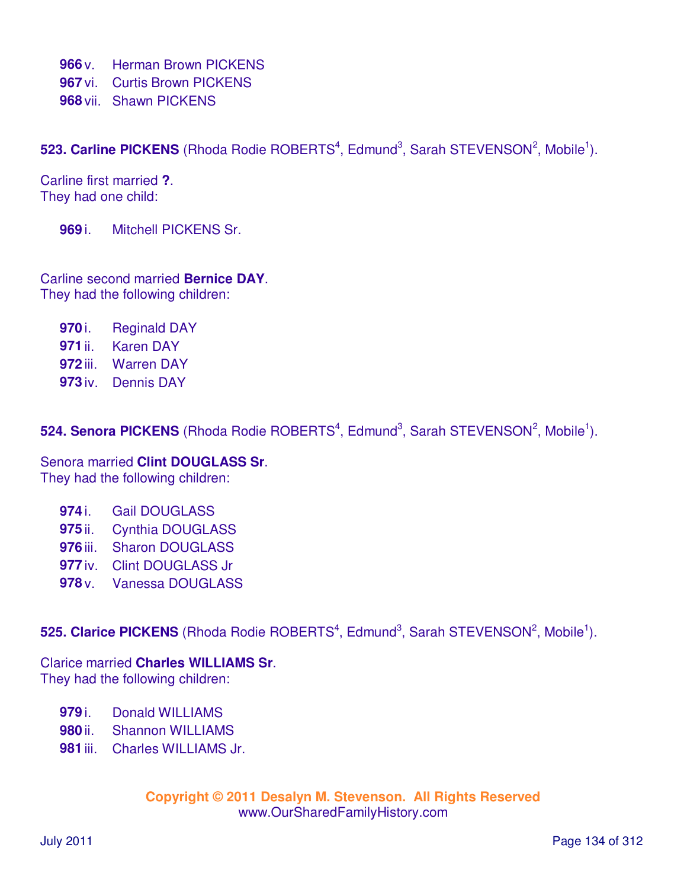**966** v. Herman Brown PICKENS
**967** vi. Curtis Brown PICKENS
**968** vii. Shawn PICKENS

**523. Carline PICKENS** (Rhoda Rodie ROBERTS[4], Edmund[3], Sarah STEVENSON[2], Mobile[1]).

Carline first married **?**.
They had one child:

**969** i. Mitchell PICKENS Sr.

Carline second married **Bernice DAY**.
They had the following children:

**970** i. Reginald DAY
**971** ii. Karen DAY
**972** iii. Warren DAY
**973** iv. Dennis DAY

**524. Senora PICKENS** (Rhoda Rodie ROBERTS[4], Edmund[3], Sarah STEVENSON[2], Mobile[1]).

Senora married **Clint DOUGLASS Sr**.
They had the following children:

**974** i. Gail DOUGLASS
**975** ii. Cynthia DOUGLASS
**976** iii. Sharon DOUGLASS
**977** iv. Clint DOUGLASS Jr
**978** v. Vanessa DOUGLASS

**525. Clarice PICKENS** (Rhoda Rodie ROBERTS[4], Edmund[3], Sarah STEVENSON[2], Mobile[1]).

Clarice married **Charles WILLIAMS Sr**.
They had the following children:

**979** i. Donald WILLIAMS
**980** ii. Shannon WILLIAMS
**981** iii. Charles WILLIAMS Jr.

**Copyright © 2011 Desalyn M. Stevenson. All Rights Reserved**
www.OurSharedFamilyHistory.com

July 2011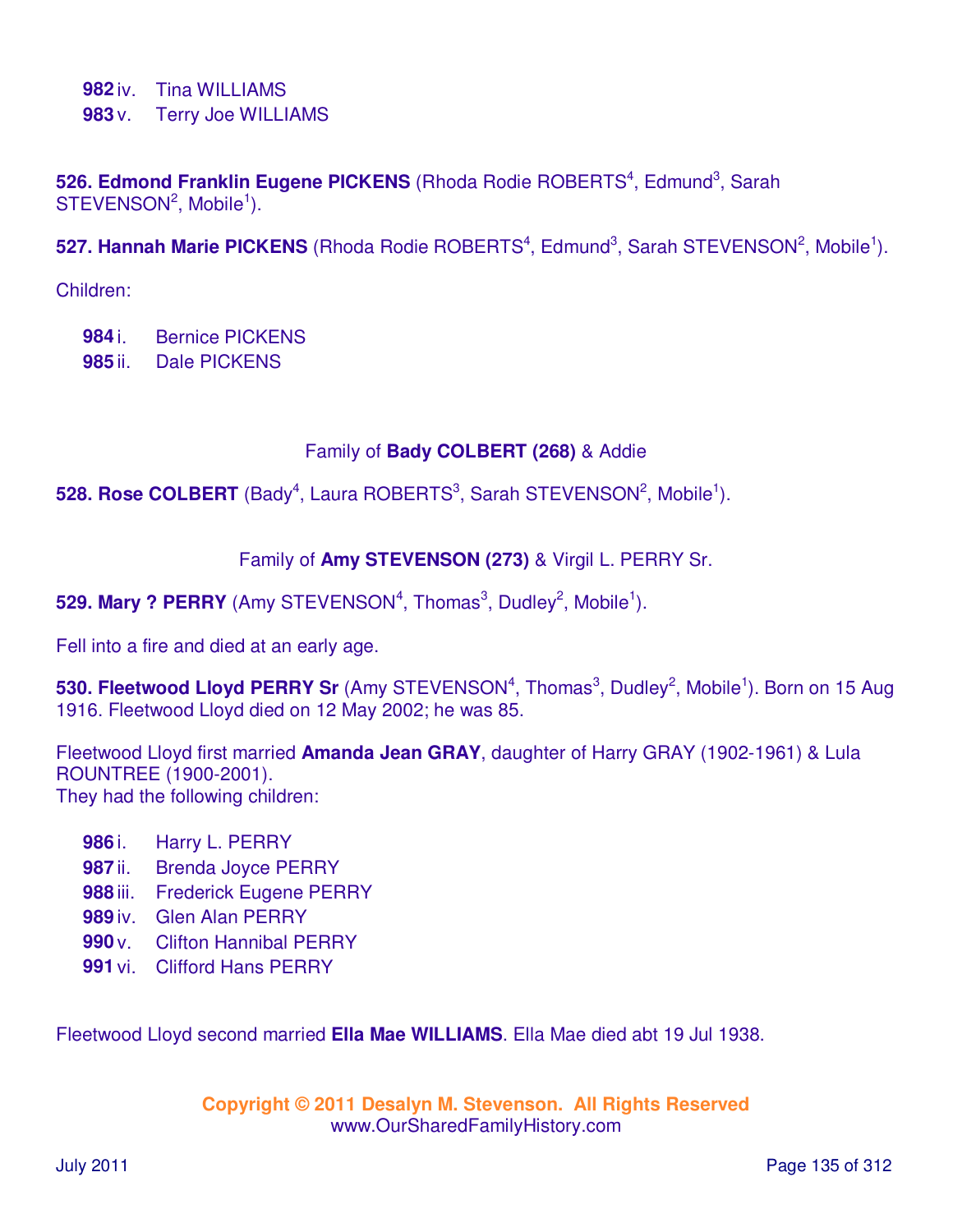**982** iv. Tina WILLIAMS
**983** v. Terry Joe WILLIAMS

**526. Edmond Franklin Eugene PICKENS** (Rhoda Rodie ROBERTS[4], Edmund[3], Sarah STEVENSON[2], Mobile[1]).

**527. Hannah Marie PICKENS** (Rhoda Rodie ROBERTS[4], Edmund[3], Sarah STEVENSON[2], Mobile[1]).

Children:

**984** i. Bernice PICKENS
**985** ii. Dale PICKENS

Family of **Bady COLBERT (268)** & Addie

**528. Rose COLBERT** (Bady[4], Laura ROBERTS[3], Sarah STEVENSON[2], Mobile[1]).

Family of **Amy STEVENSON (273)** & Virgil L. PERRY Sr.

**529. Mary ? PERRY** (Amy STEVENSON[4], Thomas[3], Dudley[2], Mobile[1]).

Fell into a fire and died at an early age.

**530. Fleetwood Lloyd PERRY Sr** (Amy STEVENSON[4], Thomas[3], Dudley[2], Mobile[1]). Born on 15 Aug 1916. Fleetwood Lloyd died on 12 May 2002; he was 85.

Fleetwood Lloyd first married **Amanda Jean GRAY**, daughter of Harry GRAY (1902-1961) & Lula ROUNTREE (1900-2001).
They had the following children:

**986** i. Harry L. PERRY
**987** ii. Brenda Joyce PERRY
**988** iii. Frederick Eugene PERRY
**989** iv. Glen Alan PERRY
**990** v. Clifton Hannibal PERRY
**991** vi. Clifford Hans PERRY

Fleetwood Lloyd second married **Ella Mae WILLIAMS**. Ella Mae died abt 19 Jul 1938.

**Copyright © 2011 Desalyn M. Stevenson. All Rights Reserved**
www.OurSharedFamilyHistory.com

July 2011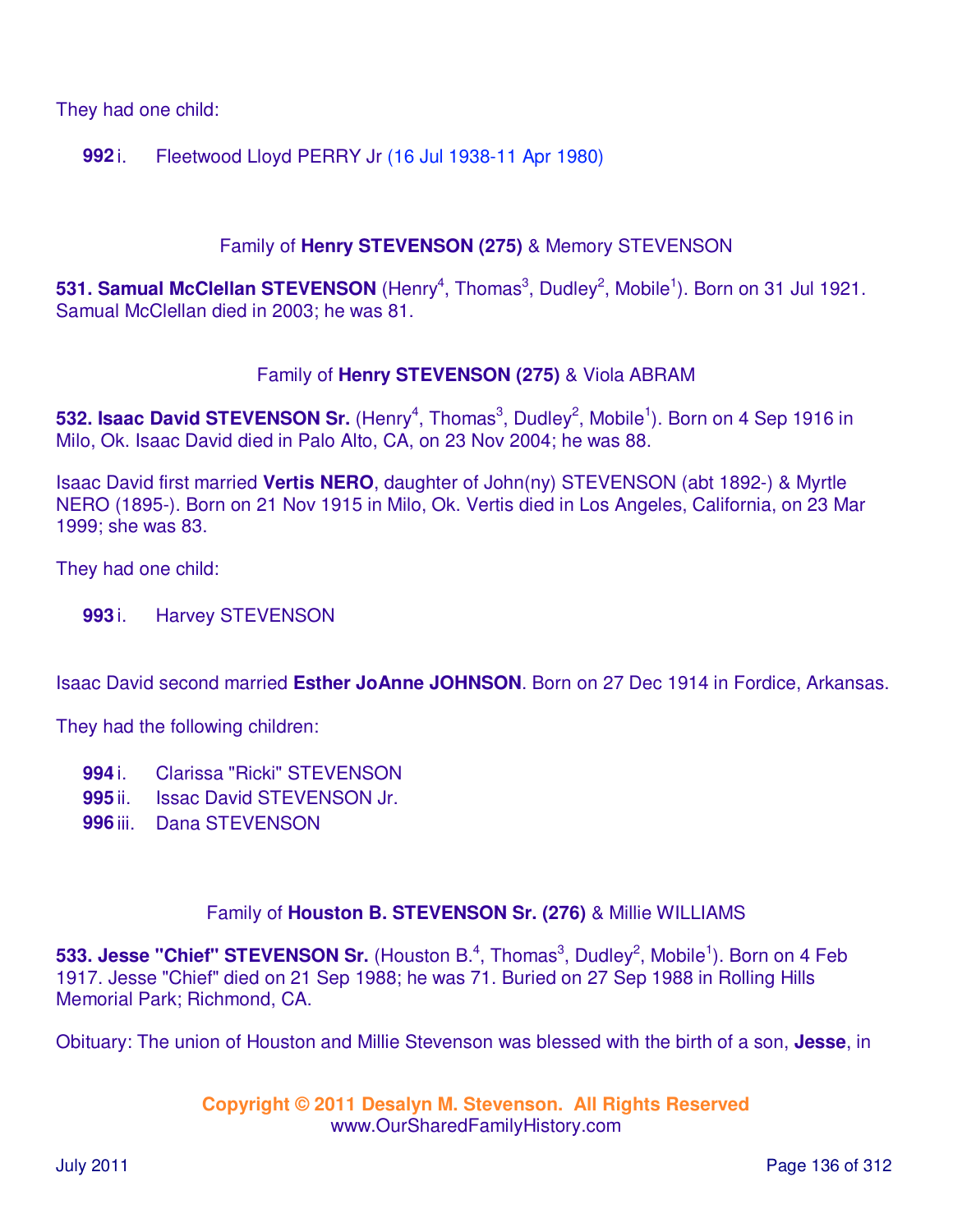They had one child:

**992** i. Fleetwood Lloyd PERRY Jr (16 Jul 1938-11 Apr 1980)

### Family of **Henry STEVENSON (275)** & Memory STEVENSON

**531. Samual McClellan STEVENSON** (Henry[4], Thomas[3], Dudley[2], Mobile[1]). Born on 31 Jul 1921. Samual McClellan died in 2003; he was 81.

### Family of **Henry STEVENSON (275)** & Viola ABRAM

**532. Isaac David STEVENSON Sr.** (Henry[4], Thomas[3], Dudley[2], Mobile[1]). Born on 4 Sep 1916 in Milo, Ok. Isaac David died in Palo Alto, CA, on 23 Nov 2004; he was 88.

Isaac David first married **Vertis NERO**, daughter of John(ny) STEVENSON (abt 1892-) & Myrtle NERO (1895-). Born on 21 Nov 1915 in Milo, Ok. Vertis died in Los Angeles, California, on 23 Mar 1999; she was 83.

They had one child:

**993** i. Harvey STEVENSON

Isaac David second married **Esther JoAnne JOHNSON**. Born on 27 Dec 1914 in Fordice, Arkansas.

They had the following children:

**994** i. Clarissa "Ricki" STEVENSON
**995** ii. Issac David STEVENSON Jr.
**996** iii. Dana STEVENSON

### Family of **Houston B. STEVENSON Sr. (276)** & Millie WILLIAMS

**533. Jesse "Chief" STEVENSON Sr.** (Houston B.[4], Thomas[3], Dudley[2], Mobile[1]). Born on 4 Feb 1917. Jesse "Chief" died on 21 Sep 1988; he was 71. Buried on 27 Sep 1988 in Rolling Hills Memorial Park; Richmond, CA.

Obituary: The union of Houston and Millie Stevenson was blessed with the birth of a son, **Jesse**, in

**Copyright © 2011 Desalyn M. Stevenson. All Rights Reserved**
www.OurSharedFamilyHistory.com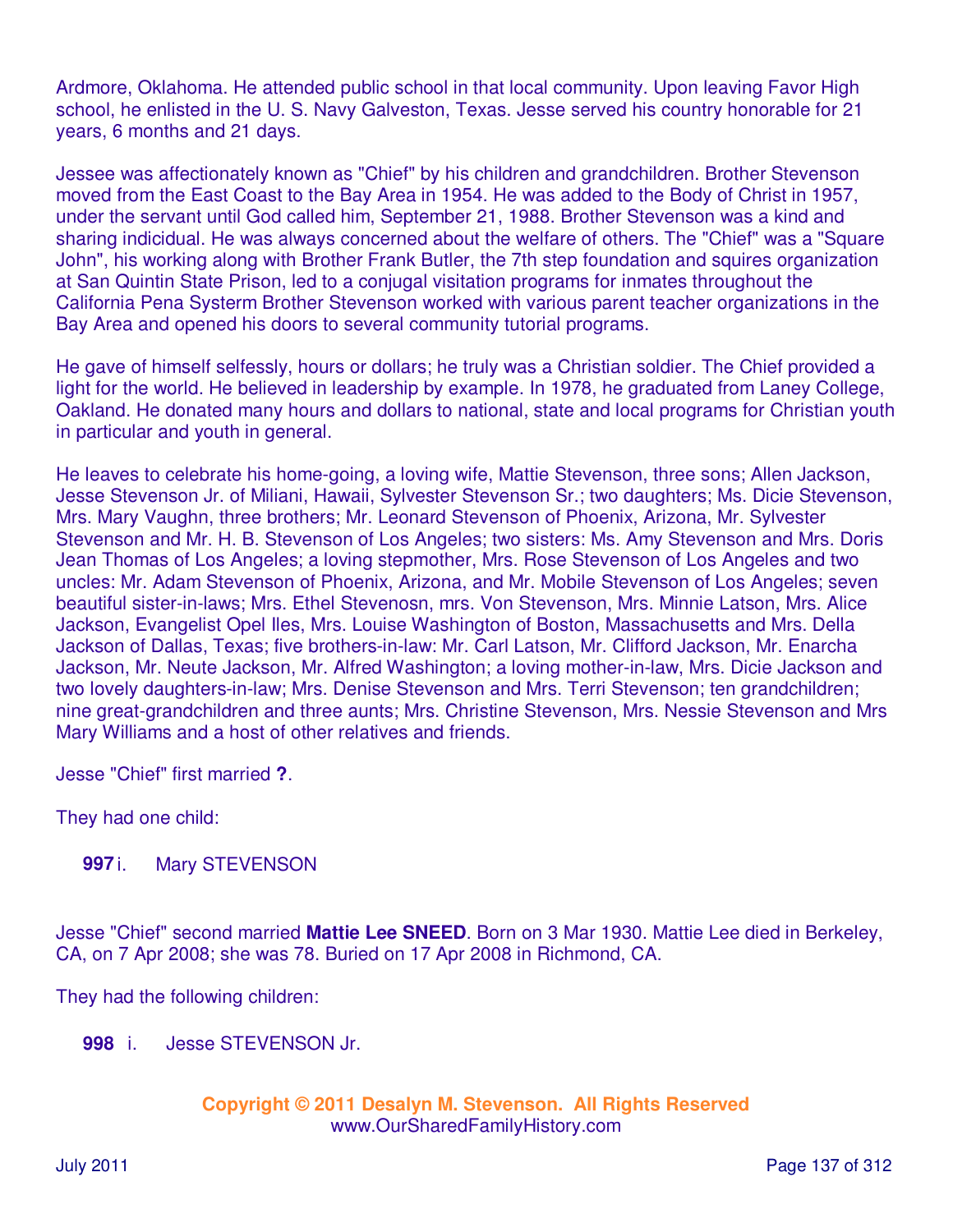Ardmore, Oklahoma. He attended public school in that local community. Upon leaving Favor High school, he enlisted in the U. S. Navy Galveston, Texas. Jesse served his country honorable for 21 years, 6 months and 21 days.

Jessee was affectionately known as "Chief" by his children and grandchildren. Brother Stevenson moved from the East Coast to the Bay Area in 1954. He was added to the Body of Christ in 1957, under the servant until God called him, September 21, 1988. Brother Stevenson was a kind and sharing indicidual. He was always concerned about the welfare of others. The "Chief" was a "Square John", his working along with Brother Frank Butler, the 7th step foundation and squires organization at San Quintin State Prison, led to a conjugal visitation programs for inmates throughout the California Pena Systerm Brother Stevenson worked with various parent teacher organizations in the Bay Area and opened his doors to several community tutorial programs.

He gave of himself selfessly, hours or dollars; he truly was a Christian soldier. The Chief provided a light for the world. He believed in leadership by example. In 1978, he graduated from Laney College, Oakland. He donated many hours and dollars to national, state and local programs for Christian youth in particular and youth in general.

He leaves to celebrate his home-going, a loving wife, Mattie Stevenson, three sons; Allen Jackson, Jesse Stevenson Jr. of Miliani, Hawaii, Sylvester Stevenson Sr.; two daughters; Ms. Dicie Stevenson, Mrs. Mary Vaughn, three brothers; Mr. Leonard Stevenson of Phoenix, Arizona, Mr. Sylvester Stevenson and Mr. H. B. Stevenson of Los Angeles; two sisters: Ms. Amy Stevenson and Mrs. Doris Jean Thomas of Los Angeles; a loving stepmother, Mrs. Rose Stevenson of Los Angeles and two uncles: Mr. Adam Stevenson of Phoenix, Arizona, and Mr. Mobile Stevenson of Los Angeles; seven beautiful sister-in-laws; Mrs. Ethel Stevenosn, mrs. Von Stevenson, Mrs. Minnie Latson, Mrs. Alice Jackson, Evangelist Opel Iles, Mrs. Louise Washington of Boston, Massachusetts and Mrs. Della Jackson of Dallas, Texas; five brothers-in-law: Mr. Carl Latson, Mr. Clifford Jackson, Mr. Enarcha Jackson, Mr. Neute Jackson, Mr. Alfred Washington; a loving mother-in-law, Mrs. Dicie Jackson and two lovely daughters-in-law; Mrs. Denise Stevenson and Mrs. Terri Stevenson; ten grandchildren; nine great-grandchildren and three aunts; Mrs. Christine Stevenson, Mrs. Nessie Stevenson and Mrs Mary Williams and a host of other relatives and friends.

Jesse "Chief" first married **?**.

They had one child:

**997** i. Mary STEVENSON

Jesse "Chief" second married **Mattie Lee SNEED**. Born on 3 Mar 1930. Mattie Lee died in Berkeley, CA, on 7 Apr 2008; she was 78. Buried on 17 Apr 2008 in Richmond, CA.

They had the following children:

**998** i. Jesse STEVENSON Jr.

**Copyright © 2011 Desalyn M. Stevenson. All Rights Reserved**
www.OurSharedFamilyHistory.com

July 2011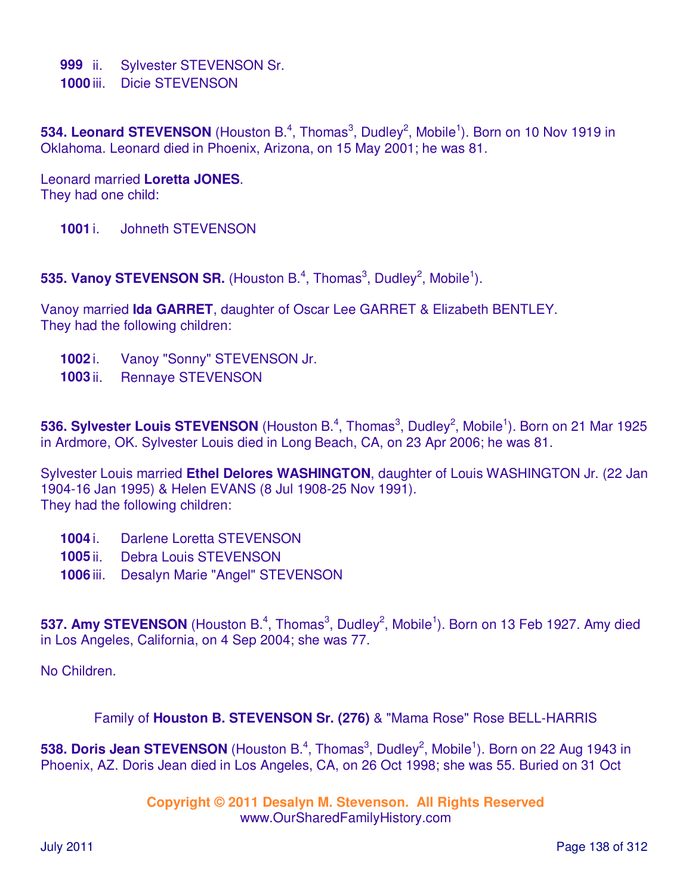**999** ii. Sylvester STEVENSON Sr.
**1000** iii. Dicie STEVENSON

**534. Leonard STEVENSON** (Houston B.[4], Thomas[3], Dudley[2], Mobile[1]). Born on 10 Nov 1919 in Oklahoma. Leonard died in Phoenix, Arizona, on 15 May 2001; he was 81.

Leonard married **Loretta JONES**.
They had one child:

**1001** i. Johneth STEVENSON

**535. Vanoy STEVENSON SR.** (Houston B.[4], Thomas[3], Dudley[2], Mobile[1]).

Vanoy married **Ida GARRET**, daughter of Oscar Lee GARRET & Elizabeth BENTLEY.
They had the following children:

**1002** i. Vanoy "Sonny" STEVENSON Jr.
**1003** ii. Rennaye STEVENSON

**536. Sylvester Louis STEVENSON** (Houston B.[4], Thomas[3], Dudley[2], Mobile[1]). Born on 21 Mar 1925 in Ardmore, OK. Sylvester Louis died in Long Beach, CA, on 23 Apr 2006; he was 81.

Sylvester Louis married **Ethel Delores WASHINGTON**, daughter of Louis WASHINGTON Jr. (22 Jan 1904-16 Jan 1995) & Helen EVANS (8 Jul 1908-25 Nov 1991).
They had the following children:

**1004** i. Darlene Loretta STEVENSON
**1005** ii. Debra Louis STEVENSON
**1006** iii. Desalyn Marie "Angel" STEVENSON

**537. Amy STEVENSON** (Houston B.[4], Thomas[3], Dudley[2], Mobile[1]). Born on 13 Feb 1927. Amy died in Los Angeles, California, on 4 Sep 2004; she was 77.

No Children.

Family of **Houston B. STEVENSON Sr. (276)** & "Mama Rose" Rose BELL-HARRIS

**538. Doris Jean STEVENSON** (Houston B.[4], Thomas[3], Dudley[2], Mobile[1]). Born on 22 Aug 1943 in Phoenix, AZ. Doris Jean died in Los Angeles, CA, on 26 Oct 1998; she was 55. Buried on 31 Oct

**Copyright © 2011 Desalyn M. Stevenson. All Rights Reserved**
www.OurSharedFamilyHistory.com

July 2011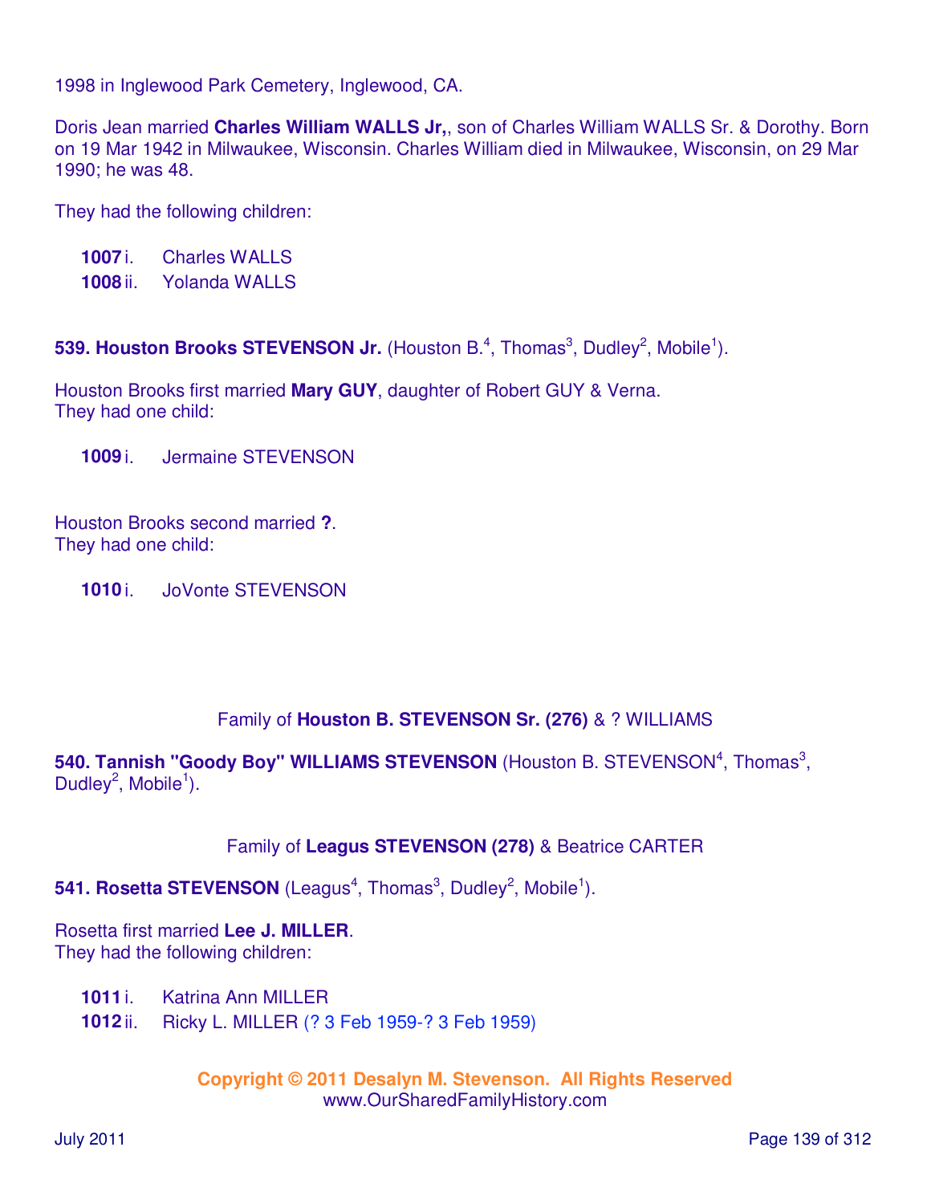1998 in Inglewood Park Cemetery, Inglewood, CA.

Doris Jean married **Charles William WALLS Jr,**, son of Charles William WALLS Sr. & Dorothy. Born on 19 Mar 1942 in Milwaukee, Wisconsin. Charles William died in Milwaukee, Wisconsin, on 29 Mar 1990; he was 48.

They had the following children:

**1007** i. Charles WALLS
**1008** ii. Yolanda WALLS

**539. Houston Brooks STEVENSON Jr.** (Houston B.[4], Thomas[3], Dudley[2], Mobile[1]).

Houston Brooks first married **Mary GUY**, daughter of Robert GUY & Verna.
They had one child:

**1009** i. Jermaine STEVENSON

Houston Brooks second married **?**.
They had one child:

**1010** i. JoVonte STEVENSON

Family of **Houston B. STEVENSON Sr. (276)** & ? WILLIAMS

**540. Tannish "Goody Boy" WILLIAMS STEVENSON** (Houston B. STEVENSON[4], Thomas[3], Dudley[2], Mobile[1]).

Family of **Leagus STEVENSON (278)** & Beatrice CARTER

**541. Rosetta STEVENSON** (Leagus[4], Thomas[3], Dudley[2], Mobile[1]).

Rosetta first married **Lee J. MILLER**.
They had the following children:

**1011** i. Katrina Ann MILLER
**1012** ii. Ricky L. MILLER (? 3 Feb 1959-? 3 Feb 1959)

Copyright © 2011 Desalyn M. Stevenson. All Rights Reserved
www.OurSharedFamilyHistory.com

July 2011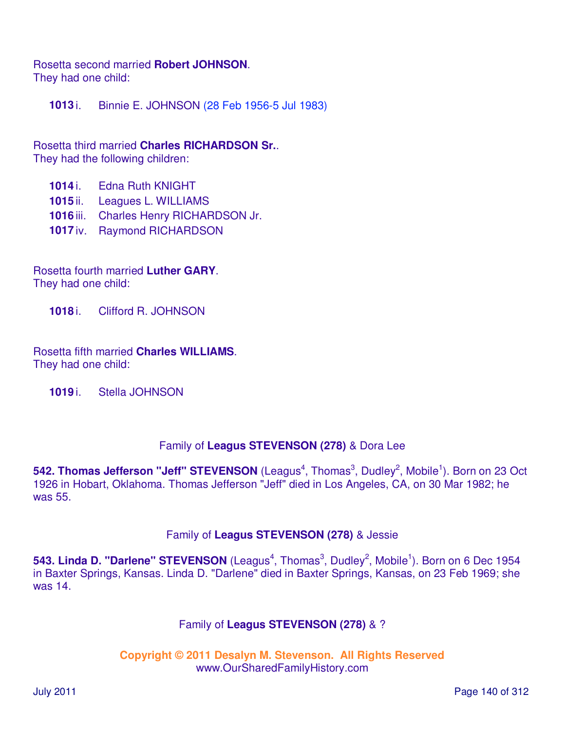Rosetta second married **Robert JOHNSON**.
They had one child:

- **1013** i. Binnie E. JOHNSON (28 Feb 1956-5 Jul 1983)

Rosetta third married **Charles RICHARDSON Sr.**.
They had the following children:

- **1014** i. Edna Ruth KNIGHT
- **1015** ii. Leagues L. WILLIAMS
- **1016** iii. Charles Henry RICHARDSON Jr.
- **1017** iv. Raymond RICHARDSON

Rosetta fourth married **Luther GARY**.
They had one child:

- **1018** i. Clifford R. JOHNSON

Rosetta fifth married **Charles WILLIAMS**.
They had one child:

- **1019** i. Stella JOHNSON

Family of **Leagus STEVENSON (278)** & Dora Lee

**542. Thomas Jefferson "Jeff" STEVENSON** (Leagus[4], Thomas[3], Dudley[2], Mobile[1]). Born on 23 Oct 1926 in Hobart, Oklahoma. Thomas Jefferson "Jeff" died in Los Angeles, CA, on 30 Mar 1982; he was 55.

Family of **Leagus STEVENSON (278)** & Jessie

**543. Linda D. "Darlene" STEVENSON** (Leagus[4], Thomas[3], Dudley[2], Mobile[1]). Born on 6 Dec 1954 in Baxter Springs, Kansas. Linda D. "Darlene" died in Baxter Springs, Kansas, on 23 Feb 1969; she was 14.

Family of **Leagus STEVENSON (278)** & ?

**Copyright © 2011 Desalyn M. Stevenson. All Rights Reserved**
www.OurSharedFamilyHistory.com

July 2011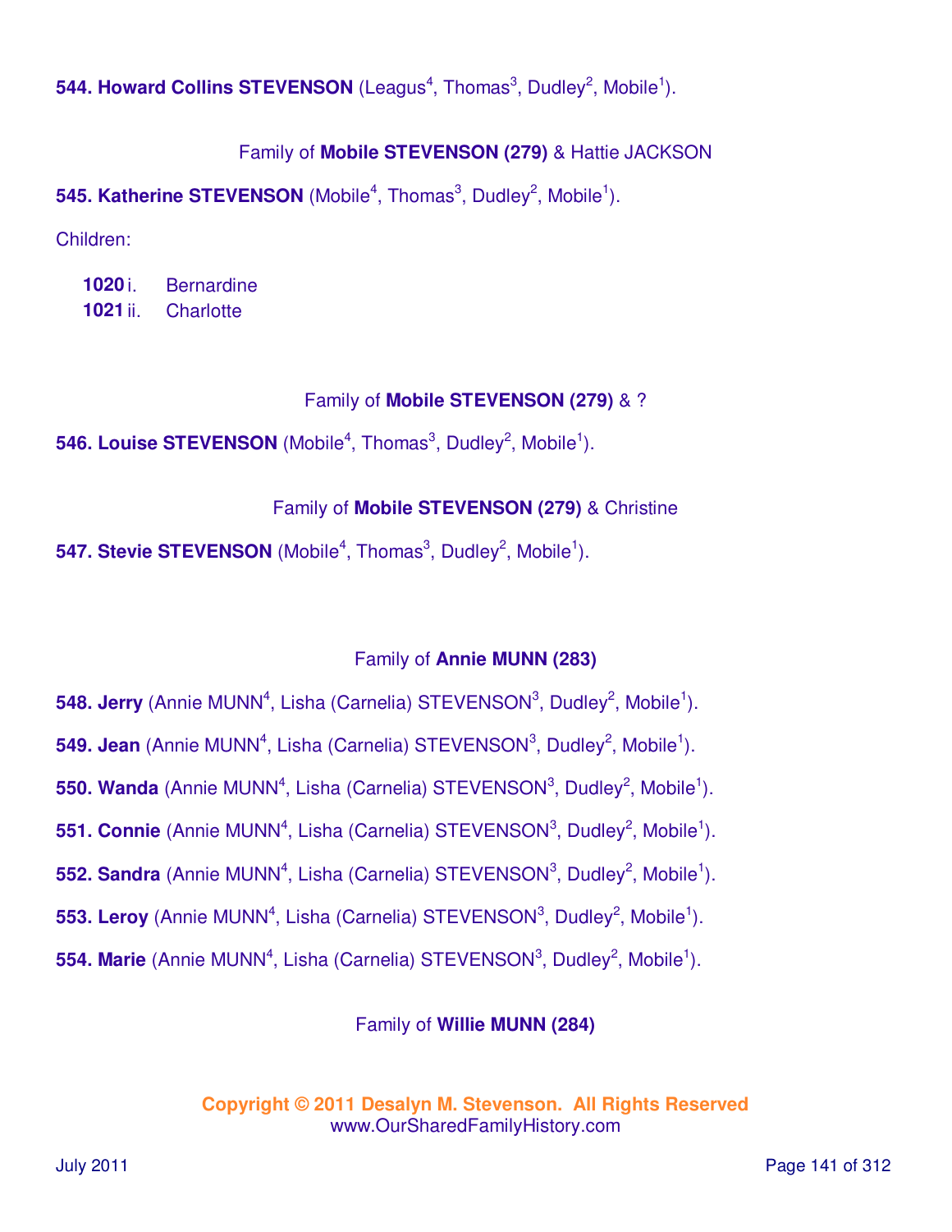**544. Howard Collins STEVENSON** (Leagus[4], Thomas[3], Dudley[2], Mobile[1]).

Family of **Mobile STEVENSON (279)** & Hattie JACKSON

**545. Katherine STEVENSON** (Mobile[4], Thomas[3], Dudley[2], Mobile[1]).

Children:

- **1020** i. Bernardine
- **1021** ii. Charlotte

Family of **Mobile STEVENSON (279)** & ?

**546. Louise STEVENSON** (Mobile[4], Thomas[3], Dudley[2], Mobile[1]).

Family of **Mobile STEVENSON (279)** & Christine

**547. Stevie STEVENSON** (Mobile[4], Thomas[3], Dudley[2], Mobile[1]).

Family of **Annie MUNN (283)**

**548. Jerry** (Annie MUNN[4], Lisha (Carnelia) STEVENSON[3], Dudley[2], Mobile[1]).

**549. Jean** (Annie MUNN[4], Lisha (Carnelia) STEVENSON[3], Dudley[2], Mobile[1]).

**550. Wanda** (Annie MUNN[4], Lisha (Carnelia) STEVENSON[3], Dudley[2], Mobile[1]).

**551. Connie** (Annie MUNN[4], Lisha (Carnelia) STEVENSON[3], Dudley[2], Mobile[1]).

**552. Sandra** (Annie MUNN[4], Lisha (Carnelia) STEVENSON[3], Dudley[2], Mobile[1]).

**553. Leroy** (Annie MUNN[4], Lisha (Carnelia) STEVENSON[3], Dudley[2], Mobile[1]).

**554. Marie** (Annie MUNN[4], Lisha (Carnelia) STEVENSON[3], Dudley[2], Mobile[1]).

Family of **Willie MUNN (284)**

**Copyright © 2011 Desalyn M. Stevenson. All Rights Reserved**
www.OurSharedFamilyHistory.com

July 2011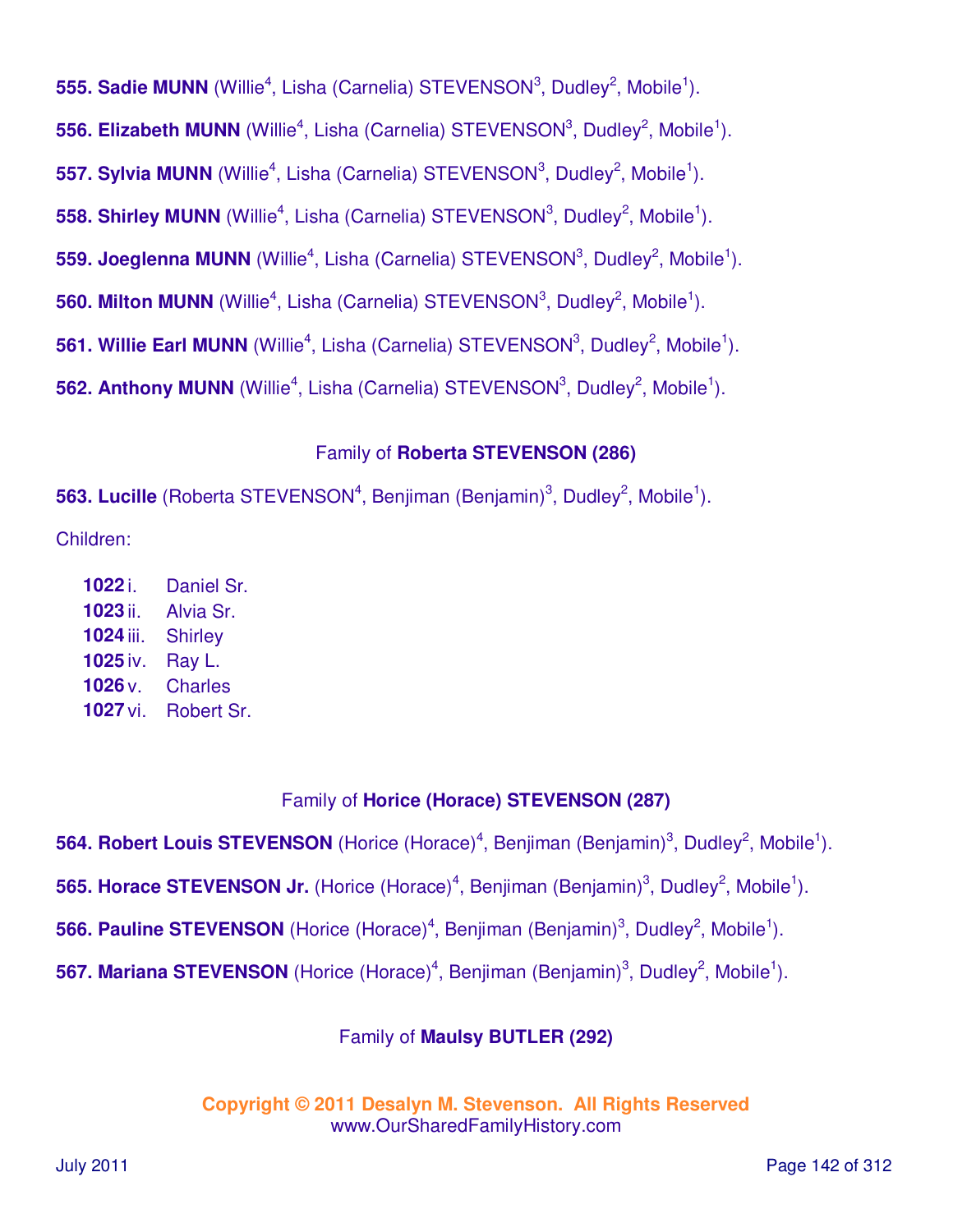**555. Sadie MUNN** (Willie[4], Lisha (Carnelia) STEVENSON[3], Dudley[2], Mobile[1]).

**556. Elizabeth MUNN** (Willie[4], Lisha (Carnelia) STEVENSON[3], Dudley[2], Mobile[1]).

**557. Sylvia MUNN** (Willie[4], Lisha (Carnelia) STEVENSON[3], Dudley[2], Mobile[1]).

**558. Shirley MUNN** (Willie[4], Lisha (Carnelia) STEVENSON[3], Dudley[2], Mobile[1]).

**559. Joeglenna MUNN** (Willie[4], Lisha (Carnelia) STEVENSON[3], Dudley[2], Mobile[1]).

**560. Milton MUNN** (Willie[4], Lisha (Carnelia) STEVENSON[3], Dudley[2], Mobile[1]).

**561. Willie Earl MUNN** (Willie[4], Lisha (Carnelia) STEVENSON[3], Dudley[2], Mobile[1]).

**562. Anthony MUNN** (Willie[4], Lisha (Carnelia) STEVENSON[3], Dudley[2], Mobile[1]).

### Family of **Roberta STEVENSON (286)**

**563. Lucille** (Roberta STEVENSON[4], Benjiman (Benjamin)[3], Dudley[2], Mobile[1]).

Children:

- **1022** i. Daniel Sr.
- **1023** ii. Alvia Sr.
- **1024** iii. Shirley
- **1025** iv. Ray L.
- **1026** v. Charles
- **1027** vi. Robert Sr.

### Family of **Horice (Horace) STEVENSON (287)**

**564. Robert Louis STEVENSON** (Horice (Horace)[4], Benjiman (Benjamin)[3], Dudley[2], Mobile[1]).

**565. Horace STEVENSON Jr.** (Horice (Horace)[4], Benjiman (Benjamin)[3], Dudley[2], Mobile[1]).

**566. Pauline STEVENSON** (Horice (Horace)[4], Benjiman (Benjamin)[3], Dudley[2], Mobile[1]).

**567. Mariana STEVENSON** (Horice (Horace)[4], Benjiman (Benjamin)[3], Dudley[2], Mobile[1]).

### Family of **Maulsy BUTLER (292)**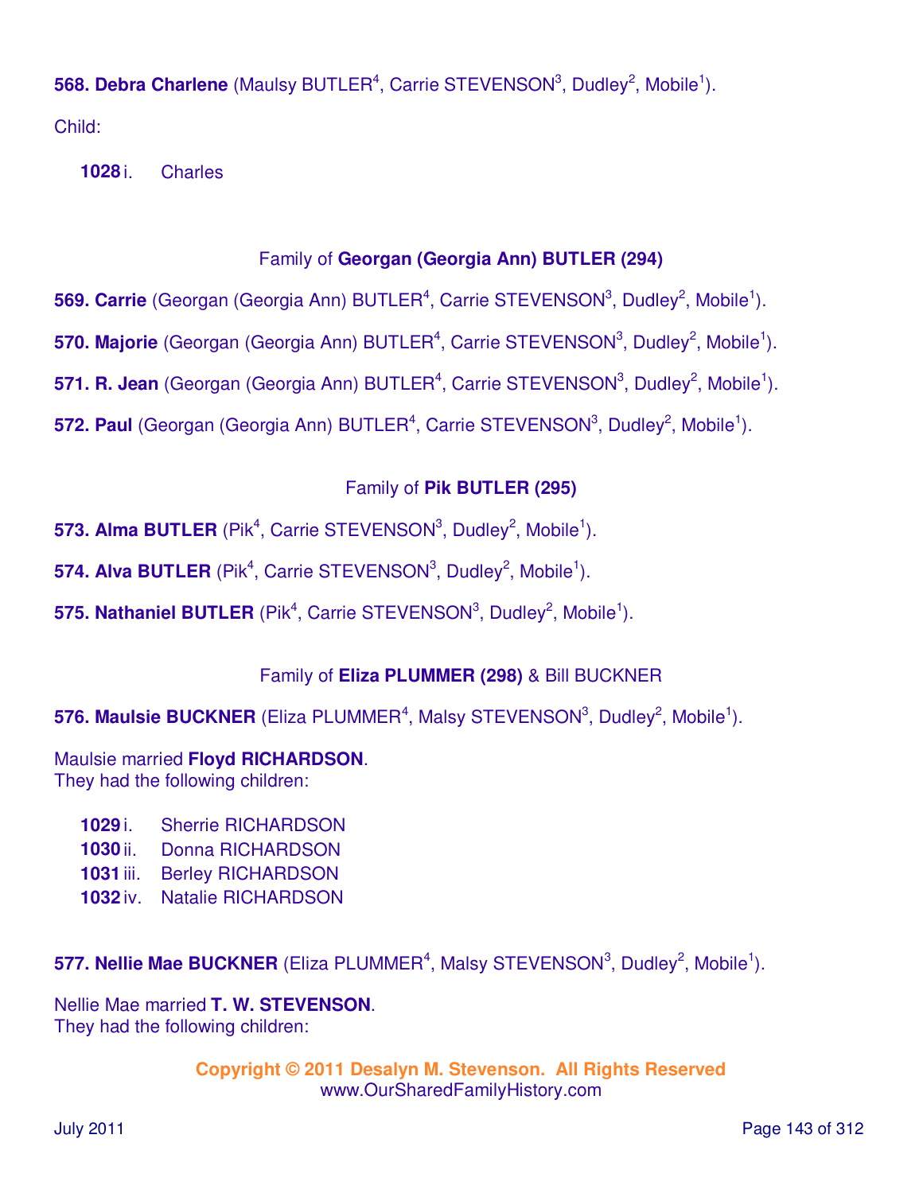**568. Debra Charlene** (Maulsy BUTLER[4], Carrie STEVENSON[3], Dudley[2], Mobile[1]).

Child:

- **1028** i. Charles

Family of **Georgan (Georgia Ann) BUTLER (294)**

**569. Carrie** (Georgan (Georgia Ann) BUTLER[4], Carrie STEVENSON[3], Dudley[2], Mobile[1]).

**570. Majorie** (Georgan (Georgia Ann) BUTLER[4], Carrie STEVENSON[3], Dudley[2], Mobile[1]).

**571. R. Jean** (Georgan (Georgia Ann) BUTLER[4], Carrie STEVENSON[3], Dudley[2], Mobile[1]).

**572. Paul** (Georgan (Georgia Ann) BUTLER[4], Carrie STEVENSON[3], Dudley[2], Mobile[1]).

Family of **Pik BUTLER (295)**

**573. Alma BUTLER** (Pik[4], Carrie STEVENSON[3], Dudley[2], Mobile[1]).

**574. Alva BUTLER** (Pik[4], Carrie STEVENSON[3], Dudley[2], Mobile[1]).

**575. Nathaniel BUTLER** (Pik[4], Carrie STEVENSON[3], Dudley[2], Mobile[1]).

Family of **Eliza PLUMMER (298)** & Bill BUCKNER

**576. Maulsie BUCKNER** (Eliza PLUMMER[4], Malsy STEVENSON[3], Dudley[2], Mobile[1]).

Maulsie married **Floyd RICHARDSON**.
They had the following children:

- **1029** i. Sherrie RICHARDSON
- **1030** ii. Donna RICHARDSON
- **1031** iii. Berley RICHARDSON
- **1032** iv. Natalie RICHARDSON

**577. Nellie Mae BUCKNER** (Eliza PLUMMER[4], Malsy STEVENSON[3], Dudley[2], Mobile[1]).

Nellie Mae married **T. W. STEVENSON**.
They had the following children: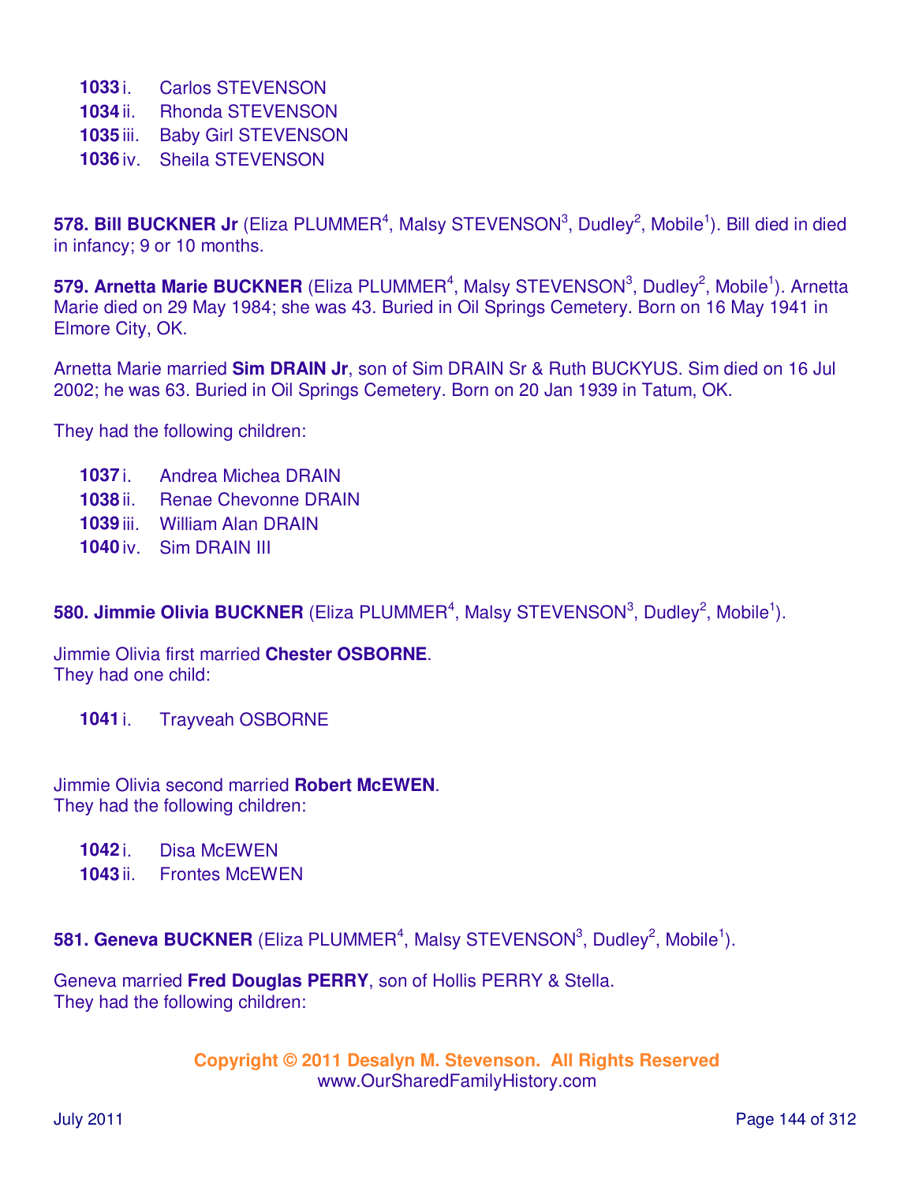**1033** i. Carlos STEVENSON
**1034** ii. Rhonda STEVENSON
**1035** iii. Baby Girl STEVENSON
**1036** iv. Sheila STEVENSON

**578. Bill BUCKNER Jr** (Eliza PLUMMER[4], Malsy STEVENSON[3], Dudley[2], Mobile[1]). Bill died in died in infancy; 9 or 10 months.

**579. Arnetta Marie BUCKNER** (Eliza PLUMMER[4], Malsy STEVENSON[3], Dudley[2], Mobile[1]). Arnetta Marie died on 29 May 1984; she was 43. Buried in Oil Springs Cemetery. Born on 16 May 1941 in Elmore City, OK.

Arnetta Marie married **Sim DRAIN Jr**, son of Sim DRAIN Sr & Ruth BUCKYUS. Sim died on 16 Jul 2002; he was 63. Buried in Oil Springs Cemetery. Born on 20 Jan 1939 in Tatum, OK.

They had the following children:

**1037** i. Andrea Michea DRAIN
**1038** ii. Renae Chevonne DRAIN
**1039** iii. William Alan DRAIN
**1040** iv. Sim DRAIN III

**580. Jimmie Olivia BUCKNER** (Eliza PLUMMER[4], Malsy STEVENSON[3], Dudley[2], Mobile[1]).

Jimmie Olivia first married **Chester OSBORNE**.
They had one child:

**1041** i. Trayveah OSBORNE

Jimmie Olivia second married **Robert McEWEN**.
They had the following children:

**1042** i. Disa McEWEN
**1043** ii. Frontes McEWEN

**581. Geneva BUCKNER** (Eliza PLUMMER[4], Malsy STEVENSON[3], Dudley[2], Mobile[1]).

Geneva married **Fred Douglas PERRY**, son of Hollis PERRY & Stella.
They had the following children:

Copyright © 2011 Desalyn M. Stevenson. All Rights Reserved
www.OurSharedFamilyHistory.com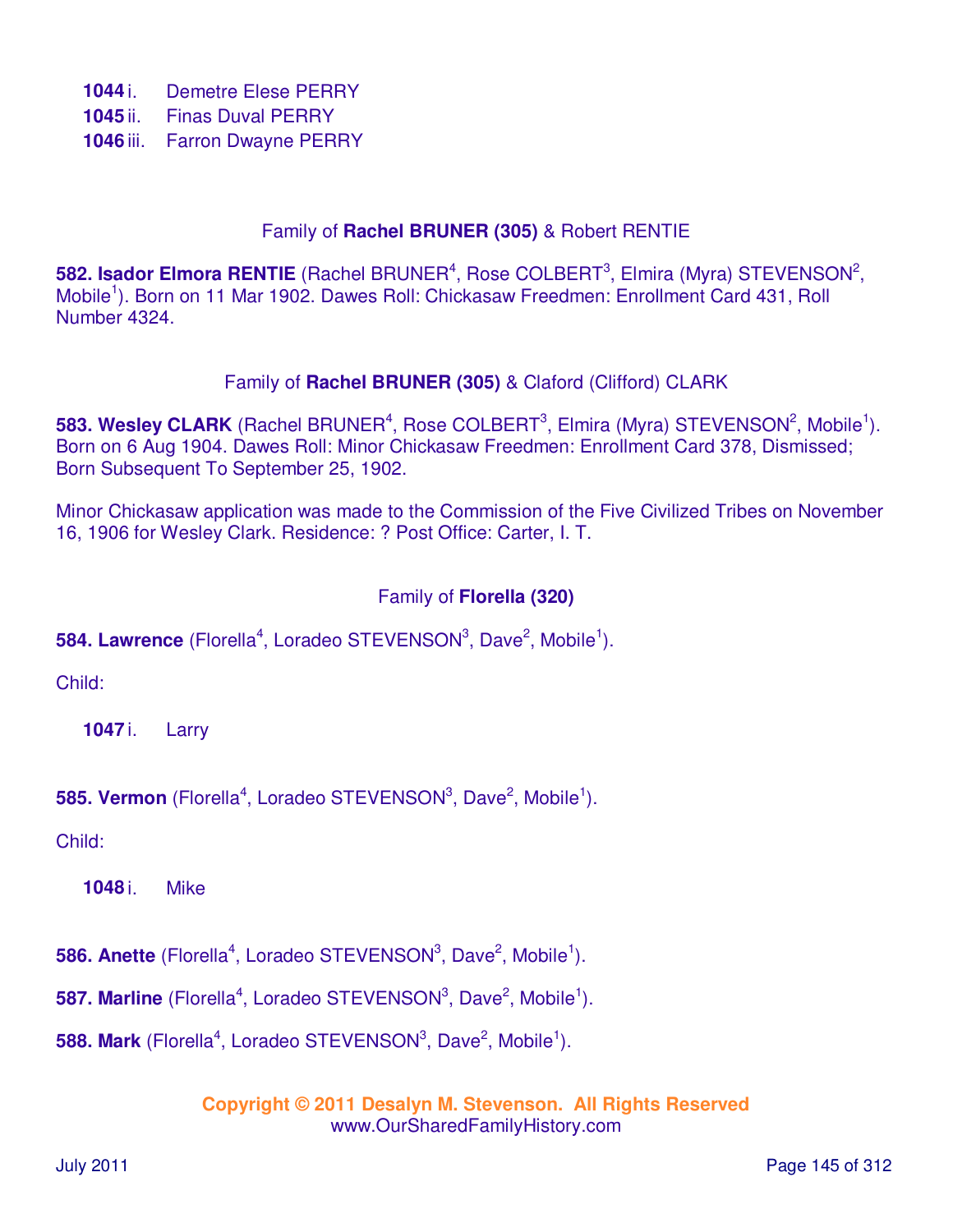**1044** i. Demetre Elese PERRY
**1045** ii. Finas Duval PERRY
**1046** iii. Farron Dwayne PERRY

Family of **Rachel BRUNER (305)** & Robert RENTIE

**582. Isador Elmora RENTIE** (Rachel BRUNER[4], Rose COLBERT[3], Elmira (Myra) STEVENSON[2], Mobile[1]). Born on 11 Mar 1902. Dawes Roll: Chickasaw Freedmen: Enrollment Card 431, Roll Number 4324.

Family of **Rachel BRUNER (305)** & Claford (Clifford) CLARK

**583. Wesley CLARK** (Rachel BRUNER[4], Rose COLBERT[3], Elmira (Myra) STEVENSON[2], Mobile[1]). Born on 6 Aug 1904. Dawes Roll: Minor Chickasaw Freedmen: Enrollment Card 378, Dismissed; Born Subsequent To September 25, 1902.

Minor Chickasaw application was made to the Commission of the Five Civilized Tribes on November 16, 1906 for Wesley Clark. Residence: ? Post Office: Carter, I. T.

Family of **Florella (320)**

**584. Lawrence** (Florella[4], Loradeo STEVENSON[3], Dave[2], Mobile[1]).

Child:

**1047** i. Larry

**585. Vermon** (Florella[4], Loradeo STEVENSON[3], Dave[2], Mobile[1]).

Child:

**1048** i. Mike

**586. Anette** (Florella[4], Loradeo STEVENSON[3], Dave[2], Mobile[1]).

**587. Marline** (Florella[4], Loradeo STEVENSON[3], Dave[2], Mobile[1]).

**588. Mark** (Florella[4], Loradeo STEVENSON[3], Dave[2], Mobile[1]).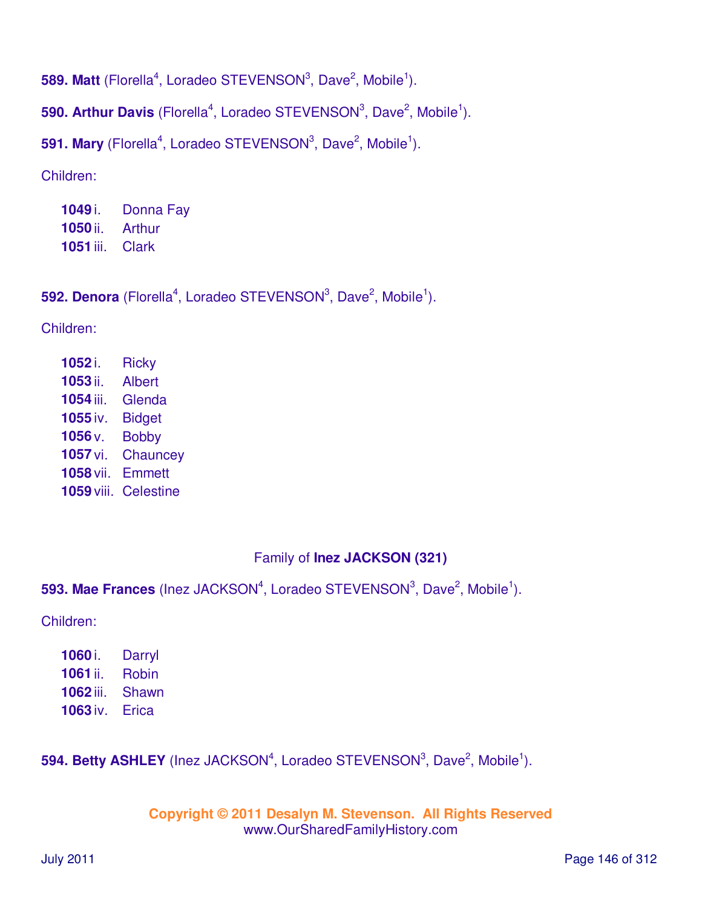**589. Matt** (Florella[4], Loradeo STEVENSON[3], Dave[2], Mobile[1]).

**590. Arthur Davis** (Florella[4], Loradeo STEVENSON[3], Dave[2], Mobile[1]).

**591. Mary** (Florella[4], Loradeo STEVENSON[3], Dave[2], Mobile[1]).

Children:

**1049** i. Donna Fay
**1050** ii. Arthur
**1051** iii. Clark

**592. Denora** (Florella[4], Loradeo STEVENSON[3], Dave[2], Mobile[1]).

Children:

**1052** i. Ricky
**1053** ii. Albert
**1054** iii. Glenda
**1055** iv. Bidget
**1056** v. Bobby
**1057** vi. Chauncey
**1058** vii. Emmett
**1059** viii. Celestine

Family of **Inez JACKSON (321)**

**593. Mae Frances** (Inez JACKSON[4], Loradeo STEVENSON[3], Dave[2], Mobile[1]).

Children:

**1060** i. Darryl
**1061** ii. Robin
**1062** iii. Shawn
**1063** iv. Erica

**594. Betty ASHLEY** (Inez JACKSON[4], Loradeo STEVENSON[3], Dave[2], Mobile[1]).

**Copyright © 2011 Desalyn M. Stevenson. All Rights Reserved**
www.OurSharedFamilyHistory.com

July 2011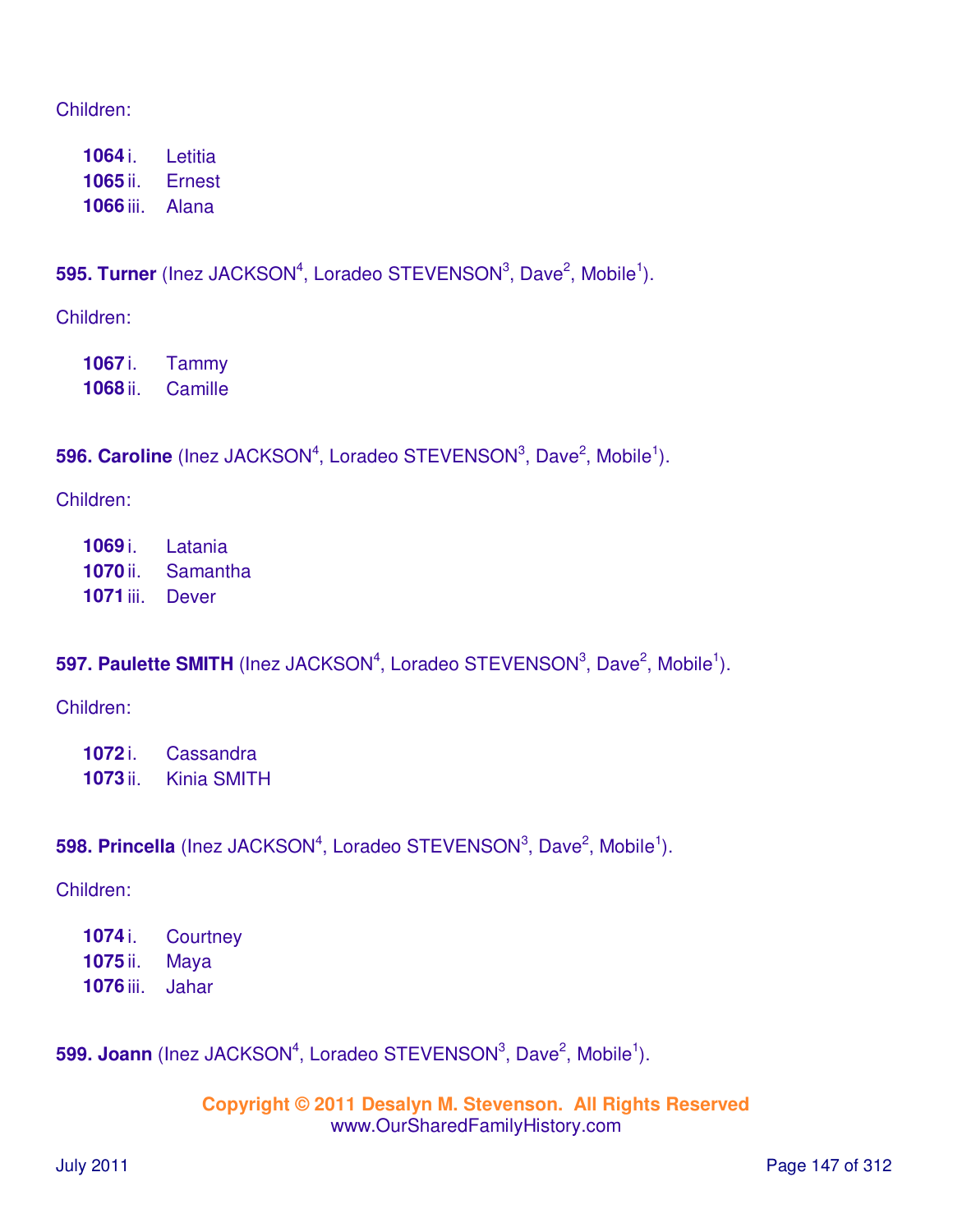Children:

**1064** i. Letitia
**1065** ii. Ernest
**1066** iii. Alana

**595. Turner** (Inez JACKSON[4], Loradeo STEVENSON[3], Dave[2], Mobile[1]).

Children:

**1067** i. Tammy
**1068** ii. Camille

**596. Caroline** (Inez JACKSON[4], Loradeo STEVENSON[3], Dave[2], Mobile[1]).

Children:

**1069** i. Latania
**1070** ii. Samantha
**1071** iii. Dever

**597. Paulette SMITH** (Inez JACKSON[4], Loradeo STEVENSON[3], Dave[2], Mobile[1]).

Children:

**1072** i. Cassandra
**1073** ii. Kinia SMITH

**598. Princella** (Inez JACKSON[4], Loradeo STEVENSON[3], Dave[2], Mobile[1]).

Children:

**1074** i. Courtney
**1075** ii. Maya
**1076** iii. Jahar

**599. Joann** (Inez JACKSON[4], Loradeo STEVENSON[3], Dave[2], Mobile[1]).

**Copyright © 2011 Desalyn M. Stevenson. All Rights Reserved**
www.OurSharedFamilyHistory.com

July 2011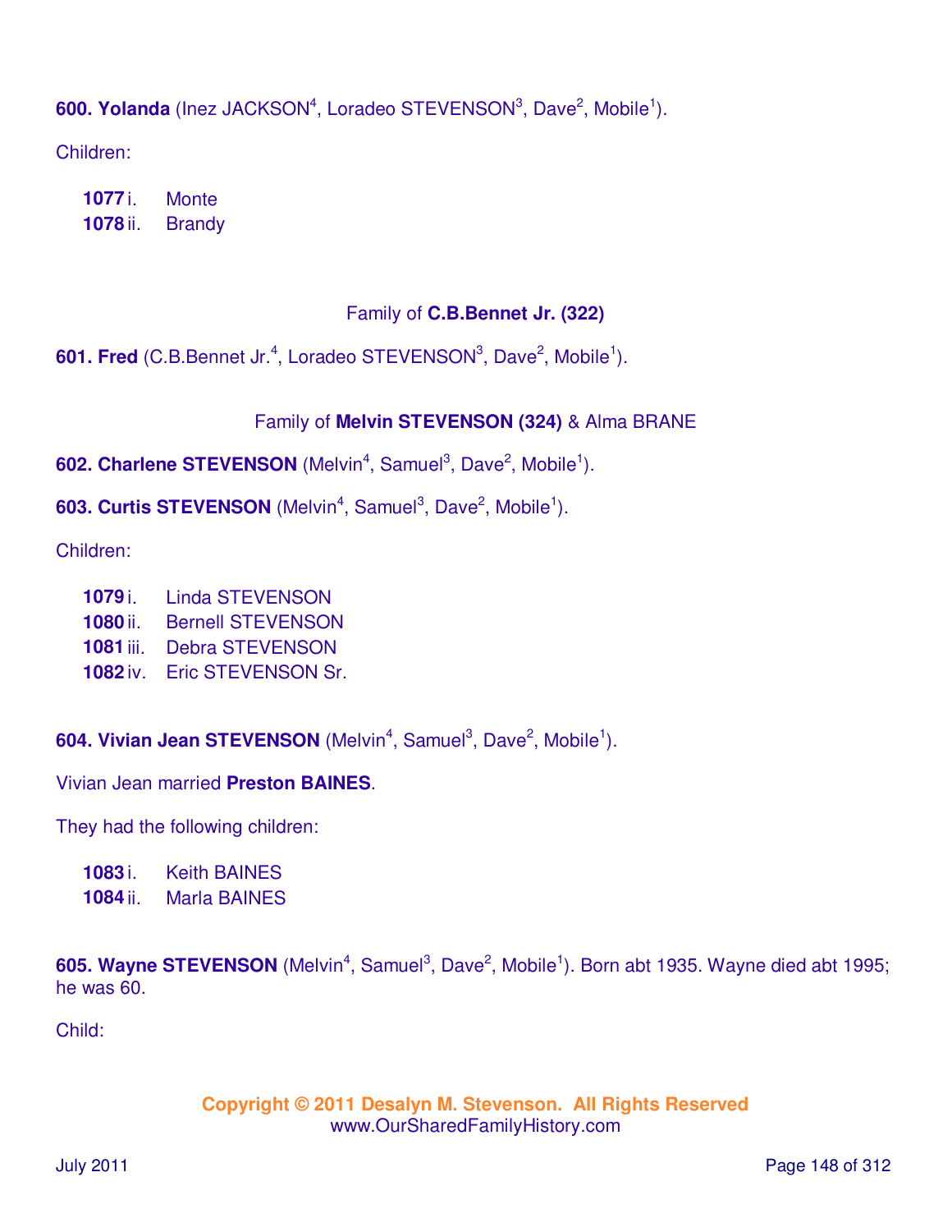**600. Yolanda** (Inez JACKSON[4], Loradeo STEVENSON[3], Dave[2], Mobile[1]).

Children:

- **1077** i. Monte
- **1078** ii. Brandy

Family of **C.B.Bennet Jr. (322)**

**601. Fred** (C.B.Bennet Jr.[4], Loradeo STEVENSON[3], Dave[2], Mobile[1]).

Family of **Melvin STEVENSON (324)** & Alma BRANE

**602. Charlene STEVENSON** (Melvin[4], Samuel[3], Dave[2], Mobile[1]).

**603. Curtis STEVENSON** (Melvin[4], Samuel[3], Dave[2], Mobile[1]).

Children:

- **1079** i. Linda STEVENSON
- **1080** ii. Bernell STEVENSON
- **1081** iii. Debra STEVENSON
- **1082** iv. Eric STEVENSON Sr.

**604. Vivian Jean STEVENSON** (Melvin[4], Samuel[3], Dave[2], Mobile[1]).

Vivian Jean married **Preston BAINES**.

They had the following children:

- **1083** i. Keith BAINES
- **1084** ii. Marla BAINES

**605. Wayne STEVENSON** (Melvin[4], Samuel[3], Dave[2], Mobile[1]). Born abt 1935. Wayne died abt 1995; he was 60.

Child:

**Copyright © 2011 Desalyn M. Stevenson. All Rights Reserved**
www.OurSharedFamilyHistory.com

July 2011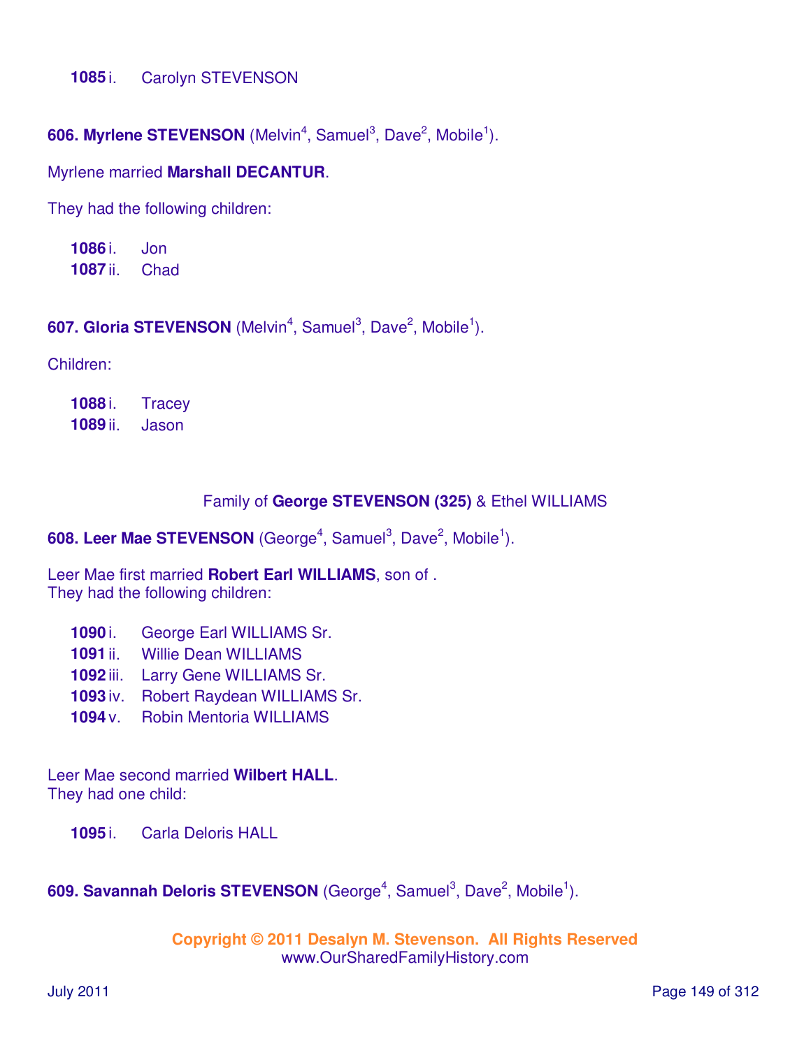**1085** i. Carolyn STEVENSON

**606. Myrlene STEVENSON** (Melvin$^4$, Samuel$^3$, Dave$^2$, Mobile$^1$).

Myrlene married **Marshall DECANTUR**.

They had the following children:

**1086** i. Jon
**1087** ii. Chad

**607. Gloria STEVENSON** (Melvin$^4$, Samuel$^3$, Dave$^2$, Mobile$^1$).

Children:

**1088** i. Tracey
**1089** ii. Jason

Family of **George STEVENSON (325)** & Ethel WILLIAMS

**608. Leer Mae STEVENSON** (George$^4$, Samuel$^3$, Dave$^2$, Mobile$^1$).

Leer Mae first married **Robert Earl WILLIAMS**, son of .
They had the following children:

**1090** i. George Earl WILLIAMS Sr.
**1091** ii. Willie Dean WILLIAMS
**1092** iii. Larry Gene WILLIAMS Sr.
**1093** iv. Robert Raydean WILLIAMS Sr.
**1094** v. Robin Mentoria WILLIAMS

Leer Mae second married **Wilbert HALL**.
They had one child:

**1095** i. Carla Deloris HALL

**609. Savannah Deloris STEVENSON** (George$^4$, Samuel$^3$, Dave$^2$, Mobile$^1$).

**Copyright © 2011 Desalyn M. Stevenson. All Rights Reserved**
www.OurSharedFamilyHistory.com

July 2011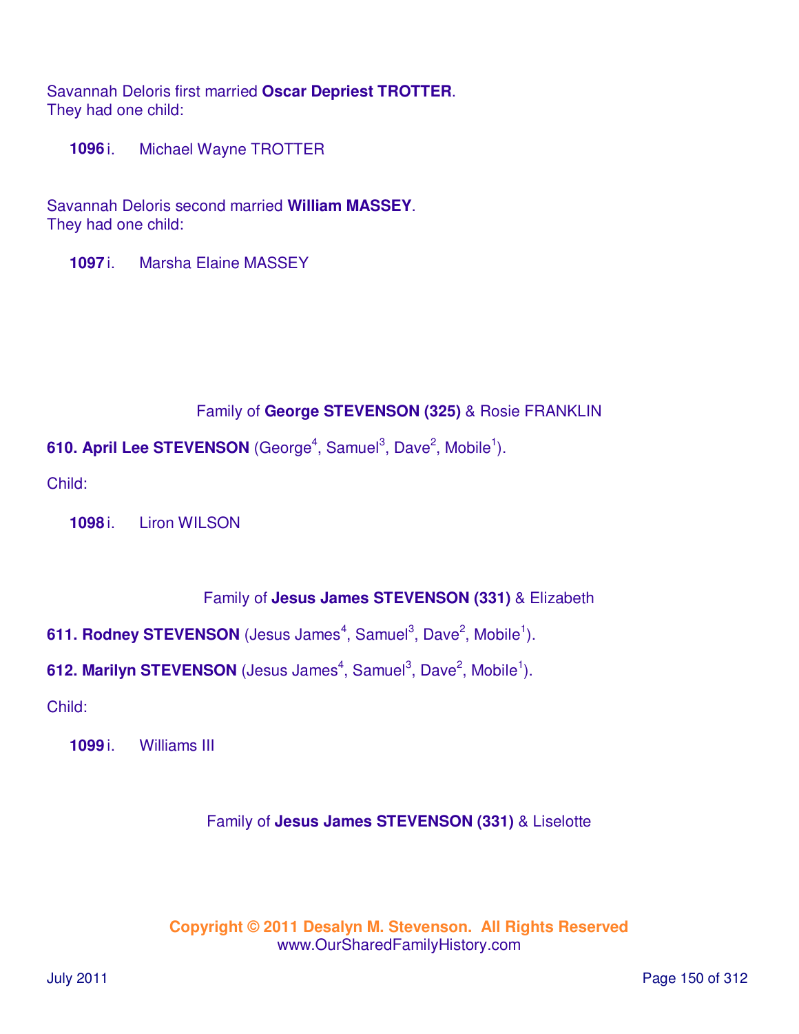Savannah Deloris first married **Oscar Depriest TROTTER**.
They had one child:

**1096** i. Michael Wayne TROTTER

Savannah Deloris second married **William MASSEY**.
They had one child:

**1097** i. Marsha Elaine MASSEY

Family of **George STEVENSON (325)** & Rosie FRANKLIN

**610. April Lee STEVENSON** (George[4], Samuel[3], Dave[2], Mobile[1]).

Child:

**1098** i. Liron WILSON

Family of **Jesus James STEVENSON (331)** & Elizabeth

**611. Rodney STEVENSON** (Jesus James[4], Samuel[3], Dave[2], Mobile[1]).

**612. Marilyn STEVENSON** (Jesus James[4], Samuel[3], Dave[2], Mobile[1]).

Child:

**1099** i. Williams III

Family of **Jesus James STEVENSON (331)** & Liselotte

**Copyright © 2011 Desalyn M. Stevenson. All Rights Reserved**
www.OurSharedFamilyHistory.com

July 2011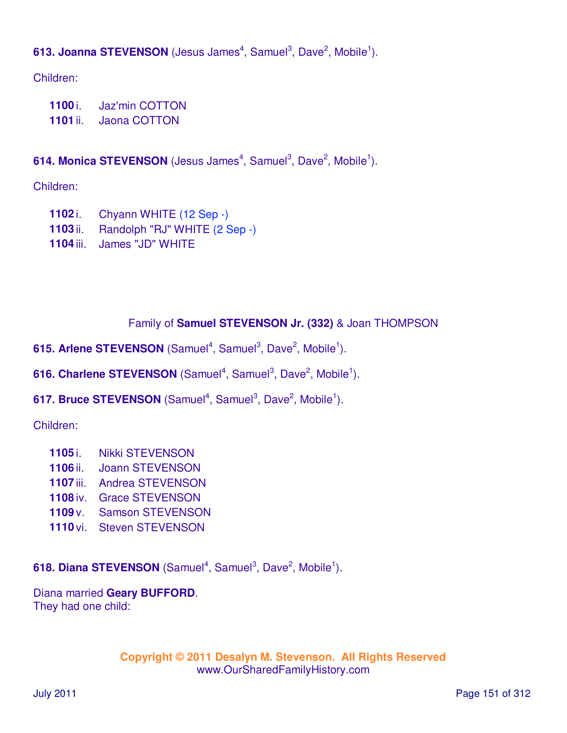**613. Joanna STEVENSON** (Jesus James[4], Samuel[3], Dave[2], Mobile[1]).

Children:

**1100** i. Jaz'min COTTON
**1101** ii. Jaona COTTON

**614. Monica STEVENSON** (Jesus James[4], Samuel[3], Dave[2], Mobile[1]).

Children:

**1102** i. Chyann WHITE (12 Sep -)
**1103** ii. Randolph "RJ" WHITE (2 Sep -)
**1104** iii. James "JD" WHITE

Family of **Samuel STEVENSON Jr. (332)** & Joan THOMPSON

**615. Arlene STEVENSON** (Samuel[4], Samuel[3], Dave[2], Mobile[1]).

**616. Charlene STEVENSON** (Samuel[4], Samuel[3], Dave[2], Mobile[1]).

**617. Bruce STEVENSON** (Samuel[4], Samuel[3], Dave[2], Mobile[1]).

Children:

**1105** i. Nikki STEVENSON
**1106** ii. Joann STEVENSON
**1107** iii. Andrea STEVENSON
**1108** iv. Grace STEVENSON
**1109** v. Samson STEVENSON
**1110** vi. Steven STEVENSON

**618. Diana STEVENSON** (Samuel[4], Samuel[3], Dave[2], Mobile[1]).

Diana married **Geary BUFFORD**.
They had one child:

**Copyright © 2011 Desalyn M. Stevenson. All Rights Reserved**
www.OurSharedFamilyHistory.com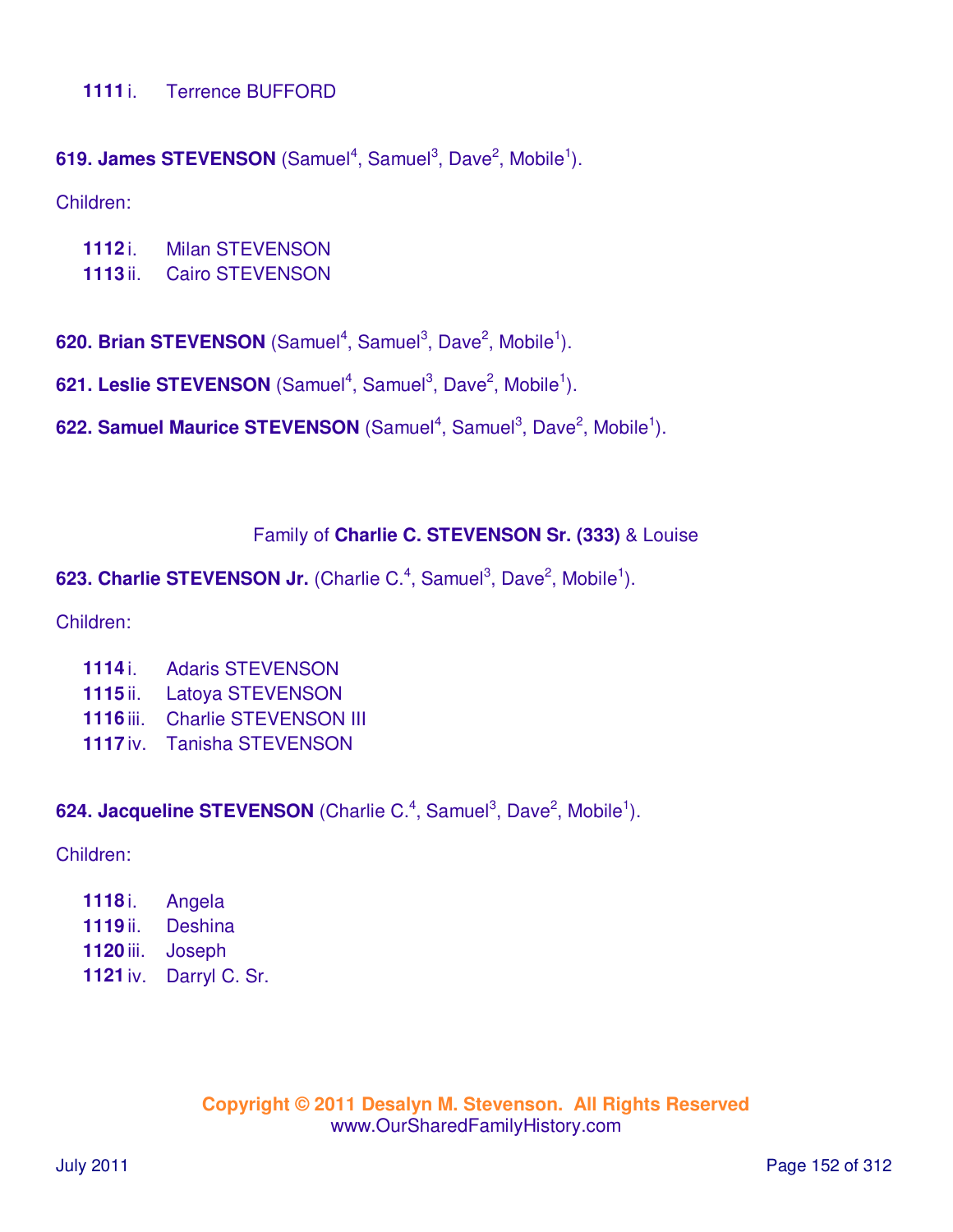**1111** i. Terrence BUFFORD

**619. James STEVENSON** (Samuel[4], Samuel[3], Dave[2], Mobile[1]).

Children:

**1112** i. Milan STEVENSON
**1113** ii. Cairo STEVENSON

**620. Brian STEVENSON** (Samuel[4], Samuel[3], Dave[2], Mobile[1]).

**621. Leslie STEVENSON** (Samuel[4], Samuel[3], Dave[2], Mobile[1]).

**622. Samuel Maurice STEVENSON** (Samuel[4], Samuel[3], Dave[2], Mobile[1]).

## Family of **Charlie C. STEVENSON Sr. (333)** & Louise

**623. Charlie STEVENSON Jr.** (Charlie C.[4], Samuel[3], Dave[2], Mobile[1]).

Children:

**1114** i. Adaris STEVENSON
**1115** ii. Latoya STEVENSON
**1116** iii. Charlie STEVENSON III
**1117** iv. Tanisha STEVENSON

**624. Jacqueline STEVENSON** (Charlie C.[4], Samuel[3], Dave[2], Mobile[1]).

Children:

**1118** i. Angela
**1119** ii. Deshina
**1120** iii. Joseph
**1121** iv. Darryl C. Sr.

**Copyright © 2011 Desalyn M. Stevenson. All Rights Reserved**
www.OurSharedFamilyHistory.com

July 2011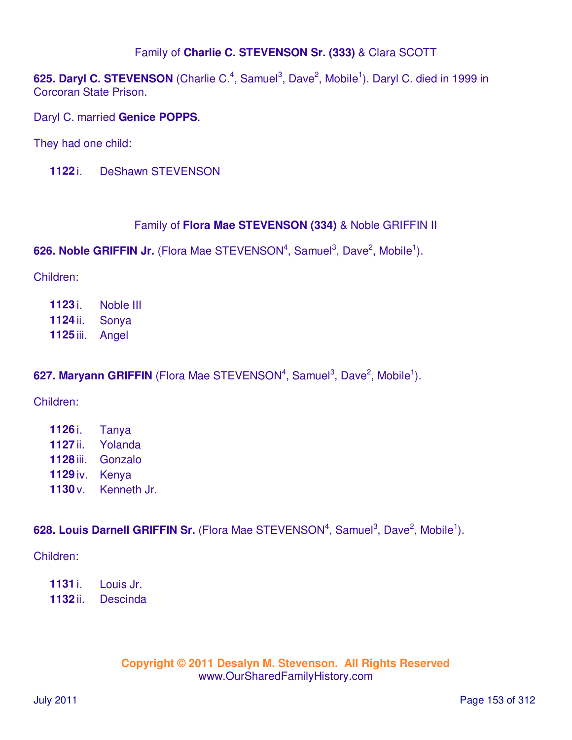### Family of **Charlie C. STEVENSON Sr. (333)** & Clara SCOTT

**625. Daryl C. STEVENSON** (Charlie C.[4], Samuel[3], Dave[2], Mobile[1]). Daryl C. died in 1999 in Corcoran State Prison.

Daryl C. married **Genice POPPS**.

They had one child:

- **1122** i. DeShawn STEVENSON

### Family of **Flora Mae STEVENSON (334)** & Noble GRIFFIN II

**626. Noble GRIFFIN Jr.** (Flora Mae STEVENSON[4], Samuel[3], Dave[2], Mobile[1]).

Children:

- **1123** i. Noble III
- **1124** ii. Sonya
- **1125** iii. Angel

**627. Maryann GRIFFIN** (Flora Mae STEVENSON[4], Samuel[3], Dave[2], Mobile[1]).

Children:

- **1126** i. Tanya
- **1127** ii. Yolanda
- **1128** iii. Gonzalo
- **1129** iv. Kenya
- **1130** v. Kenneth Jr.

**628. Louis Darnell GRIFFIN Sr.** (Flora Mae STEVENSON[4], Samuel[3], Dave[2], Mobile[1]).

Children:

- **1131** i. Louis Jr.
- **1132** ii. Descinda

**Copyright © 2011 Desalyn M. Stevenson. All Rights Reserved**
www.OurSharedFamilyHistory.com

July 2011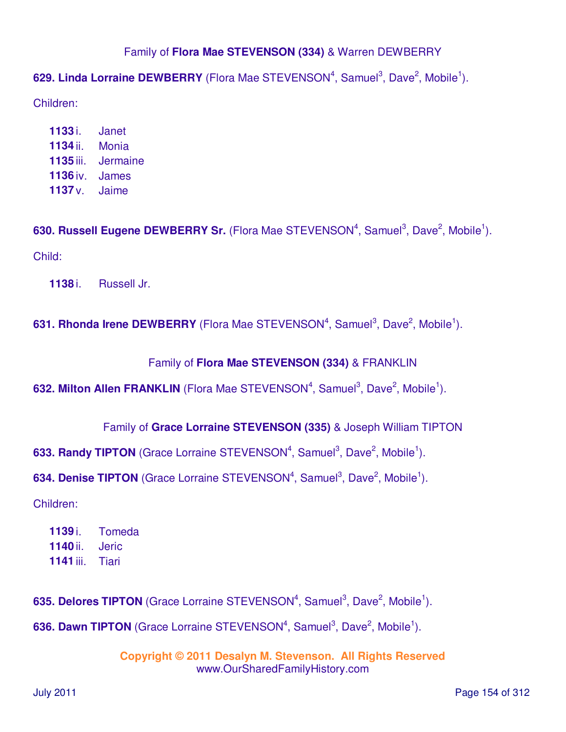Family of **Flora Mae STEVENSON (334)** & Warren DEWBERRY

**629. Linda Lorraine DEWBERRY** (Flora Mae STEVENSON[4], Samuel[3], Dave[2], Mobile[1]).

Children:

- **1133** i. Janet
- **1134** ii. Monia
- **1135** iii. Jermaine
- **1136** iv. James
- **1137** v. Jaime

**630. Russell Eugene DEWBERRY Sr.** (Flora Mae STEVENSON[4], Samuel[3], Dave[2], Mobile[1]).

Child:

- **1138** i. Russell Jr.

**631. Rhonda Irene DEWBERRY** (Flora Mae STEVENSON[4], Samuel[3], Dave[2], Mobile[1]).

Family of **Flora Mae STEVENSON (334)** & FRANKLIN

**632. Milton Allen FRANKLIN** (Flora Mae STEVENSON[4], Samuel[3], Dave[2], Mobile[1]).

Family of **Grace Lorraine STEVENSON (335)** & Joseph William TIPTON

**633. Randy TIPTON** (Grace Lorraine STEVENSON[4], Samuel[3], Dave[2], Mobile[1]).

**634. Denise TIPTON** (Grace Lorraine STEVENSON[4], Samuel[3], Dave[2], Mobile[1]).

Children:

- **1139** i. Tomeda
- **1140** ii. Jeric
- **1141** iii. Tiari

**635. Delores TIPTON** (Grace Lorraine STEVENSON[4], Samuel[3], Dave[2], Mobile[1]).

**636. Dawn TIPTON** (Grace Lorraine STEVENSON[4], Samuel[3], Dave[2], Mobile[1]).

**Copyright © 2011 Desalyn M. Stevenson. All Rights Reserved**
www.OurSharedFamilyHistory.com

July 2011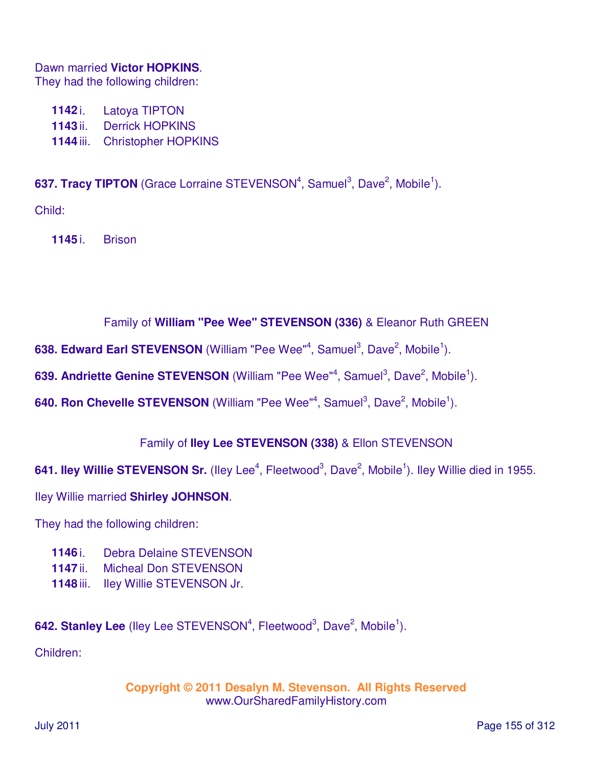Dawn married **Victor HOPKINS**.
They had the following children:

- **1142** i. Latoya TIPTON
- **1143** ii. Derrick HOPKINS
- **1144** iii. Christopher HOPKINS

**637. Tracy TIPTON** (Grace Lorraine STEVENSON[4], Samuel[3], Dave[2], Mobile[1]).

Child:

- **1145** i. Brison

Family of **William "Pee Wee" STEVENSON (336)** & Eleanor Ruth GREEN

**638. Edward Earl STEVENSON** (William "Pee Wee"[4], Samuel[3], Dave[2], Mobile[1]).

**639. Andriette Genine STEVENSON** (William "Pee Wee"[4], Samuel[3], Dave[2], Mobile[1]).

**640. Ron Chevelle STEVENSON** (William "Pee Wee"[4], Samuel[3], Dave[2], Mobile[1]).

Family of **Iley Lee STEVENSON (338)** & Ellon STEVENSON

**641. Iley Willie STEVENSON Sr.** (Iley Lee[4], Fleetwood[3], Dave[2], Mobile[1]). Iley Willie died in 1955.

Iley Willie married **Shirley JOHNSON**.

They had the following children:

- **1146** i. Debra Delaine STEVENSON
- **1147** ii. Micheal Don STEVENSON
- **1148** iii. Iley Willie STEVENSON Jr.

**642. Stanley Lee** (Iley Lee STEVENSON[4], Fleetwood[3], Dave[2], Mobile[1]).

Children:

**Copyright © 2011 Desalyn M. Stevenson. All Rights Reserved**
www.OurSharedFamilyHistory.com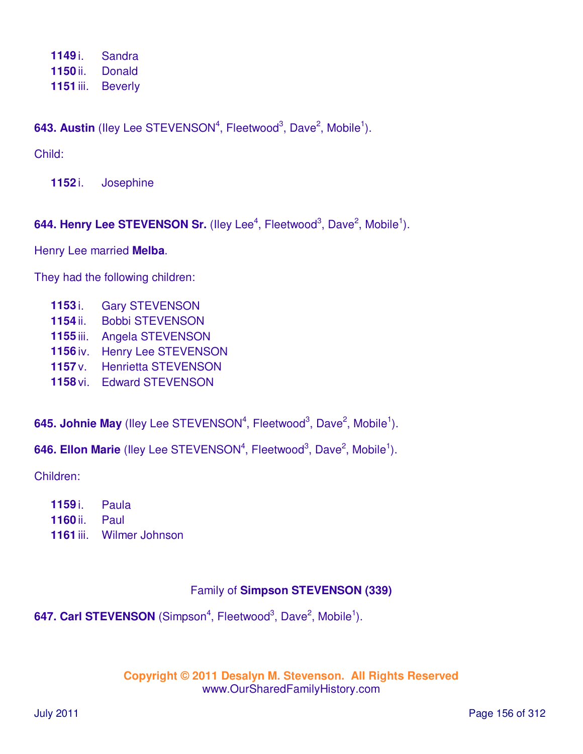**1149** i. Sandra
**1150** ii. Donald
**1151** iii. Beverly

**643. Austin** (Iley Lee STEVENSON[4], Fleetwood[3], Dave[2], Mobile[1]).

Child:

**1152** i. Josephine

**644. Henry Lee STEVENSON Sr.** (Iley Lee[4], Fleetwood[3], Dave[2], Mobile[1]).

Henry Lee married **Melba**.

They had the following children:

**1153** i. Gary STEVENSON
**1154** ii. Bobbi STEVENSON
**1155** iii. Angela STEVENSON
**1156** iv. Henry Lee STEVENSON
**1157** v. Henrietta STEVENSON
**1158** vi. Edward STEVENSON

**645. Johnie May** (Iley Lee STEVENSON[4], Fleetwood[3], Dave[2], Mobile[1]).

**646. Ellon Marie** (Iley Lee STEVENSON[4], Fleetwood[3], Dave[2], Mobile[1]).

Children:

**1159** i. Paula
**1160** ii. Paul
**1161** iii. Wilmer Johnson

## Family of **Simpson STEVENSON (339)**

**647. Carl STEVENSON** (Simpson[4], Fleetwood[3], Dave[2], Mobile[1]).

**Copyright © 2011 Desalyn M. Stevenson. All Rights Reserved**
www.OurSharedFamilyHistory.com

July 2011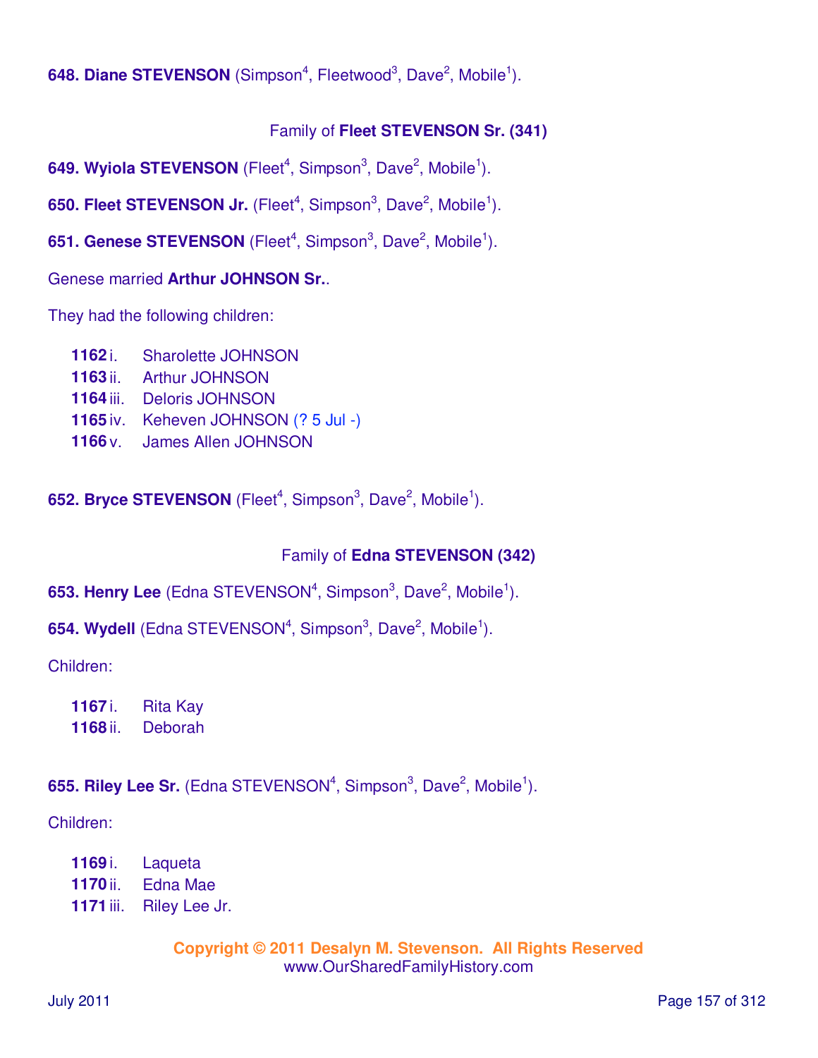**648. Diane STEVENSON** (Simpson$^{4}$, Fleetwood$^{3}$, Dave$^{2}$, Mobile$^{1}$).

Family of **Fleet STEVENSON Sr. (341)**

**649. Wyiola STEVENSON** (Fleet$^{4}$, Simpson$^{3}$, Dave$^{2}$, Mobile$^{1}$).

**650. Fleet STEVENSON Jr.** (Fleet$^{4}$, Simpson$^{3}$, Dave$^{2}$, Mobile$^{1}$).

**651. Genese STEVENSON** (Fleet$^{4}$, Simpson$^{3}$, Dave$^{2}$, Mobile$^{1}$).

Genese married **Arthur JOHNSON Sr.**.

They had the following children:

- **1162** i. Sharolette JOHNSON
- **1163** ii. Arthur JOHNSON
- **1164** iii. Deloris JOHNSON
- **1165** iv. Keheven JOHNSON (? 5 Jul -)
- **1166** v. James Allen JOHNSON

**652. Bryce STEVENSON** (Fleet$^{4}$, Simpson$^{3}$, Dave$^{2}$, Mobile$^{1}$).

Family of **Edna STEVENSON (342)**

**653. Henry Lee** (Edna STEVENSON$^{4}$, Simpson$^{3}$, Dave$^{2}$, Mobile$^{1}$).

**654. Wydell** (Edna STEVENSON$^{4}$, Simpson$^{3}$, Dave$^{2}$, Mobile$^{1}$).

Children:

- **1167** i. Rita Kay
- **1168** ii. Deborah

**655. Riley Lee Sr.** (Edna STEVENSON$^{4}$, Simpson$^{3}$, Dave$^{2}$, Mobile$^{1}$).

Children:

- **1169** i. Laqueta
- **1170** ii. Edna Mae
- **1171** iii. Riley Lee Jr.

**Copyright © 2011 Desalyn M. Stevenson. All Rights Reserved**
www.OurSharedFamilyHistory.com

July 2011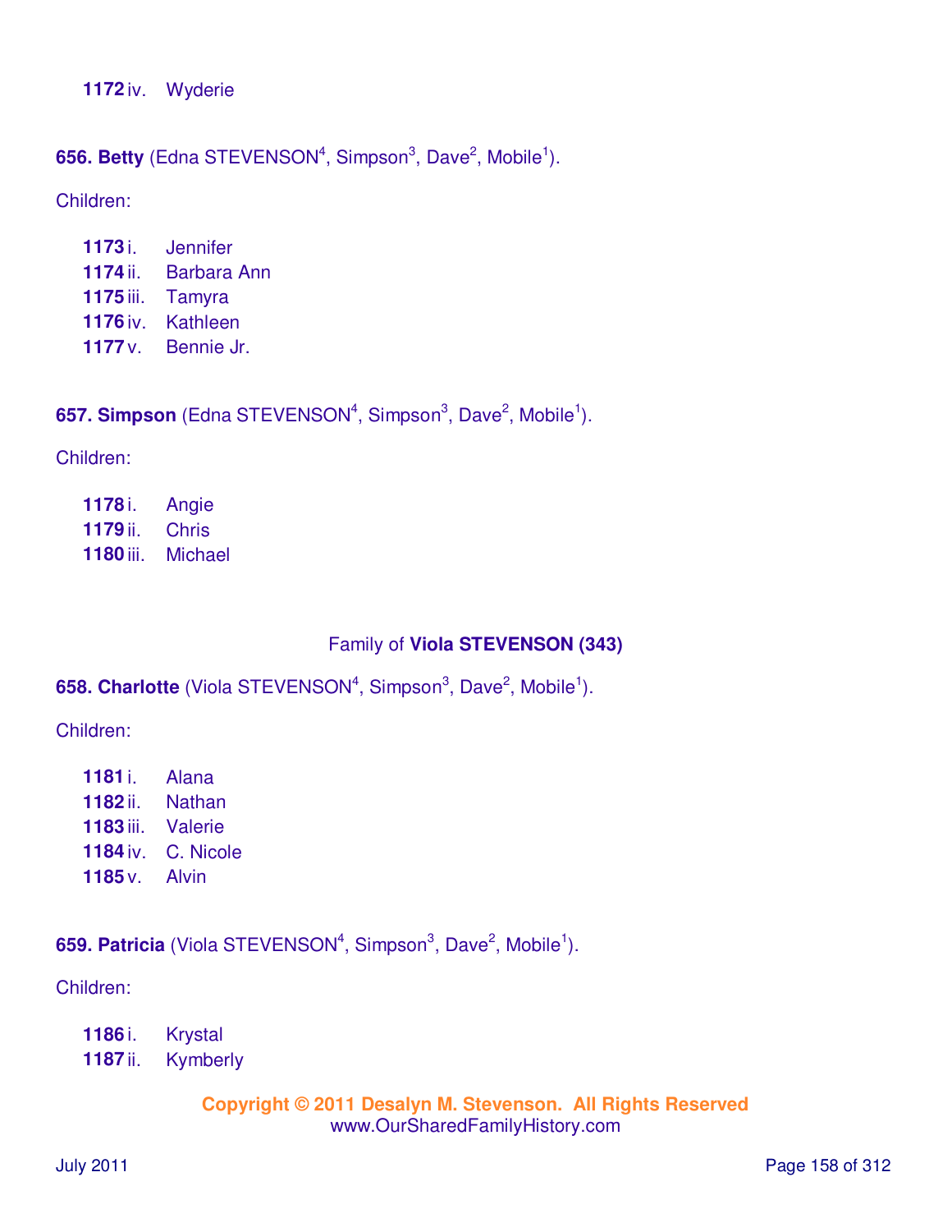**1172** iv. Wyderie

**656. Betty** (Edna STEVENSON[4], Simpson[3], Dave[2], Mobile[1]).

Children:

**1173** i. Jennifer
**1174** ii. Barbara Ann
**1175** iii. Tamyra
**1176** iv. Kathleen
**1177** v. Bennie Jr.

**657. Simpson** (Edna STEVENSON[4], Simpson[3], Dave[2], Mobile[1]).

Children:

**1178** i. Angie
**1179** ii. Chris
**1180** iii. Michael

## Family of **Viola STEVENSON (343)**

**658. Charlotte** (Viola STEVENSON[4], Simpson[3], Dave[2], Mobile[1]).

Children:

**1181** i. Alana
**1182** ii. Nathan
**1183** iii. Valerie
**1184** iv. C. Nicole
**1185** v. Alvin

**659. Patricia** (Viola STEVENSON[4], Simpson[3], Dave[2], Mobile[1]).

Children:

**1186** i. Krystal
**1187** ii. Kymberly

**Copyright © 2011 Desalyn M. Stevenson. All Rights Reserved**
www.OurSharedFamilyHistory.com

July 2011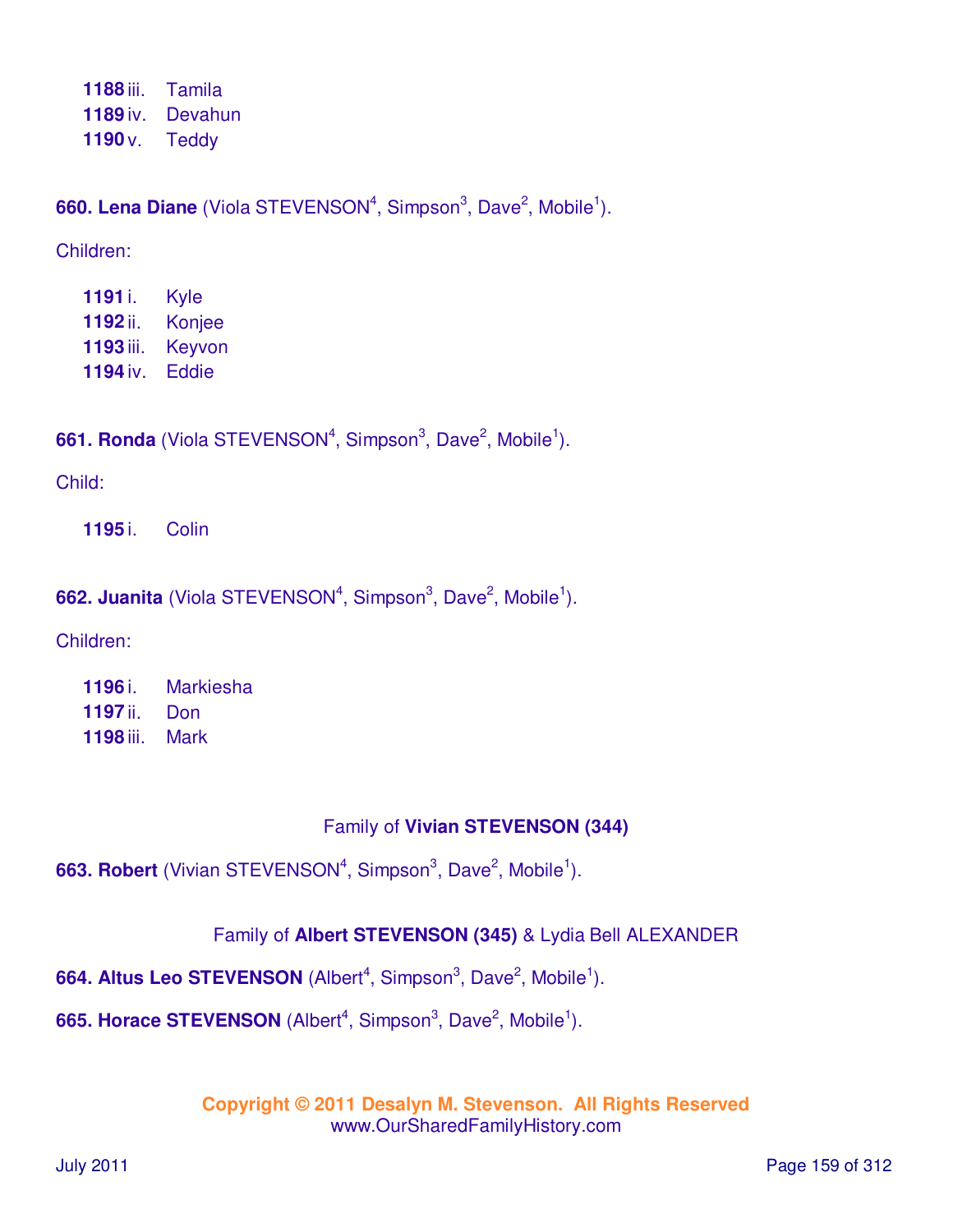**1188** iii. Tamila
**1189** iv. Devahun
**1190** v. Teddy

**660. Lena Diane** (Viola STEVENSON[4], Simpson[3], Dave[2], Mobile[1]).

Children:

**1191** i. Kyle
**1192** ii. Konjee
**1193** iii. Keyvon
**1194** iv. Eddie

**661. Ronda** (Viola STEVENSON[4], Simpson[3], Dave[2], Mobile[1]).

Child:

**1195** i. Colin

**662. Juanita** (Viola STEVENSON[4], Simpson[3], Dave[2], Mobile[1]).

Children:

**1196** i. Markiesha
**1197** ii. Don
**1198** iii. Mark

Family of **Vivian STEVENSON (344)**

**663. Robert** (Vivian STEVENSON[4], Simpson[3], Dave[2], Mobile[1]).

Family of **Albert STEVENSON (345)** & Lydia Bell ALEXANDER

**664. Altus Leo STEVENSON** (Albert[4], Simpson[3], Dave[2], Mobile[1]).

**665. Horace STEVENSON** (Albert[4], Simpson[3], Dave[2], Mobile[1]).

**Copyright © 2011 Desalyn M. Stevenson. All Rights Reserved**
www.OurSharedFamilyHistory.com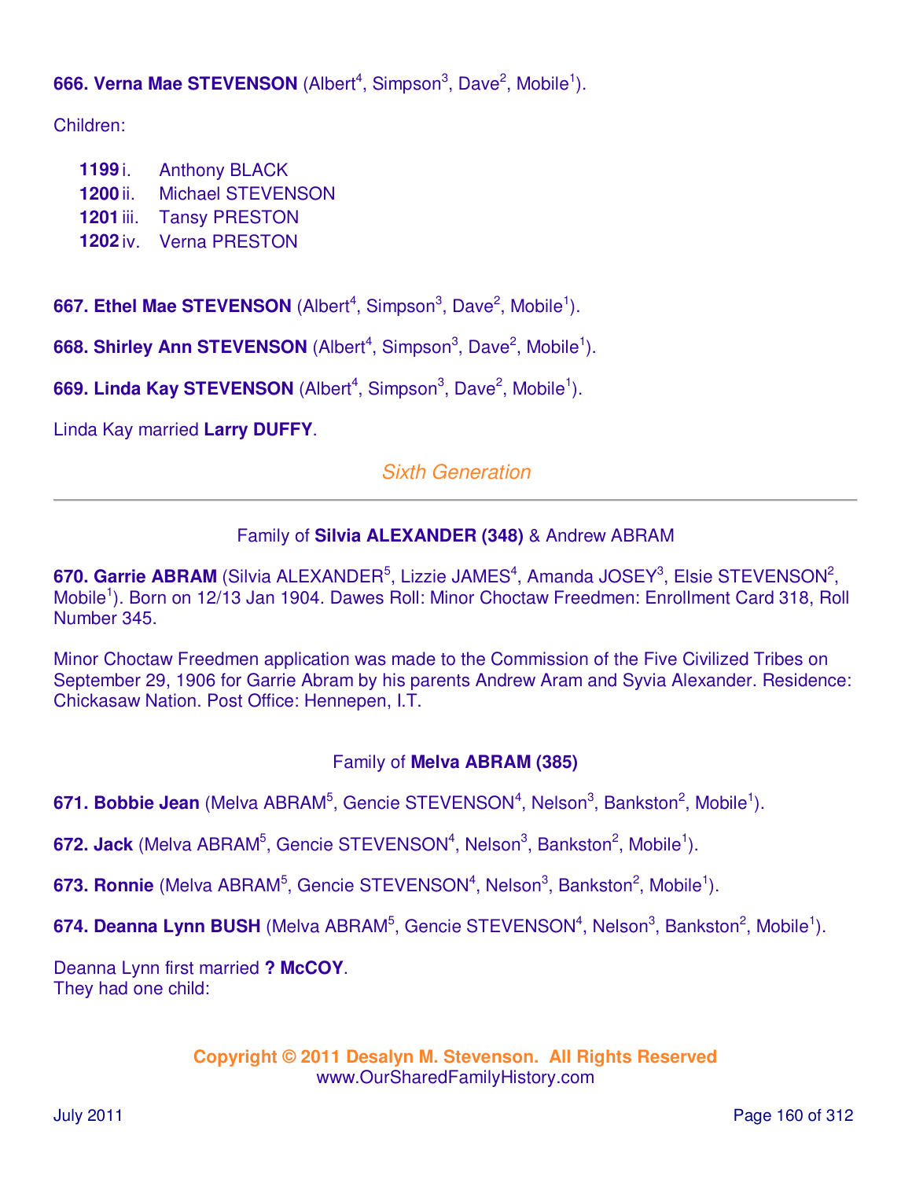**666. Verna Mae STEVENSON** (Albert[4], Simpson[3], Dave[2], Mobile[1]).

Children:

- **1199** i. Anthony BLACK
- **1200** ii. Michael STEVENSON
- **1201** iii. Tansy PRESTON
- **1202** iv. Verna PRESTON

**667. Ethel Mae STEVENSON** (Albert[4], Simpson[3], Dave[2], Mobile[1]).

**668. Shirley Ann STEVENSON** (Albert[4], Simpson[3], Dave[2], Mobile[1]).

**669. Linda Kay STEVENSON** (Albert[4], Simpson[3], Dave[2], Mobile[1]).

Linda Kay married **Larry DUFFY**.

## *Sixth Generation*

---

### Family of **Silvia ALEXANDER (348)** & Andrew ABRAM

**670. Garrie ABRAM** (Silvia ALEXANDER[5], Lizzie JAMES[4], Amanda JOSEY[3], Elsie STEVENSON[2], Mobile[1]). Born on 12/13 Jan 1904. Dawes Roll: Minor Choctaw Freedmen: Enrollment Card 318, Roll Number 345.

Minor Choctaw Freedmen application was made to the Commission of the Five Civilized Tribes on September 29, 1906 for Garrie Abram by his parents Andrew Aram and Syvia Alexander. Residence: Chickasaw Nation. Post Office: Hennepen, I.T.

### Family of **Melva ABRAM (385)**

**671. Bobbie Jean** (Melva ABRAM[5], Gencie STEVENSON[4], Nelson[3], Bankston[2], Mobile[1]).

**672. Jack** (Melva ABRAM[5], Gencie STEVENSON[4], Nelson[3], Bankston[2], Mobile[1]).

**673. Ronnie** (Melva ABRAM[5], Gencie STEVENSON[4], Nelson[3], Bankston[2], Mobile[1]).

**674. Deanna Lynn BUSH** (Melva ABRAM[5], Gencie STEVENSON[4], Nelson[3], Bankston[2], Mobile[1]).

Deanna Lynn first married **? McCOY**.
They had one child: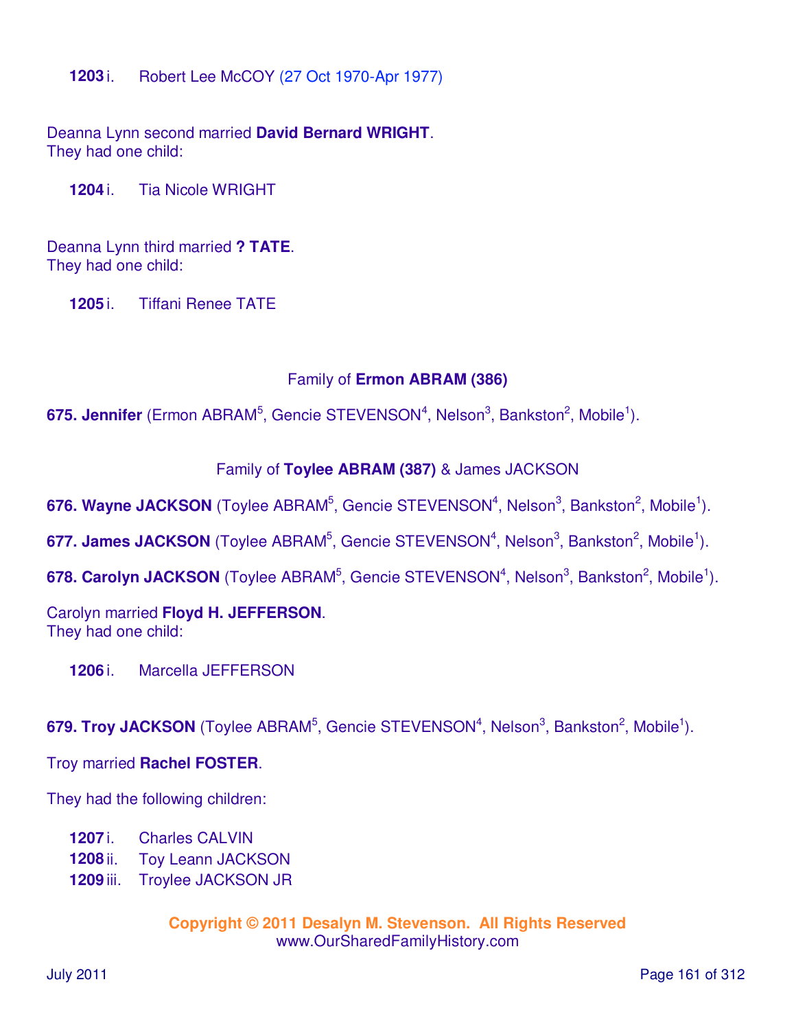**1203** i. Robert Lee McCOY (27 Oct 1970-Apr 1977)

Deanna Lynn second married **David Bernard WRIGHT**.
They had one child:

**1204** i. Tia Nicole WRIGHT

Deanna Lynn third married **? TATE**.
They had one child:

**1205** i. Tiffani Renee TATE

### Family of **Ermon ABRAM (386)**

**675. Jennifer** (Ermon ABRAM[5], Gencie STEVENSON[4], Nelson[3], Bankston[2], Mobile[1]).

### Family of **Toylee ABRAM (387)** & James JACKSON

**676. Wayne JACKSON** (Toylee ABRAM[5], Gencie STEVENSON[4], Nelson[3], Bankston[2], Mobile[1]).

**677. James JACKSON** (Toylee ABRAM[5], Gencie STEVENSON[4], Nelson[3], Bankston[2], Mobile[1]).

**678. Carolyn JACKSON** (Toylee ABRAM[5], Gencie STEVENSON[4], Nelson[3], Bankston[2], Mobile[1]).

Carolyn married **Floyd H. JEFFERSON**.
They had one child:

**1206** i. Marcella JEFFERSON

**679. Troy JACKSON** (Toylee ABRAM[5], Gencie STEVENSON[4], Nelson[3], Bankston[2], Mobile[1]).

Troy married **Rachel FOSTER**.

They had the following children:

**1207** i. Charles CALVIN
**1208** ii. Toy Leann JACKSON
**1209** iii. Troylee JACKSON JR

**Copyright © 2011 Desalyn M. Stevenson. All Rights Reserved**
www.OurSharedFamilyHistory.com

July 2011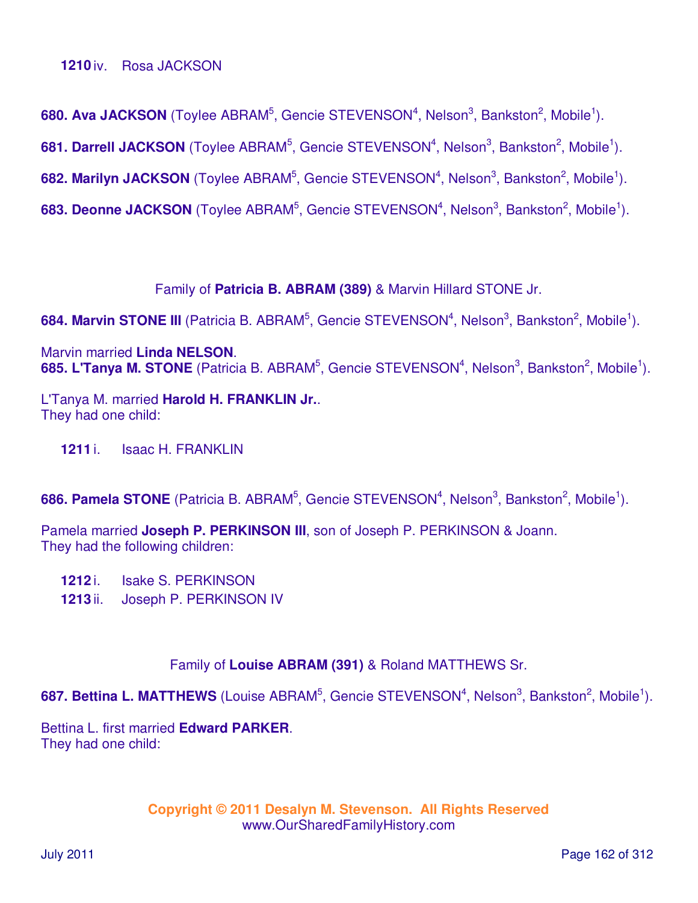**1210** iv. Rosa JACKSON

**680. Ava JACKSON** (Toylee ABRAM[5], Gencie STEVENSON[4], Nelson[3], Bankston[2], Mobile[1]).

**681. Darrell JACKSON** (Toylee ABRAM[5], Gencie STEVENSON[4], Nelson[3], Bankston[2], Mobile[1]).

**682. Marilyn JACKSON** (Toylee ABRAM[5], Gencie STEVENSON[4], Nelson[3], Bankston[2], Mobile[1]).

**683. Deonne JACKSON** (Toylee ABRAM[5], Gencie STEVENSON[4], Nelson[3], Bankston[2], Mobile[1]).

Family of **Patricia B. ABRAM (389)** & Marvin Hillard STONE Jr.

**684. Marvin STONE III** (Patricia B. ABRAM[5], Gencie STEVENSON[4], Nelson[3], Bankston[2], Mobile[1]).

Marvin married **Linda NELSON**.

**685. L'Tanya M. STONE** (Patricia B. ABRAM[5], Gencie STEVENSON[4], Nelson[3], Bankston[2], Mobile[1]).

L'Tanya M. married **Harold H. FRANKLIN Jr.**.
They had one child:

**1211** i. Isaac H. FRANKLIN

**686. Pamela STONE** (Patricia B. ABRAM[5], Gencie STEVENSON[4], Nelson[3], Bankston[2], Mobile[1]).

Pamela married **Joseph P. PERKINSON III**, son of Joseph P. PERKINSON & Joann.
They had the following children:

**1212** i. Isake S. PERKINSON
**1213** ii. Joseph P. PERKINSON IV

Family of **Louise ABRAM (391)** & Roland MATTHEWS Sr.

**687. Bettina L. MATTHEWS** (Louise ABRAM[5], Gencie STEVENSON[4], Nelson[3], Bankston[2], Mobile[1]).

Bettina L. first married **Edward PARKER**.
They had one child:

**Copyright © 2011 Desalyn M. Stevenson. All Rights Reserved**
www.OurSharedFamilyHistory.com

July 2011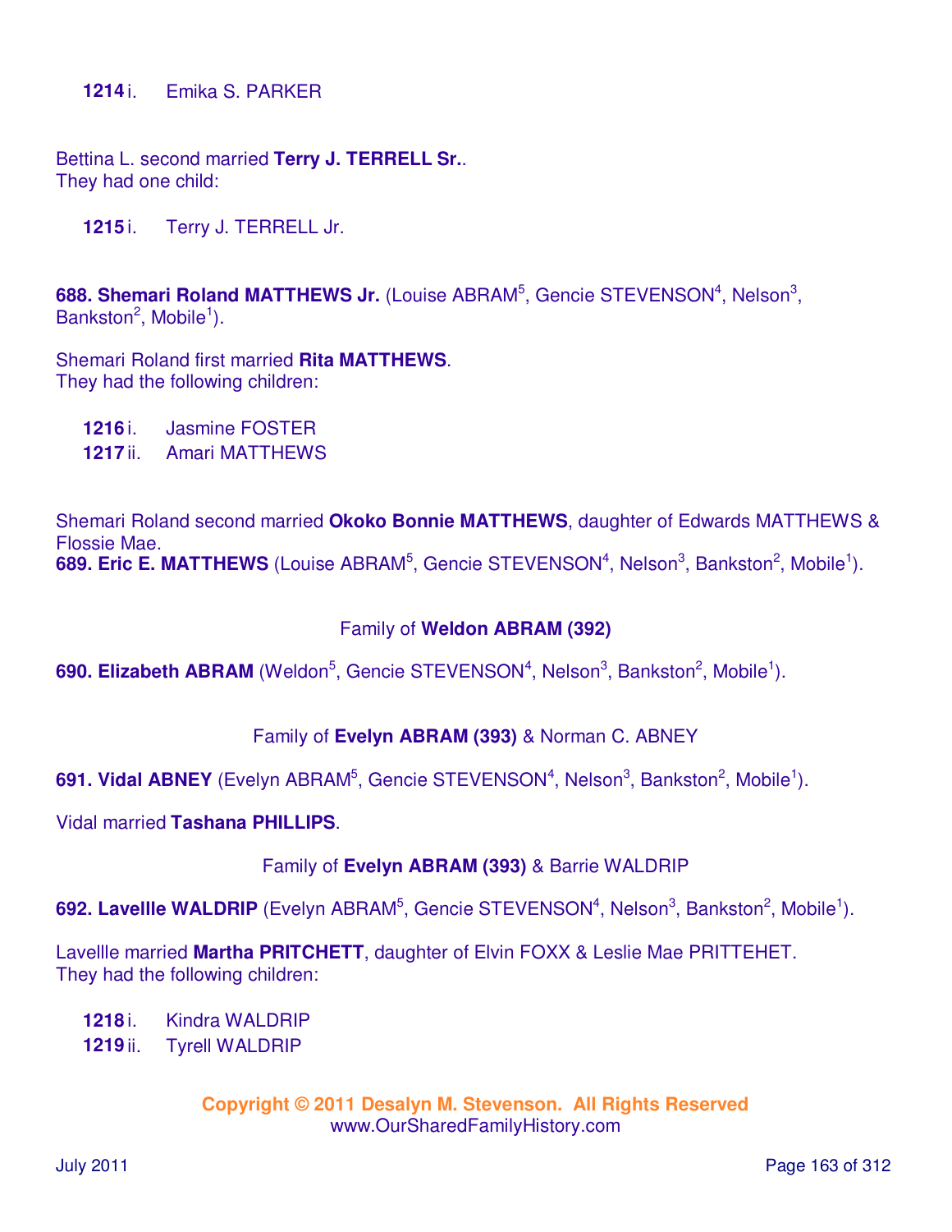**1214** i. Emika S. PARKER

Bettina L. second married **Terry J. TERRELL Sr.**.
They had one child:

**1215** i. Terry J. TERRELL Jr.

**688. Shemari Roland MATTHEWS Jr.** (Louise ABRAM$^5$, Gencie STEVENSON$^4$, Nelson$^3$, Bankston$^2$, Mobile$^1$).

Shemari Roland first married **Rita MATTHEWS**.
They had the following children:

**1216** i. Jasmine FOSTER
**1217** ii. Amari MATTHEWS

Shemari Roland second married **Okoko Bonnie MATTHEWS**, daughter of Edwards MATTHEWS & Flossie Mae.

**689. Eric E. MATTHEWS** (Louise ABRAM$^5$, Gencie STEVENSON$^4$, Nelson$^3$, Bankston$^2$, Mobile$^1$).

Family of **Weldon ABRAM (392)**

**690. Elizabeth ABRAM** (Weldon$^5$, Gencie STEVENSON$^4$, Nelson$^3$, Bankston$^2$, Mobile$^1$).

Family of **Evelyn ABRAM (393)** & Norman C. ABNEY

**691. Vidal ABNEY** (Evelyn ABRAM$^5$, Gencie STEVENSON$^4$, Nelson$^3$, Bankston$^2$, Mobile$^1$).

Vidal married **Tashana PHILLIPS**.

Family of **Evelyn ABRAM (393)** & Barrie WALDRIP

**692. Lavellle WALDRIP** (Evelyn ABRAM$^5$, Gencie STEVENSON$^4$, Nelson$^3$, Bankston$^2$, Mobile$^1$).

Lavellle married **Martha PRITCHETT**, daughter of Elvin FOXX & Leslie Mae PRITTEHET.
They had the following children:

**1218** i. Kindra WALDRIP
**1219** ii. Tyrell WALDRIP

**Copyright © 2011 Desalyn M. Stevenson. All Rights Reserved**
www.OurSharedFamilyHistory.com

July 2011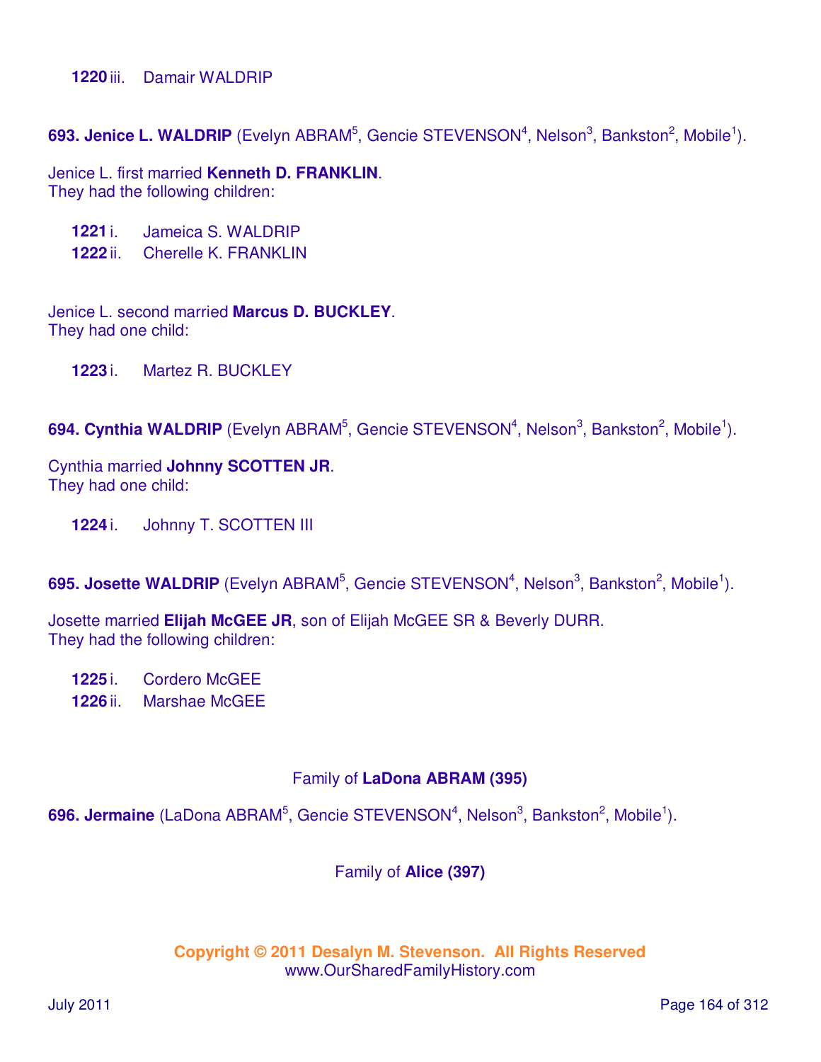**1220** iii. Damair WALDRIP

**693. Jenice L. WALDRIP** (Evelyn ABRAM[5], Gencie STEVENSON[4], Nelson[3], Bankston[2], Mobile[1]).

Jenice L. first married **Kenneth D. FRANKLIN**.
They had the following children:

**1221** i. Jameica S. WALDRIP
**1222** ii. Cherelle K. FRANKLIN

Jenice L. second married **Marcus D. BUCKLEY**.
They had one child:

**1223** i. Martez R. BUCKLEY

**694. Cynthia WALDRIP** (Evelyn ABRAM[5], Gencie STEVENSON[4], Nelson[3], Bankston[2], Mobile[1]).

Cynthia married **Johnny SCOTTEN JR**.
They had one child:

**1224** i. Johnny T. SCOTTEN III

**695. Josette WALDRIP** (Evelyn ABRAM[5], Gencie STEVENSON[4], Nelson[3], Bankston[2], Mobile[1]).

Josette married **Elijah McGEE JR**, son of Elijah McGEE SR & Beverly DURR.
They had the following children:

**1225** i. Cordero McGEE
**1226** ii. Marshae McGEE

Family of **LaDona ABRAM (395)**

**696. Jermaine** (LaDona ABRAM[5], Gencie STEVENSON[4], Nelson[3], Bankston[2], Mobile[1]).

Family of **Alice (397)**

**Copyright © 2011 Desalyn M. Stevenson. All Rights Reserved**
www.OurSharedFamilyHistory.com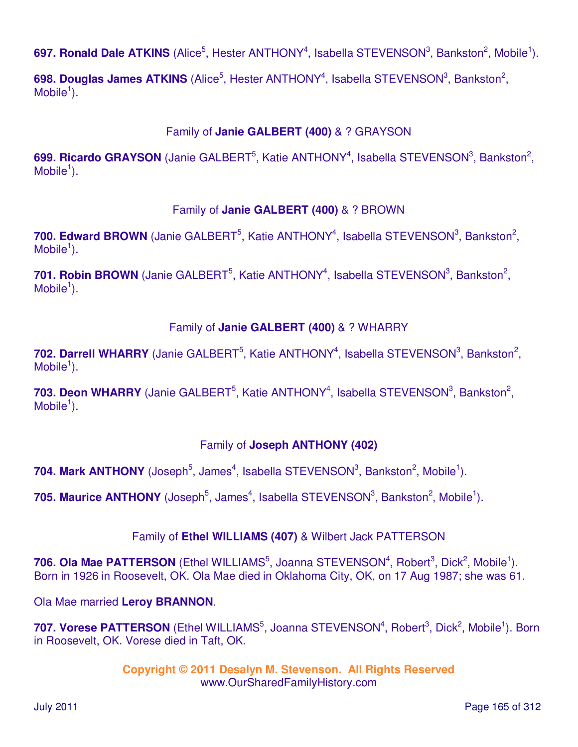**697. Ronald Dale ATKINS** (Alice[5], Hester ANTHONY[4], Isabella STEVENSON[3], Bankston[2], Mobile[1]).

**698. Douglas James ATKINS** (Alice[5], Hester ANTHONY[4], Isabella STEVENSON[3], Bankston[2], Mobile[1]).

Family of **Janie GALBERT (400)** & ? GRAYSON

**699. Ricardo GRAYSON** (Janie GALBERT[5], Katie ANTHONY[4], Isabella STEVENSON[3], Bankston[2], Mobile[1]).

Family of **Janie GALBERT (400)** & ? BROWN

**700. Edward BROWN** (Janie GALBERT[5], Katie ANTHONY[4], Isabella STEVENSON[3], Bankston[2], Mobile[1]).

**701. Robin BROWN** (Janie GALBERT[5], Katie ANTHONY[4], Isabella STEVENSON[3], Bankston[2], Mobile[1]).

Family of **Janie GALBERT (400)** & ? WHARRY

**702. Darrell WHARRY** (Janie GALBERT[5], Katie ANTHONY[4], Isabella STEVENSON[3], Bankston[2], Mobile[1]).

**703. Deon WHARRY** (Janie GALBERT[5], Katie ANTHONY[4], Isabella STEVENSON[3], Bankston[2], Mobile[1]).

Family of **Joseph ANTHONY (402)**

**704. Mark ANTHONY** (Joseph[5], James[4], Isabella STEVENSON[3], Bankston[2], Mobile[1]).

**705. Maurice ANTHONY** (Joseph[5], James[4], Isabella STEVENSON[3], Bankston[2], Mobile[1]).

Family of **Ethel WILLIAMS (407)** & Wilbert Jack PATTERSON

**706. Ola Mae PATTERSON** (Ethel WILLIAMS[5], Joanna STEVENSON[4], Robert[3], Dick[2], Mobile[1]). Born in 1926 in Roosevelt, OK. Ola Mae died in Oklahoma City, OK, on 17 Aug 1987; she was 61.

Ola Mae married **Leroy BRANNON**.

**707. Vorese PATTERSON** (Ethel WILLIAMS[5], Joanna STEVENSON[4], Robert[3], Dick[2], Mobile[1]). Born in Roosevelt, OK. Vorese died in Taft, OK.

**Copyright © 2011 Desalyn M. Stevenson. All Rights Reserved**
www.OurSharedFamilyHistory.com

July 2011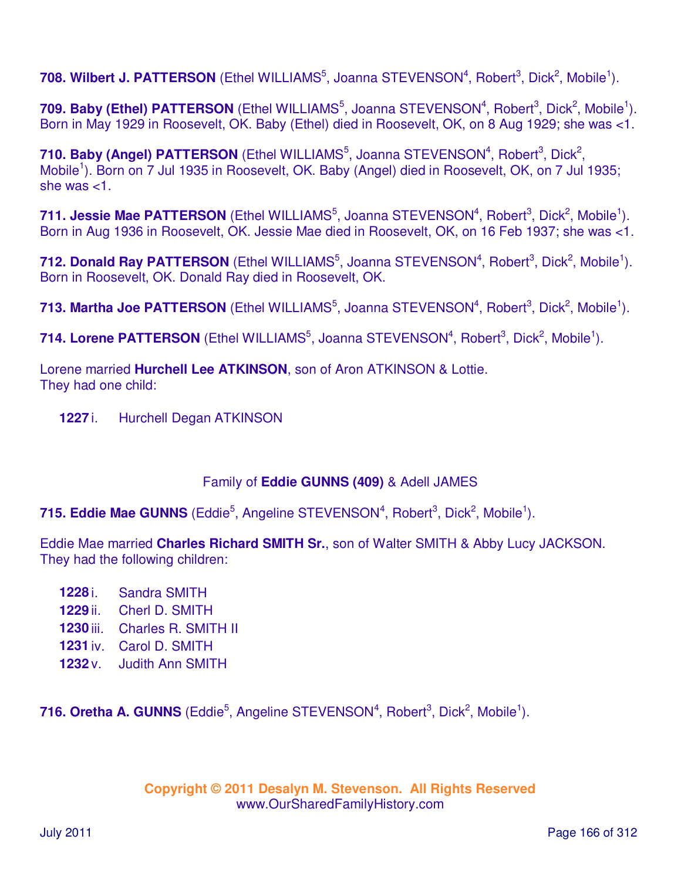**708. Wilbert J. PATTERSON** (Ethel WILLIAMS[5], Joanna STEVENSON[4], Robert[3], Dick[2], Mobile[1]).

**709. Baby (Ethel) PATTERSON** (Ethel WILLIAMS[5], Joanna STEVENSON[4], Robert[3], Dick[2], Mobile[1]). Born in May 1929 in Roosevelt, OK. Baby (Ethel) died in Roosevelt, OK, on 8 Aug 1929; she was <1.

**710. Baby (Angel) PATTERSON** (Ethel WILLIAMS[5], Joanna STEVENSON[4], Robert[3], Dick[2], Mobile[1]). Born on 7 Jul 1935 in Roosevelt, OK. Baby (Angel) died in Roosevelt, OK, on 7 Jul 1935; she was <1.

**711. Jessie Mae PATTERSON** (Ethel WILLIAMS[5], Joanna STEVENSON[4], Robert[3], Dick[2], Mobile[1]). Born in Aug 1936 in Roosevelt, OK. Jessie Mae died in Roosevelt, OK, on 16 Feb 1937; she was <1.

**712. Donald Ray PATTERSON** (Ethel WILLIAMS[5], Joanna STEVENSON[4], Robert[3], Dick[2], Mobile[1]). Born in Roosevelt, OK. Donald Ray died in Roosevelt, OK.

**713. Martha Joe PATTERSON** (Ethel WILLIAMS[5], Joanna STEVENSON[4], Robert[3], Dick[2], Mobile[1]).

**714. Lorene PATTERSON** (Ethel WILLIAMS[5], Joanna STEVENSON[4], Robert[3], Dick[2], Mobile[1]).

Lorene married **Hurchell Lee ATKINSON**, son of Aron ATKINSON & Lottie.
They had one child:

- **1227** i. Hurchell Degan ATKINSON

Family of **Eddie GUNNS (409)** & Adell JAMES

**715. Eddie Mae GUNNS** (Eddie[5], Angeline STEVENSON[4], Robert[3], Dick[2], Mobile[1]).

Eddie Mae married **Charles Richard SMITH Sr.**, son of Walter SMITH & Abby Lucy JACKSON.
They had the following children:

- **1228** i. Sandra SMITH
- **1229** ii. Cherl D. SMITH
- **1230** iii. Charles R. SMITH II
- **1231** iv. Carol D. SMITH
- **1232** v. Judith Ann SMITH

**716. Oretha A. GUNNS** (Eddie[5], Angeline STEVENSON[4], Robert[3], Dick[2], Mobile[1]).

**Copyright © 2011 Desalyn M. Stevenson. All Rights Reserved**
www.OurSharedFamilyHistory.com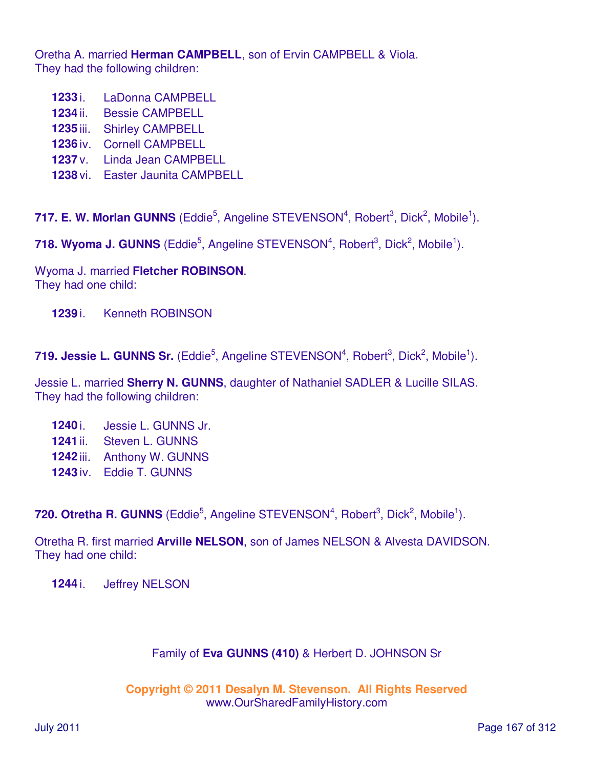Oretha A. married **Herman CAMPBELL**, son of Ervin CAMPBELL & Viola.
They had the following children:

- **1233** i. LaDonna CAMPBELL
- **1234** ii. Bessie CAMPBELL
- **1235** iii. Shirley CAMPBELL
- **1236** iv. Cornell CAMPBELL
- **1237** v. Linda Jean CAMPBELL
- **1238** vi. Easter Jaunita CAMPBELL

**717. E. W. Morlan GUNNS** (Eddie[5], Angeline STEVENSON[4], Robert[3], Dick[2], Mobile[1]).

**718. Wyoma J. GUNNS** (Eddie[5], Angeline STEVENSON[4], Robert[3], Dick[2], Mobile[1]).

Wyoma J. married **Fletcher ROBINSON**.
They had one child:

- **1239** i. Kenneth ROBINSON

**719. Jessie L. GUNNS Sr.** (Eddie[5], Angeline STEVENSON[4], Robert[3], Dick[2], Mobile[1]).

Jessie L. married **Sherry N. GUNNS**, daughter of Nathaniel SADLER & Lucille SILAS.
They had the following children:

- **1240** i. Jessie L. GUNNS Jr.
- **1241** ii. Steven L. GUNNS
- **1242** iii. Anthony W. GUNNS
- **1243** iv. Eddie T. GUNNS

**720. Otretha R. GUNNS** (Eddie[5], Angeline STEVENSON[4], Robert[3], Dick[2], Mobile[1]).

Otretha R. first married **Arville NELSON**, son of James NELSON & Alvesta DAVIDSON.
They had one child:

- **1244** i. Jeffrey NELSON

Family of **Eva GUNNS (410)** & Herbert D. JOHNSON Sr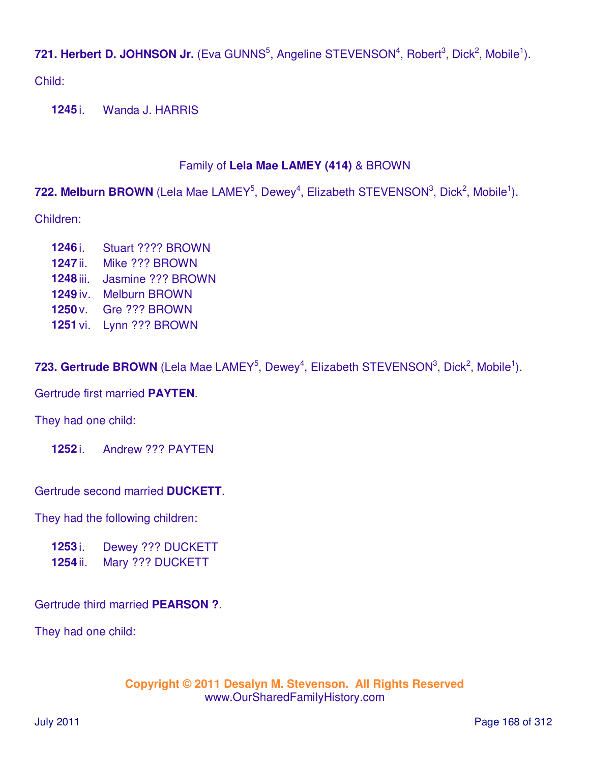**721. Herbert D. JOHNSON Jr.** (Eva GUNNS[5], Angeline STEVENSON[4], Robert[3], Dick[2], Mobile[1]).

Child:

**1245** i. Wanda J. HARRIS

Family of **Lela Mae LAMEY (414)** & BROWN

**722. Melburn BROWN** (Lela Mae LAMEY[5], Dewey[4], Elizabeth STEVENSON[3], Dick[2], Mobile[1]).

Children:

**1246** i. Stuart ???? BROWN
**1247** ii. Mike ??? BROWN
**1248** iii. Jasmine ??? BROWN
**1249** iv. Melburn BROWN
**1250** v. Gre ??? BROWN
**1251** vi. Lynn ??? BROWN

**723. Gertrude BROWN** (Lela Mae LAMEY[5], Dewey[4], Elizabeth STEVENSON[3], Dick[2], Mobile[1]).

Gertrude first married **PAYTEN**.

They had one child:

**1252** i. Andrew ??? PAYTEN

Gertrude second married **DUCKETT**.

They had the following children:

**1253** i. Dewey ??? DUCKETT
**1254** ii. Mary ??? DUCKETT

Gertrude third married **PEARSON ?**.

They had one child:

**Copyright © 2011 Desalyn M. Stevenson. All Rights Reserved**
www.OurSharedFamilyHistory.com

July 2011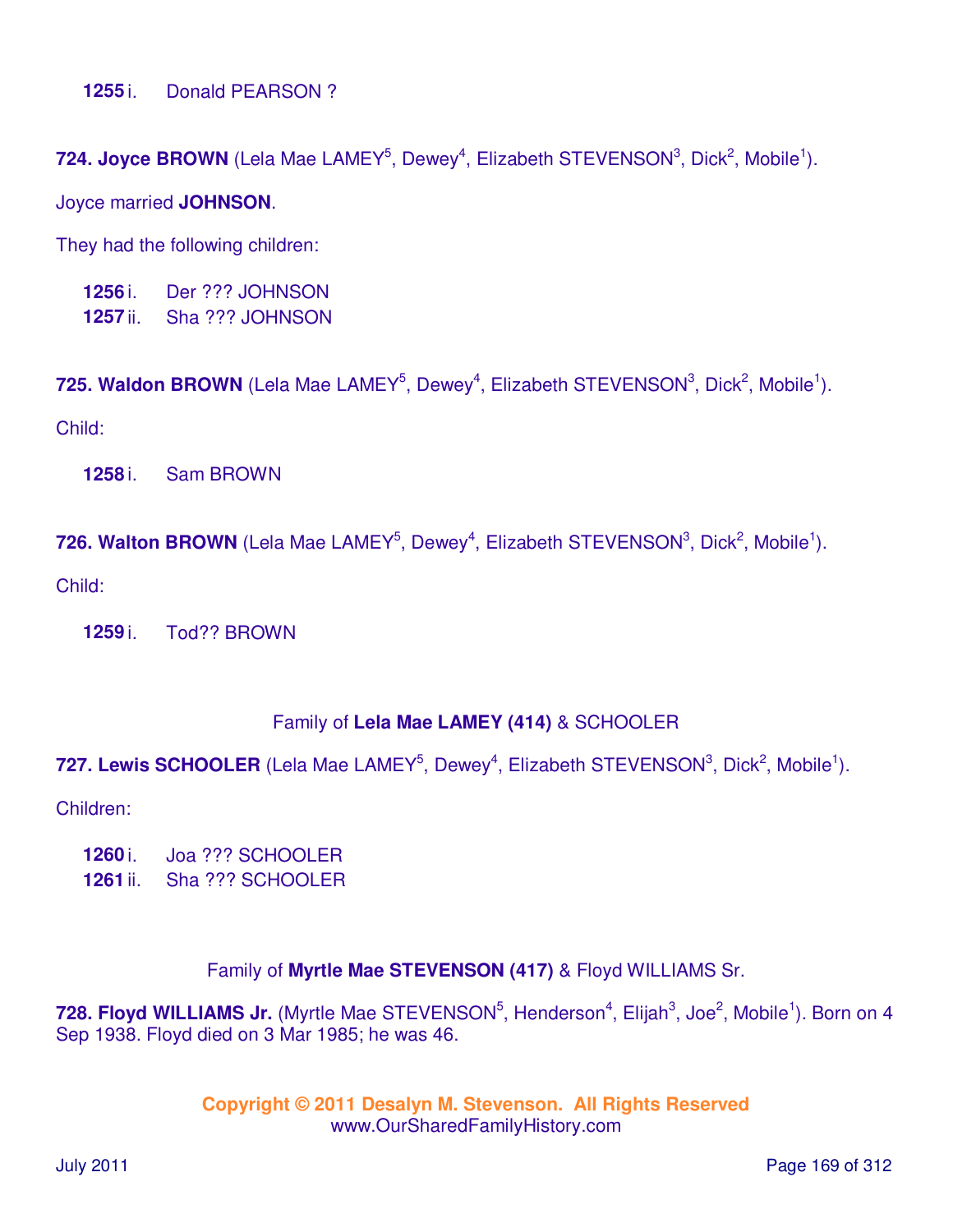**1255** i. Donald PEARSON ?

**724. Joyce BROWN** (Lela Mae LAMEY[5], Dewey[4], Elizabeth STEVENSON[3], Dick[2], Mobile[1]).

Joyce married **JOHNSON**.

They had the following children:

**1256** i. Der ??? JOHNSON
**1257** ii. Sha ??? JOHNSON

**725. Waldon BROWN** (Lela Mae LAMEY[5], Dewey[4], Elizabeth STEVENSON[3], Dick[2], Mobile[1]).

Child:

**1258** i. Sam BROWN

**726. Walton BROWN** (Lela Mae LAMEY[5], Dewey[4], Elizabeth STEVENSON[3], Dick[2], Mobile[1]).

Child:

**1259** i. Tod?? BROWN

Family of **Lela Mae LAMEY (414)** & SCHOOLER

**727. Lewis SCHOOLER** (Lela Mae LAMEY[5], Dewey[4], Elizabeth STEVENSON[3], Dick[2], Mobile[1]).

Children:

**1260** i. Joa ??? SCHOOLER
**1261** ii. Sha ??? SCHOOLER

Family of **Myrtle Mae STEVENSON (417)** & Floyd WILLIAMS Sr.

**728. Floyd WILLIAMS Jr.** (Myrtle Mae STEVENSON[5], Henderson[4], Elijah[3], Joe[2], Mobile[1]). Born on 4 Sep 1938. Floyd died on 3 Mar 1985; he was 46.

**Copyright © 2011 Desalyn M. Stevenson. All Rights Reserved**
www.OurSharedFamilyHistory.com

July 2011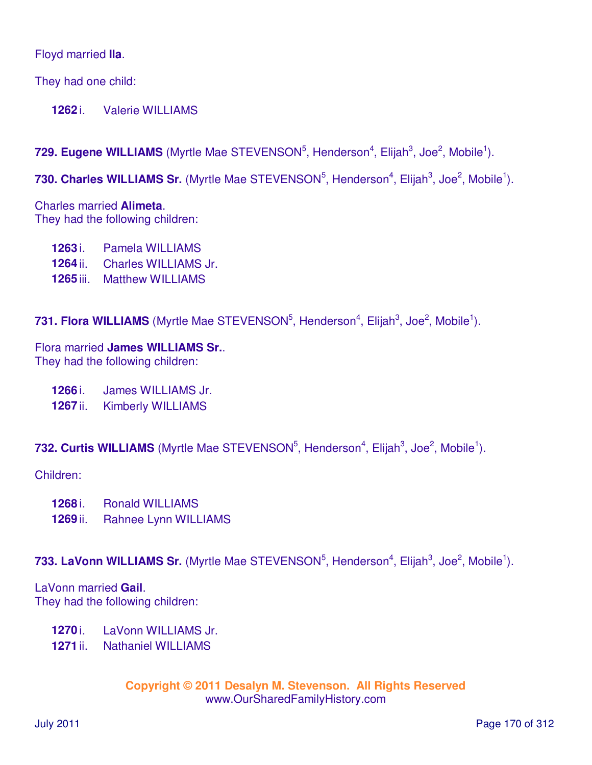Floyd married **Ila**.

They had one child:

**1262** i. Valerie WILLIAMS

**729. Eugene WILLIAMS** (Myrtle Mae STEVENSON[5], Henderson[4], Elijah[3], Joe[2], Mobile[1]).

**730. Charles WILLIAMS Sr.** (Myrtle Mae STEVENSON[5], Henderson[4], Elijah[3], Joe[2], Mobile[1]).

Charles married **Alimeta**.
They had the following children:

**1263** i. Pamela WILLIAMS
**1264** ii. Charles WILLIAMS Jr.
**1265** iii. Matthew WILLIAMS

**731. Flora WILLIAMS** (Myrtle Mae STEVENSON[5], Henderson[4], Elijah[3], Joe[2], Mobile[1]).

Flora married **James WILLIAMS Sr.**.
They had the following children:

**1266** i. James WILLIAMS Jr.
**1267** ii. Kimberly WILLIAMS

**732. Curtis WILLIAMS** (Myrtle Mae STEVENSON[5], Henderson[4], Elijah[3], Joe[2], Mobile[1]).

Children:

**1268** i. Ronald WILLIAMS
**1269** ii. Rahnee Lynn WILLIAMS

**733. LaVonn WILLIAMS Sr.** (Myrtle Mae STEVENSON[5], Henderson[4], Elijah[3], Joe[2], Mobile[1]).

LaVonn married **Gail**.
They had the following children:

**1270** i. LaVonn WILLIAMS Jr.
**1271** ii. Nathaniel WILLIAMS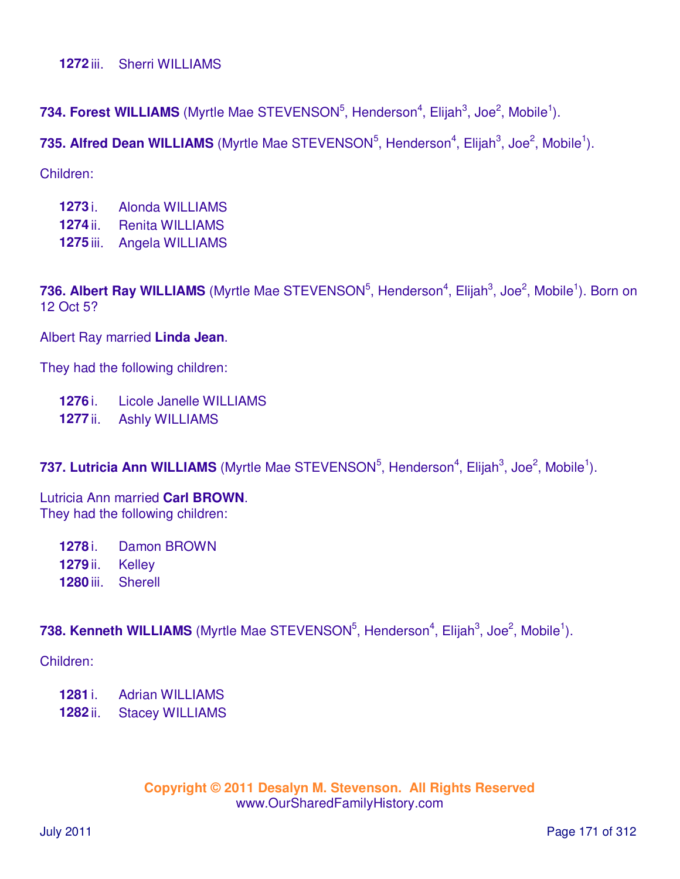**1272** iii. Sherri WILLIAMS

**734. Forest WILLIAMS** (Myrtle Mae STEVENSON[5], Henderson[4], Elijah[3], Joe[2], Mobile[1]).

**735. Alfred Dean WILLIAMS** (Myrtle Mae STEVENSON[5], Henderson[4], Elijah[3], Joe[2], Mobile[1]).

Children:

**1273** i. Alonda WILLIAMS
**1274** ii. Renita WILLIAMS
**1275** iii. Angela WILLIAMS

**736. Albert Ray WILLIAMS** (Myrtle Mae STEVENSON[5], Henderson[4], Elijah[3], Joe[2], Mobile[1]). Born on 12 Oct 5?

Albert Ray married **Linda Jean**.

They had the following children:

**1276** i. Licole Janelle WILLIAMS
**1277** ii. Ashly WILLIAMS

**737. Lutricia Ann WILLIAMS** (Myrtle Mae STEVENSON[5], Henderson[4], Elijah[3], Joe[2], Mobile[1]).

Lutricia Ann married **Carl BROWN**.
They had the following children:

**1278** i. Damon BROWN
**1279** ii. Kelley
**1280** iii. Sherell

**738. Kenneth WILLIAMS** (Myrtle Mae STEVENSON[5], Henderson[4], Elijah[3], Joe[2], Mobile[1]).

Children:

**1281** i. Adrian WILLIAMS
**1282** ii. Stacey WILLIAMS

**Copyright © 2011 Desalyn M. Stevenson. All Rights Reserved**
www.OurSharedFamilyHistory.com

July 2011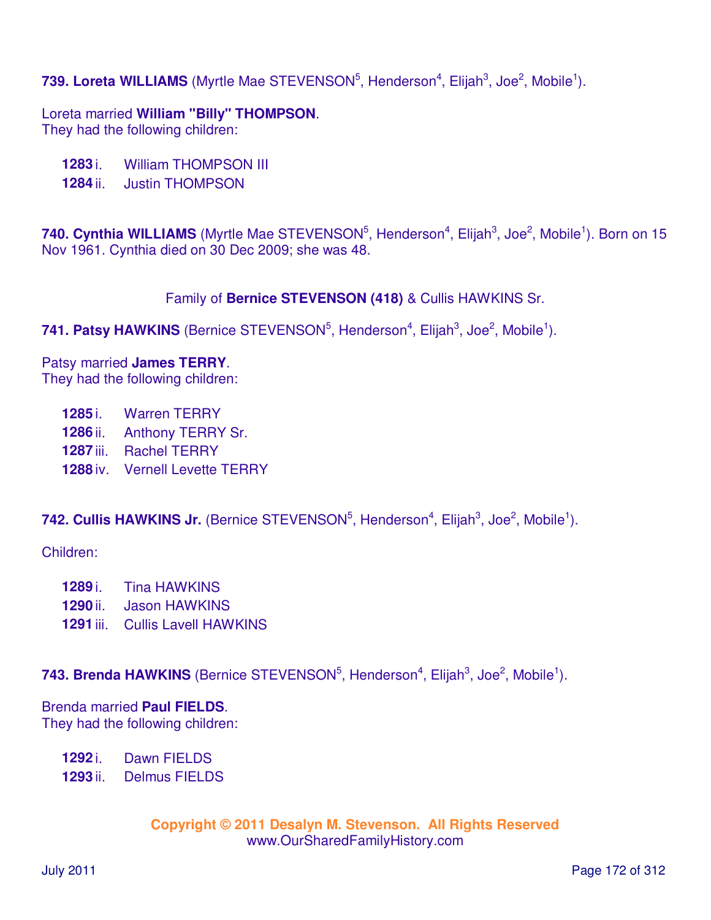**739. Loreta WILLIAMS** (Myrtle Mae STEVENSON[5], Henderson[4], Elijah[3], Joe[2], Mobile[1]).

Loreta married **William "Billy" THOMPSON**.
They had the following children:

- **1283** i. William THOMPSON III
- **1284** ii. Justin THOMPSON

**740. Cynthia WILLIAMS** (Myrtle Mae STEVENSON[5], Henderson[4], Elijah[3], Joe[2], Mobile[1]). Born on 15 Nov 1961. Cynthia died on 30 Dec 2009; she was 48.

Family of **Bernice STEVENSON (418)** & Cullis HAWKINS Sr.

**741. Patsy HAWKINS** (Bernice STEVENSON[5], Henderson[4], Elijah[3], Joe[2], Mobile[1]).

Patsy married **James TERRY**.
They had the following children:

- **1285** i. Warren TERRY
- **1286** ii. Anthony TERRY Sr.
- **1287** iii. Rachel TERRY
- **1288** iv. Vernell Levette TERRY

**742. Cullis HAWKINS Jr.** (Bernice STEVENSON[5], Henderson[4], Elijah[3], Joe[2], Mobile[1]).

Children:

- **1289** i. Tina HAWKINS
- **1290** ii. Jason HAWKINS
- **1291** iii. Cullis Lavell HAWKINS

**743. Brenda HAWKINS** (Bernice STEVENSON[5], Henderson[4], Elijah[3], Joe[2], Mobile[1]).

Brenda married **Paul FIELDS**.
They had the following children:

- **1292** i. Dawn FIELDS
- **1293** ii. Delmus FIELDS

**Copyright © 2011 Desalyn M. Stevenson. All Rights Reserved**
www.OurSharedFamilyHistory.com

July 2011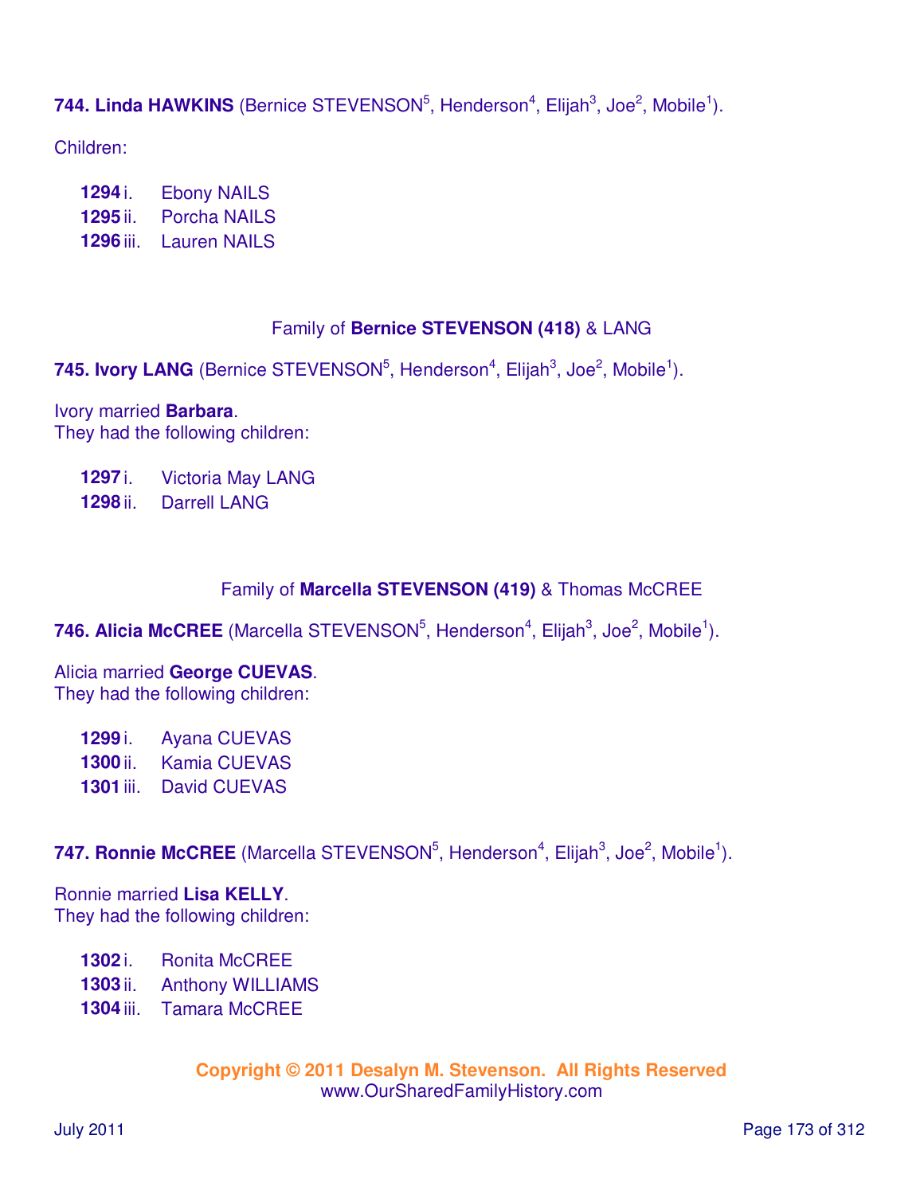**744. Linda HAWKINS** (Bernice STEVENSON[5], Henderson[4], Elijah[3], Joe[2], Mobile[1]).

Children:

- **1294** i. Ebony NAILS
- **1295** ii. Porcha NAILS
- **1296** iii. Lauren NAILS

Family of **Bernice STEVENSON (418)** & LANG

**745. Ivory LANG** (Bernice STEVENSON[5], Henderson[4], Elijah[3], Joe[2], Mobile[1]).

Ivory married **Barbara**.
They had the following children:

- **1297** i. Victoria May LANG
- **1298** ii. Darrell LANG

Family of **Marcella STEVENSON (419)** & Thomas McCREE

**746. Alicia McCREE** (Marcella STEVENSON[5], Henderson[4], Elijah[3], Joe[2], Mobile[1]).

Alicia married **George CUEVAS**.
They had the following children:

- **1299** i. Ayana CUEVAS
- **1300** ii. Kamia CUEVAS
- **1301** iii. David CUEVAS

**747. Ronnie McCREE** (Marcella STEVENSON[5], Henderson[4], Elijah[3], Joe[2], Mobile[1]).

Ronnie married **Lisa KELLY**.
They had the following children:

- **1302** i. Ronita McCREE
- **1303** ii. Anthony WILLIAMS
- **1304** iii. Tamara McCREE

**Copyright © 2011 Desalyn M. Stevenson. All Rights Reserved**
www.OurSharedFamilyHistory.com

July 2011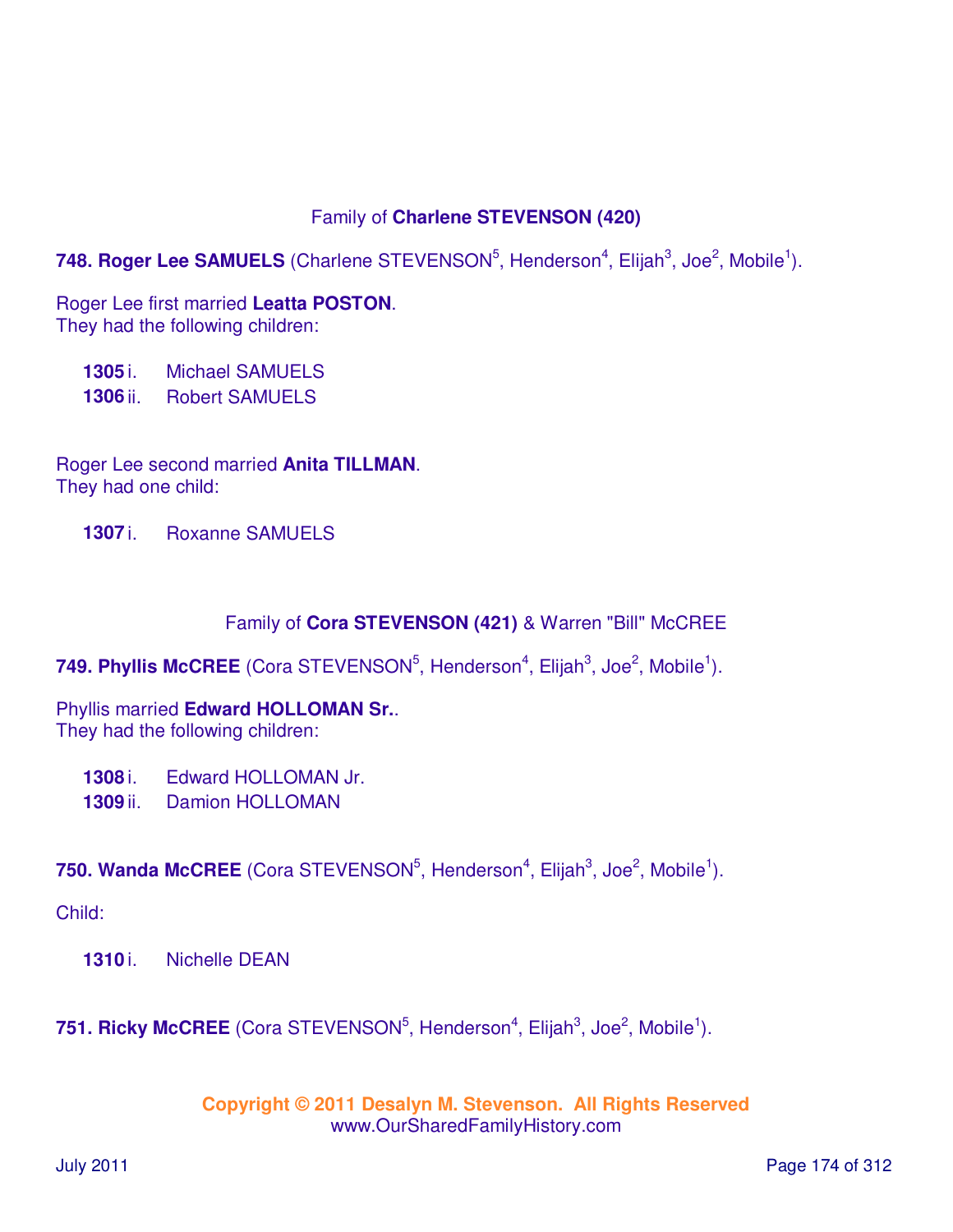Family of **Charlene STEVENSON (420)**

**748. Roger Lee SAMUELS** (Charlene STEVENSON[5], Henderson[4], Elijah[3], Joe[2], Mobile[1]).

Roger Lee first married **Leatta POSTON**.
They had the following children:

- **1305** i. Michael SAMUELS
- **1306** ii. Robert SAMUELS

Roger Lee second married **Anita TILLMAN**.
They had one child:

- **1307** i. Roxanne SAMUELS

Family of **Cora STEVENSON (421)** & Warren "Bill" McCREE

**749. Phyllis McCREE** (Cora STEVENSON[5], Henderson[4], Elijah[3], Joe[2], Mobile[1]).

Phyllis married **Edward HOLLOMAN Sr.**.
They had the following children:

- **1308** i. Edward HOLLOMAN Jr.
- **1309** ii. Damion HOLLOMAN

**750. Wanda McCREE** (Cora STEVENSON[5], Henderson[4], Elijah[3], Joe[2], Mobile[1]).

Child:

- **1310** i. Nichelle DEAN

**751. Ricky McCREE** (Cora STEVENSON[5], Henderson[4], Elijah[3], Joe[2], Mobile[1]).

**Copyright © 2011 Desalyn M. Stevenson. All Rights Reserved**
www.OurSharedFamilyHistory.com

July 2011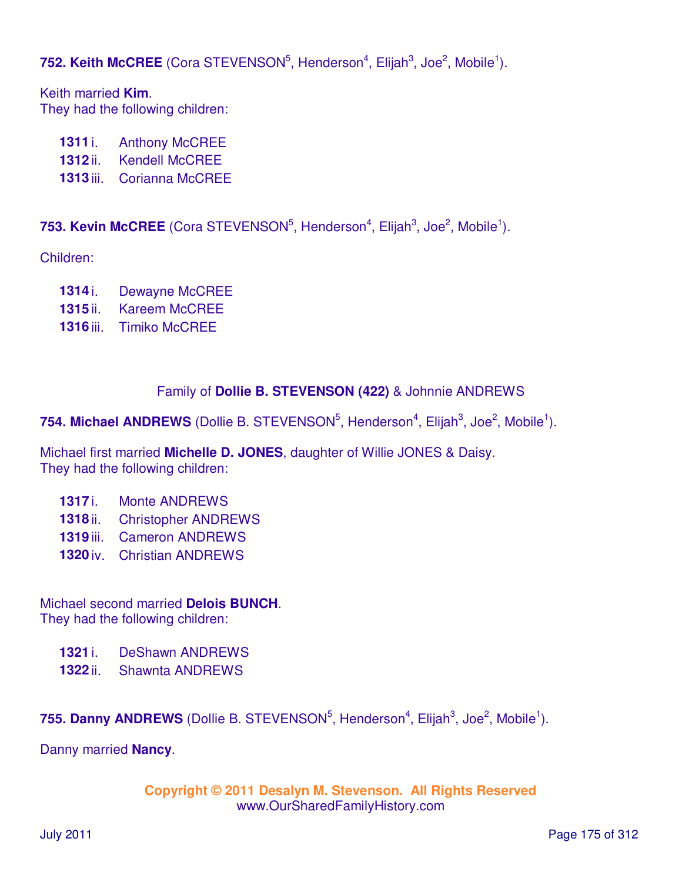**752. Keith McCREE** (Cora STEVENSON[5], Henderson[4], Elijah[3], Joe[2], Mobile[1]).

Keith married **Kim**.
They had the following children:

- **1311** i. Anthony McCREE
- **1312** ii. Kendell McCREE
- **1313** iii. Corianna McCREE

**753. Kevin McCREE** (Cora STEVENSON[5], Henderson[4], Elijah[3], Joe[2], Mobile[1]).

Children:

- **1314** i. Dewayne McCREE
- **1315** ii. Kareem McCREE
- **1316** iii. Timiko McCREE

Family of **Dollie B. STEVENSON (422)** & Johnnie ANDREWS

**754. Michael ANDREWS** (Dollie B. STEVENSON[5], Henderson[4], Elijah[3], Joe[2], Mobile[1]).

Michael first married **Michelle D. JONES**, daughter of Willie JONES & Daisy.
They had the following children:

- **1317** i. Monte ANDREWS
- **1318** ii. Christopher ANDREWS
- **1319** iii. Cameron ANDREWS
- **1320** iv. Christian ANDREWS

Michael second married **Delois BUNCH**.
They had the following children:

- **1321** i. DeShawn ANDREWS
- **1322** ii. Shawnta ANDREWS

**755. Danny ANDREWS** (Dollie B. STEVENSON[5], Henderson[4], Elijah[3], Joe[2], Mobile[1]).

Danny married **Nancy**.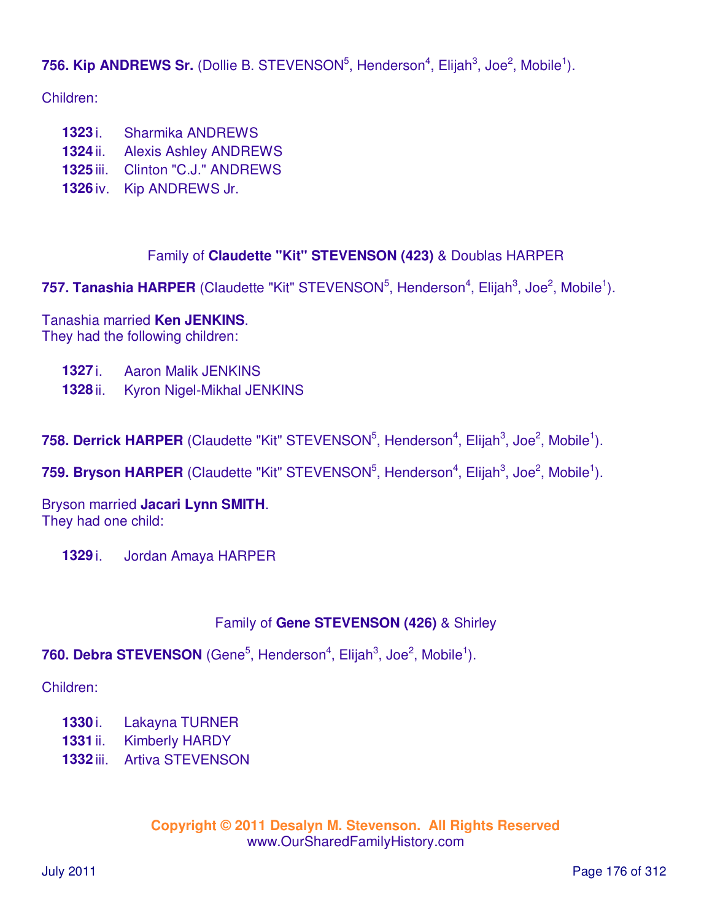**756. Kip ANDREWS Sr.** (Dollie B. STEVENSON[5], Henderson[4], Elijah[3], Joe[2], Mobile[1]).

Children:

- **1323** i. Sharmika ANDREWS
- **1324** ii. Alexis Ashley ANDREWS
- **1325** iii. Clinton "C.J." ANDREWS
- **1326** iv. Kip ANDREWS Jr.

## Family of **Claudette "Kit" STEVENSON (423)** & Doublas HARPER

**757. Tanashia HARPER** (Claudette "Kit" STEVENSON[5], Henderson[4], Elijah[3], Joe[2], Mobile[1]).

Tanashia married **Ken JENKINS**.
They had the following children:

- **1327** i. Aaron Malik JENKINS
- **1328** ii. Kyron Nigel-Mikhal JENKINS

**758. Derrick HARPER** (Claudette "Kit" STEVENSON[5], Henderson[4], Elijah[3], Joe[2], Mobile[1]).

**759. Bryson HARPER** (Claudette "Kit" STEVENSON[5], Henderson[4], Elijah[3], Joe[2], Mobile[1]).

Bryson married **Jacari Lynn SMITH**.
They had one child:

- **1329** i. Jordan Amaya HARPER

## Family of **Gene STEVENSON (426)** & Shirley

**760. Debra STEVENSON** (Gene[5], Henderson[4], Elijah[3], Joe[2], Mobile[1]).

Children:

- **1330** i. Lakayna TURNER
- **1331** ii. Kimberly HARDY
- **1332** iii. Artiva STEVENSON

Copyright © 2011 Desalyn M. Stevenson. All Rights Reserved
www.OurSharedFamilyHistory.com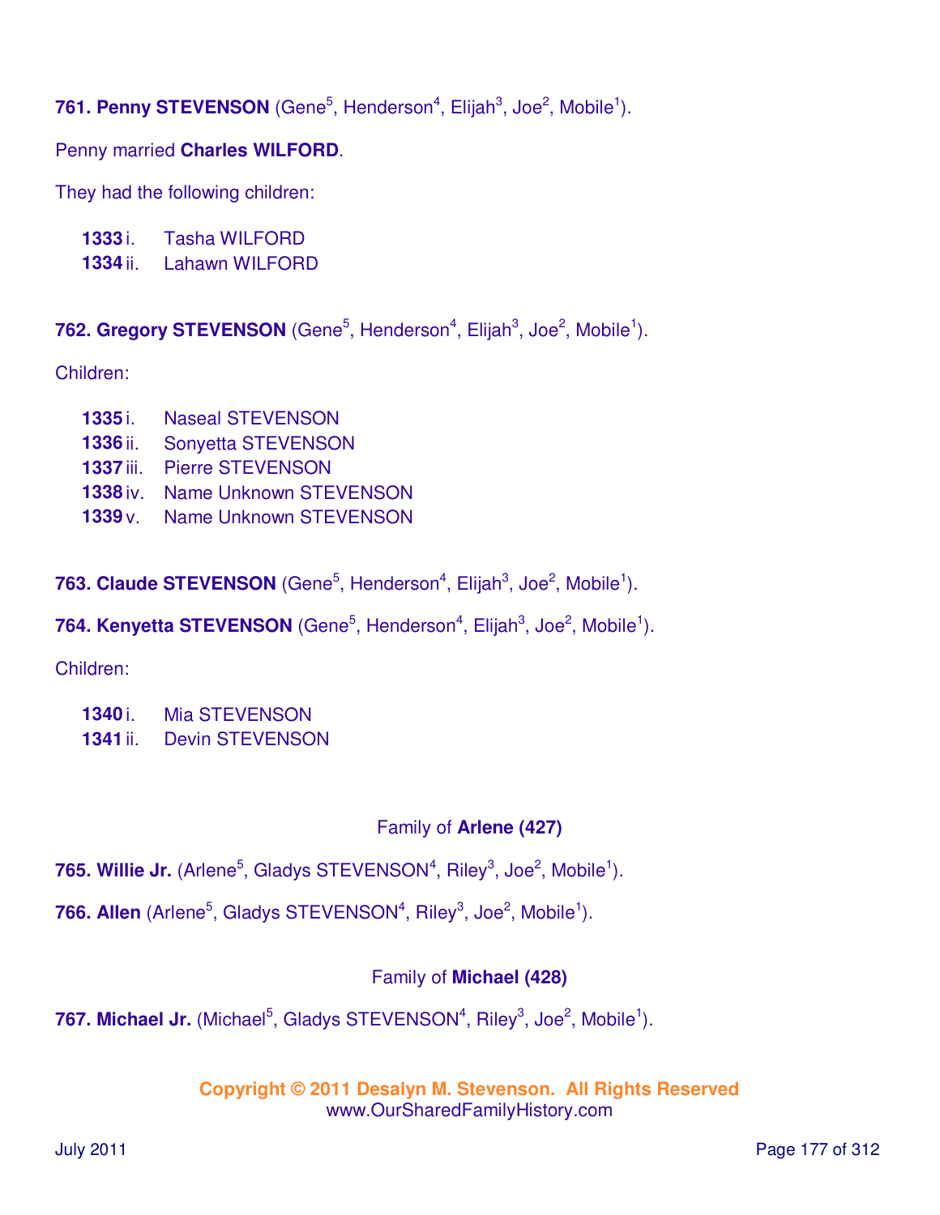**761. Penny STEVENSON** (Gene[5], Henderson[4], Elijah[3], Joe[2], Mobile[1]).

Penny married **Charles WILFORD**.

They had the following children:

**1333** i. Tasha WILFORD
**1334** ii. Lahawn WILFORD

**762. Gregory STEVENSON** (Gene[5], Henderson[4], Elijah[3], Joe[2], Mobile[1]).

Children:

**1335** i. Naseal STEVENSON
**1336** ii. Sonyetta STEVENSON
**1337** iii. Pierre STEVENSON
**1338** iv. Name Unknown STEVENSON
**1339** v. Name Unknown STEVENSON

**763. Claude STEVENSON** (Gene[5], Henderson[4], Elijah[3], Joe[2], Mobile[1]).

**764. Kenyetta STEVENSON** (Gene[5], Henderson[4], Elijah[3], Joe[2], Mobile[1]).

Children:

**1340** i. Mia STEVENSON
**1341** ii. Devin STEVENSON

Family of **Arlene (427)**

**765. Willie Jr.** (Arlene[5], Gladys STEVENSON[4], Riley[3], Joe[2], Mobile[1]).

**766. Allen** (Arlene[5], Gladys STEVENSON[4], Riley[3], Joe[2], Mobile[1]).

Family of **Michael (428)**

**767. Michael Jr.** (Michael[5], Gladys STEVENSON[4], Riley[3], Joe[2], Mobile[1]).

**Copyright © 2011 Desalyn M. Stevenson. All Rights Reserved**
www.OurSharedFamilyHistory.com

July 2011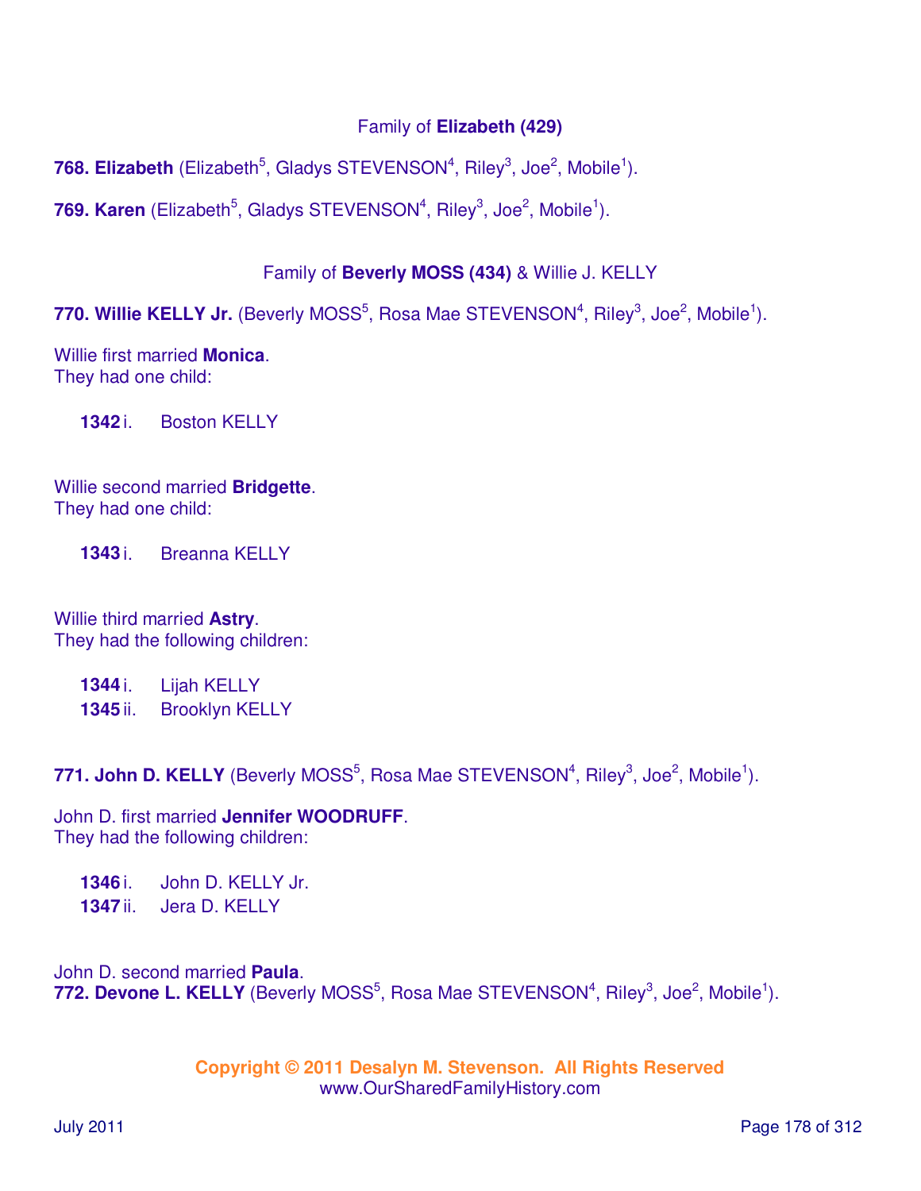### Family of **Elizabeth (429)**

**768. Elizabeth** (Elizabeth$^5$, Gladys STEVENSON$^4$, Riley$^3$, Joe$^2$, Mobile$^1$).

**769. Karen** (Elizabeth$^5$, Gladys STEVENSON$^4$, Riley$^3$, Joe$^2$, Mobile$^1$).

### Family of **Beverly MOSS (434)** & Willie J. KELLY

**770. Willie KELLY Jr.** (Beverly MOSS$^5$, Rosa Mae STEVENSON$^4$, Riley$^3$, Joe$^2$, Mobile$^1$).

Willie first married **Monica**.
They had one child:

- **1342** i. Boston KELLY

Willie second married **Bridgette**.
They had one child:

- **1343** i. Breanna KELLY

Willie third married **Astry**.
They had the following children:

- **1344** i. Lijah KELLY
- **1345** ii. Brooklyn KELLY

**771. John D. KELLY** (Beverly MOSS$^5$, Rosa Mae STEVENSON$^4$, Riley$^3$, Joe$^2$, Mobile$^1$).

John D. first married **Jennifer WOODRUFF**.
They had the following children:

- **1346** i. John D. KELLY Jr.
- **1347** ii. Jera D. KELLY

John D. second married **Paula**.

**772. Devone L. KELLY** (Beverly MOSS$^5$, Rosa Mae STEVENSON$^4$, Riley$^3$, Joe$^2$, Mobile$^1$).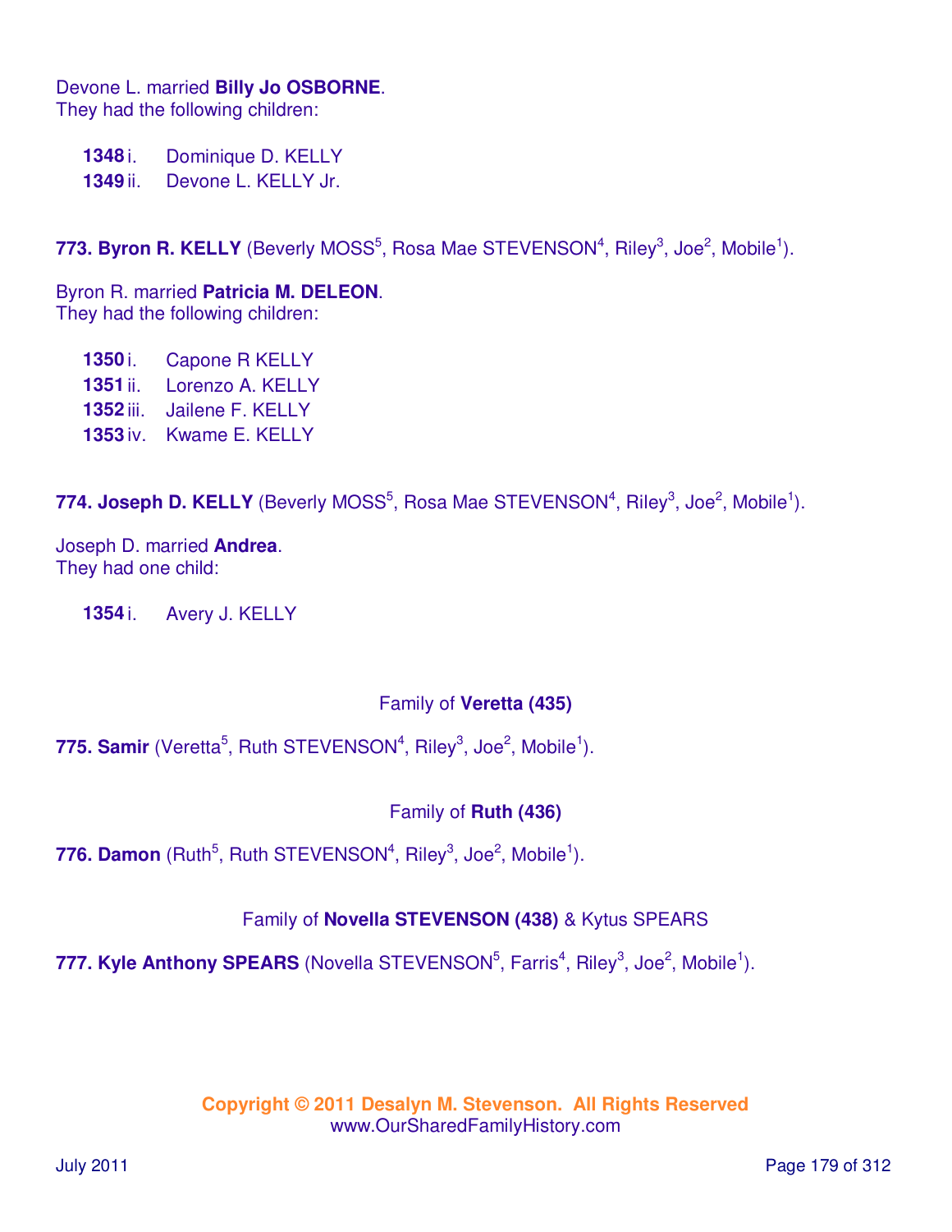Devone L. married **Billy Jo OSBORNE**.
They had the following children:

- **1348** i. Dominique D. KELLY
- **1349** ii. Devone L. KELLY Jr.

**773. Byron R. KELLY** (Beverly MOSS$^{5}$, Rosa Mae STEVENSON$^{4}$, Riley$^{3}$, Joe$^{2}$, Mobile$^{1}$).

Byron R. married **Patricia M. DELEON**.
They had the following children:

- **1350** i. Capone R KELLY
- **1351** ii. Lorenzo A. KELLY
- **1352** iii. Jailene F. KELLY
- **1353** iv. Kwame E. KELLY

**774. Joseph D. KELLY** (Beverly MOSS$^{5}$, Rosa Mae STEVENSON$^{4}$, Riley$^{3}$, Joe$^{2}$, Mobile$^{1}$).

Joseph D. married **Andrea**.
They had one child:

- **1354** i. Avery J. KELLY

Family of **Veretta (435)**

**775. Samir** (Veretta$^{5}$, Ruth STEVENSON$^{4}$, Riley$^{3}$, Joe$^{2}$, Mobile$^{1}$).

Family of **Ruth (436)**

**776. Damon** (Ruth$^{5}$, Ruth STEVENSON$^{4}$, Riley$^{3}$, Joe$^{2}$, Mobile$^{1}$).

Family of **Novella STEVENSON (438)** & Kytus SPEARS

**777. Kyle Anthony SPEARS** (Novella STEVENSON$^{5}$, Farris$^{4}$, Riley$^{3}$, Joe$^{2}$, Mobile$^{1}$).

**Copyright © 2011 Desalyn M. Stevenson. All Rights Reserved**
www.OurSharedFamilyHistory.com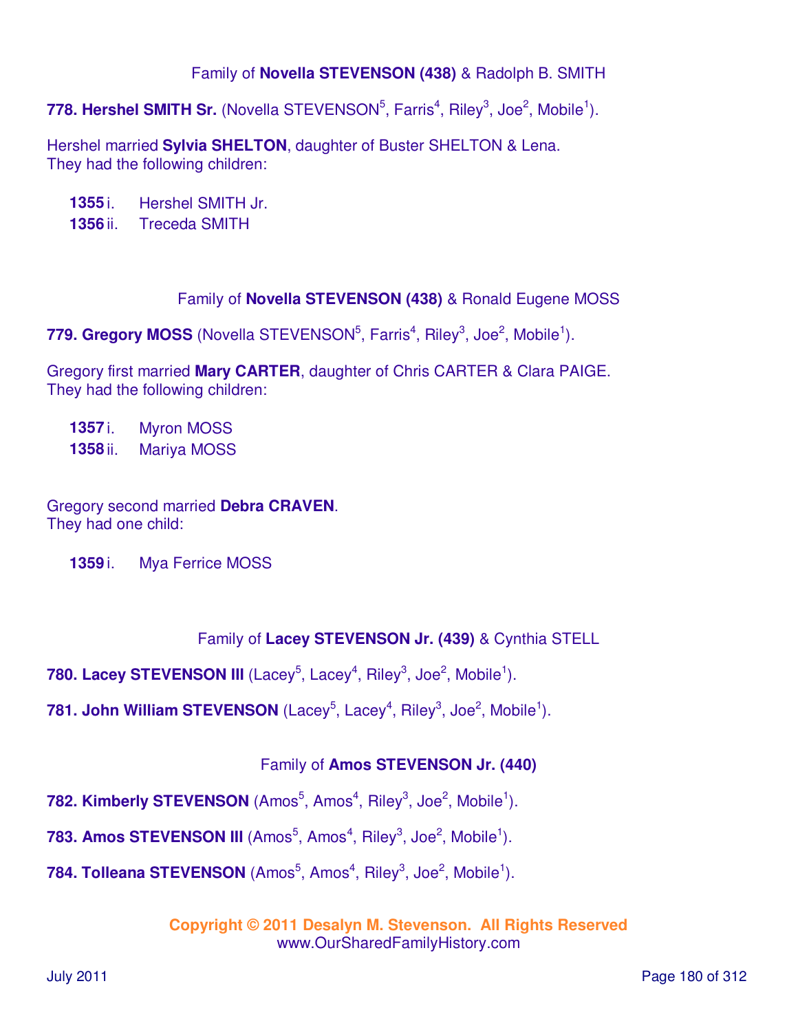### Family of **Novella STEVENSON (438)** & Radolph B. SMITH

**778. Hershel SMITH Sr.** (Novella STEVENSON[5], Farris[4], Riley[3], Joe[2], Mobile[1]).

Hershel married **Sylvia SHELTON**, daughter of Buster SHELTON & Lena.
They had the following children:

- **1355** i. Hershel SMITH Jr.
- **1356** ii. Treceda SMITH

### Family of **Novella STEVENSON (438)** & Ronald Eugene MOSS

**779. Gregory MOSS** (Novella STEVENSON[5], Farris[4], Riley[3], Joe[2], Mobile[1]).

Gregory first married **Mary CARTER**, daughter of Chris CARTER & Clara PAIGE.
They had the following children:

- **1357** i. Myron MOSS
- **1358** ii. Mariya MOSS

Gregory second married **Debra CRAVEN**.
They had one child:

- **1359** i. Mya Ferrice MOSS

### Family of **Lacey STEVENSON Jr. (439)** & Cynthia STELL

**780. Lacey STEVENSON III** (Lacey[5], Lacey[4], Riley[3], Joe[2], Mobile[1]).

**781. John William STEVENSON** (Lacey[5], Lacey[4], Riley[3], Joe[2], Mobile[1]).

### Family of **Amos STEVENSON Jr. (440)**

**782. Kimberly STEVENSON** (Amos[5], Amos[4], Riley[3], Joe[2], Mobile[1]).

**783. Amos STEVENSON III** (Amos[5], Amos[4], Riley[3], Joe[2], Mobile[1]).

**784. Tolleana STEVENSON** (Amos[5], Amos[4], Riley[3], Joe[2], Mobile[1]).

**Copyright © 2011 Desalyn M. Stevenson. All Rights Reserved**
www.OurSharedFamilyHistory.com

July 2011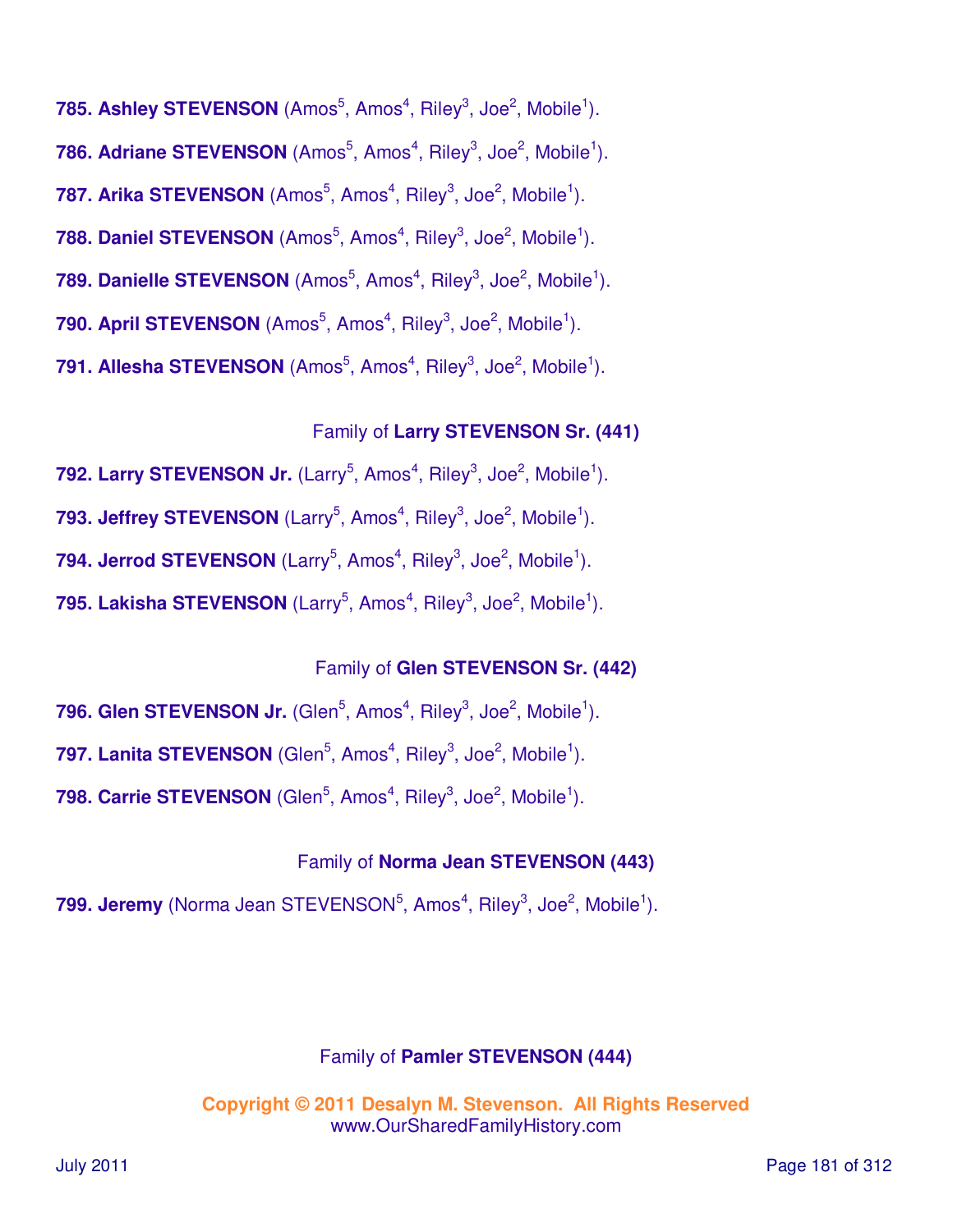**785. Ashley STEVENSON** (Amos[5], Amos[4], Riley[3], Joe[2], Mobile[1]).

**786. Adriane STEVENSON** (Amos[5], Amos[4], Riley[3], Joe[2], Mobile[1]).

**787. Arika STEVENSON** (Amos[5], Amos[4], Riley[3], Joe[2], Mobile[1]).

**788. Daniel STEVENSON** (Amos[5], Amos[4], Riley[3], Joe[2], Mobile[1]).

**789. Danielle STEVENSON** (Amos[5], Amos[4], Riley[3], Joe[2], Mobile[1]).

**790. April STEVENSON** (Amos[5], Amos[4], Riley[3], Joe[2], Mobile[1]).

**791. Allesha STEVENSON** (Amos[5], Amos[4], Riley[3], Joe[2], Mobile[1]).

Family of **Larry STEVENSON Sr. (441)**

**792. Larry STEVENSON Jr.** (Larry[5], Amos[4], Riley[3], Joe[2], Mobile[1]).

**793. Jeffrey STEVENSON** (Larry[5], Amos[4], Riley[3], Joe[2], Mobile[1]).

**794. Jerrod STEVENSON** (Larry[5], Amos[4], Riley[3], Joe[2], Mobile[1]).

**795. Lakisha STEVENSON** (Larry[5], Amos[4], Riley[3], Joe[2], Mobile[1]).

Family of **Glen STEVENSON Sr. (442)**

**796. Glen STEVENSON Jr.** (Glen[5], Amos[4], Riley[3], Joe[2], Mobile[1]).

**797. Lanita STEVENSON** (Glen[5], Amos[4], Riley[3], Joe[2], Mobile[1]).

**798. Carrie STEVENSON** (Glen[5], Amos[4], Riley[3], Joe[2], Mobile[1]).

Family of **Norma Jean STEVENSON (443)**

**799. Jeremy** (Norma Jean STEVENSON[5], Amos[4], Riley[3], Joe[2], Mobile[1]).

Family of **Pamler STEVENSON (444)**

**Copyright © 2011 Desalyn M. Stevenson. All Rights Reserved**
www.OurSharedFamilyHistory.com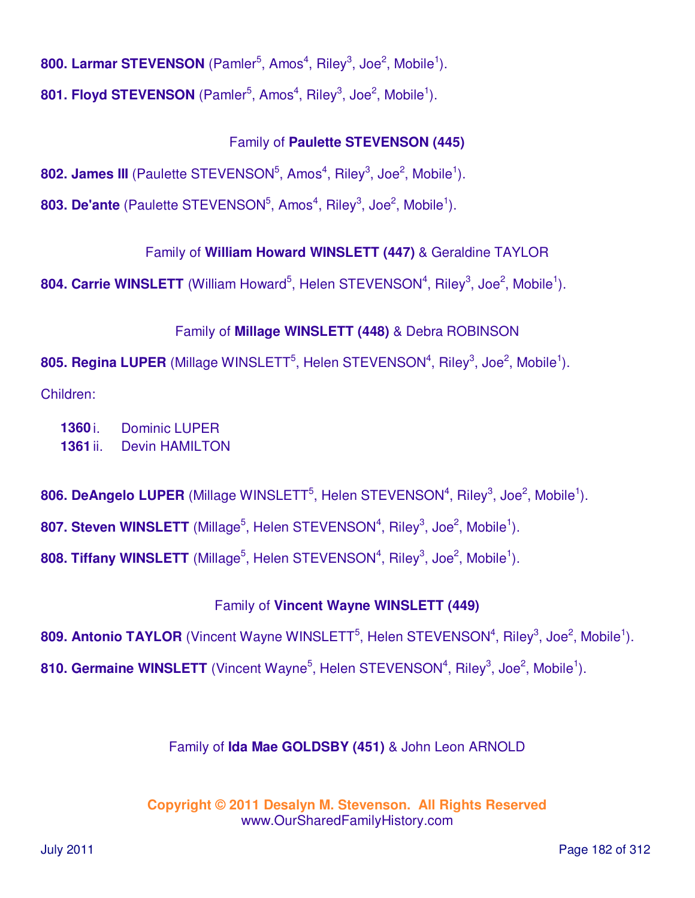**800. Larmar STEVENSON** (Pamler[5], Amos[4], Riley[3], Joe[2], Mobile[1]).

**801. Floyd STEVENSON** (Pamler[5], Amos[4], Riley[3], Joe[2], Mobile[1]).

Family of **Paulette STEVENSON (445)**

**802. James III** (Paulette STEVENSON[5], Amos[4], Riley[3], Joe[2], Mobile[1]).

**803. De'ante** (Paulette STEVENSON[5], Amos[4], Riley[3], Joe[2], Mobile[1]).

Family of **William Howard WINSLETT (447)** & Geraldine TAYLOR

**804. Carrie WINSLETT** (William Howard[5], Helen STEVENSON[4], Riley[3], Joe[2], Mobile[1]).

Family of **Millage WINSLETT (448)** & Debra ROBINSON

**805. Regina LUPER** (Millage WINSLETT[5], Helen STEVENSON[4], Riley[3], Joe[2], Mobile[1]).

Children:

- **1360** i. Dominic LUPER
- **1361** ii. Devin HAMILTON

**806. DeAngelo LUPER** (Millage WINSLETT[5], Helen STEVENSON[4], Riley[3], Joe[2], Mobile[1]).

**807. Steven WINSLETT** (Millage[5], Helen STEVENSON[4], Riley[3], Joe[2], Mobile[1]).

**808. Tiffany WINSLETT** (Millage[5], Helen STEVENSON[4], Riley[3], Joe[2], Mobile[1]).

Family of **Vincent Wayne WINSLETT (449)**

**809. Antonio TAYLOR** (Vincent Wayne WINSLETT[5], Helen STEVENSON[4], Riley[3], Joe[2], Mobile[1]).

**810. Germaine WINSLETT** (Vincent Wayne[5], Helen STEVENSON[4], Riley[3], Joe[2], Mobile[1]).

Family of **Ida Mae GOLDSBY (451)** & John Leon ARNOLD

**Copyright © 2011 Desalyn M. Stevenson. All Rights Reserved**
www.OurSharedFamilyHistory.com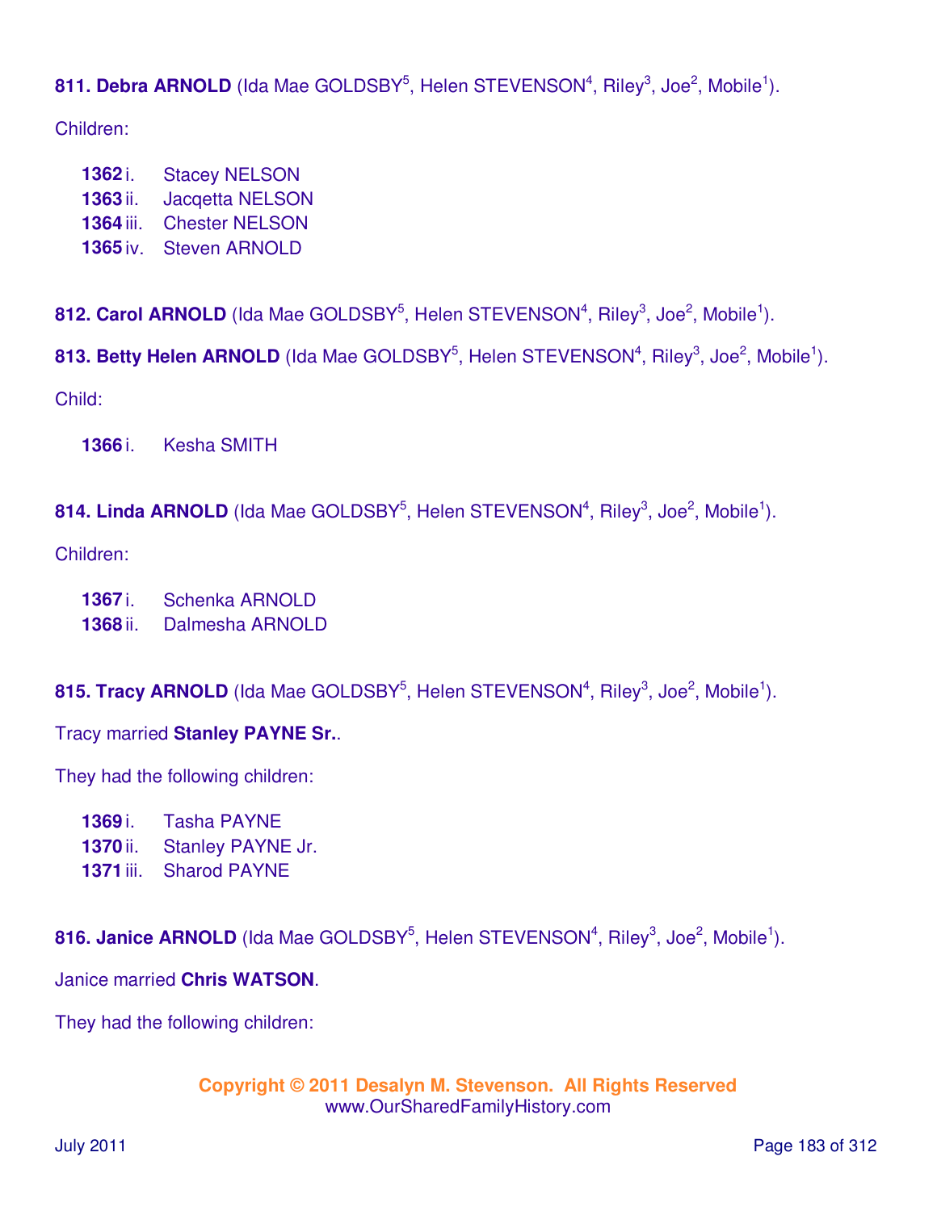**811. Debra ARNOLD** (Ida Mae GOLDSBY[5], Helen STEVENSON[4], Riley[3], Joe[2], Mobile[1]).

Children:

**1362** i. Stacey NELSON
**1363** ii. Jacqetta NELSON
**1364** iii. Chester NELSON
**1365** iv. Steven ARNOLD

**812. Carol ARNOLD** (Ida Mae GOLDSBY[5], Helen STEVENSON[4], Riley[3], Joe[2], Mobile[1]).

**813. Betty Helen ARNOLD** (Ida Mae GOLDSBY[5], Helen STEVENSON[4], Riley[3], Joe[2], Mobile[1]).

Child:

**1366** i. Kesha SMITH

**814. Linda ARNOLD** (Ida Mae GOLDSBY[5], Helen STEVENSON[4], Riley[3], Joe[2], Mobile[1]).

Children:

**1367** i. Schenka ARNOLD
**1368** ii. Dalmesha ARNOLD

**815. Tracy ARNOLD** (Ida Mae GOLDSBY[5], Helen STEVENSON[4], Riley[3], Joe[2], Mobile[1]).

Tracy married **Stanley PAYNE Sr.**.

They had the following children:

**1369** i. Tasha PAYNE
**1370** ii. Stanley PAYNE Jr.
**1371** iii. Sharod PAYNE

**816. Janice ARNOLD** (Ida Mae GOLDSBY[5], Helen STEVENSON[4], Riley[3], Joe[2], Mobile[1]).

Janice married **Chris WATSON**.

They had the following children:

**Copyright © 2011 Desalyn M. Stevenson. All Rights Reserved**
www.OurSharedFamilyHistory.com

July 2011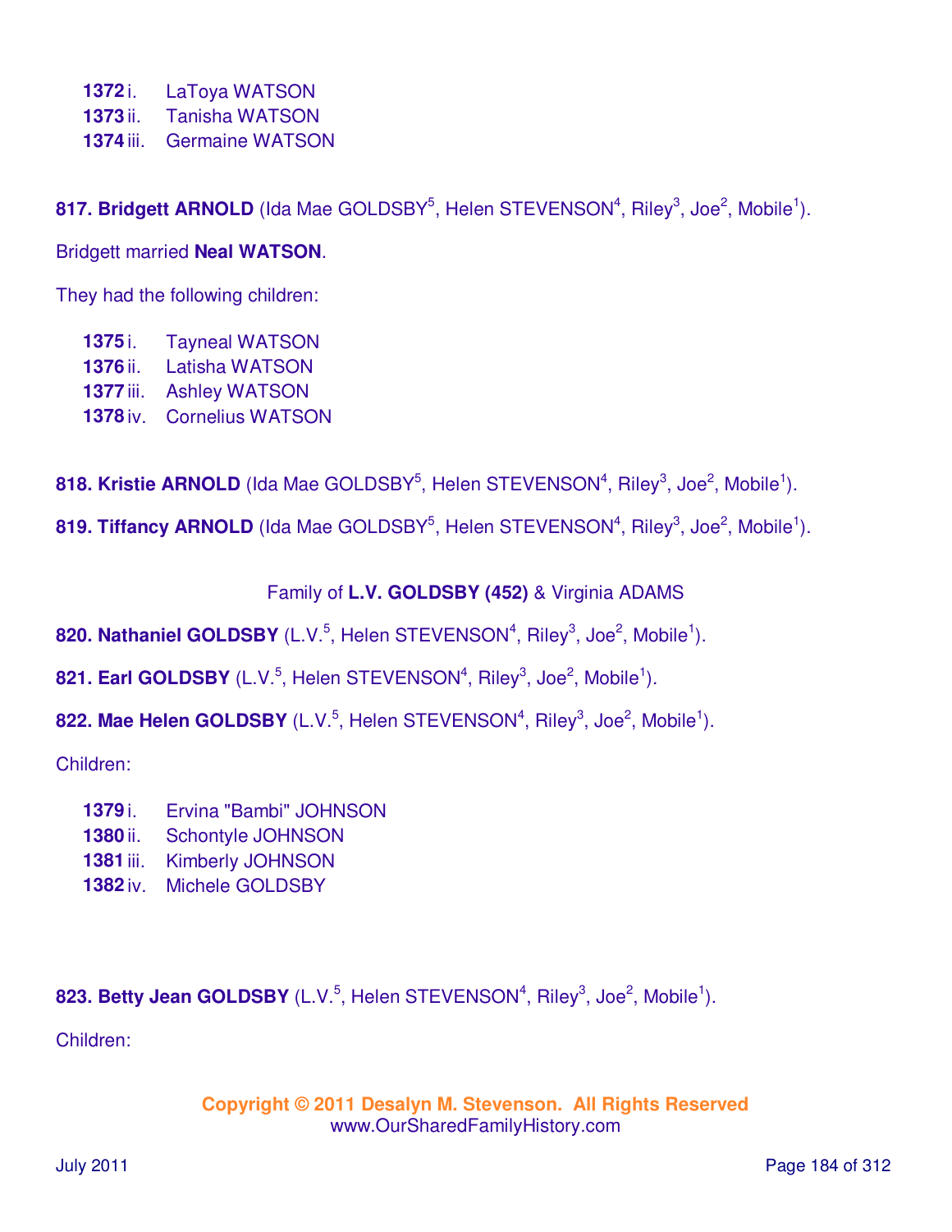**1372** i. LaToya WATSON
**1373** ii. Tanisha WATSON
**1374** iii. Germaine WATSON

**817. Bridgett ARNOLD** (Ida Mae GOLDSBY[5], Helen STEVENSON[4], Riley[3], Joe[2], Mobile[1]).

Bridgett married **Neal WATSON**.

They had the following children:

**1375** i. Tayneal WATSON
**1376** ii. Latisha WATSON
**1377** iii. Ashley WATSON
**1378** iv. Cornelius WATSON

**818. Kristie ARNOLD** (Ida Mae GOLDSBY[5], Helen STEVENSON[4], Riley[3], Joe[2], Mobile[1]).

**819. Tiffancy ARNOLD** (Ida Mae GOLDSBY[5], Helen STEVENSON[4], Riley[3], Joe[2], Mobile[1]).

Family of **L.V. GOLDSBY (452)** & Virginia ADAMS

**820. Nathaniel GOLDSBY** (L.V.[5], Helen STEVENSON[4], Riley[3], Joe[2], Mobile[1]).

**821. Earl GOLDSBY** (L.V.[5], Helen STEVENSON[4], Riley[3], Joe[2], Mobile[1]).

**822. Mae Helen GOLDSBY** (L.V.[5], Helen STEVENSON[4], Riley[3], Joe[2], Mobile[1]).

Children:

**1379** i. Ervina "Bambi" JOHNSON
**1380** ii. Schontyle JOHNSON
**1381** iii. Kimberly JOHNSON
**1382** iv. Michele GOLDSBY

**823. Betty Jean GOLDSBY** (L.V.[5], Helen STEVENSON[4], Riley[3], Joe[2], Mobile[1]).

Children:

**Copyright © 2011 Desalyn M. Stevenson. All Rights Reserved**
www.OurSharedFamilyHistory.com

July 2011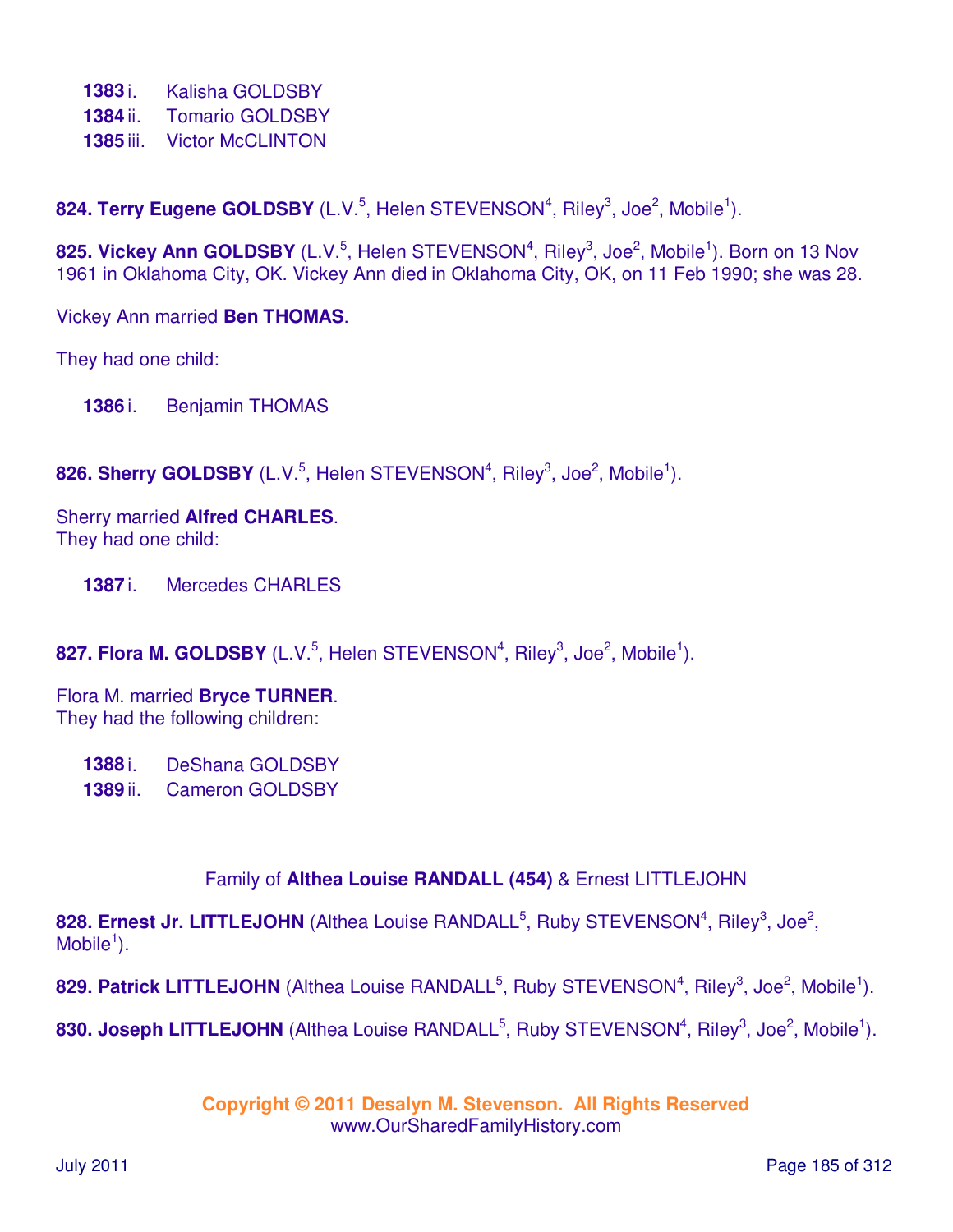**1383** i. Kalisha GOLDSBY
**1384** ii. Tomario GOLDSBY
**1385** iii. Victor McCLINTON

**824. Terry Eugene GOLDSBY** (L.V.[5], Helen STEVENSON[4], Riley[3], Joe[2], Mobile[1]).

**825. Vickey Ann GOLDSBY** (L.V.[5], Helen STEVENSON[4], Riley[3], Joe[2], Mobile[1]). Born on 13 Nov 1961 in Oklahoma City, OK. Vickey Ann died in Oklahoma City, OK, on 11 Feb 1990; she was 28.

Vickey Ann married **Ben THOMAS**.

They had one child:

**1386** i. Benjamin THOMAS

**826. Sherry GOLDSBY** (L.V.[5], Helen STEVENSON[4], Riley[3], Joe[2], Mobile[1]).

Sherry married **Alfred CHARLES**.
They had one child:

**1387** i. Mercedes CHARLES

**827. Flora M. GOLDSBY** (L.V.[5], Helen STEVENSON[4], Riley[3], Joe[2], Mobile[1]).

Flora M. married **Bryce TURNER**.
They had the following children:

**1388** i. DeShana GOLDSBY
**1389** ii. Cameron GOLDSBY

Family of **Althea Louise RANDALL (454)** & Ernest LITTLEJOHN

**828. Ernest Jr. LITTLEJOHN** (Althea Louise RANDALL[5], Ruby STEVENSON[4], Riley[3], Joe[2], Mobile[1]).

**829. Patrick LITTLEJOHN** (Althea Louise RANDALL[5], Ruby STEVENSON[4], Riley[3], Joe[2], Mobile[1]).

**830. Joseph LITTLEJOHN** (Althea Louise RANDALL[5], Ruby STEVENSON[4], Riley[3], Joe[2], Mobile[1]).

**Copyright © 2011 Desalyn M. Stevenson. All Rights Reserved**
www.OurSharedFamilyHistory.com

July 2011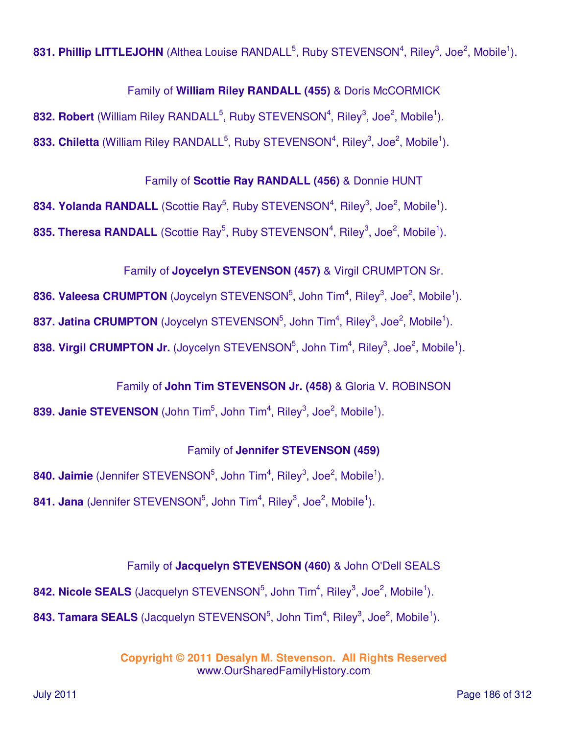**831. Phillip LITTLEJOHN** (Althea Louise RANDALL[5], Ruby STEVENSON[4], Riley[3], Joe[2], Mobile[1]).

Family of **William Riley RANDALL (455)** & Doris McCORMICK

**832. Robert** (William Riley RANDALL[5], Ruby STEVENSON[4], Riley[3], Joe[2], Mobile[1]).

**833. Chiletta** (William Riley RANDALL[5], Ruby STEVENSON[4], Riley[3], Joe[2], Mobile[1]).

Family of **Scottie Ray RANDALL (456)** & Donnie HUNT

**834. Yolanda RANDALL** (Scottie Ray[5], Ruby STEVENSON[4], Riley[3], Joe[2], Mobile[1]).

**835. Theresa RANDALL** (Scottie Ray[5], Ruby STEVENSON[4], Riley[3], Joe[2], Mobile[1]).

Family of **Joycelyn STEVENSON (457)** & Virgil CRUMPTON Sr.

**836. Valeesa CRUMPTON** (Joycelyn STEVENSON[5], John Tim[4], Riley[3], Joe[2], Mobile[1]).

**837. Jatina CRUMPTON** (Joycelyn STEVENSON[5], John Tim[4], Riley[3], Joe[2], Mobile[1]).

**838. Virgil CRUMPTON Jr.** (Joycelyn STEVENSON[5], John Tim[4], Riley[3], Joe[2], Mobile[1]).

Family of **John Tim STEVENSON Jr. (458)** & Gloria V. ROBINSON

**839. Janie STEVENSON** (John Tim[5], John Tim[4], Riley[3], Joe[2], Mobile[1]).

Family of **Jennifer STEVENSON (459)**

**840. Jaimie** (Jennifer STEVENSON[5], John Tim[4], Riley[3], Joe[2], Mobile[1]).

**841. Jana** (Jennifer STEVENSON[5], John Tim[4], Riley[3], Joe[2], Mobile[1]).

Family of **Jacquelyn STEVENSON (460)** & John O'Dell SEALS

**842. Nicole SEALS** (Jacquelyn STEVENSON[5], John Tim[4], Riley[3], Joe[2], Mobile[1]).

**843. Tamara SEALS** (Jacquelyn STEVENSON[5], John Tim[4], Riley[3], Joe[2], Mobile[1]).

**Copyright © 2011 Desalyn M. Stevenson. All Rights Reserved**
www.OurSharedFamilyHistory.com

July 2011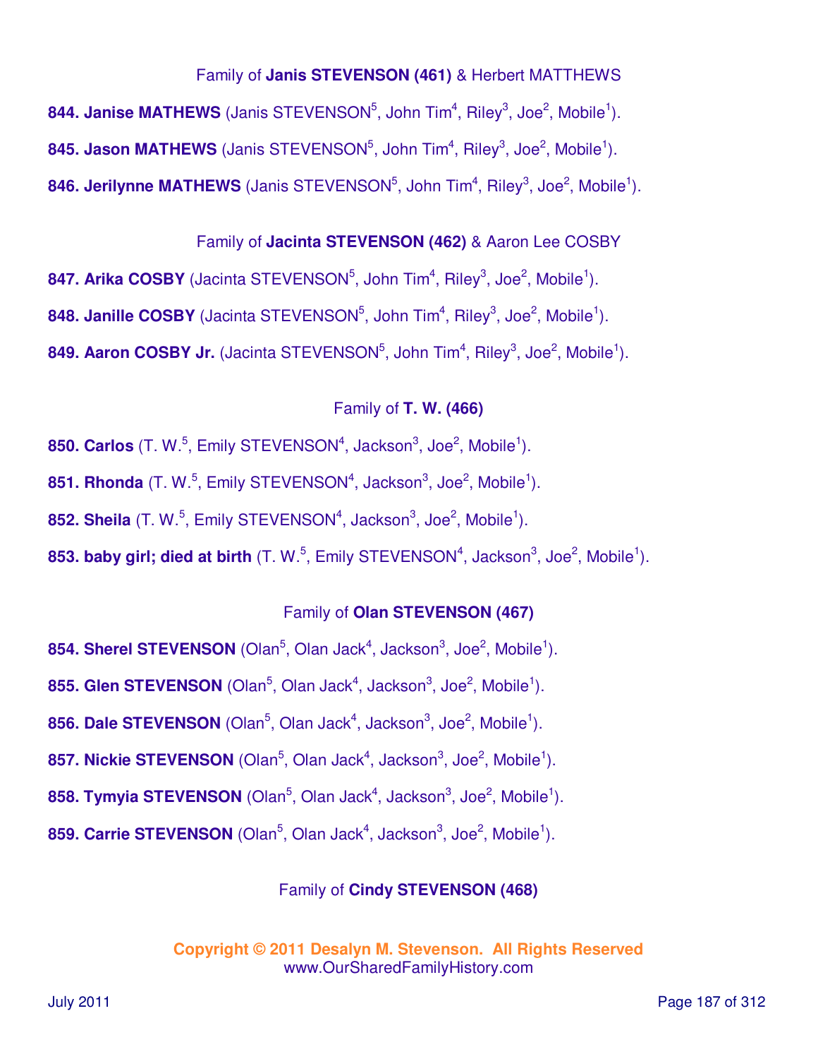Family of **Janis STEVENSON (461)** & Herbert MATTHEWS

**844. Janise MATHEWS** (Janis STEVENSON[5], John Tim[4], Riley[3], Joe[2], Mobile[1]).

**845. Jason MATHEWS** (Janis STEVENSON[5], John Tim[4], Riley[3], Joe[2], Mobile[1]).

**846. Jerilynne MATHEWS** (Janis STEVENSON[5], John Tim[4], Riley[3], Joe[2], Mobile[1]).

Family of **Jacinta STEVENSON (462)** & Aaron Lee COSBY

**847. Arika COSBY** (Jacinta STEVENSON[5], John Tim[4], Riley[3], Joe[2], Mobile[1]).

**848. Janille COSBY** (Jacinta STEVENSON[5], John Tim[4], Riley[3], Joe[2], Mobile[1]).

**849. Aaron COSBY Jr.** (Jacinta STEVENSON[5], John Tim[4], Riley[3], Joe[2], Mobile[1]).

Family of **T. W. (466)**

**850. Carlos** (T. W.[5], Emily STEVENSON[4], Jackson[3], Joe[2], Mobile[1]).

**851. Rhonda** (T. W.[5], Emily STEVENSON[4], Jackson[3], Joe[2], Mobile[1]).

**852. Sheila** (T. W.[5], Emily STEVENSON[4], Jackson[3], Joe[2], Mobile[1]).

**853. baby girl; died at birth** (T. W.[5], Emily STEVENSON[4], Jackson[3], Joe[2], Mobile[1]).

Family of **Olan STEVENSON (467)**

**854. Sherel STEVENSON** (Olan[5], Olan Jack[4], Jackson[3], Joe[2], Mobile[1]).

**855. Glen STEVENSON** (Olan[5], Olan Jack[4], Jackson[3], Joe[2], Mobile[1]).

**856. Dale STEVENSON** (Olan[5], Olan Jack[4], Jackson[3], Joe[2], Mobile[1]).

**857. Nickie STEVENSON** (Olan[5], Olan Jack[4], Jackson[3], Joe[2], Mobile[1]).

**858. Tymyia STEVENSON** (Olan[5], Olan Jack[4], Jackson[3], Joe[2], Mobile[1]).

**859. Carrie STEVENSON** (Olan[5], Olan Jack[4], Jackson[3], Joe[2], Mobile[1]).

Family of **Cindy STEVENSON (468)**

**Copyright © 2011 Desalyn M. Stevenson. All Rights Reserved**
www.OurSharedFamilyHistory.com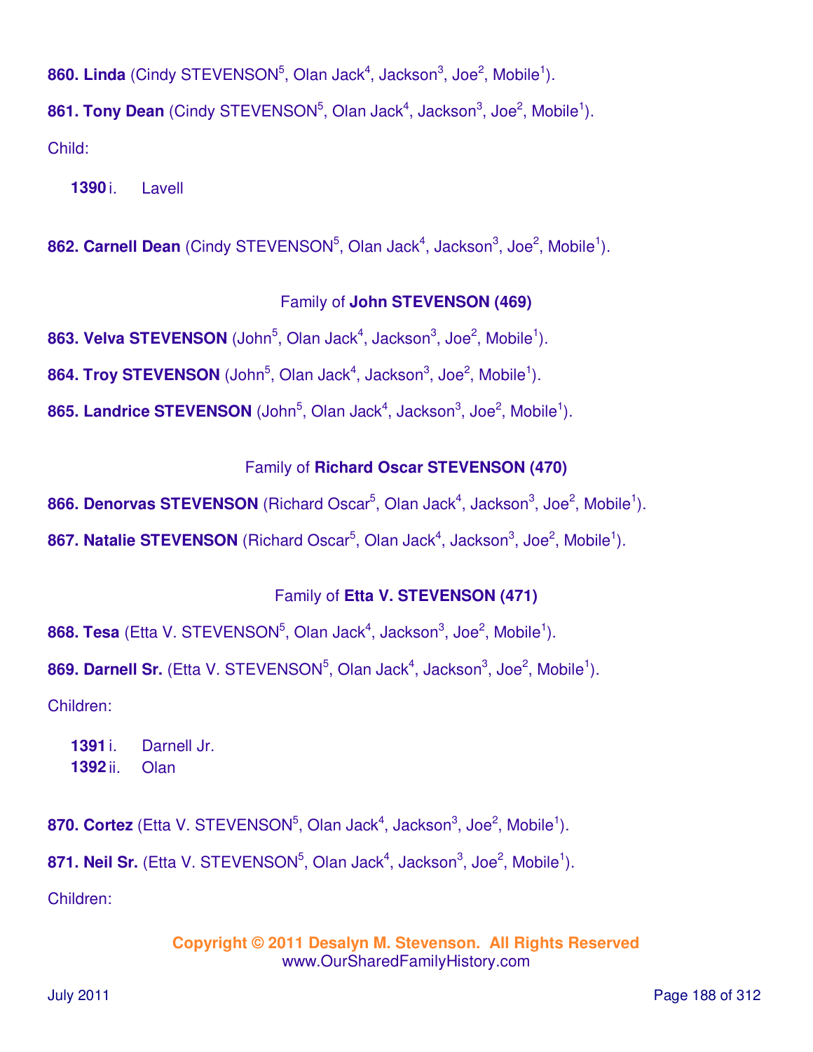**860. Linda** (Cindy STEVENSON[5], Olan Jack[4], Jackson[3], Joe[2], Mobile[1]).

**861. Tony Dean** (Cindy STEVENSON[5], Olan Jack[4], Jackson[3], Joe[2], Mobile[1]).

Child:

**1390** i. Lavell

**862. Carnell Dean** (Cindy STEVENSON[5], Olan Jack[4], Jackson[3], Joe[2], Mobile[1]).

Family of **John STEVENSON (469)**

**863. Velva STEVENSON** (John[5], Olan Jack[4], Jackson[3], Joe[2], Mobile[1]).

**864. Troy STEVENSON** (John[5], Olan Jack[4], Jackson[3], Joe[2], Mobile[1]).

**865. Landrice STEVENSON** (John[5], Olan Jack[4], Jackson[3], Joe[2], Mobile[1]).

Family of **Richard Oscar STEVENSON (470)**

**866. Denorvas STEVENSON** (Richard Oscar[5], Olan Jack[4], Jackson[3], Joe[2], Mobile[1]).

**867. Natalie STEVENSON** (Richard Oscar[5], Olan Jack[4], Jackson[3], Joe[2], Mobile[1]).

Family of **Etta V. STEVENSON (471)**

**868. Tesa** (Etta V. STEVENSON[5], Olan Jack[4], Jackson[3], Joe[2], Mobile[1]).

**869. Darnell Sr.** (Etta V. STEVENSON[5], Olan Jack[4], Jackson[3], Joe[2], Mobile[1]).

Children:

**1391** i. Darnell Jr.
**1392** ii. Olan

**870. Cortez** (Etta V. STEVENSON[5], Olan Jack[4], Jackson[3], Joe[2], Mobile[1]).

**871. Neil Sr.** (Etta V. STEVENSON[5], Olan Jack[4], Jackson[3], Joe[2], Mobile[1]).

Children:

**Copyright © 2011 Desalyn M. Stevenson. All Rights Reserved**
www.OurSharedFamilyHistory.com

July 2011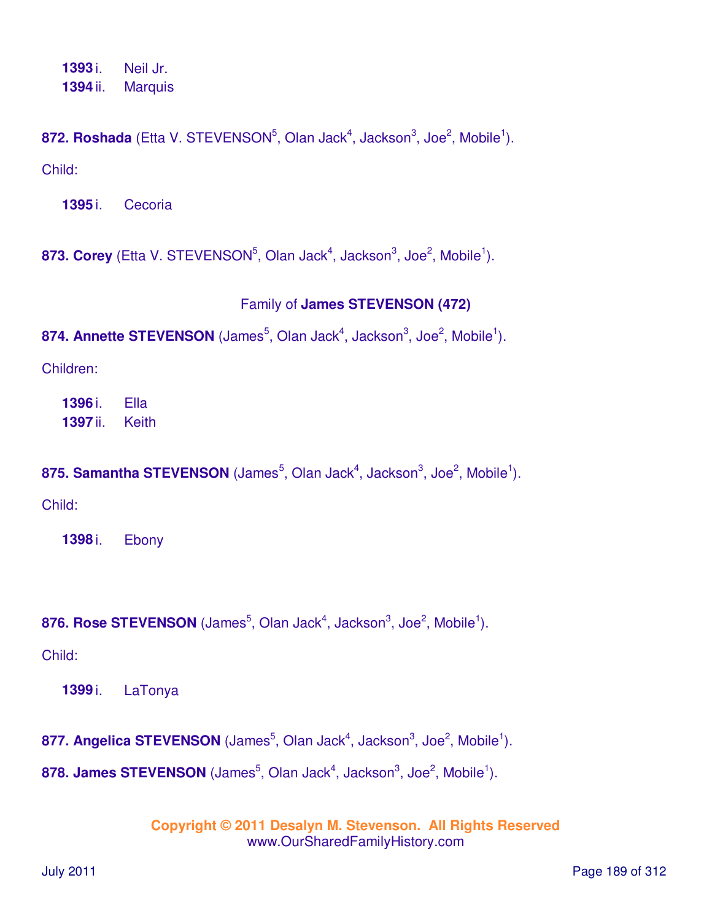**1393** i. Neil Jr.
**1394** ii. Marquis

**872. Roshada** (Etta V. STEVENSON[5], Olan Jack[4], Jackson[3], Joe[2], Mobile[1]).

Child:

**1395** i. Cecoria

**873. Corey** (Etta V. STEVENSON[5], Olan Jack[4], Jackson[3], Joe[2], Mobile[1]).

Family of **James STEVENSON (472)**

**874. Annette STEVENSON** (James[5], Olan Jack[4], Jackson[3], Joe[2], Mobile[1]).

Children:

**1396** i. Ella
**1397** ii. Keith

**875. Samantha STEVENSON** (James[5], Olan Jack[4], Jackson[3], Joe[2], Mobile[1]).

Child:

**1398** i. Ebony

**876. Rose STEVENSON** (James[5], Olan Jack[4], Jackson[3], Joe[2], Mobile[1]).

Child:

**1399** i. LaTonya

**877. Angelica STEVENSON** (James[5], Olan Jack[4], Jackson[3], Joe[2], Mobile[1]).

**878. James STEVENSON** (James[5], Olan Jack[4], Jackson[3], Joe[2], Mobile[1]).

**Copyright © 2011 Desalyn M. Stevenson. All Rights Reserved**
www.OurSharedFamilyHistory.com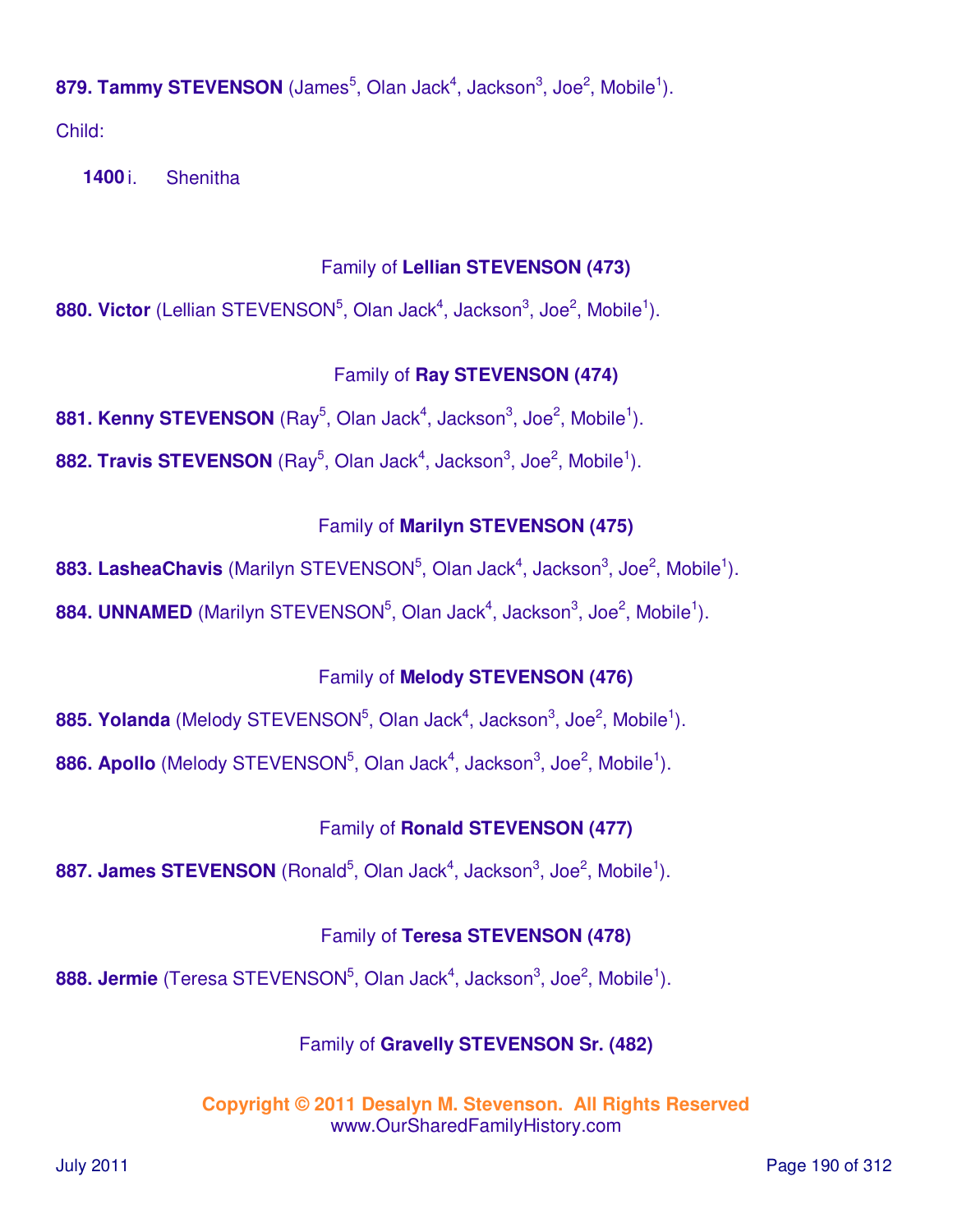**879. Tammy STEVENSON** (James[5], Olan Jack[4], Jackson[3], Joe[2], Mobile[1]).

Child:

**1400** i. Shenitha

Family of **Lellian STEVENSON (473)**

**880. Victor** (Lellian STEVENSON[5], Olan Jack[4], Jackson[3], Joe[2], Mobile[1]).

Family of **Ray STEVENSON (474)**

**881. Kenny STEVENSON** (Ray[5], Olan Jack[4], Jackson[3], Joe[2], Mobile[1]).

**882. Travis STEVENSON** (Ray[5], Olan Jack[4], Jackson[3], Joe[2], Mobile[1]).

Family of **Marilyn STEVENSON (475)**

**883. LasheaChavis** (Marilyn STEVENSON[5], Olan Jack[4], Jackson[3], Joe[2], Mobile[1]).

**884. UNNAMED** (Marilyn STEVENSON[5], Olan Jack[4], Jackson[3], Joe[2], Mobile[1]).

Family of **Melody STEVENSON (476)**

**885. Yolanda** (Melody STEVENSON[5], Olan Jack[4], Jackson[3], Joe[2], Mobile[1]).

**886. Apollo** (Melody STEVENSON[5], Olan Jack[4], Jackson[3], Joe[2], Mobile[1]).

Family of **Ronald STEVENSON (477)**

**887. James STEVENSON** (Ronald[5], Olan Jack[4], Jackson[3], Joe[2], Mobile[1]).

Family of **Teresa STEVENSON (478)**

**888. Jermie** (Teresa STEVENSON[5], Olan Jack[4], Jackson[3], Joe[2], Mobile[1]).

Family of **Gravelly STEVENSON Sr. (482)**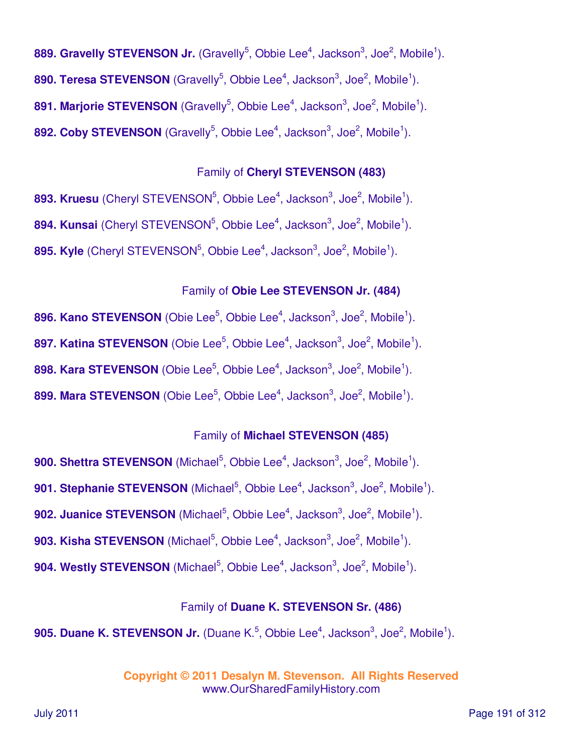**889. Gravelly STEVENSON Jr.** (Gravelly[5], Obbie Lee[4], Jackson[3], Joe[2], Mobile[1]).

**890. Teresa STEVENSON** (Gravelly[5], Obbie Lee[4], Jackson[3], Joe[2], Mobile[1]).

**891. Marjorie STEVENSON** (Gravelly[5], Obbie Lee[4], Jackson[3], Joe[2], Mobile[1]).

**892. Coby STEVENSON** (Gravelly[5], Obbie Lee[4], Jackson[3], Joe[2], Mobile[1]).

### Family of **Cheryl STEVENSON (483)**

**893. Kruesu** (Cheryl STEVENSON[5], Obbie Lee[4], Jackson[3], Joe[2], Mobile[1]).

**894. Kunsai** (Cheryl STEVENSON[5], Obbie Lee[4], Jackson[3], Joe[2], Mobile[1]).

**895. Kyle** (Cheryl STEVENSON[5], Obbie Lee[4], Jackson[3], Joe[2], Mobile[1]).

### Family of **Obie Lee STEVENSON Jr. (484)**

**896. Kano STEVENSON** (Obie Lee[5], Obbie Lee[4], Jackson[3], Joe[2], Mobile[1]).

**897. Katina STEVENSON** (Obie Lee[5], Obbie Lee[4], Jackson[3], Joe[2], Mobile[1]).

**898. Kara STEVENSON** (Obie Lee[5], Obbie Lee[4], Jackson[3], Joe[2], Mobile[1]).

**899. Mara STEVENSON** (Obie Lee[5], Obbie Lee[4], Jackson[3], Joe[2], Mobile[1]).

### Family of **Michael STEVENSON (485)**

**900. Shettra STEVENSON** (Michael[5], Obbie Lee[4], Jackson[3], Joe[2], Mobile[1]).

**901. Stephanie STEVENSON** (Michael[5], Obbie Lee[4], Jackson[3], Joe[2], Mobile[1]).

**902. Juanice STEVENSON** (Michael[5], Obbie Lee[4], Jackson[3], Joe[2], Mobile[1]).

**903. Kisha STEVENSON** (Michael[5], Obbie Lee[4], Jackson[3], Joe[2], Mobile[1]).

**904. Westly STEVENSON** (Michael[5], Obbie Lee[4], Jackson[3], Joe[2], Mobile[1]).

### Family of **Duane K. STEVENSON Sr. (486)**

**905. Duane K. STEVENSON Jr.** (Duane K.[5], Obbie Lee[4], Jackson[3], Joe[2], Mobile[1]).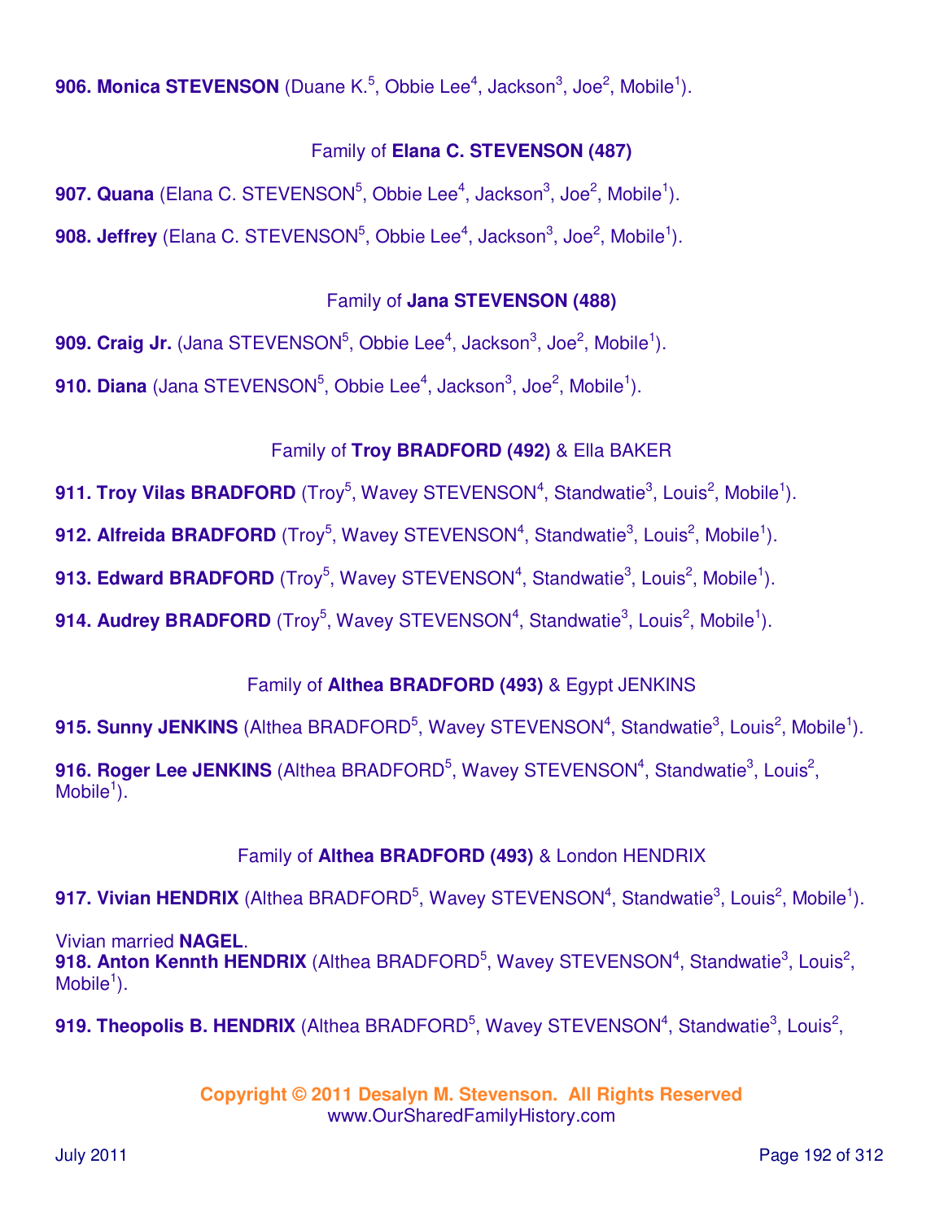**906. Monica STEVENSON** (Duane K.[5], Obbie Lee[4], Jackson[3], Joe[2], Mobile[1]).

Family of **Elana C. STEVENSON (487)**

**907. Quana** (Elana C. STEVENSON[5], Obbie Lee[4], Jackson[3], Joe[2], Mobile[1]).

**908. Jeffrey** (Elana C. STEVENSON[5], Obbie Lee[4], Jackson[3], Joe[2], Mobile[1]).

Family of **Jana STEVENSON (488)**

**909. Craig Jr.** (Jana STEVENSON[5], Obbie Lee[4], Jackson[3], Joe[2], Mobile[1]).

**910. Diana** (Jana STEVENSON[5], Obbie Lee[4], Jackson[3], Joe[2], Mobile[1]).

Family of **Troy BRADFORD (492)** & Ella BAKER

**911. Troy Vilas BRADFORD** (Troy[5], Wavey STEVENSON[4], Standwatie[3], Louis[2], Mobile[1]).

**912. Alfreida BRADFORD** (Troy[5], Wavey STEVENSON[4], Standwatie[3], Louis[2], Mobile[1]).

**913. Edward BRADFORD** (Troy[5], Wavey STEVENSON[4], Standwatie[3], Louis[2], Mobile[1]).

**914. Audrey BRADFORD** (Troy[5], Wavey STEVENSON[4], Standwatie[3], Louis[2], Mobile[1]).

Family of **Althea BRADFORD (493)** & Egypt JENKINS

**915. Sunny JENKINS** (Althea BRADFORD[5], Wavey STEVENSON[4], Standwatie[3], Louis[2], Mobile[1]).

**916. Roger Lee JENKINS** (Althea BRADFORD[5], Wavey STEVENSON[4], Standwatie[3], Louis[2], Mobile[1]).

Family of **Althea BRADFORD (493)** & London HENDRIX

**917. Vivian HENDRIX** (Althea BRADFORD[5], Wavey STEVENSON[4], Standwatie[3], Louis[2], Mobile[1]).

Vivian married **NAGEL**.

**918. Anton Kennth HENDRIX** (Althea BRADFORD[5], Wavey STEVENSON[4], Standwatie[3], Louis[2], Mobile[1]).

**919. Theopolis B. HENDRIX** (Althea BRADFORD[5], Wavey STEVENSON[4], Standwatie[3], Louis[2],

**Copyright © 2011 Desalyn M. Stevenson. All Rights Reserved**
www.OurSharedFamilyHistory.com

July 2011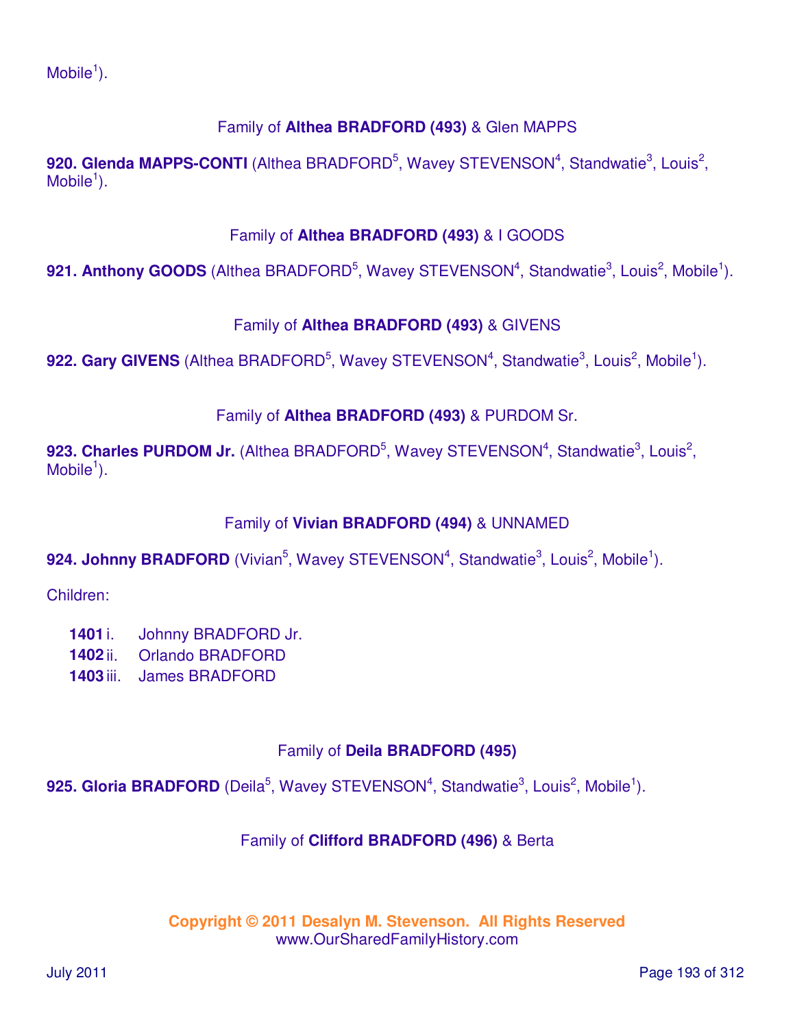Mobile[1]).

Family of **Althea BRADFORD (493)** & Glen MAPPS

**920. Glenda MAPPS-CONTI** (Althea BRADFORD[5], Wavey STEVENSON[4], Standwatie[3], Louis[2], Mobile[1]).

Family of **Althea BRADFORD (493)** & I GOODS

**921. Anthony GOODS** (Althea BRADFORD[5], Wavey STEVENSON[4], Standwatie[3], Louis[2], Mobile[1]).

Family of **Althea BRADFORD (493)** & GIVENS

**922. Gary GIVENS** (Althea BRADFORD[5], Wavey STEVENSON[4], Standwatie[3], Louis[2], Mobile[1]).

Family of **Althea BRADFORD (493)** & PURDOM Sr.

**923. Charles PURDOM Jr.** (Althea BRADFORD[5], Wavey STEVENSON[4], Standwatie[3], Louis[2], Mobile[1]).

Family of **Vivian BRADFORD (494)** & UNNAMED

**924. Johnny BRADFORD** (Vivian[5], Wavey STEVENSON[4], Standwatie[3], Louis[2], Mobile[1]).

Children:

- **1401** i. Johnny BRADFORD Jr.
- **1402** ii. Orlando BRADFORD
- **1403** iii. James BRADFORD

Family of **Deila BRADFORD (495)**

**925. Gloria BRADFORD** (Deila[5], Wavey STEVENSON[4], Standwatie[3], Louis[2], Mobile[1]).

Family of **Clifford BRADFORD (496)** & Berta

**Copyright © 2011 Desalyn M. Stevenson. All Rights Reserved**
www.OurSharedFamilyHistory.com

July 2011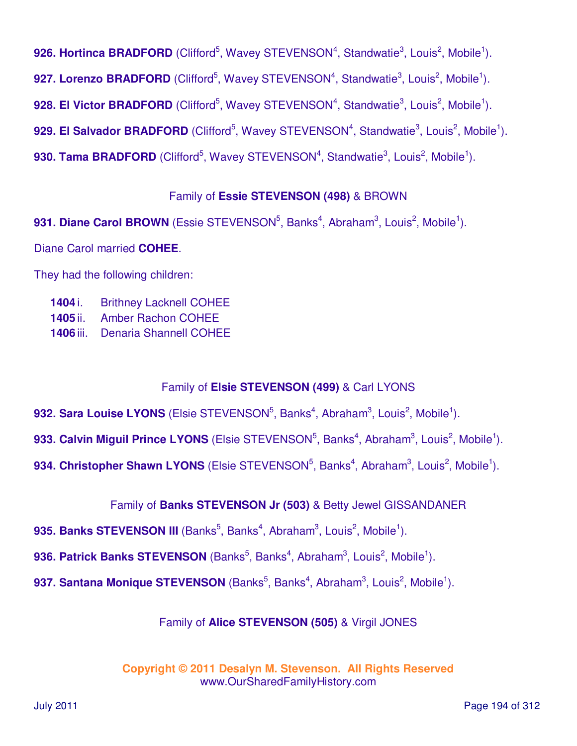**926. Hortinca BRADFORD** (Clifford[5], Wavey STEVENSON[4], Standwatie[3], Louis[2], Mobile[1]).

**927. Lorenzo BRADFORD** (Clifford[5], Wavey STEVENSON[4], Standwatie[3], Louis[2], Mobile[1]).

**928. El Victor BRADFORD** (Clifford[5], Wavey STEVENSON[4], Standwatie[3], Louis[2], Mobile[1]).

**929. El Salvador BRADFORD** (Clifford[5], Wavey STEVENSON[4], Standwatie[3], Louis[2], Mobile[1]).

**930. Tama BRADFORD** (Clifford[5], Wavey STEVENSON[4], Standwatie[3], Louis[2], Mobile[1]).

Family of **Essie STEVENSON (498)** & BROWN

**931. Diane Carol BROWN** (Essie STEVENSON[5], Banks[4], Abraham[3], Louis[2], Mobile[1]).

Diane Carol married **COHEE**.

They had the following children:

- **1404** i. Brithney Lacknell COHEE
- **1405** ii. Amber Rachon COHEE
- **1406** iii. Denaria Shannell COHEE

Family of **Elsie STEVENSON (499)** & Carl LYONS

**932. Sara Louise LYONS** (Elsie STEVENSON[5], Banks[4], Abraham[3], Louis[2], Mobile[1]).

**933. Calvin Miguil Prince LYONS** (Elsie STEVENSON[5], Banks[4], Abraham[3], Louis[2], Mobile[1]).

**934. Christopher Shawn LYONS** (Elsie STEVENSON[5], Banks[4], Abraham[3], Louis[2], Mobile[1]).

Family of **Banks STEVENSON Jr (503)** & Betty Jewel GISSANDANER

**935. Banks STEVENSON III** (Banks[5], Banks[4], Abraham[3], Louis[2], Mobile[1]).

**936. Patrick Banks STEVENSON** (Banks[5], Banks[4], Abraham[3], Louis[2], Mobile[1]).

**937. Santana Monique STEVENSON** (Banks[5], Banks[4], Abraham[3], Louis[2], Mobile[1]).

Family of **Alice STEVENSON (505)** & Virgil JONES

**Copyright © 2011 Desalyn M. Stevenson. All Rights Reserved**
www.OurSharedFamilyHistory.com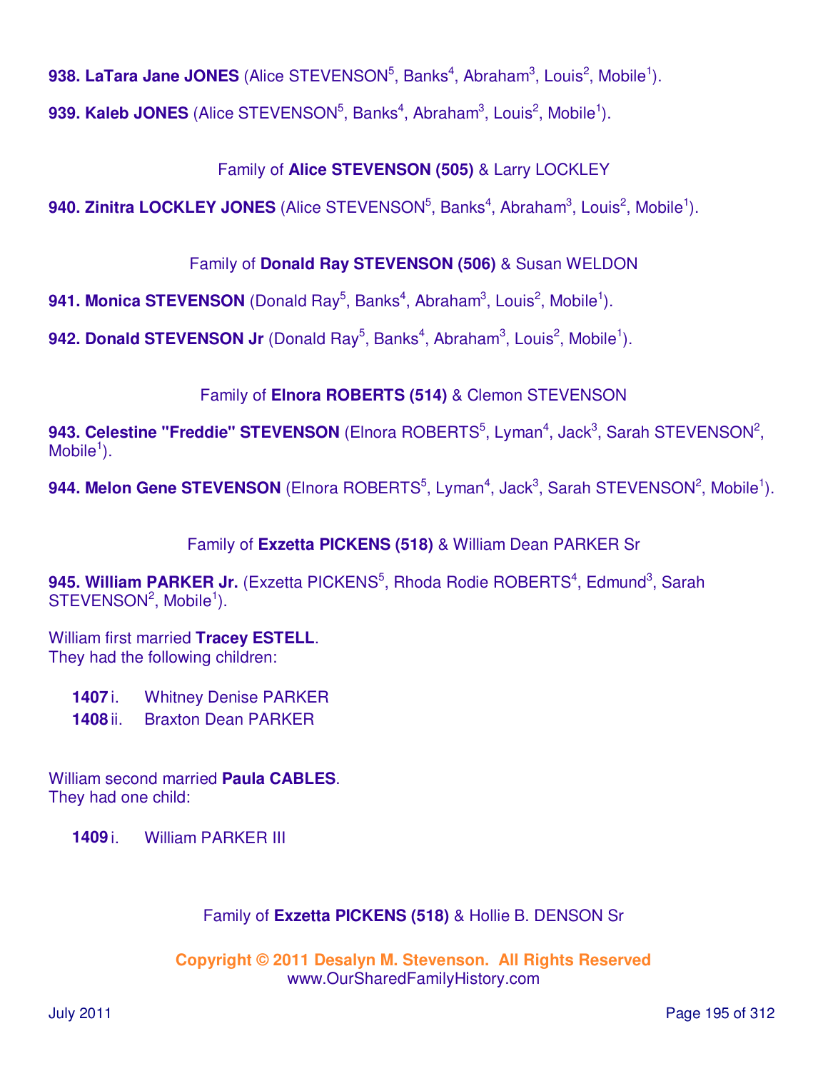**938. LaTara Jane JONES** (Alice STEVENSON[5], Banks[4], Abraham[3], Louis[2], Mobile[1]).

**939. Kaleb JONES** (Alice STEVENSON[5], Banks[4], Abraham[3], Louis[2], Mobile[1]).

Family of **Alice STEVENSON (505)** & Larry LOCKLEY

**940. Zinitra LOCKLEY JONES** (Alice STEVENSON[5], Banks[4], Abraham[3], Louis[2], Mobile[1]).

Family of **Donald Ray STEVENSON (506)** & Susan WELDON

**941. Monica STEVENSON** (Donald Ray[5], Banks[4], Abraham[3], Louis[2], Mobile[1]).

**942. Donald STEVENSON Jr** (Donald Ray[5], Banks[4], Abraham[3], Louis[2], Mobile[1]).

Family of **Elnora ROBERTS (514)** & Clemon STEVENSON

**943. Celestine "Freddie" STEVENSON** (Elnora ROBERTS[5], Lyman[4], Jack[3], Sarah STEVENSON[2], Mobile[1]).

**944. Melon Gene STEVENSON** (Elnora ROBERTS[5], Lyman[4], Jack[3], Sarah STEVENSON[2], Mobile[1]).

Family of **Exzetta PICKENS (518)** & William Dean PARKER Sr

**945. William PARKER Jr.** (Exzetta PICKENS[5], Rhoda Rodie ROBERTS[4], Edmund[3], Sarah STEVENSON[2], Mobile[1]).

William first married **Tracey ESTELL**.
They had the following children:

- **1407** i. Whitney Denise PARKER
- **1408** ii. Braxton Dean PARKER

William second married **Paula CABLES**.
They had one child:

- **1409** i. William PARKER III

Family of **Exzetta PICKENS (518)** & Hollie B. DENSON Sr

**Copyright © 2011 Desalyn M. Stevenson. All Rights Reserved**
www.OurSharedFamilyHistory.com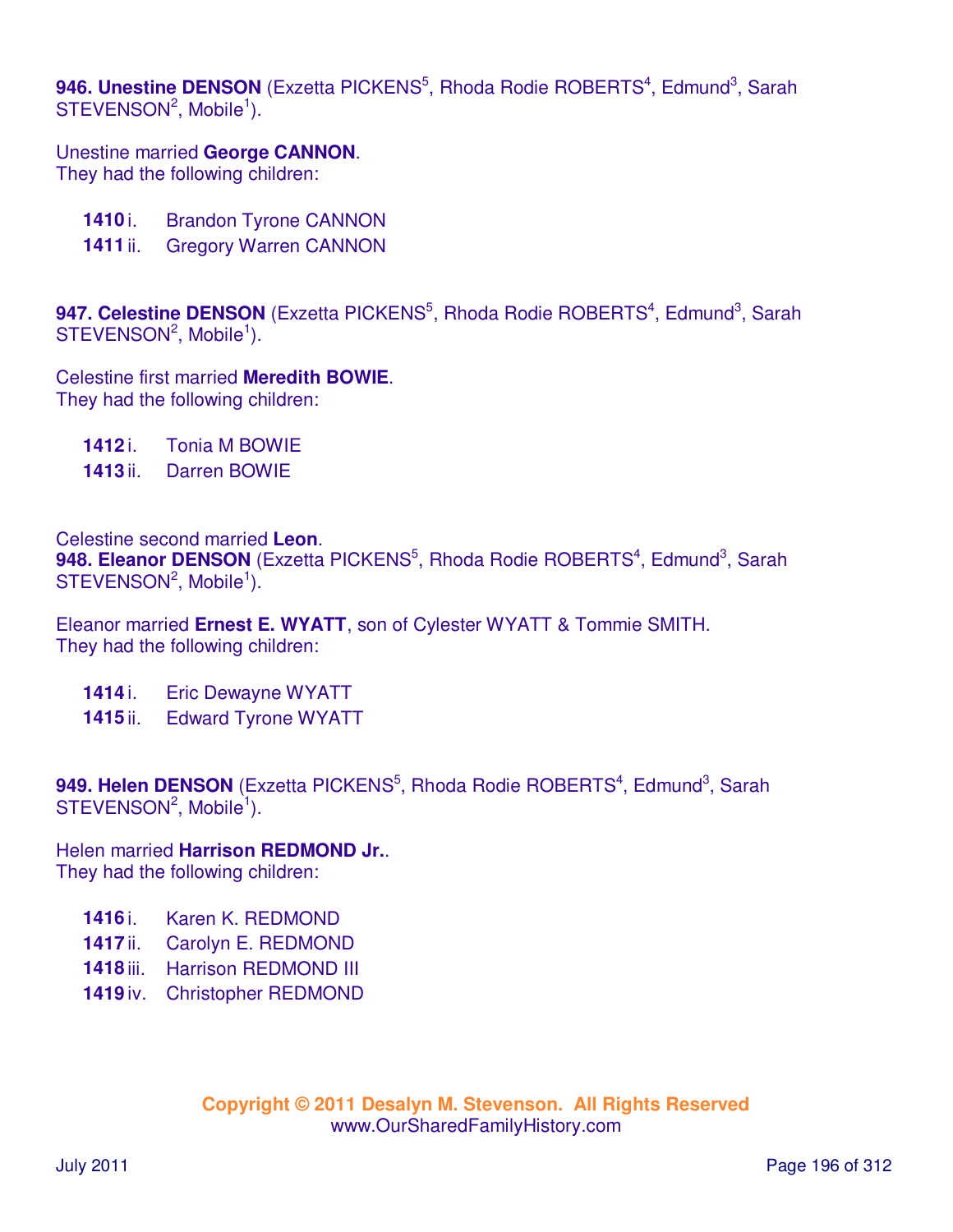**946. Unestine DENSON** (Exzetta PICKENS[5], Rhoda Rodie ROBERTS[4], Edmund[3], Sarah STEVENSON[2], Mobile[1]).

Unestine married **George CANNON**.
They had the following children:

- **1410** i. Brandon Tyrone CANNON
- **1411** ii. Gregory Warren CANNON

**947. Celestine DENSON** (Exzetta PICKENS[5], Rhoda Rodie ROBERTS[4], Edmund[3], Sarah STEVENSON[2], Mobile[1]).

Celestine first married **Meredith BOWIE**.
They had the following children:

- **1412** i. Tonia M BOWIE
- **1413** ii. Darren BOWIE

Celestine second married **Leon**.

**948. Eleanor DENSON** (Exzetta PICKENS[5], Rhoda Rodie ROBERTS[4], Edmund[3], Sarah STEVENSON[2], Mobile[1]).

Eleanor married **Ernest E. WYATT**, son of Cylester WYATT & Tommie SMITH.
They had the following children:

- **1414** i. Eric Dewayne WYATT
- **1415** ii. Edward Tyrone WYATT

**949. Helen DENSON** (Exzetta PICKENS[5], Rhoda Rodie ROBERTS[4], Edmund[3], Sarah STEVENSON[2], Mobile[1]).

Helen married **Harrison REDMOND Jr.**.
They had the following children:

- **1416** i. Karen K. REDMOND
- **1417** ii. Carolyn E. REDMOND
- **1418** iii. Harrison REDMOND III
- **1419** iv. Christopher REDMOND

**Copyright © 2011 Desalyn M. Stevenson. All Rights Reserved**
www.OurSharedFamilyHistory.com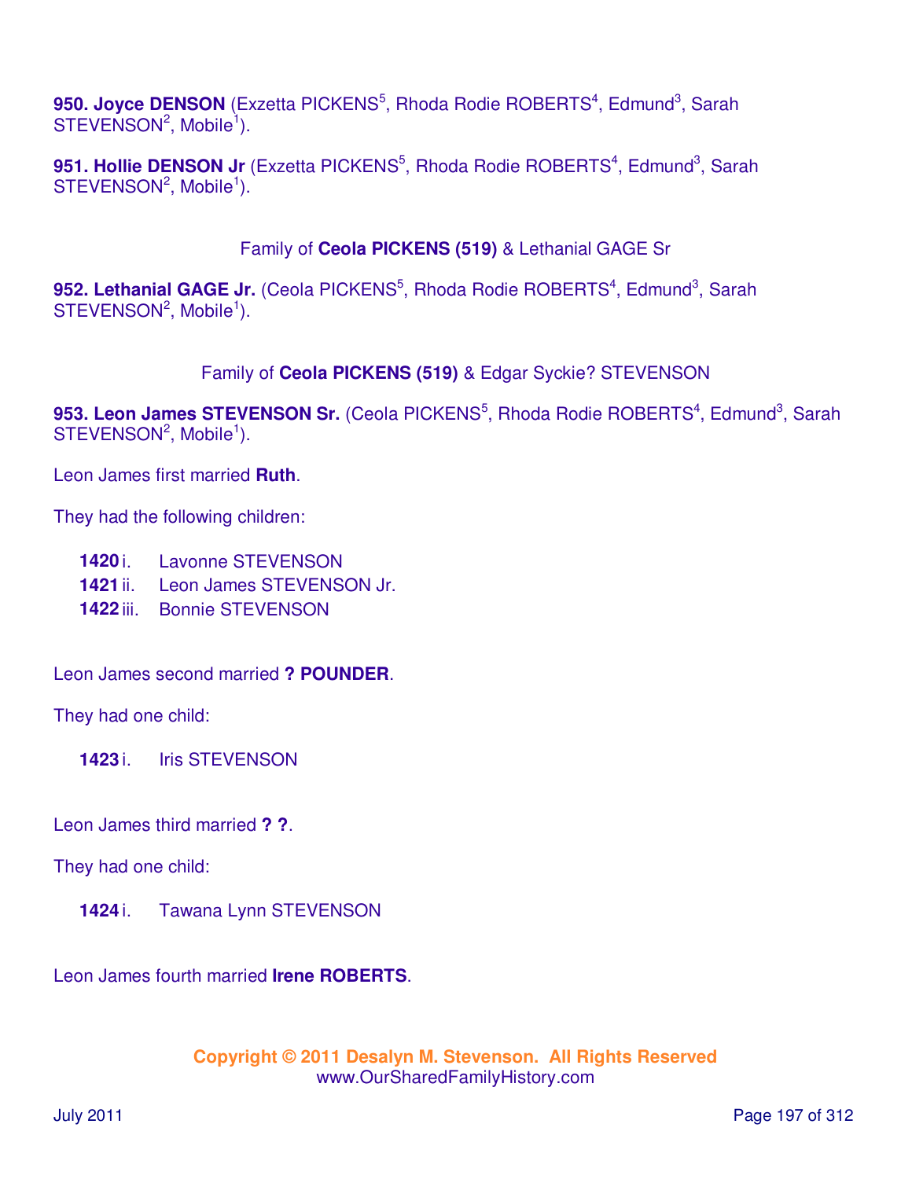**950. Joyce DENSON** (Exzetta PICKENS[5], Rhoda Rodie ROBERTS[4], Edmund[3], Sarah STEVENSON[2], Mobile[1]).

**951. Hollie DENSON Jr** (Exzetta PICKENS[5], Rhoda Rodie ROBERTS[4], Edmund[3], Sarah STEVENSON[2], Mobile[1]).

Family of **Ceola PICKENS (519)** & Lethanial GAGE Sr

**952. Lethanial GAGE Jr.** (Ceola PICKENS[5], Rhoda Rodie ROBERTS[4], Edmund[3], Sarah STEVENSON[2], Mobile[1]).

Family of **Ceola PICKENS (519)** & Edgar Syckie? STEVENSON

**953. Leon James STEVENSON Sr.** (Ceola PICKENS[5], Rhoda Rodie ROBERTS[4], Edmund[3], Sarah STEVENSON[2], Mobile[1]).

Leon James first married **Ruth**.

They had the following children:

- **1420** i. Lavonne STEVENSON
- **1421** ii. Leon James STEVENSON Jr.
- **1422** iii. Bonnie STEVENSON

Leon James second married **? POUNDER**.

They had one child:

- **1423** i. Iris STEVENSON

Leon James third married **? ?**.

They had one child:

- **1424** i. Tawana Lynn STEVENSON

Leon James fourth married **Irene ROBERTS**.

**Copyright © 2011 Desalyn M. Stevenson. All Rights Reserved**
www.OurSharedFamilyHistory.com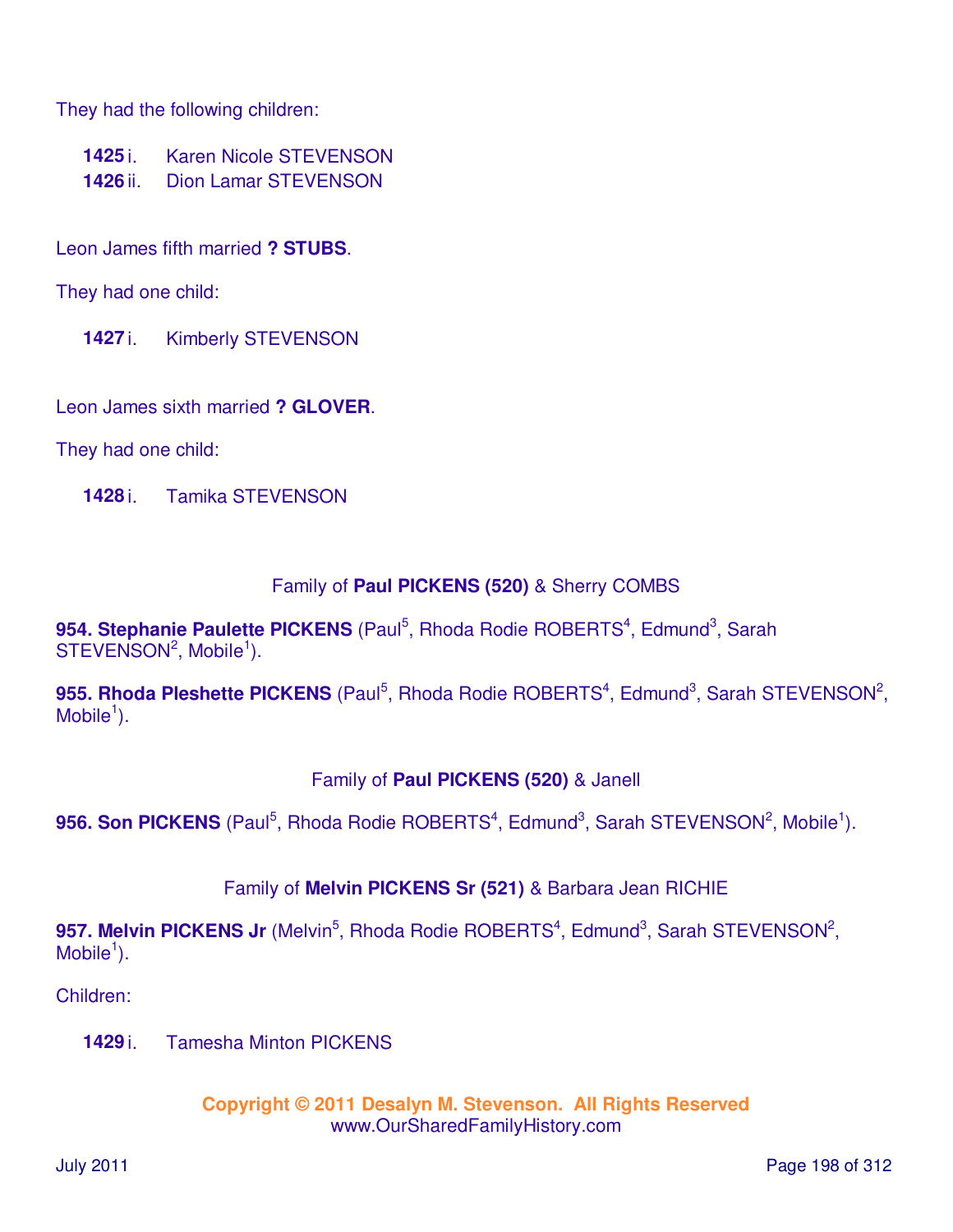They had the following children:

**1425** i. Karen Nicole STEVENSON
**1426** ii. Dion Lamar STEVENSON

Leon James fifth married **? STUBS**.

They had one child:

**1427** i. Kimberly STEVENSON

Leon James sixth married **? GLOVER**.

They had one child:

**1428** i. Tamika STEVENSON

Family of **Paul PICKENS (520)** & Sherry COMBS

**954. Stephanie Paulette PICKENS** (Paul[5], Rhoda Rodie ROBERTS[4], Edmund[3], Sarah STEVENSON[2], Mobile[1]).

**955. Rhoda Pleshette PICKENS** (Paul[5], Rhoda Rodie ROBERTS[4], Edmund[3], Sarah STEVENSON[2], Mobile[1]).

Family of **Paul PICKENS (520)** & Janell

**956. Son PICKENS** (Paul[5], Rhoda Rodie ROBERTS[4], Edmund[3], Sarah STEVENSON[2], Mobile[1]).

Family of **Melvin PICKENS Sr (521)** & Barbara Jean RICHIE

**957. Melvin PICKENS Jr** (Melvin[5], Rhoda Rodie ROBERTS[4], Edmund[3], Sarah STEVENSON[2], Mobile[1]).

Children:

**1429** i. Tamesha Minton PICKENS

**Copyright © 2011 Desalyn M. Stevenson. All Rights Reserved**
www.OurSharedFamilyHistory.com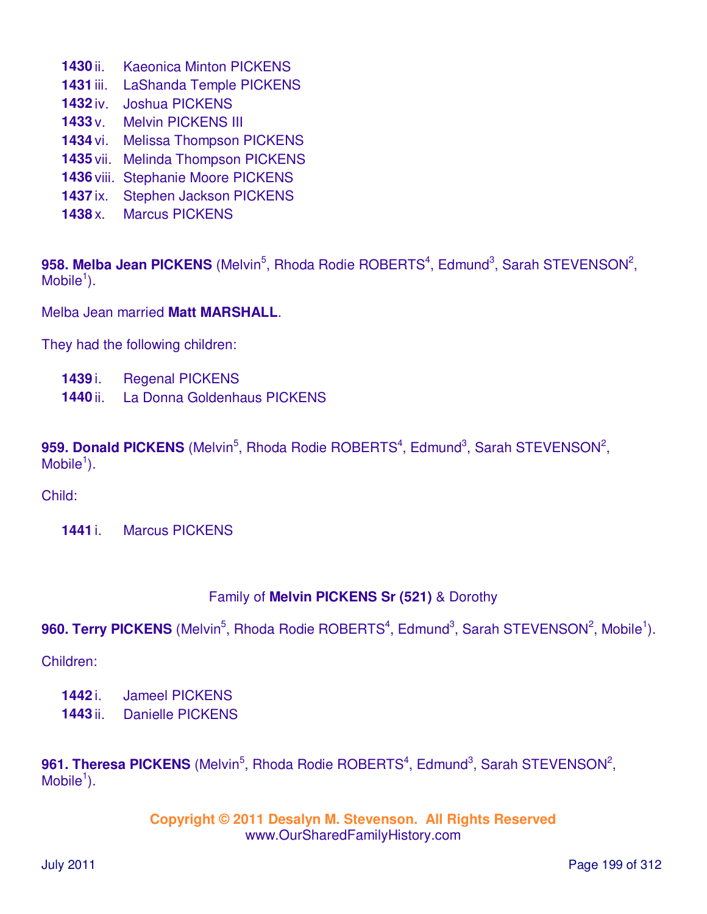- **1430** ii. Kaeonica Minton PICKENS
- **1431** iii. LaShanda Temple PICKENS
- **1432** iv. Joshua PICKENS
- **1433** v. Melvin PICKENS III
- **1434** vi. Melissa Thompson PICKENS
- **1435** vii. Melinda Thompson PICKENS
- **1436** viii. Stephanie Moore PICKENS
- **1437** ix. Stephen Jackson PICKENS
- **1438** x. Marcus PICKENS

**958. Melba Jean PICKENS** (Melvin[5], Rhoda Rodie ROBERTS[4], Edmund[3], Sarah STEVENSON[2], Mobile[1]).

Melba Jean married **Matt MARSHALL**.

They had the following children:

- **1439** i. Regenal PICKENS
- **1440** ii. La Donna Goldenhaus PICKENS

**959. Donald PICKENS** (Melvin[5], Rhoda Rodie ROBERTS[4], Edmund[3], Sarah STEVENSON[2], Mobile[1]).

Child:

- **1441** i. Marcus PICKENS

Family of **Melvin PICKENS Sr (521)** & Dorothy

**960. Terry PICKENS** (Melvin[5], Rhoda Rodie ROBERTS[4], Edmund[3], Sarah STEVENSON[2], Mobile[1]).

Children:

- **1442** i. Jameel PICKENS
- **1443** ii. Danielle PICKENS

**961. Theresa PICKENS** (Melvin[5], Rhoda Rodie ROBERTS[4], Edmund[3], Sarah STEVENSON[2], Mobile[1]).

**Copyright © 2011 Desalyn M. Stevenson. All Rights Reserved**
www.OurSharedFamilyHistory.com

July 2011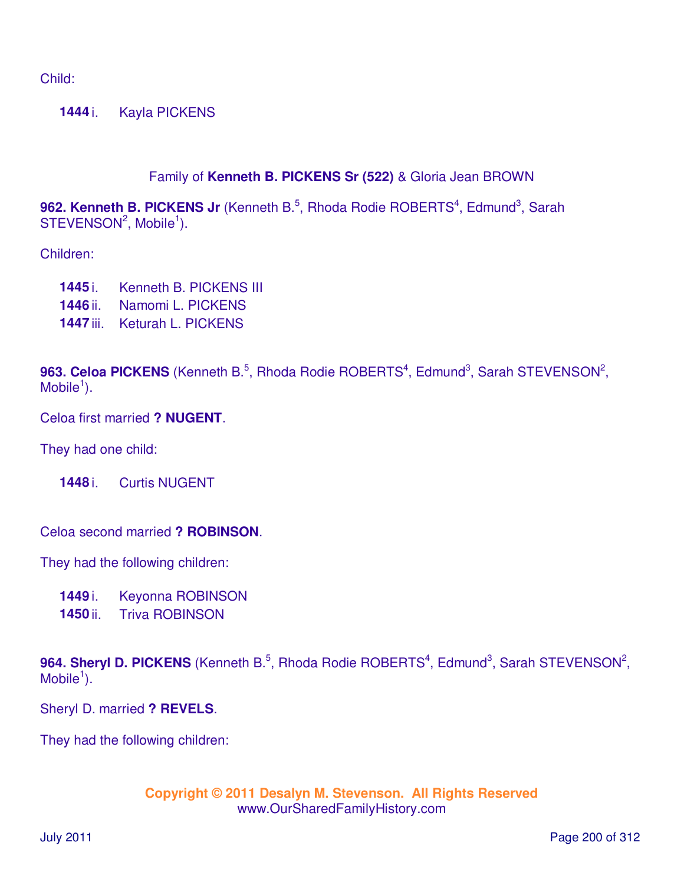Child:

**1444** i. Kayla PICKENS

Family of **Kenneth B. PICKENS Sr (522)** & Gloria Jean BROWN

**962. Kenneth B. PICKENS Jr** (Kenneth B.[5], Rhoda Rodie ROBERTS[4], Edmund[3], Sarah STEVENSON[2], Mobile[1]).

Children:

**1445** i. Kenneth B. PICKENS III
**1446** ii. Namomi L. PICKENS
**1447** iii. Keturah L. PICKENS

**963. Celoa PICKENS** (Kenneth B.[5], Rhoda Rodie ROBERTS[4], Edmund[3], Sarah STEVENSON[2], Mobile[1]).

Celoa first married **? NUGENT**.

They had one child:

**1448** i. Curtis NUGENT

Celoa second married **? ROBINSON**.

They had the following children:

**1449** i. Keyonna ROBINSON
**1450** ii. Triva ROBINSON

**964. Sheryl D. PICKENS** (Kenneth B.[5], Rhoda Rodie ROBERTS[4], Edmund[3], Sarah STEVENSON[2], Mobile[1]).

Sheryl D. married **? REVELS**.

They had the following children:

**Copyright © 2011 Desalyn M. Stevenson. All Rights Reserved**
www.OurSharedFamilyHistory.com

July 2011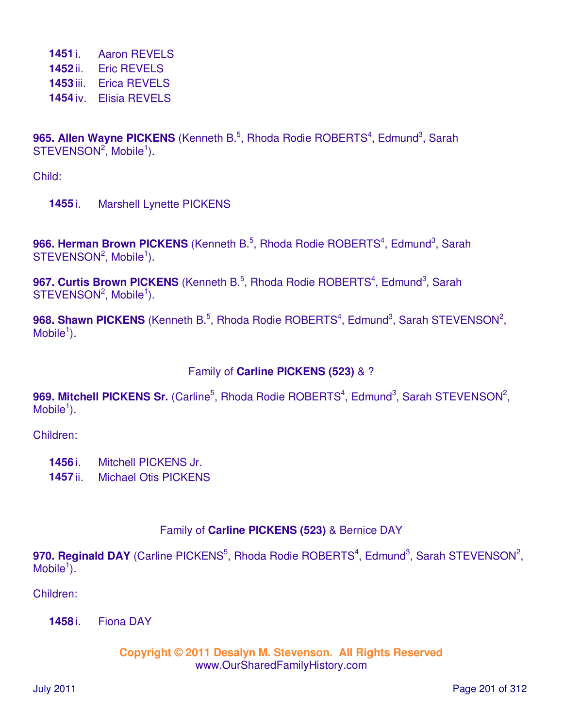**1451** i. Aaron REVELS
**1452** ii. Eric REVELS
**1453** iii. Erica REVELS
**1454** iv. Elisia REVELS

**965. Allen Wayne PICKENS** (Kenneth B.[5], Rhoda Rodie ROBERTS[4], Edmund[3], Sarah STEVENSON[2], Mobile[1]).

Child:

**1455** i. Marshell Lynette PICKENS

**966. Herman Brown PICKENS** (Kenneth B.[5], Rhoda Rodie ROBERTS[4], Edmund[3], Sarah STEVENSON[2], Mobile[1]).

**967. Curtis Brown PICKENS** (Kenneth B.[5], Rhoda Rodie ROBERTS[4], Edmund[3], Sarah STEVENSON[2], Mobile[1]).

**968. Shawn PICKENS** (Kenneth B.[5], Rhoda Rodie ROBERTS[4], Edmund[3], Sarah STEVENSON[2], Mobile[1]).

Family of **Carline PICKENS (523)** & ?

**969. Mitchell PICKENS Sr.** (Carline[5], Rhoda Rodie ROBERTS[4], Edmund[3], Sarah STEVENSON[2], Mobile[1]).

Children:

**1456** i. Mitchell PICKENS Jr.
**1457** ii. Michael Otis PICKENS

Family of **Carline PICKENS (523)** & Bernice DAY

**970. Reginald DAY** (Carline PICKENS[5], Rhoda Rodie ROBERTS[4], Edmund[3], Sarah STEVENSON[2], Mobile[1]).

Children:

**1458** i. Fiona DAY

**Copyright © 2011 Desalyn M. Stevenson. All Rights Reserved**
www.OurSharedFamilyHistory.com

July 2011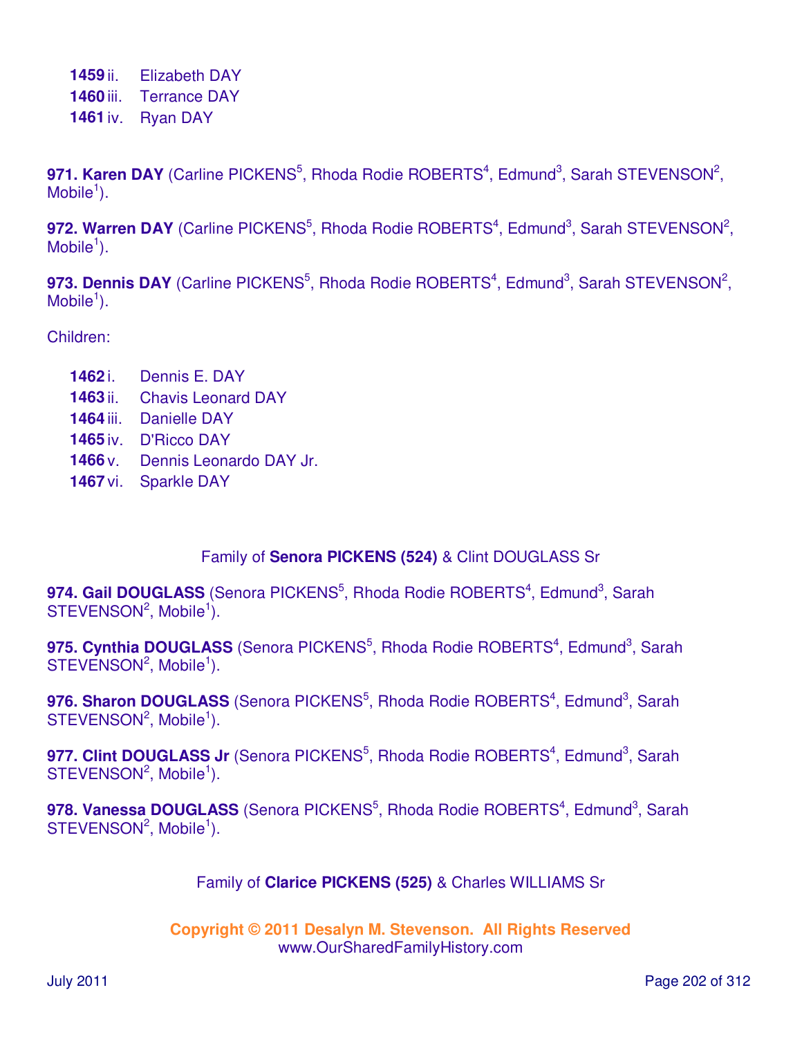**1459** ii. Elizabeth DAY
**1460** iii. Terrance DAY
**1461** iv. Ryan DAY

**971. Karen DAY** (Carline PICKENS[5], Rhoda Rodie ROBERTS[4], Edmund[3], Sarah STEVENSON[2], Mobile[1]).

**972. Warren DAY** (Carline PICKENS[5], Rhoda Rodie ROBERTS[4], Edmund[3], Sarah STEVENSON[2], Mobile[1]).

**973. Dennis DAY** (Carline PICKENS[5], Rhoda Rodie ROBERTS[4], Edmund[3], Sarah STEVENSON[2], Mobile[1]).

Children:

**1462** i. Dennis E. DAY
**1463** ii. Chavis Leonard DAY
**1464** iii. Danielle DAY
**1465** iv. D'Ricco DAY
**1466** v. Dennis Leonardo DAY Jr.
**1467** vi. Sparkle DAY

Family of **Senora PICKENS (524)** & Clint DOUGLASS Sr

**974. Gail DOUGLASS** (Senora PICKENS[5], Rhoda Rodie ROBERTS[4], Edmund[3], Sarah STEVENSON[2], Mobile[1]).

**975. Cynthia DOUGLASS** (Senora PICKENS[5], Rhoda Rodie ROBERTS[4], Edmund[3], Sarah STEVENSON[2], Mobile[1]).

**976. Sharon DOUGLASS** (Senora PICKENS[5], Rhoda Rodie ROBERTS[4], Edmund[3], Sarah STEVENSON[2], Mobile[1]).

**977. Clint DOUGLASS Jr** (Senora PICKENS[5], Rhoda Rodie ROBERTS[4], Edmund[3], Sarah STEVENSON[2], Mobile[1]).

**978. Vanessa DOUGLASS** (Senora PICKENS[5], Rhoda Rodie ROBERTS[4], Edmund[3], Sarah STEVENSON[2], Mobile[1]).

Family of **Clarice PICKENS (525)** & Charles WILLIAMS Sr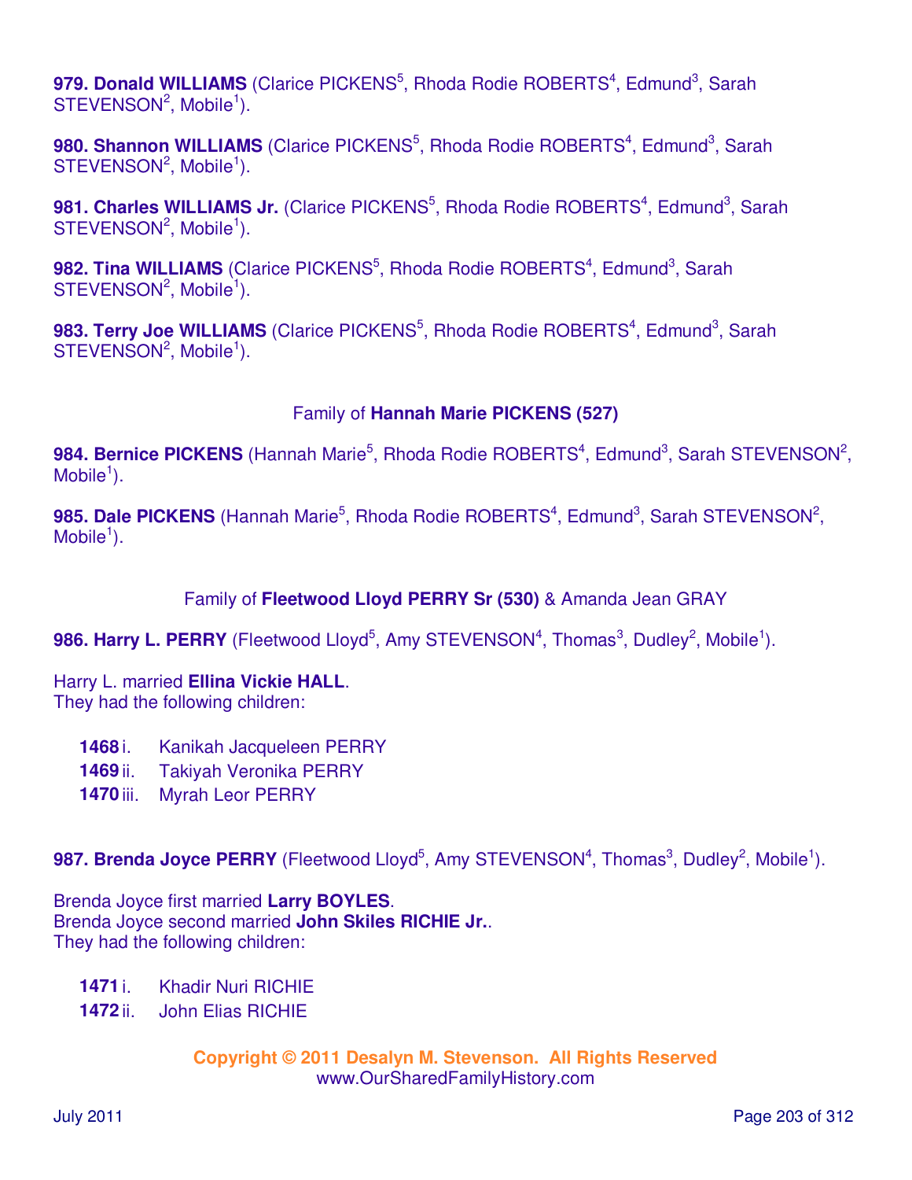**979. Donald WILLIAMS** (Clarice PICKENS[5], Rhoda Rodie ROBERTS[4], Edmund[3], Sarah STEVENSON[2], Mobile[1]).

**980. Shannon WILLIAMS** (Clarice PICKENS[5], Rhoda Rodie ROBERTS[4], Edmund[3], Sarah STEVENSON[2], Mobile[1]).

**981. Charles WILLIAMS Jr.** (Clarice PICKENS[5], Rhoda Rodie ROBERTS[4], Edmund[3], Sarah STEVENSON[2], Mobile[1]).

**982. Tina WILLIAMS** (Clarice PICKENS[5], Rhoda Rodie ROBERTS[4], Edmund[3], Sarah STEVENSON[2], Mobile[1]).

**983. Terry Joe WILLIAMS** (Clarice PICKENS[5], Rhoda Rodie ROBERTS[4], Edmund[3], Sarah STEVENSON[2], Mobile[1]).

### Family of **Hannah Marie PICKENS (527)**

**984. Bernice PICKENS** (Hannah Marie[5], Rhoda Rodie ROBERTS[4], Edmund[3], Sarah STEVENSON[2], Mobile[1]).

**985. Dale PICKENS** (Hannah Marie[5], Rhoda Rodie ROBERTS[4], Edmund[3], Sarah STEVENSON[2], Mobile[1]).

### Family of **Fleetwood Lloyd PERRY Sr (530)** & Amanda Jean GRAY

**986. Harry L. PERRY** (Fleetwood Lloyd[5], Amy STEVENSON[4], Thomas[3], Dudley[2], Mobile[1]).

Harry L. married **Ellina Vickie HALL**.
They had the following children:

- **1468** i. Kanikah Jacqueleen PERRY
- **1469** ii. Takiyah Veronika PERRY
- **1470** iii. Myrah Leor PERRY

**987. Brenda Joyce PERRY** (Fleetwood Lloyd[5], Amy STEVENSON[4], Thomas[3], Dudley[2], Mobile[1]).

Brenda Joyce first married **Larry BOYLES**.
Brenda Joyce second married **John Skiles RICHIE Jr.**.
They had the following children:

- **1471** i. Khadir Nuri RICHIE
- **1472** ii. John Elias RICHIE

**Copyright © 2011 Desalyn M. Stevenson. All Rights Reserved**
www.OurSharedFamilyHistory.com

July 2011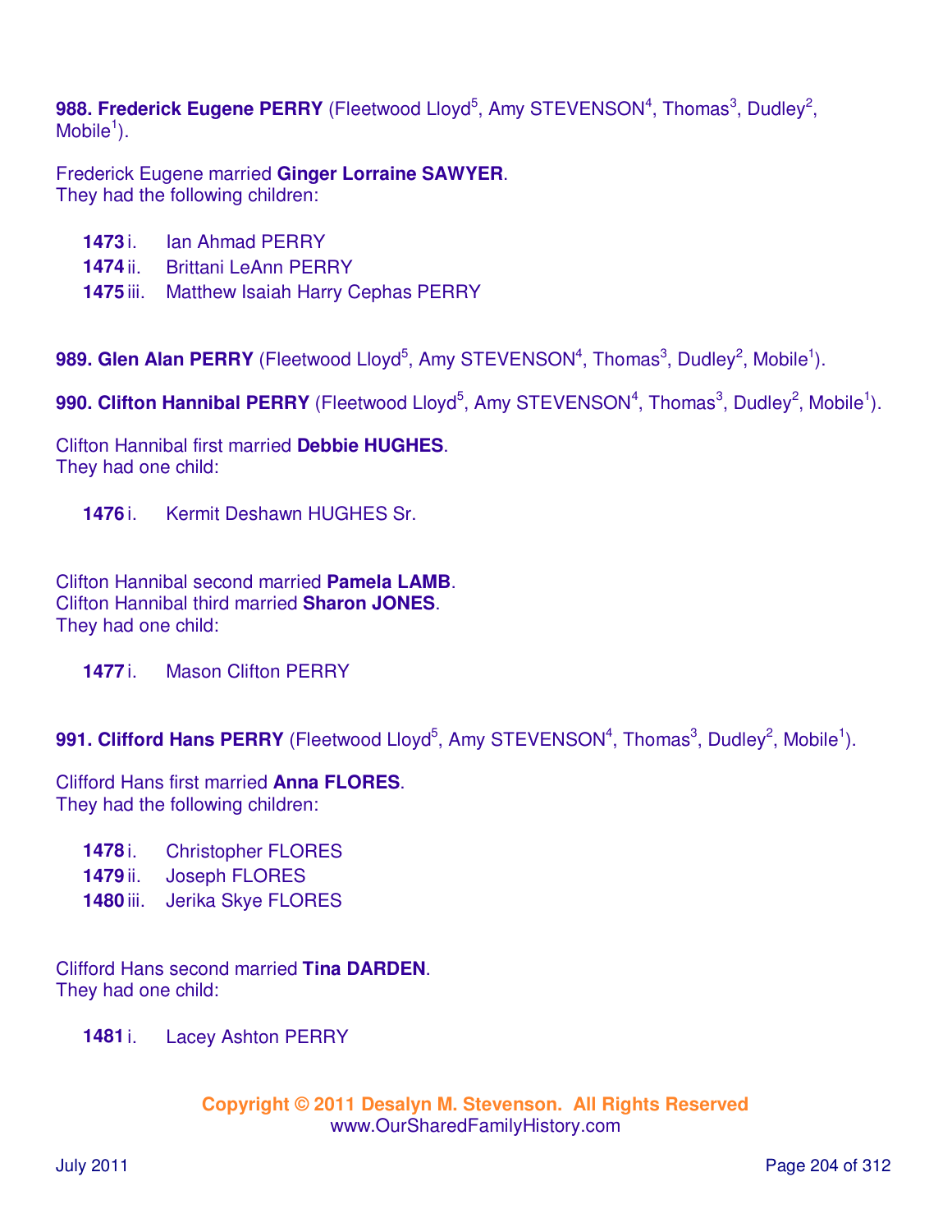**988. Frederick Eugene PERRY** (Fleetwood Lloyd[5], Amy STEVENSON[4], Thomas[3], Dudley[2], Mobile[1]).

Frederick Eugene married **Ginger Lorraine SAWYER**.
They had the following children:

- **1473** i. Ian Ahmad PERRY
- **1474** ii. Brittani LeAnn PERRY
- **1475** iii. Matthew Isaiah Harry Cephas PERRY

**989. Glen Alan PERRY** (Fleetwood Lloyd[5], Amy STEVENSON[4], Thomas[3], Dudley[2], Mobile[1]).

**990. Clifton Hannibal PERRY** (Fleetwood Lloyd[5], Amy STEVENSON[4], Thomas[3], Dudley[2], Mobile[1]).

Clifton Hannibal first married **Debbie HUGHES**.
They had one child:

- **1476** i. Kermit Deshawn HUGHES Sr.

Clifton Hannibal second married **Pamela LAMB**.
Clifton Hannibal third married **Sharon JONES**.
They had one child:

- **1477** i. Mason Clifton PERRY

**991. Clifford Hans PERRY** (Fleetwood Lloyd[5], Amy STEVENSON[4], Thomas[3], Dudley[2], Mobile[1]).

Clifford Hans first married **Anna FLORES**.
They had the following children:

- **1478** i. Christopher FLORES
- **1479** ii. Joseph FLORES
- **1480** iii. Jerika Skye FLORES

Clifford Hans second married **Tina DARDEN**.
They had one child:

- **1481** i. Lacey Ashton PERRY

**Copyright © 2011 Desalyn M. Stevenson. All Rights Reserved**
www.OurSharedFamilyHistory.com

July 2011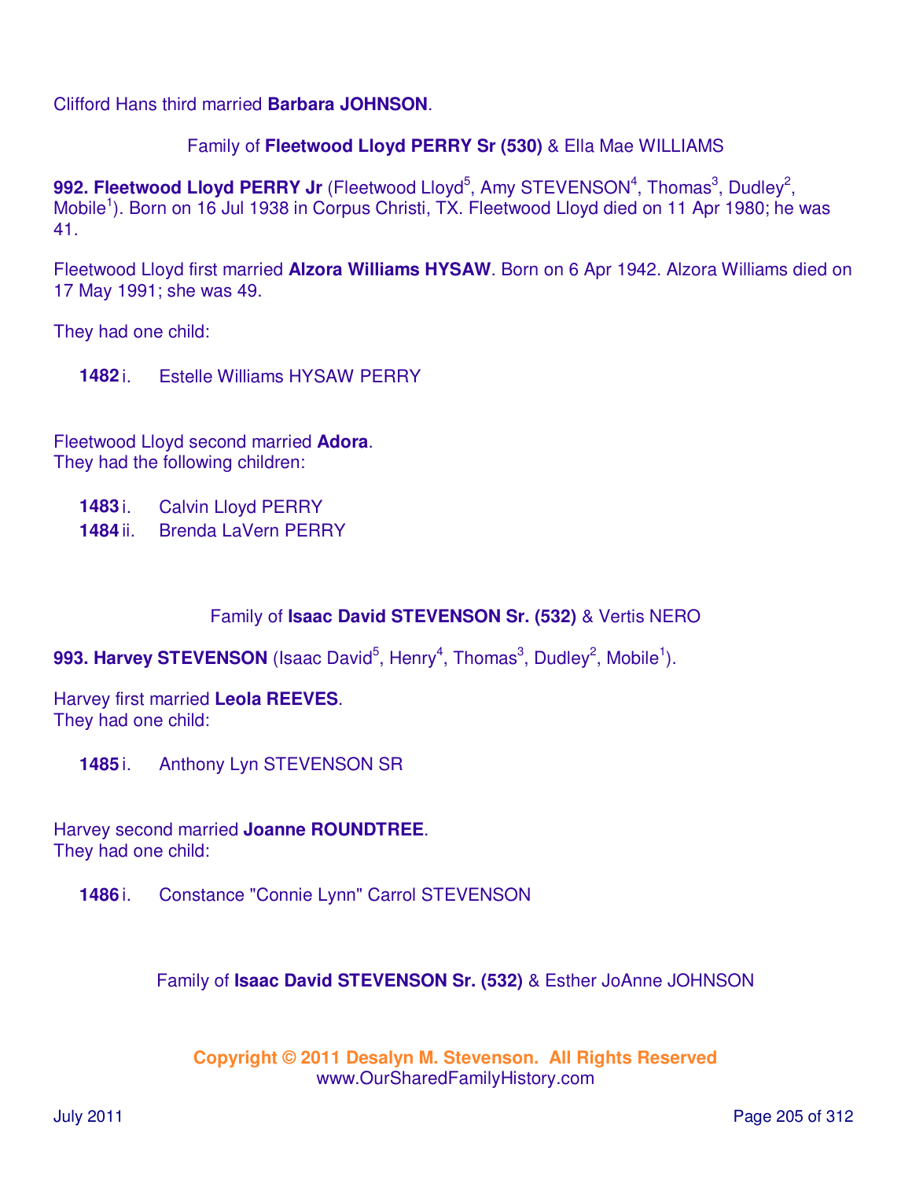Clifford Hans third married **Barbara JOHNSON**.

Family of **Fleetwood Lloyd PERRY Sr (530)** & Ella Mae WILLIAMS

**992. Fleetwood Lloyd PERRY Jr** (Fleetwood Lloyd[5], Amy STEVENSON[4], Thomas[3], Dudley[2], Mobile[1]). Born on 16 Jul 1938 in Corpus Christi, TX. Fleetwood Lloyd died on 11 Apr 1980; he was 41.

Fleetwood Lloyd first married **Alzora Williams HYSAW**. Born on 6 Apr 1942. Alzora Williams died on 17 May 1991; she was 49.

They had one child:

**1482** i. Estelle Williams HYSAW PERRY

Fleetwood Lloyd second married **Adora**.
They had the following children:

**1483** i. Calvin Lloyd PERRY
**1484** ii. Brenda LaVern PERRY

Family of **Isaac David STEVENSON Sr. (532)** & Vertis NERO

**993. Harvey STEVENSON** (Isaac David[5], Henry[4], Thomas[3], Dudley[2], Mobile[1]).

Harvey first married **Leola REEVES**.
They had one child:

**1485** i. Anthony Lyn STEVENSON SR

Harvey second married **Joanne ROUNDTREE**.
They had one child:

**1486** i. Constance "Connie Lynn" Carrol STEVENSON

Family of **Isaac David STEVENSON Sr. (532)** & Esther JoAnne JOHNSON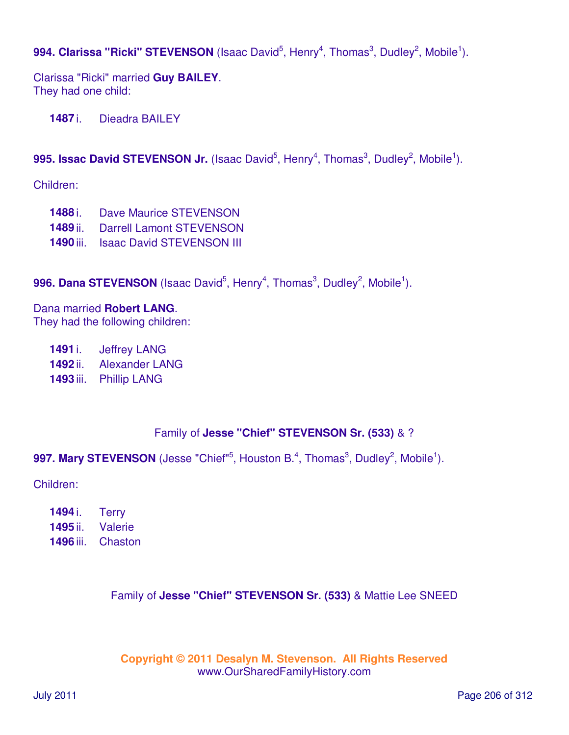**994. Clarissa "Ricki" STEVENSON** (Isaac David[5], Henry[4], Thomas[3], Dudley[2], Mobile[1]).

Clarissa "Ricki" married **Guy BAILEY**.
They had one child:

- **1487** i. Dieadra BAILEY

**995. Issac David STEVENSON Jr.** (Isaac David[5], Henry[4], Thomas[3], Dudley[2], Mobile[1]).

Children:

- **1488** i. Dave Maurice STEVENSON
- **1489** ii. Darrell Lamont STEVENSON
- **1490** iii. Isaac David STEVENSON III

**996. Dana STEVENSON** (Isaac David[5], Henry[4], Thomas[3], Dudley[2], Mobile[1]).

Dana married **Robert LANG**.
They had the following children:

- **1491** i. Jeffrey LANG
- **1492** ii. Alexander LANG
- **1493** iii. Phillip LANG

Family of **Jesse "Chief" STEVENSON Sr. (533)** & ?

**997. Mary STEVENSON** (Jesse "Chief"[5], Houston B.[4], Thomas[3], Dudley[2], Mobile[1]).

Children:

- **1494** i. Terry
- **1495** ii. Valerie
- **1496** iii. Chaston

Family of **Jesse "Chief" STEVENSON Sr. (533)** & Mattie Lee SNEED

**Copyright © 2011 Desalyn M. Stevenson. All Rights Reserved**
www.OurSharedFamilyHistory.com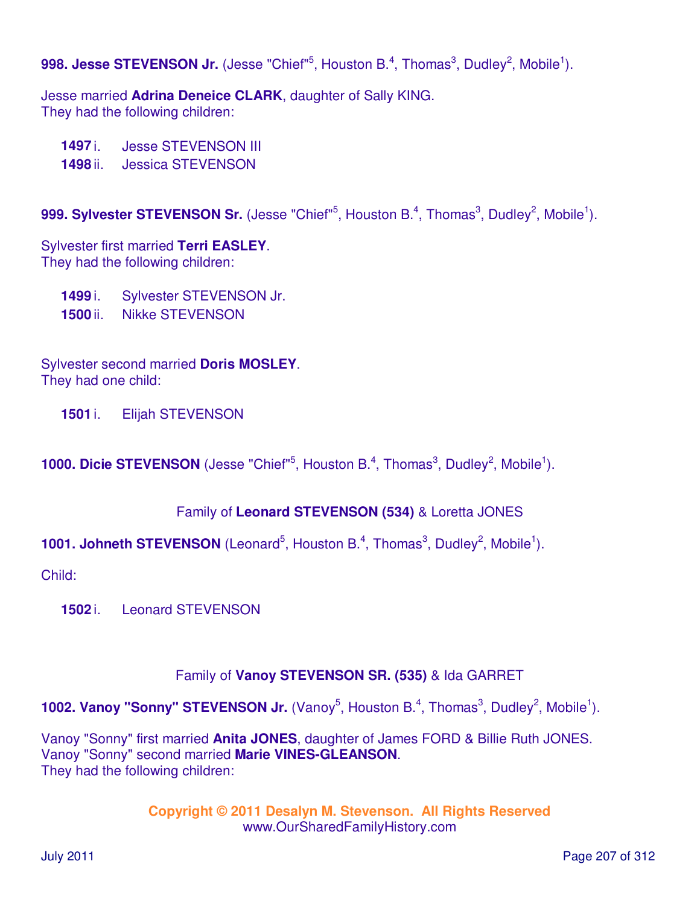**998. Jesse STEVENSON Jr.** (Jesse "Chief"[5], Houston B.[4], Thomas[3], Dudley[2], Mobile[1]).

Jesse married **Adrina Deneice CLARK**, daughter of Sally KING.
They had the following children:

- **1497** i. Jesse STEVENSON III
- **1498** ii. Jessica STEVENSON

**999. Sylvester STEVENSON Sr.** (Jesse "Chief"[5], Houston B.[4], Thomas[3], Dudley[2], Mobile[1]).

Sylvester first married **Terri EASLEY**.
They had the following children:

- **1499** i. Sylvester STEVENSON Jr.
- **1500** ii. Nikke STEVENSON

Sylvester second married **Doris MOSLEY**.
They had one child:

- **1501** i. Elijah STEVENSON

**1000. Dicie STEVENSON** (Jesse "Chief"[5], Houston B.[4], Thomas[3], Dudley[2], Mobile[1]).

Family of **Leonard STEVENSON (534)** & Loretta JONES

**1001. Johneth STEVENSON** (Leonard[5], Houston B.[4], Thomas[3], Dudley[2], Mobile[1]).

Child:

- **1502** i. Leonard STEVENSON

Family of **Vanoy STEVENSON SR. (535)** & Ida GARRET

**1002. Vanoy "Sonny" STEVENSON Jr.** (Vanoy[5], Houston B.[4], Thomas[3], Dudley[2], Mobile[1]).

Vanoy "Sonny" first married **Anita JONES**, daughter of James FORD & Billie Ruth JONES.
Vanoy "Sonny" second married **Marie VINES-GLEANSON**.
They had the following children:

**Copyright © 2011 Desalyn M. Stevenson. All Rights Reserved**
www.OurSharedFamilyHistory.com

July 2011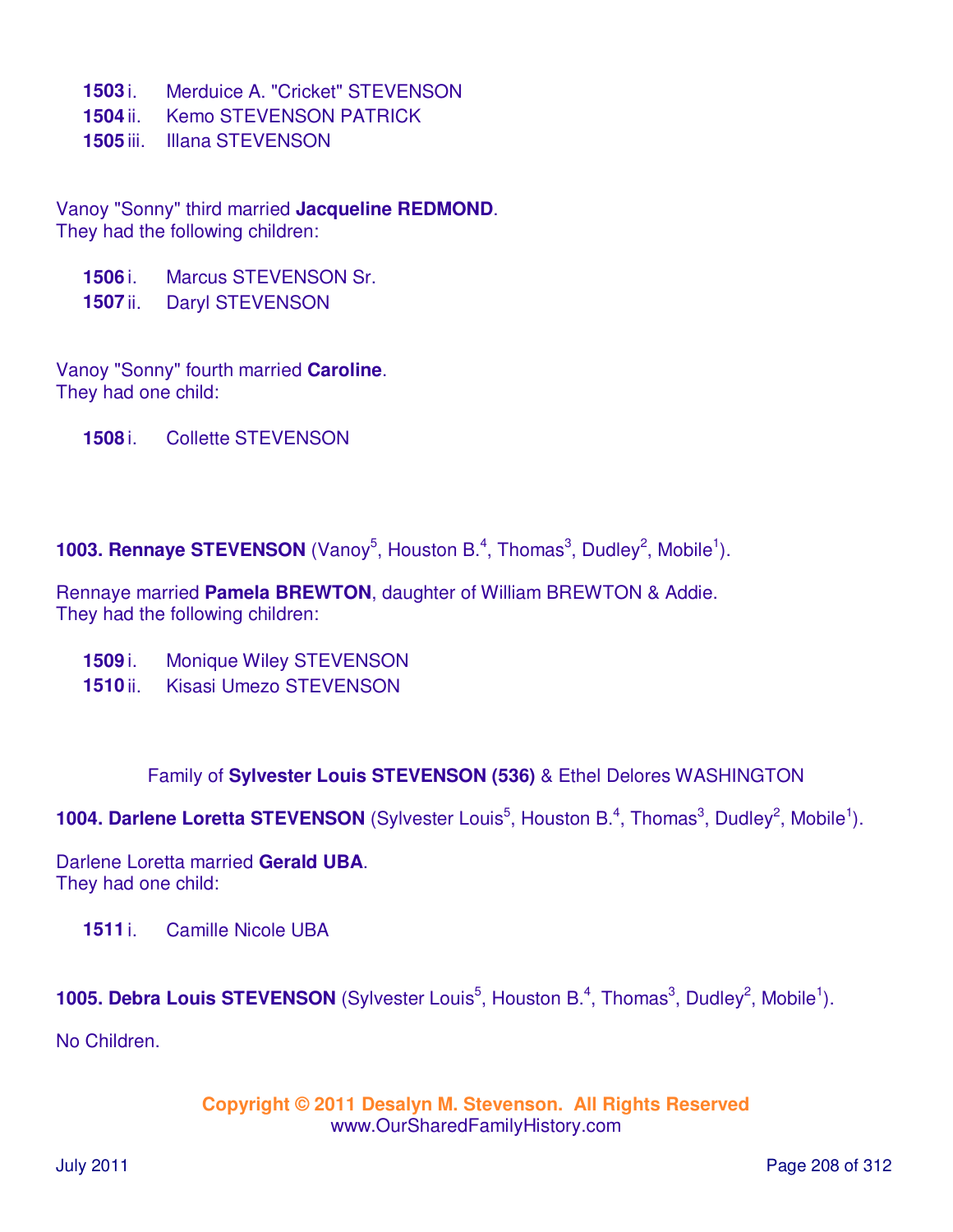**1503** i. Merduice A. "Cricket" STEVENSON
**1504** ii. Kemo STEVENSON PATRICK
**1505** iii. Illana STEVENSON

Vanoy "Sonny" third married **Jacqueline REDMOND**.
They had the following children:

**1506** i. Marcus STEVENSON Sr.
**1507** ii. Daryl STEVENSON

Vanoy "Sonny" fourth married **Caroline**.
They had one child:

**1508** i. Collette STEVENSON

**1003. Rennaye STEVENSON** (Vanoy[5], Houston B.[4], Thomas[3], Dudley[2], Mobile[1]).

Rennaye married **Pamela BREWTON**, daughter of William BREWTON & Addie.
They had the following children:

**1509** i. Monique Wiley STEVENSON
**1510** ii. Kisasi Umezo STEVENSON

Family of **Sylvester Louis STEVENSON (536)** & Ethel Delores WASHINGTON

**1004. Darlene Loretta STEVENSON** (Sylvester Louis[5], Houston B.[4], Thomas[3], Dudley[2], Mobile[1]).

Darlene Loretta married **Gerald UBA**.
They had one child:

**1511** i. Camille Nicole UBA

**1005. Debra Louis STEVENSON** (Sylvester Louis[5], Houston B.[4], Thomas[3], Dudley[2], Mobile[1]).

No Children.

**Copyright © 2011 Desalyn M. Stevenson. All Rights Reserved**
www.OurSharedFamilyHistory.com

July 2011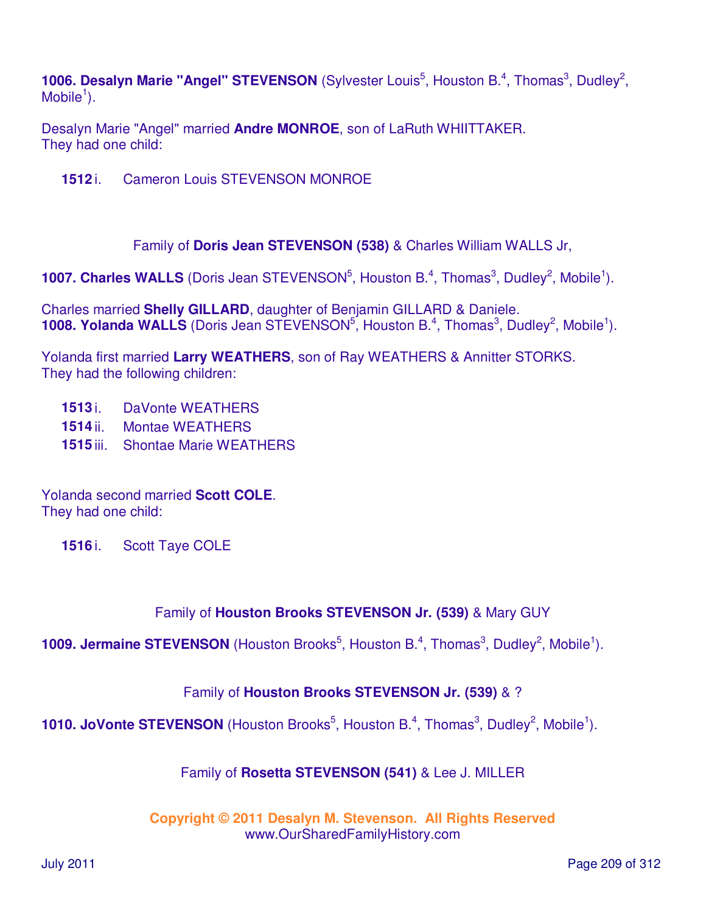**1006. Desalyn Marie "Angel" STEVENSON** (Sylvester Louis[5], Houston B.[4], Thomas[3], Dudley[2], Mobile[1]).

Desalyn Marie "Angel" married **Andre MONROE**, son of LaRuth WHIITTAKER.
They had one child:

**1512** i. Cameron Louis STEVENSON MONROE

Family of **Doris Jean STEVENSON (538)** & Charles William WALLS Jr,

**1007. Charles WALLS** (Doris Jean STEVENSON[5], Houston B.[4], Thomas[3], Dudley[2], Mobile[1]).

Charles married **Shelly GILLARD**, daughter of Benjamin GILLARD & Daniele.

**1008. Yolanda WALLS** (Doris Jean STEVENSON[5], Houston B.[4], Thomas[3], Dudley[2], Mobile[1]).

Yolanda first married **Larry WEATHERS**, son of Ray WEATHERS & Annitter STORKS.
They had the following children:

**1513** i. DaVonte WEATHERS
**1514** ii. Montae WEATHERS
**1515** iii. Shontae Marie WEATHERS

Yolanda second married **Scott COLE**.
They had one child:

**1516** i. Scott Taye COLE

Family of **Houston Brooks STEVENSON Jr. (539)** & Mary GUY

**1009. Jermaine STEVENSON** (Houston Brooks[5], Houston B.[4], Thomas[3], Dudley[2], Mobile[1]).

Family of **Houston Brooks STEVENSON Jr. (539)** & ?

**1010. JoVonte STEVENSON** (Houston Brooks[5], Houston B.[4], Thomas[3], Dudley[2], Mobile[1]).

Family of **Rosetta STEVENSON (541)** & Lee J. MILLER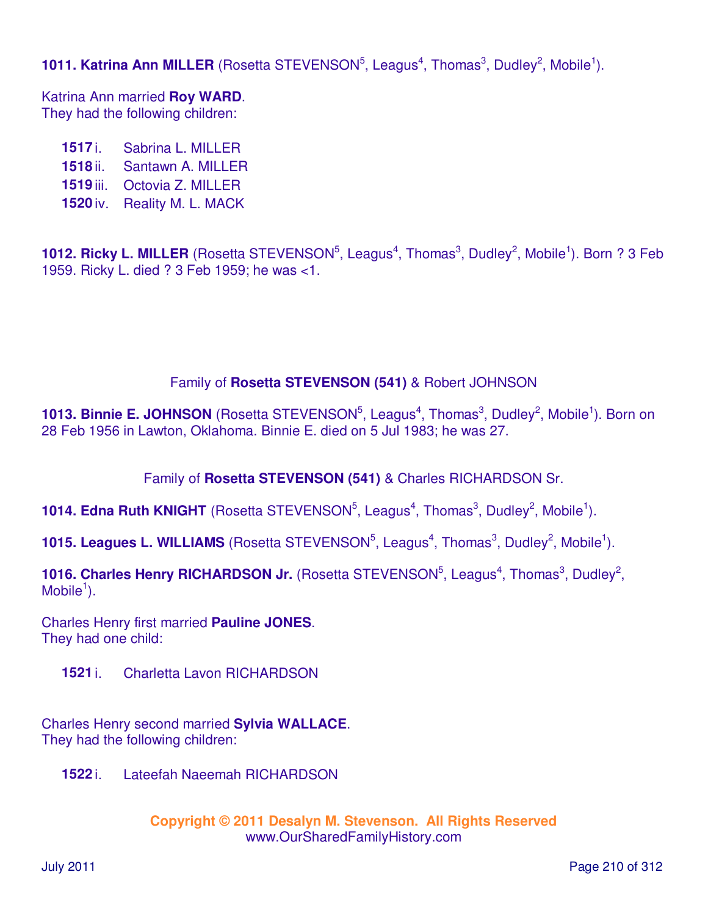**1011. Katrina Ann MILLER** (Rosetta STEVENSON[5], Leagus[4], Thomas[3], Dudley[2], Mobile[1]).

Katrina Ann married **Roy WARD**.
They had the following children:

**1517** i. Sabrina L. MILLER
**1518** ii. Santawn A. MILLER
**1519** iii. Octovia Z. MILLER
**1520** iv. Reality M. L. MACK

**1012. Ricky L. MILLER** (Rosetta STEVENSON[5], Leagus[4], Thomas[3], Dudley[2], Mobile[1]). Born ? 3 Feb 1959. Ricky L. died ? 3 Feb 1959; he was <1.

Family of **Rosetta STEVENSON (541)** & Robert JOHNSON

**1013. Binnie E. JOHNSON** (Rosetta STEVENSON[5], Leagus[4], Thomas[3], Dudley[2], Mobile[1]). Born on 28 Feb 1956 in Lawton, Oklahoma. Binnie E. died on 5 Jul 1983; he was 27.

Family of **Rosetta STEVENSON (541)** & Charles RICHARDSON Sr.

**1014. Edna Ruth KNIGHT** (Rosetta STEVENSON[5], Leagus[4], Thomas[3], Dudley[2], Mobile[1]).

**1015. Leagues L. WILLIAMS** (Rosetta STEVENSON[5], Leagus[4], Thomas[3], Dudley[2], Mobile[1]).

**1016. Charles Henry RICHARDSON Jr.** (Rosetta STEVENSON[5], Leagus[4], Thomas[3], Dudley[2], Mobile[1]).

Charles Henry first married **Pauline JONES**.
They had one child:

**1521** i. Charletta Lavon RICHARDSON

Charles Henry second married **Sylvia WALLACE**.
They had the following children:

**1522** i. Lateefah Naeemah RICHARDSON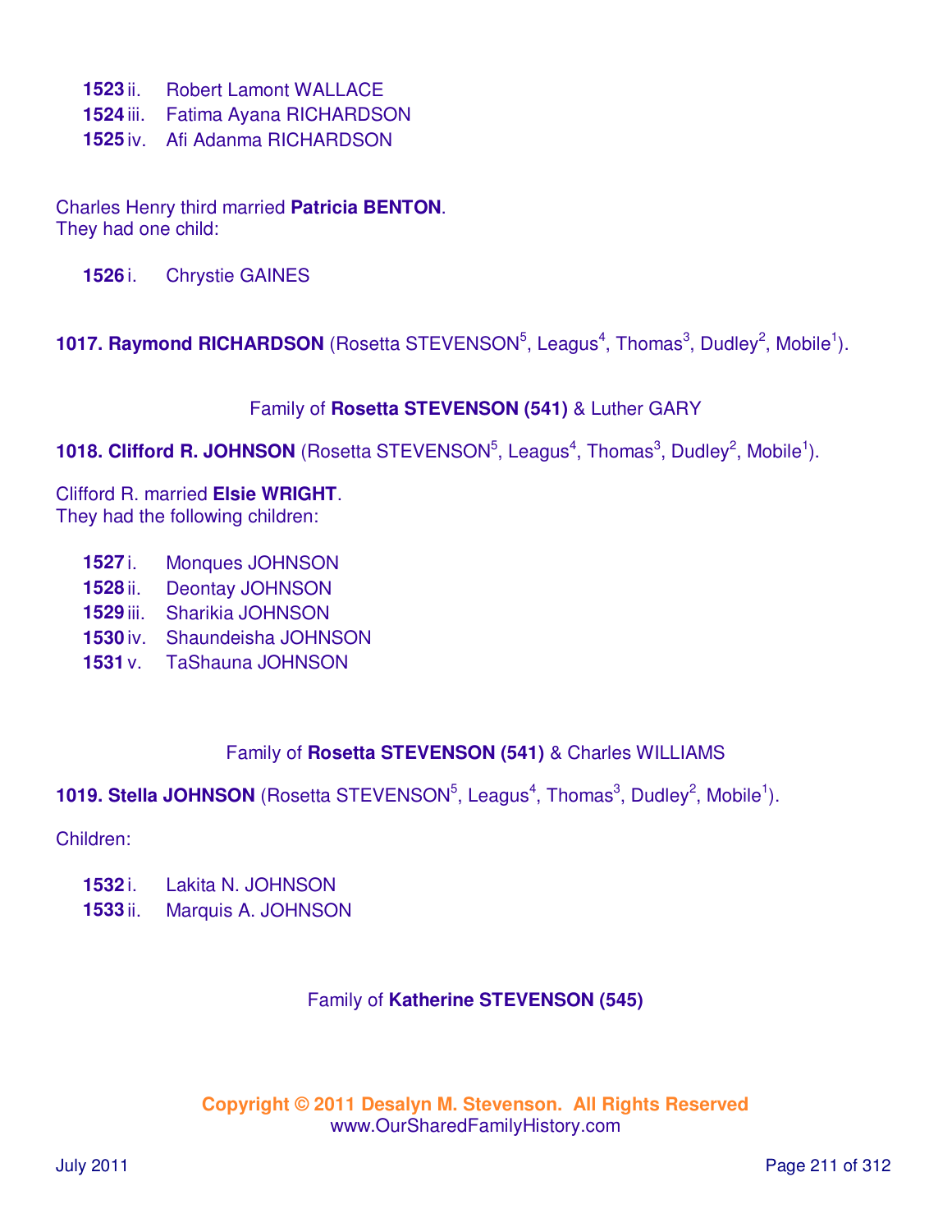**1523** ii. Robert Lamont WALLACE
**1524** iii. Fatima Ayana RICHARDSON
**1525** iv. Afi Adanma RICHARDSON

Charles Henry third married **Patricia BENTON**.
They had one child:

**1526** i. Chrystie GAINES

**1017. Raymond RICHARDSON** (Rosetta STEVENSON$^5$, Leagus$^4$, Thomas$^3$, Dudley$^2$, Mobile$^1$).

Family of **Rosetta STEVENSON (541)** & Luther GARY

**1018. Clifford R. JOHNSON** (Rosetta STEVENSON$^5$, Leagus$^4$, Thomas$^3$, Dudley$^2$, Mobile$^1$).

Clifford R. married **Elsie WRIGHT**.
They had the following children:

**1527** i. Monques JOHNSON
**1528** ii. Deontay JOHNSON
**1529** iii. Sharikia JOHNSON
**1530** iv. Shaundeisha JOHNSON
**1531** v. TaShauna JOHNSON

Family of **Rosetta STEVENSON (541)** & Charles WILLIAMS

**1019. Stella JOHNSON** (Rosetta STEVENSON$^5$, Leagus$^4$, Thomas$^3$, Dudley$^2$, Mobile$^1$).

Children:

**1532** i. Lakita N. JOHNSON
**1533** ii. Marquis A. JOHNSON

Family of **Katherine STEVENSON (545)**

**Copyright © 2011 Desalyn M. Stevenson. All Rights Reserved**
www.OurSharedFamilyHistory.com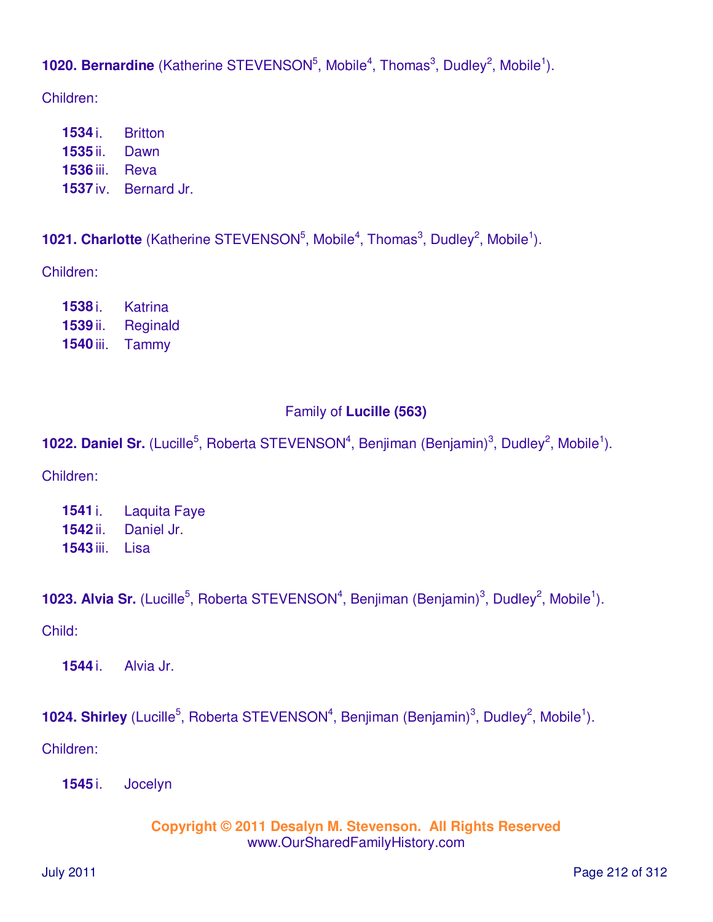**1020. Bernardine** (Katherine STEVENSON[5], Mobile[4], Thomas[3], Dudley[2], Mobile[1]).

Children:

- **1534** i. Britton
- **1535** ii. Dawn
- **1536** iii. Reva
- **1537** iv. Bernard Jr.

**1021. Charlotte** (Katherine STEVENSON[5], Mobile[4], Thomas[3], Dudley[2], Mobile[1]).

Children:

- **1538** i. Katrina
- **1539** ii. Reginald
- **1540** iii. Tammy

## Family of **Lucille (563)**

**1022. Daniel Sr.** (Lucille[5], Roberta STEVENSON[4], Benjiman (Benjamin)[3], Dudley[2], Mobile[1]).

Children:

- **1541** i. Laquita Faye
- **1542** ii. Daniel Jr.
- **1543** iii. Lisa

**1023. Alvia Sr.** (Lucille[5], Roberta STEVENSON[4], Benjiman (Benjamin)[3], Dudley[2], Mobile[1]).

Child:

- **1544** i. Alvia Jr.

**1024. Shirley** (Lucille[5], Roberta STEVENSON[4], Benjiman (Benjamin)[3], Dudley[2], Mobile[1]).

Children:

- **1545** i. Jocelyn

**Copyright © 2011 Desalyn M. Stevenson. All Rights Reserved**
www.OurSharedFamilyHistory.com

July 2011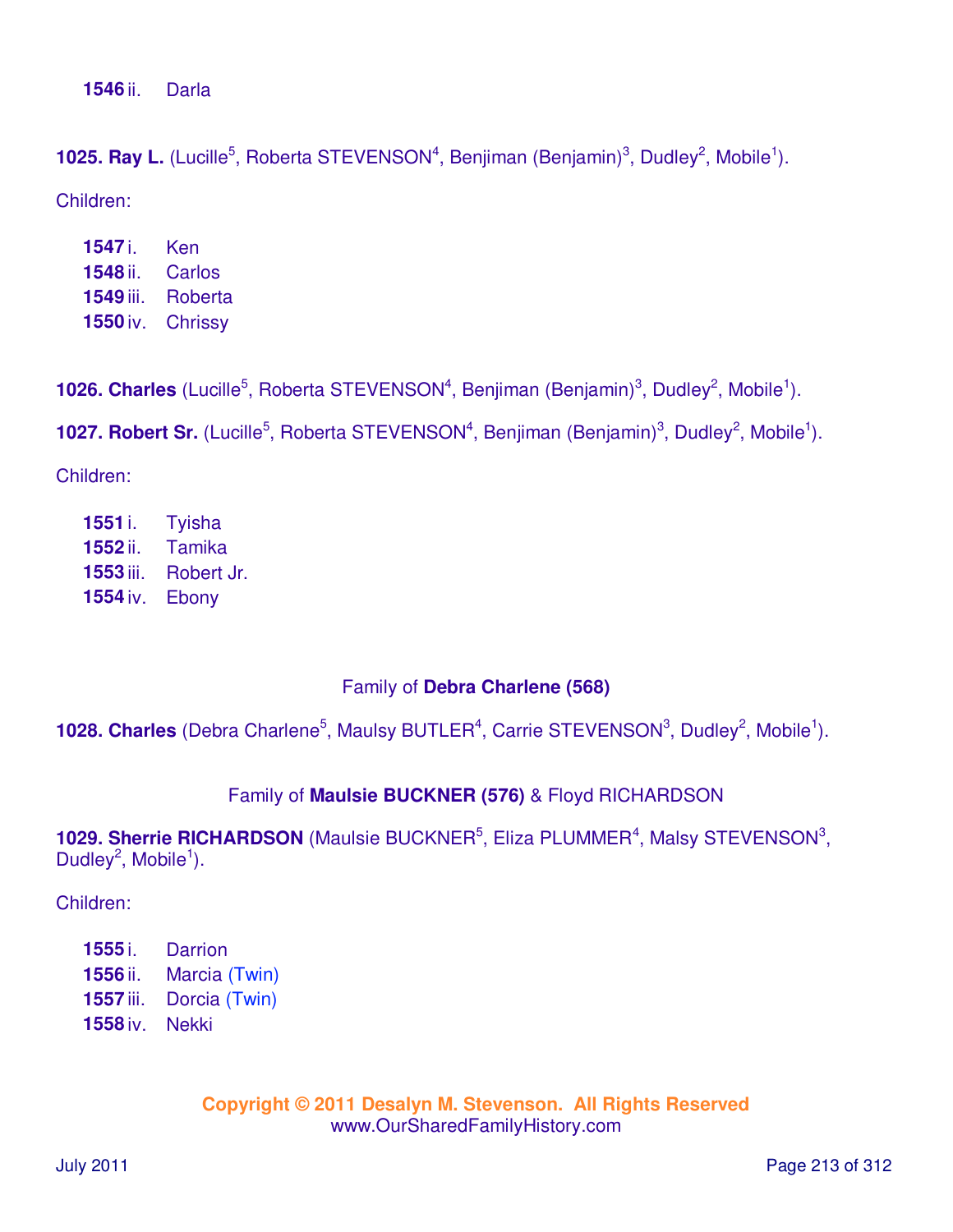**1546** ii. Darla

**1025. Ray L.** (Lucille[5], Roberta STEVENSON[4], Benjiman (Benjamin)[3], Dudley[2], Mobile[1]).

Children:

**1547** i. Ken
**1548** ii. Carlos
**1549** iii. Roberta
**1550** iv. Chrissy

**1026. Charles** (Lucille[5], Roberta STEVENSON[4], Benjiman (Benjamin)[3], Dudley[2], Mobile[1]).

**1027. Robert Sr.** (Lucille[5], Roberta STEVENSON[4], Benjiman (Benjamin)[3], Dudley[2], Mobile[1]).

Children:

**1551** i. Tyisha
**1552** ii. Tamika
**1553** iii. Robert Jr.
**1554** iv. Ebony

Family of **Debra Charlene (568)**

**1028. Charles** (Debra Charlene[5], Maulsy BUTLER[4], Carrie STEVENSON[3], Dudley[2], Mobile[1]).

Family of **Maulsie BUCKNER (576)** & Floyd RICHARDSON

**1029. Sherrie RICHARDSON** (Maulsie BUCKNER[5], Eliza PLUMMER[4], Malsy STEVENSON[3], Dudley[2], Mobile[1]).

Children:

**1555** i. Darrion
**1556** ii. Marcia (Twin)
**1557** iii. Dorcia (Twin)
**1558** iv. Nekki

Copyright © 2011 Desalyn M. Stevenson. All Rights Reserved
www.OurSharedFamilyHistory.com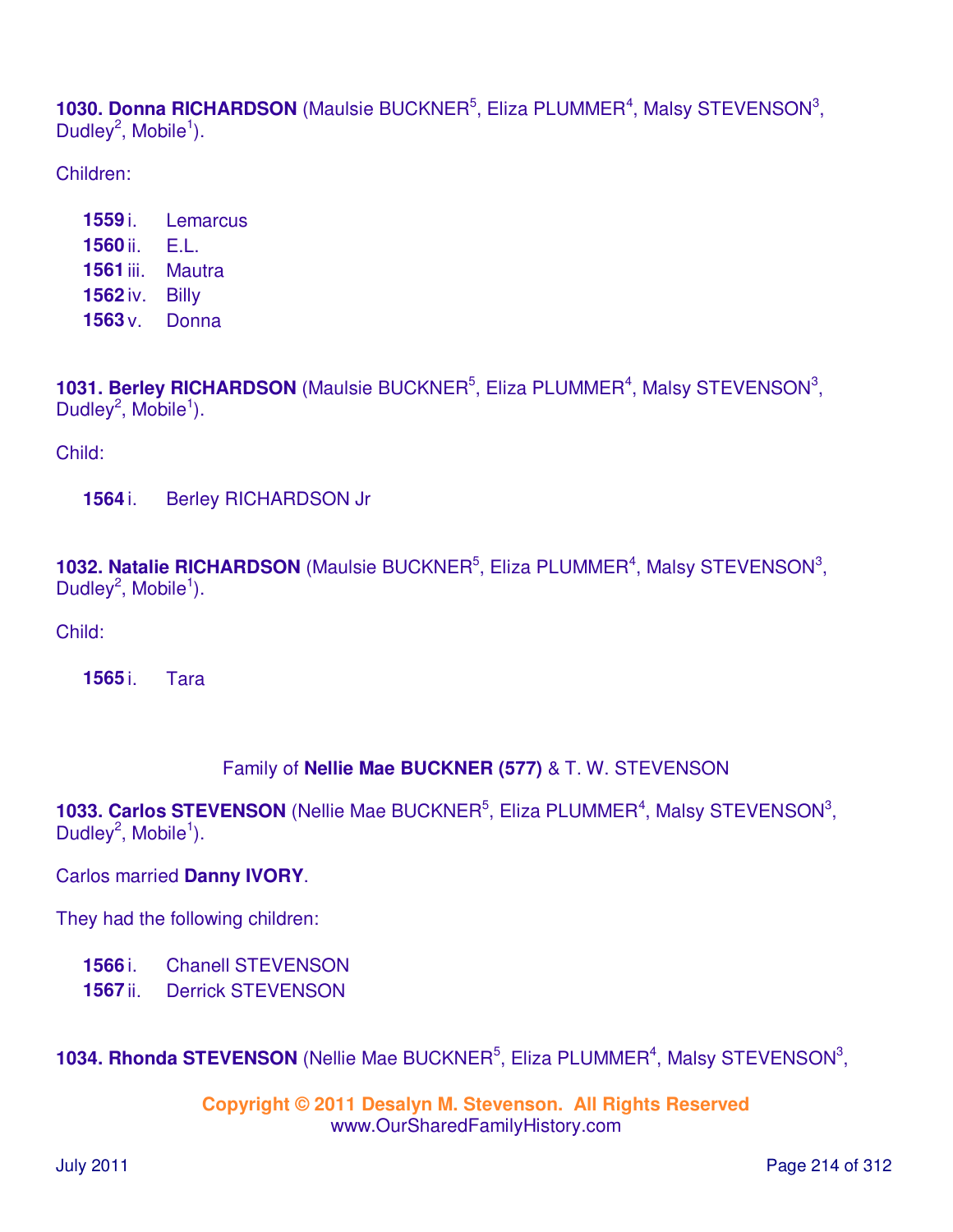**1030. Donna RICHARDSON** (Maulsie BUCKNER[5], Eliza PLUMMER[4], Malsy STEVENSON[3], Dudley[2], Mobile[1]).

Children:

- **1559** i. Lemarcus
- **1560** ii. E.L.
- **1561** iii. Mautra
- **1562** iv. Billy
- **1563** v. Donna

**1031. Berley RICHARDSON** (Maulsie BUCKNER[5], Eliza PLUMMER[4], Malsy STEVENSON[3], Dudley[2], Mobile[1]).

Child:

- **1564** i. Berley RICHARDSON Jr

**1032. Natalie RICHARDSON** (Maulsie BUCKNER[5], Eliza PLUMMER[4], Malsy STEVENSON[3], Dudley[2], Mobile[1]).

Child:

- **1565** i. Tara

Family of **Nellie Mae BUCKNER (577)** & T. W. STEVENSON

**1033. Carlos STEVENSON** (Nellie Mae BUCKNER[5], Eliza PLUMMER[4], Malsy STEVENSON[3], Dudley[2], Mobile[1]).

Carlos married **Danny IVORY**.

They had the following children:

- **1566** i. Chanell STEVENSON
- **1567** ii. Derrick STEVENSON

**1034. Rhonda STEVENSON** (Nellie Mae BUCKNER[5], Eliza PLUMMER[4], Malsy STEVENSON[3],

**Copyright © 2011 Desalyn M. Stevenson. All Rights Reserved**
www.OurSharedFamilyHistory.com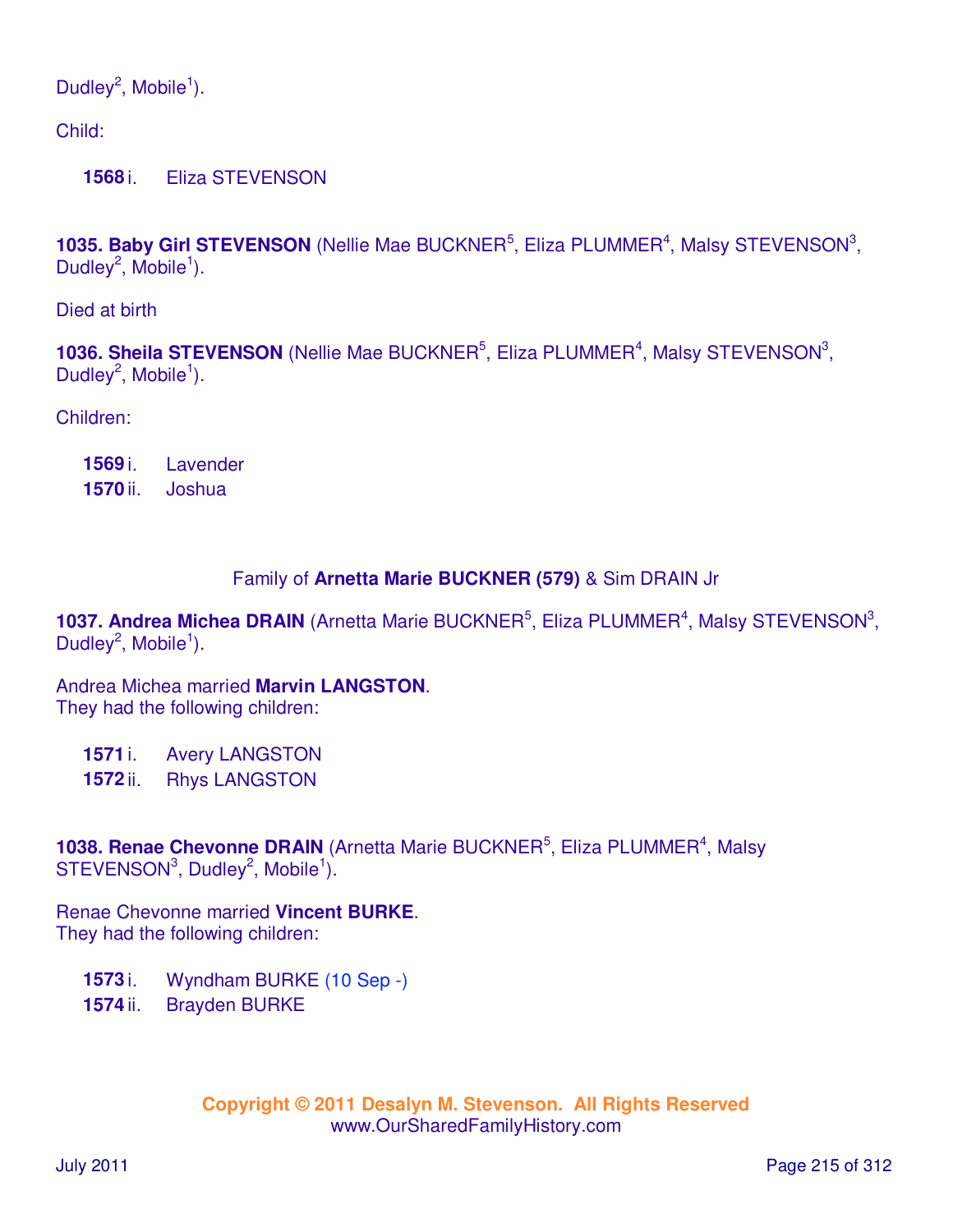Dudley[2], Mobile[1]).

Child:

**1568** i. Eliza STEVENSON

**1035. Baby Girl STEVENSON** (Nellie Mae BUCKNER[5], Eliza PLUMMER[4], Malsy STEVENSON[3], Dudley[2], Mobile[1]).

Died at birth

**1036. Sheila STEVENSON** (Nellie Mae BUCKNER[5], Eliza PLUMMER[4], Malsy STEVENSON[3], Dudley[2], Mobile[1]).

Children:

**1569** i. Lavender
**1570** ii. Joshua

Family of **Arnetta Marie BUCKNER (579)** & Sim DRAIN Jr

**1037. Andrea Michea DRAIN** (Arnetta Marie BUCKNER[5], Eliza PLUMMER[4], Malsy STEVENSON[3], Dudley[2], Mobile[1]).

Andrea Michea married **Marvin LANGSTON**.
They had the following children:

**1571** i. Avery LANGSTON
**1572** ii. Rhys LANGSTON

**1038. Renae Chevonne DRAIN** (Arnetta Marie BUCKNER[5], Eliza PLUMMER[4], Malsy STEVENSON[3], Dudley[2], Mobile[1]).

Renae Chevonne married **Vincent BURKE**.
They had the following children:

**1573** i. Wyndham BURKE (10 Sep -)
**1574** ii. Brayden BURKE

**Copyright © 2011 Desalyn M. Stevenson. All Rights Reserved**
www.OurSharedFamilyHistory.com

July 2011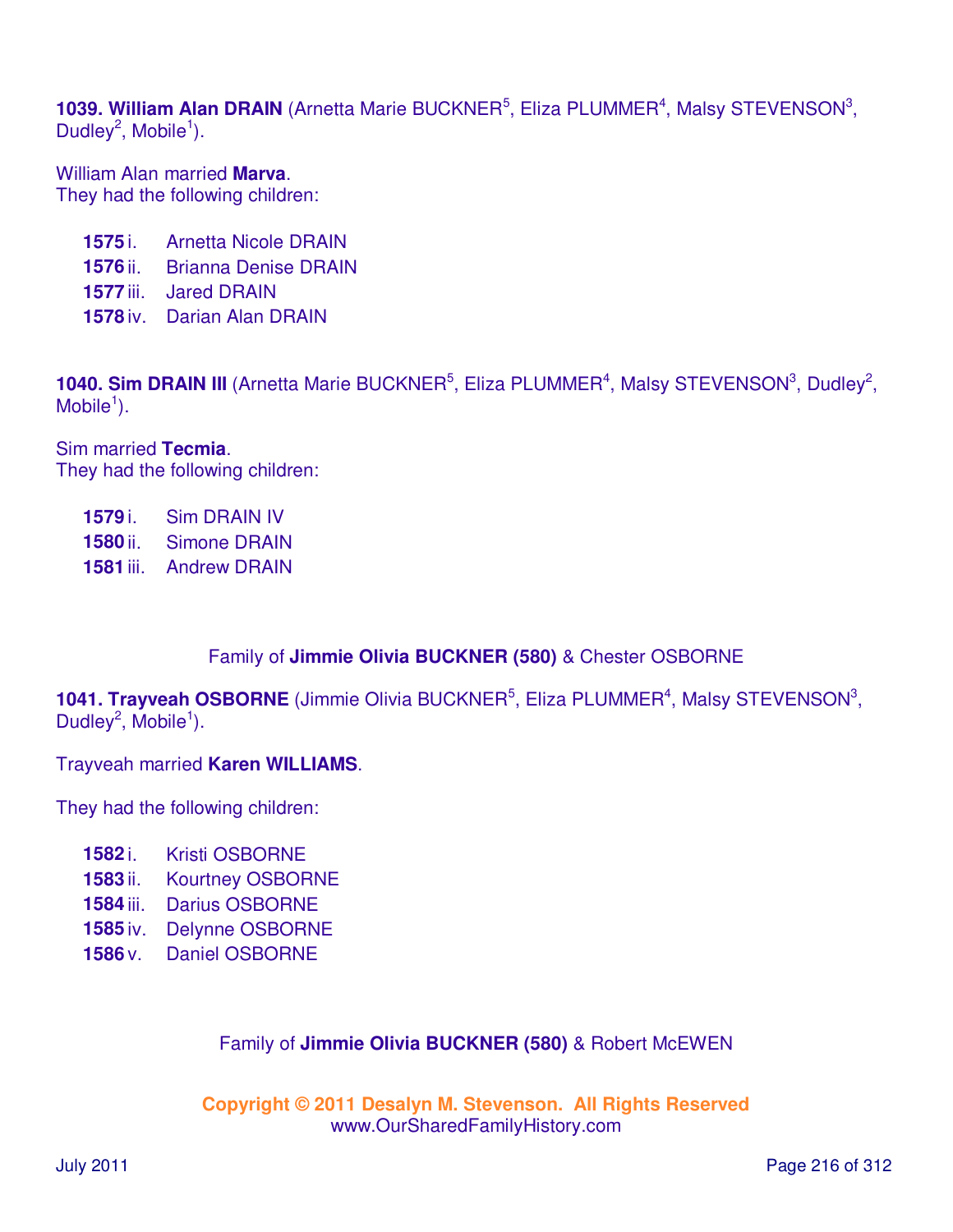**1039. William Alan DRAIN** (Arnetta Marie BUCKNER[5], Eliza PLUMMER[4], Malsy STEVENSON[3], Dudley[2], Mobile[1]).

William Alan married **Marva**.
They had the following children:

- **1575** i. Arnetta Nicole DRAIN
- **1576** ii. Brianna Denise DRAIN
- **1577** iii. Jared DRAIN
- **1578** iv. Darian Alan DRAIN

**1040. Sim DRAIN III** (Arnetta Marie BUCKNER[5], Eliza PLUMMER[4], Malsy STEVENSON[3], Dudley[2], Mobile[1]).

Sim married **Tecmia**.
They had the following children:

- **1579** i. Sim DRAIN IV
- **1580** ii. Simone DRAIN
- **1581** iii. Andrew DRAIN

Family of **Jimmie Olivia BUCKNER (580)** & Chester OSBORNE

**1041. Trayveah OSBORNE** (Jimmie Olivia BUCKNER[5], Eliza PLUMMER[4], Malsy STEVENSON[3], Dudley[2], Mobile[1]).

Trayveah married **Karen WILLIAMS**.

They had the following children:

- **1582** i. Kristi OSBORNE
- **1583** ii. Kourtney OSBORNE
- **1584** iii. Darius OSBORNE
- **1585** iv. Delynne OSBORNE
- **1586** v. Daniel OSBORNE

Family of **Jimmie Olivia BUCKNER (580)** & Robert McEWEN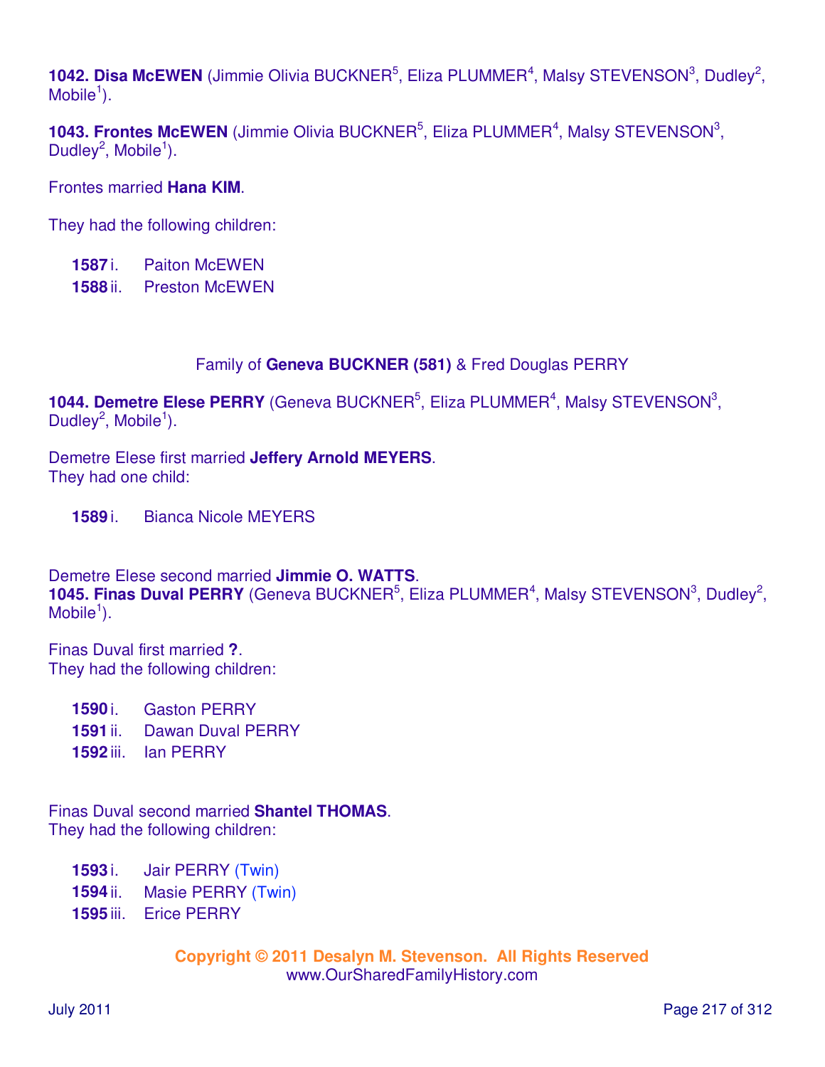**1042. Disa McEWEN** (Jimmie Olivia BUCKNER[5], Eliza PLUMMER[4], Malsy STEVENSON[3], Dudley[2], Mobile[1]).

**1043. Frontes McEWEN** (Jimmie Olivia BUCKNER[5], Eliza PLUMMER[4], Malsy STEVENSON[3], Dudley[2], Mobile[1]).

Frontes married **Hana KIM**.

They had the following children:

**1587** i. Paiton McEWEN
**1588** ii. Preston McEWEN

Family of **Geneva BUCKNER (581)** & Fred Douglas PERRY

**1044. Demetre Elese PERRY** (Geneva BUCKNER[5], Eliza PLUMMER[4], Malsy STEVENSON[3], Dudley[2], Mobile[1]).

Demetre Elese first married **Jeffery Arnold MEYERS**.
They had one child:

**1589** i. Bianca Nicole MEYERS

Demetre Elese second married **Jimmie O. WATTS**.
**1045. Finas Duval PERRY** (Geneva BUCKNER[5], Eliza PLUMMER[4], Malsy STEVENSON[3], Dudley[2], Mobile[1]).

Finas Duval first married **?**.
They had the following children:

**1590** i. Gaston PERRY
**1591** ii. Dawan Duval PERRY
**1592** iii. Ian PERRY

Finas Duval second married **Shantel THOMAS**.
They had the following children:

**1593** i. Jair PERRY (Twin)
**1594** ii. Masie PERRY (Twin)
**1595** iii. Erice PERRY

**Copyright © 2011 Desalyn M. Stevenson. All Rights Reserved**
www.OurSharedFamilyHistory.com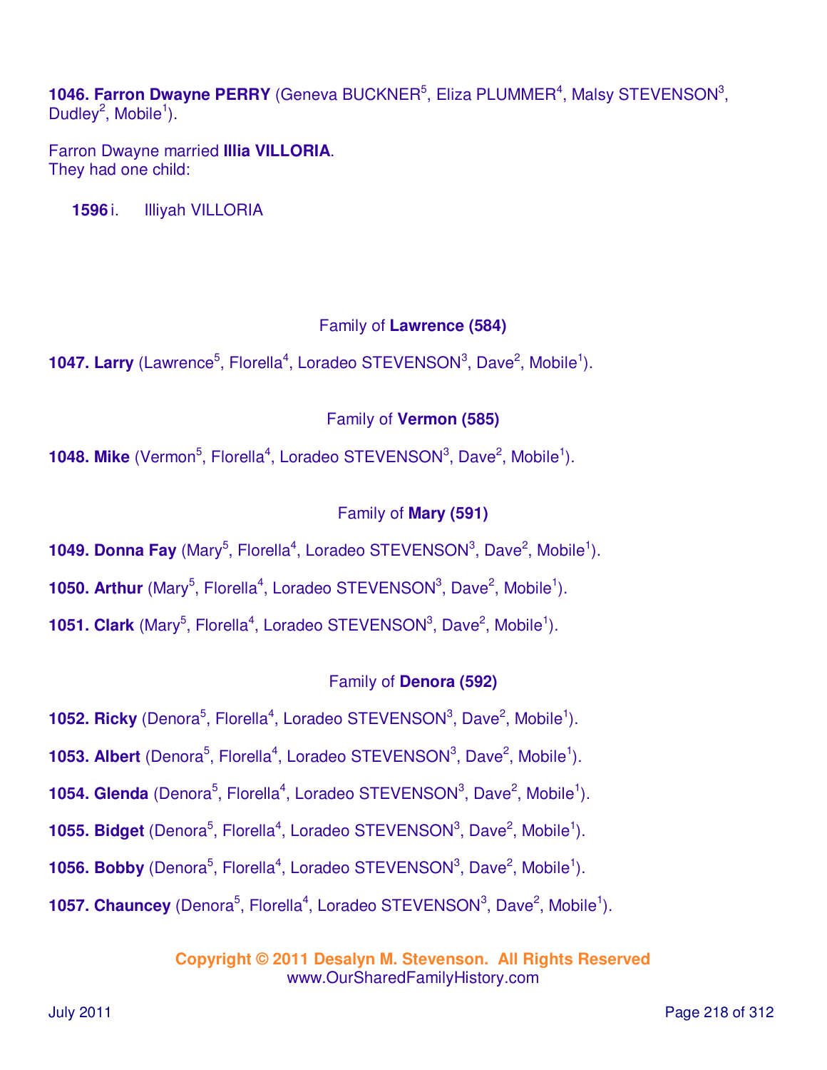**1046. Farron Dwayne PERRY** (Geneva BUCKNER[5], Eliza PLUMMER[4], Malsy STEVENSON[3], Dudley[2], Mobile[1]).

Farron Dwayne married **Illia VILLORIA**.
They had one child:

**1596** i. Illiyah VILLORIA

Family of **Lawrence (584)**

**1047. Larry** (Lawrence[5], Florella[4], Loradeo STEVENSON[3], Dave[2], Mobile[1]).

Family of **Vermon (585)**

**1048. Mike** (Vermon[5], Florella[4], Loradeo STEVENSON[3], Dave[2], Mobile[1]).

Family of **Mary (591)**

**1049. Donna Fay** (Mary[5], Florella[4], Loradeo STEVENSON[3], Dave[2], Mobile[1]).

**1050. Arthur** (Mary[5], Florella[4], Loradeo STEVENSON[3], Dave[2], Mobile[1]).

**1051. Clark** (Mary[5], Florella[4], Loradeo STEVENSON[3], Dave[2], Mobile[1]).

Family of **Denora (592)**

**1052. Ricky** (Denora[5], Florella[4], Loradeo STEVENSON[3], Dave[2], Mobile[1]).

**1053. Albert** (Denora[5], Florella[4], Loradeo STEVENSON[3], Dave[2], Mobile[1]).

**1054. Glenda** (Denora[5], Florella[4], Loradeo STEVENSON[3], Dave[2], Mobile[1]).

**1055. Bidget** (Denora[5], Florella[4], Loradeo STEVENSON[3], Dave[2], Mobile[1]).

**1056. Bobby** (Denora[5], Florella[4], Loradeo STEVENSON[3], Dave[2], Mobile[1]).

**1057. Chauncey** (Denora[5], Florella[4], Loradeo STEVENSON[3], Dave[2], Mobile[1]).

**Copyright © 2011 Desalyn M. Stevenson. All Rights Reserved**
www.OurSharedFamilyHistory.com

July 2011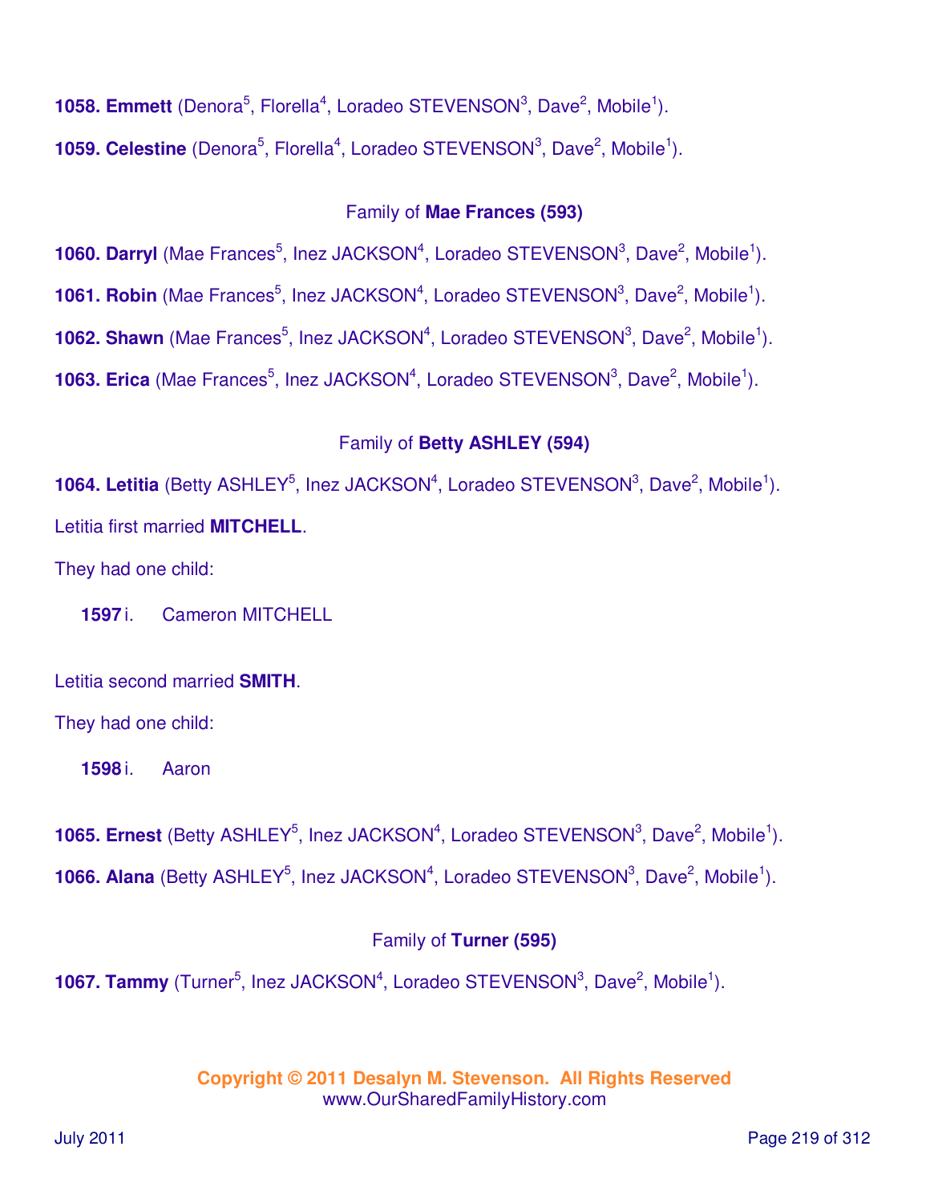**1058. Emmett** (Denora[5], Florella[4], Loradeo STEVENSON[3], Dave[2], Mobile[1]).

**1059. Celestine** (Denora[5], Florella[4], Loradeo STEVENSON[3], Dave[2], Mobile[1]).

Family of **Mae Frances (593)**

**1060. Darryl** (Mae Frances[5], Inez JACKSON[4], Loradeo STEVENSON[3], Dave[2], Mobile[1]).

**1061. Robin** (Mae Frances[5], Inez JACKSON[4], Loradeo STEVENSON[3], Dave[2], Mobile[1]).

**1062. Shawn** (Mae Frances[5], Inez JACKSON[4], Loradeo STEVENSON[3], Dave[2], Mobile[1]).

**1063. Erica** (Mae Frances[5], Inez JACKSON[4], Loradeo STEVENSON[3], Dave[2], Mobile[1]).

Family of **Betty ASHLEY (594)**

**1064. Letitia** (Betty ASHLEY[5], Inez JACKSON[4], Loradeo STEVENSON[3], Dave[2], Mobile[1]).

Letitia first married **MITCHELL**.

They had one child:

**1597** i. Cameron MITCHELL

Letitia second married **SMITH**.

They had one child:

**1598** i. Aaron

**1065. Ernest** (Betty ASHLEY[5], Inez JACKSON[4], Loradeo STEVENSON[3], Dave[2], Mobile[1]).

**1066. Alana** (Betty ASHLEY[5], Inez JACKSON[4], Loradeo STEVENSON[3], Dave[2], Mobile[1]).

Family of **Turner (595)**

**1067. Tammy** (Turner[5], Inez JACKSON[4], Loradeo STEVENSON[3], Dave[2], Mobile[1]).

**Copyright © 2011 Desalyn M. Stevenson. All Rights Reserved**
www.OurSharedFamilyHistory.com

July 2011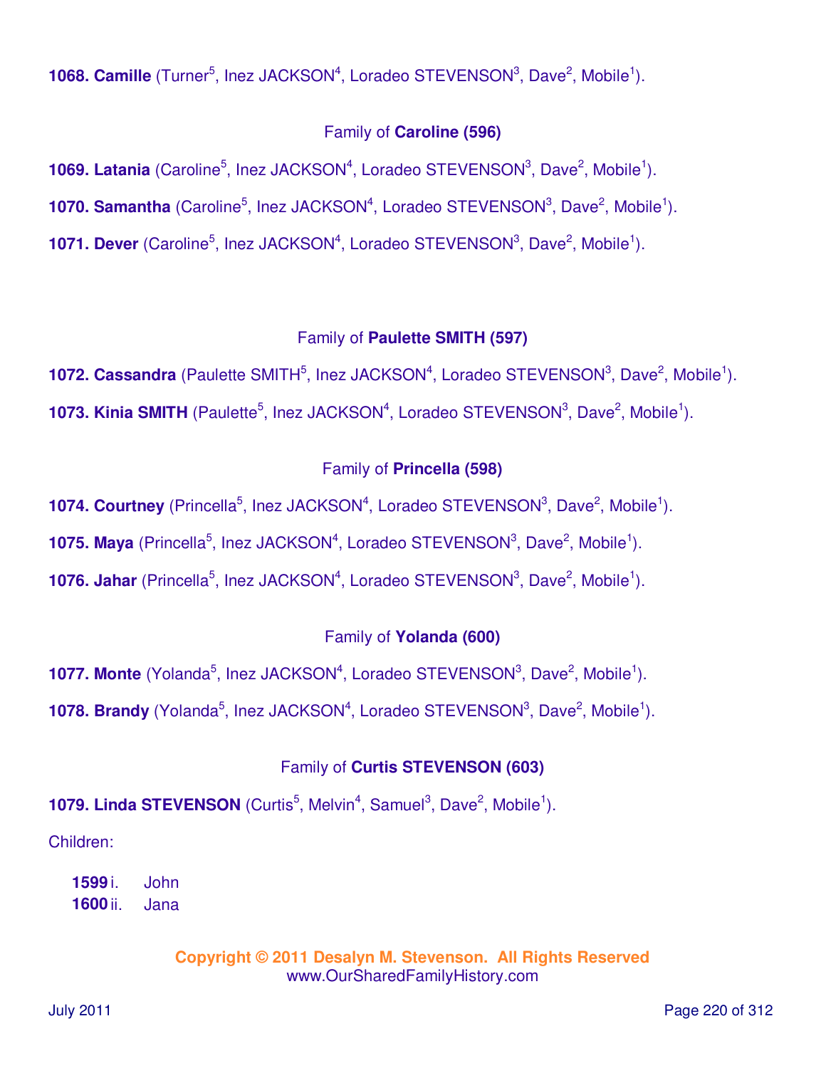**1068. Camille** (Turner[5], Inez JACKSON[4], Loradeo STEVENSON[3], Dave[2], Mobile[1]).

### Family of **Caroline (596)**

**1069. Latania** (Caroline[5], Inez JACKSON[4], Loradeo STEVENSON[3], Dave[2], Mobile[1]).

**1070. Samantha** (Caroline[5], Inez JACKSON[4], Loradeo STEVENSON[3], Dave[2], Mobile[1]).

**1071. Dever** (Caroline[5], Inez JACKSON[4], Loradeo STEVENSON[3], Dave[2], Mobile[1]).

### Family of **Paulette SMITH (597)**

**1072. Cassandra** (Paulette SMITH[5], Inez JACKSON[4], Loradeo STEVENSON[3], Dave[2], Mobile[1]).

**1073. Kinia SMITH** (Paulette[5], Inez JACKSON[4], Loradeo STEVENSON[3], Dave[2], Mobile[1]).

### Family of **Princella (598)**

**1074. Courtney** (Princella[5], Inez JACKSON[4], Loradeo STEVENSON[3], Dave[2], Mobile[1]).

**1075. Maya** (Princella[5], Inez JACKSON[4], Loradeo STEVENSON[3], Dave[2], Mobile[1]).

**1076. Jahar** (Princella[5], Inez JACKSON[4], Loradeo STEVENSON[3], Dave[2], Mobile[1]).

### Family of **Yolanda (600)**

**1077. Monte** (Yolanda[5], Inez JACKSON[4], Loradeo STEVENSON[3], Dave[2], Mobile[1]).

**1078. Brandy** (Yolanda[5], Inez JACKSON[4], Loradeo STEVENSON[3], Dave[2], Mobile[1]).

### Family of **Curtis STEVENSON (603)**

**1079. Linda STEVENSON** (Curtis[5], Melvin[4], Samuel[3], Dave[2], Mobile[1]).

Children:

- **1599** i. John
- **1600** ii. Jana

**Copyright © 2011 Desalyn M. Stevenson. All Rights Reserved**
www.OurSharedFamilyHistory.com

July 2011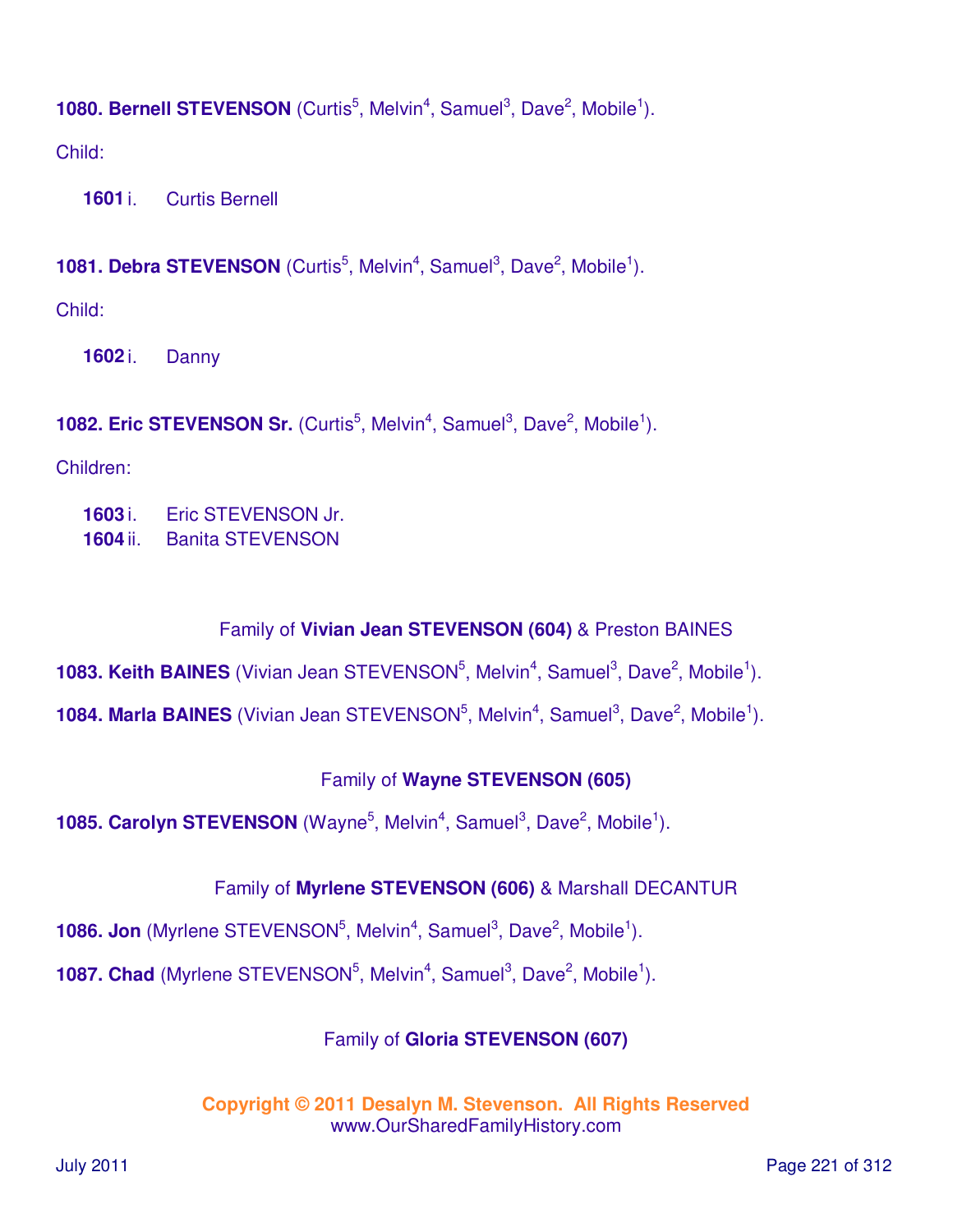**1080. Bernell STEVENSON** (Curtis[5], Melvin[4], Samuel[3], Dave[2], Mobile[1]).

Child:

**1601** i. Curtis Bernell

**1081. Debra STEVENSON** (Curtis[5], Melvin[4], Samuel[3], Dave[2], Mobile[1]).

Child:

**1602** i. Danny

**1082. Eric STEVENSON Sr.** (Curtis[5], Melvin[4], Samuel[3], Dave[2], Mobile[1]).

Children:

**1603** i. Eric STEVENSON Jr.
**1604** ii. Banita STEVENSON

Family of **Vivian Jean STEVENSON (604)** & Preston BAINES

**1083. Keith BAINES** (Vivian Jean STEVENSON[5], Melvin[4], Samuel[3], Dave[2], Mobile[1]).

**1084. Marla BAINES** (Vivian Jean STEVENSON[5], Melvin[4], Samuel[3], Dave[2], Mobile[1]).

Family of **Wayne STEVENSON (605)**

**1085. Carolyn STEVENSON** (Wayne[5], Melvin[4], Samuel[3], Dave[2], Mobile[1]).

Family of **Myrlene STEVENSON (606)** & Marshall DECANTUR

**1086. Jon** (Myrlene STEVENSON[5], Melvin[4], Samuel[3], Dave[2], Mobile[1]).

**1087. Chad** (Myrlene STEVENSON[5], Melvin[4], Samuel[3], Dave[2], Mobile[1]).

Family of **Gloria STEVENSON (607)**

**Copyright © 2011 Desalyn M. Stevenson. All Rights Reserved**
www.OurSharedFamilyHistory.com

July 2011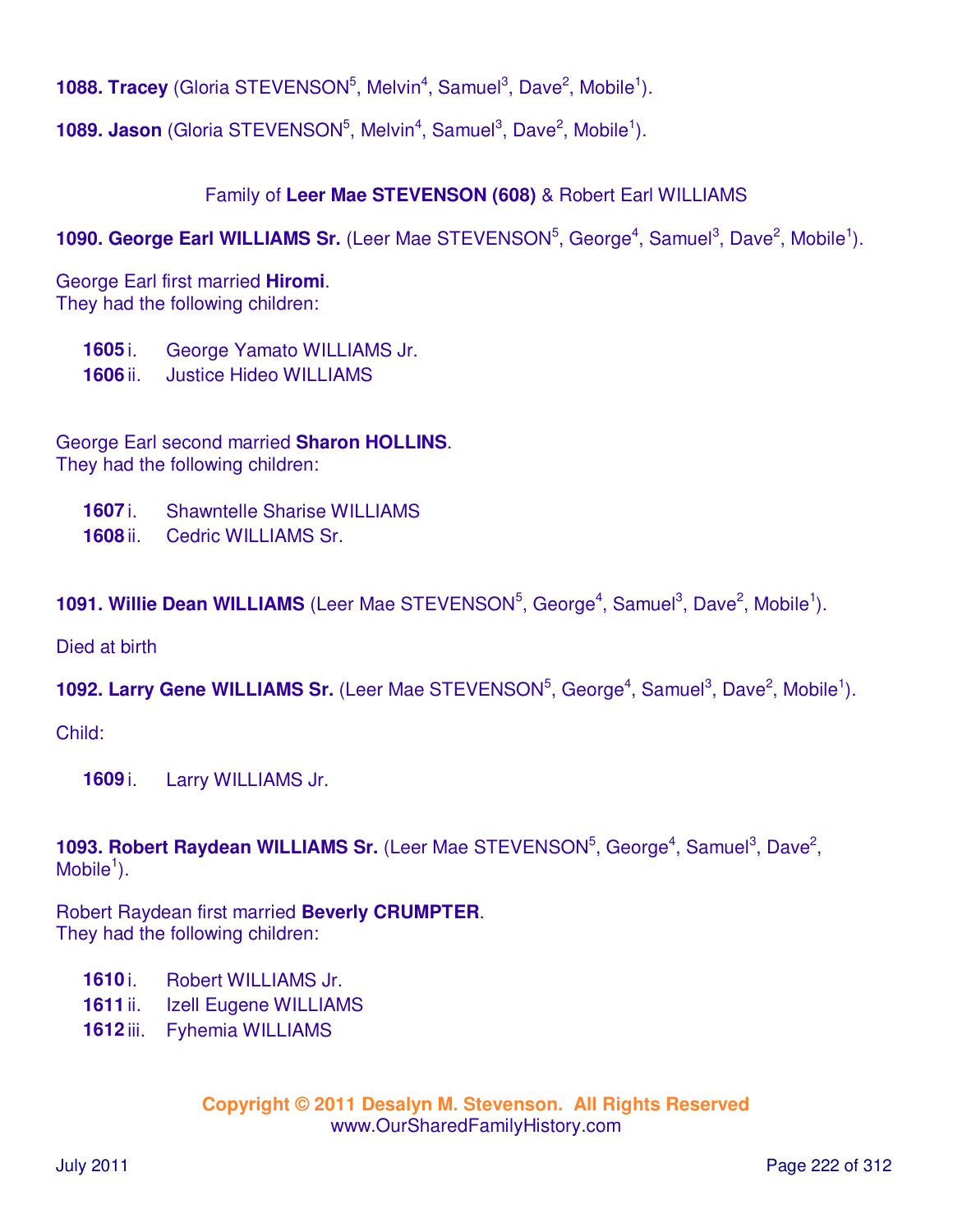**1088. Tracey** (Gloria STEVENSON[5], Melvin[4], Samuel[3], Dave[2], Mobile[1]).

**1089. Jason** (Gloria STEVENSON[5], Melvin[4], Samuel[3], Dave[2], Mobile[1]).

Family of **Leer Mae STEVENSON (608)** & Robert Earl WILLIAMS

**1090. George Earl WILLIAMS Sr.** (Leer Mae STEVENSON[5], George[4], Samuel[3], Dave[2], Mobile[1]).

George Earl first married **Hiromi**.
They had the following children:

**1605** i. George Yamato WILLIAMS Jr.
**1606** ii. Justice Hideo WILLIAMS

George Earl second married **Sharon HOLLINS**.
They had the following children:

**1607** i. Shawntelle Sharise WILLIAMS
**1608** ii. Cedric WILLIAMS Sr.

**1091. Willie Dean WILLIAMS** (Leer Mae STEVENSON[5], George[4], Samuel[3], Dave[2], Mobile[1]).

Died at birth

**1092. Larry Gene WILLIAMS Sr.** (Leer Mae STEVENSON[5], George[4], Samuel[3], Dave[2], Mobile[1]).

Child:

**1609** i. Larry WILLIAMS Jr.

**1093. Robert Raydean WILLIAMS Sr.** (Leer Mae STEVENSON[5], George[4], Samuel[3], Dave[2], Mobile[1]).

Robert Raydean first married **Beverly CRUMPTER**.
They had the following children:

**1610** i. Robert WILLIAMS Jr.
**1611** ii. Izell Eugene WILLIAMS
**1612** iii. Fyhemia WILLIAMS

**Copyright © 2011 Desalyn M. Stevenson. All Rights Reserved**
www.OurSharedFamilyHistory.com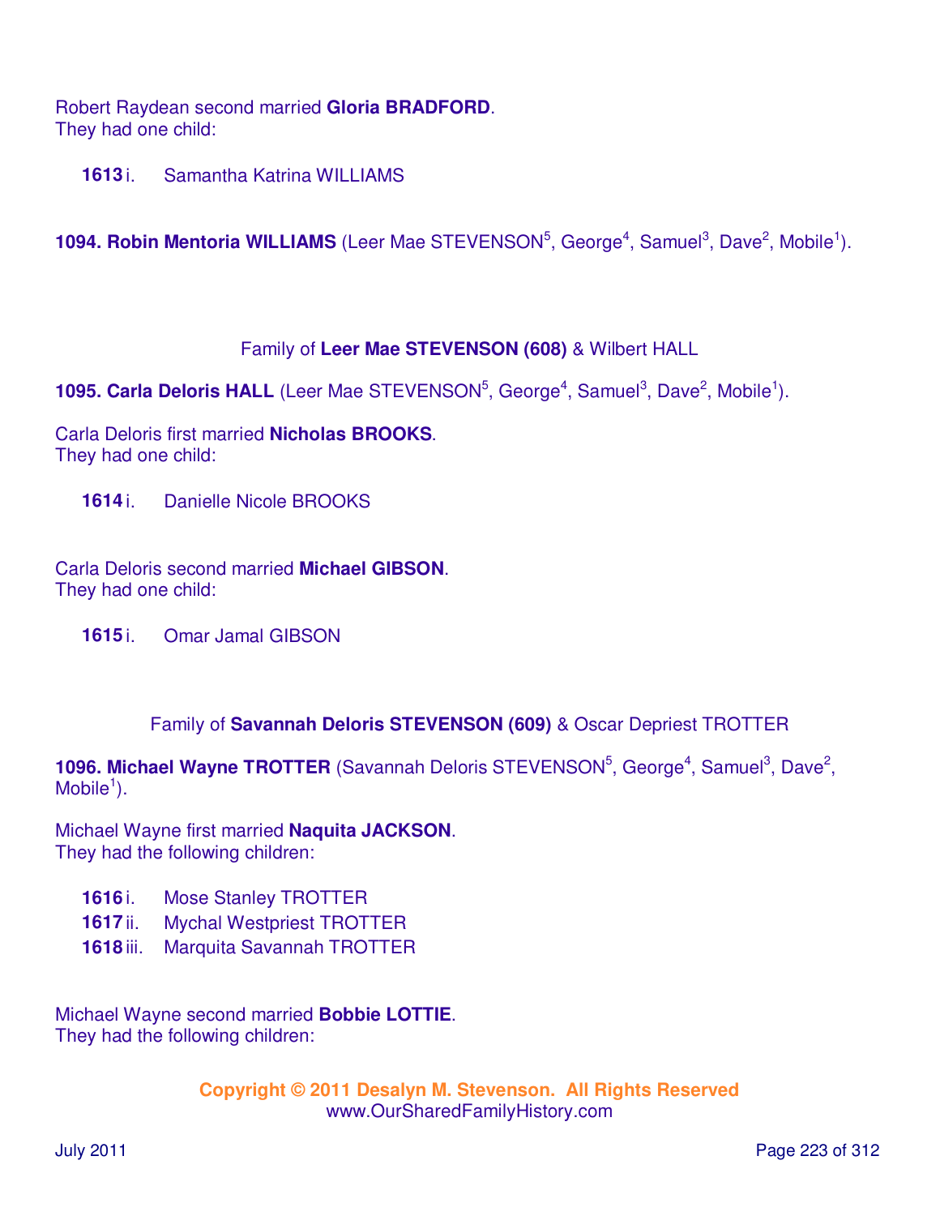Robert Raydean second married **Gloria BRADFORD**.
They had one child:

**1613** i. Samantha Katrina WILLIAMS

**1094. Robin Mentoria WILLIAMS** (Leer Mae STEVENSON[5], George[4], Samuel[3], Dave[2], Mobile[1]).

Family of **Leer Mae STEVENSON (608)** & Wilbert HALL

**1095. Carla Deloris HALL** (Leer Mae STEVENSON[5], George[4], Samuel[3], Dave[2], Mobile[1]).

Carla Deloris first married **Nicholas BROOKS**.
They had one child:

**1614** i. Danielle Nicole BROOKS

Carla Deloris second married **Michael GIBSON**.
They had one child:

**1615** i. Omar Jamal GIBSON

Family of **Savannah Deloris STEVENSON (609)** & Oscar Depriest TROTTER

**1096. Michael Wayne TROTTER** (Savannah Deloris STEVENSON[5], George[4], Samuel[3], Dave[2], Mobile[1]).

Michael Wayne first married **Naquita JACKSON**.
They had the following children:

**1616** i. Mose Stanley TROTTER
**1617** ii. Mychal Westpriest TROTTER
**1618** iii. Marquita Savannah TROTTER

Michael Wayne second married **Bobbie LOTTIE**.
They had the following children:

**Copyright © 2011 Desalyn M. Stevenson. All Rights Reserved**
www.OurSharedFamilyHistory.com

July 2011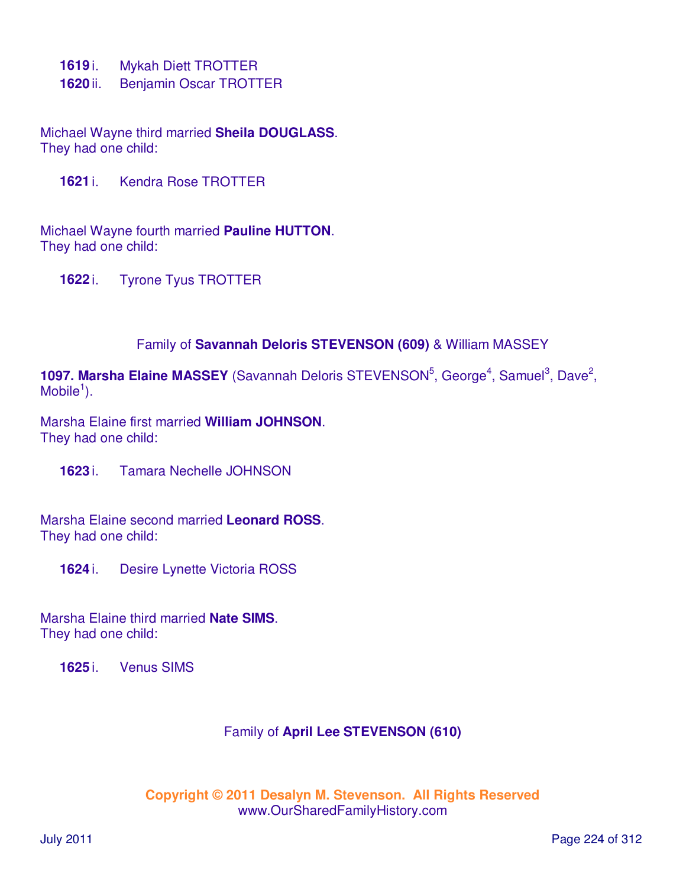**1619** i. Mykah Diett TROTTER
**1620** ii. Benjamin Oscar TROTTER

Michael Wayne third married **Sheila DOUGLASS**.
They had one child:

**1621** i. Kendra Rose TROTTER

Michael Wayne fourth married **Pauline HUTTON**.
They had one child:

**1622** i. Tyrone Tyus TROTTER

Family of **Savannah Deloris STEVENSON (609)** & William MASSEY

**1097. Marsha Elaine MASSEY** (Savannah Deloris STEVENSON[5], George[4], Samuel[3], Dave[2], Mobile[1]).

Marsha Elaine first married **William JOHNSON**.
They had one child:

**1623** i. Tamara Nechelle JOHNSON

Marsha Elaine second married **Leonard ROSS**.
They had one child:

**1624** i. Desire Lynette Victoria ROSS

Marsha Elaine third married **Nate SIMS**.
They had one child:

**1625** i. Venus SIMS

Family of **April Lee STEVENSON (610)**

**Copyright © 2011 Desalyn M. Stevenson. All Rights Reserved**
www.OurSharedFamilyHistory.com

July 2011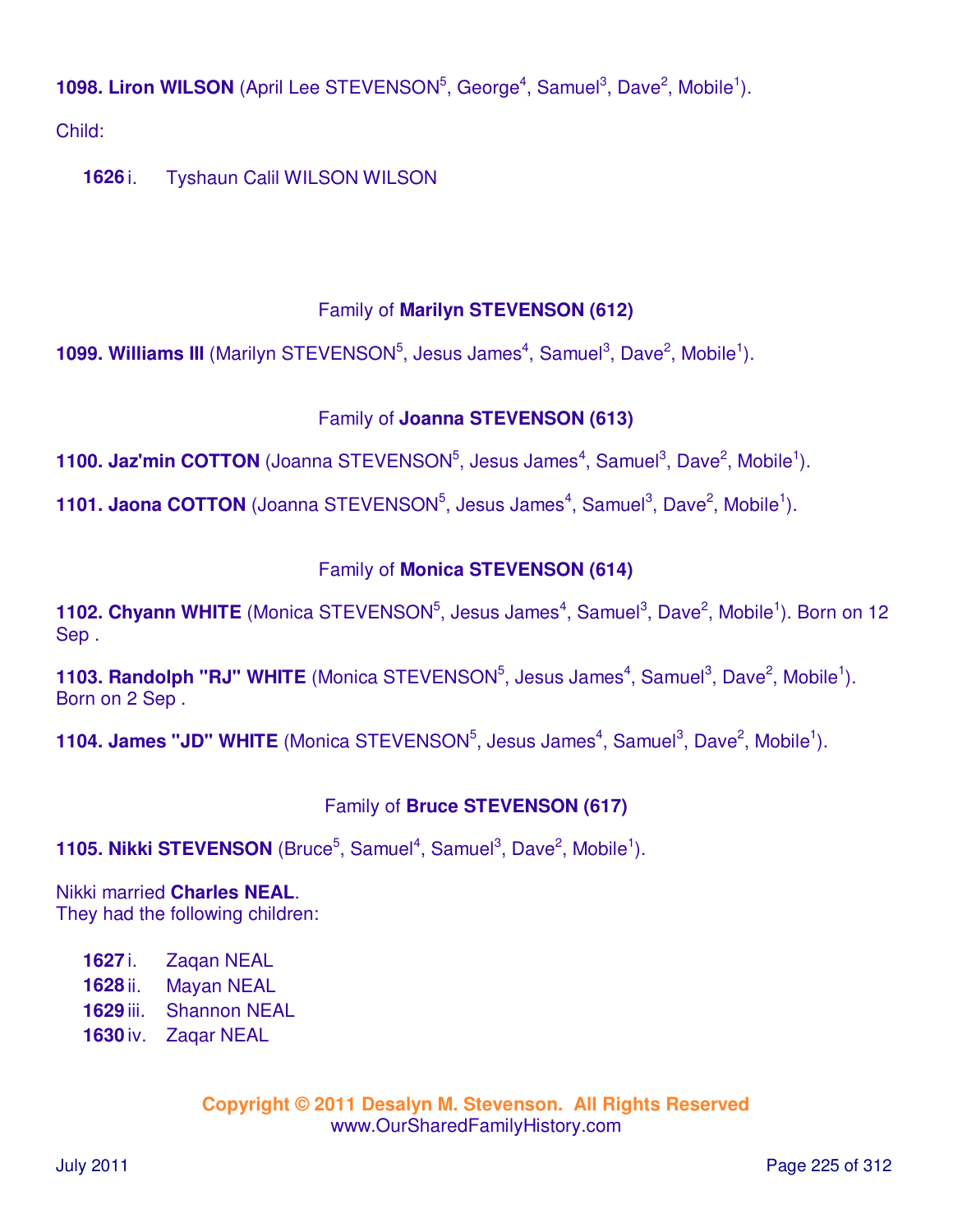**1098. Liron WILSON** (April Lee STEVENSON$^{5}$, George$^{4}$, Samuel$^{3}$, Dave$^{2}$, Mobile$^{1}$).

Child:

**1626** i. Tyshaun Calil WILSON WILSON

## Family of **Marilyn STEVENSON (612)**

**1099. Williams III** (Marilyn STEVENSON$^{5}$, Jesus James$^{4}$, Samuel$^{3}$, Dave$^{2}$, Mobile$^{1}$).

## Family of **Joanna STEVENSON (613)**

**1100. Jaz'min COTTON** (Joanna STEVENSON$^{5}$, Jesus James$^{4}$, Samuel$^{3}$, Dave$^{2}$, Mobile$^{1}$).

**1101. Jaona COTTON** (Joanna STEVENSON$^{5}$, Jesus James$^{4}$, Samuel$^{3}$, Dave$^{2}$, Mobile$^{1}$).

## Family of **Monica STEVENSON (614)**

**1102. Chyann WHITE** (Monica STEVENSON$^{5}$, Jesus James$^{4}$, Samuel$^{3}$, Dave$^{2}$, Mobile$^{1}$). Born on 12 Sep .

**1103. Randolph "RJ" WHITE** (Monica STEVENSON$^{5}$, Jesus James$^{4}$, Samuel$^{3}$, Dave$^{2}$, Mobile$^{1}$). Born on 2 Sep .

**1104. James "JD" WHITE** (Monica STEVENSON$^{5}$, Jesus James$^{4}$, Samuel$^{3}$, Dave$^{2}$, Mobile$^{1}$).

## Family of **Bruce STEVENSON (617)**

**1105. Nikki STEVENSON** (Bruce$^{5}$, Samuel$^{4}$, Samuel$^{3}$, Dave$^{2}$, Mobile$^{1}$).

Nikki married **Charles NEAL**.
They had the following children:

**1627** i. Zaqan NEAL
**1628** ii. Mayan NEAL
**1629** iii. Shannon NEAL
**1630** iv. Zaqar NEAL

**Copyright © 2011 Desalyn M. Stevenson. All Rights Reserved**
www.OurSharedFamilyHistory.com

July 2011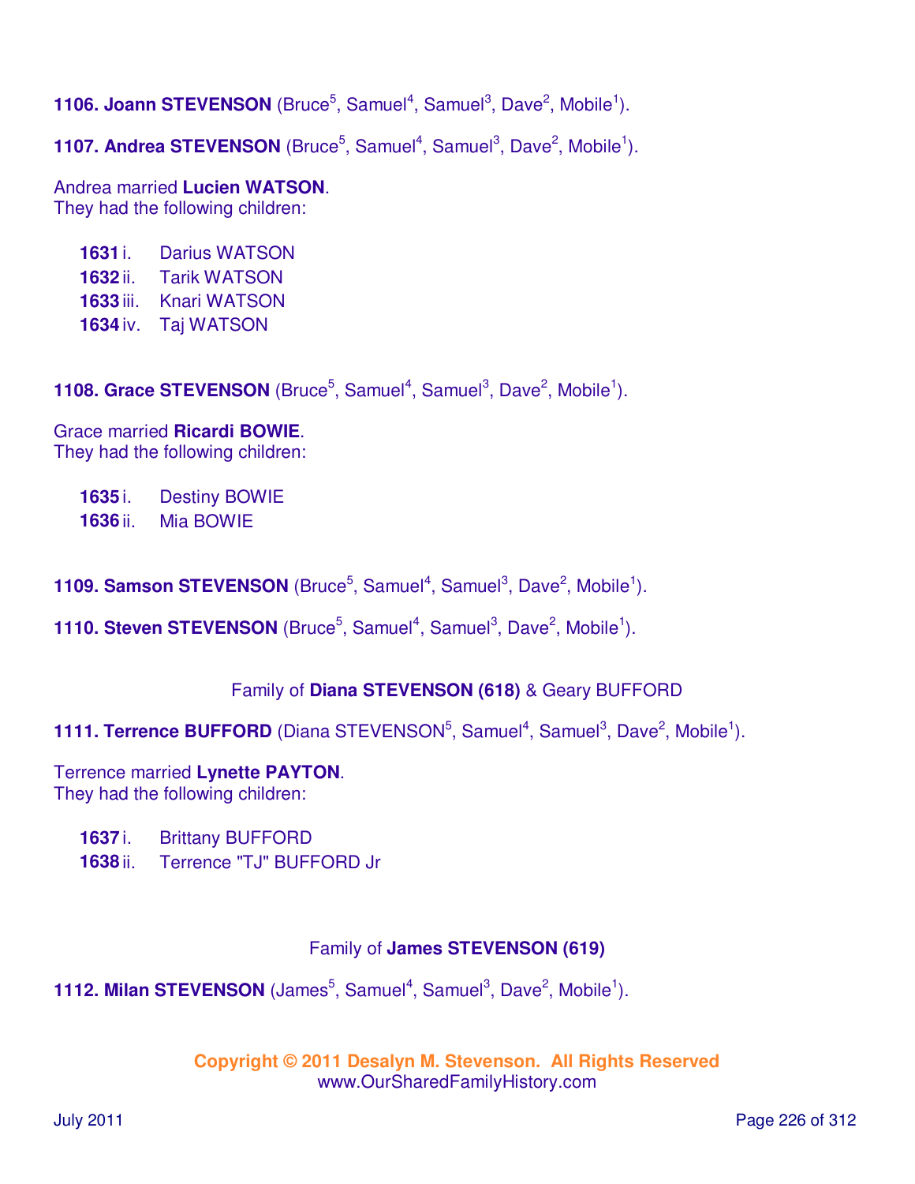**1106. Joann STEVENSON** (Bruce[5], Samuel[4], Samuel[3], Dave[2], Mobile[1]).

**1107. Andrea STEVENSON** (Bruce[5], Samuel[4], Samuel[3], Dave[2], Mobile[1]).

Andrea married **Lucien WATSON**.
They had the following children:

- **1631** i. Darius WATSON
- **1632** ii. Tarik WATSON
- **1633** iii. Knari WATSON
- **1634** iv. Taj WATSON

**1108. Grace STEVENSON** (Bruce[5], Samuel[4], Samuel[3], Dave[2], Mobile[1]).

Grace married **Ricardi BOWIE**.
They had the following children:

- **1635** i. Destiny BOWIE
- **1636** ii. Mia BOWIE

**1109. Samson STEVENSON** (Bruce[5], Samuel[4], Samuel[3], Dave[2], Mobile[1]).

**1110. Steven STEVENSON** (Bruce[5], Samuel[4], Samuel[3], Dave[2], Mobile[1]).

Family of **Diana STEVENSON (618)** & Geary BUFFORD

**1111. Terrence BUFFORD** (Diana STEVENSON[5], Samuel[4], Samuel[3], Dave[2], Mobile[1]).

Terrence married **Lynette PAYTON**.
They had the following children:

- **1637** i. Brittany BUFFORD
- **1638** ii. Terrence "TJ" BUFFORD Jr

Family of **James STEVENSON (619)**

**1112. Milan STEVENSON** (James[5], Samuel[4], Samuel[3], Dave[2], Mobile[1]).

**Copyright © 2011 Desalyn M. Stevenson. All Rights Reserved**
www.OurSharedFamilyHistory.com

July 2011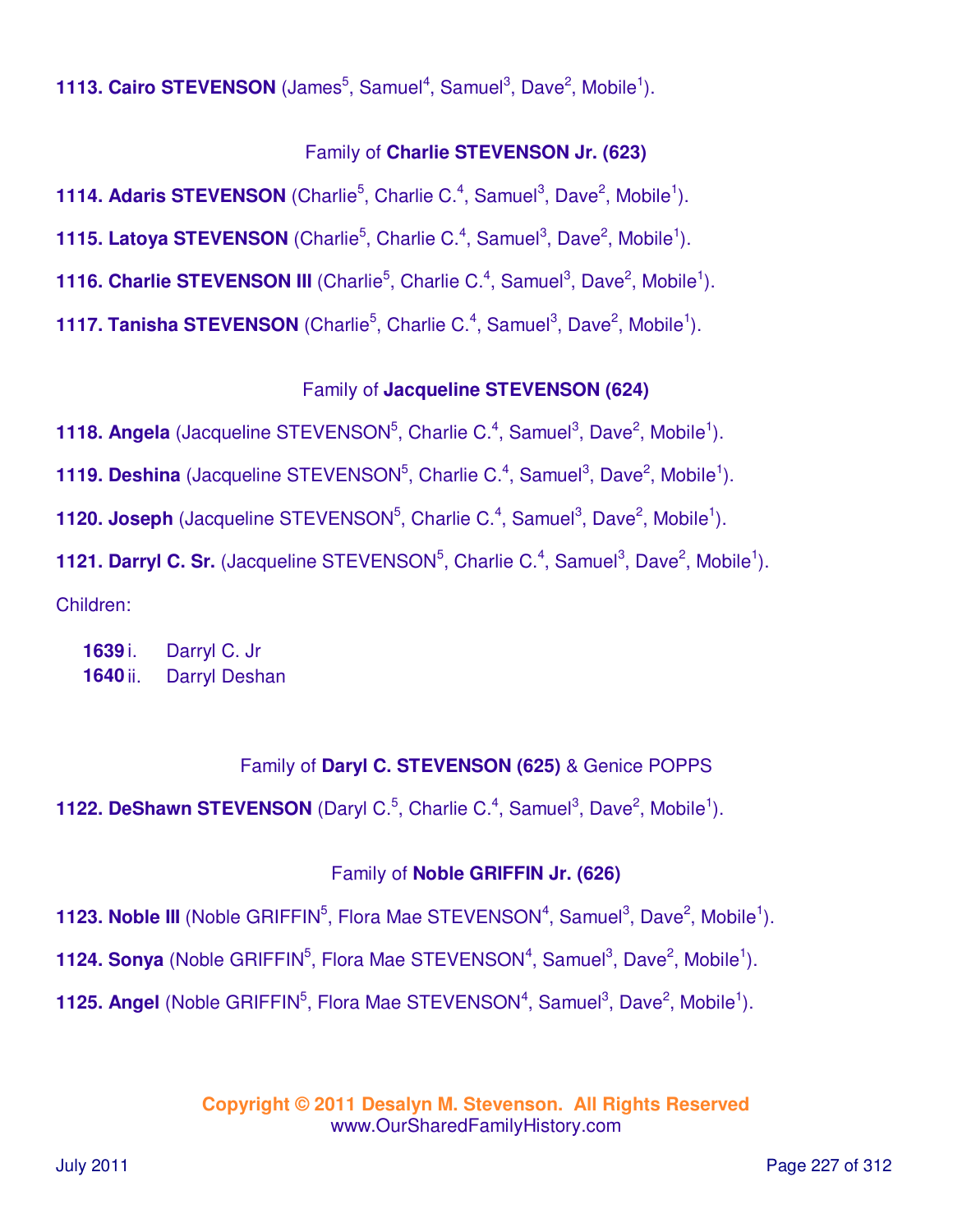**1113. Cairo STEVENSON** (James[5], Samuel[4], Samuel[3], Dave[2], Mobile[1]).

Family of **Charlie STEVENSON Jr. (623)**

**1114. Adaris STEVENSON** (Charlie[5], Charlie C.[4], Samuel[3], Dave[2], Mobile[1]).

**1115. Latoya STEVENSON** (Charlie[5], Charlie C.[4], Samuel[3], Dave[2], Mobile[1]).

**1116. Charlie STEVENSON III** (Charlie[5], Charlie C.[4], Samuel[3], Dave[2], Mobile[1]).

**1117. Tanisha STEVENSON** (Charlie[5], Charlie C.[4], Samuel[3], Dave[2], Mobile[1]).

Family of **Jacqueline STEVENSON (624)**

**1118. Angela** (Jacqueline STEVENSON[5], Charlie C.[4], Samuel[3], Dave[2], Mobile[1]).

**1119. Deshina** (Jacqueline STEVENSON[5], Charlie C.[4], Samuel[3], Dave[2], Mobile[1]).

**1120. Joseph** (Jacqueline STEVENSON[5], Charlie C.[4], Samuel[3], Dave[2], Mobile[1]).

**1121. Darryl C. Sr.** (Jacqueline STEVENSON[5], Charlie C.[4], Samuel[3], Dave[2], Mobile[1]).

Children:

- **1639** i. Darryl C. Jr
- **1640** ii. Darryl Deshan

Family of **Daryl C. STEVENSON (625)** & Genice POPPS

**1122. DeShawn STEVENSON** (Daryl C.[5], Charlie C.[4], Samuel[3], Dave[2], Mobile[1]).

Family of **Noble GRIFFIN Jr. (626)**

**1123. Noble III** (Noble GRIFFIN[5], Flora Mae STEVENSON[4], Samuel[3], Dave[2], Mobile[1]).

**1124. Sonya** (Noble GRIFFIN[5], Flora Mae STEVENSON[4], Samuel[3], Dave[2], Mobile[1]).

**1125. Angel** (Noble GRIFFIN[5], Flora Mae STEVENSON[4], Samuel[3], Dave[2], Mobile[1]).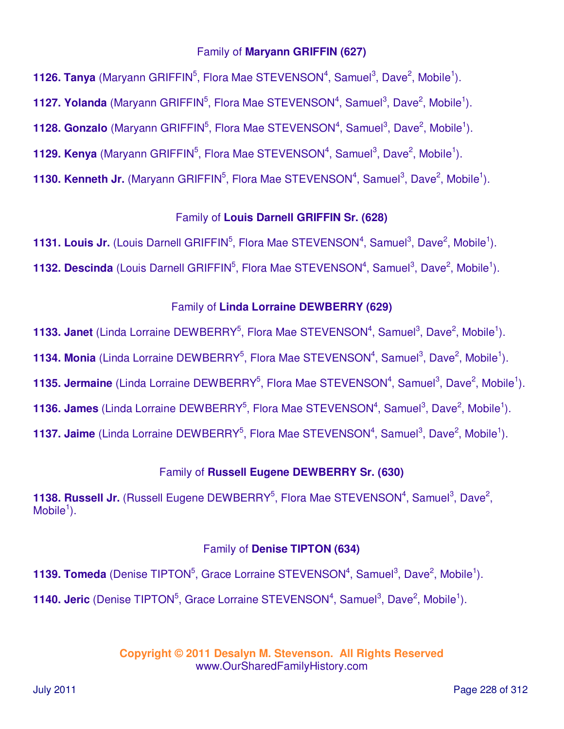### Family of **Maryann GRIFFIN (627)**

**1126. Tanya** (Maryann GRIFFIN[5], Flora Mae STEVENSON[4], Samuel[3], Dave[2], Mobile[1]).

**1127. Yolanda** (Maryann GRIFFIN[5], Flora Mae STEVENSON[4], Samuel[3], Dave[2], Mobile[1]).

**1128. Gonzalo** (Maryann GRIFFIN[5], Flora Mae STEVENSON[4], Samuel[3], Dave[2], Mobile[1]).

**1129. Kenya** (Maryann GRIFFIN[5], Flora Mae STEVENSON[4], Samuel[3], Dave[2], Mobile[1]).

**1130. Kenneth Jr.** (Maryann GRIFFIN[5], Flora Mae STEVENSON[4], Samuel[3], Dave[2], Mobile[1]).

### Family of **Louis Darnell GRIFFIN Sr. (628)**

**1131. Louis Jr.** (Louis Darnell GRIFFIN[5], Flora Mae STEVENSON[4], Samuel[3], Dave[2], Mobile[1]).

**1132. Descinda** (Louis Darnell GRIFFIN[5], Flora Mae STEVENSON[4], Samuel[3], Dave[2], Mobile[1]).

### Family of **Linda Lorraine DEWBERRY (629)**

**1133. Janet** (Linda Lorraine DEWBERRY[5], Flora Mae STEVENSON[4], Samuel[3], Dave[2], Mobile[1]).

**1134. Monia** (Linda Lorraine DEWBERRY[5], Flora Mae STEVENSON[4], Samuel[3], Dave[2], Mobile[1]).

**1135. Jermaine** (Linda Lorraine DEWBERRY[5], Flora Mae STEVENSON[4], Samuel[3], Dave[2], Mobile[1]).

**1136. James** (Linda Lorraine DEWBERRY[5], Flora Mae STEVENSON[4], Samuel[3], Dave[2], Mobile[1]).

**1137. Jaime** (Linda Lorraine DEWBERRY[5], Flora Mae STEVENSON[4], Samuel[3], Dave[2], Mobile[1]).

### Family of **Russell Eugene DEWBERRY Sr. (630)**

**1138. Russell Jr.** (Russell Eugene DEWBERRY[5], Flora Mae STEVENSON[4], Samuel[3], Dave[2], Mobile[1]).

### Family of **Denise TIPTON (634)**

**1139. Tomeda** (Denise TIPTON[5], Grace Lorraine STEVENSON[4], Samuel[3], Dave[2], Mobile[1]).

**1140. Jeric** (Denise TIPTON[5], Grace Lorraine STEVENSON[4], Samuel[3], Dave[2], Mobile[1]).

**Copyright © 2011 Desalyn M. Stevenson. All Rights Reserved**
www.OurSharedFamilyHistory.com

July 2011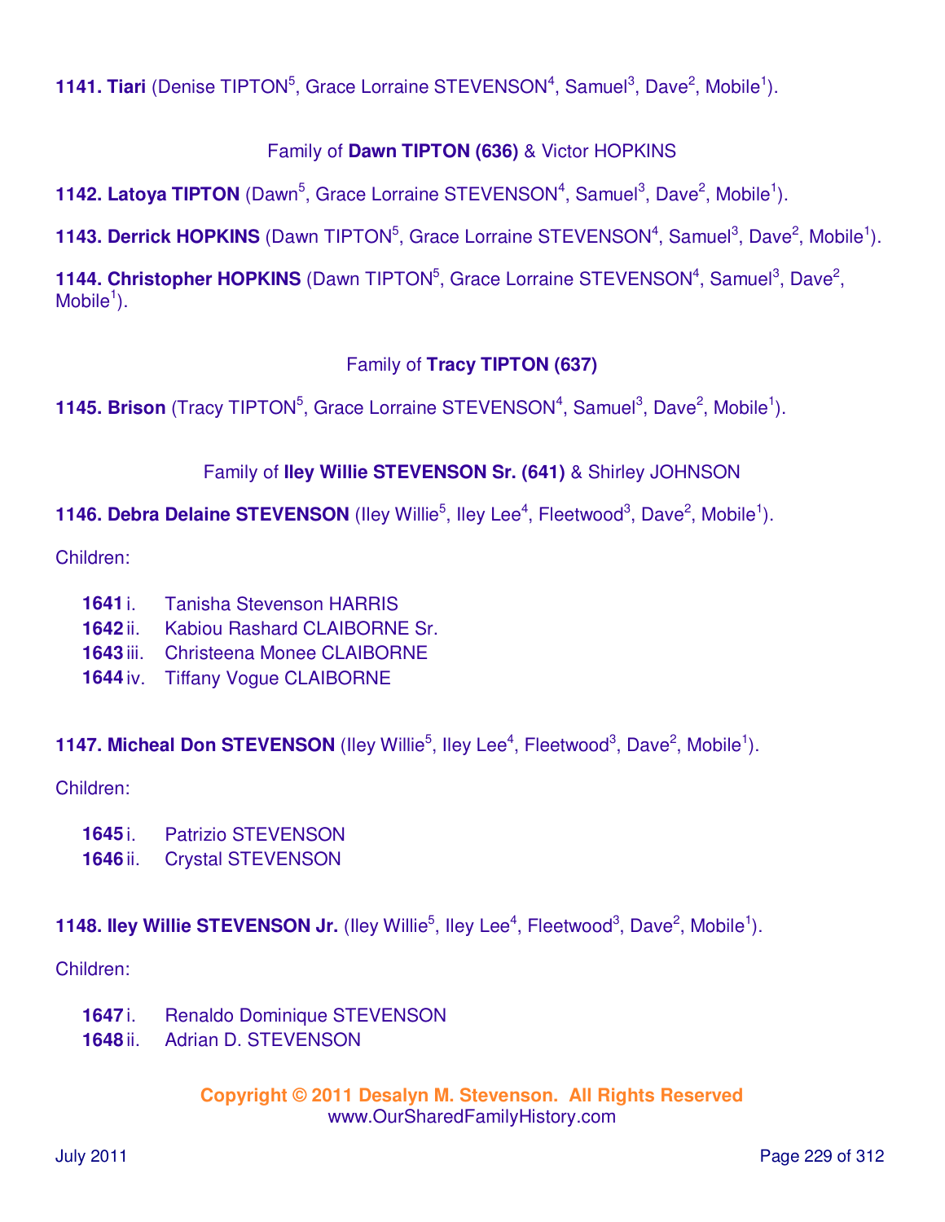**1141. Tiari** (Denise TIPTON[5], Grace Lorraine STEVENSON[4], Samuel[3], Dave[2], Mobile[1]).

Family of **Dawn TIPTON (636)** & Victor HOPKINS

**1142. Latoya TIPTON** (Dawn[5], Grace Lorraine STEVENSON[4], Samuel[3], Dave[2], Mobile[1]).

**1143. Derrick HOPKINS** (Dawn TIPTON[5], Grace Lorraine STEVENSON[4], Samuel[3], Dave[2], Mobile[1]).

**1144. Christopher HOPKINS** (Dawn TIPTON[5], Grace Lorraine STEVENSON[4], Samuel[3], Dave[2], Mobile[1]).

Family of **Tracy TIPTON (637)**

**1145. Brison** (Tracy TIPTON[5], Grace Lorraine STEVENSON[4], Samuel[3], Dave[2], Mobile[1]).

Family of **Iley Willie STEVENSON Sr. (641)** & Shirley JOHNSON

**1146. Debra Delaine STEVENSON** (Iley Willie[5], Iley Lee[4], Fleetwood[3], Dave[2], Mobile[1]).

Children:

- **1641** i. Tanisha Stevenson HARRIS
- **1642** ii. Kabiou Rashard CLAIBORNE Sr.
- **1643** iii. Christeena Monee CLAIBORNE
- **1644** iv. Tiffany Vogue CLAIBORNE

**1147. Micheal Don STEVENSON** (Iley Willie[5], Iley Lee[4], Fleetwood[3], Dave[2], Mobile[1]).

Children:

- **1645** i. Patrizio STEVENSON
- **1646** ii. Crystal STEVENSON

**1148. Iley Willie STEVENSON Jr.** (Iley Willie[5], Iley Lee[4], Fleetwood[3], Dave[2], Mobile[1]).

Children:

- **1647** i. Renaldo Dominique STEVENSON
- **1648** ii. Adrian D. STEVENSON

**Copyright © 2011 Desalyn M. Stevenson. All Rights Reserved**
www.OurSharedFamilyHistory.com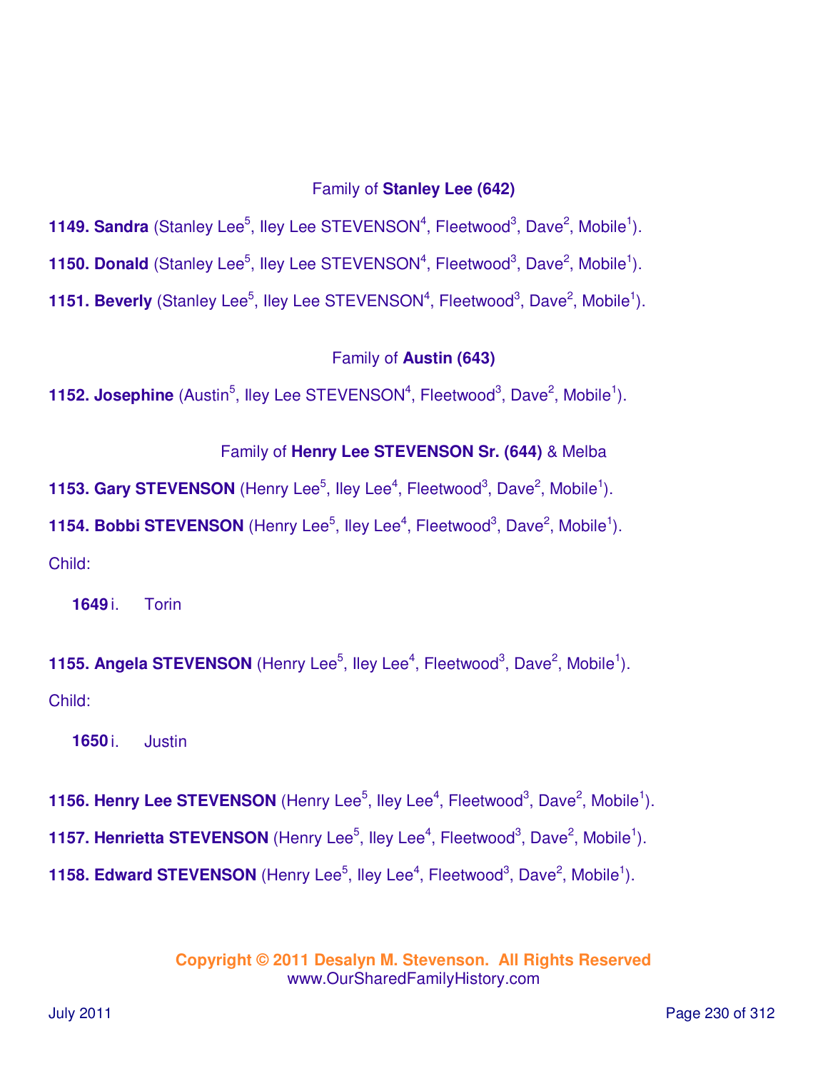Family of **Stanley Lee (642)**

**1149. Sandra** (Stanley Lee[5], Iley Lee STEVENSON[4], Fleetwood[3], Dave[2], Mobile[1]).

**1150. Donald** (Stanley Lee[5], Iley Lee STEVENSON[4], Fleetwood[3], Dave[2], Mobile[1]).

**1151. Beverly** (Stanley Lee[5], Iley Lee STEVENSON[4], Fleetwood[3], Dave[2], Mobile[1]).

Family of **Austin (643)**

**1152. Josephine** (Austin[5], Iley Lee STEVENSON[4], Fleetwood[3], Dave[2], Mobile[1]).

Family of **Henry Lee STEVENSON Sr. (644)** & Melba

**1153. Gary STEVENSON** (Henry Lee[5], Iley Lee[4], Fleetwood[3], Dave[2], Mobile[1]).

**1154. Bobbi STEVENSON** (Henry Lee[5], Iley Lee[4], Fleetwood[3], Dave[2], Mobile[1]).

Child:

**1649** i. Torin

**1155. Angela STEVENSON** (Henry Lee[5], Iley Lee[4], Fleetwood[3], Dave[2], Mobile[1]).

Child:

**1650** i. Justin

**1156. Henry Lee STEVENSON** (Henry Lee[5], Iley Lee[4], Fleetwood[3], Dave[2], Mobile[1]).

**1157. Henrietta STEVENSON** (Henry Lee[5], Iley Lee[4], Fleetwood[3], Dave[2], Mobile[1]).

**1158. Edward STEVENSON** (Henry Lee[5], Iley Lee[4], Fleetwood[3], Dave[2], Mobile[1]).

**Copyright © 2011 Desalyn M. Stevenson. All Rights Reserved**
www.OurSharedFamilyHistory.com

July 2011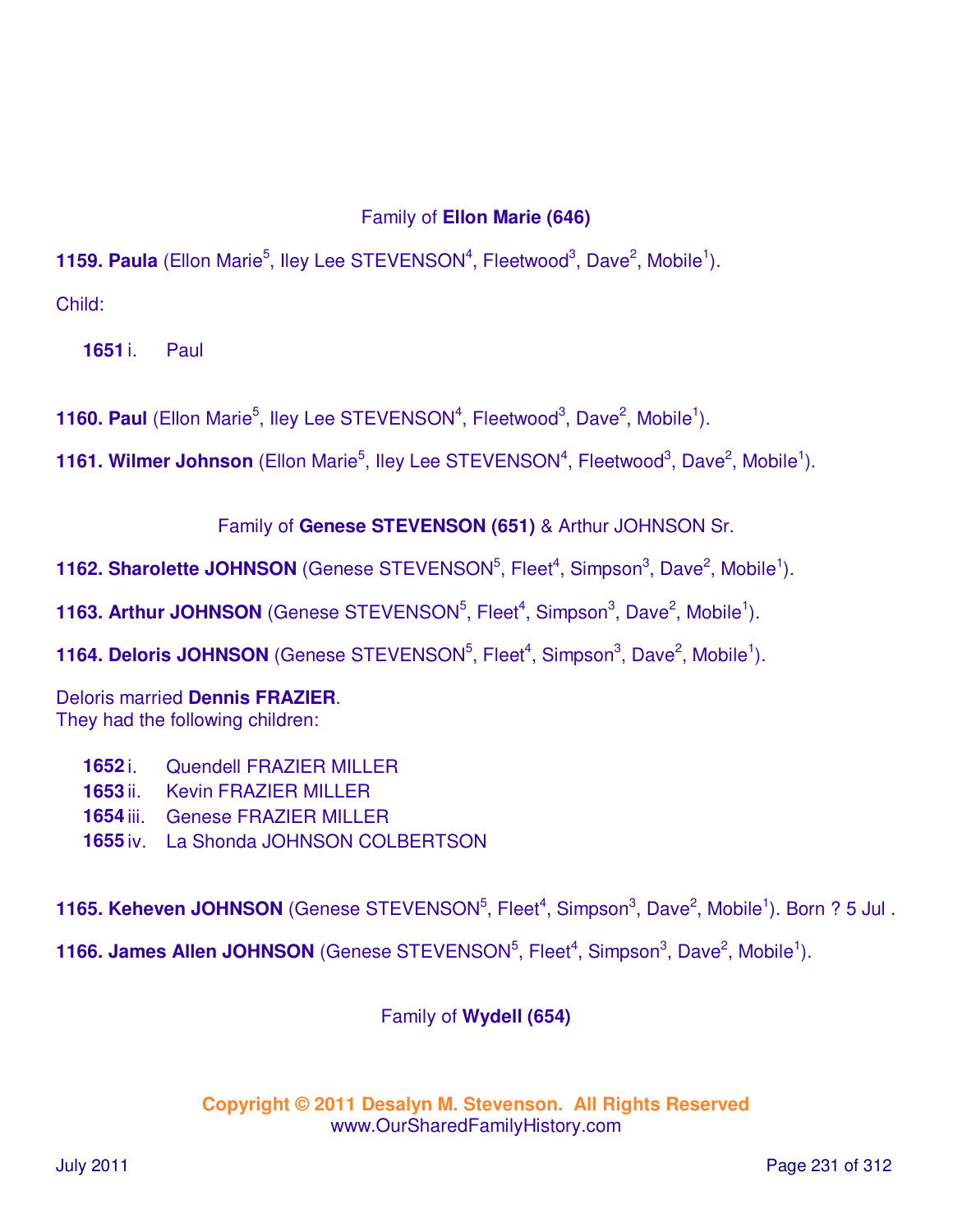Family of **Ellon Marie (646)**

**1159. Paula** (Ellon Marie[5], Iley Lee STEVENSON[4], Fleetwood[3], Dave[2], Mobile[1]).

Child:

- **1651** i. Paul

**1160. Paul** (Ellon Marie[5], Iley Lee STEVENSON[4], Fleetwood[3], Dave[2], Mobile[1]).

**1161. Wilmer Johnson** (Ellon Marie[5], Iley Lee STEVENSON[4], Fleetwood[3], Dave[2], Mobile[1]).

Family of **Genese STEVENSON (651)** & Arthur JOHNSON Sr.

**1162. Sharolette JOHNSON** (Genese STEVENSON[5], Fleet[4], Simpson[3], Dave[2], Mobile[1]).

**1163. Arthur JOHNSON** (Genese STEVENSON[5], Fleet[4], Simpson[3], Dave[2], Mobile[1]).

**1164. Deloris JOHNSON** (Genese STEVENSON[5], Fleet[4], Simpson[3], Dave[2], Mobile[1]).

Deloris married **Dennis FRAZIER**.
They had the following children:

- **1652** i. Quendell FRAZIER MILLER
- **1653** ii. Kevin FRAZIER MILLER
- **1654** iii. Genese FRAZIER MILLER
- **1655** iv. La Shonda JOHNSON COLBERTSON

**1165. Keheven JOHNSON** (Genese STEVENSON[5], Fleet[4], Simpson[3], Dave[2], Mobile[1]). Born ? 5 Jul .

**1166. James Allen JOHNSON** (Genese STEVENSON[5], Fleet[4], Simpson[3], Dave[2], Mobile[1]).

Family of **Wydell (654)**

**Copyright © 2011 Desalyn M. Stevenson. All Rights Reserved**
www.OurSharedFamilyHistory.com

July 2011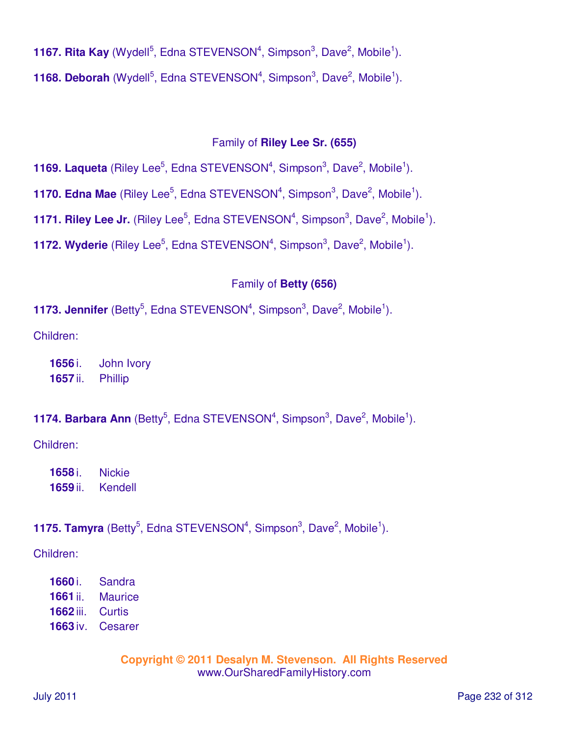**1167. Rita Kay** (Wydell[5], Edna STEVENSON[4], Simpson[3], Dave[2], Mobile[1]).

**1168. Deborah** (Wydell[5], Edna STEVENSON[4], Simpson[3], Dave[2], Mobile[1]).

Family of **Riley Lee Sr. (655)**

**1169. Laqueta** (Riley Lee[5], Edna STEVENSON[4], Simpson[3], Dave[2], Mobile[1]).

**1170. Edna Mae** (Riley Lee[5], Edna STEVENSON[4], Simpson[3], Dave[2], Mobile[1]).

**1171. Riley Lee Jr.** (Riley Lee[5], Edna STEVENSON[4], Simpson[3], Dave[2], Mobile[1]).

**1172. Wyderie** (Riley Lee[5], Edna STEVENSON[4], Simpson[3], Dave[2], Mobile[1]).

Family of **Betty (656)**

**1173. Jennifer** (Betty[5], Edna STEVENSON[4], Simpson[3], Dave[2], Mobile[1]).

Children:

**1656** i. John Ivory
**1657** ii. Phillip

**1174. Barbara Ann** (Betty[5], Edna STEVENSON[4], Simpson[3], Dave[2], Mobile[1]).

Children:

**1658** i. Nickie
**1659** ii. Kendell

**1175. Tamyra** (Betty[5], Edna STEVENSON[4], Simpson[3], Dave[2], Mobile[1]).

Children:

**1660** i. Sandra
**1661** ii. Maurice
**1662** iii. Curtis
**1663** iv. Cesarer

**Copyright © 2011 Desalyn M. Stevenson. All Rights Reserved**
www.OurSharedFamilyHistory.com

July 2011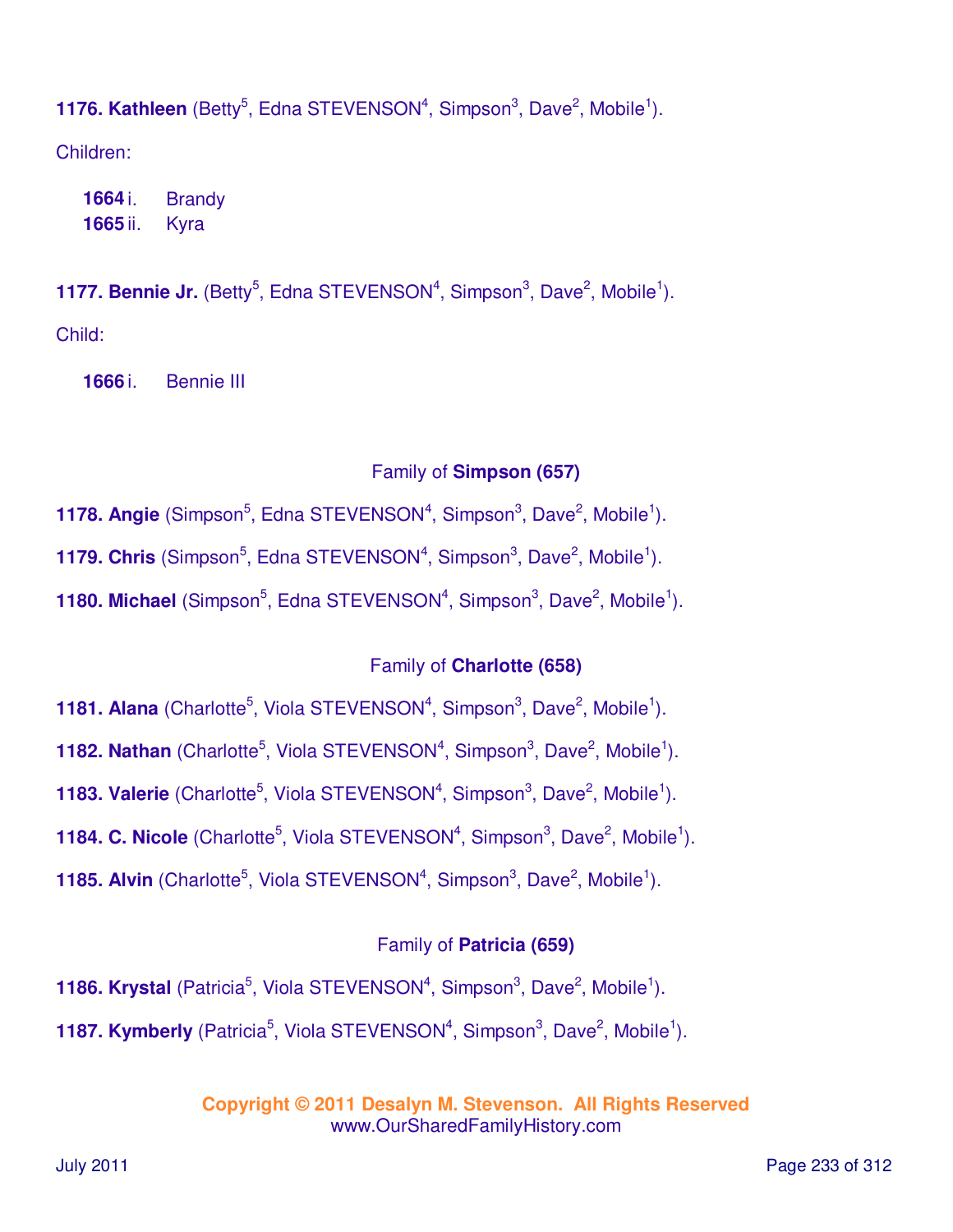**1176. Kathleen** (Betty[5], Edna STEVENSON[4], Simpson[3], Dave[2], Mobile[1]).

Children:

- **1664** i. Brandy
- **1665** ii. Kyra

**1177. Bennie Jr.** (Betty[5], Edna STEVENSON[4], Simpson[3], Dave[2], Mobile[1]).

Child:

- **1666** i. Bennie III

Family of **Simpson (657)**

**1178. Angie** (Simpson[5], Edna STEVENSON[4], Simpson[3], Dave[2], Mobile[1]).

**1179. Chris** (Simpson[5], Edna STEVENSON[4], Simpson[3], Dave[2], Mobile[1]).

**1180. Michael** (Simpson[5], Edna STEVENSON[4], Simpson[3], Dave[2], Mobile[1]).

Family of **Charlotte (658)**

**1181. Alana** (Charlotte[5], Viola STEVENSON[4], Simpson[3], Dave[2], Mobile[1]).

**1182. Nathan** (Charlotte[5], Viola STEVENSON[4], Simpson[3], Dave[2], Mobile[1]).

**1183. Valerie** (Charlotte[5], Viola STEVENSON[4], Simpson[3], Dave[2], Mobile[1]).

**1184. C. Nicole** (Charlotte[5], Viola STEVENSON[4], Simpson[3], Dave[2], Mobile[1]).

**1185. Alvin** (Charlotte[5], Viola STEVENSON[4], Simpson[3], Dave[2], Mobile[1]).

Family of **Patricia (659)**

**1186. Krystal** (Patricia[5], Viola STEVENSON[4], Simpson[3], Dave[2], Mobile[1]).

**1187. Kymberly** (Patricia[5], Viola STEVENSON[4], Simpson[3], Dave[2], Mobile[1]).

**Copyright © 2011 Desalyn M. Stevenson. All Rights Reserved**
www.OurSharedFamilyHistory.com

July 2011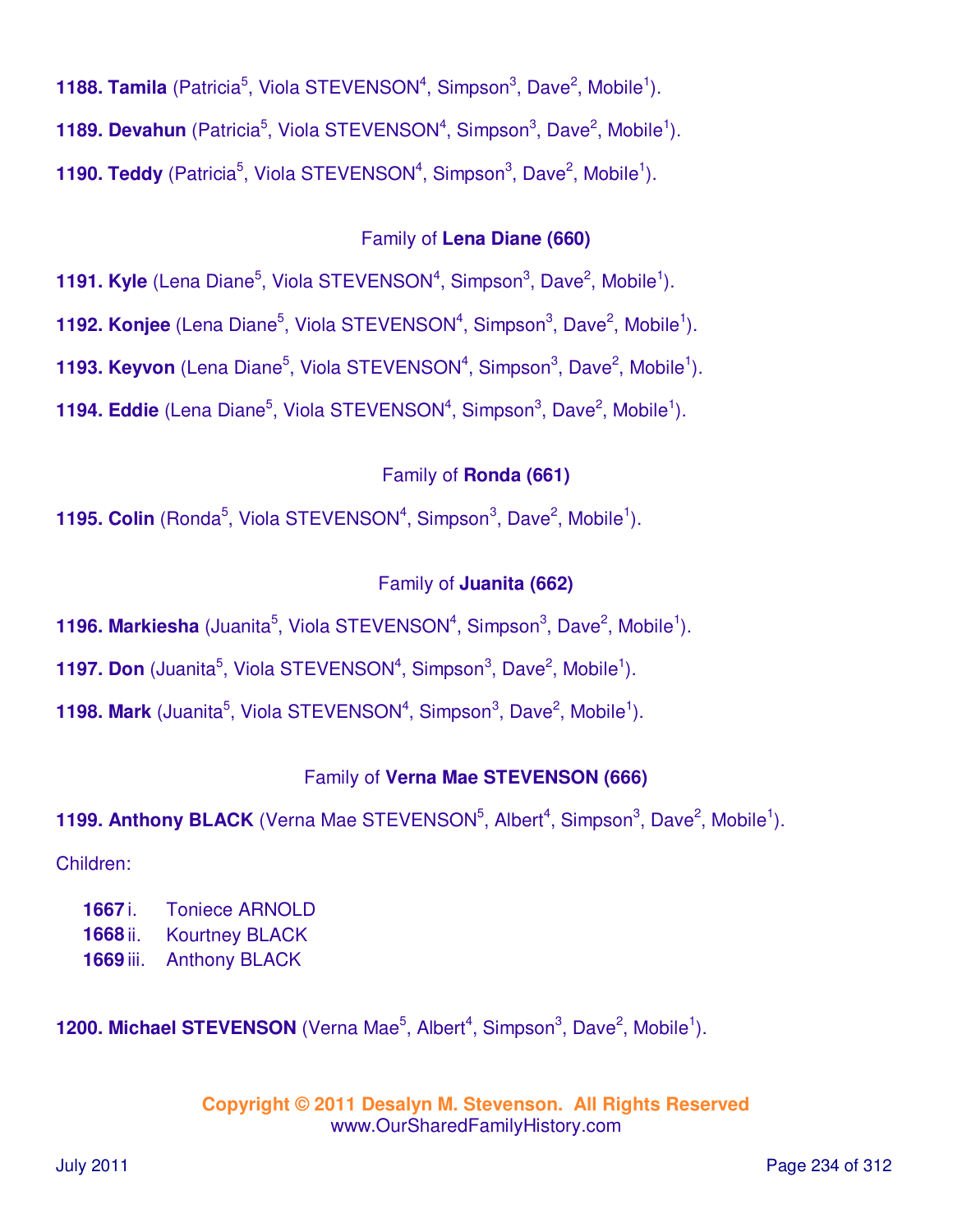**1188. Tamila** (Patricia[5], Viola STEVENSON[4], Simpson[3], Dave[2], Mobile[1]).

**1189. Devahun** (Patricia[5], Viola STEVENSON[4], Simpson[3], Dave[2], Mobile[1]).

**1190. Teddy** (Patricia[5], Viola STEVENSON[4], Simpson[3], Dave[2], Mobile[1]).

Family of **Lena Diane (660)**

**1191. Kyle** (Lena Diane[5], Viola STEVENSON[4], Simpson[3], Dave[2], Mobile[1]).

**1192. Konjee** (Lena Diane[5], Viola STEVENSON[4], Simpson[3], Dave[2], Mobile[1]).

**1193. Keyvon** (Lena Diane[5], Viola STEVENSON[4], Simpson[3], Dave[2], Mobile[1]).

**1194. Eddie** (Lena Diane[5], Viola STEVENSON[4], Simpson[3], Dave[2], Mobile[1]).

Family of **Ronda (661)**

**1195. Colin** (Ronda[5], Viola STEVENSON[4], Simpson[3], Dave[2], Mobile[1]).

Family of **Juanita (662)**

**1196. Markiesha** (Juanita[5], Viola STEVENSON[4], Simpson[3], Dave[2], Mobile[1]).

**1197. Don** (Juanita[5], Viola STEVENSON[4], Simpson[3], Dave[2], Mobile[1]).

**1198. Mark** (Juanita[5], Viola STEVENSON[4], Simpson[3], Dave[2], Mobile[1]).

Family of **Verna Mae STEVENSON (666)**

**1199. Anthony BLACK** (Verna Mae STEVENSON[5], Albert[4], Simpson[3], Dave[2], Mobile[1]).

Children:

- **1667** i. Toniece ARNOLD
- **1668** ii. Kourtney BLACK
- **1669** iii. Anthony BLACK

**1200. Michael STEVENSON** (Verna Mae[5], Albert[4], Simpson[3], Dave[2], Mobile[1]).

**Copyright © 2011 Desalyn M. Stevenson. All Rights Reserved**
www.OurSharedFamilyHistory.com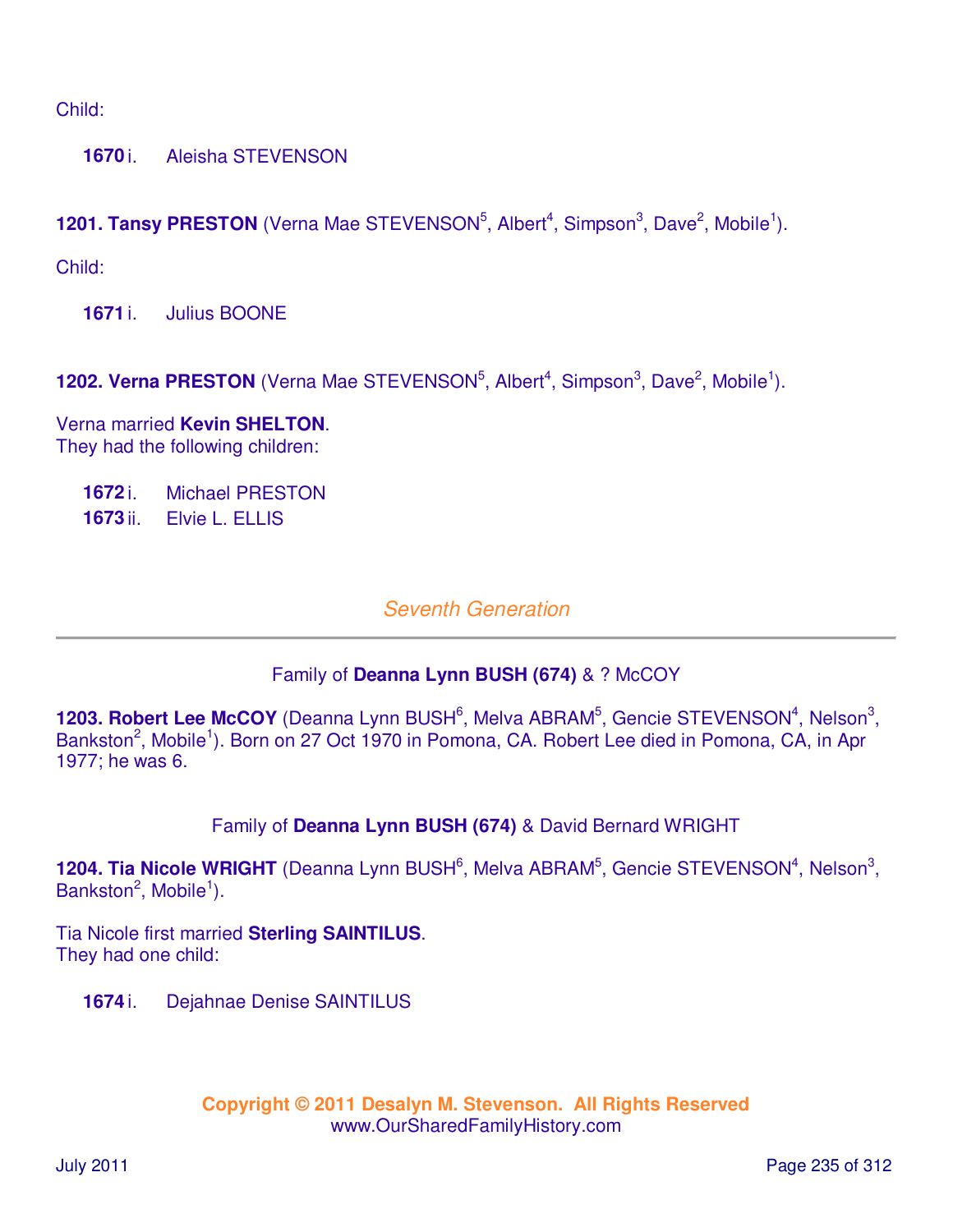Child:

**1670** i. Aleisha STEVENSON

**1201. Tansy PRESTON** (Verna Mae STEVENSON[5], Albert[4], Simpson[3], Dave[2], Mobile[1]).

Child:

**1671** i. Julius BOONE

**1202. Verna PRESTON** (Verna Mae STEVENSON[5], Albert[4], Simpson[3], Dave[2], Mobile[1]).

Verna married **Kevin SHELTON**.
They had the following children:

**1672** i. Michael PRESTON
**1673** ii. Elvie L. ELLIS

## *Seventh Generation*

---

Family of **Deanna Lynn BUSH (674)** & ? McCOY

**1203. Robert Lee McCOY** (Deanna Lynn BUSH[6], Melva ABRAM[5], Gencie STEVENSON[4], Nelson[3], Bankston[2], Mobile[1]). Born on 27 Oct 1970 in Pomona, CA. Robert Lee died in Pomona, CA, in Apr 1977; he was 6.

Family of **Deanna Lynn BUSH (674)** & David Bernard WRIGHT

**1204. Tia Nicole WRIGHT** (Deanna Lynn BUSH[6], Melva ABRAM[5], Gencie STEVENSON[4], Nelson[3], Bankston[2], Mobile[1]).

Tia Nicole first married **Sterling SAINTILUS**.
They had one child:

**1674** i. Dejahnae Denise SAINTILUS

**Copyright © 2011 Desalyn M. Stevenson. All Rights Reserved**
www.OurSharedFamilyHistory.com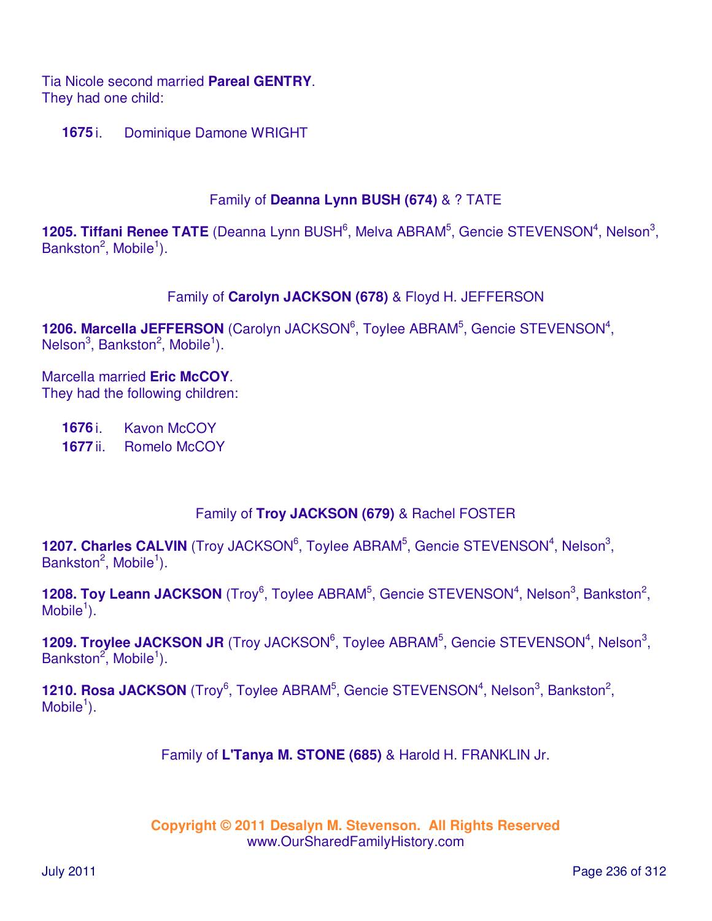Tia Nicole second married **Pareal GENTRY**.
They had one child:

**1675** i. Dominique Damone WRIGHT

Family of **Deanna Lynn BUSH (674)** & ? TATE

**1205. Tiffani Renee TATE** (Deanna Lynn BUSH[6], Melva ABRAM[5], Gencie STEVENSON[4], Nelson[3], Bankston[2], Mobile[1]).

Family of **Carolyn JACKSON (678)** & Floyd H. JEFFERSON

**1206. Marcella JEFFERSON** (Carolyn JACKSON[6], Toylee ABRAM[5], Gencie STEVENSON[4], Nelson[3], Bankston[2], Mobile[1]).

Marcella married **Eric McCOY**.
They had the following children:

**1676** i. Kavon McCOY
**1677** ii. Romelo McCOY

Family of **Troy JACKSON (679)** & Rachel FOSTER

**1207. Charles CALVIN** (Troy JACKSON[6], Toylee ABRAM[5], Gencie STEVENSON[4], Nelson[3], Bankston[2], Mobile[1]).

**1208. Toy Leann JACKSON** (Troy[6], Toylee ABRAM[5], Gencie STEVENSON[4], Nelson[3], Bankston[2], Mobile[1]).

**1209. Troylee JACKSON JR** (Troy JACKSON[6], Toylee ABRAM[5], Gencie STEVENSON[4], Nelson[3], Bankston[2], Mobile[1]).

**1210. Rosa JACKSON** (Troy[6], Toylee ABRAM[5], Gencie STEVENSON[4], Nelson[3], Bankston[2], Mobile[1]).

Family of **L'Tanya M. STONE (685)** & Harold H. FRANKLIN Jr.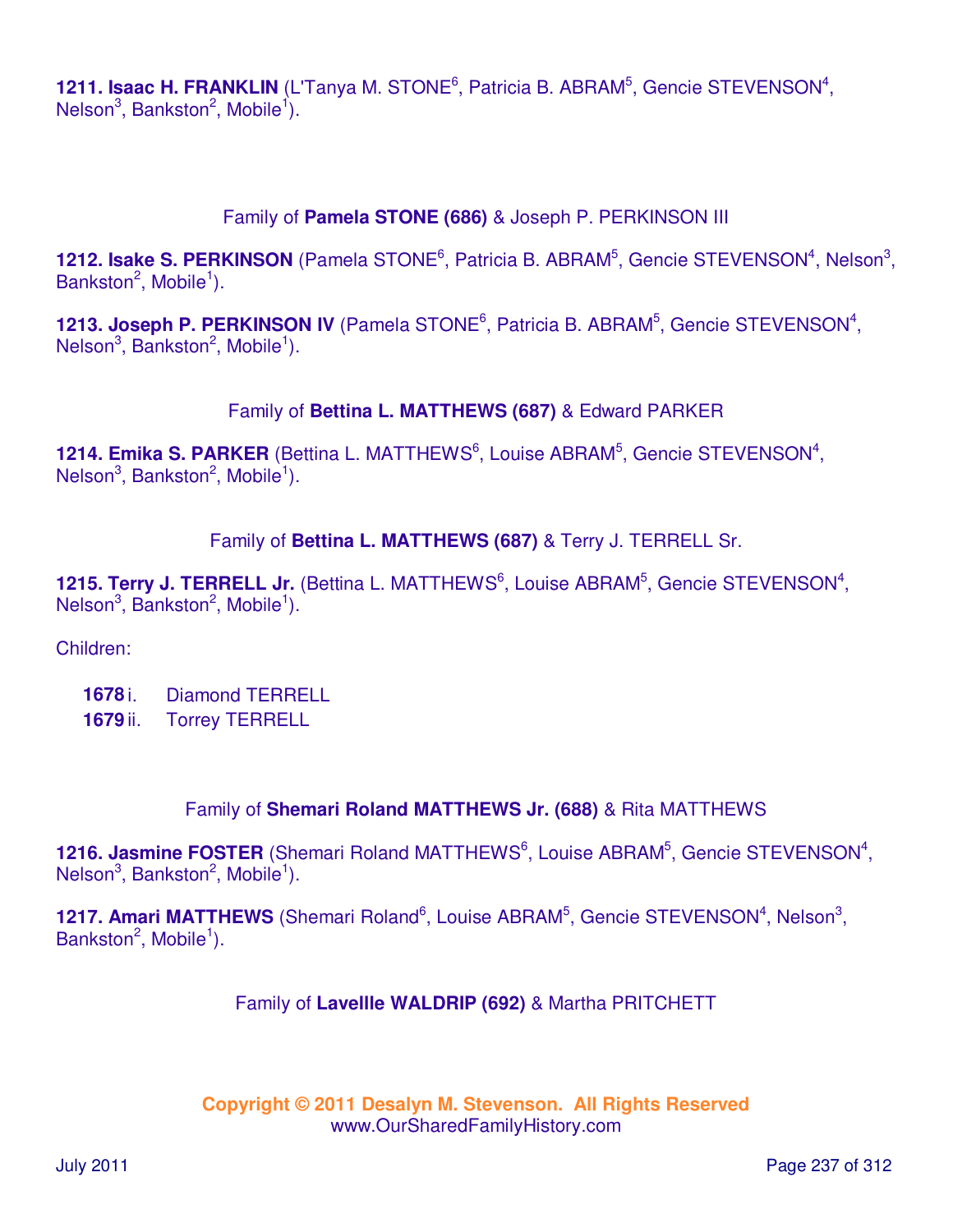**1211. Isaac H. FRANKLIN** (L'Tanya M. STONE[6], Patricia B. ABRAM[5], Gencie STEVENSON[4], Nelson[3], Bankston[2], Mobile[1]).

Family of **Pamela STONE (686)** & Joseph P. PERKINSON III

**1212. Isake S. PERKINSON** (Pamela STONE[6], Patricia B. ABRAM[5], Gencie STEVENSON[4], Nelson[3], Bankston[2], Mobile[1]).

**1213. Joseph P. PERKINSON IV** (Pamela STONE[6], Patricia B. ABRAM[5], Gencie STEVENSON[4], Nelson[3], Bankston[2], Mobile[1]).

Family of **Bettina L. MATTHEWS (687)** & Edward PARKER

**1214. Emika S. PARKER** (Bettina L. MATTHEWS[6], Louise ABRAM[5], Gencie STEVENSON[4], Nelson[3], Bankston[2], Mobile[1]).

Family of **Bettina L. MATTHEWS (687)** & Terry J. TERRELL Sr.

**1215. Terry J. TERRELL Jr.** (Bettina L. MATTHEWS[6], Louise ABRAM[5], Gencie STEVENSON[4], Nelson[3], Bankston[2], Mobile[1]).

Children:

- **1678** i. Diamond TERRELL
- **1679** ii. Torrey TERRELL

Family of **Shemari Roland MATTHEWS Jr. (688)** & Rita MATTHEWS

**1216. Jasmine FOSTER** (Shemari Roland MATTHEWS[6], Louise ABRAM[5], Gencie STEVENSON[4], Nelson[3], Bankston[2], Mobile[1]).

**1217. Amari MATTHEWS** (Shemari Roland[6], Louise ABRAM[5], Gencie STEVENSON[4], Nelson[3], Bankston[2], Mobile[1]).

Family of **Lavellle WALDRIP (692)** & Martha PRITCHETT

**Copyright © 2011 Desalyn M. Stevenson. All Rights Reserved**
www.OurSharedFamilyHistory.com

July 2011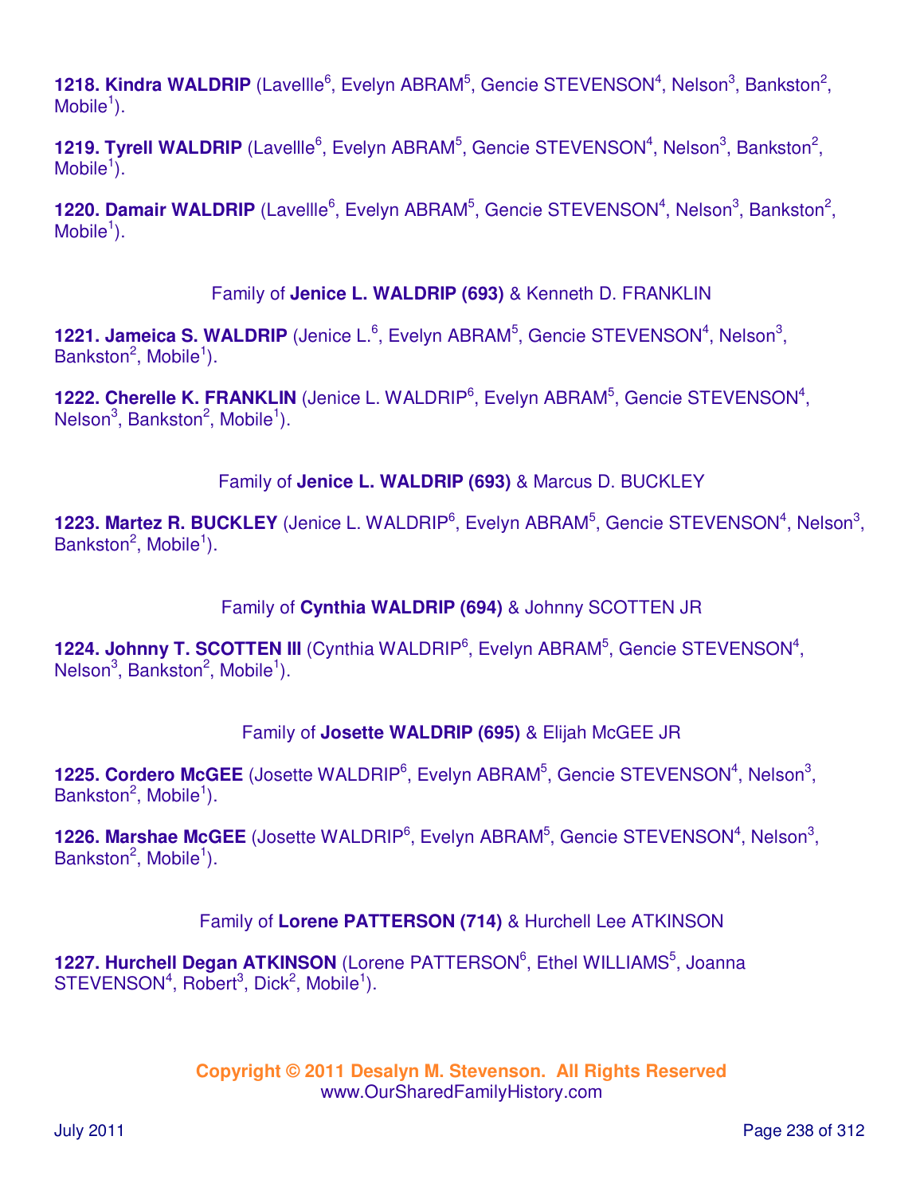**1218. Kindra WALDRIP** (Lavellle[6], Evelyn ABRAM[5], Gencie STEVENSON[4], Nelson[3], Bankston[2], Mobile[1]).

**1219. Tyrell WALDRIP** (Lavellle[6], Evelyn ABRAM[5], Gencie STEVENSON[4], Nelson[3], Bankston[2], Mobile[1]).

**1220. Damair WALDRIP** (Lavellle[6], Evelyn ABRAM[5], Gencie STEVENSON[4], Nelson[3], Bankston[2], Mobile[1]).

Family of **Jenice L. WALDRIP (693)** & Kenneth D. FRANKLIN

**1221. Jameica S. WALDRIP** (Jenice L.[6], Evelyn ABRAM[5], Gencie STEVENSON[4], Nelson[3], Bankston[2], Mobile[1]).

**1222. Cherelle K. FRANKLIN** (Jenice L. WALDRIP[6], Evelyn ABRAM[5], Gencie STEVENSON[4], Nelson[3], Bankston[2], Mobile[1]).

Family of **Jenice L. WALDRIP (693)** & Marcus D. BUCKLEY

**1223. Martez R. BUCKLEY** (Jenice L. WALDRIP[6], Evelyn ABRAM[5], Gencie STEVENSON[4], Nelson[3], Bankston[2], Mobile[1]).

Family of **Cynthia WALDRIP (694)** & Johnny SCOTTEN JR

**1224. Johnny T. SCOTTEN III** (Cynthia WALDRIP[6], Evelyn ABRAM[5], Gencie STEVENSON[4], Nelson[3], Bankston[2], Mobile[1]).

Family of **Josette WALDRIP (695)** & Elijah McGEE JR

**1225. Cordero McGEE** (Josette WALDRIP[6], Evelyn ABRAM[5], Gencie STEVENSON[4], Nelson[3], Bankston[2], Mobile[1]).

**1226. Marshae McGEE** (Josette WALDRIP[6], Evelyn ABRAM[5], Gencie STEVENSON[4], Nelson[3], Bankston[2], Mobile[1]).

Family of **Lorene PATTERSON (714)** & Hurchell Lee ATKINSON

**1227. Hurchell Degan ATKINSON** (Lorene PATTERSON[6], Ethel WILLIAMS[5], Joanna STEVENSON[4], Robert[3], Dick[2], Mobile[1]).

**Copyright © 2011 Desalyn M. Stevenson. All Rights Reserved**
www.OurSharedFamilyHistory.com

July 2011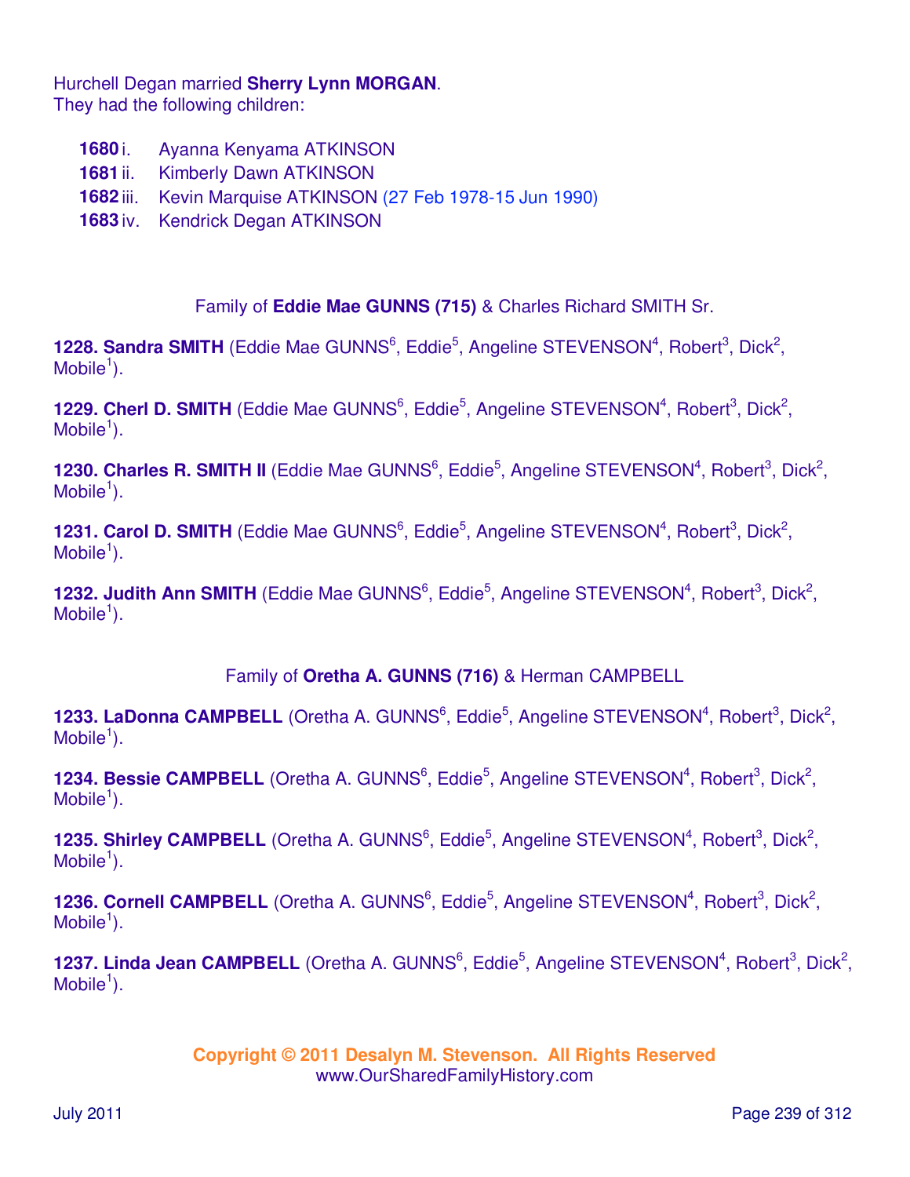Hurchell Degan married **Sherry Lynn MORGAN**.
They had the following children:

- **1680** i. Ayanna Kenyama ATKINSON
- **1681** ii. Kimberly Dawn ATKINSON
- **1682** iii. Kevin Marquise ATKINSON (27 Feb 1978-15 Jun 1990)
- **1683** iv. Kendrick Degan ATKINSON

Family of **Eddie Mae GUNNS (715)** & Charles Richard SMITH Sr.

**1228. Sandra SMITH** (Eddie Mae GUNNS[6], Eddie[5], Angeline STEVENSON[4], Robert[3], Dick[2], Mobile[1]).

**1229. Cherl D. SMITH** (Eddie Mae GUNNS[6], Eddie[5], Angeline STEVENSON[4], Robert[3], Dick[2], Mobile[1]).

**1230. Charles R. SMITH II** (Eddie Mae GUNNS[6], Eddie[5], Angeline STEVENSON[4], Robert[3], Dick[2], Mobile[1]).

**1231. Carol D. SMITH** (Eddie Mae GUNNS[6], Eddie[5], Angeline STEVENSON[4], Robert[3], Dick[2], Mobile[1]).

**1232. Judith Ann SMITH** (Eddie Mae GUNNS[6], Eddie[5], Angeline STEVENSON[4], Robert[3], Dick[2], Mobile[1]).

Family of **Oretha A. GUNNS (716)** & Herman CAMPBELL

**1233. LaDonna CAMPBELL** (Oretha A. GUNNS[6], Eddie[5], Angeline STEVENSON[4], Robert[3], Dick[2], Mobile[1]).

**1234. Bessie CAMPBELL** (Oretha A. GUNNS[6], Eddie[5], Angeline STEVENSON[4], Robert[3], Dick[2], Mobile[1]).

**1235. Shirley CAMPBELL** (Oretha A. GUNNS[6], Eddie[5], Angeline STEVENSON[4], Robert[3], Dick[2], Mobile[1]).

**1236. Cornell CAMPBELL** (Oretha A. GUNNS[6], Eddie[5], Angeline STEVENSON[4], Robert[3], Dick[2], Mobile[1]).

**1237. Linda Jean CAMPBELL** (Oretha A. GUNNS[6], Eddie[5], Angeline STEVENSON[4], Robert[3], Dick[2], Mobile[1]).

**Copyright © 2011 Desalyn M. Stevenson. All Rights Reserved**
www.OurSharedFamilyHistory.com

July 2011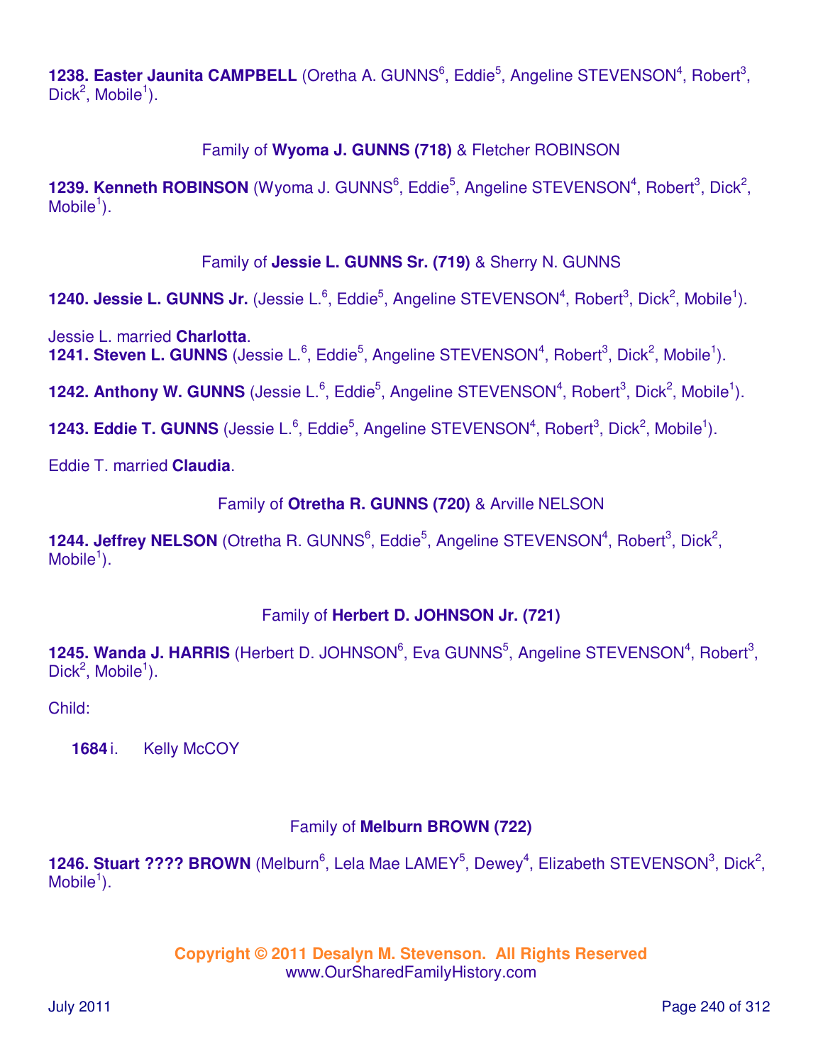**1238. Easter Jaunita CAMPBELL** (Oretha A. GUNNS[6], Eddie[5], Angeline STEVENSON[4], Robert[3], Dick[2], Mobile[1]).

Family of **Wyoma J. GUNNS (718)** & Fletcher ROBINSON

**1239. Kenneth ROBINSON** (Wyoma J. GUNNS[6], Eddie[5], Angeline STEVENSON[4], Robert[3], Dick[2], Mobile[1]).

Family of **Jessie L. GUNNS Sr. (719)** & Sherry N. GUNNS

**1240. Jessie L. GUNNS Jr.** (Jessie L.[6], Eddie[5], Angeline STEVENSON[4], Robert[3], Dick[2], Mobile[1]).

Jessie L. married **Charlotta**.

**1241. Steven L. GUNNS** (Jessie L.[6], Eddie[5], Angeline STEVENSON[4], Robert[3], Dick[2], Mobile[1]).

**1242. Anthony W. GUNNS** (Jessie L.[6], Eddie[5], Angeline STEVENSON[4], Robert[3], Dick[2], Mobile[1]).

**1243. Eddie T. GUNNS** (Jessie L.[6], Eddie[5], Angeline STEVENSON[4], Robert[3], Dick[2], Mobile[1]).

Eddie T. married **Claudia**.

Family of **Otretha R. GUNNS (720)** & Arville NELSON

**1244. Jeffrey NELSON** (Otretha R. GUNNS[6], Eddie[5], Angeline STEVENSON[4], Robert[3], Dick[2], Mobile[1]).

Family of **Herbert D. JOHNSON Jr. (721)**

**1245. Wanda J. HARRIS** (Herbert D. JOHNSON[6], Eva GUNNS[5], Angeline STEVENSON[4], Robert[3], Dick[2], Mobile[1]).

Child:

**1684** i. Kelly McCOY

Family of **Melburn BROWN (722)**

**1246. Stuart ???? BROWN** (Melburn[6], Lela Mae LAMEY[5], Dewey[4], Elizabeth STEVENSON[3], Dick[2], Mobile[1]).

**Copyright © 2011 Desalyn M. Stevenson. All Rights Reserved**
www.OurSharedFamilyHistory.com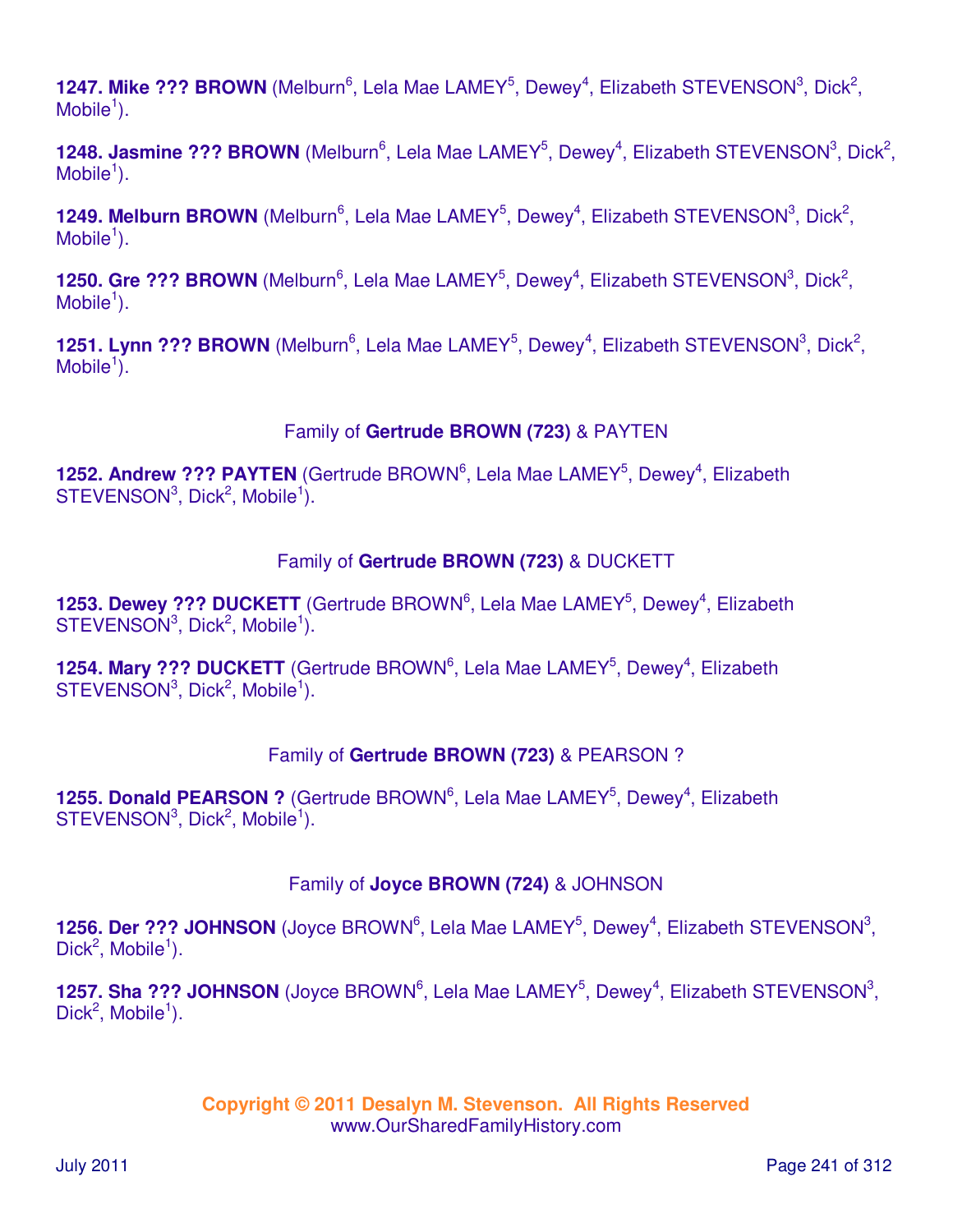**1247. Mike ??? BROWN** (Melburn[6], Lela Mae LAMEY[5], Dewey[4], Elizabeth STEVENSON[3], Dick[2], Mobile[1]).

**1248. Jasmine ??? BROWN** (Melburn[6], Lela Mae LAMEY[5], Dewey[4], Elizabeth STEVENSON[3], Dick[2], Mobile[1]).

**1249. Melburn BROWN** (Melburn[6], Lela Mae LAMEY[5], Dewey[4], Elizabeth STEVENSON[3], Dick[2], Mobile[1]).

**1250. Gre ??? BROWN** (Melburn[6], Lela Mae LAMEY[5], Dewey[4], Elizabeth STEVENSON[3], Dick[2], Mobile[1]).

**1251. Lynn ??? BROWN** (Melburn[6], Lela Mae LAMEY[5], Dewey[4], Elizabeth STEVENSON[3], Dick[2], Mobile[1]).

Family of **Gertrude BROWN (723)** & PAYTEN

**1252. Andrew ??? PAYTEN** (Gertrude BROWN[6], Lela Mae LAMEY[5], Dewey[4], Elizabeth STEVENSON[3], Dick[2], Mobile[1]).

Family of **Gertrude BROWN (723)** & DUCKETT

**1253. Dewey ??? DUCKETT** (Gertrude BROWN[6], Lela Mae LAMEY[5], Dewey[4], Elizabeth STEVENSON[3], Dick[2], Mobile[1]).

**1254. Mary ??? DUCKETT** (Gertrude BROWN[6], Lela Mae LAMEY[5], Dewey[4], Elizabeth STEVENSON[3], Dick[2], Mobile[1]).

Family of **Gertrude BROWN (723)** & PEARSON ?

**1255. Donald PEARSON ?** (Gertrude BROWN[6], Lela Mae LAMEY[5], Dewey[4], Elizabeth STEVENSON[3], Dick[2], Mobile[1]).

Family of **Joyce BROWN (724)** & JOHNSON

**1256. Der ??? JOHNSON** (Joyce BROWN[6], Lela Mae LAMEY[5], Dewey[4], Elizabeth STEVENSON[3], Dick[2], Mobile[1]).

**1257. Sha ??? JOHNSON** (Joyce BROWN[6], Lela Mae LAMEY[5], Dewey[4], Elizabeth STEVENSON[3], Dick[2], Mobile[1]).

**Copyright © 2011 Desalyn M. Stevenson. All Rights Reserved**
www.OurSharedFamilyHistory.com

July 2011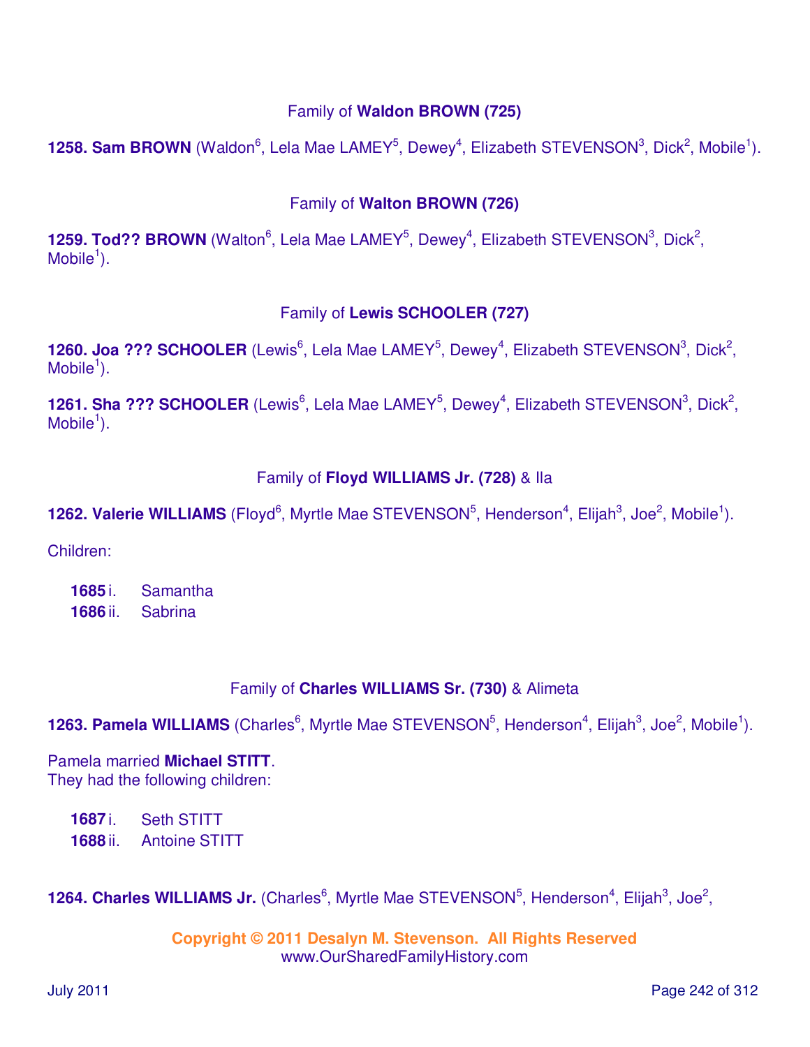Family of **Waldon BROWN (725)**

**1258. Sam BROWN** (Waldon[6], Lela Mae LAMEY[5], Dewey[4], Elizabeth STEVENSON[3], Dick[2], Mobile[1]).

Family of **Walton BROWN (726)**

**1259. Tod?? BROWN** (Walton[6], Lela Mae LAMEY[5], Dewey[4], Elizabeth STEVENSON[3], Dick[2], Mobile[1]).

Family of **Lewis SCHOOLER (727)**

**1260. Joa ??? SCHOOLER** (Lewis[6], Lela Mae LAMEY[5], Dewey[4], Elizabeth STEVENSON[3], Dick[2], Mobile[1]).

**1261. Sha ??? SCHOOLER** (Lewis[6], Lela Mae LAMEY[5], Dewey[4], Elizabeth STEVENSON[3], Dick[2], Mobile[1]).

Family of **Floyd WILLIAMS Jr. (728)** & Ila

**1262. Valerie WILLIAMS** (Floyd[6], Myrtle Mae STEVENSON[5], Henderson[4], Elijah[3], Joe[2], Mobile[1]).

Children:

**1685** i. Samantha
**1686** ii. Sabrina

Family of **Charles WILLIAMS Sr. (730)** & Alimeta

**1263. Pamela WILLIAMS** (Charles[6], Myrtle Mae STEVENSON[5], Henderson[4], Elijah[3], Joe[2], Mobile[1]).

Pamela married **Michael STITT**.
They had the following children:

**1687** i. Seth STITT
**1688** ii. Antoine STITT

**1264. Charles WILLIAMS Jr.** (Charles[6], Myrtle Mae STEVENSON[5], Henderson[4], Elijah[3], Joe[2],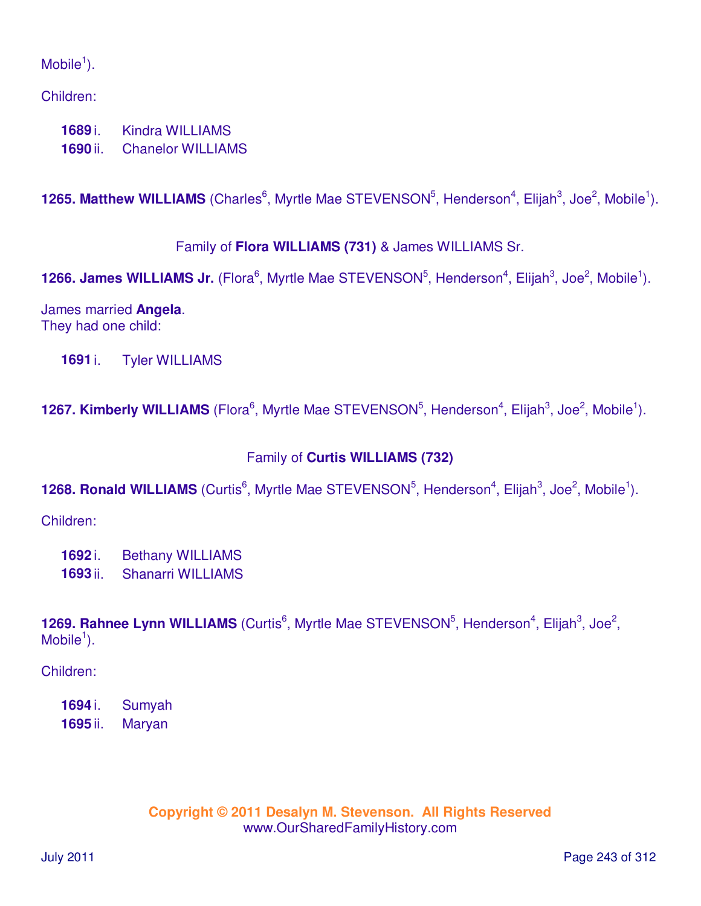Mobile[1]).

Children:

**1689** i. Kindra WILLIAMS
**1690** ii. Chanelor WILLIAMS

**1265. Matthew WILLIAMS** (Charles[6], Myrtle Mae STEVENSON[5], Henderson[4], Elijah[3], Joe[2], Mobile[1]).

Family of **Flora WILLIAMS (731)** & James WILLIAMS Sr.

**1266. James WILLIAMS Jr.** (Flora[6], Myrtle Mae STEVENSON[5], Henderson[4], Elijah[3], Joe[2], Mobile[1]).

James married **Angela**.
They had one child:

**1691** i. Tyler WILLIAMS

**1267. Kimberly WILLIAMS** (Flora[6], Myrtle Mae STEVENSON[5], Henderson[4], Elijah[3], Joe[2], Mobile[1]).

Family of **Curtis WILLIAMS (732)**

**1268. Ronald WILLIAMS** (Curtis[6], Myrtle Mae STEVENSON[5], Henderson[4], Elijah[3], Joe[2], Mobile[1]).

Children:

**1692** i. Bethany WILLIAMS
**1693** ii. Shanarri WILLIAMS

**1269. Rahnee Lynn WILLIAMS** (Curtis[6], Myrtle Mae STEVENSON[5], Henderson[4], Elijah[3], Joe[2], Mobile[1]).

Children:

**1694** i. Sumyah
**1695** ii. Maryan

Copyright © 2011 Desalyn M. Stevenson. All Rights Reserved
www.OurSharedFamilyHistory.com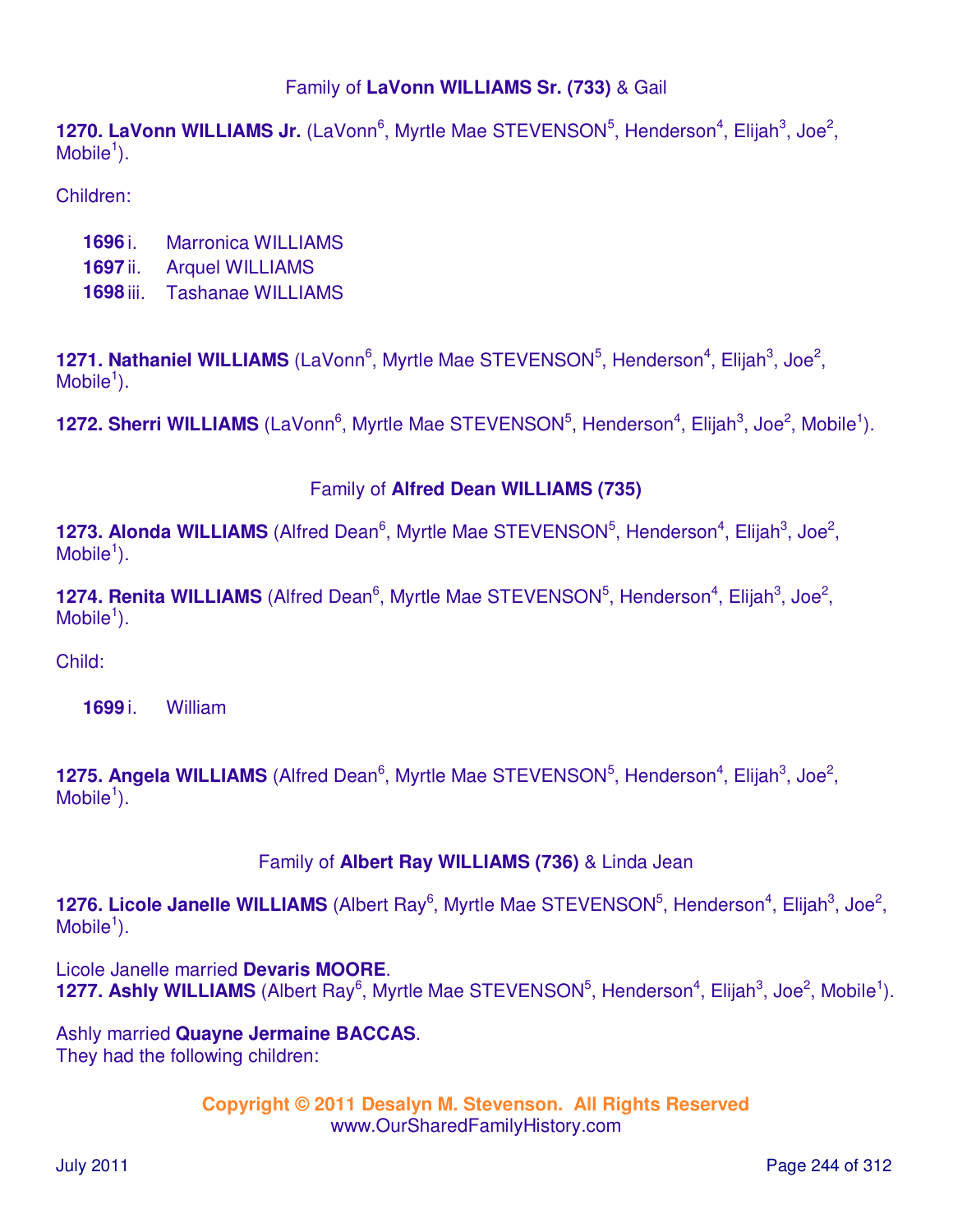### Family of **LaVonn WILLIAMS Sr. (733)** & Gail

**1270. LaVonn WILLIAMS Jr.** (LaVonn6, Myrtle Mae STEVENSON5, Henderson4, Elijah3, Joe2, Mobile1).

Children:

- **1696** i. Marronica WILLIAMS
- **1697** ii. Arquel WILLIAMS
- **1698** iii. Tashanae WILLIAMS

**1271. Nathaniel WILLIAMS** (LaVonn6, Myrtle Mae STEVENSON5, Henderson4, Elijah3, Joe2, Mobile1).

**1272. Sherri WILLIAMS** (LaVonn6, Myrtle Mae STEVENSON5, Henderson4, Elijah3, Joe2, Mobile1).

### Family of **Alfred Dean WILLIAMS (735)**

**1273. Alonda WILLIAMS** (Alfred Dean6, Myrtle Mae STEVENSON5, Henderson4, Elijah3, Joe2, Mobile1).

**1274. Renita WILLIAMS** (Alfred Dean6, Myrtle Mae STEVENSON5, Henderson4, Elijah3, Joe2, Mobile1).

Child:

- **1699** i. William

**1275. Angela WILLIAMS** (Alfred Dean6, Myrtle Mae STEVENSON5, Henderson4, Elijah3, Joe2, Mobile1).

### Family of **Albert Ray WILLIAMS (736)** & Linda Jean

**1276. Licole Janelle WILLIAMS** (Albert Ray6, Myrtle Mae STEVENSON5, Henderson4, Elijah3, Joe2, Mobile1).

Licole Janelle married **Devaris MOORE**.

**1277. Ashly WILLIAMS** (Albert Ray6, Myrtle Mae STEVENSON5, Henderson4, Elijah3, Joe2, Mobile1).

Ashly married **Quayne Jermaine BACCAS**.
They had the following children:

**Copyright © 2011 Desalyn M. Stevenson. All Rights Reserved**
www.OurSharedFamilyHistory.com

July 2011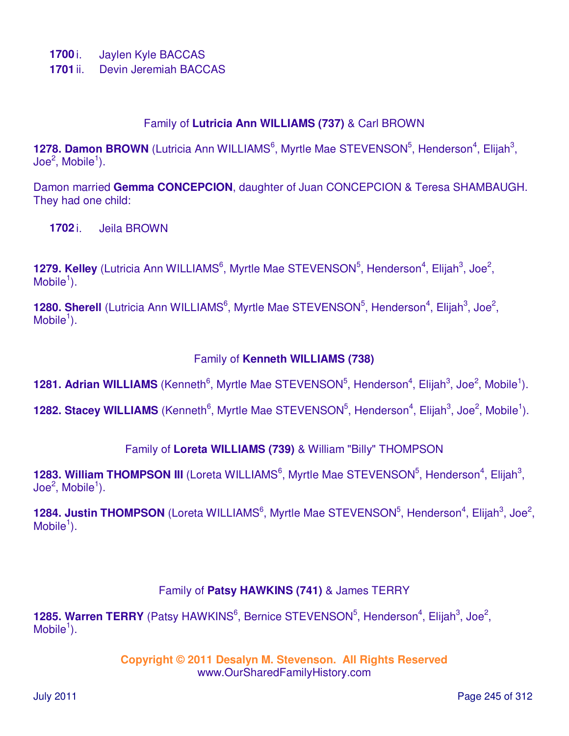**1700** i. Jaylen Kyle BACCAS
**1701** ii. Devin Jeremiah BACCAS

Family of **Lutricia Ann WILLIAMS (737)** & Carl BROWN

**1278. Damon BROWN** (Lutricia Ann WILLIAMS[6], Myrtle Mae STEVENSON[5], Henderson[4], Elijah[3], Joe[2], Mobile[1]).

Damon married **Gemma CONCEPCION**, daughter of Juan CONCEPCION & Teresa SHAMBAUGH. They had one child:

**1702** i. Jeila BROWN

**1279. Kelley** (Lutricia Ann WILLIAMS[6], Myrtle Mae STEVENSON[5], Henderson[4], Elijah[3], Joe[2], Mobile[1]).

**1280. Sherell** (Lutricia Ann WILLIAMS[6], Myrtle Mae STEVENSON[5], Henderson[4], Elijah[3], Joe[2], Mobile[1]).

Family of **Kenneth WILLIAMS (738)**

**1281. Adrian WILLIAMS** (Kenneth[6], Myrtle Mae STEVENSON[5], Henderson[4], Elijah[3], Joe[2], Mobile[1]).

**1282. Stacey WILLIAMS** (Kenneth[6], Myrtle Mae STEVENSON[5], Henderson[4], Elijah[3], Joe[2], Mobile[1]).

Family of **Loreta WILLIAMS (739)** & William "Billy" THOMPSON

**1283. William THOMPSON III** (Loreta WILLIAMS[6], Myrtle Mae STEVENSON[5], Henderson[4], Elijah[3], Joe[2], Mobile[1]).

**1284. Justin THOMPSON** (Loreta WILLIAMS[6], Myrtle Mae STEVENSON[5], Henderson[4], Elijah[3], Joe[2], Mobile[1]).

Family of **Patsy HAWKINS (741)** & James TERRY

**1285. Warren TERRY** (Patsy HAWKINS[6], Bernice STEVENSON[5], Henderson[4], Elijah[3], Joe[2], Mobile[1]).

**Copyright © 2011 Desalyn M. Stevenson. All Rights Reserved**
www.OurSharedFamilyHistory.com

July 2011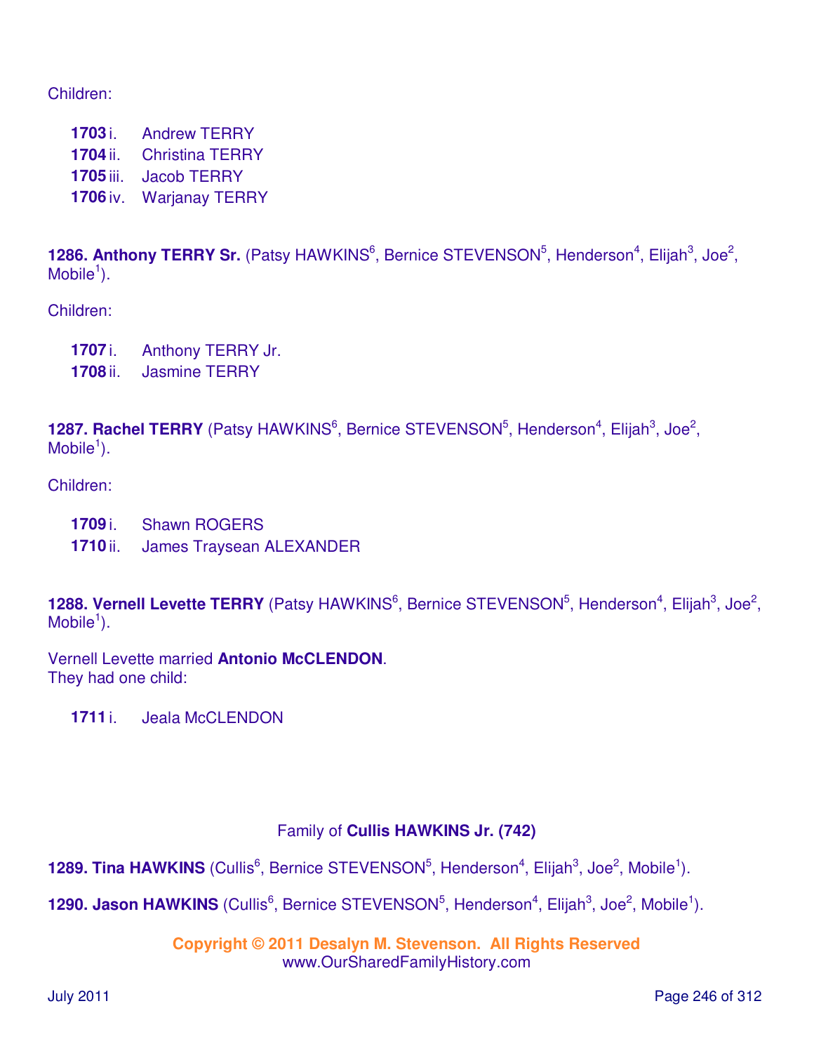Children:

- **1703** i. Andrew TERRY
- **1704** ii. Christina TERRY
- **1705** iii. Jacob TERRY
- **1706** iv. Warjanay TERRY

**1286. Anthony TERRY Sr.** (Patsy HAWKINS[6], Bernice STEVENSON[5], Henderson[4], Elijah[3], Joe[2], Mobile[1]).

Children:

- **1707** i. Anthony TERRY Jr.
- **1708** ii. Jasmine TERRY

**1287. Rachel TERRY** (Patsy HAWKINS[6], Bernice STEVENSON[5], Henderson[4], Elijah[3], Joe[2], Mobile[1]).

Children:

- **1709** i. Shawn ROGERS
- **1710** ii. James Traysean ALEXANDER

**1288. Vernell Levette TERRY** (Patsy HAWKINS[6], Bernice STEVENSON[5], Henderson[4], Elijah[3], Joe[2], Mobile[1]).

Vernell Levette married **Antonio McCLENDON**.
They had one child:

- **1711** i. Jeala McCLENDON

Family of **Cullis HAWKINS Jr. (742)**

**1289. Tina HAWKINS** (Cullis[6], Bernice STEVENSON[5], Henderson[4], Elijah[3], Joe[2], Mobile[1]).

**1290. Jason HAWKINS** (Cullis[6], Bernice STEVENSON[5], Henderson[4], Elijah[3], Joe[2], Mobile[1]).

**Copyright © 2011 Desalyn M. Stevenson. All Rights Reserved**
www.OurSharedFamilyHistory.com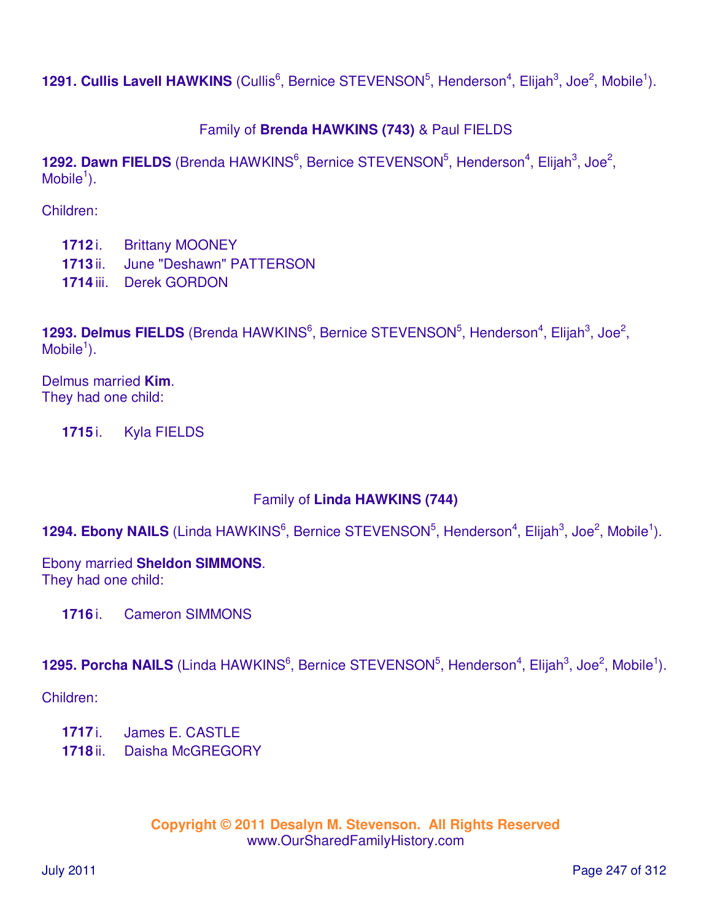**1291. Cullis Lavell HAWKINS** (Cullis[6], Bernice STEVENSON[5], Henderson[4], Elijah[3], Joe[2], Mobile[1]).

Family of **Brenda HAWKINS (743)** & Paul FIELDS

**1292. Dawn FIELDS** (Brenda HAWKINS[6], Bernice STEVENSON[5], Henderson[4], Elijah[3], Joe[2], Mobile[1]).

Children:

**1712** i. Brittany MOONEY
**1713** ii. June "Deshawn" PATTERSON
**1714** iii. Derek GORDON

**1293. Delmus FIELDS** (Brenda HAWKINS[6], Bernice STEVENSON[5], Henderson[4], Elijah[3], Joe[2], Mobile[1]).

Delmus married **Kim**.
They had one child:

**1715** i. Kyla FIELDS

Family of **Linda HAWKINS (744)**

**1294. Ebony NAILS** (Linda HAWKINS[6], Bernice STEVENSON[5], Henderson[4], Elijah[3], Joe[2], Mobile[1]).

Ebony married **Sheldon SIMMONS**.
They had one child:

**1716** i. Cameron SIMMONS

**1295. Porcha NAILS** (Linda HAWKINS[6], Bernice STEVENSON[5], Henderson[4], Elijah[3], Joe[2], Mobile[1]).

Children:

**1717** i. James E. CASTLE
**1718** ii. Daisha McGREGORY

**Copyright © 2011 Desalyn M. Stevenson. All Rights Reserved**
www.OurSharedFamilyHistory.com

July 2011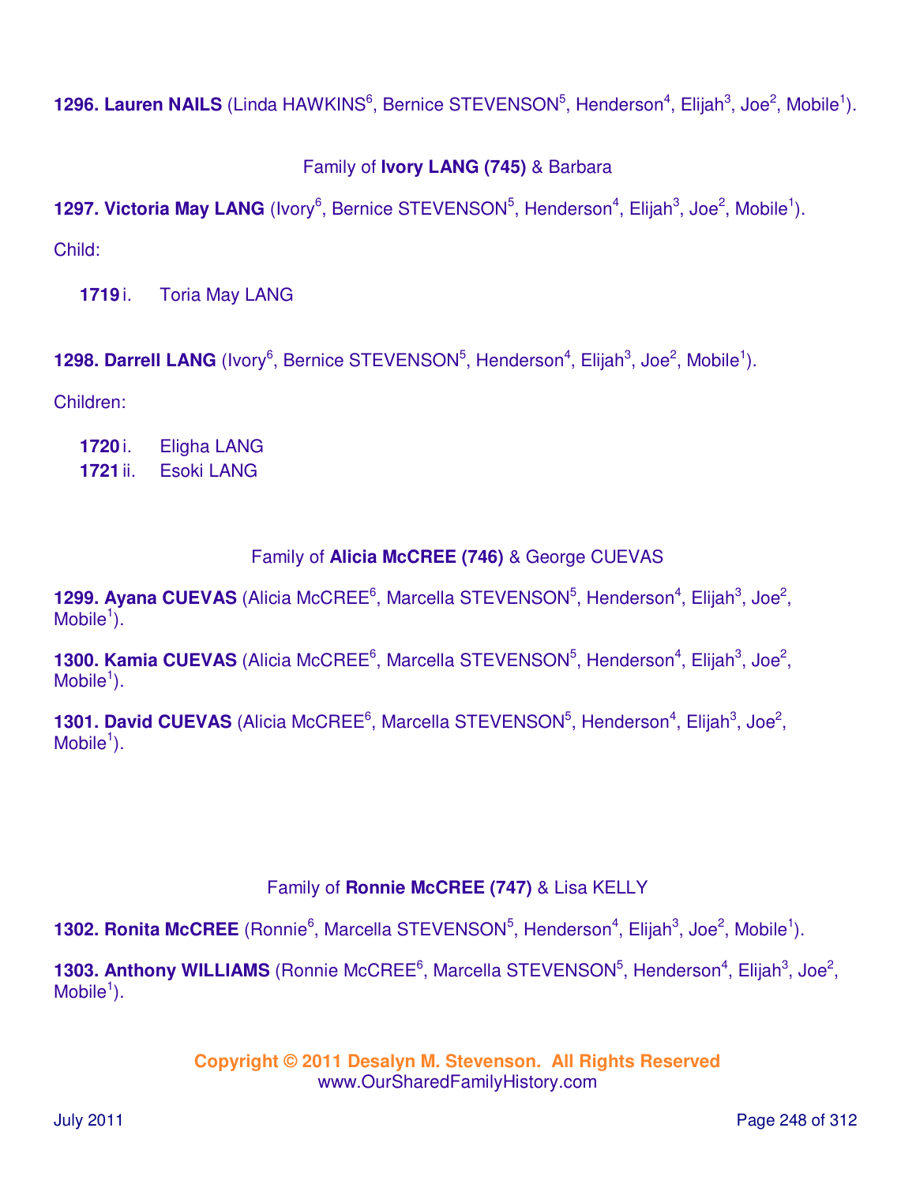**1296. Lauren NAILS** (Linda HAWKINS[6], Bernice STEVENSON[5], Henderson[4], Elijah[3], Joe[2], Mobile[1]).

Family of **Ivory LANG (745)** & Barbara

**1297. Victoria May LANG** (Ivory[6], Bernice STEVENSON[5], Henderson[4], Elijah[3], Joe[2], Mobile[1]).

Child:

**1719** i. Toria May LANG

**1298. Darrell LANG** (Ivory[6], Bernice STEVENSON[5], Henderson[4], Elijah[3], Joe[2], Mobile[1]).

Children:

**1720** i. Eligha LANG
**1721** ii. Esoki LANG

Family of **Alicia McCREE (746)** & George CUEVAS

**1299. Ayana CUEVAS** (Alicia McCREE[6], Marcella STEVENSON[5], Henderson[4], Elijah[3], Joe[2], Mobile[1]).

**1300. Kamia CUEVAS** (Alicia McCREE[6], Marcella STEVENSON[5], Henderson[4], Elijah[3], Joe[2], Mobile[1]).

**1301. David CUEVAS** (Alicia McCREE[6], Marcella STEVENSON[5], Henderson[4], Elijah[3], Joe[2], Mobile[1]).

Family of **Ronnie McCREE (747)** & Lisa KELLY

**1302. Ronita McCREE** (Ronnie[6], Marcella STEVENSON[5], Henderson[4], Elijah[3], Joe[2], Mobile[1]).

**1303. Anthony WILLIAMS** (Ronnie McCREE[6], Marcella STEVENSON[5], Henderson[4], Elijah[3], Joe[2], Mobile[1]).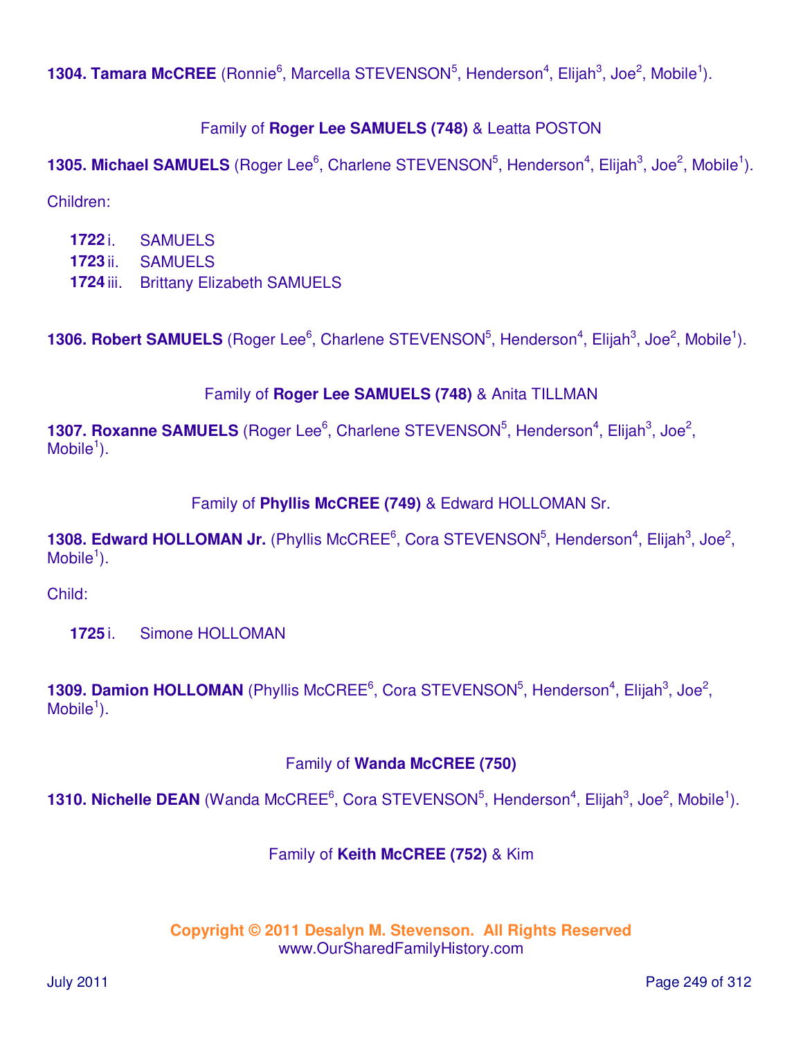**1304. Tamara McCREE** (Ronnie[6], Marcella STEVENSON[5], Henderson[4], Elijah[3], Joe[2], Mobile[1]).

Family of **Roger Lee SAMUELS (748)** & Leatta POSTON

**1305. Michael SAMUELS** (Roger Lee[6], Charlene STEVENSON[5], Henderson[4], Elijah[3], Joe[2], Mobile[1]).

Children:

- **1722** i. SAMUELS
- **1723** ii. SAMUELS
- **1724** iii. Brittany Elizabeth SAMUELS

**1306. Robert SAMUELS** (Roger Lee[6], Charlene STEVENSON[5], Henderson[4], Elijah[3], Joe[2], Mobile[1]).

Family of **Roger Lee SAMUELS (748)** & Anita TILLMAN

**1307. Roxanne SAMUELS** (Roger Lee[6], Charlene STEVENSON[5], Henderson[4], Elijah[3], Joe[2], Mobile[1]).

Family of **Phyllis McCREE (749)** & Edward HOLLOMAN Sr.

**1308. Edward HOLLOMAN Jr.** (Phyllis McCREE[6], Cora STEVENSON[5], Henderson[4], Elijah[3], Joe[2], Mobile[1]).

Child:

- **1725** i. Simone HOLLOMAN

**1309. Damion HOLLOMAN** (Phyllis McCREE[6], Cora STEVENSON[5], Henderson[4], Elijah[3], Joe[2], Mobile[1]).

Family of **Wanda McCREE (750)**

**1310. Nichelle DEAN** (Wanda McCREE[6], Cora STEVENSON[5], Henderson[4], Elijah[3], Joe[2], Mobile[1]).

Family of **Keith McCREE (752)** & Kim

Copyright © 2011 Desalyn M. Stevenson. All Rights Reserved
www.OurSharedFamilyHistory.com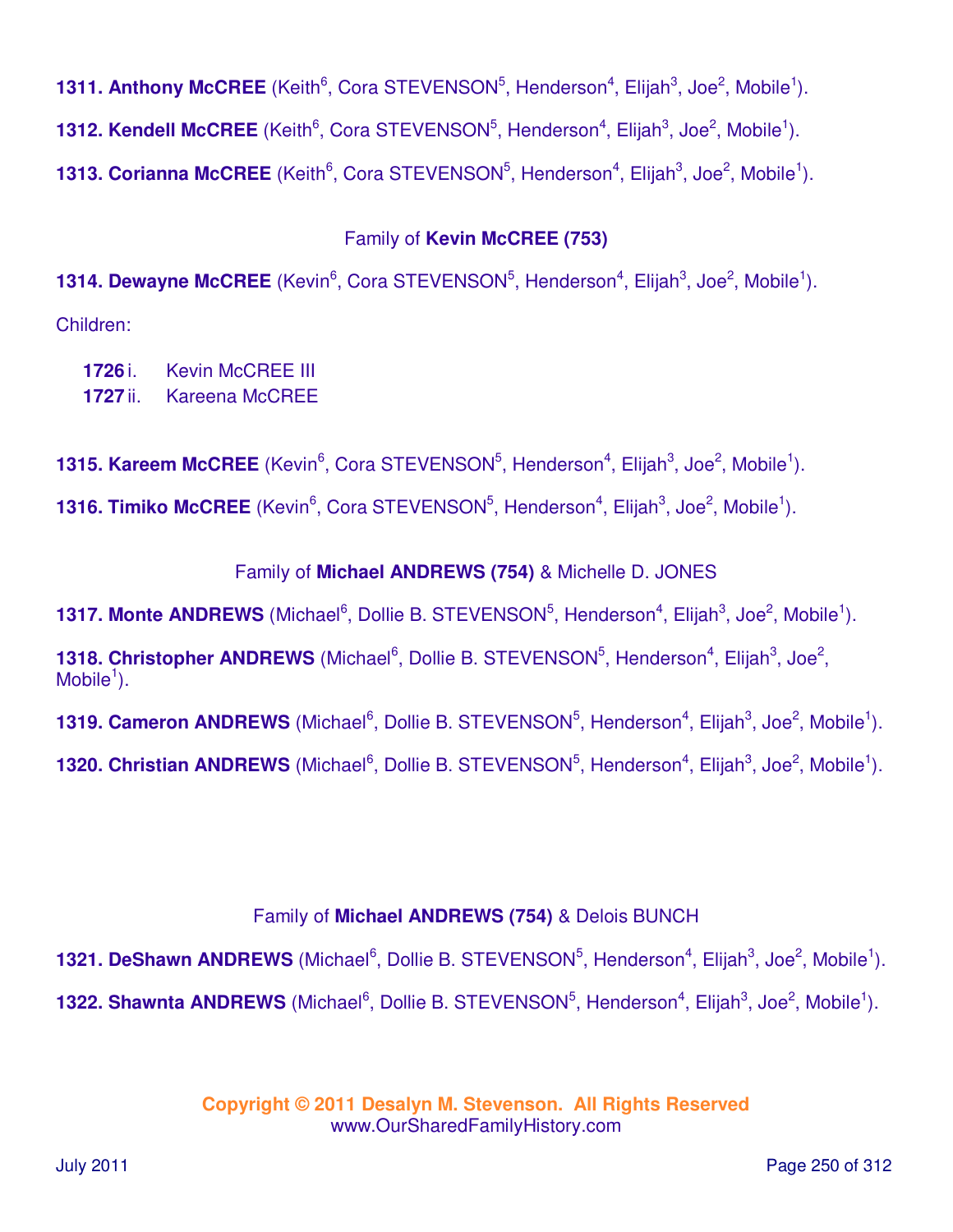**1311. Anthony McCREE** (Keith[6], Cora STEVENSON[5], Henderson[4], Elijah[3], Joe[2], Mobile[1]).

**1312. Kendell McCREE** (Keith[6], Cora STEVENSON[5], Henderson[4], Elijah[3], Joe[2], Mobile[1]).

**1313. Corianna McCREE** (Keith[6], Cora STEVENSON[5], Henderson[4], Elijah[3], Joe[2], Mobile[1]).

Family of **Kevin McCREE (753)**

**1314. Dewayne McCREE** (Kevin[6], Cora STEVENSON[5], Henderson[4], Elijah[3], Joe[2], Mobile[1]).

Children:

- **1726** i. Kevin McCREE III
- **1727** ii. Kareena McCREE

**1315. Kareem McCREE** (Kevin[6], Cora STEVENSON[5], Henderson[4], Elijah[3], Joe[2], Mobile[1]).

**1316. Timiko McCREE** (Kevin[6], Cora STEVENSON[5], Henderson[4], Elijah[3], Joe[2], Mobile[1]).

Family of **Michael ANDREWS (754)** & Michelle D. JONES

**1317. Monte ANDREWS** (Michael[6], Dollie B. STEVENSON[5], Henderson[4], Elijah[3], Joe[2], Mobile[1]).

**1318. Christopher ANDREWS** (Michael[6], Dollie B. STEVENSON[5], Henderson[4], Elijah[3], Joe[2], Mobile[1]).

**1319. Cameron ANDREWS** (Michael[6], Dollie B. STEVENSON[5], Henderson[4], Elijah[3], Joe[2], Mobile[1]).

**1320. Christian ANDREWS** (Michael[6], Dollie B. STEVENSON[5], Henderson[4], Elijah[3], Joe[2], Mobile[1]).

Family of **Michael ANDREWS (754)** & Delois BUNCH

**1321. DeShawn ANDREWS** (Michael[6], Dollie B. STEVENSON[5], Henderson[4], Elijah[3], Joe[2], Mobile[1]).

**1322. Shawnta ANDREWS** (Michael[6], Dollie B. STEVENSON[5], Henderson[4], Elijah[3], Joe[2], Mobile[1]).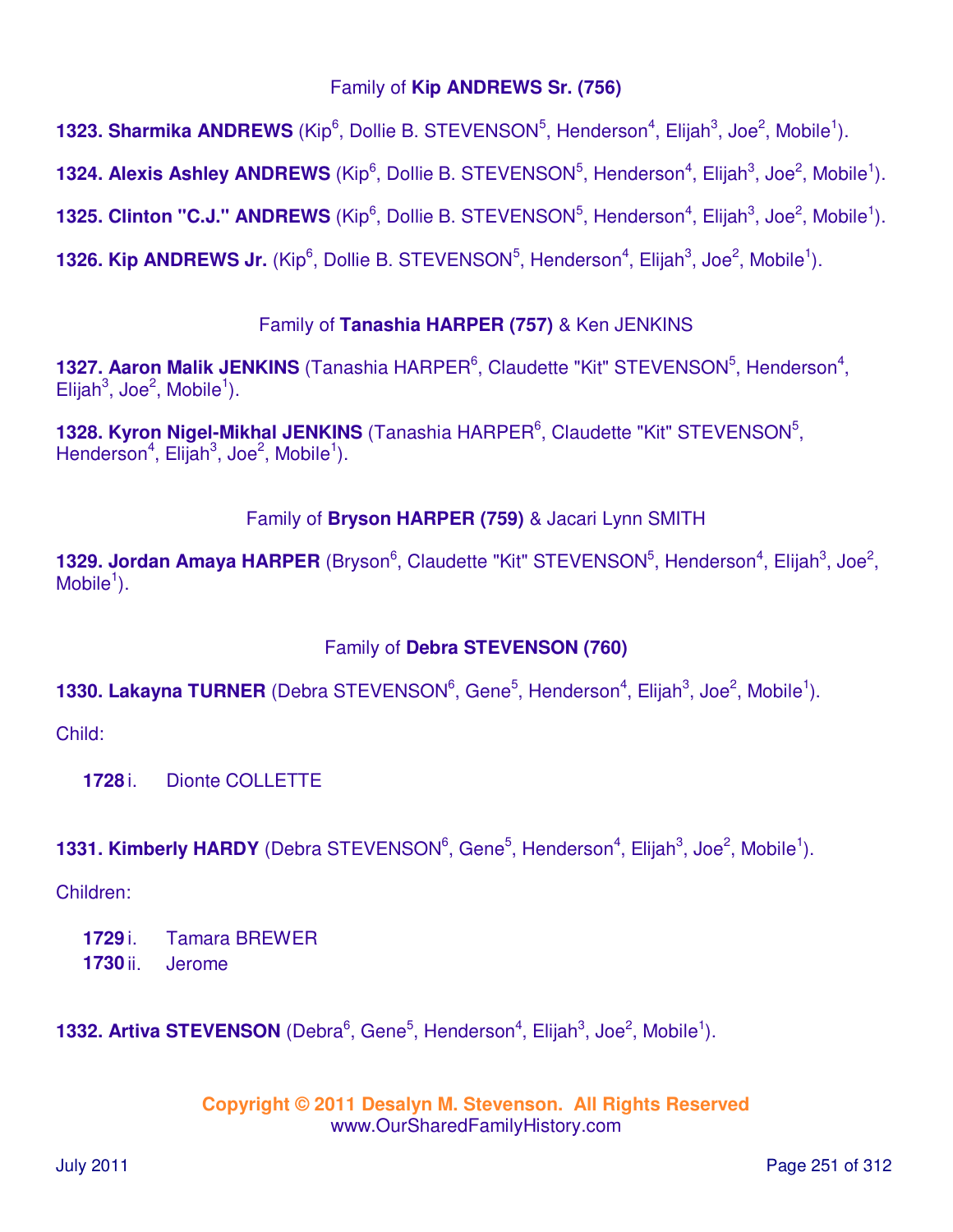### Family of **Kip ANDREWS Sr. (756)**

**1323. Sharmika ANDREWS** (Kip[6], Dollie B. STEVENSON[5], Henderson[4], Elijah[3], Joe[2], Mobile[1]).

**1324. Alexis Ashley ANDREWS** (Kip[6], Dollie B. STEVENSON[5], Henderson[4], Elijah[3], Joe[2], Mobile[1]).

**1325. Clinton "C.J." ANDREWS** (Kip[6], Dollie B. STEVENSON[5], Henderson[4], Elijah[3], Joe[2], Mobile[1]).

**1326. Kip ANDREWS Jr.** (Kip[6], Dollie B. STEVENSON[5], Henderson[4], Elijah[3], Joe[2], Mobile[1]).

### Family of **Tanashia HARPER (757)** & Ken JENKINS

**1327. Aaron Malik JENKINS** (Tanashia HARPER[6], Claudette "Kit" STEVENSON[5], Henderson[4], Elijah[3], Joe[2], Mobile[1]).

**1328. Kyron Nigel-Mikhal JENKINS** (Tanashia HARPER[6], Claudette "Kit" STEVENSON[5], Henderson[4], Elijah[3], Joe[2], Mobile[1]).

### Family of **Bryson HARPER (759)** & Jacari Lynn SMITH

**1329. Jordan Amaya HARPER** (Bryson[6], Claudette "Kit" STEVENSON[5], Henderson[4], Elijah[3], Joe[2], Mobile[1]).

### Family of **Debra STEVENSON (760)**

**1330. Lakayna TURNER** (Debra STEVENSON[6], Gene[5], Henderson[4], Elijah[3], Joe[2], Mobile[1]).

Child:

**1728** i. Dionte COLLETTE

**1331. Kimberly HARDY** (Debra STEVENSON[6], Gene[5], Henderson[4], Elijah[3], Joe[2], Mobile[1]).

Children:

**1729** i. Tamara BREWER
**1730** ii. Jerome

**1332. Artiva STEVENSON** (Debra[6], Gene[5], Henderson[4], Elijah[3], Joe[2], Mobile[1]).

**Copyright © 2011 Desalyn M. Stevenson. All Rights Reserved**
www.OurSharedFamilyHistory.com

July 2011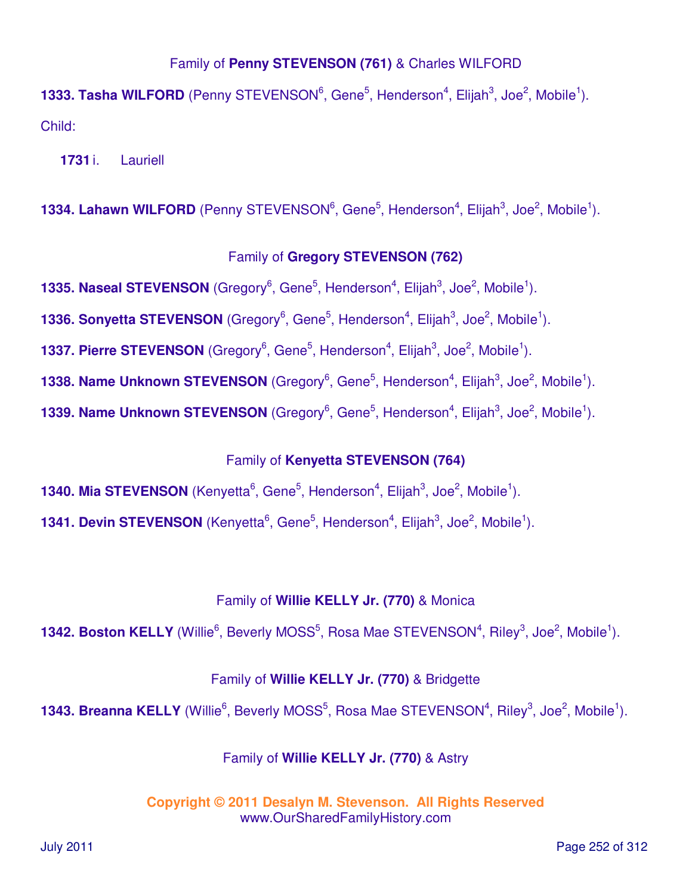Family of **Penny STEVENSON (761)** & Charles WILFORD

**1333. Tasha WILFORD** (Penny STEVENSON[6], Gene[5], Henderson[4], Elijah[3], Joe[2], Mobile[1]).

Child:

**1731** i. Lauriell

**1334. Lahawn WILFORD** (Penny STEVENSON[6], Gene[5], Henderson[4], Elijah[3], Joe[2], Mobile[1]).

Family of **Gregory STEVENSON (762)**

**1335. Naseal STEVENSON** (Gregory[6], Gene[5], Henderson[4], Elijah[3], Joe[2], Mobile[1]).

**1336. Sonyetta STEVENSON** (Gregory[6], Gene[5], Henderson[4], Elijah[3], Joe[2], Mobile[1]).

**1337. Pierre STEVENSON** (Gregory[6], Gene[5], Henderson[4], Elijah[3], Joe[2], Mobile[1]).

**1338. Name Unknown STEVENSON** (Gregory[6], Gene[5], Henderson[4], Elijah[3], Joe[2], Mobile[1]).

**1339. Name Unknown STEVENSON** (Gregory[6], Gene[5], Henderson[4], Elijah[3], Joe[2], Mobile[1]).

Family of **Kenyetta STEVENSON (764)**

**1340. Mia STEVENSON** (Kenyetta[6], Gene[5], Henderson[4], Elijah[3], Joe[2], Mobile[1]).

**1341. Devin STEVENSON** (Kenyetta[6], Gene[5], Henderson[4], Elijah[3], Joe[2], Mobile[1]).

Family of **Willie KELLY Jr. (770)** & Monica

**1342. Boston KELLY** (Willie[6], Beverly MOSS[5], Rosa Mae STEVENSON[4], Riley[3], Joe[2], Mobile[1]).

Family of **Willie KELLY Jr. (770)** & Bridgette

**1343. Breanna KELLY** (Willie[6], Beverly MOSS[5], Rosa Mae STEVENSON[4], Riley[3], Joe[2], Mobile[1]).

Family of **Willie KELLY Jr. (770)** & Astry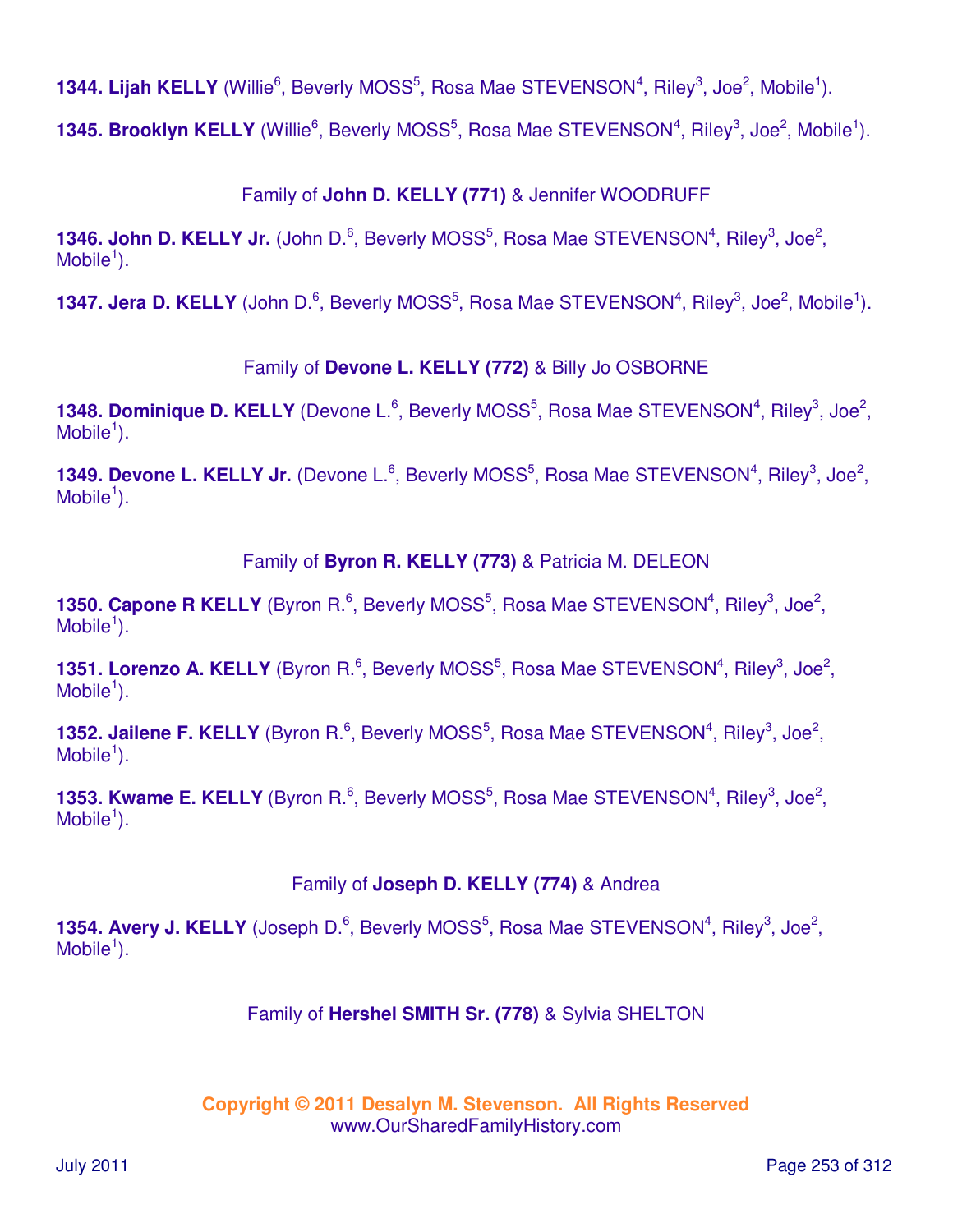**1344. Lijah KELLY** (Willie[6], Beverly MOSS[5], Rosa Mae STEVENSON[4], Riley[3], Joe[2], Mobile[1]).

**1345. Brooklyn KELLY** (Willie[6], Beverly MOSS[5], Rosa Mae STEVENSON[4], Riley[3], Joe[2], Mobile[1]).

Family of **John D. KELLY (771)** & Jennifer WOODRUFF

**1346. John D. KELLY Jr.** (John D.[6], Beverly MOSS[5], Rosa Mae STEVENSON[4], Riley[3], Joe[2], Mobile[1]).

**1347. Jera D. KELLY** (John D.[6], Beverly MOSS[5], Rosa Mae STEVENSON[4], Riley[3], Joe[2], Mobile[1]).

Family of **Devone L. KELLY (772)** & Billy Jo OSBORNE

**1348. Dominique D. KELLY** (Devone L.[6], Beverly MOSS[5], Rosa Mae STEVENSON[4], Riley[3], Joe[2], Mobile[1]).

**1349. Devone L. KELLY Jr.** (Devone L.[6], Beverly MOSS[5], Rosa Mae STEVENSON[4], Riley[3], Joe[2], Mobile[1]).

Family of **Byron R. KELLY (773)** & Patricia M. DELEON

**1350. Capone R KELLY** (Byron R.[6], Beverly MOSS[5], Rosa Mae STEVENSON[4], Riley[3], Joe[2], Mobile[1]).

**1351. Lorenzo A. KELLY** (Byron R.[6], Beverly MOSS[5], Rosa Mae STEVENSON[4], Riley[3], Joe[2], Mobile[1]).

**1352. Jailene F. KELLY** (Byron R.[6], Beverly MOSS[5], Rosa Mae STEVENSON[4], Riley[3], Joe[2], Mobile[1]).

**1353. Kwame E. KELLY** (Byron R.[6], Beverly MOSS[5], Rosa Mae STEVENSON[4], Riley[3], Joe[2], Mobile[1]).

Family of **Joseph D. KELLY (774)** & Andrea

**1354. Avery J. KELLY** (Joseph D.[6], Beverly MOSS[5], Rosa Mae STEVENSON[4], Riley[3], Joe[2], Mobile[1]).

Family of **Hershel SMITH Sr. (778)** & Sylvia SHELTON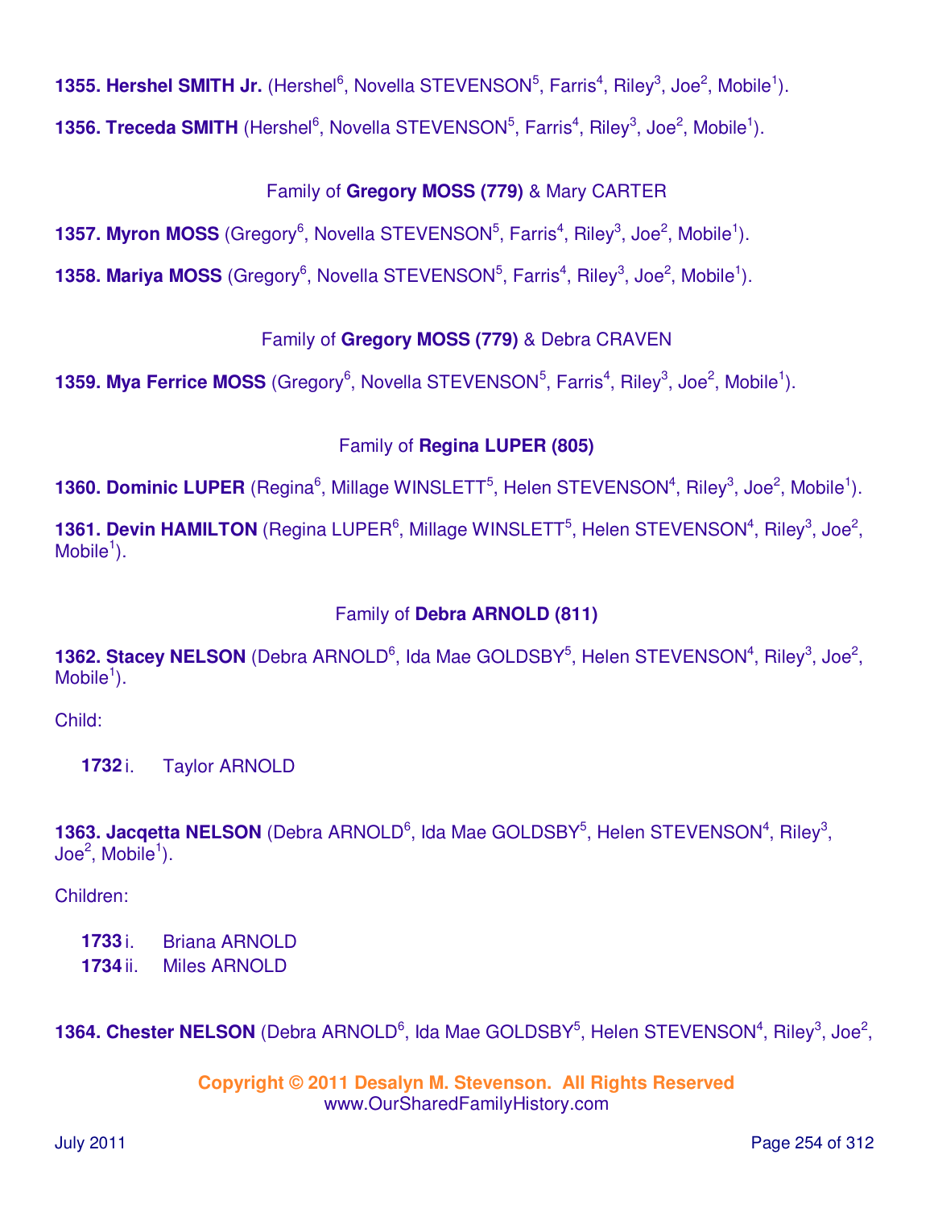**1355. Hershel SMITH Jr.** (Hershel[6], Novella STEVENSON[5], Farris[4], Riley[3], Joe[2], Mobile[1]).

**1356. Treceda SMITH** (Hershel[6], Novella STEVENSON[5], Farris[4], Riley[3], Joe[2], Mobile[1]).

Family of **Gregory MOSS (779)** & Mary CARTER

**1357. Myron MOSS** (Gregory[6], Novella STEVENSON[5], Farris[4], Riley[3], Joe[2], Mobile[1]).

**1358. Mariya MOSS** (Gregory[6], Novella STEVENSON[5], Farris[4], Riley[3], Joe[2], Mobile[1]).

Family of **Gregory MOSS (779)** & Debra CRAVEN

**1359. Mya Ferrice MOSS** (Gregory[6], Novella STEVENSON[5], Farris[4], Riley[3], Joe[2], Mobile[1]).

Family of **Regina LUPER (805)**

**1360. Dominic LUPER** (Regina[6], Millage WINSLETT[5], Helen STEVENSON[4], Riley[3], Joe[2], Mobile[1]).

**1361. Devin HAMILTON** (Regina LUPER[6], Millage WINSLETT[5], Helen STEVENSON[4], Riley[3], Joe[2], Mobile[1]).

Family of **Debra ARNOLD (811)**

**1362. Stacey NELSON** (Debra ARNOLD[6], Ida Mae GOLDSBY[5], Helen STEVENSON[4], Riley[3], Joe[2], Mobile[1]).

Child:

**1732** i. Taylor ARNOLD

**1363. Jacqetta NELSON** (Debra ARNOLD[6], Ida Mae GOLDSBY[5], Helen STEVENSON[4], Riley[3], Joe[2], Mobile[1]).

Children:

**1733** i. Briana ARNOLD
**1734** ii. Miles ARNOLD

**1364. Chester NELSON** (Debra ARNOLD[6], Ida Mae GOLDSBY[5], Helen STEVENSON[4], Riley[3], Joe[2],

Copyright © 2011 Desalyn M. Stevenson. All Rights Reserved
www.OurSharedFamilyHistory.com

July 2011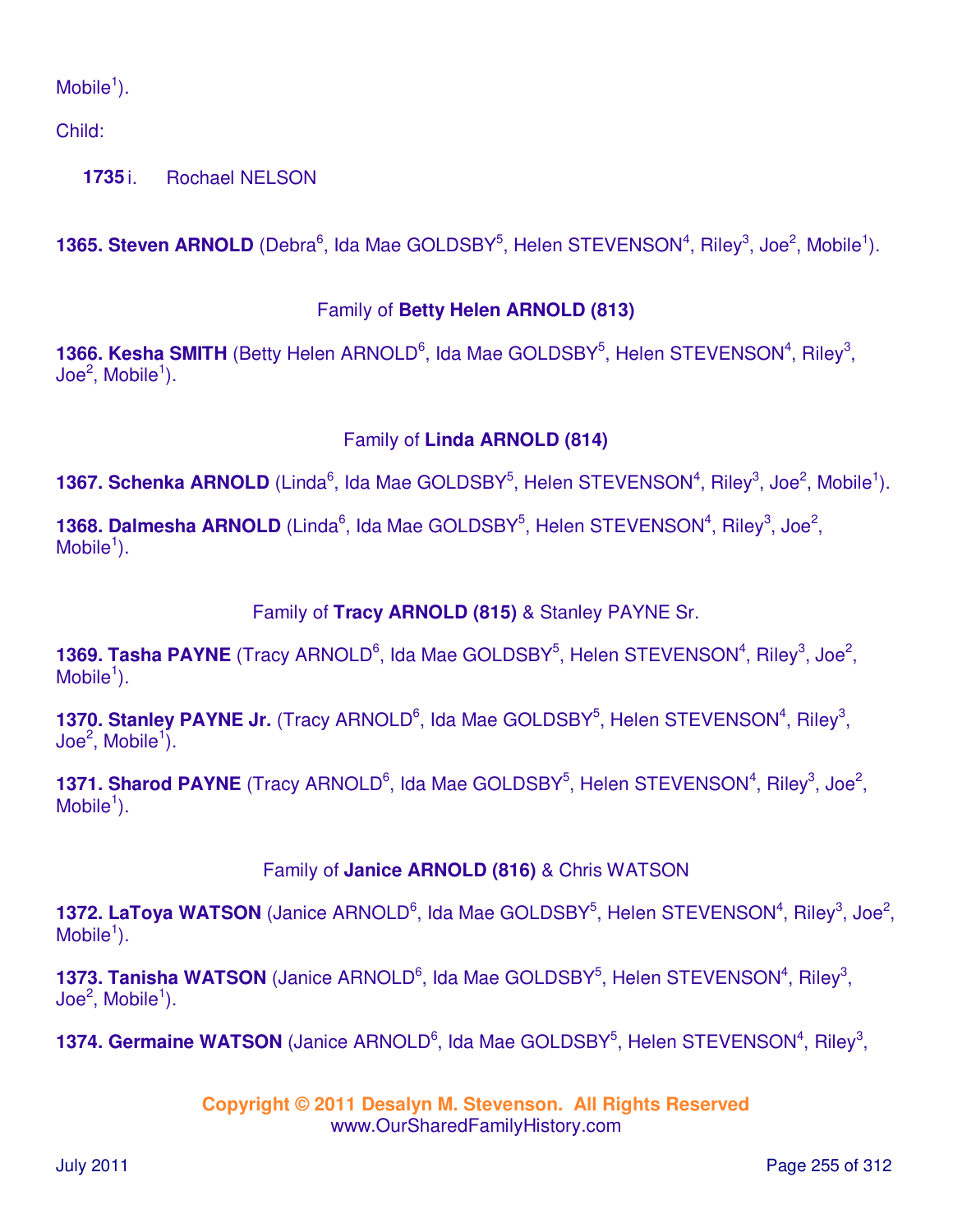Mobile[1]).

Child:

**1735** i. Rochael NELSON

**1365. Steven ARNOLD** (Debra[6], Ida Mae GOLDSBY[5], Helen STEVENSON[4], Riley[3], Joe[2], Mobile[1]).

Family of **Betty Helen ARNOLD (813)**

**1366. Kesha SMITH** (Betty Helen ARNOLD[6], Ida Mae GOLDSBY[5], Helen STEVENSON[4], Riley[3], Joe[2], Mobile[1]).

Family of **Linda ARNOLD (814)**

**1367. Schenka ARNOLD** (Linda[6], Ida Mae GOLDSBY[5], Helen STEVENSON[4], Riley[3], Joe[2], Mobile[1]).

**1368. Dalmesha ARNOLD** (Linda[6], Ida Mae GOLDSBY[5], Helen STEVENSON[4], Riley[3], Joe[2], Mobile[1]).

Family of **Tracy ARNOLD (815)** & Stanley PAYNE Sr.

**1369. Tasha PAYNE** (Tracy ARNOLD[6], Ida Mae GOLDSBY[5], Helen STEVENSON[4], Riley[3], Joe[2], Mobile[1]).

**1370. Stanley PAYNE Jr.** (Tracy ARNOLD[6], Ida Mae GOLDSBY[5], Helen STEVENSON[4], Riley[3], Joe[2], Mobile[1]).

**1371. Sharod PAYNE** (Tracy ARNOLD[6], Ida Mae GOLDSBY[5], Helen STEVENSON[4], Riley[3], Joe[2], Mobile[1]).

Family of **Janice ARNOLD (816)** & Chris WATSON

**1372. LaToya WATSON** (Janice ARNOLD[6], Ida Mae GOLDSBY[5], Helen STEVENSON[4], Riley[3], Joe[2], Mobile[1]).

**1373. Tanisha WATSON** (Janice ARNOLD[6], Ida Mae GOLDSBY[5], Helen STEVENSON[4], Riley[3], Joe[2], Mobile[1]).

**1374. Germaine WATSON** (Janice ARNOLD[6], Ida Mae GOLDSBY[5], Helen STEVENSON[4], Riley[3],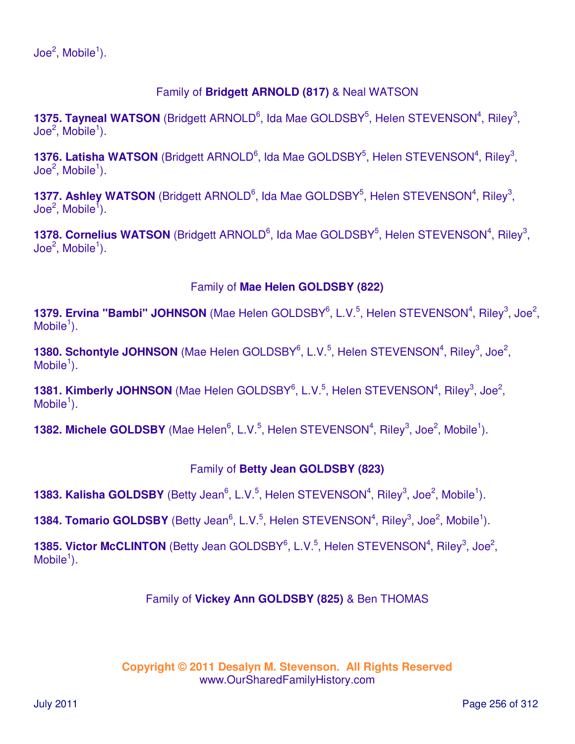Joe[2], Mobile[1]).

Family of **Bridgett ARNOLD (817)** & Neal WATSON

**1375. Tayneal WATSON** (Bridgett ARNOLD[6], Ida Mae GOLDSBY[5], Helen STEVENSON[4], Riley[3], Joe[2], Mobile[1]).

**1376. Latisha WATSON** (Bridgett ARNOLD[6], Ida Mae GOLDSBY[5], Helen STEVENSON[4], Riley[3], Joe[2], Mobile[1]).

**1377. Ashley WATSON** (Bridgett ARNOLD[6], Ida Mae GOLDSBY[5], Helen STEVENSON[4], Riley[3], Joe[2], Mobile[1]).

**1378. Cornelius WATSON** (Bridgett ARNOLD[6], Ida Mae GOLDSBY[5], Helen STEVENSON[4], Riley[3], Joe[2], Mobile[1]).

Family of **Mae Helen GOLDSBY (822)**

**1379. Ervina "Bambi" JOHNSON** (Mae Helen GOLDSBY[6], L.V.[5], Helen STEVENSON[4], Riley[3], Joe[2], Mobile[1]).

**1380. Schontyle JOHNSON** (Mae Helen GOLDSBY[6], L.V.[5], Helen STEVENSON[4], Riley[3], Joe[2], Mobile[1]).

**1381. Kimberly JOHNSON** (Mae Helen GOLDSBY[6], L.V.[5], Helen STEVENSON[4], Riley[3], Joe[2], Mobile[1]).

**1382. Michele GOLDSBY** (Mae Helen[6], L.V.[5], Helen STEVENSON[4], Riley[3], Joe[2], Mobile[1]).

Family of **Betty Jean GOLDSBY (823)**

**1383. Kalisha GOLDSBY** (Betty Jean[6], L.V.[5], Helen STEVENSON[4], Riley[3], Joe[2], Mobile[1]).

**1384. Tomario GOLDSBY** (Betty Jean[6], L.V.[5], Helen STEVENSON[4], Riley[3], Joe[2], Mobile[1]).

**1385. Victor McCLINTON** (Betty Jean GOLDSBY[6], L.V.[5], Helen STEVENSON[4], Riley[3], Joe[2], Mobile[1]).

Family of **Vickey Ann GOLDSBY (825)** & Ben THOMAS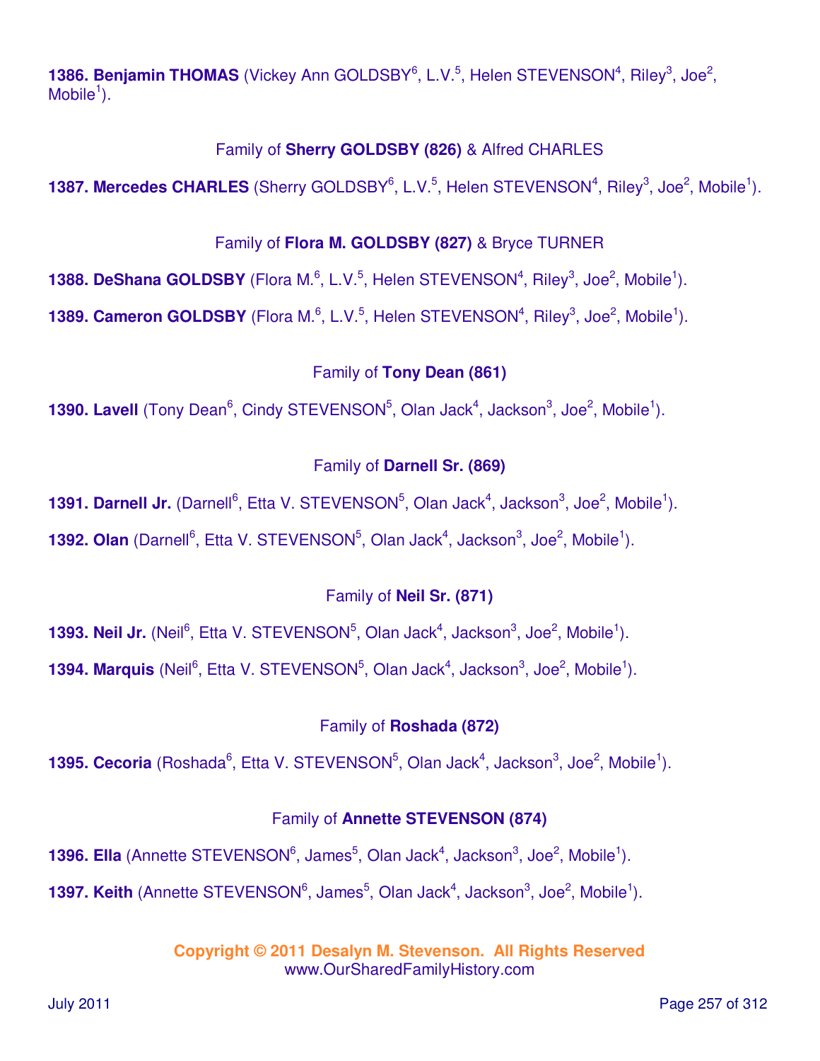**1386. Benjamin THOMAS** (Vickey Ann GOLDSBY[6], L.V.[5], Helen STEVENSON[4], Riley[3], Joe[2], Mobile[1]).

Family of **Sherry GOLDSBY (826)** & Alfred CHARLES

**1387. Mercedes CHARLES** (Sherry GOLDSBY[6], L.V.[5], Helen STEVENSON[4], Riley[3], Joe[2], Mobile[1]).

Family of **Flora M. GOLDSBY (827)** & Bryce TURNER

**1388. DeShana GOLDSBY** (Flora M.[6], L.V.[5], Helen STEVENSON[4], Riley[3], Joe[2], Mobile[1]).

**1389. Cameron GOLDSBY** (Flora M.[6], L.V.[5], Helen STEVENSON[4], Riley[3], Joe[2], Mobile[1]).

Family of **Tony Dean (861)**

**1390. Lavell** (Tony Dean[6], Cindy STEVENSON[5], Olan Jack[4], Jackson[3], Joe[2], Mobile[1]).

Family of **Darnell Sr. (869)**

**1391. Darnell Jr.** (Darnell[6], Etta V. STEVENSON[5], Olan Jack[4], Jackson[3], Joe[2], Mobile[1]).

**1392. Olan** (Darnell[6], Etta V. STEVENSON[5], Olan Jack[4], Jackson[3], Joe[2], Mobile[1]).

Family of **Neil Sr. (871)**

**1393. Neil Jr.** (Neil[6], Etta V. STEVENSON[5], Olan Jack[4], Jackson[3], Joe[2], Mobile[1]).

**1394. Marquis** (Neil[6], Etta V. STEVENSON[5], Olan Jack[4], Jackson[3], Joe[2], Mobile[1]).

Family of **Roshada (872)**

**1395. Cecoria** (Roshada[6], Etta V. STEVENSON[5], Olan Jack[4], Jackson[3], Joe[2], Mobile[1]).

Family of **Annette STEVENSON (874)**

**1396. Ella** (Annette STEVENSON[6], James[5], Olan Jack[4], Jackson[3], Joe[2], Mobile[1]).

**1397. Keith** (Annette STEVENSON[6], James[5], Olan Jack[4], Jackson[3], Joe[2], Mobile[1]).

**Copyright © 2011 Desalyn M. Stevenson. All Rights Reserved**
www.OurSharedFamilyHistory.com

July 2011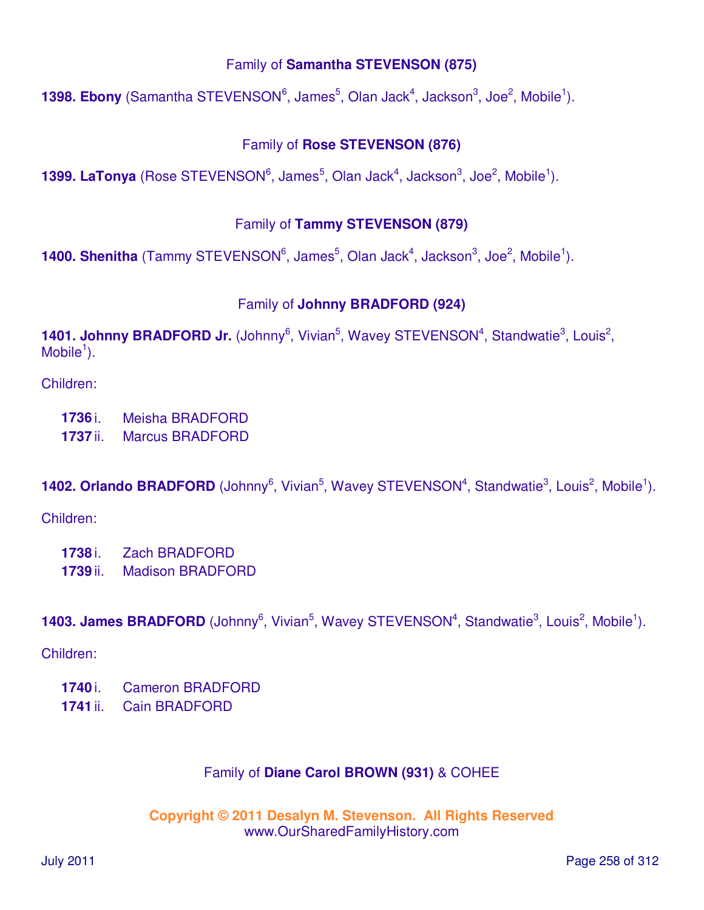Family of **Samantha STEVENSON (875)**

**1398. Ebony** (Samantha STEVENSON[6], James[5], Olan Jack[4], Jackson[3], Joe[2], Mobile[1]).

Family of **Rose STEVENSON (876)**

**1399. LaTonya** (Rose STEVENSON[6], James[5], Olan Jack[4], Jackson[3], Joe[2], Mobile[1]).

Family of **Tammy STEVENSON (879)**

**1400. Shenitha** (Tammy STEVENSON[6], James[5], Olan Jack[4], Jackson[3], Joe[2], Mobile[1]).

Family of **Johnny BRADFORD (924)**

**1401. Johnny BRADFORD Jr.** (Johnny[6], Vivian[5], Wavey STEVENSON[4], Standwatie[3], Louis[2], Mobile[1]).

Children:

- **1736** i. Meisha BRADFORD
- **1737** ii. Marcus BRADFORD

**1402. Orlando BRADFORD** (Johnny[6], Vivian[5], Wavey STEVENSON[4], Standwatie[3], Louis[2], Mobile[1]).

Children:

- **1738** i. Zach BRADFORD
- **1739** ii. Madison BRADFORD

**1403. James BRADFORD** (Johnny[6], Vivian[5], Wavey STEVENSON[4], Standwatie[3], Louis[2], Mobile[1]).

Children:

- **1740** i. Cameron BRADFORD
- **1741** ii. Cain BRADFORD

Family of **Diane Carol BROWN (931)** & COHEE

**Copyright © 2011 Desalyn M. Stevenson. All Rights Reserved**
www.OurSharedFamilyHistory.com

July 2011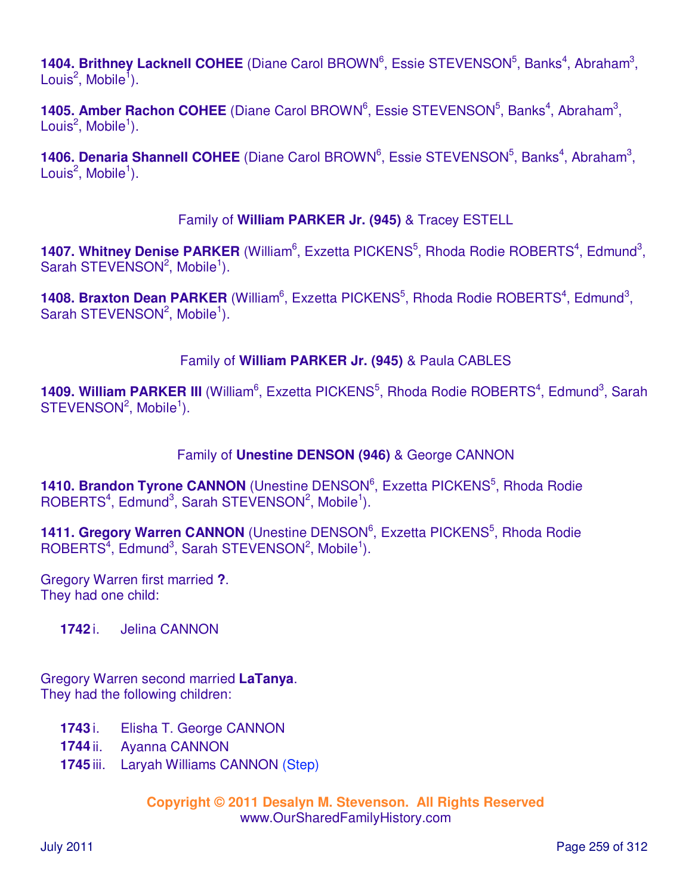**1404. Brithney Lacknell COHEE** (Diane Carol BROWN[6], Essie STEVENSON[5], Banks[4], Abraham[3], Louis[2], Mobile[1]).

**1405. Amber Rachon COHEE** (Diane Carol BROWN[6], Essie STEVENSON[5], Banks[4], Abraham[3], Louis[2], Mobile[1]).

**1406. Denaria Shannell COHEE** (Diane Carol BROWN[6], Essie STEVENSON[5], Banks[4], Abraham[3], Louis[2], Mobile[1]).

Family of **William PARKER Jr. (945)** & Tracey ESTELL

**1407. Whitney Denise PARKER** (William[6], Exzetta PICKENS[5], Rhoda Rodie ROBERTS[4], Edmund[3], Sarah STEVENSON[2], Mobile[1]).

**1408. Braxton Dean PARKER** (William[6], Exzetta PICKENS[5], Rhoda Rodie ROBERTS[4], Edmund[3], Sarah STEVENSON[2], Mobile[1]).

Family of **William PARKER Jr. (945)** & Paula CABLES

**1409. William PARKER III** (William[6], Exzetta PICKENS[5], Rhoda Rodie ROBERTS[4], Edmund[3], Sarah STEVENSON[2], Mobile[1]).

Family of **Unestine DENSON (946)** & George CANNON

**1410. Brandon Tyrone CANNON** (Unestine DENSON[6], Exzetta PICKENS[5], Rhoda Rodie ROBERTS[4], Edmund[3], Sarah STEVENSON[2], Mobile[1]).

**1411. Gregory Warren CANNON** (Unestine DENSON[6], Exzetta PICKENS[5], Rhoda Rodie ROBERTS[4], Edmund[3], Sarah STEVENSON[2], Mobile[1]).

Gregory Warren first married **?**.
They had one child:

- **1742** i. Jelina CANNON

Gregory Warren second married **LaTanya**.
They had the following children:

- **1743** i. Elisha T. George CANNON
- **1744** ii. Ayanna CANNON
- **1745** iii. Laryah Williams CANNON (Step)

**Copyright © 2011 Desalyn M. Stevenson. All Rights Reserved**
www.OurSharedFamilyHistory.com

July 2011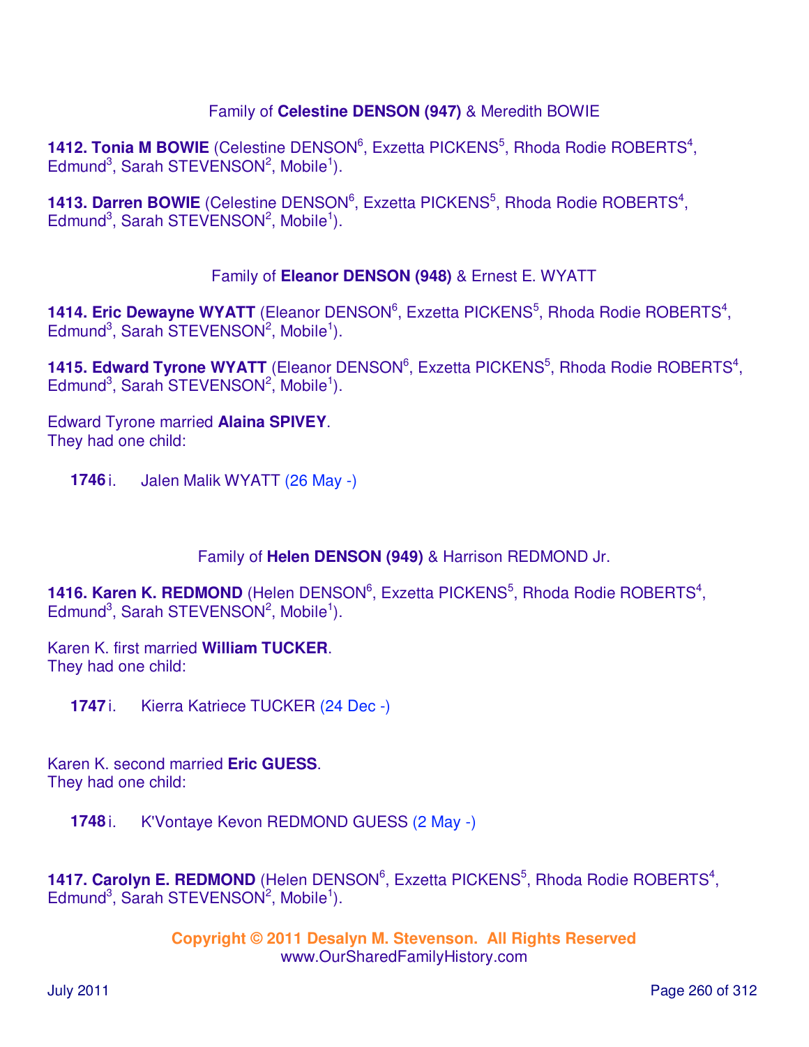Family of **Celestine DENSON (947)** & Meredith BOWIE

**1412. Tonia M BOWIE** (Celestine DENSON[6], Exzetta PICKENS[5], Rhoda Rodie ROBERTS[4], Edmund[3], Sarah STEVENSON[2], Mobile[1]).

**1413. Darren BOWIE** (Celestine DENSON[6], Exzetta PICKENS[5], Rhoda Rodie ROBERTS[4], Edmund[3], Sarah STEVENSON[2], Mobile[1]).

Family of **Eleanor DENSON (948)** & Ernest E. WYATT

**1414. Eric Dewayne WYATT** (Eleanor DENSON[6], Exzetta PICKENS[5], Rhoda Rodie ROBERTS[4], Edmund[3], Sarah STEVENSON[2], Mobile[1]).

**1415. Edward Tyrone WYATT** (Eleanor DENSON[6], Exzetta PICKENS[5], Rhoda Rodie ROBERTS[4], Edmund[3], Sarah STEVENSON[2], Mobile[1]).

Edward Tyrone married **Alaina SPIVEY**.
They had one child:

**1746** i. Jalen Malik WYATT (26 May -)

Family of **Helen DENSON (949)** & Harrison REDMOND Jr.

**1416. Karen K. REDMOND** (Helen DENSON[6], Exzetta PICKENS[5], Rhoda Rodie ROBERTS[4], Edmund[3], Sarah STEVENSON[2], Mobile[1]).

Karen K. first married **William TUCKER**.
They had one child:

**1747** i. Kierra Katriece TUCKER (24 Dec -)

Karen K. second married **Eric GUESS**.
They had one child:

**1748** i. K'Vontaye Kevon REDMOND GUESS (2 May -)

**1417. Carolyn E. REDMOND** (Helen DENSON[6], Exzetta PICKENS[5], Rhoda Rodie ROBERTS[4], Edmund[3], Sarah STEVENSON[2], Mobile[1]).

**Copyright © 2011 Desalyn M. Stevenson. All Rights Reserved**
www.OurSharedFamilyHistory.com

July 2011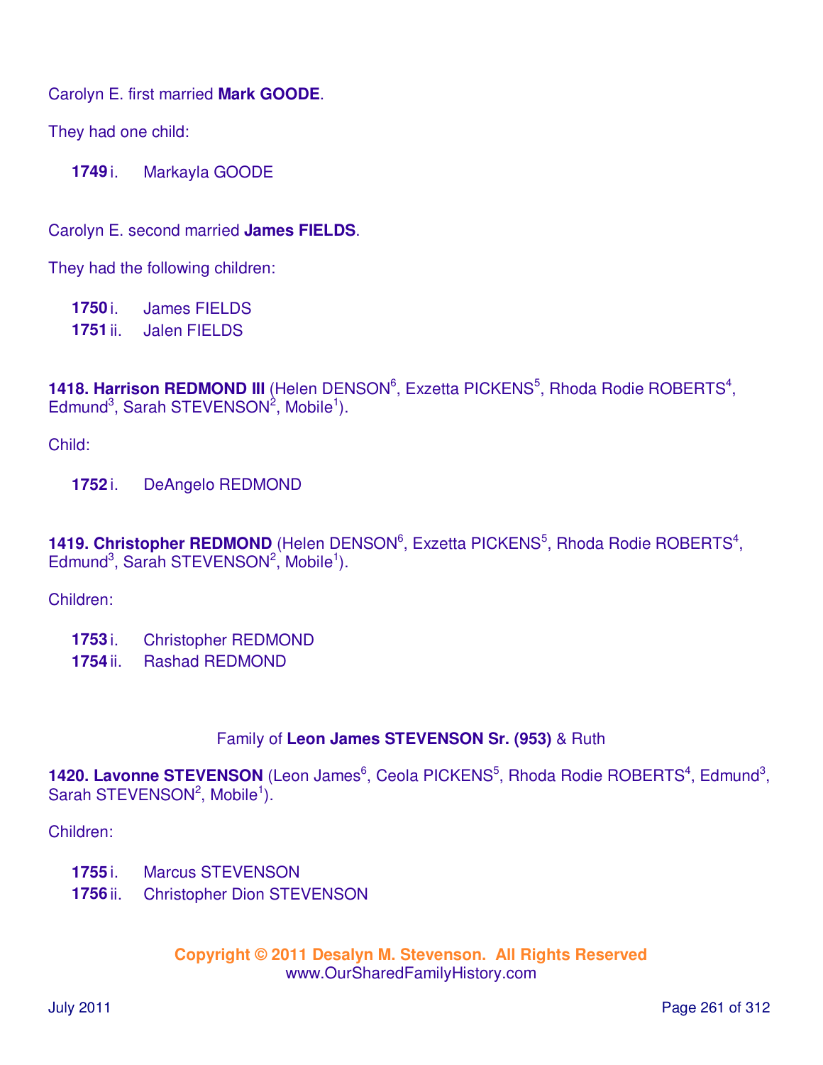Carolyn E. first married **Mark GOODE**.

They had one child:

**1749** i. Markayla GOODE

Carolyn E. second married **James FIELDS**.

They had the following children:

**1750** i. James FIELDS
**1751** ii. Jalen FIELDS

**1418. Harrison REDMOND III** (Helen DENSON[6], Exzetta PICKENS[5], Rhoda Rodie ROBERTS[4], Edmund[3], Sarah STEVENSON[2], Mobile[1]).

Child:

**1752** i. DeAngelo REDMOND

**1419. Christopher REDMOND** (Helen DENSON[6], Exzetta PICKENS[5], Rhoda Rodie ROBERTS[4], Edmund[3], Sarah STEVENSON[2], Mobile[1]).

Children:

**1753** i. Christopher REDMOND
**1754** ii. Rashad REDMOND

Family of **Leon James STEVENSON Sr. (953)** & Ruth

**1420. Lavonne STEVENSON** (Leon James[6], Ceola PICKENS[5], Rhoda Rodie ROBERTS[4], Edmund[3], Sarah STEVENSON[2], Mobile[1]).

Children:

**1755** i. Marcus STEVENSON
**1756** ii. Christopher Dion STEVENSON

**Copyright © 2011 Desalyn M. Stevenson. All Rights Reserved**
www.OurSharedFamilyHistory.com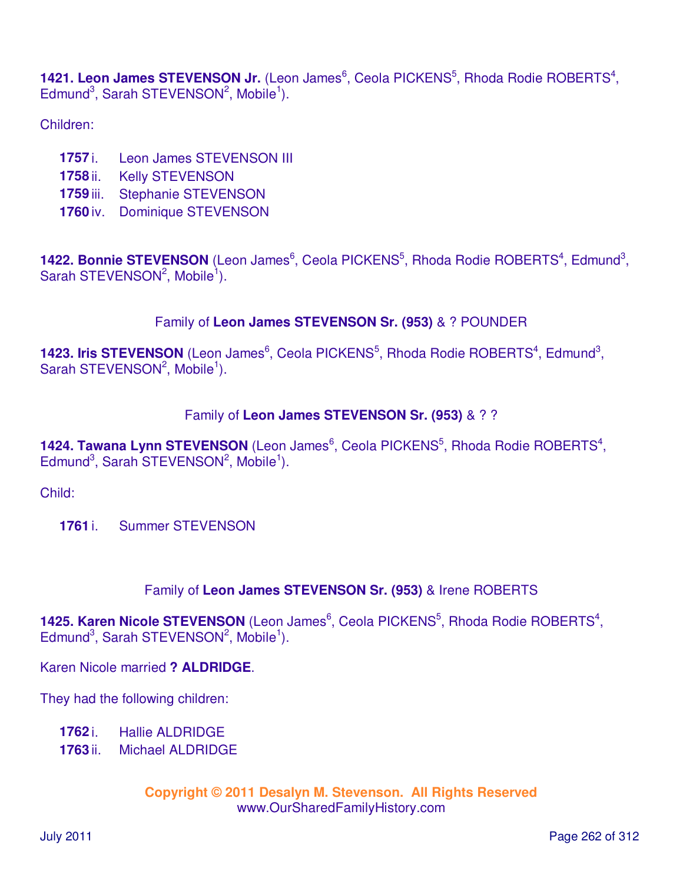**1421. Leon James STEVENSON Jr.** (Leon James[6], Ceola PICKENS[5], Rhoda Rodie ROBERTS[4], Edmund[3], Sarah STEVENSON[2], Mobile[1]).

Children:

- **1757** i. Leon James STEVENSON III
- **1758** ii. Kelly STEVENSON
- **1759** iii. Stephanie STEVENSON
- **1760** iv. Dominique STEVENSON

**1422. Bonnie STEVENSON** (Leon James[6], Ceola PICKENS[5], Rhoda Rodie ROBERTS[4], Edmund[3], Sarah STEVENSON[2], Mobile[1]).

Family of **Leon James STEVENSON Sr. (953)** & ? POUNDER

**1423. Iris STEVENSON** (Leon James[6], Ceola PICKENS[5], Rhoda Rodie ROBERTS[4], Edmund[3], Sarah STEVENSON[2], Mobile[1]).

Family of **Leon James STEVENSON Sr. (953)** & ? ?

**1424. Tawana Lynn STEVENSON** (Leon James[6], Ceola PICKENS[5], Rhoda Rodie ROBERTS[4], Edmund[3], Sarah STEVENSON[2], Mobile[1]).

Child:

- **1761** i. Summer STEVENSON

Family of **Leon James STEVENSON Sr. (953)** & Irene ROBERTS

**1425. Karen Nicole STEVENSON** (Leon James[6], Ceola PICKENS[5], Rhoda Rodie ROBERTS[4], Edmund[3], Sarah STEVENSON[2], Mobile[1]).

Karen Nicole married **? ALDRIDGE**.

They had the following children:

- **1762** i. Hallie ALDRIDGE
- **1763** ii. Michael ALDRIDGE

**Copyright © 2011 Desalyn M. Stevenson. All Rights Reserved**
www.OurSharedFamilyHistory.com

July 2011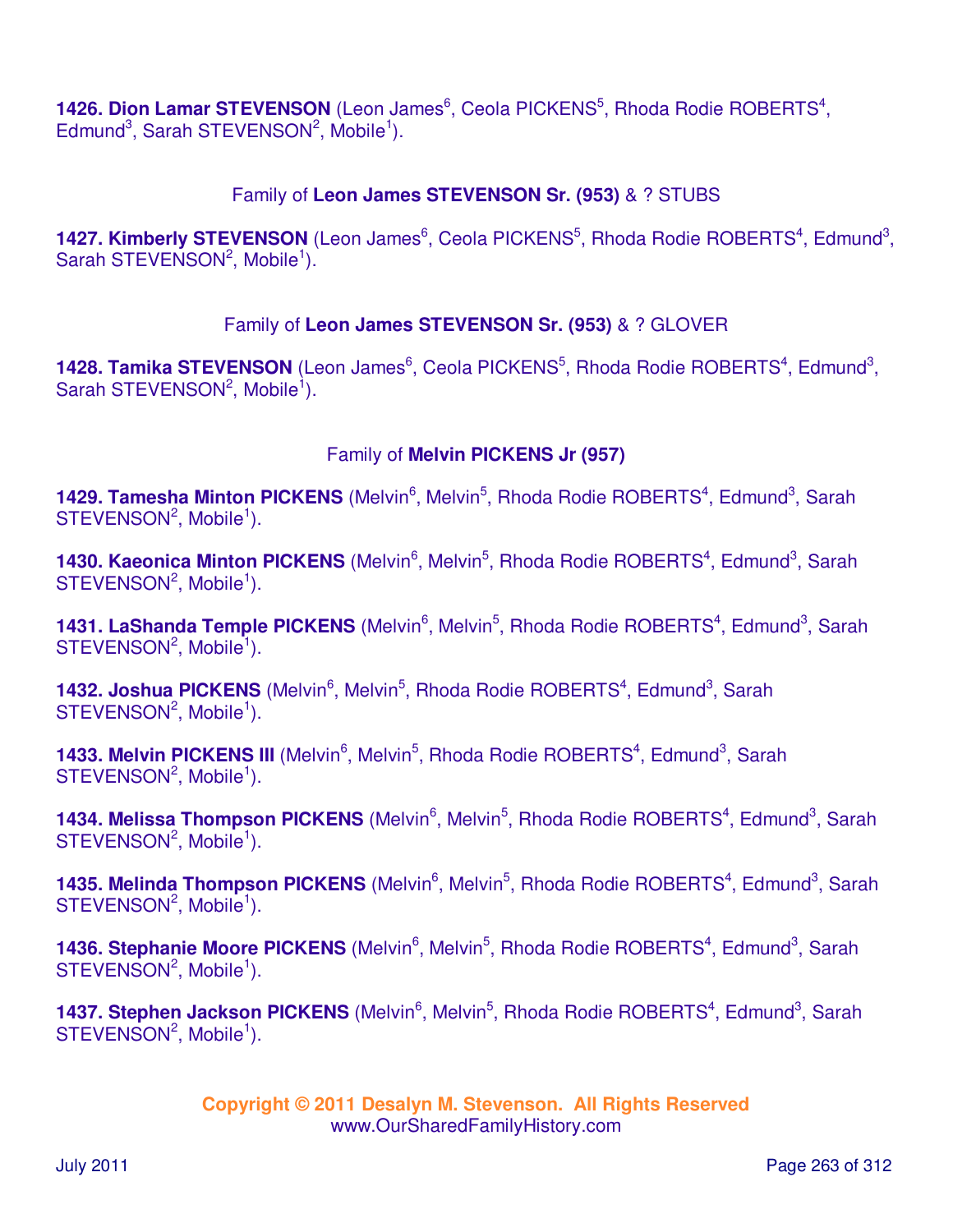**1426. Dion Lamar STEVENSON** (Leon James[6], Ceola PICKENS[5], Rhoda Rodie ROBERTS[4], Edmund[3], Sarah STEVENSON[2], Mobile[1]).

Family of **Leon James STEVENSON Sr. (953)** & ? STUBS

**1427. Kimberly STEVENSON** (Leon James[6], Ceola PICKENS[5], Rhoda Rodie ROBERTS[4], Edmund[3], Sarah STEVENSON[2], Mobile[1]).

Family of **Leon James STEVENSON Sr. (953)** & ? GLOVER

**1428. Tamika STEVENSON** (Leon James[6], Ceola PICKENS[5], Rhoda Rodie ROBERTS[4], Edmund[3], Sarah STEVENSON[2], Mobile[1]).

Family of **Melvin PICKENS Jr (957)**

**1429. Tamesha Minton PICKENS** (Melvin[6], Melvin[5], Rhoda Rodie ROBERTS[4], Edmund[3], Sarah STEVENSON[2], Mobile[1]).

**1430. Kaeonica Minton PICKENS** (Melvin[6], Melvin[5], Rhoda Rodie ROBERTS[4], Edmund[3], Sarah STEVENSON[2], Mobile[1]).

**1431. LaShanda Temple PICKENS** (Melvin[6], Melvin[5], Rhoda Rodie ROBERTS[4], Edmund[3], Sarah STEVENSON[2], Mobile[1]).

**1432. Joshua PICKENS** (Melvin[6], Melvin[5], Rhoda Rodie ROBERTS[4], Edmund[3], Sarah STEVENSON[2], Mobile[1]).

**1433. Melvin PICKENS III** (Melvin[6], Melvin[5], Rhoda Rodie ROBERTS[4], Edmund[3], Sarah STEVENSON[2], Mobile[1]).

**1434. Melissa Thompson PICKENS** (Melvin[6], Melvin[5], Rhoda Rodie ROBERTS[4], Edmund[3], Sarah STEVENSON[2], Mobile[1]).

**1435. Melinda Thompson PICKENS** (Melvin[6], Melvin[5], Rhoda Rodie ROBERTS[4], Edmund[3], Sarah STEVENSON[2], Mobile[1]).

**1436. Stephanie Moore PICKENS** (Melvin[6], Melvin[5], Rhoda Rodie ROBERTS[4], Edmund[3], Sarah STEVENSON[2], Mobile[1]).

**1437. Stephen Jackson PICKENS** (Melvin[6], Melvin[5], Rhoda Rodie ROBERTS[4], Edmund[3], Sarah STEVENSON[2], Mobile[1]).

**Copyright © 2011 Desalyn M. Stevenson. All Rights Reserved**
www.OurSharedFamilyHistory.com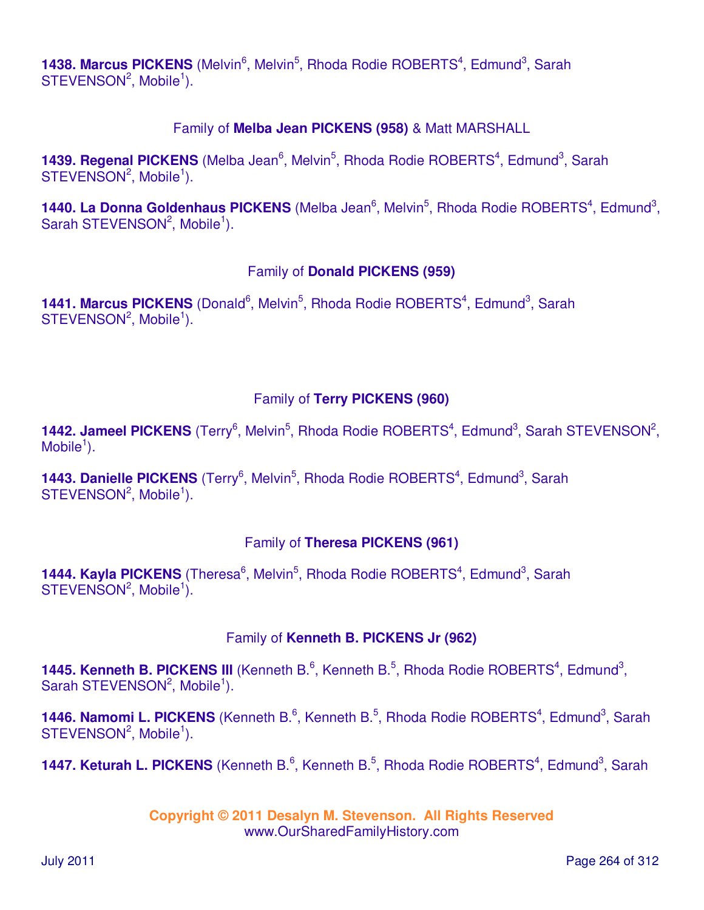**1438. Marcus PICKENS** (Melvin[6], Melvin[5], Rhoda Rodie ROBERTS[4], Edmund[3], Sarah STEVENSON[2], Mobile[1]).

Family of **Melba Jean PICKENS (958)** & Matt MARSHALL

**1439. Regenal PICKENS** (Melba Jean[6], Melvin[5], Rhoda Rodie ROBERTS[4], Edmund[3], Sarah STEVENSON[2], Mobile[1]).

**1440. La Donna Goldenhaus PICKENS** (Melba Jean[6], Melvin[5], Rhoda Rodie ROBERTS[4], Edmund[3], Sarah STEVENSON[2], Mobile[1]).

Family of **Donald PICKENS (959)**

**1441. Marcus PICKENS** (Donald[6], Melvin[5], Rhoda Rodie ROBERTS[4], Edmund[3], Sarah STEVENSON[2], Mobile[1]).

Family of **Terry PICKENS (960)**

**1442. Jameel PICKENS** (Terry[6], Melvin[5], Rhoda Rodie ROBERTS[4], Edmund[3], Sarah STEVENSON[2], Mobile[1]).

**1443. Danielle PICKENS** (Terry[6], Melvin[5], Rhoda Rodie ROBERTS[4], Edmund[3], Sarah STEVENSON[2], Mobile[1]).

Family of **Theresa PICKENS (961)**

**1444. Kayla PICKENS** (Theresa[6], Melvin[5], Rhoda Rodie ROBERTS[4], Edmund[3], Sarah STEVENSON[2], Mobile[1]).

Family of **Kenneth B. PICKENS Jr (962)**

**1445. Kenneth B. PICKENS III** (Kenneth B.[6], Kenneth B.[5], Rhoda Rodie ROBERTS[4], Edmund[3], Sarah STEVENSON[2], Mobile[1]).

**1446. Namomi L. PICKENS** (Kenneth B.[6], Kenneth B.[5], Rhoda Rodie ROBERTS[4], Edmund[3], Sarah STEVENSON[2], Mobile[1]).

**1447. Keturah L. PICKENS** (Kenneth B.[6], Kenneth B.[5], Rhoda Rodie ROBERTS[4], Edmund[3], Sarah

**Copyright © 2011 Desalyn M. Stevenson. All Rights Reserved**
www.OurSharedFamilyHistory.com

July 2011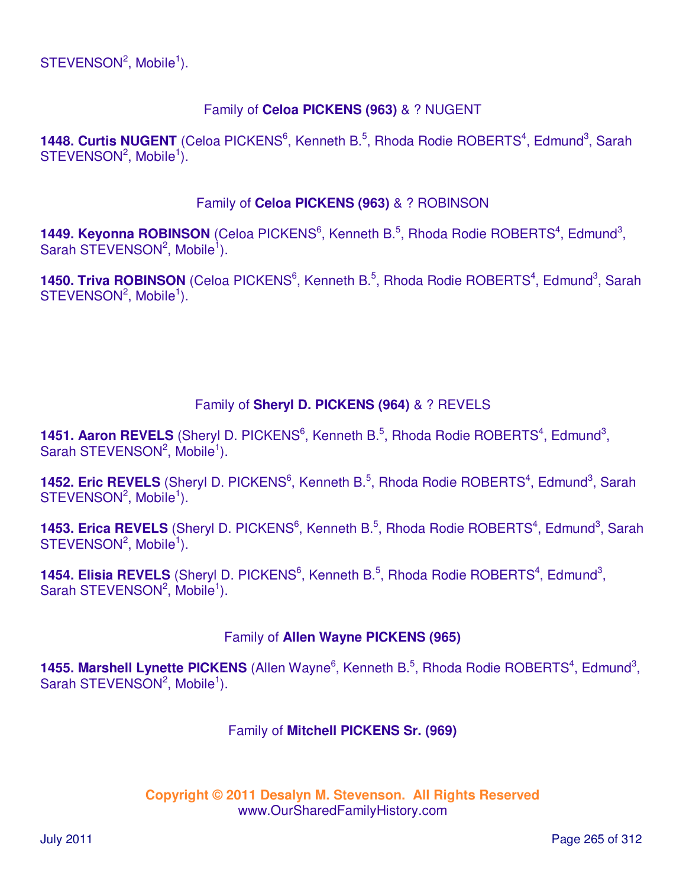STEVENSON[2], Mobile[1]).

Family of **Celoa PICKENS (963)** & ? NUGENT

**1448. Curtis NUGENT** (Celoa PICKENS[6], Kenneth B.[5], Rhoda Rodie ROBERTS[4], Edmund[3], Sarah STEVENSON[2], Mobile[1]).

Family of **Celoa PICKENS (963)** & ? ROBINSON

**1449. Keyonna ROBINSON** (Celoa PICKENS[6], Kenneth B.[5], Rhoda Rodie ROBERTS[4], Edmund[3], Sarah STEVENSON[2], Mobile[1]).

**1450. Triva ROBINSON** (Celoa PICKENS[6], Kenneth B.[5], Rhoda Rodie ROBERTS[4], Edmund[3], Sarah STEVENSON[2], Mobile[1]).

Family of **Sheryl D. PICKENS (964)** & ? REVELS

**1451. Aaron REVELS** (Sheryl D. PICKENS[6], Kenneth B.[5], Rhoda Rodie ROBERTS[4], Edmund[3], Sarah STEVENSON[2], Mobile[1]).

**1452. Eric REVELS** (Sheryl D. PICKENS[6], Kenneth B.[5], Rhoda Rodie ROBERTS[4], Edmund[3], Sarah STEVENSON[2], Mobile[1]).

**1453. Erica REVELS** (Sheryl D. PICKENS[6], Kenneth B.[5], Rhoda Rodie ROBERTS[4], Edmund[3], Sarah STEVENSON[2], Mobile[1]).

**1454. Elisia REVELS** (Sheryl D. PICKENS[6], Kenneth B.[5], Rhoda Rodie ROBERTS[4], Edmund[3], Sarah STEVENSON[2], Mobile[1]).

Family of **Allen Wayne PICKENS (965)**

**1455. Marshell Lynette PICKENS** (Allen Wayne[6], Kenneth B.[5], Rhoda Rodie ROBERTS[4], Edmund[3], Sarah STEVENSON[2], Mobile[1]).

Family of **Mitchell PICKENS Sr. (969)**

**Copyright © 2011 Desalyn M. Stevenson. All Rights Reserved**
www.OurSharedFamilyHistory.com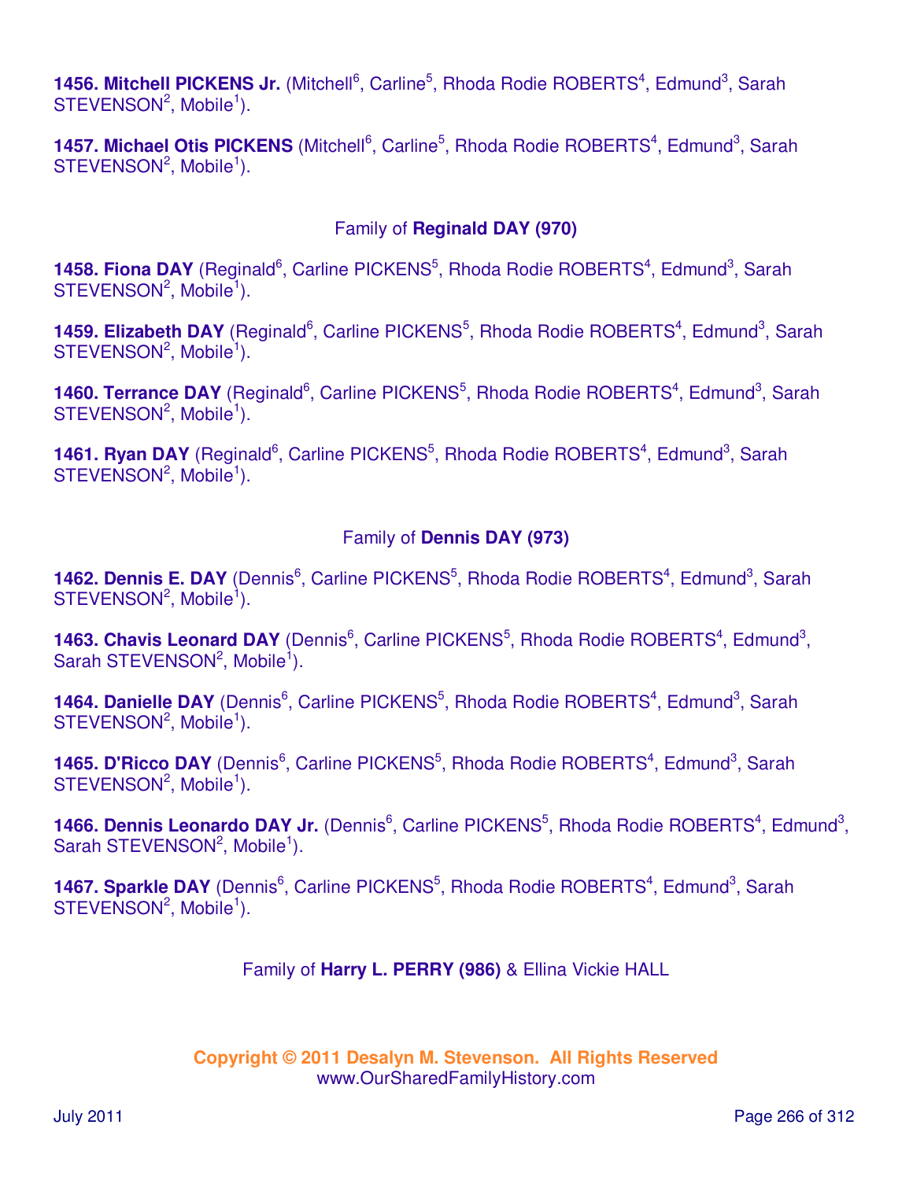**1456. Mitchell PICKENS Jr.** (Mitchell[6], Carline[5], Rhoda Rodie ROBERTS[4], Edmund[3], Sarah STEVENSON[2], Mobile[1]).

**1457. Michael Otis PICKENS** (Mitchell[6], Carline[5], Rhoda Rodie ROBERTS[4], Edmund[3], Sarah STEVENSON[2], Mobile[1]).

### Family of **Reginald DAY (970)**

**1458. Fiona DAY** (Reginald[6], Carline PICKENS[5], Rhoda Rodie ROBERTS[4], Edmund[3], Sarah STEVENSON[2], Mobile[1]).

**1459. Elizabeth DAY** (Reginald[6], Carline PICKENS[5], Rhoda Rodie ROBERTS[4], Edmund[3], Sarah STEVENSON[2], Mobile[1]).

**1460. Terrance DAY** (Reginald[6], Carline PICKENS[5], Rhoda Rodie ROBERTS[4], Edmund[3], Sarah STEVENSON[2], Mobile[1]).

**1461. Ryan DAY** (Reginald[6], Carline PICKENS[5], Rhoda Rodie ROBERTS[4], Edmund[3], Sarah STEVENSON[2], Mobile[1]).

### Family of **Dennis DAY (973)**

**1462. Dennis E. DAY** (Dennis[6], Carline PICKENS[5], Rhoda Rodie ROBERTS[4], Edmund[3], Sarah STEVENSON[2], Mobile[1]).

**1463. Chavis Leonard DAY** (Dennis[6], Carline PICKENS[5], Rhoda Rodie ROBERTS[4], Edmund[3], Sarah STEVENSON[2], Mobile[1]).

**1464. Danielle DAY** (Dennis[6], Carline PICKENS[5], Rhoda Rodie ROBERTS[4], Edmund[3], Sarah STEVENSON[2], Mobile[1]).

**1465. D'Ricco DAY** (Dennis[6], Carline PICKENS[5], Rhoda Rodie ROBERTS[4], Edmund[3], Sarah STEVENSON[2], Mobile[1]).

**1466. Dennis Leonardo DAY Jr.** (Dennis[6], Carline PICKENS[5], Rhoda Rodie ROBERTS[4], Edmund[3], Sarah STEVENSON[2], Mobile[1]).

**1467. Sparkle DAY** (Dennis[6], Carline PICKENS[5], Rhoda Rodie ROBERTS[4], Edmund[3], Sarah STEVENSON[2], Mobile[1]).

### Family of **Harry L. PERRY (986)** & Ellina Vickie HALL

**Copyright © 2011 Desalyn M. Stevenson. All Rights Reserved**
www.OurSharedFamilyHistory.com

July 2011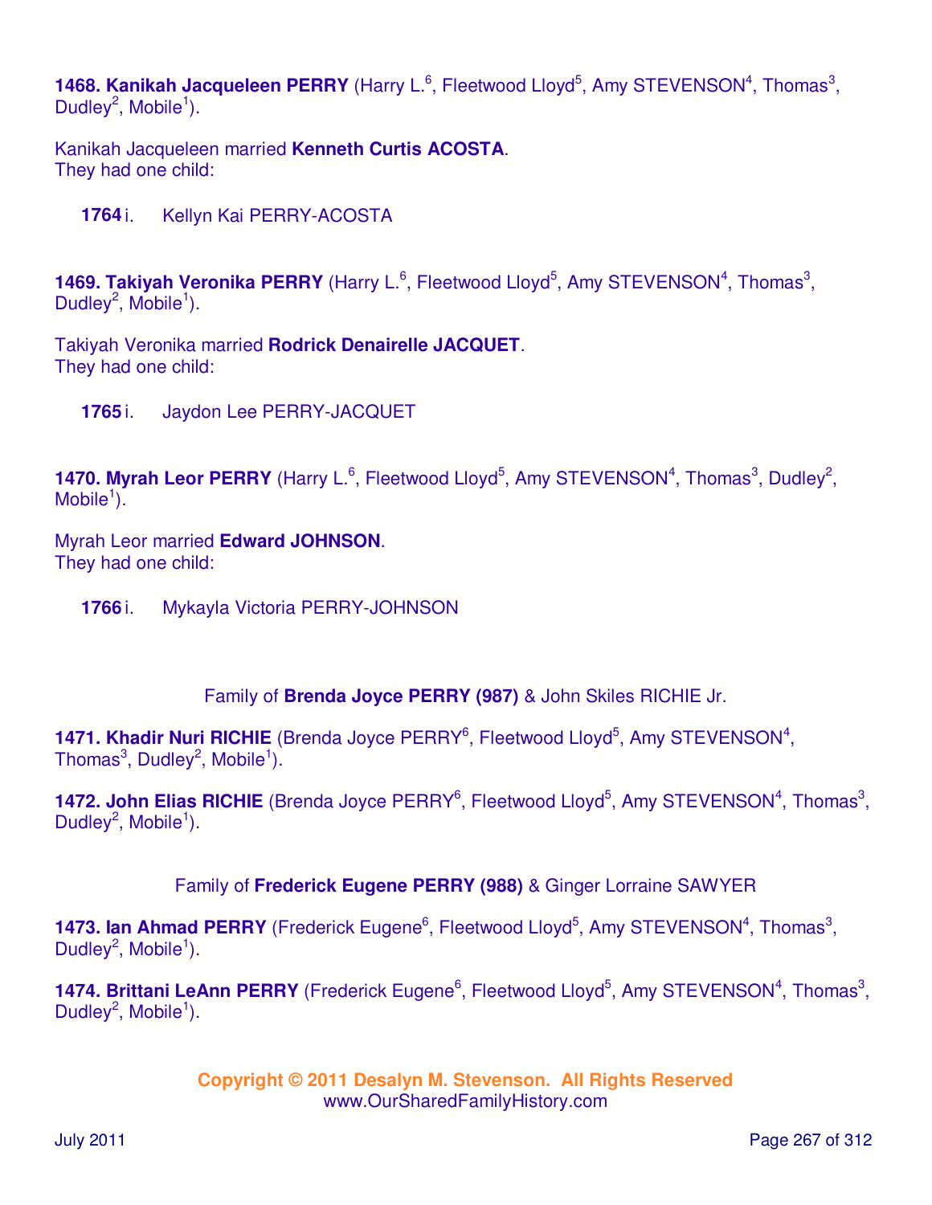**1468. Kanikah Jacqueleen PERRY** (Harry L.[6], Fleetwood Lloyd[5], Amy STEVENSON[4], Thomas[3], Dudley[2], Mobile[1]).

Kanikah Jacqueleen married **Kenneth Curtis ACOSTA**.
They had one child:

**1764** i. Kellyn Kai PERRY-ACOSTA

**1469. Takiyah Veronika PERRY** (Harry L.[6], Fleetwood Lloyd[5], Amy STEVENSON[4], Thomas[3], Dudley[2], Mobile[1]).

Takiyah Veronika married **Rodrick Denairelle JACQUET**.
They had one child:

**1765** i. Jaydon Lee PERRY-JACQUET

**1470. Myrah Leor PERRY** (Harry L.[6], Fleetwood Lloyd[5], Amy STEVENSON[4], Thomas[3], Dudley[2], Mobile[1]).

Myrah Leor married **Edward JOHNSON**.
They had one child:

**1766** i. Mykayla Victoria PERRY-JOHNSON

Family of **Brenda Joyce PERRY (987)** & John Skiles RICHIE Jr.

**1471. Khadir Nuri RICHIE** (Brenda Joyce PERRY[6], Fleetwood Lloyd[5], Amy STEVENSON[4], Thomas[3], Dudley[2], Mobile[1]).

**1472. John Elias RICHIE** (Brenda Joyce PERRY[6], Fleetwood Lloyd[5], Amy STEVENSON[4], Thomas[3], Dudley[2], Mobile[1]).

Family of **Frederick Eugene PERRY (988)** & Ginger Lorraine SAWYER

**1473. Ian Ahmad PERRY** (Frederick Eugene[6], Fleetwood Lloyd[5], Amy STEVENSON[4], Thomas[3], Dudley[2], Mobile[1]).

**1474. Brittani LeAnn PERRY** (Frederick Eugene[6], Fleetwood Lloyd[5], Amy STEVENSON[4], Thomas[3], Dudley[2], Mobile[1]).

**Copyright © 2011 Desalyn M. Stevenson. All Rights Reserved**
www.OurSharedFamilyHistory.com

July 2011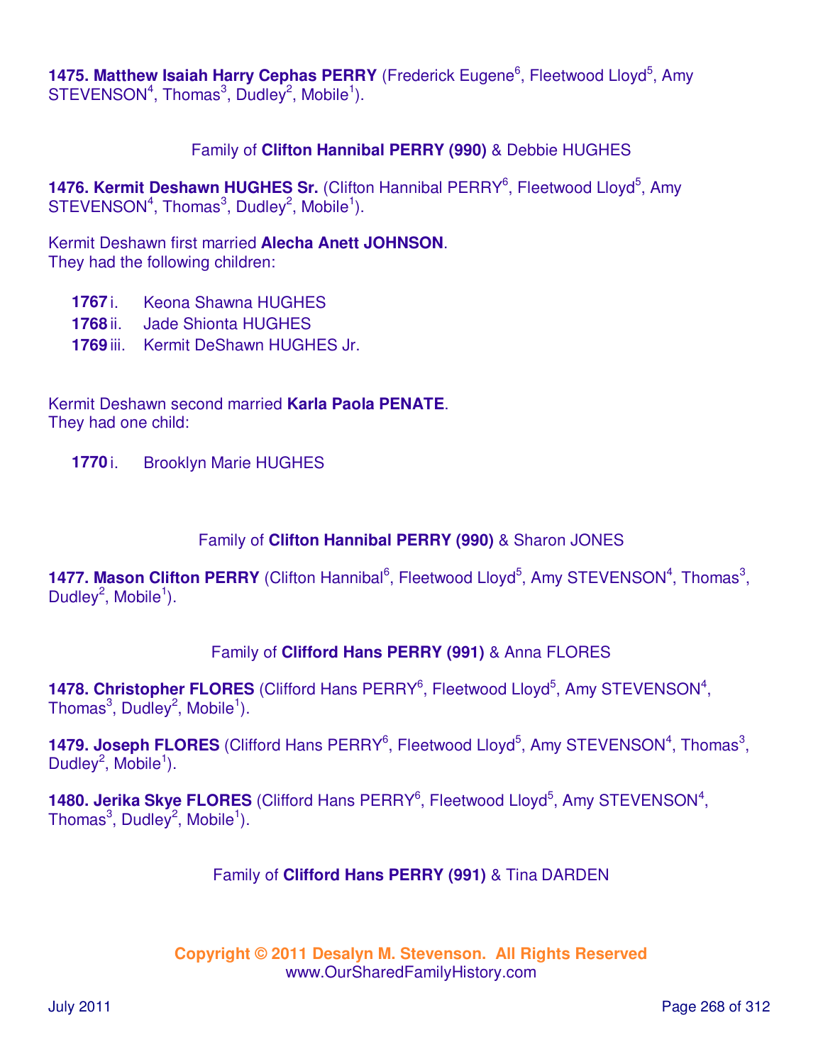**1475. Matthew Isaiah Harry Cephas PERRY** (Frederick Eugene[6], Fleetwood Lloyd[5], Amy STEVENSON[4], Thomas[3], Dudley[2], Mobile[1]).

Family of **Clifton Hannibal PERRY (990)** & Debbie HUGHES

**1476. Kermit Deshawn HUGHES Sr.** (Clifton Hannibal PERRY[6], Fleetwood Lloyd[5], Amy STEVENSON[4], Thomas[3], Dudley[2], Mobile[1]).

Kermit Deshawn first married **Alecha Anett JOHNSON**.
They had the following children:

- **1767** i. Keona Shawna HUGHES
- **1768** ii. Jade Shionta HUGHES
- **1769** iii. Kermit DeShawn HUGHES Jr.

Kermit Deshawn second married **Karla Paola PENATE**.
They had one child:

- **1770** i. Brooklyn Marie HUGHES

Family of **Clifton Hannibal PERRY (990)** & Sharon JONES

**1477. Mason Clifton PERRY** (Clifton Hannibal[6], Fleetwood Lloyd[5], Amy STEVENSON[4], Thomas[3], Dudley[2], Mobile[1]).

Family of **Clifford Hans PERRY (991)** & Anna FLORES

**1478. Christopher FLORES** (Clifford Hans PERRY[6], Fleetwood Lloyd[5], Amy STEVENSON[4], Thomas[3], Dudley[2], Mobile[1]).

**1479. Joseph FLORES** (Clifford Hans PERRY[6], Fleetwood Lloyd[5], Amy STEVENSON[4], Thomas[3], Dudley[2], Mobile[1]).

**1480. Jerika Skye FLORES** (Clifford Hans PERRY[6], Fleetwood Lloyd[5], Amy STEVENSON[4], Thomas[3], Dudley[2], Mobile[1]).

Family of **Clifford Hans PERRY (991)** & Tina DARDEN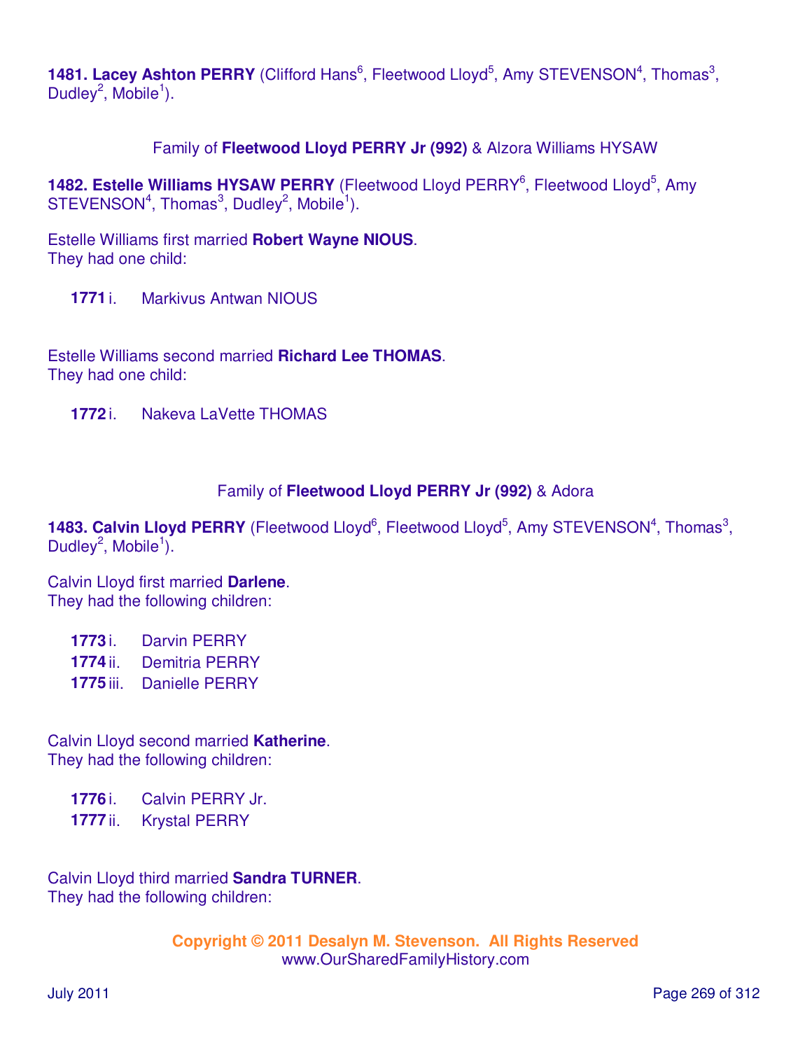**1481. Lacey Ashton PERRY** (Clifford Hans[6], Fleetwood Lloyd[5], Amy STEVENSON[4], Thomas[3], Dudley[2], Mobile[1]).

Family of **Fleetwood Lloyd PERRY Jr (992)** & Alzora Williams HYSAW

**1482. Estelle Williams HYSAW PERRY** (Fleetwood Lloyd PERRY[6], Fleetwood Lloyd[5], Amy STEVENSON[4], Thomas[3], Dudley[2], Mobile[1]).

Estelle Williams first married **Robert Wayne NIOUS**.
They had one child:

**1771** i. Markivus Antwan NIOUS

Estelle Williams second married **Richard Lee THOMAS**.
They had one child:

**1772** i. Nakeva LaVette THOMAS

Family of **Fleetwood Lloyd PERRY Jr (992)** & Adora

**1483. Calvin Lloyd PERRY** (Fleetwood Lloyd[6], Fleetwood Lloyd[5], Amy STEVENSON[4], Thomas[3], Dudley[2], Mobile[1]).

Calvin Lloyd first married **Darlene**.
They had the following children:

**1773** i. Darvin PERRY
**1774** ii. Demitria PERRY
**1775** iii. Danielle PERRY

Calvin Lloyd second married **Katherine**.
They had the following children:

**1776** i. Calvin PERRY Jr.
**1777** ii. Krystal PERRY

Calvin Lloyd third married **Sandra TURNER**.
They had the following children: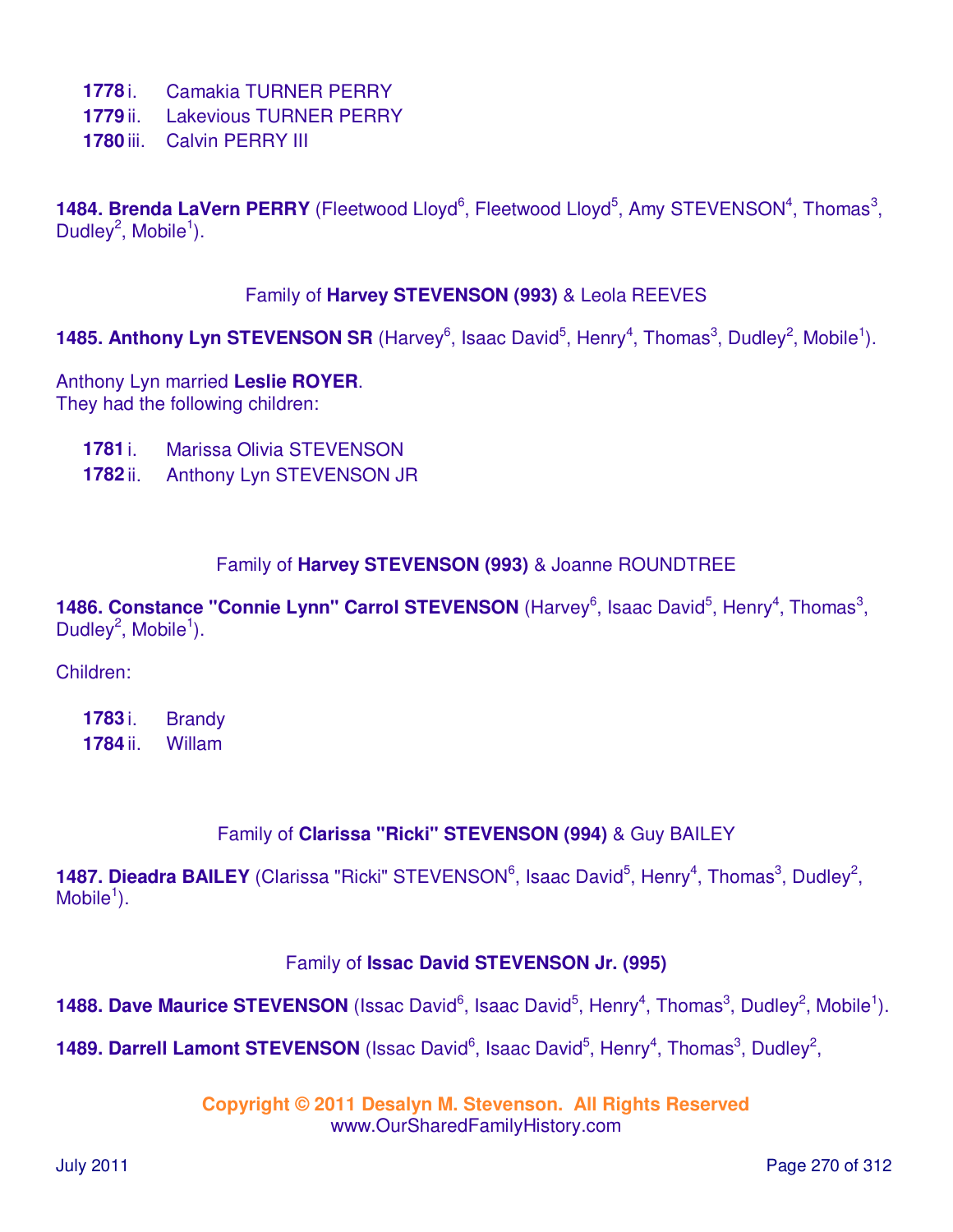**1778** i. Camakia TURNER PERRY
**1779** ii. Lakevious TURNER PERRY
**1780** iii. Calvin PERRY III

**1484. Brenda LaVern PERRY** (Fleetwood Lloyd[6], Fleetwood Lloyd[5], Amy STEVENSON[4], Thomas[3], Dudley[2], Mobile[1]).

Family of **Harvey STEVENSON (993)** & Leola REEVES

**1485. Anthony Lyn STEVENSON SR** (Harvey[6], Isaac David[5], Henry[4], Thomas[3], Dudley[2], Mobile[1]).

Anthony Lyn married **Leslie ROYER**.
They had the following children:

**1781** i. Marissa Olivia STEVENSON
**1782** ii. Anthony Lyn STEVENSON JR

Family of **Harvey STEVENSON (993)** & Joanne ROUNDTREE

**1486. Constance "Connie Lynn" Carrol STEVENSON** (Harvey[6], Isaac David[5], Henry[4], Thomas[3], Dudley[2], Mobile[1]).

Children:

**1783** i. Brandy
**1784** ii. Willam

Family of **Clarissa "Ricki" STEVENSON (994)** & Guy BAILEY

**1487. Dieadra BAILEY** (Clarissa "Ricki" STEVENSON[6], Isaac David[5], Henry[4], Thomas[3], Dudley[2], Mobile[1]).

Family of **Issac David STEVENSON Jr. (995)**

**1488. Dave Maurice STEVENSON** (Issac David[6], Isaac David[5], Henry[4], Thomas[3], Dudley[2], Mobile[1]).

**1489. Darrell Lamont STEVENSON** (Issac David[6], Isaac David[5], Henry[4], Thomas[3], Dudley[2],

Copyright © 2011 Desalyn M. Stevenson. All Rights Reserved
www.OurSharedFamilyHistory.com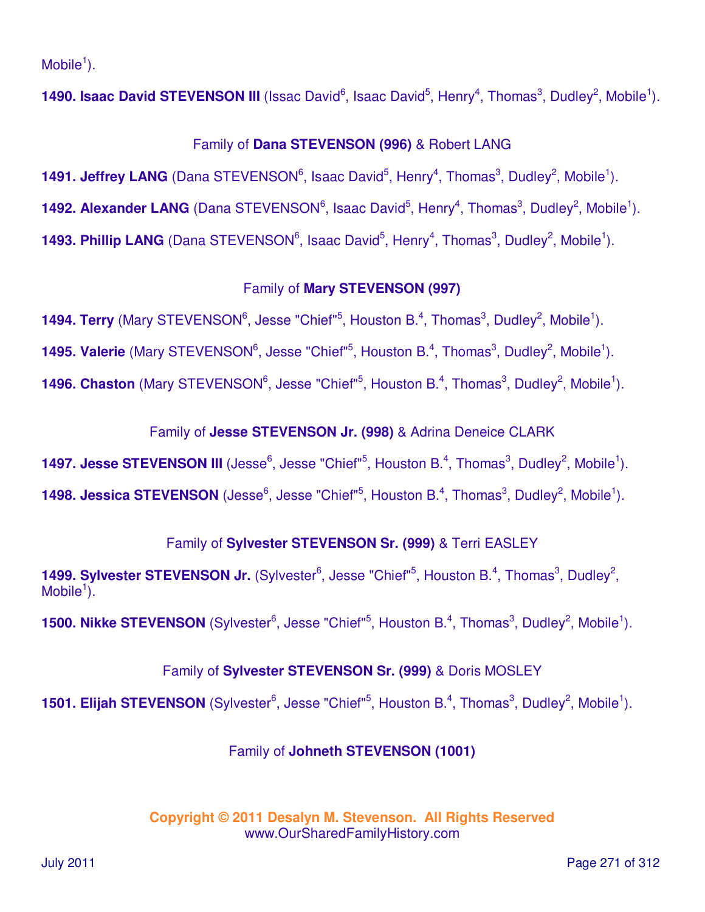Mobile[1]).

**1490. Isaac David STEVENSON III** (Issac David[6], Isaac David[5], Henry[4], Thomas[3], Dudley[2], Mobile[1]).

Family of **Dana STEVENSON (996)** & Robert LANG

**1491. Jeffrey LANG** (Dana STEVENSON[6], Isaac David[5], Henry[4], Thomas[3], Dudley[2], Mobile[1]).

**1492. Alexander LANG** (Dana STEVENSON[6], Isaac David[5], Henry[4], Thomas[3], Dudley[2], Mobile[1]).

**1493. Phillip LANG** (Dana STEVENSON[6], Isaac David[5], Henry[4], Thomas[3], Dudley[2], Mobile[1]).

Family of **Mary STEVENSON (997)**

**1494. Terry** (Mary STEVENSON[6], Jesse "Chief"[5], Houston B.[4], Thomas[3], Dudley[2], Mobile[1]).

**1495. Valerie** (Mary STEVENSON[6], Jesse "Chief"[5], Houston B.[4], Thomas[3], Dudley[2], Mobile[1]).

**1496. Chaston** (Mary STEVENSON[6], Jesse "Chief"[5], Houston B.[4], Thomas[3], Dudley[2], Mobile[1]).

Family of **Jesse STEVENSON Jr. (998)** & Adrina Deneice CLARK

**1497. Jesse STEVENSON III** (Jesse[6], Jesse "Chief"[5], Houston B.[4], Thomas[3], Dudley[2], Mobile[1]).

**1498. Jessica STEVENSON** (Jesse[6], Jesse "Chief"[5], Houston B.[4], Thomas[3], Dudley[2], Mobile[1]).

Family of **Sylvester STEVENSON Sr. (999)** & Terri EASLEY

**1499. Sylvester STEVENSON Jr.** (Sylvester[6], Jesse "Chief"[5], Houston B.[4], Thomas[3], Dudley[2], Mobile[1]).

**1500. Nikke STEVENSON** (Sylvester[6], Jesse "Chief"[5], Houston B.[4], Thomas[3], Dudley[2], Mobile[1]).

Family of **Sylvester STEVENSON Sr. (999)** & Doris MOSLEY

**1501. Elijah STEVENSON** (Sylvester[6], Jesse "Chief"[5], Houston B.[4], Thomas[3], Dudley[2], Mobile[1]).

Family of **Johneth STEVENSON (1001)**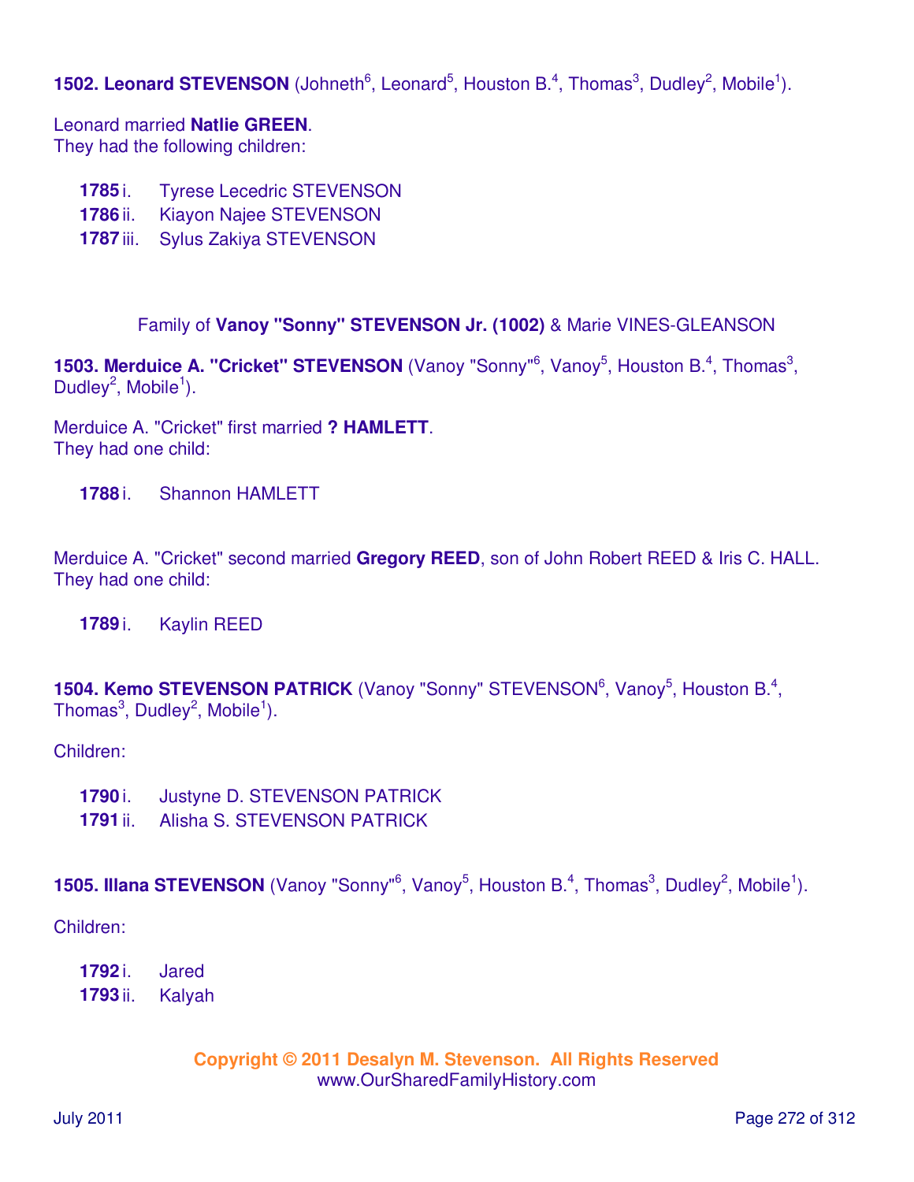**1502. Leonard STEVENSON** (Johneth[6], Leonard[5], Houston B.[4], Thomas[3], Dudley[2], Mobile[1]).

Leonard married **Natlie GREEN**.
They had the following children:

**1785** i. Tyrese Lecedric STEVENSON
**1786** ii. Kiayon Najee STEVENSON
**1787** iii. Sylus Zakiya STEVENSON

Family of **Vanoy "Sonny" STEVENSON Jr. (1002)** & Marie VINES-GLEANSON

**1503. Merduice A. "Cricket" STEVENSON** (Vanoy "Sonny"[6], Vanoy[5], Houston B.[4], Thomas[3], Dudley[2], Mobile[1]).

Merduice A. "Cricket" first married **? HAMLETT**.
They had one child:

**1788** i. Shannon HAMLETT

Merduice A. "Cricket" second married **Gregory REED**, son of John Robert REED & Iris C. HALL.
They had one child:

**1789** i. Kaylin REED

**1504. Kemo STEVENSON PATRICK** (Vanoy "Sonny" STEVENSON[6], Vanoy[5], Houston B.[4], Thomas[3], Dudley[2], Mobile[1]).

Children:

**1790** i. Justyne D. STEVENSON PATRICK
**1791** ii. Alisha S. STEVENSON PATRICK

**1505. Illana STEVENSON** (Vanoy "Sonny"[6], Vanoy[5], Houston B.[4], Thomas[3], Dudley[2], Mobile[1]).

Children:

**1792** i. Jared
**1793** ii. Kalyah

Copyright © 2011 Desalyn M. Stevenson. All Rights Reserved
www.OurSharedFamilyHistory.com

July 2011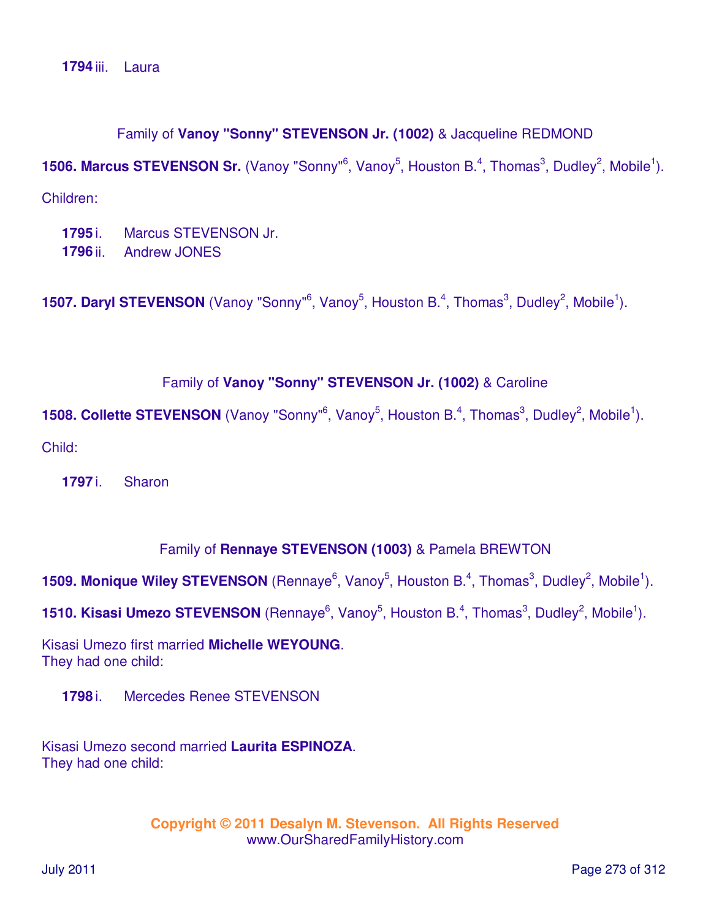1794 iii.    Laura

Family of **Vanoy "Sonny" STEVENSON Jr. (1002)** & Jacqueline REDMOND

**1506. Marcus STEVENSON Sr.** (Vanoy "Sonny"[6], Vanoy[5], Houston B.[4], Thomas[3], Dudley[2], Mobile[1]).

Children:

- **1795** i.    Marcus STEVENSON Jr.
- **1796** ii.    Andrew JONES

**1507. Daryl STEVENSON** (Vanoy "Sonny"[6], Vanoy[5], Houston B.[4], Thomas[3], Dudley[2], Mobile[1]).

Family of **Vanoy "Sonny" STEVENSON Jr. (1002)** & Caroline

**1508. Collette STEVENSON** (Vanoy "Sonny"[6], Vanoy[5], Houston B.[4], Thomas[3], Dudley[2], Mobile[1]).

Child:

- **1797** i.    Sharon

Family of **Rennaye STEVENSON (1003)** & Pamela BREWTON

**1509. Monique Wiley STEVENSON** (Rennaye[6], Vanoy[5], Houston B.[4], Thomas[3], Dudley[2], Mobile[1]).

**1510. Kisasi Umezo STEVENSON** (Rennaye[6], Vanoy[5], Houston B.[4], Thomas[3], Dudley[2], Mobile[1]).

Kisasi Umezo first married **Michelle WEYOUNG**.
They had one child:

- **1798** i.    Mercedes Renee STEVENSON

Kisasi Umezo second married **Laurita ESPINOZA**.
They had one child:

**Copyright © 2011 Desalyn M. Stevenson. All Rights Reserved**
www.OurSharedFamilyHistory.com

July 2011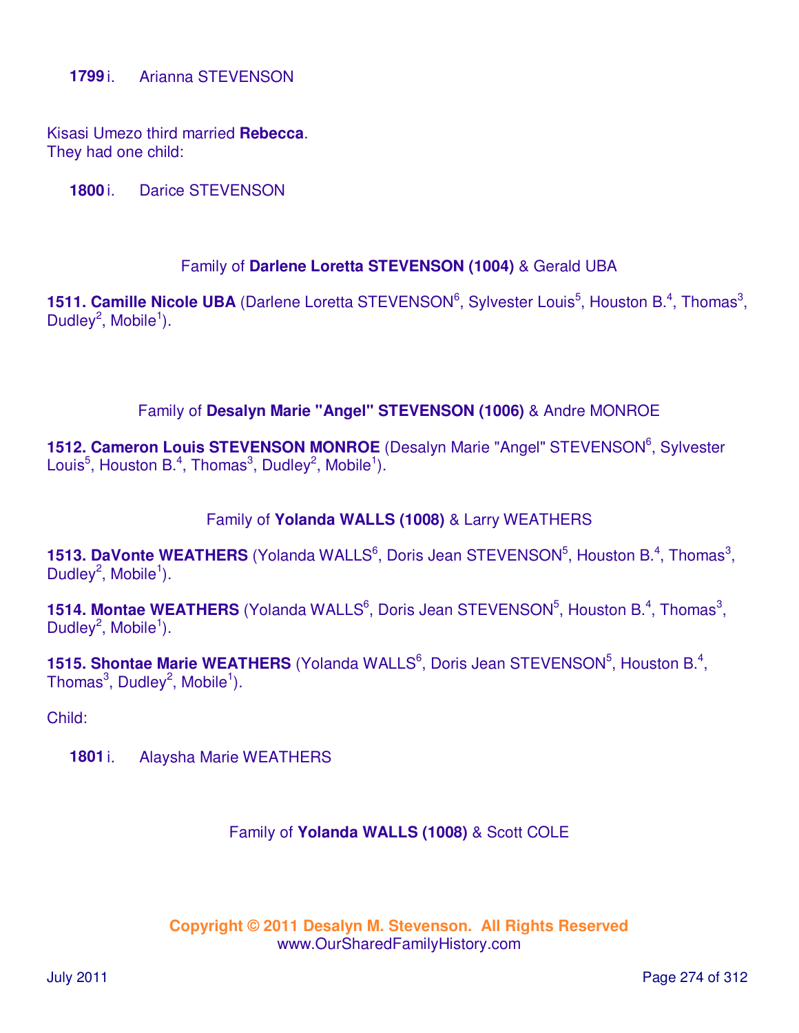**1799** i. Arianna STEVENSON

Kisasi Umezo third married **Rebecca**.
They had one child:

**1800** i. Darice STEVENSON

Family of **Darlene Loretta STEVENSON (1004)** & Gerald UBA

**1511. Camille Nicole UBA** (Darlene Loretta STEVENSON[6], Sylvester Louis[5], Houston B.[4], Thomas[3], Dudley[2], Mobile[1]).

Family of **Desalyn Marie "Angel" STEVENSON (1006)** & Andre MONROE

**1512. Cameron Louis STEVENSON MONROE** (Desalyn Marie "Angel" STEVENSON[6], Sylvester Louis[5], Houston B.[4], Thomas[3], Dudley[2], Mobile[1]).

Family of **Yolanda WALLS (1008)** & Larry WEATHERS

**1513. DaVonte WEATHERS** (Yolanda WALLS[6], Doris Jean STEVENSON[5], Houston B.[4], Thomas[3], Dudley[2], Mobile[1]).

**1514. Montae WEATHERS** (Yolanda WALLS[6], Doris Jean STEVENSON[5], Houston B.[4], Thomas[3], Dudley[2], Mobile[1]).

**1515. Shontae Marie WEATHERS** (Yolanda WALLS[6], Doris Jean STEVENSON[5], Houston B.[4], Thomas[3], Dudley[2], Mobile[1]).

Child:

**1801** i. Alaysha Marie WEATHERS

Family of **Yolanda WALLS (1008)** & Scott COLE

**Copyright © 2011 Desalyn M. Stevenson. All Rights Reserved**
www.OurSharedFamilyHistory.com

July 2011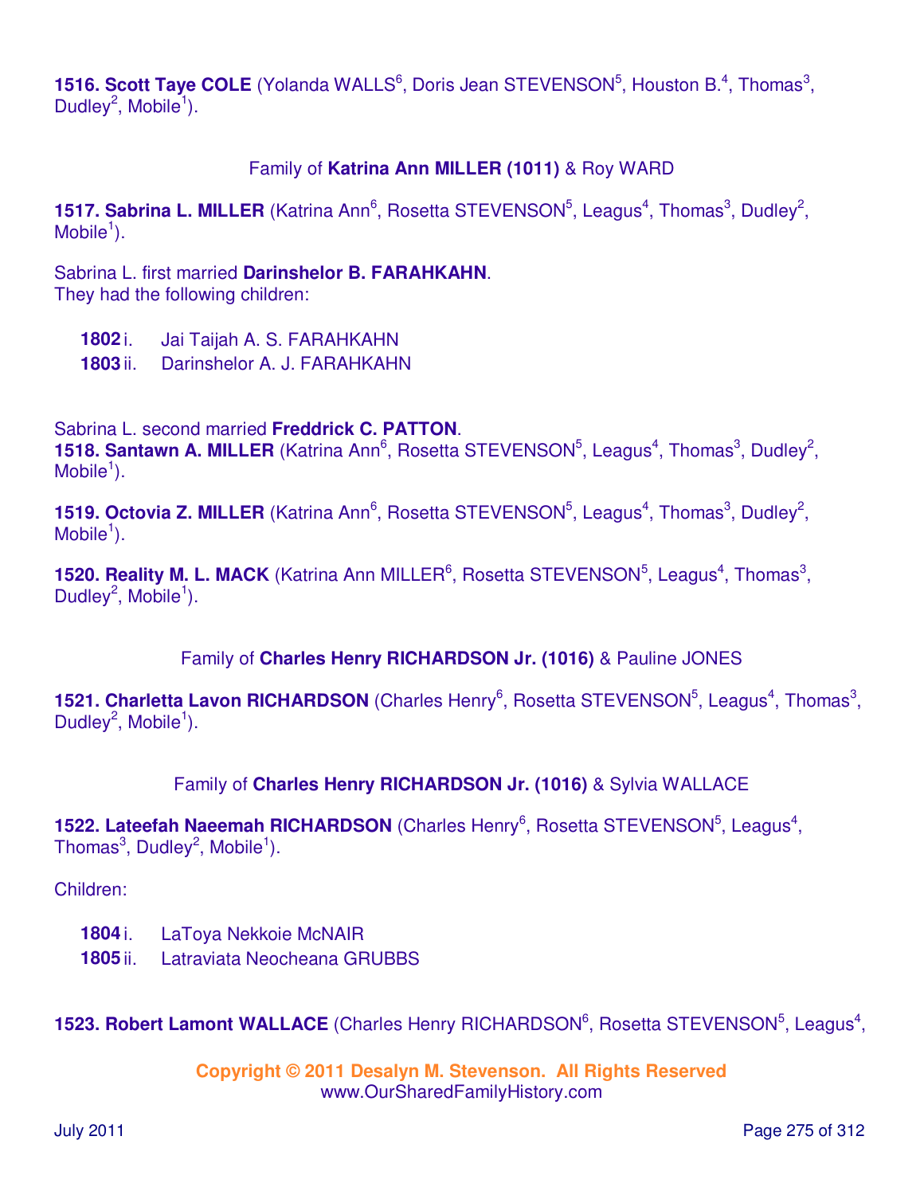**1516. Scott Taye COLE** (Yolanda WALLS[6], Doris Jean STEVENSON[5], Houston B.[4], Thomas[3], Dudley[2], Mobile[1]).

Family of **Katrina Ann MILLER (1011)** & Roy WARD

**1517. Sabrina L. MILLER** (Katrina Ann[6], Rosetta STEVENSON[5], Leagus[4], Thomas[3], Dudley[2], Mobile[1]).

Sabrina L. first married **Darinshelor B. FARAHKAHN**.
They had the following children:

**1802** i. Jai Taijah A. S. FARAHKAHN
**1803** ii. Darinshelor A. J. FARAHKAHN

Sabrina L. second married **Freddrick C. PATTON**.

**1518. Santawn A. MILLER** (Katrina Ann[6], Rosetta STEVENSON[5], Leagus[4], Thomas[3], Dudley[2], Mobile[1]).

**1519. Octovia Z. MILLER** (Katrina Ann[6], Rosetta STEVENSON[5], Leagus[4], Thomas[3], Dudley[2], Mobile[1]).

**1520. Reality M. L. MACK** (Katrina Ann MILLER[6], Rosetta STEVENSON[5], Leagus[4], Thomas[3], Dudley[2], Mobile[1]).

Family of **Charles Henry RICHARDSON Jr. (1016)** & Pauline JONES

**1521. Charletta Lavon RICHARDSON** (Charles Henry[6], Rosetta STEVENSON[5], Leagus[4], Thomas[3], Dudley[2], Mobile[1]).

Family of **Charles Henry RICHARDSON Jr. (1016)** & Sylvia WALLACE

**1522. Lateefah Naeemah RICHARDSON** (Charles Henry[6], Rosetta STEVENSON[5], Leagus[4], Thomas[3], Dudley[2], Mobile[1]).

Children:

**1804** i. LaToya Nekkoie McNAIR
**1805** ii. Latraviata Neocheana GRUBBS

**1523. Robert Lamont WALLACE** (Charles Henry RICHARDSON[6], Rosetta STEVENSON[5], Leagus[4],

Copyright © 2011 Desalyn M. Stevenson. All Rights Reserved
www.OurSharedFamilyHistory.com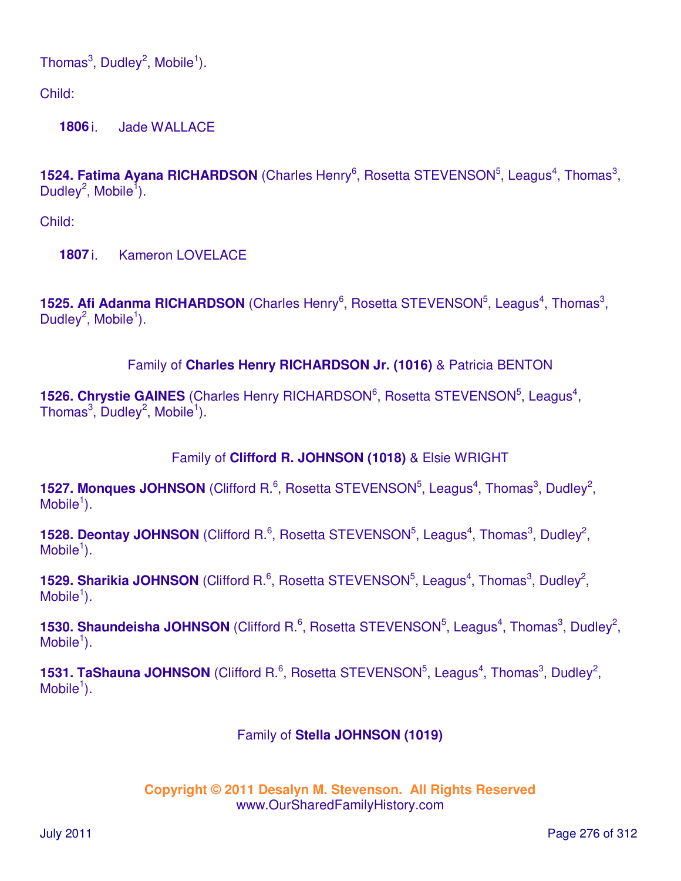Thomas[3], Dudley[2], Mobile[1]).

Child:

**1806** i. Jade WALLACE

**1524. Fatima Ayana RICHARDSON** (Charles Henry[6], Rosetta STEVENSON[5], Leagus[4], Thomas[3], Dudley[2], Mobile[1]).

Child:

**1807** i. Kameron LOVELACE

**1525. Afi Adanma RICHARDSON** (Charles Henry[6], Rosetta STEVENSON[5], Leagus[4], Thomas[3], Dudley[2], Mobile[1]).

Family of **Charles Henry RICHARDSON Jr. (1016)** & Patricia BENTON

**1526. Chrystie GAINES** (Charles Henry RICHARDSON[6], Rosetta STEVENSON[5], Leagus[4], Thomas[3], Dudley[2], Mobile[1]).

Family of **Clifford R. JOHNSON (1018)** & Elsie WRIGHT

**1527. Monques JOHNSON** (Clifford R.[6], Rosetta STEVENSON[5], Leagus[4], Thomas[3], Dudley[2], Mobile[1]).

**1528. Deontay JOHNSON** (Clifford R.[6], Rosetta STEVENSON[5], Leagus[4], Thomas[3], Dudley[2], Mobile[1]).

**1529. Sharikia JOHNSON** (Clifford R.[6], Rosetta STEVENSON[5], Leagus[4], Thomas[3], Dudley[2], Mobile[1]).

**1530. Shaundeisha JOHNSON** (Clifford R.[6], Rosetta STEVENSON[5], Leagus[4], Thomas[3], Dudley[2], Mobile[1]).

**1531. TaShauna JOHNSON** (Clifford R.[6], Rosetta STEVENSON[5], Leagus[4], Thomas[3], Dudley[2], Mobile[1]).

Family of **Stella JOHNSON (1019)**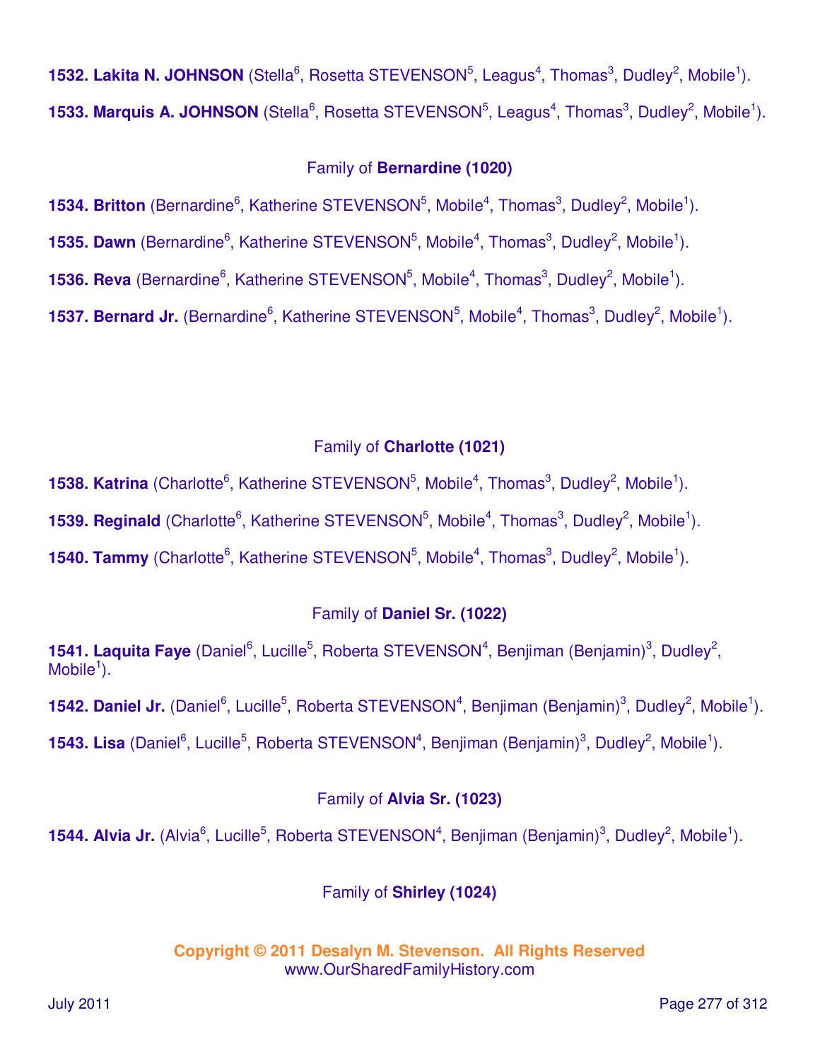**1532. Lakita N. JOHNSON** (Stella[6], Rosetta STEVENSON[5], Leagus[4], Thomas[3], Dudley[2], Mobile[1]).

**1533. Marquis A. JOHNSON** (Stella[6], Rosetta STEVENSON[5], Leagus[4], Thomas[3], Dudley[2], Mobile[1]).

Family of **Bernardine (1020)**

**1534. Britton** (Bernardine[6], Katherine STEVENSON[5], Mobile[4], Thomas[3], Dudley[2], Mobile[1]).

**1535. Dawn** (Bernardine[6], Katherine STEVENSON[5], Mobile[4], Thomas[3], Dudley[2], Mobile[1]).

**1536. Reva** (Bernardine[6], Katherine STEVENSON[5], Mobile[4], Thomas[3], Dudley[2], Mobile[1]).

**1537. Bernard Jr.** (Bernardine[6], Katherine STEVENSON[5], Mobile[4], Thomas[3], Dudley[2], Mobile[1]).

Family of **Charlotte (1021)**

**1538. Katrina** (Charlotte[6], Katherine STEVENSON[5], Mobile[4], Thomas[3], Dudley[2], Mobile[1]).

**1539. Reginald** (Charlotte[6], Katherine STEVENSON[5], Mobile[4], Thomas[3], Dudley[2], Mobile[1]).

**1540. Tammy** (Charlotte[6], Katherine STEVENSON[5], Mobile[4], Thomas[3], Dudley[2], Mobile[1]).

Family of **Daniel Sr. (1022)**

**1541. Laquita Faye** (Daniel[6], Lucille[5], Roberta STEVENSON[4], Benjiman (Benjamin)[3], Dudley[2], Mobile[1]).

**1542. Daniel Jr.** (Daniel[6], Lucille[5], Roberta STEVENSON[4], Benjiman (Benjamin)[3], Dudley[2], Mobile[1]).

**1543. Lisa** (Daniel[6], Lucille[5], Roberta STEVENSON[4], Benjiman (Benjamin)[3], Dudley[2], Mobile[1]).

Family of **Alvia Sr. (1023)**

**1544. Alvia Jr.** (Alvia[6], Lucille[5], Roberta STEVENSON[4], Benjiman (Benjamin)[3], Dudley[2], Mobile[1]).

Family of **Shirley (1024)**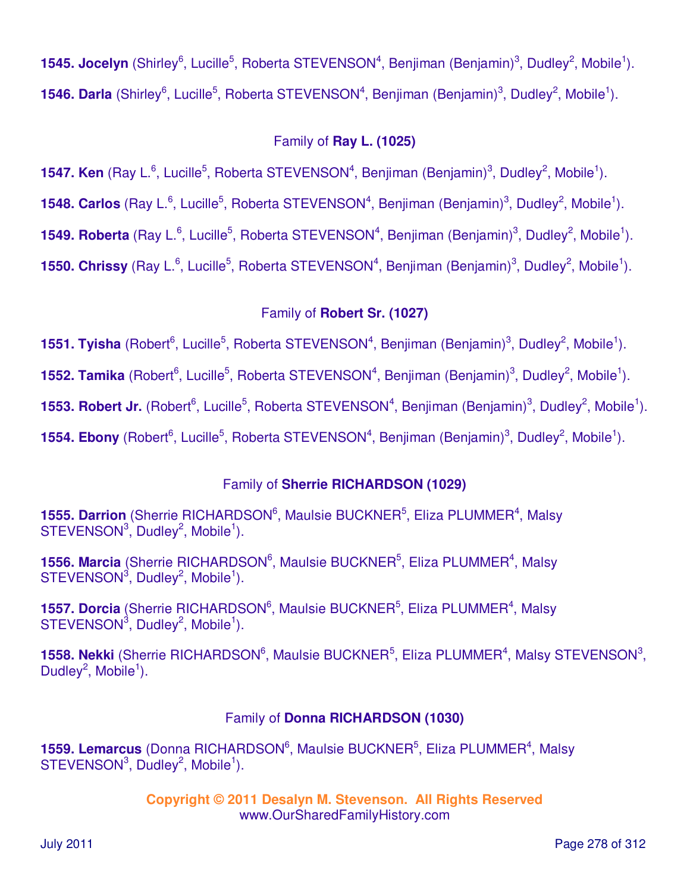**1545. Jocelyn** (Shirley[6], Lucille[5], Roberta STEVENSON[4], Benjiman (Benjamin)[3], Dudley[2], Mobile[1]).

**1546. Darla** (Shirley[6], Lucille[5], Roberta STEVENSON[4], Benjiman (Benjamin)[3], Dudley[2], Mobile[1]).

Family of **Ray L. (1025)**

**1547. Ken** (Ray L.[6], Lucille[5], Roberta STEVENSON[4], Benjiman (Benjamin)[3], Dudley[2], Mobile[1]).

**1548. Carlos** (Ray L.[6], Lucille[5], Roberta STEVENSON[4], Benjiman (Benjamin)[3], Dudley[2], Mobile[1]).

**1549. Roberta** (Ray L.[6], Lucille[5], Roberta STEVENSON[4], Benjiman (Benjamin)[3], Dudley[2], Mobile[1]).

**1550. Chrissy** (Ray L.[6], Lucille[5], Roberta STEVENSON[4], Benjiman (Benjamin)[3], Dudley[2], Mobile[1]).

Family of **Robert Sr. (1027)**

**1551. Tyisha** (Robert[6], Lucille[5], Roberta STEVENSON[4], Benjiman (Benjamin)[3], Dudley[2], Mobile[1]).

**1552. Tamika** (Robert[6], Lucille[5], Roberta STEVENSON[4], Benjiman (Benjamin)[3], Dudley[2], Mobile[1]).

**1553. Robert Jr.** (Robert[6], Lucille[5], Roberta STEVENSON[4], Benjiman (Benjamin)[3], Dudley[2], Mobile[1]).

**1554. Ebony** (Robert[6], Lucille[5], Roberta STEVENSON[4], Benjiman (Benjamin)[3], Dudley[2], Mobile[1]).

Family of **Sherrie RICHARDSON (1029)**

**1555. Darrion** (Sherrie RICHARDSON[6], Maulsie BUCKNER[5], Eliza PLUMMER[4], Malsy STEVENSON[3], Dudley[2], Mobile[1]).

**1556. Marcia** (Sherrie RICHARDSON[6], Maulsie BUCKNER[5], Eliza PLUMMER[4], Malsy STEVENSON[3], Dudley[2], Mobile[1]).

**1557. Dorcia** (Sherrie RICHARDSON[6], Maulsie BUCKNER[5], Eliza PLUMMER[4], Malsy STEVENSON[3], Dudley[2], Mobile[1]).

**1558. Nekki** (Sherrie RICHARDSON[6], Maulsie BUCKNER[5], Eliza PLUMMER[4], Malsy STEVENSON[3], Dudley[2], Mobile[1]).

Family of **Donna RICHARDSON (1030)**

**1559. Lemarcus** (Donna RICHARDSON[6], Maulsie BUCKNER[5], Eliza PLUMMER[4], Malsy STEVENSON[3], Dudley[2], Mobile[1]).

**Copyright © 2011 Desalyn M. Stevenson. All Rights Reserved**
www.OurSharedFamilyHistory.com

July 2011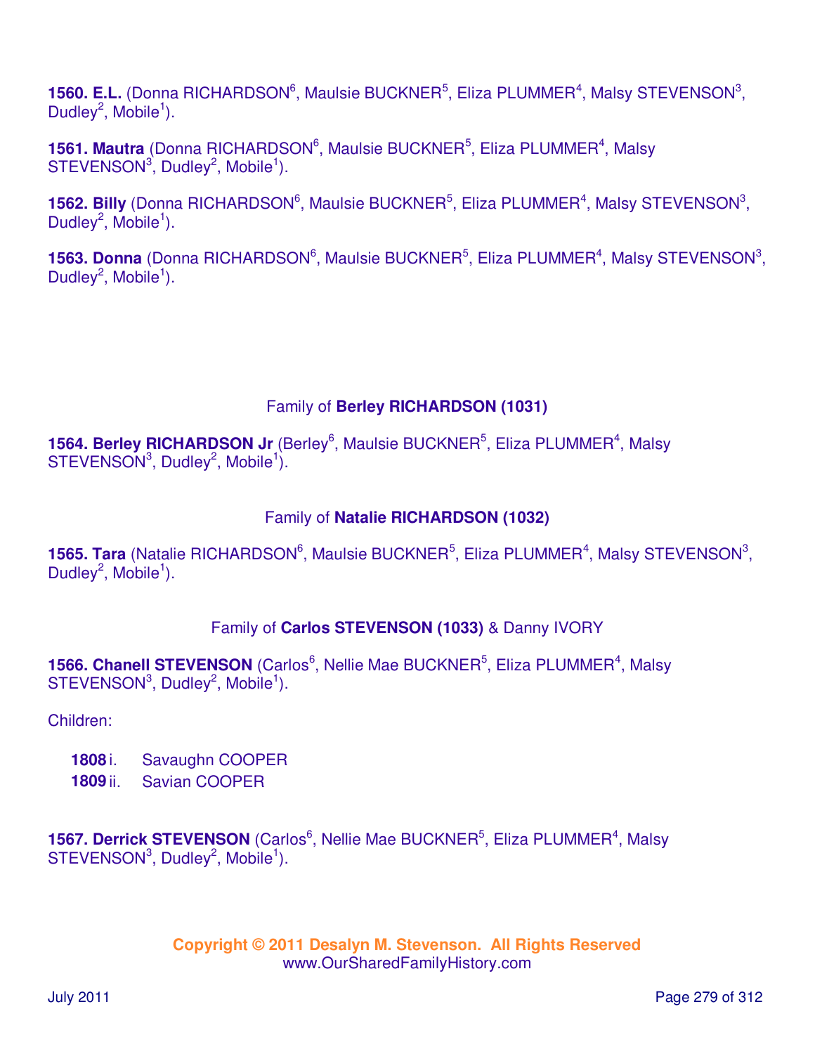**1560. E.L.** (Donna RICHARDSON[6], Maulsie BUCKNER[5], Eliza PLUMMER[4], Malsy STEVENSON[3], Dudley[2], Mobile[1]).

**1561. Mautra** (Donna RICHARDSON[6], Maulsie BUCKNER[5], Eliza PLUMMER[4], Malsy STEVENSON[3], Dudley[2], Mobile[1]).

**1562. Billy** (Donna RICHARDSON[6], Maulsie BUCKNER[5], Eliza PLUMMER[4], Malsy STEVENSON[3], Dudley[2], Mobile[1]).

**1563. Donna** (Donna RICHARDSON[6], Maulsie BUCKNER[5], Eliza PLUMMER[4], Malsy STEVENSON[3], Dudley[2], Mobile[1]).

### Family of **Berley RICHARDSON (1031)**

**1564. Berley RICHARDSON Jr** (Berley[6], Maulsie BUCKNER[5], Eliza PLUMMER[4], Malsy STEVENSON[3], Dudley[2], Mobile[1]).

### Family of **Natalie RICHARDSON (1032)**

**1565. Tara** (Natalie RICHARDSON[6], Maulsie BUCKNER[5], Eliza PLUMMER[4], Malsy STEVENSON[3], Dudley[2], Mobile[1]).

### Family of **Carlos STEVENSON (1033)** & Danny IVORY

**1566. Chanell STEVENSON** (Carlos[6], Nellie Mae BUCKNER[5], Eliza PLUMMER[4], Malsy STEVENSON[3], Dudley[2], Mobile[1]).

Children:

- **1808** i. Savaughn COOPER
- **1809** ii. Savian COOPER

**1567. Derrick STEVENSON** (Carlos[6], Nellie Mae BUCKNER[5], Eliza PLUMMER[4], Malsy STEVENSON[3], Dudley[2], Mobile[1]).

**Copyright © 2011 Desalyn M. Stevenson. All Rights Reserved**
www.OurSharedFamilyHistory.com

July 2011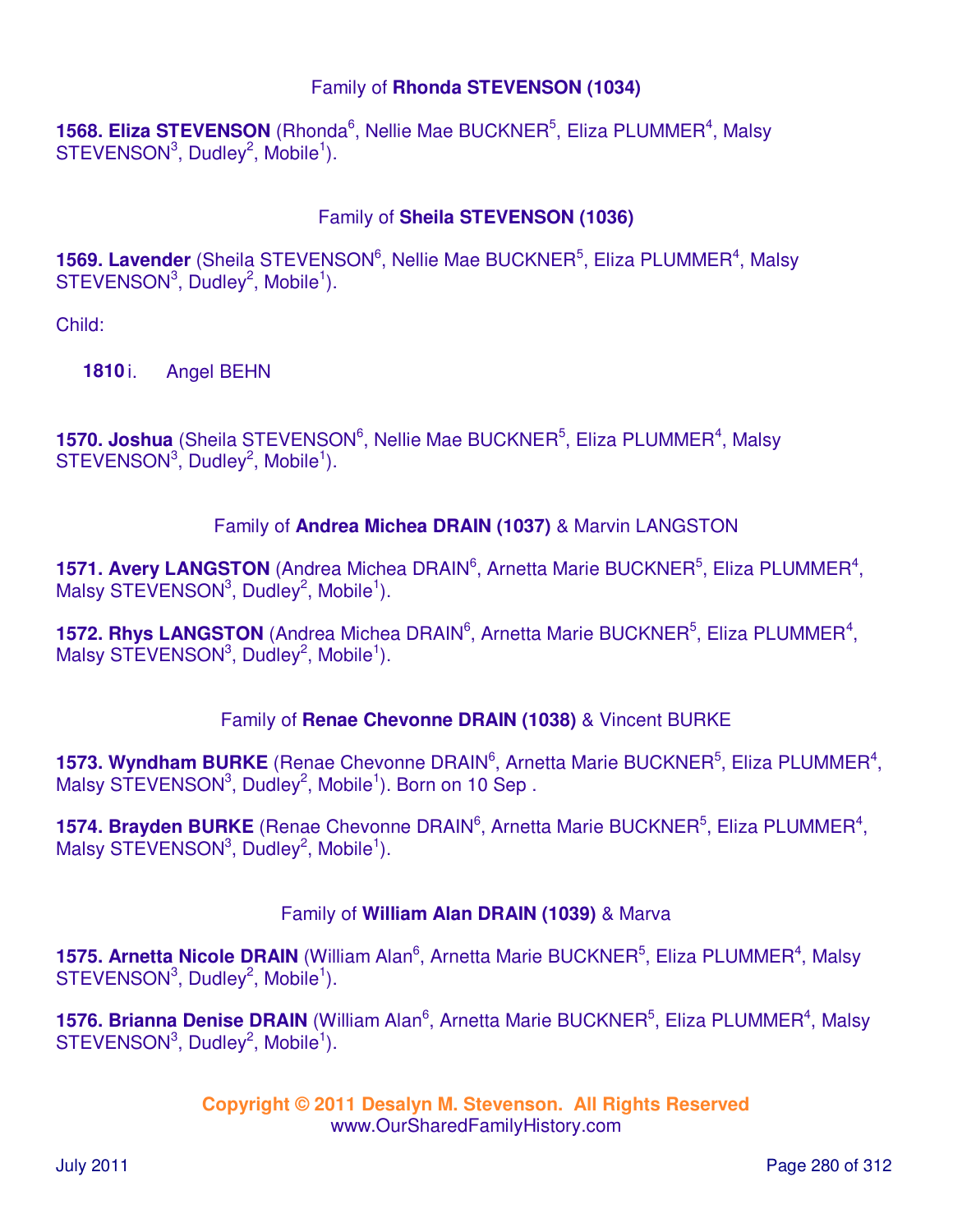### Family of **Rhonda STEVENSON (1034)**

**1568. Eliza STEVENSON** (Rhonda[6], Nellie Mae BUCKNER[5], Eliza PLUMMER[4], Malsy STEVENSON[3], Dudley[2], Mobile[1]).

### Family of **Sheila STEVENSON (1036)**

**1569. Lavender** (Sheila STEVENSON[6], Nellie Mae BUCKNER[5], Eliza PLUMMER[4], Malsy STEVENSON[3], Dudley[2], Mobile[1]).

Child:

**1810** i. Angel BEHN

**1570. Joshua** (Sheila STEVENSON[6], Nellie Mae BUCKNER[5], Eliza PLUMMER[4], Malsy STEVENSON[3], Dudley[2], Mobile[1]).

### Family of **Andrea Michea DRAIN (1037)** & Marvin LANGSTON

**1571. Avery LANGSTON** (Andrea Michea DRAIN[6], Arnetta Marie BUCKNER[5], Eliza PLUMMER[4], Malsy STEVENSON[3], Dudley[2], Mobile[1]).

**1572. Rhys LANGSTON** (Andrea Michea DRAIN[6], Arnetta Marie BUCKNER[5], Eliza PLUMMER[4], Malsy STEVENSON[3], Dudley[2], Mobile[1]).

### Family of **Renae Chevonne DRAIN (1038)** & Vincent BURKE

**1573. Wyndham BURKE** (Renae Chevonne DRAIN[6], Arnetta Marie BUCKNER[5], Eliza PLUMMER[4], Malsy STEVENSON[3], Dudley[2], Mobile[1]). Born on 10 Sep .

**1574. Brayden BURKE** (Renae Chevonne DRAIN[6], Arnetta Marie BUCKNER[5], Eliza PLUMMER[4], Malsy STEVENSON[3], Dudley[2], Mobile[1]).

### Family of **William Alan DRAIN (1039)** & Marva

**1575. Arnetta Nicole DRAIN** (William Alan[6], Arnetta Marie BUCKNER[5], Eliza PLUMMER[4], Malsy STEVENSON[3], Dudley[2], Mobile[1]).

**1576. Brianna Denise DRAIN** (William Alan[6], Arnetta Marie BUCKNER[5], Eliza PLUMMER[4], Malsy STEVENSON[3], Dudley[2], Mobile[1]).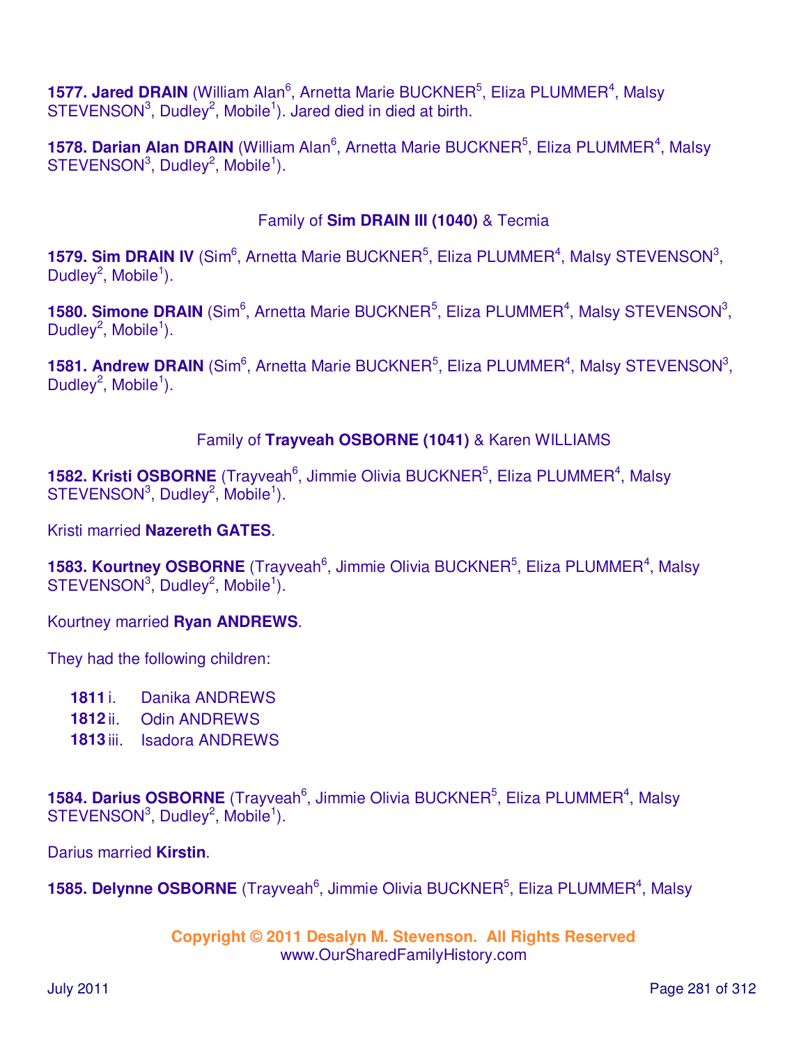**1577. Jared DRAIN** (William Alan[6], Arnetta Marie BUCKNER[5], Eliza PLUMMER[4], Malsy STEVENSON[3], Dudley[2], Mobile[1]). Jared died in died at birth.

**1578. Darian Alan DRAIN** (William Alan[6], Arnetta Marie BUCKNER[5], Eliza PLUMMER[4], Malsy STEVENSON[3], Dudley[2], Mobile[1]).

Family of **Sim DRAIN III (1040)** & Tecmia

**1579. Sim DRAIN IV** (Sim[6], Arnetta Marie BUCKNER[5], Eliza PLUMMER[4], Malsy STEVENSON[3], Dudley[2], Mobile[1]).

**1580. Simone DRAIN** (Sim[6], Arnetta Marie BUCKNER[5], Eliza PLUMMER[4], Malsy STEVENSON[3], Dudley[2], Mobile[1]).

**1581. Andrew DRAIN** (Sim[6], Arnetta Marie BUCKNER[5], Eliza PLUMMER[4], Malsy STEVENSON[3], Dudley[2], Mobile[1]).

Family of **Trayveah OSBORNE (1041)** & Karen WILLIAMS

**1582. Kristi OSBORNE** (Trayveah[6], Jimmie Olivia BUCKNER[5], Eliza PLUMMER[4], Malsy STEVENSON[3], Dudley[2], Mobile[1]).

Kristi married **Nazereth GATES**.

**1583. Kourtney OSBORNE** (Trayveah[6], Jimmie Olivia BUCKNER[5], Eliza PLUMMER[4], Malsy STEVENSON[3], Dudley[2], Mobile[1]).

Kourtney married **Ryan ANDREWS**.

They had the following children:

- **1811** i. Danika ANDREWS
- **1812** ii. Odin ANDREWS
- **1813** iii. Isadora ANDREWS

**1584. Darius OSBORNE** (Trayveah[6], Jimmie Olivia BUCKNER[5], Eliza PLUMMER[4], Malsy STEVENSON[3], Dudley[2], Mobile[1]).

Darius married **Kirstin**.

**1585. Delynne OSBORNE** (Trayveah[6], Jimmie Olivia BUCKNER[5], Eliza PLUMMER[4], Malsy

**Copyright © 2011 Desalyn M. Stevenson. All Rights Reserved**
www.OurSharedFamilyHistory.com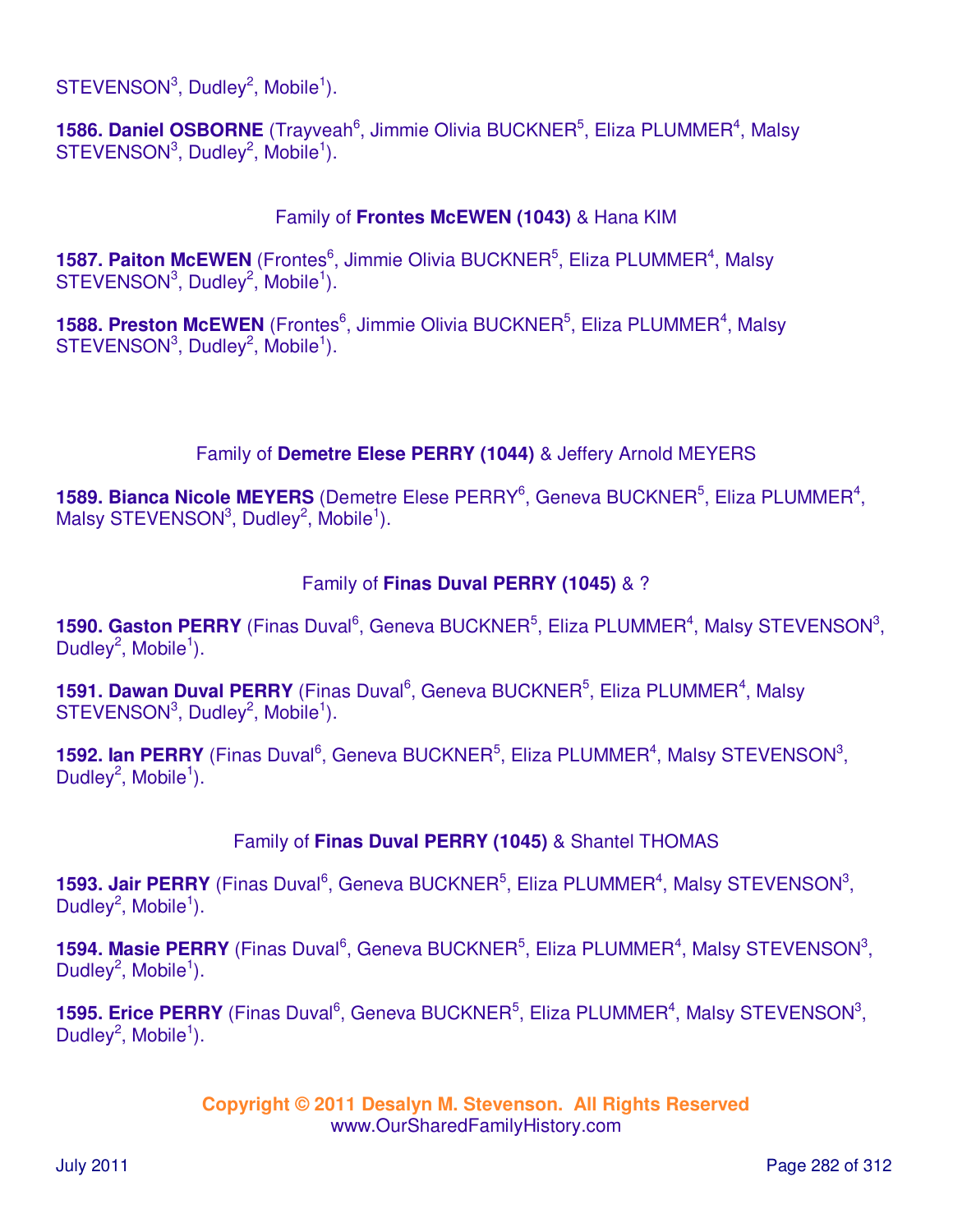STEVENSON[3], Dudley[2], Mobile[1]).

**1586. Daniel OSBORNE** (Trayveah[6], Jimmie Olivia BUCKNER[5], Eliza PLUMMER[4], Malsy STEVENSON[3], Dudley[2], Mobile[1]).

Family of **Frontes McEWEN (1043)** & Hana KIM

**1587. Paiton McEWEN** (Frontes[6], Jimmie Olivia BUCKNER[5], Eliza PLUMMER[4], Malsy STEVENSON[3], Dudley[2], Mobile[1]).

**1588. Preston McEWEN** (Frontes[6], Jimmie Olivia BUCKNER[5], Eliza PLUMMER[4], Malsy STEVENSON[3], Dudley[2], Mobile[1]).

Family of **Demetre Elese PERRY (1044)** & Jeffery Arnold MEYERS

**1589. Bianca Nicole MEYERS** (Demetre Elese PERRY[6], Geneva BUCKNER[5], Eliza PLUMMER[4], Malsy STEVENSON[3], Dudley[2], Mobile[1]).

Family of **Finas Duval PERRY (1045)** & ?

**1590. Gaston PERRY** (Finas Duval[6], Geneva BUCKNER[5], Eliza PLUMMER[4], Malsy STEVENSON[3], Dudley[2], Mobile[1]).

**1591. Dawan Duval PERRY** (Finas Duval[6], Geneva BUCKNER[5], Eliza PLUMMER[4], Malsy STEVENSON[3], Dudley[2], Mobile[1]).

**1592. Ian PERRY** (Finas Duval[6], Geneva BUCKNER[5], Eliza PLUMMER[4], Malsy STEVENSON[3], Dudley[2], Mobile[1]).

Family of **Finas Duval PERRY (1045)** & Shantel THOMAS

**1593. Jair PERRY** (Finas Duval[6], Geneva BUCKNER[5], Eliza PLUMMER[4], Malsy STEVENSON[3], Dudley[2], Mobile[1]).

**1594. Masie PERRY** (Finas Duval[6], Geneva BUCKNER[5], Eliza PLUMMER[4], Malsy STEVENSON[3], Dudley[2], Mobile[1]).

**1595. Erice PERRY** (Finas Duval[6], Geneva BUCKNER[5], Eliza PLUMMER[4], Malsy STEVENSON[3], Dudley[2], Mobile[1]).

**Copyright © 2011 Desalyn M. Stevenson. All Rights Reserved**
www.OurSharedFamilyHistory.com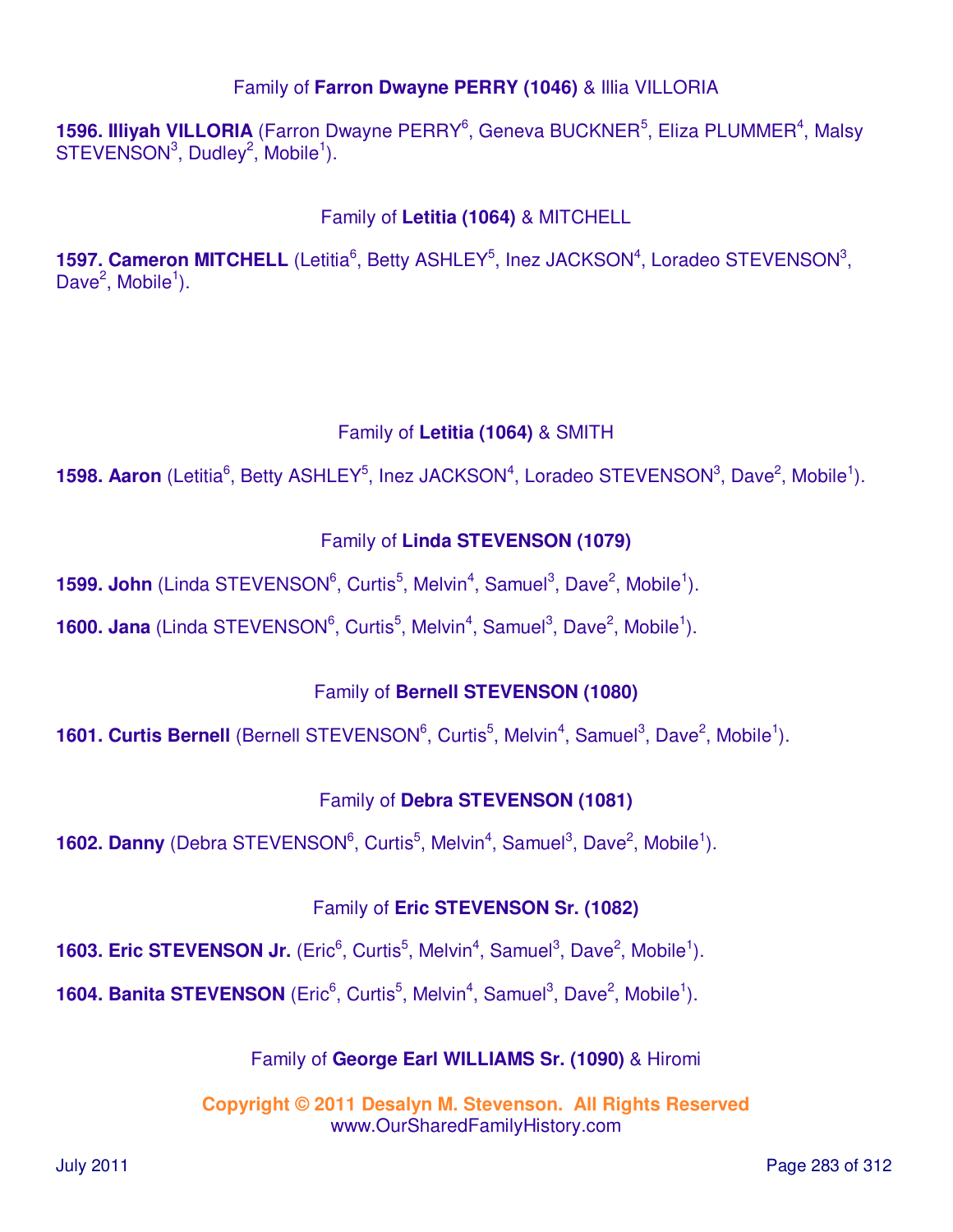Family of **Farron Dwayne PERRY (1046)** & Illia VILLORIA

**1596. Illiyah VILLORIA** (Farron Dwayne PERRY[6], Geneva BUCKNER[5], Eliza PLUMMER[4], Malsy STEVENSON[3], Dudley[2], Mobile[1]).

Family of **Letitia (1064)** & MITCHELL

**1597. Cameron MITCHELL** (Letitia[6], Betty ASHLEY[5], Inez JACKSON[4], Loradeo STEVENSON[3], Dave[2], Mobile[1]).

Family of **Letitia (1064)** & SMITH

**1598. Aaron** (Letitia[6], Betty ASHLEY[5], Inez JACKSON[4], Loradeo STEVENSON[3], Dave[2], Mobile[1]).

Family of **Linda STEVENSON (1079)**

**1599. John** (Linda STEVENSON[6], Curtis[5], Melvin[4], Samuel[3], Dave[2], Mobile[1]).

**1600. Jana** (Linda STEVENSON[6], Curtis[5], Melvin[4], Samuel[3], Dave[2], Mobile[1]).

Family of **Bernell STEVENSON (1080)**

**1601. Curtis Bernell** (Bernell STEVENSON[6], Curtis[5], Melvin[4], Samuel[3], Dave[2], Mobile[1]).

Family of **Debra STEVENSON (1081)**

**1602. Danny** (Debra STEVENSON[6], Curtis[5], Melvin[4], Samuel[3], Dave[2], Mobile[1]).

Family of **Eric STEVENSON Sr. (1082)**

**1603. Eric STEVENSON Jr.** (Eric[6], Curtis[5], Melvin[4], Samuel[3], Dave[2], Mobile[1]).

**1604. Banita STEVENSON** (Eric[6], Curtis[5], Melvin[4], Samuel[3], Dave[2], Mobile[1]).

Family of **George Earl WILLIAMS Sr. (1090)** & Hiromi

**Copyright © 2011 Desalyn M. Stevenson. All Rights Reserved**
www.OurSharedFamilyHistory.com

July 2011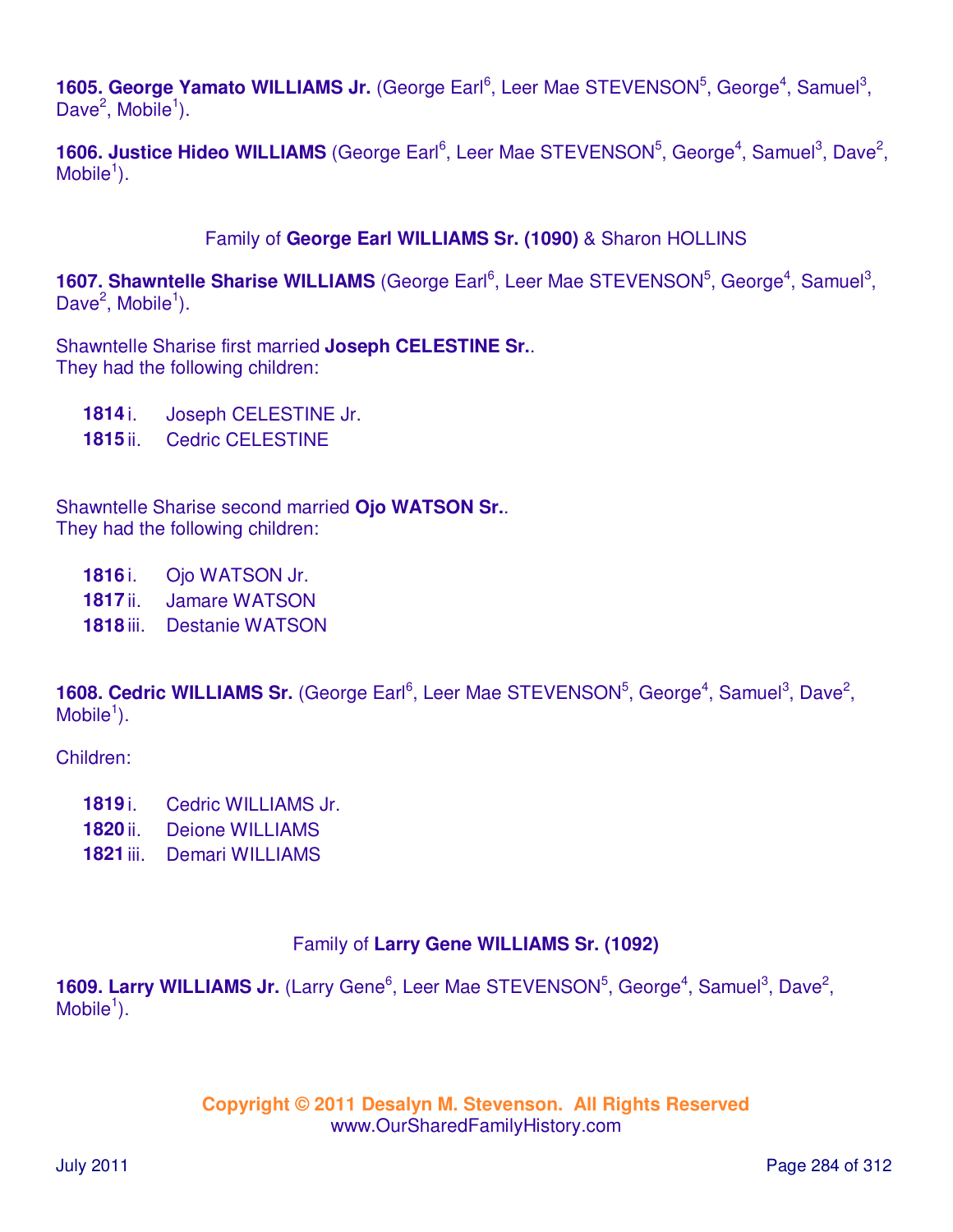**1605. George Yamato WILLIAMS Jr.** (George Earl[6], Leer Mae STEVENSON[5], George[4], Samuel[3], Dave[2], Mobile[1]).

**1606. Justice Hideo WILLIAMS** (George Earl[6], Leer Mae STEVENSON[5], George[4], Samuel[3], Dave[2], Mobile[1]).

Family of **George Earl WILLIAMS Sr. (1090)** & Sharon HOLLINS

**1607. Shawntelle Sharise WILLIAMS** (George Earl[6], Leer Mae STEVENSON[5], George[4], Samuel[3], Dave[2], Mobile[1]).

Shawntelle Sharise first married **Joseph CELESTINE Sr.**.
They had the following children:

- **1814** i. Joseph CELESTINE Jr.
- **1815** ii. Cedric CELESTINE

Shawntelle Sharise second married **Ojo WATSON Sr.**.
They had the following children:

- **1816** i. Ojo WATSON Jr.
- **1817** ii. Jamare WATSON
- **1818** iii. Destanie WATSON

**1608. Cedric WILLIAMS Sr.** (George Earl[6], Leer Mae STEVENSON[5], George[4], Samuel[3], Dave[2], Mobile[1]).

Children:

- **1819** i. Cedric WILLIAMS Jr.
- **1820** ii. Deione WILLIAMS
- **1821** iii. Demari WILLIAMS

Family of **Larry Gene WILLIAMS Sr. (1092)**

**1609. Larry WILLIAMS Jr.** (Larry Gene[6], Leer Mae STEVENSON[5], George[4], Samuel[3], Dave[2], Mobile[1]).

**Copyright © 2011 Desalyn M. Stevenson. All Rights Reserved**
www.OurSharedFamilyHistory.com

July 2011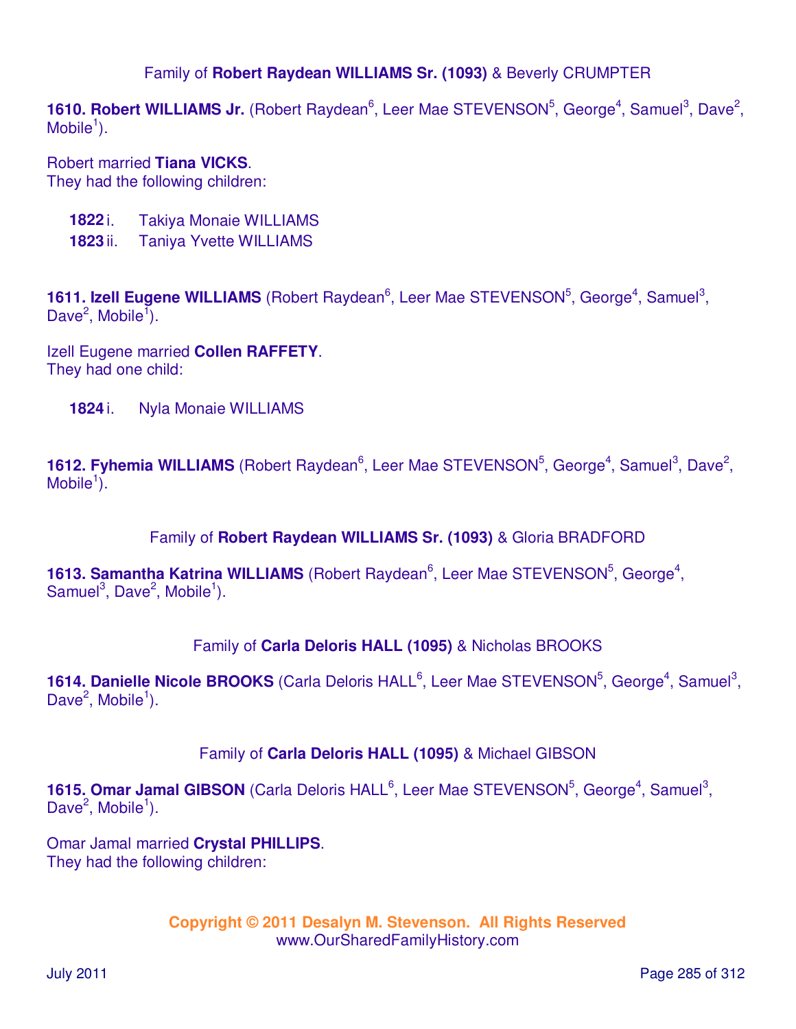Family of **Robert Raydean WILLIAMS Sr. (1093)** & Beverly CRUMPTER

**1610. Robert WILLIAMS Jr.** (Robert Raydean[6], Leer Mae STEVENSON[5], George[4], Samuel[3], Dave[2], Mobile[1]).

Robert married **Tiana VICKS**.
They had the following children:

- **1822** i. Takiya Monaie WILLIAMS
- **1823** ii. Taniya Yvette WILLIAMS

**1611. Izell Eugene WILLIAMS** (Robert Raydean[6], Leer Mae STEVENSON[5], George[4], Samuel[3], Dave[2], Mobile[1]).

Izell Eugene married **Collen RAFFETY**.
They had one child:

- **1824** i. Nyla Monaie WILLIAMS

**1612. Fyhemia WILLIAMS** (Robert Raydean[6], Leer Mae STEVENSON[5], George[4], Samuel[3], Dave[2], Mobile[1]).

Family of **Robert Raydean WILLIAMS Sr. (1093)** & Gloria BRADFORD

**1613. Samantha Katrina WILLIAMS** (Robert Raydean[6], Leer Mae STEVENSON[5], George[4], Samuel[3], Dave[2], Mobile[1]).

Family of **Carla Deloris HALL (1095)** & Nicholas BROOKS

**1614. Danielle Nicole BROOKS** (Carla Deloris HALL[6], Leer Mae STEVENSON[5], George[4], Samuel[3], Dave[2], Mobile[1]).

Family of **Carla Deloris HALL (1095)** & Michael GIBSON

**1615. Omar Jamal GIBSON** (Carla Deloris HALL[6], Leer Mae STEVENSON[5], George[4], Samuel[3], Dave[2], Mobile[1]).

Omar Jamal married **Crystal PHILLIPS**.
They had the following children:

**Copyright © 2011 Desalyn M. Stevenson. All Rights Reserved**
www.OurSharedFamilyHistory.com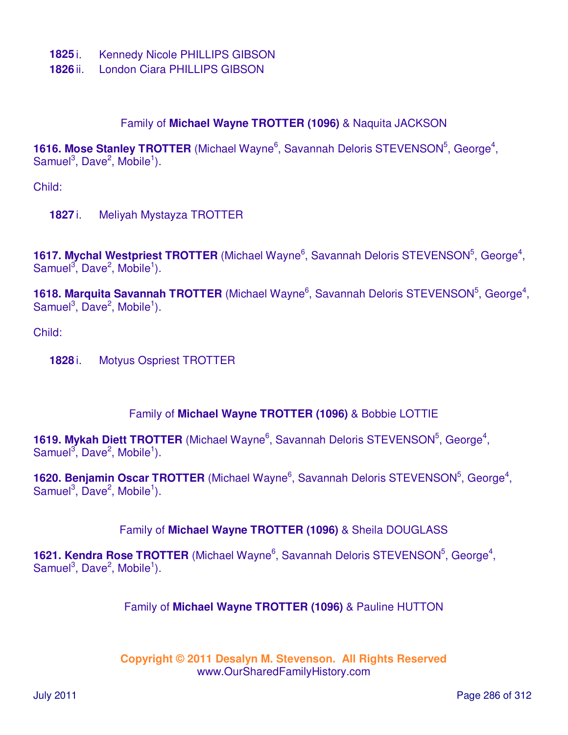**1825** i. Kennedy Nicole PHILLIPS GIBSON
**1826** ii. London Ciara PHILLIPS GIBSON

Family of **Michael Wayne TROTTER (1096)** & Naquita JACKSON

**1616. Mose Stanley TROTTER** (Michael Wayne[6], Savannah Deloris STEVENSON[5], George[4], Samuel[3], Dave[2], Mobile[1]).

Child:

**1827** i. Meliyah Mystayza TROTTER

**1617. Mychal Westpriest TROTTER** (Michael Wayne[6], Savannah Deloris STEVENSON[5], George[4], Samuel[3], Dave[2], Mobile[1]).

**1618. Marquita Savannah TROTTER** (Michael Wayne[6], Savannah Deloris STEVENSON[5], George[4], Samuel[3], Dave[2], Mobile[1]).

Child:

**1828** i. Motyus Ospriest TROTTER

Family of **Michael Wayne TROTTER (1096)** & Bobbie LOTTIE

**1619. Mykah Diett TROTTER** (Michael Wayne[6], Savannah Deloris STEVENSON[5], George[4], Samuel[3], Dave[2], Mobile[1]).

**1620. Benjamin Oscar TROTTER** (Michael Wayne[6], Savannah Deloris STEVENSON[5], George[4], Samuel[3], Dave[2], Mobile[1]).

Family of **Michael Wayne TROTTER (1096)** & Sheila DOUGLASS

**1621. Kendra Rose TROTTER** (Michael Wayne[6], Savannah Deloris STEVENSON[5], George[4], Samuel[3], Dave[2], Mobile[1]).

Family of **Michael Wayne TROTTER (1096)** & Pauline HUTTON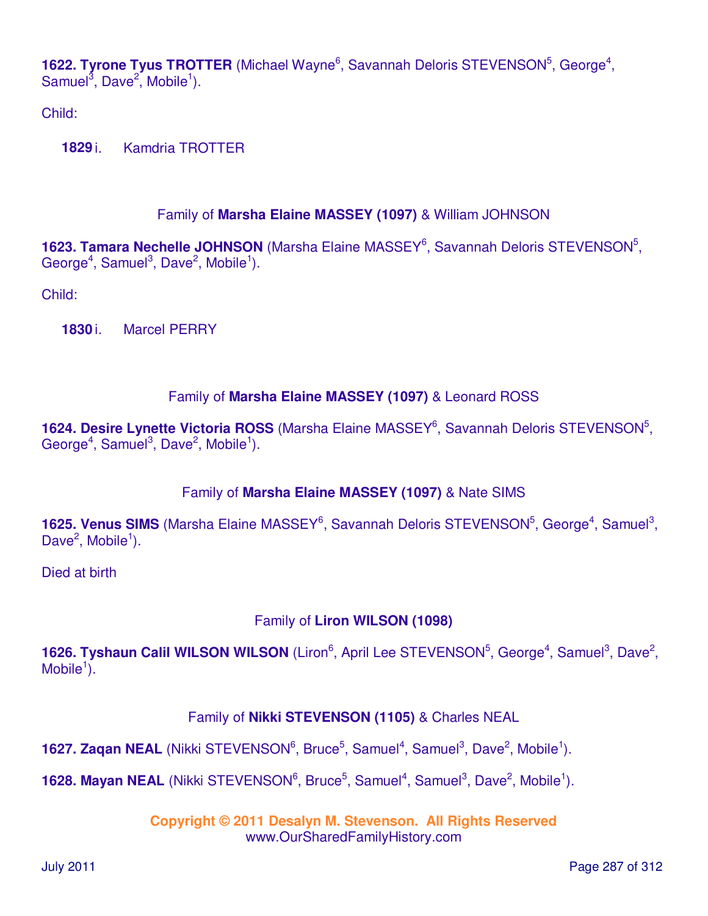**1622. Tyrone Tyus TROTTER** (Michael Wayne[6], Savannah Deloris STEVENSON[5], George[4], Samuel[3], Dave[2], Mobile[1]).

Child:

**1829** i. Kamdria TROTTER

Family of **Marsha Elaine MASSEY (1097)** & William JOHNSON

**1623. Tamara Nechelle JOHNSON** (Marsha Elaine MASSEY[6], Savannah Deloris STEVENSON[5], George[4], Samuel[3], Dave[2], Mobile[1]).

Child:

**1830** i. Marcel PERRY

Family of **Marsha Elaine MASSEY (1097)** & Leonard ROSS

**1624. Desire Lynette Victoria ROSS** (Marsha Elaine MASSEY[6], Savannah Deloris STEVENSON[5], George[4], Samuel[3], Dave[2], Mobile[1]).

Family of **Marsha Elaine MASSEY (1097)** & Nate SIMS

**1625. Venus SIMS** (Marsha Elaine MASSEY[6], Savannah Deloris STEVENSON[5], George[4], Samuel[3], Dave[2], Mobile[1]).

Died at birth

Family of **Liron WILSON (1098)**

**1626. Tyshaun Calil WILSON WILSON** (Liron[6], April Lee STEVENSON[5], George[4], Samuel[3], Dave[2], Mobile[1]).

Family of **Nikki STEVENSON (1105)** & Charles NEAL

**1627. Zaqan NEAL** (Nikki STEVENSON[6], Bruce[5], Samuel[4], Samuel[3], Dave[2], Mobile[1]).

**1628. Mayan NEAL** (Nikki STEVENSON[6], Bruce[5], Samuel[4], Samuel[3], Dave[2], Mobile[1]).

**Copyright © 2011 Desalyn M. Stevenson. All Rights Reserved**
www.OurSharedFamilyHistory.com

July 2011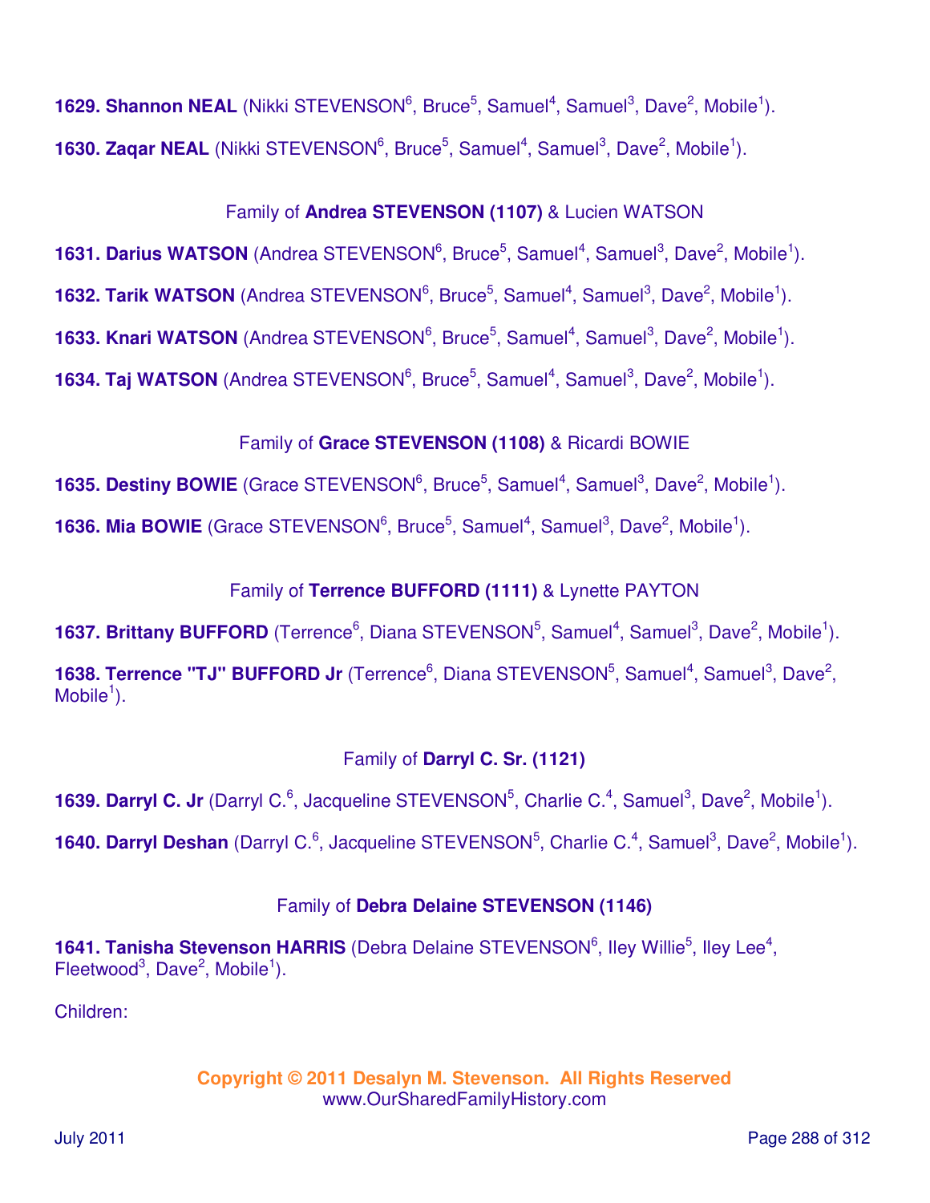**1629. Shannon NEAL** (Nikki STEVENSON[6], Bruce[5], Samuel[4], Samuel[3], Dave[2], Mobile[1]).

**1630. Zaqar NEAL** (Nikki STEVENSON[6], Bruce[5], Samuel[4], Samuel[3], Dave[2], Mobile[1]).

Family of **Andrea STEVENSON (1107)** & Lucien WATSON

**1631. Darius WATSON** (Andrea STEVENSON[6], Bruce[5], Samuel[4], Samuel[3], Dave[2], Mobile[1]).

**1632. Tarik WATSON** (Andrea STEVENSON[6], Bruce[5], Samuel[4], Samuel[3], Dave[2], Mobile[1]).

**1633. Knari WATSON** (Andrea STEVENSON[6], Bruce[5], Samuel[4], Samuel[3], Dave[2], Mobile[1]).

**1634. Taj WATSON** (Andrea STEVENSON[6], Bruce[5], Samuel[4], Samuel[3], Dave[2], Mobile[1]).

Family of **Grace STEVENSON (1108)** & Ricardi BOWIE

**1635. Destiny BOWIE** (Grace STEVENSON[6], Bruce[5], Samuel[4], Samuel[3], Dave[2], Mobile[1]).

**1636. Mia BOWIE** (Grace STEVENSON[6], Bruce[5], Samuel[4], Samuel[3], Dave[2], Mobile[1]).

Family of **Terrence BUFFORD (1111)** & Lynette PAYTON

**1637. Brittany BUFFORD** (Terrence[6], Diana STEVENSON[5], Samuel[4], Samuel[3], Dave[2], Mobile[1]).

**1638. Terrence "TJ" BUFFORD Jr** (Terrence[6], Diana STEVENSON[5], Samuel[4], Samuel[3], Dave[2], Mobile[1]).

Family of **Darryl C. Sr. (1121)**

**1639. Darryl C. Jr** (Darryl C.[6], Jacqueline STEVENSON[5], Charlie C.[4], Samuel[3], Dave[2], Mobile[1]).

**1640. Darryl Deshan** (Darryl C.[6], Jacqueline STEVENSON[5], Charlie C.[4], Samuel[3], Dave[2], Mobile[1]).

Family of **Debra Delaine STEVENSON (1146)**

**1641. Tanisha Stevenson HARRIS** (Debra Delaine STEVENSON[6], Iley Willie[5], Iley Lee[4], Fleetwood[3], Dave[2], Mobile[1]).

Children:

**Copyright © 2011 Desalyn M. Stevenson. All Rights Reserved**
www.OurSharedFamilyHistory.com

July 2011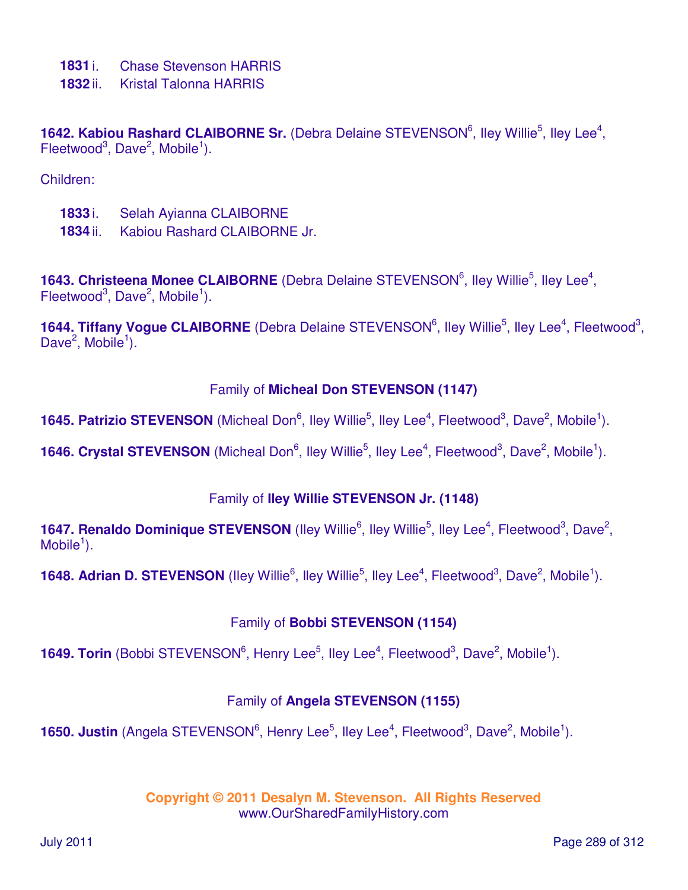**1831** i. Chase Stevenson HARRIS
**1832** ii. Kristal Talonna HARRIS

**1642. Kabiou Rashard CLAIBORNE Sr.** (Debra Delaine STEVENSON[6], Iley Willie[5], Iley Lee[4], Fleetwood[3], Dave[2], Mobile[1]).

Children:

**1833** i. Selah Ayianna CLAIBORNE
**1834** ii. Kabiou Rashard CLAIBORNE Jr.

**1643. Christeena Monee CLAIBORNE** (Debra Delaine STEVENSON[6], Iley Willie[5], Iley Lee[4], Fleetwood[3], Dave[2], Mobile[1]).

**1644. Tiffany Vogue CLAIBORNE** (Debra Delaine STEVENSON[6], Iley Willie[5], Iley Lee[4], Fleetwood[3], Dave[2], Mobile[1]).

Family of **Micheal Don STEVENSON (1147)**

**1645. Patrizio STEVENSON** (Micheal Don[6], Iley Willie[5], Iley Lee[4], Fleetwood[3], Dave[2], Mobile[1]).

**1646. Crystal STEVENSON** (Micheal Don[6], Iley Willie[5], Iley Lee[4], Fleetwood[3], Dave[2], Mobile[1]).

Family of **Iley Willie STEVENSON Jr. (1148)**

**1647. Renaldo Dominique STEVENSON** (Iley Willie[6], Iley Willie[5], Iley Lee[4], Fleetwood[3], Dave[2], Mobile[1]).

**1648. Adrian D. STEVENSON** (Iley Willie[6], Iley Willie[5], Iley Lee[4], Fleetwood[3], Dave[2], Mobile[1]).

Family of **Bobbi STEVENSON (1154)**

**1649. Torin** (Bobbi STEVENSON[6], Henry Lee[5], Iley Lee[4], Fleetwood[3], Dave[2], Mobile[1]).

Family of **Angela STEVENSON (1155)**

**1650. Justin** (Angela STEVENSON[6], Henry Lee[5], Iley Lee[4], Fleetwood[3], Dave[2], Mobile[1]).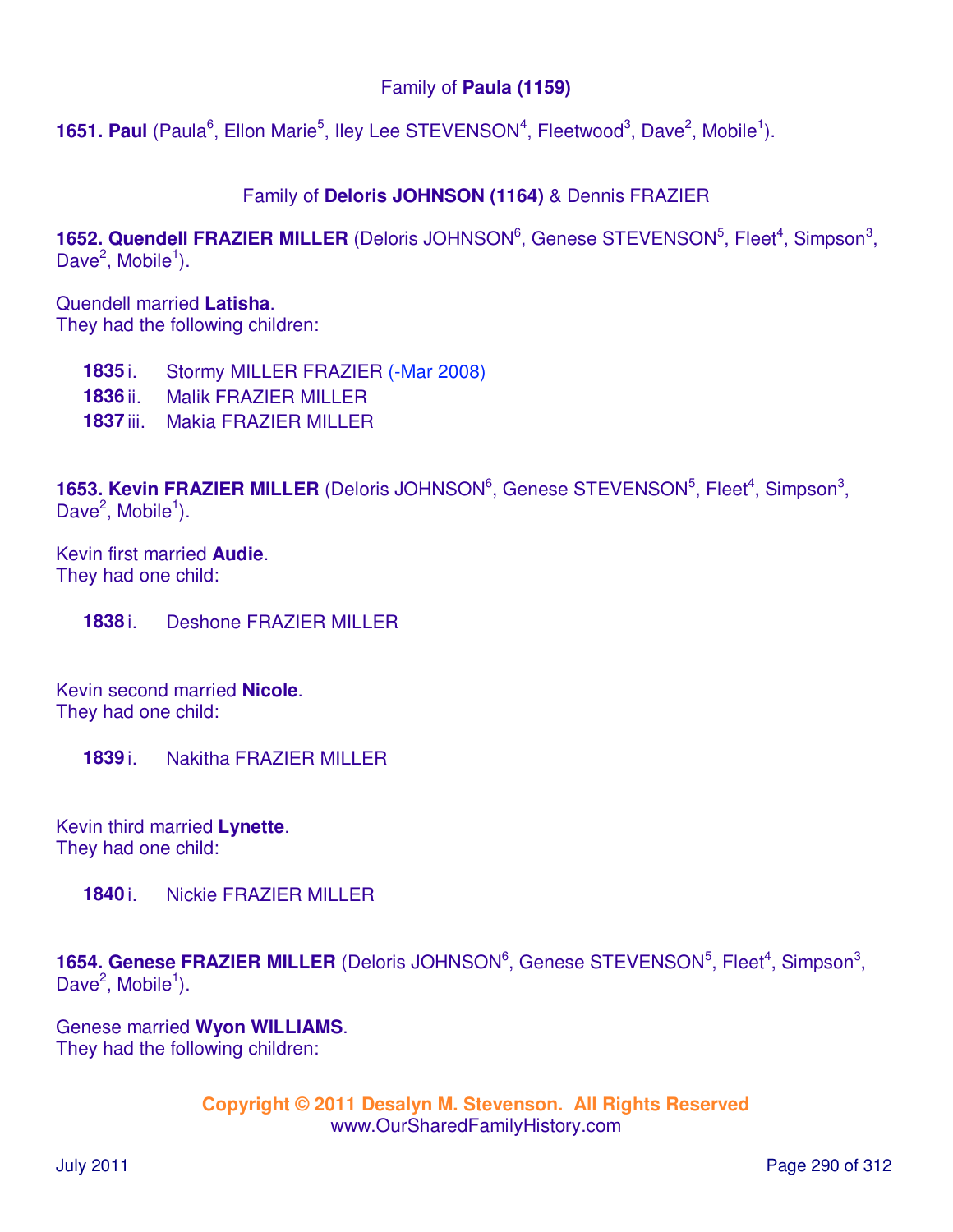Family of **Paula (1159)**

**1651. Paul** (Paula[6], Ellon Marie[5], Iley Lee STEVENSON[4], Fleetwood[3], Dave[2], Mobile[1]).

Family of **Deloris JOHNSON (1164)** & Dennis FRAZIER

**1652. Quendell FRAZIER MILLER** (Deloris JOHNSON[6], Genese STEVENSON[5], Fleet[4], Simpson[3], Dave[2], Mobile[1]).

Quendell married **Latisha**.
They had the following children:

- **1835** i. Stormy MILLER FRAZIER (-Mar 2008)
- **1836** ii. Malik FRAZIER MILLER
- **1837** iii. Makia FRAZIER MILLER

**1653. Kevin FRAZIER MILLER** (Deloris JOHNSON[6], Genese STEVENSON[5], Fleet[4], Simpson[3], Dave[2], Mobile[1]).

Kevin first married **Audie**.
They had one child:

- **1838** i. Deshone FRAZIER MILLER

Kevin second married **Nicole**.
They had one child:

- **1839** i. Nakitha FRAZIER MILLER

Kevin third married **Lynette**.
They had one child:

- **1840** i. Nickie FRAZIER MILLER

**1654. Genese FRAZIER MILLER** (Deloris JOHNSON[6], Genese STEVENSON[5], Fleet[4], Simpson[3], Dave[2], Mobile[1]).

Genese married **Wyon WILLIAMS**.
They had the following children: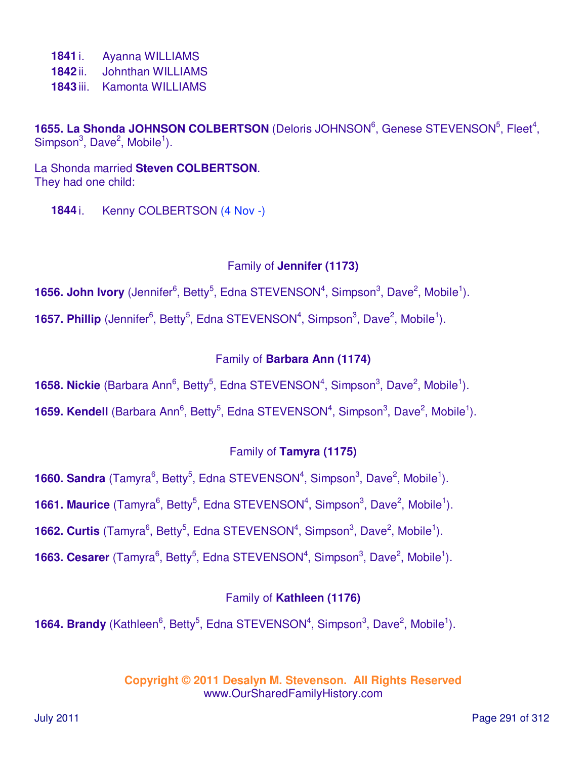**1841** i. Ayanna WILLIAMS
**1842** ii. Johnthan WILLIAMS
**1843** iii. Kamonta WILLIAMS

**1655. La Shonda JOHNSON COLBERTSON** (Deloris JOHNSON[6], Genese STEVENSON[5], Fleet[4], Simpson[3], Dave[2], Mobile[1]).

La Shonda married **Steven COLBERTSON**.
They had one child:

**1844** i. Kenny COLBERTSON (4 Nov -)

Family of **Jennifer (1173)**

**1656. John Ivory** (Jennifer[6], Betty[5], Edna STEVENSON[4], Simpson[3], Dave[2], Mobile[1]).

**1657. Phillip** (Jennifer[6], Betty[5], Edna STEVENSON[4], Simpson[3], Dave[2], Mobile[1]).

Family of **Barbara Ann (1174)**

**1658. Nickie** (Barbara Ann[6], Betty[5], Edna STEVENSON[4], Simpson[3], Dave[2], Mobile[1]).

**1659. Kendell** (Barbara Ann[6], Betty[5], Edna STEVENSON[4], Simpson[3], Dave[2], Mobile[1]).

Family of **Tamyra (1175)**

**1660. Sandra** (Tamyra[6], Betty[5], Edna STEVENSON[4], Simpson[3], Dave[2], Mobile[1]).

**1661. Maurice** (Tamyra[6], Betty[5], Edna STEVENSON[4], Simpson[3], Dave[2], Mobile[1]).

**1662. Curtis** (Tamyra[6], Betty[5], Edna STEVENSON[4], Simpson[3], Dave[2], Mobile[1]).

**1663. Cesarer** (Tamyra[6], Betty[5], Edna STEVENSON[4], Simpson[3], Dave[2], Mobile[1]).

Family of **Kathleen (1176)**

**1664. Brandy** (Kathleen[6], Betty[5], Edna STEVENSON[4], Simpson[3], Dave[2], Mobile[1]).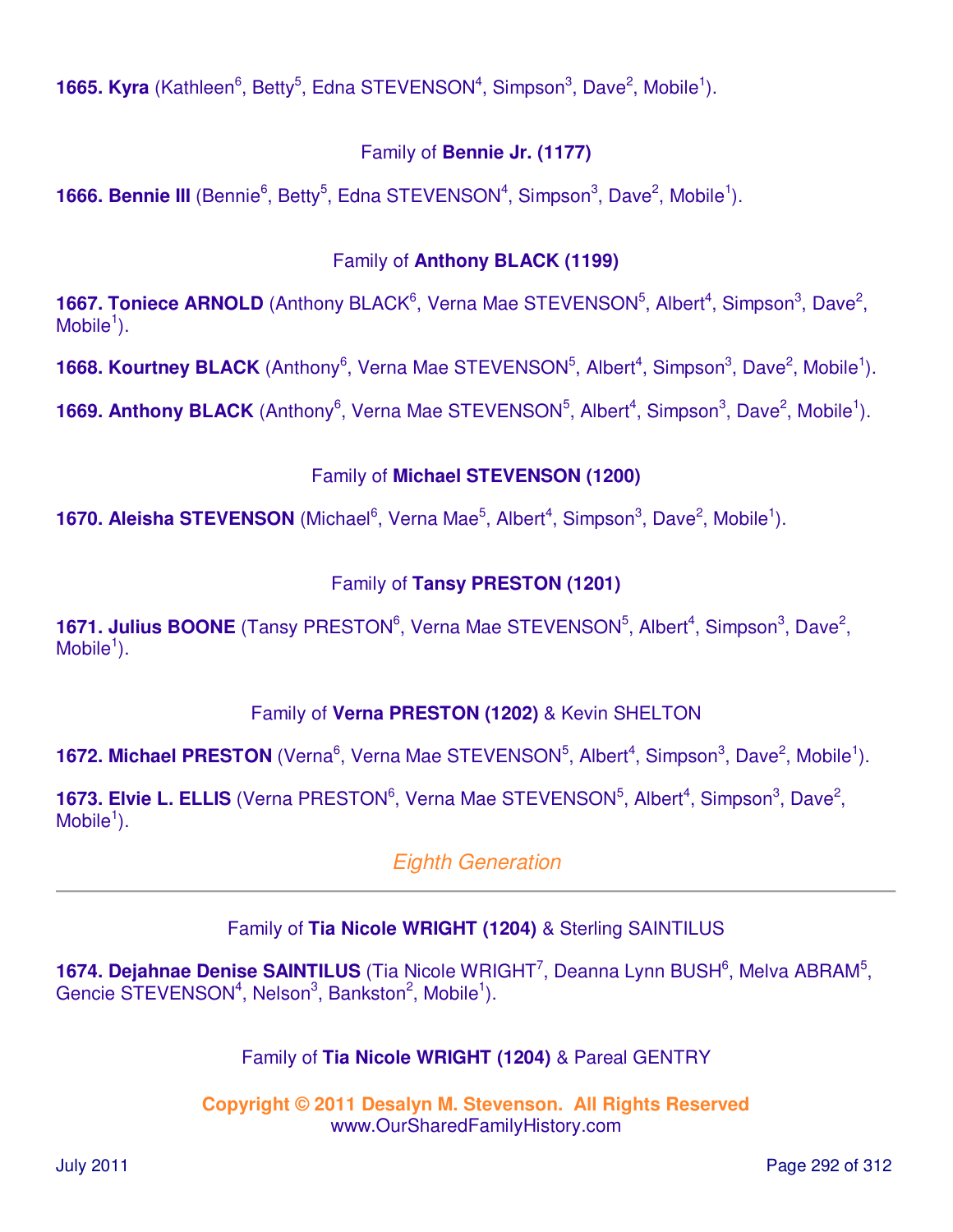**1665. Kyra** (Kathleen[6], Betty[5], Edna STEVENSON[4], Simpson[3], Dave[2], Mobile[1]).

Family of **Bennie Jr. (1177)**

**1666. Bennie III** (Bennie[6], Betty[5], Edna STEVENSON[4], Simpson[3], Dave[2], Mobile[1]).

Family of **Anthony BLACK (1199)**

**1667. Toniece ARNOLD** (Anthony BLACK[6], Verna Mae STEVENSON[5], Albert[4], Simpson[3], Dave[2], Mobile[1]).

**1668. Kourtney BLACK** (Anthony[6], Verna Mae STEVENSON[5], Albert[4], Simpson[3], Dave[2], Mobile[1]).

**1669. Anthony BLACK** (Anthony[6], Verna Mae STEVENSON[5], Albert[4], Simpson[3], Dave[2], Mobile[1]).

Family of **Michael STEVENSON (1200)**

**1670. Aleisha STEVENSON** (Michael[6], Verna Mae[5], Albert[4], Simpson[3], Dave[2], Mobile[1]).

Family of **Tansy PRESTON (1201)**

**1671. Julius BOONE** (Tansy PRESTON[6], Verna Mae STEVENSON[5], Albert[4], Simpson[3], Dave[2], Mobile[1]).

Family of **Verna PRESTON (1202)** & Kevin SHELTON

**1672. Michael PRESTON** (Verna[6], Verna Mae STEVENSON[5], Albert[4], Simpson[3], Dave[2], Mobile[1]).

**1673. Elvie L. ELLIS** (Verna PRESTON[6], Verna Mae STEVENSON[5], Albert[4], Simpson[3], Dave[2], Mobile[1]).

## *Eighth Generation*

---

Family of **Tia Nicole WRIGHT (1204)** & Sterling SAINTILUS

**1674. Dejahnae Denise SAINTILUS** (Tia Nicole WRIGHT[7], Deanna Lynn BUSH[6], Melva ABRAM[5], Gencie STEVENSON[4], Nelson[3], Bankston[2], Mobile[1]).

Family of **Tia Nicole WRIGHT (1204)** & Pareal GENTRY

**Copyright © 2011 Desalyn M. Stevenson. All Rights Reserved**
www.OurSharedFamilyHistory.com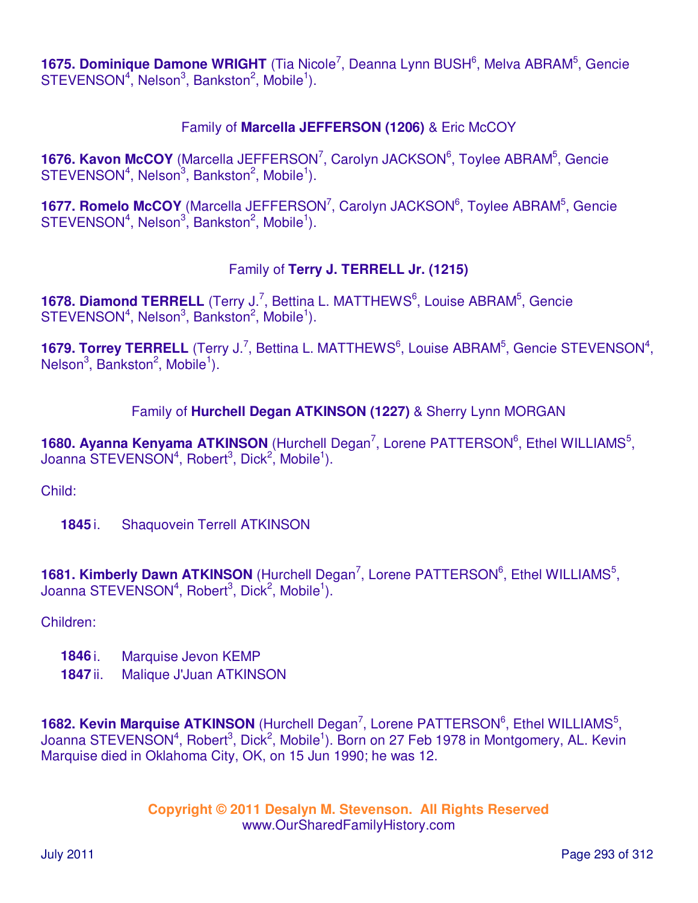**1675. Dominique Damone WRIGHT** (Tia Nicole[7], Deanna Lynn BUSH[6], Melva ABRAM[5], Gencie STEVENSON[4], Nelson[3], Bankston[2], Mobile[1]).

Family of **Marcella JEFFERSON (1206)** & Eric McCOY

**1676. Kavon McCOY** (Marcella JEFFERSON[7], Carolyn JACKSON[6], Toylee ABRAM[5], Gencie STEVENSON[4], Nelson[3], Bankston[2], Mobile[1]).

**1677. Romelo McCOY** (Marcella JEFFERSON[7], Carolyn JACKSON[6], Toylee ABRAM[5], Gencie STEVENSON[4], Nelson[3], Bankston[2], Mobile[1]).

Family of **Terry J. TERRELL Jr. (1215)**

**1678. Diamond TERRELL** (Terry J.[7], Bettina L. MATTHEWS[6], Louise ABRAM[5], Gencie STEVENSON[4], Nelson[3], Bankston[2], Mobile[1]).

**1679. Torrey TERRELL** (Terry J.[7], Bettina L. MATTHEWS[6], Louise ABRAM[5], Gencie STEVENSON[4], Nelson[3], Bankston[2], Mobile[1]).

Family of **Hurchell Degan ATKINSON (1227)** & Sherry Lynn MORGAN

**1680. Ayanna Kenyama ATKINSON** (Hurchell Degan[7], Lorene PATTERSON[6], Ethel WILLIAMS[5], Joanna STEVENSON[4], Robert[3], Dick[2], Mobile[1]).

Child:

**1845** i. Shaquovein Terrell ATKINSON

**1681. Kimberly Dawn ATKINSON** (Hurchell Degan[7], Lorene PATTERSON[6], Ethel WILLIAMS[5], Joanna STEVENSON[4], Robert[3], Dick[2], Mobile[1]).

Children:

**1846** i. Marquise Jevon KEMP
**1847** ii. Malique J'Juan ATKINSON

**1682. Kevin Marquise ATKINSON** (Hurchell Degan[7], Lorene PATTERSON[6], Ethel WILLIAMS[5], Joanna STEVENSON[4], Robert[3], Dick[2], Mobile[1]). Born on 27 Feb 1978 in Montgomery, AL. Kevin Marquise died in Oklahoma City, OK, on 15 Jun 1990; he was 12.

**Copyright © 2011 Desalyn M. Stevenson. All Rights Reserved**
www.OurSharedFamilyHistory.com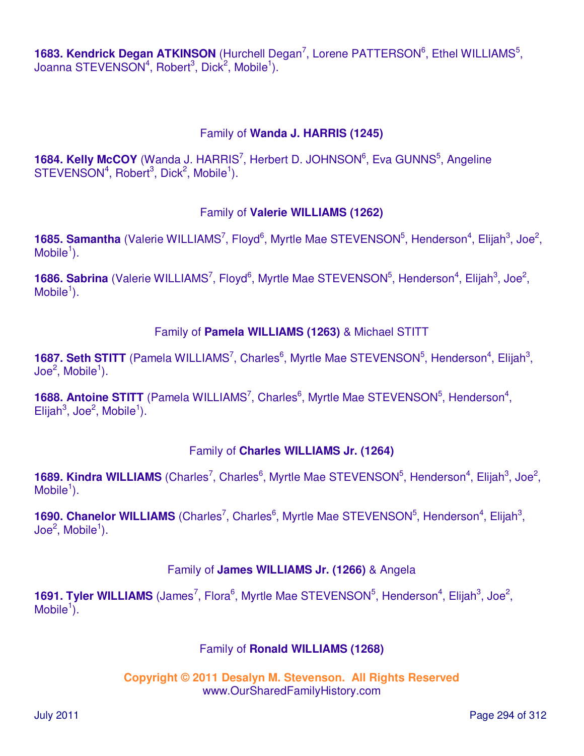**1683. Kendrick Degan ATKINSON** (Hurchell Degan[7], Lorene PATTERSON[6], Ethel WILLIAMS[5], Joanna STEVENSON[4], Robert[3], Dick[2], Mobile[1]).

Family of **Wanda J. HARRIS (1245)**

**1684. Kelly McCOY** (Wanda J. HARRIS[7], Herbert D. JOHNSON[6], Eva GUNNS[5], Angeline STEVENSON[4], Robert[3], Dick[2], Mobile[1]).

Family of **Valerie WILLIAMS (1262)**

**1685. Samantha** (Valerie WILLIAMS[7], Floyd[6], Myrtle Mae STEVENSON[5], Henderson[4], Elijah[3], Joe[2], Mobile[1]).

**1686. Sabrina** (Valerie WILLIAMS[7], Floyd[6], Myrtle Mae STEVENSON[5], Henderson[4], Elijah[3], Joe[2], Mobile[1]).

Family of **Pamela WILLIAMS (1263)** & Michael STITT

**1687. Seth STITT** (Pamela WILLIAMS[7], Charles[6], Myrtle Mae STEVENSON[5], Henderson[4], Elijah[3], Joe[2], Mobile[1]).

**1688. Antoine STITT** (Pamela WILLIAMS[7], Charles[6], Myrtle Mae STEVENSON[5], Henderson[4], Elijah[3], Joe[2], Mobile[1]).

Family of **Charles WILLIAMS Jr. (1264)**

**1689. Kindra WILLIAMS** (Charles[7], Charles[6], Myrtle Mae STEVENSON[5], Henderson[4], Elijah[3], Joe[2], Mobile[1]).

**1690. Chanelor WILLIAMS** (Charles[7], Charles[6], Myrtle Mae STEVENSON[5], Henderson[4], Elijah[3], Joe[2], Mobile[1]).

Family of **James WILLIAMS Jr. (1266)** & Angela

**1691. Tyler WILLIAMS** (James[7], Flora[6], Myrtle Mae STEVENSON[5], Henderson[4], Elijah[3], Joe[2], Mobile[1]).

Family of **Ronald WILLIAMS (1268)**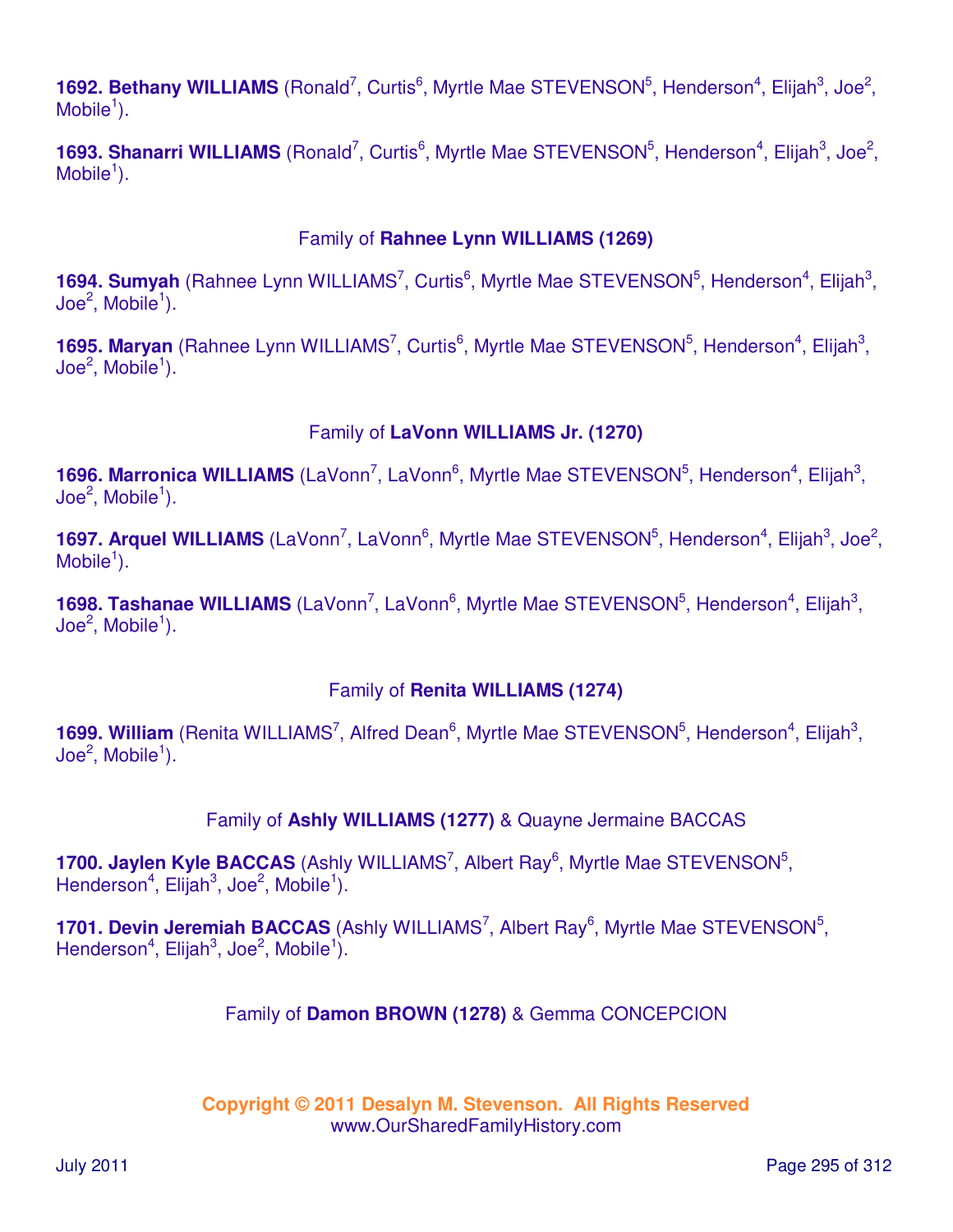**1692. Bethany WILLIAMS** (Ronald[7], Curtis[6], Myrtle Mae STEVENSON[5], Henderson[4], Elijah[3], Joe[2], Mobile[1]).

**1693. Shanarri WILLIAMS** (Ronald[7], Curtis[6], Myrtle Mae STEVENSON[5], Henderson[4], Elijah[3], Joe[2], Mobile[1]).

### Family of **Rahnee Lynn WILLIAMS (1269)**

**1694. Sumyah** (Rahnee Lynn WILLIAMS[7], Curtis[6], Myrtle Mae STEVENSON[5], Henderson[4], Elijah[3], Joe[2], Mobile[1]).

**1695. Maryan** (Rahnee Lynn WILLIAMS[7], Curtis[6], Myrtle Mae STEVENSON[5], Henderson[4], Elijah[3], Joe[2], Mobile[1]).

### Family of **LaVonn WILLIAMS Jr. (1270)**

**1696. Marronica WILLIAMS** (LaVonn[7], LaVonn[6], Myrtle Mae STEVENSON[5], Henderson[4], Elijah[3], Joe[2], Mobile[1]).

**1697. Arquel WILLIAMS** (LaVonn[7], LaVonn[6], Myrtle Mae STEVENSON[5], Henderson[4], Elijah[3], Joe[2], Mobile[1]).

**1698. Tashanae WILLIAMS** (LaVonn[7], LaVonn[6], Myrtle Mae STEVENSON[5], Henderson[4], Elijah[3], Joe[2], Mobile[1]).

### Family of **Renita WILLIAMS (1274)**

**1699. William** (Renita WILLIAMS[7], Alfred Dean[6], Myrtle Mae STEVENSON[5], Henderson[4], Elijah[3], Joe[2], Mobile[1]).

### Family of **Ashly WILLIAMS (1277)** & Quayne Jermaine BACCAS

**1700. Jaylen Kyle BACCAS** (Ashly WILLIAMS[7], Albert Ray[6], Myrtle Mae STEVENSON[5], Henderson[4], Elijah[3], Joe[2], Mobile[1]).

**1701. Devin Jeremiah BACCAS** (Ashly WILLIAMS[7], Albert Ray[6], Myrtle Mae STEVENSON[5], Henderson[4], Elijah[3], Joe[2], Mobile[1]).

### Family of **Damon BROWN (1278)** & Gemma CONCEPCION

**Copyright © 2011 Desalyn M. Stevenson. All Rights Reserved**
www.OurSharedFamilyHistory.com

July 2011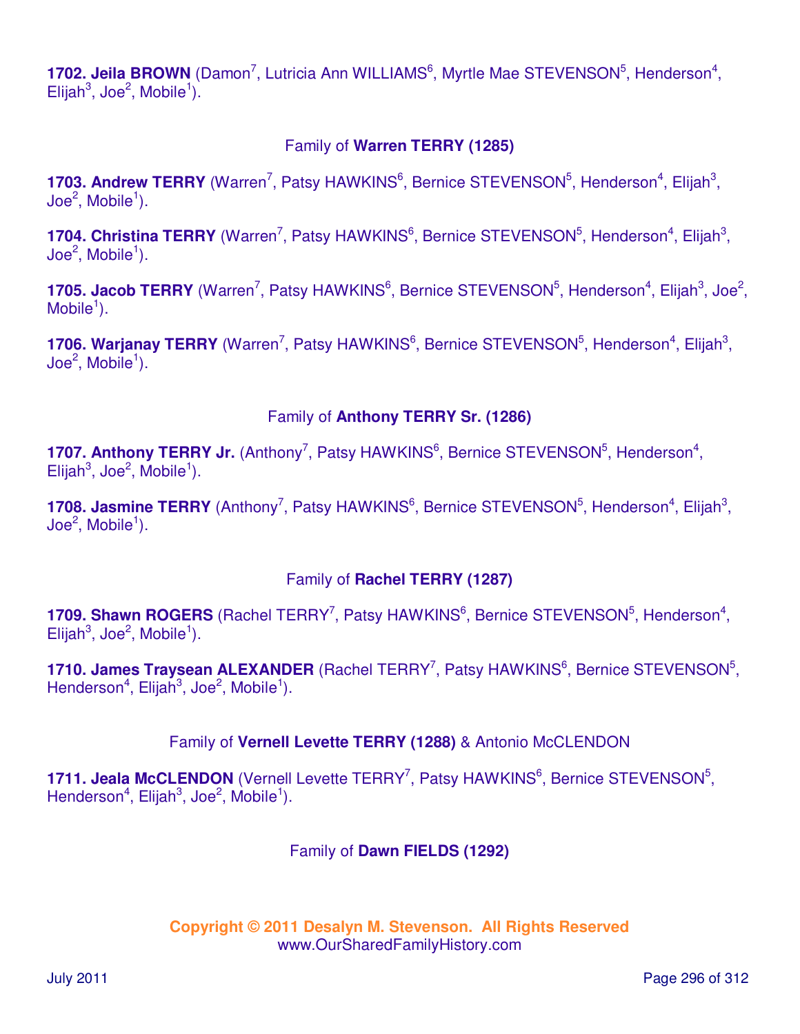**1702. Jeila BROWN** (Damon[7], Lutricia Ann WILLIAMS[6], Myrtle Mae STEVENSON[5], Henderson[4], Elijah[3], Joe[2], Mobile[1]).

### Family of **Warren TERRY (1285)**

**1703. Andrew TERRY** (Warren[7], Patsy HAWKINS[6], Bernice STEVENSON[5], Henderson[4], Elijah[3], Joe[2], Mobile[1]).

**1704. Christina TERRY** (Warren[7], Patsy HAWKINS[6], Bernice STEVENSON[5], Henderson[4], Elijah[3], Joe[2], Mobile[1]).

**1705. Jacob TERRY** (Warren[7], Patsy HAWKINS[6], Bernice STEVENSON[5], Henderson[4], Elijah[3], Joe[2], Mobile[1]).

**1706. Warjanay TERRY** (Warren[7], Patsy HAWKINS[6], Bernice STEVENSON[5], Henderson[4], Elijah[3], Joe[2], Mobile[1]).

### Family of **Anthony TERRY Sr. (1286)**

**1707. Anthony TERRY Jr.** (Anthony[7], Patsy HAWKINS[6], Bernice STEVENSON[5], Henderson[4], Elijah[3], Joe[2], Mobile[1]).

**1708. Jasmine TERRY** (Anthony[7], Patsy HAWKINS[6], Bernice STEVENSON[5], Henderson[4], Elijah[3], Joe[2], Mobile[1]).

### Family of **Rachel TERRY (1287)**

**1709. Shawn ROGERS** (Rachel TERRY[7], Patsy HAWKINS[6], Bernice STEVENSON[5], Henderson[4], Elijah[3], Joe[2], Mobile[1]).

**1710. James Traysean ALEXANDER** (Rachel TERRY[7], Patsy HAWKINS[6], Bernice STEVENSON[5], Henderson[4], Elijah[3], Joe[2], Mobile[1]).

### Family of **Vernell Levette TERRY (1288)** & Antonio McCLENDON

**1711. Jeala McCLENDON** (Vernell Levette TERRY[7], Patsy HAWKINS[6], Bernice STEVENSON[5], Henderson[4], Elijah[3], Joe[2], Mobile[1]).

### Family of **Dawn FIELDS (1292)**

**Copyright © 2011 Desalyn M. Stevenson. All Rights Reserved**
www.OurSharedFamilyHistory.com

July 2011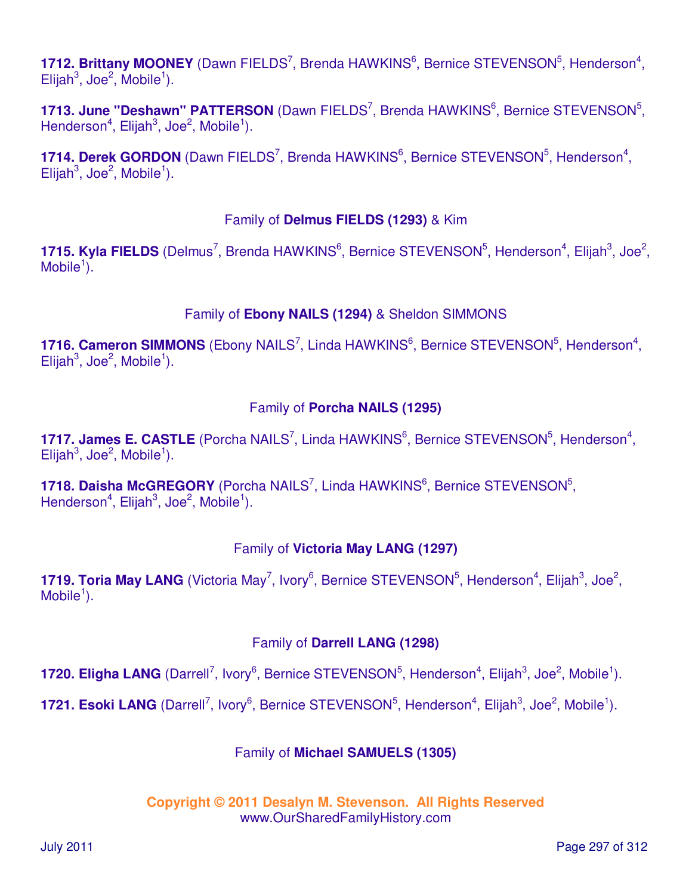**1712. Brittany MOONEY** (Dawn FIELDS[7], Brenda HAWKINS[6], Bernice STEVENSON[5], Henderson[4], Elijah[3], Joe[2], Mobile[1]).

**1713. June "Deshawn" PATTERSON** (Dawn FIELDS[7], Brenda HAWKINS[6], Bernice STEVENSON[5], Henderson[4], Elijah[3], Joe[2], Mobile[1]).

**1714. Derek GORDON** (Dawn FIELDS[7], Brenda HAWKINS[6], Bernice STEVENSON[5], Henderson[4], Elijah[3], Joe[2], Mobile[1]).

Family of **Delmus FIELDS (1293)** & Kim

**1715. Kyla FIELDS** (Delmus[7], Brenda HAWKINS[6], Bernice STEVENSON[5], Henderson[4], Elijah[3], Joe[2], Mobile[1]).

Family of **Ebony NAILS (1294)** & Sheldon SIMMONS

**1716. Cameron SIMMONS** (Ebony NAILS[7], Linda HAWKINS[6], Bernice STEVENSON[5], Henderson[4], Elijah[3], Joe[2], Mobile[1]).

Family of **Porcha NAILS (1295)**

**1717. James E. CASTLE** (Porcha NAILS[7], Linda HAWKINS[6], Bernice STEVENSON[5], Henderson[4], Elijah[3], Joe[2], Mobile[1]).

**1718. Daisha McGREGORY** (Porcha NAILS[7], Linda HAWKINS[6], Bernice STEVENSON[5], Henderson[4], Elijah[3], Joe[2], Mobile[1]).

Family of **Victoria May LANG (1297)**

**1719. Toria May LANG** (Victoria May[7], Ivory[6], Bernice STEVENSON[5], Henderson[4], Elijah[3], Joe[2], Mobile[1]).

Family of **Darrell LANG (1298)**

**1720. Eligha LANG** (Darrell[7], Ivory[6], Bernice STEVENSON[5], Henderson[4], Elijah[3], Joe[2], Mobile[1]).

**1721. Esoki LANG** (Darrell[7], Ivory[6], Bernice STEVENSON[5], Henderson[4], Elijah[3], Joe[2], Mobile[1]).

Family of **Michael SAMUELS (1305)**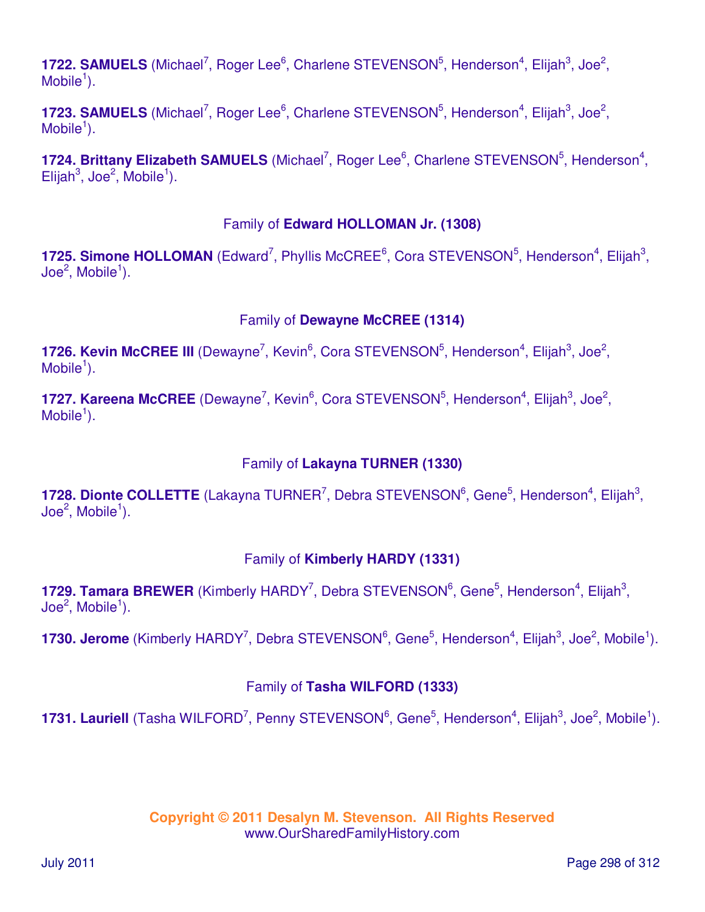**1722. SAMUELS** (Michael[7], Roger Lee[6], Charlene STEVENSON[5], Henderson[4], Elijah[3], Joe[2], Mobile[1]).

**1723. SAMUELS** (Michael[7], Roger Lee[6], Charlene STEVENSON[5], Henderson[4], Elijah[3], Joe[2], Mobile[1]).

**1724. Brittany Elizabeth SAMUELS** (Michael[7], Roger Lee[6], Charlene STEVENSON[5], Henderson[4], Elijah[3], Joe[2], Mobile[1]).

Family of **Edward HOLLOMAN Jr. (1308)**

**1725. Simone HOLLOMAN** (Edward[7], Phyllis McCREE[6], Cora STEVENSON[5], Henderson[4], Elijah[3], Joe[2], Mobile[1]).

Family of **Dewayne McCREE (1314)**

**1726. Kevin McCREE III** (Dewayne[7], Kevin[6], Cora STEVENSON[5], Henderson[4], Elijah[3], Joe[2], Mobile[1]).

**1727. Kareena McCREE** (Dewayne[7], Kevin[6], Cora STEVENSON[5], Henderson[4], Elijah[3], Joe[2], Mobile[1]).

Family of **Lakayna TURNER (1330)**

**1728. Dionte COLLETTE** (Lakayna TURNER[7], Debra STEVENSON[6], Gene[5], Henderson[4], Elijah[3], Joe[2], Mobile[1]).

Family of **Kimberly HARDY (1331)**

**1729. Tamara BREWER** (Kimberly HARDY[7], Debra STEVENSON[6], Gene[5], Henderson[4], Elijah[3], Joe[2], Mobile[1]).

**1730. Jerome** (Kimberly HARDY[7], Debra STEVENSON[6], Gene[5], Henderson[4], Elijah[3], Joe[2], Mobile[1]).

Family of **Tasha WILFORD (1333)**

**1731. Lauriell** (Tasha WILFORD[7], Penny STEVENSON[6], Gene[5], Henderson[4], Elijah[3], Joe[2], Mobile[1]).

**Copyright © 2011 Desalyn M. Stevenson. All Rights Reserved**
www.OurSharedFamilyHistory.com

July 2011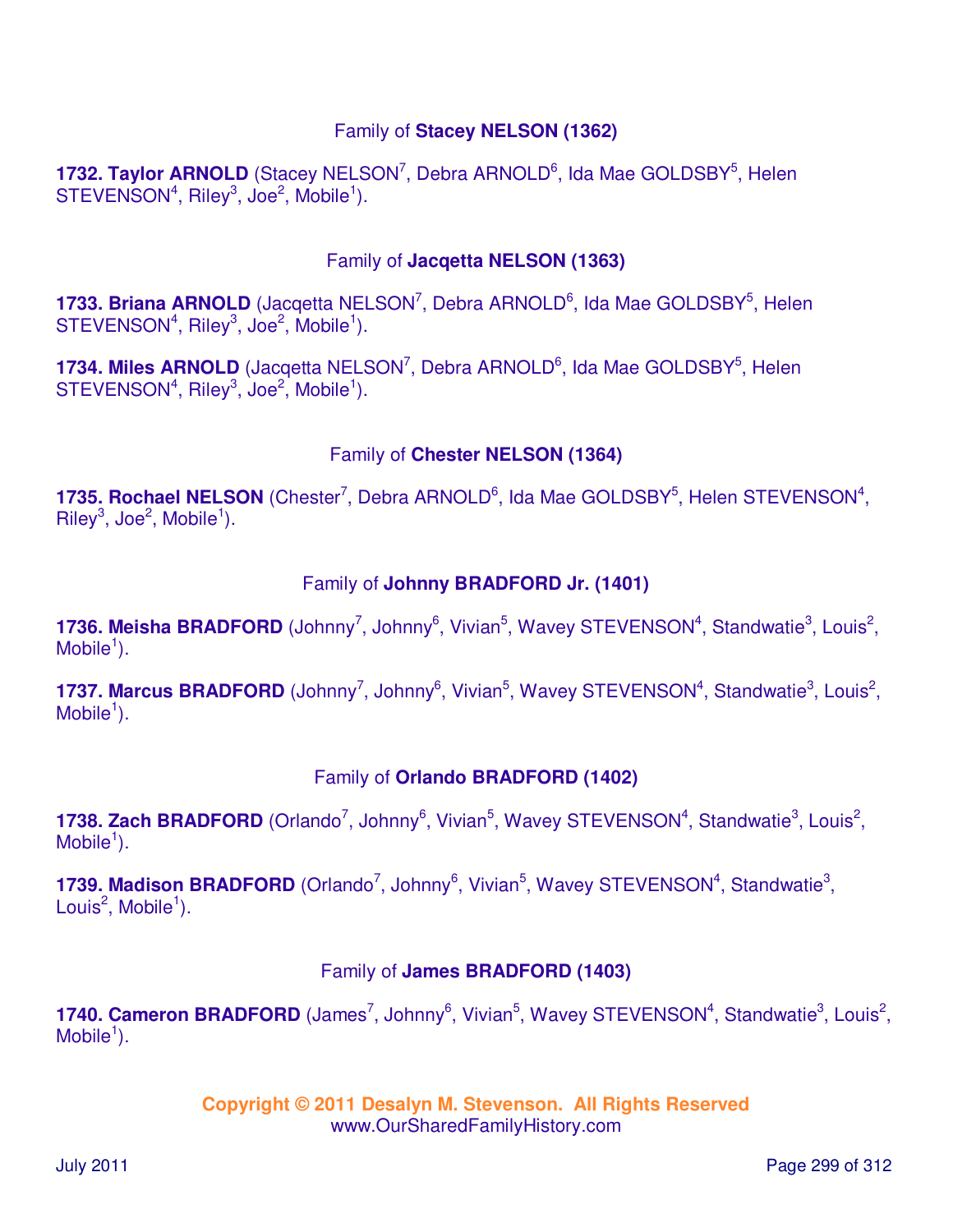### Family of **Stacey NELSON (1362)**

**1732. Taylor ARNOLD** (Stacey NELSON[7], Debra ARNOLD[6], Ida Mae GOLDSBY[5], Helen STEVENSON[4], Riley[3], Joe[2], Mobile[1]).

### Family of **Jacqetta NELSON (1363)**

**1733. Briana ARNOLD** (Jacqetta NELSON[7], Debra ARNOLD[6], Ida Mae GOLDSBY[5], Helen STEVENSON[4], Riley[3], Joe[2], Mobile[1]).

**1734. Miles ARNOLD** (Jacqetta NELSON[7], Debra ARNOLD[6], Ida Mae GOLDSBY[5], Helen STEVENSON[4], Riley[3], Joe[2], Mobile[1]).

### Family of **Chester NELSON (1364)**

**1735. Rochael NELSON** (Chester[7], Debra ARNOLD[6], Ida Mae GOLDSBY[5], Helen STEVENSON[4], Riley[3], Joe[2], Mobile[1]).

### Family of **Johnny BRADFORD Jr. (1401)**

**1736. Meisha BRADFORD** (Johnny[7], Johnny[6], Vivian[5], Wavey STEVENSON[4], Standwatie[3], Louis[2], Mobile[1]).

**1737. Marcus BRADFORD** (Johnny[7], Johnny[6], Vivian[5], Wavey STEVENSON[4], Standwatie[3], Louis[2], Mobile[1]).

### Family of **Orlando BRADFORD (1402)**

**1738. Zach BRADFORD** (Orlando[7], Johnny[6], Vivian[5], Wavey STEVENSON[4], Standwatie[3], Louis[2], Mobile[1]).

**1739. Madison BRADFORD** (Orlando[7], Johnny[6], Vivian[5], Wavey STEVENSON[4], Standwatie[3], Louis[2], Mobile[1]).

### Family of **James BRADFORD (1403)**

**1740. Cameron BRADFORD** (James[7], Johnny[6], Vivian[5], Wavey STEVENSON[4], Standwatie[3], Louis[2], Mobile[1]).

**Copyright © 2011 Desalyn M. Stevenson. All Rights Reserved**
www.OurSharedFamilyHistory.com

July 2011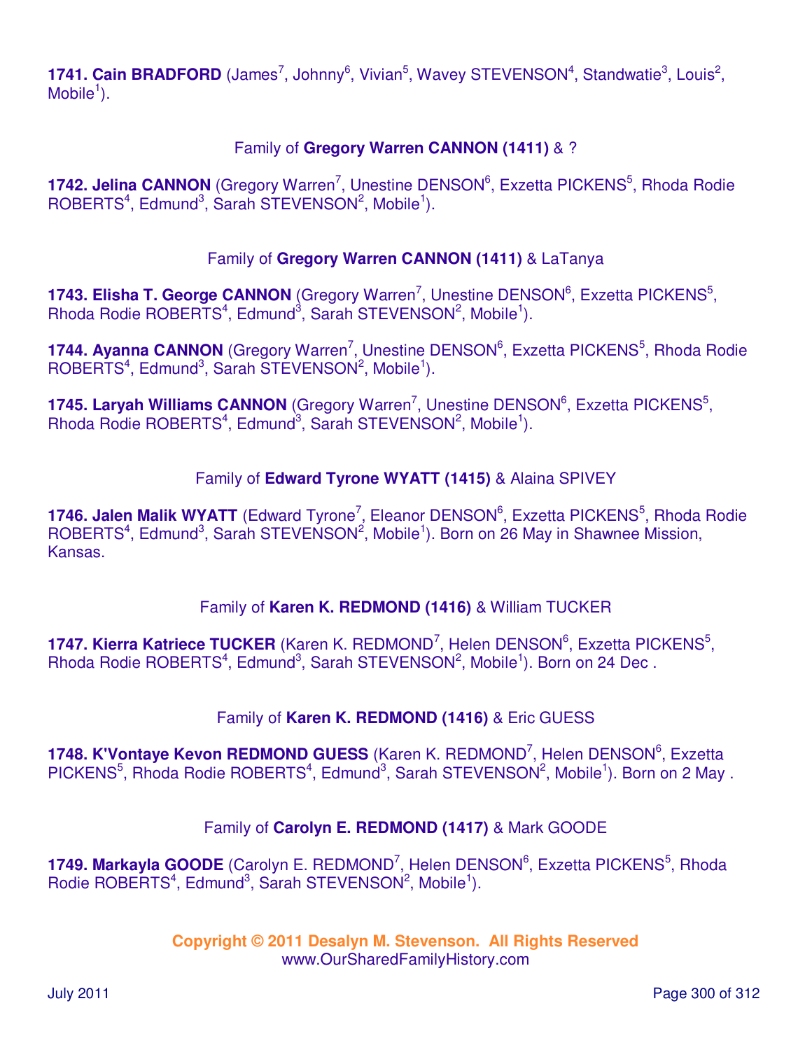**1741. Cain BRADFORD** (James[7], Johnny[6], Vivian[5], Wavey STEVENSON[4], Standwatie[3], Louis[2], Mobile[1]).

Family of **Gregory Warren CANNON (1411)** & ?

**1742. Jelina CANNON** (Gregory Warren[7], Unestine DENSON[6], Exzetta PICKENS[5], Rhoda Rodie ROBERTS[4], Edmund[3], Sarah STEVENSON[2], Mobile[1]).

Family of **Gregory Warren CANNON (1411)** & LaTanya

**1743. Elisha T. George CANNON** (Gregory Warren[7], Unestine DENSON[6], Exzetta PICKENS[5], Rhoda Rodie ROBERTS[4], Edmund[3], Sarah STEVENSON[2], Mobile[1]).

**1744. Ayanna CANNON** (Gregory Warren[7], Unestine DENSON[6], Exzetta PICKENS[5], Rhoda Rodie ROBERTS[4], Edmund[3], Sarah STEVENSON[2], Mobile[1]).

**1745. Laryah Williams CANNON** (Gregory Warren[7], Unestine DENSON[6], Exzetta PICKENS[5], Rhoda Rodie ROBERTS[4], Edmund[3], Sarah STEVENSON[2], Mobile[1]).

Family of **Edward Tyrone WYATT (1415)** & Alaina SPIVEY

**1746. Jalen Malik WYATT** (Edward Tyrone[7], Eleanor DENSON[6], Exzetta PICKENS[5], Rhoda Rodie ROBERTS[4], Edmund[3], Sarah STEVENSON[2], Mobile[1]). Born on 26 May in Shawnee Mission, Kansas.

Family of **Karen K. REDMOND (1416)** & William TUCKER

**1747. Kierra Katriece TUCKER** (Karen K. REDMOND[7], Helen DENSON[6], Exzetta PICKENS[5], Rhoda Rodie ROBERTS[4], Edmund[3], Sarah STEVENSON[2], Mobile[1]). Born on 24 Dec .

Family of **Karen K. REDMOND (1416)** & Eric GUESS

**1748. K'Vontaye Kevon REDMOND GUESS** (Karen K. REDMOND[7], Helen DENSON[6], Exzetta PICKENS[5], Rhoda Rodie ROBERTS[4], Edmund[3], Sarah STEVENSON[2], Mobile[1]). Born on 2 May .

Family of **Carolyn E. REDMOND (1417)** & Mark GOODE

**1749. Markayla GOODE** (Carolyn E. REDMOND[7], Helen DENSON[6], Exzetta PICKENS[5], Rhoda Rodie ROBERTS[4], Edmund[3], Sarah STEVENSON[2], Mobile[1]).

**Copyright © 2011 Desalyn M. Stevenson. All Rights Reserved**
www.OurSharedFamilyHistory.com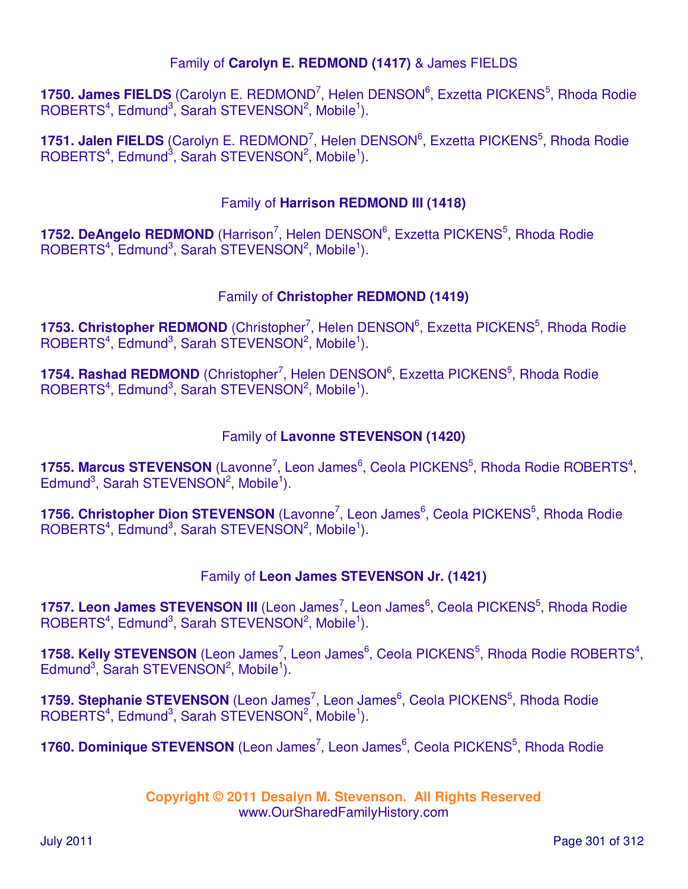Family of **Carolyn E. REDMOND (1417)** & James FIELDS

**1750. James FIELDS** (Carolyn E. REDMOND[7], Helen DENSON[6], Exzetta PICKENS[5], Rhoda Rodie ROBERTS[4], Edmund[3], Sarah STEVENSON[2], Mobile[1]).

**1751. Jalen FIELDS** (Carolyn E. REDMOND[7], Helen DENSON[6], Exzetta PICKENS[5], Rhoda Rodie ROBERTS[4], Edmund[3], Sarah STEVENSON[2], Mobile[1]).

Family of **Harrison REDMOND III (1418)**

**1752. DeAngelo REDMOND** (Harrison[7], Helen DENSON[6], Exzetta PICKENS[5], Rhoda Rodie ROBERTS[4], Edmund[3], Sarah STEVENSON[2], Mobile[1]).

Family of **Christopher REDMOND (1419)**

**1753. Christopher REDMOND** (Christopher[7], Helen DENSON[6], Exzetta PICKENS[5], Rhoda Rodie ROBERTS[4], Edmund[3], Sarah STEVENSON[2], Mobile[1]).

**1754. Rashad REDMOND** (Christopher[7], Helen DENSON[6], Exzetta PICKENS[5], Rhoda Rodie ROBERTS[4], Edmund[3], Sarah STEVENSON[2], Mobile[1]).

Family of **Lavonne STEVENSON (1420)**

**1755. Marcus STEVENSON** (Lavonne[7], Leon James[6], Ceola PICKENS[5], Rhoda Rodie ROBERTS[4], Edmund[3], Sarah STEVENSON[2], Mobile[1]).

**1756. Christopher Dion STEVENSON** (Lavonne[7], Leon James[6], Ceola PICKENS[5], Rhoda Rodie ROBERTS[4], Edmund[3], Sarah STEVENSON[2], Mobile[1]).

Family of **Leon James STEVENSON Jr. (1421)**

**1757. Leon James STEVENSON III** (Leon James[7], Leon James[6], Ceola PICKENS[5], Rhoda Rodie ROBERTS[4], Edmund[3], Sarah STEVENSON[2], Mobile[1]).

**1758. Kelly STEVENSON** (Leon James[7], Leon James[6], Ceola PICKENS[5], Rhoda Rodie ROBERTS[4], Edmund[3], Sarah STEVENSON[2], Mobile[1]).

**1759. Stephanie STEVENSON** (Leon James[7], Leon James[6], Ceola PICKENS[5], Rhoda Rodie ROBERTS[4], Edmund[3], Sarah STEVENSON[2], Mobile[1]).

**1760. Dominique STEVENSON** (Leon James[7], Leon James[6], Ceola PICKENS[5], Rhoda Rodie

**Copyright © 2011 Desalyn M. Stevenson. All Rights Reserved**
www.OurSharedFamilyHistory.com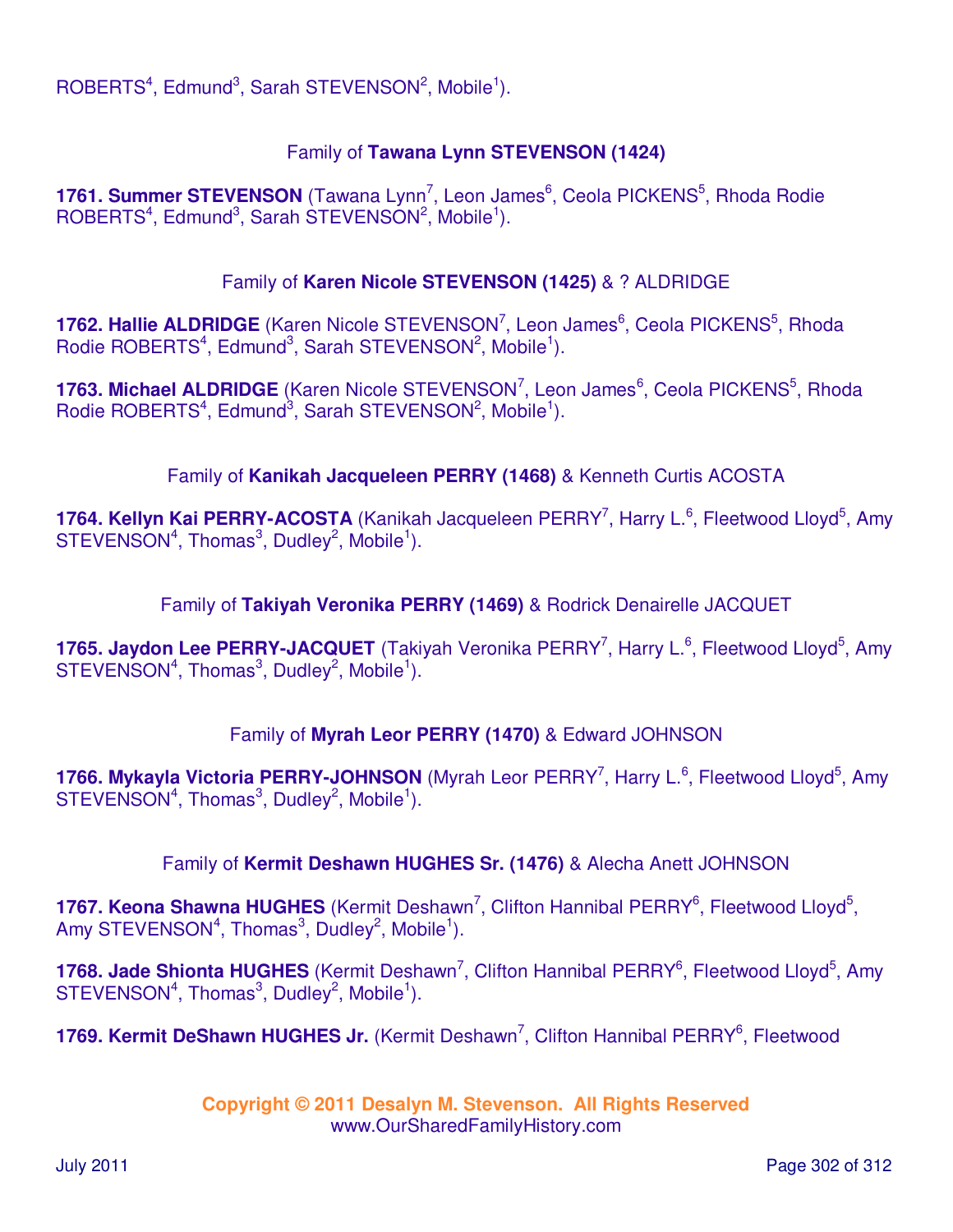ROBERTS[4], Edmund[3], Sarah STEVENSON[2], Mobile[1]).

Family of **Tawana Lynn STEVENSON (1424)**

**1761. Summer STEVENSON** (Tawana Lynn[7], Leon James[6], Ceola PICKENS[5], Rhoda Rodie ROBERTS[4], Edmund[3], Sarah STEVENSON[2], Mobile[1]).

Family of **Karen Nicole STEVENSON (1425)** & ? ALDRIDGE

**1762. Hallie ALDRIDGE** (Karen Nicole STEVENSON[7], Leon James[6], Ceola PICKENS[5], Rhoda Rodie ROBERTS[4], Edmund[3], Sarah STEVENSON[2], Mobile[1]).

**1763. Michael ALDRIDGE** (Karen Nicole STEVENSON[7], Leon James[6], Ceola PICKENS[5], Rhoda Rodie ROBERTS[4], Edmund[3], Sarah STEVENSON[2], Mobile[1]).

Family of **Kanikah Jacqueleen PERRY (1468)** & Kenneth Curtis ACOSTA

**1764. Kellyn Kai PERRY-ACOSTA** (Kanikah Jacqueleen PERRY[7], Harry L.[6], Fleetwood Lloyd[5], Amy STEVENSON[4], Thomas[3], Dudley[2], Mobile[1]).

Family of **Takiyah Veronika PERRY (1469)** & Rodrick Denairelle JACQUET

**1765. Jaydon Lee PERRY-JACQUET** (Takiyah Veronika PERRY[7], Harry L.[6], Fleetwood Lloyd[5], Amy STEVENSON[4], Thomas[3], Dudley[2], Mobile[1]).

Family of **Myrah Leor PERRY (1470)** & Edward JOHNSON

**1766. Mykayla Victoria PERRY-JOHNSON** (Myrah Leor PERRY[7], Harry L.[6], Fleetwood Lloyd[5], Amy STEVENSON[4], Thomas[3], Dudley[2], Mobile[1]).

Family of **Kermit Deshawn HUGHES Sr. (1476)** & Alecha Anett JOHNSON

**1767. Keona Shawna HUGHES** (Kermit Deshawn[7], Clifton Hannibal PERRY[6], Fleetwood Lloyd[5], Amy STEVENSON[4], Thomas[3], Dudley[2], Mobile[1]).

**1768. Jade Shionta HUGHES** (Kermit Deshawn[7], Clifton Hannibal PERRY[6], Fleetwood Lloyd[5], Amy STEVENSON[4], Thomas[3], Dudley[2], Mobile[1]).

**1769. Kermit DeShawn HUGHES Jr.** (Kermit Deshawn[7], Clifton Hannibal PERRY[6], Fleetwood

**Copyright © 2011 Desalyn M. Stevenson. All Rights Reserved**
www.OurSharedFamilyHistory.com

July 2011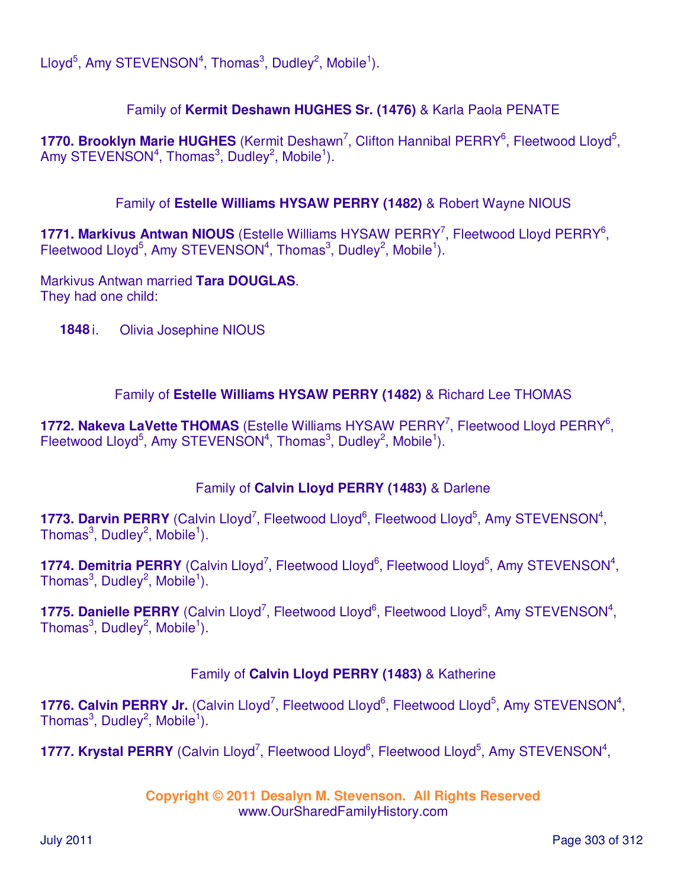Lloyd[5], Amy STEVENSON[4], Thomas[3], Dudley[2], Mobile[1]).

Family of **Kermit Deshawn HUGHES Sr. (1476)** & Karla Paola PENATE

**1770. Brooklyn Marie HUGHES** (Kermit Deshawn[7], Clifton Hannibal PERRY[6], Fleetwood Lloyd[5], Amy STEVENSON[4], Thomas[3], Dudley[2], Mobile[1]).

Family of **Estelle Williams HYSAW PERRY (1482)** & Robert Wayne NIOUS

**1771. Markivus Antwan NIOUS** (Estelle Williams HYSAW PERRY[7], Fleetwood Lloyd PERRY[6], Fleetwood Lloyd[5], Amy STEVENSON[4], Thomas[3], Dudley[2], Mobile[1]).

Markivus Antwan married **Tara DOUGLAS**.
They had one child:

**1848** i. Olivia Josephine NIOUS

Family of **Estelle Williams HYSAW PERRY (1482)** & Richard Lee THOMAS

**1772. Nakeva LaVette THOMAS** (Estelle Williams HYSAW PERRY[7], Fleetwood Lloyd PERRY[6], Fleetwood Lloyd[5], Amy STEVENSON[4], Thomas[3], Dudley[2], Mobile[1]).

Family of **Calvin Lloyd PERRY (1483)** & Darlene

**1773. Darvin PERRY** (Calvin Lloyd[7], Fleetwood Lloyd[6], Fleetwood Lloyd[5], Amy STEVENSON[4], Thomas[3], Dudley[2], Mobile[1]).

**1774. Demitria PERRY** (Calvin Lloyd[7], Fleetwood Lloyd[6], Fleetwood Lloyd[5], Amy STEVENSON[4], Thomas[3], Dudley[2], Mobile[1]).

**1775. Danielle PERRY** (Calvin Lloyd[7], Fleetwood Lloyd[6], Fleetwood Lloyd[5], Amy STEVENSON[4], Thomas[3], Dudley[2], Mobile[1]).

Family of **Calvin Lloyd PERRY (1483)** & Katherine

**1776. Calvin PERRY Jr.** (Calvin Lloyd[7], Fleetwood Lloyd[6], Fleetwood Lloyd[5], Amy STEVENSON[4], Thomas[3], Dudley[2], Mobile[1]).

**1777. Krystal PERRY** (Calvin Lloyd[7], Fleetwood Lloyd[6], Fleetwood Lloyd[5], Amy STEVENSON[4],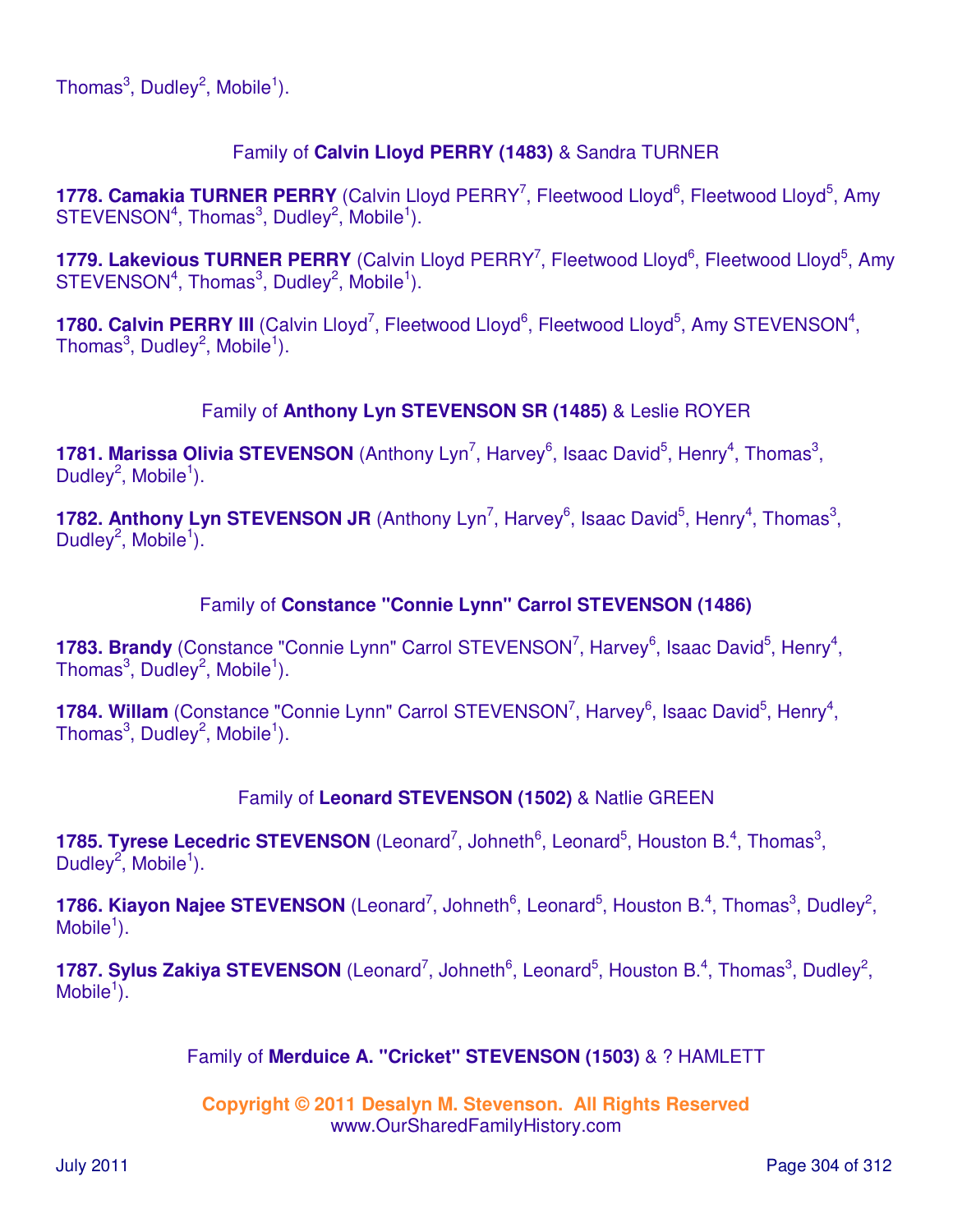Thomas[3], Dudley[2], Mobile[1]).

Family of **Calvin Lloyd PERRY (1483)** & Sandra TURNER

**1778. Camakia TURNER PERRY** (Calvin Lloyd PERRY[7], Fleetwood Lloyd[6], Fleetwood Lloyd[5], Amy STEVENSON[4], Thomas[3], Dudley[2], Mobile[1]).

**1779. Lakevious TURNER PERRY** (Calvin Lloyd PERRY[7], Fleetwood Lloyd[6], Fleetwood Lloyd[5], Amy STEVENSON[4], Thomas[3], Dudley[2], Mobile[1]).

**1780. Calvin PERRY III** (Calvin Lloyd[7], Fleetwood Lloyd[6], Fleetwood Lloyd[5], Amy STEVENSON[4], Thomas[3], Dudley[2], Mobile[1]).

Family of **Anthony Lyn STEVENSON SR (1485)** & Leslie ROYER

**1781. Marissa Olivia STEVENSON** (Anthony Lyn[7], Harvey[6], Isaac David[5], Henry[4], Thomas[3], Dudley[2], Mobile[1]).

**1782. Anthony Lyn STEVENSON JR** (Anthony Lyn[7], Harvey[6], Isaac David[5], Henry[4], Thomas[3], Dudley[2], Mobile[1]).

Family of **Constance "Connie Lynn" Carrol STEVENSON (1486)**

**1783. Brandy** (Constance "Connie Lynn" Carrol STEVENSON[7], Harvey[6], Isaac David[5], Henry[4], Thomas[3], Dudley[2], Mobile[1]).

**1784. Willam** (Constance "Connie Lynn" Carrol STEVENSON[7], Harvey[6], Isaac David[5], Henry[4], Thomas[3], Dudley[2], Mobile[1]).

Family of **Leonard STEVENSON (1502)** & Natlie GREEN

**1785. Tyrese Lecedric STEVENSON** (Leonard[7], Johneth[6], Leonard[5], Houston B.[4], Thomas[3], Dudley[2], Mobile[1]).

**1786. Kiayon Najee STEVENSON** (Leonard[7], Johneth[6], Leonard[5], Houston B.[4], Thomas[3], Dudley[2], Mobile[1]).

**1787. Sylus Zakiya STEVENSON** (Leonard[7], Johneth[6], Leonard[5], Houston B.[4], Thomas[3], Dudley[2], Mobile[1]).

Family of **Merduice A. "Cricket" STEVENSON (1503)** & ? HAMLETT

**Copyright © 2011 Desalyn M. Stevenson. All Rights Reserved**
www.OurSharedFamilyHistory.com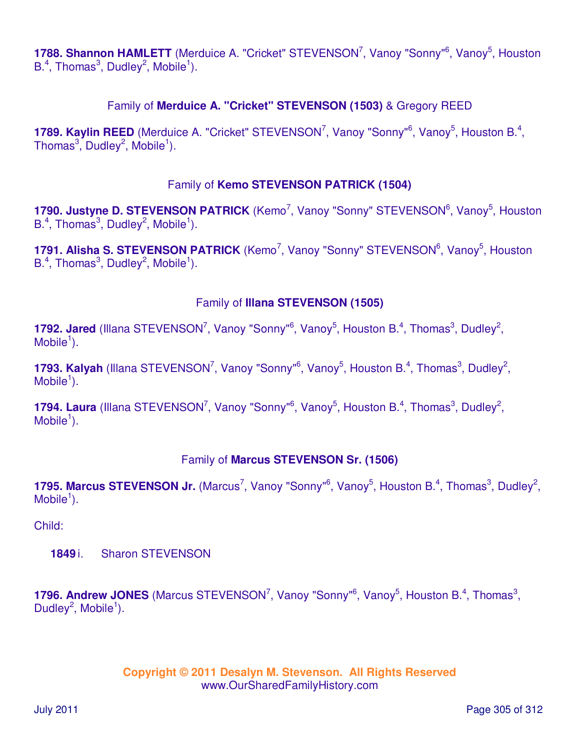**1788. Shannon HAMLETT** (Merduice A. "Cricket" STEVENSON[7], Vanoy "Sonny"[6], Vanoy[5], Houston B.[4], Thomas[3], Dudley[2], Mobile[1]).

Family of **Merduice A. "Cricket" STEVENSON (1503)** & Gregory REED

**1789. Kaylin REED** (Merduice A. "Cricket" STEVENSON[7], Vanoy "Sonny"[6], Vanoy[5], Houston B.[4], Thomas[3], Dudley[2], Mobile[1]).

Family of **Kemo STEVENSON PATRICK (1504)**

**1790. Justyne D. STEVENSON PATRICK** (Kemo[7], Vanoy "Sonny" STEVENSON[6], Vanoy[5], Houston B.[4], Thomas[3], Dudley[2], Mobile[1]).

**1791. Alisha S. STEVENSON PATRICK** (Kemo[7], Vanoy "Sonny" STEVENSON[6], Vanoy[5], Houston B.[4], Thomas[3], Dudley[2], Mobile[1]).

Family of **Illana STEVENSON (1505)**

**1792. Jared** (Illana STEVENSON[7], Vanoy "Sonny"[6], Vanoy[5], Houston B.[4], Thomas[3], Dudley[2], Mobile[1]).

**1793. Kalyah** (Illana STEVENSON[7], Vanoy "Sonny"[6], Vanoy[5], Houston B.[4], Thomas[3], Dudley[2], Mobile[1]).

**1794. Laura** (Illana STEVENSON[7], Vanoy "Sonny"[6], Vanoy[5], Houston B.[4], Thomas[3], Dudley[2], Mobile[1]).

Family of **Marcus STEVENSON Sr. (1506)**

**1795. Marcus STEVENSON Jr.** (Marcus[7], Vanoy "Sonny"[6], Vanoy[5], Houston B.[4], Thomas[3], Dudley[2], Mobile[1]).

Child:

**1849** i. Sharon STEVENSON

**1796. Andrew JONES** (Marcus STEVENSON[7], Vanoy "Sonny"[6], Vanoy[5], Houston B.[4], Thomas[3], Dudley[2], Mobile[1]).

**Copyright © 2011 Desalyn M. Stevenson. All Rights Reserved**
www.OurSharedFamilyHistory.com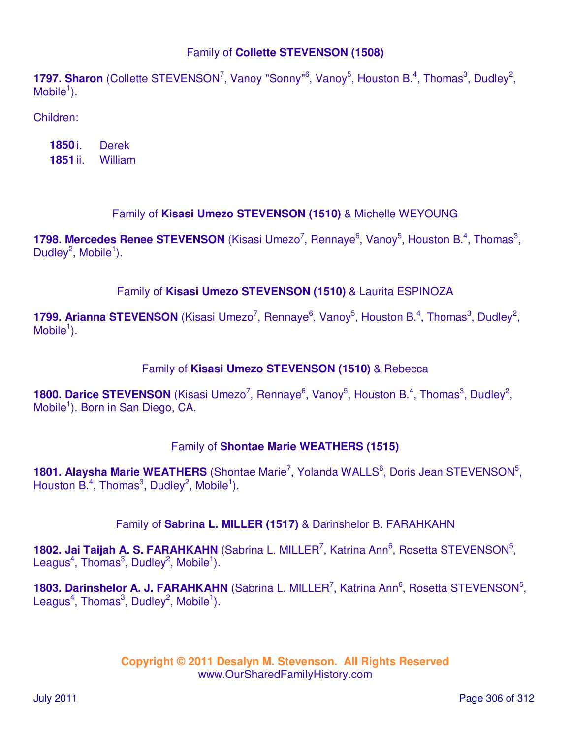### Family of **Collette STEVENSON (1508)**

**1797. Sharon** (Collette STEVENSON[7], Vanoy "Sonny"[6], Vanoy[5], Houston B.[4], Thomas[3], Dudley[2], Mobile[1]).

Children:

- **1850** i. Derek
- **1851** ii. William

### Family of **Kisasi Umezo STEVENSON (1510)** & Michelle WEYOUNG

**1798. Mercedes Renee STEVENSON** (Kisasi Umezo[7], Rennaye[6], Vanoy[5], Houston B.[4], Thomas[3], Dudley[2], Mobile[1]).

### Family of **Kisasi Umezo STEVENSON (1510)** & Laurita ESPINOZA

**1799. Arianna STEVENSON** (Kisasi Umezo[7], Rennaye[6], Vanoy[5], Houston B.[4], Thomas[3], Dudley[2], Mobile[1]).

### Family of **Kisasi Umezo STEVENSON (1510)** & Rebecca

**1800. Darice STEVENSON** (Kisasi Umezo[7], Rennaye[6], Vanoy[5], Houston B.[4], Thomas[3], Dudley[2], Mobile[1]). Born in San Diego, CA.

### Family of **Shontae Marie WEATHERS (1515)**

**1801. Alaysha Marie WEATHERS** (Shontae Marie[7], Yolanda WALLS[6], Doris Jean STEVENSON[5], Houston B.[4], Thomas[3], Dudley[2], Mobile[1]).

### Family of **Sabrina L. MILLER (1517)** & Darinshelor B. FARAHKAHN

**1802. Jai Taijah A. S. FARAHKAHN** (Sabrina L. MILLER[7], Katrina Ann[6], Rosetta STEVENSON[5], Leagus[4], Thomas[3], Dudley[2], Mobile[1]).

**1803. Darinshelor A. J. FARAHKAHN** (Sabrina L. MILLER[7], Katrina Ann[6], Rosetta STEVENSON[5], Leagus[4], Thomas[3], Dudley[2], Mobile[1]).

**Copyright © 2011 Desalyn M. Stevenson. All Rights Reserved**
www.OurSharedFamilyHistory.com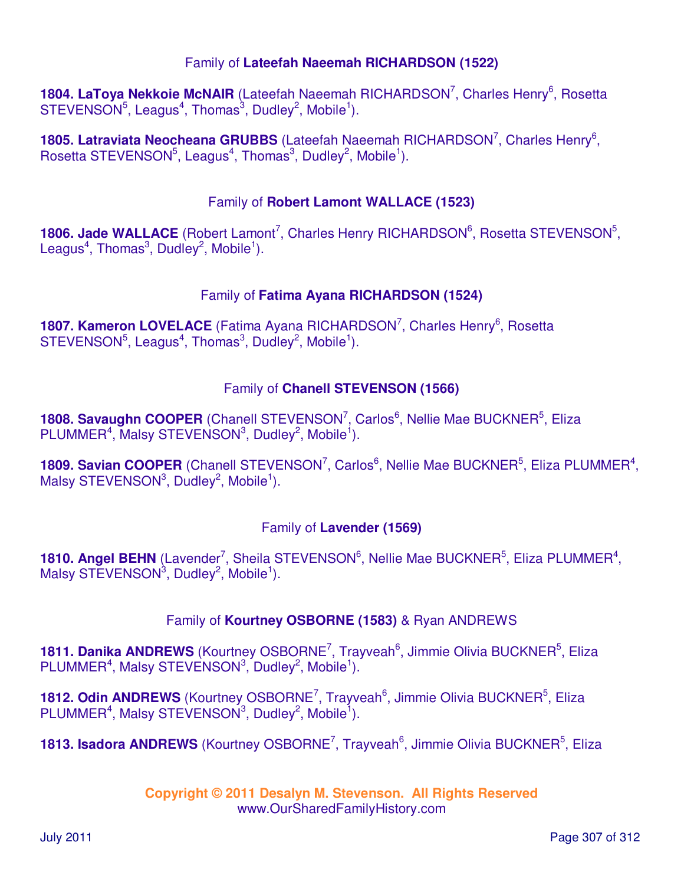### Family of **Lateefah Naeemah RICHARDSON (1522)**

**1804. LaToya Nekkoie McNAIR** (Lateefah Naeemah RICHARDSON[7], Charles Henry[6], Rosetta STEVENSON[5], Leagus[4], Thomas[3], Dudley[2], Mobile[1]).

**1805. Latraviata Neocheana GRUBBS** (Lateefah Naeemah RICHARDSON[7], Charles Henry[6], Rosetta STEVENSON[5], Leagus[4], Thomas[3], Dudley[2], Mobile[1]).

### Family of **Robert Lamont WALLACE (1523)**

**1806. Jade WALLACE** (Robert Lamont[7], Charles Henry RICHARDSON[6], Rosetta STEVENSON[5], Leagus[4], Thomas[3], Dudley[2], Mobile[1]).

### Family of **Fatima Ayana RICHARDSON (1524)**

**1807. Kameron LOVELACE** (Fatima Ayana RICHARDSON[7], Charles Henry[6], Rosetta STEVENSON[5], Leagus[4], Thomas[3], Dudley[2], Mobile[1]).

### Family of **Chanell STEVENSON (1566)**

**1808. Savaughn COOPER** (Chanell STEVENSON[7], Carlos[6], Nellie Mae BUCKNER[5], Eliza PLUMMER[4], Malsy STEVENSON[3], Dudley[2], Mobile[1]).

**1809. Savian COOPER** (Chanell STEVENSON[7], Carlos[6], Nellie Mae BUCKNER[5], Eliza PLUMMER[4], Malsy STEVENSON[3], Dudley[2], Mobile[1]).

### Family of **Lavender (1569)**

**1810. Angel BEHN** (Lavender[7], Sheila STEVENSON[6], Nellie Mae BUCKNER[5], Eliza PLUMMER[4], Malsy STEVENSON[3], Dudley[2], Mobile[1]).

### Family of **Kourtney OSBORNE (1583)** & Ryan ANDREWS

**1811. Danika ANDREWS** (Kourtney OSBORNE[7], Trayveah[6], Jimmie Olivia BUCKNER[5], Eliza PLUMMER[4], Malsy STEVENSON[3], Dudley[2], Mobile[1]).

**1812. Odin ANDREWS** (Kourtney OSBORNE[7], Trayveah[6], Jimmie Olivia BUCKNER[5], Eliza PLUMMER[4], Malsy STEVENSON[3], Dudley[2], Mobile[1]).

**1813. Isadora ANDREWS** (Kourtney OSBORNE[7], Trayveah[6], Jimmie Olivia BUCKNER[5], Eliza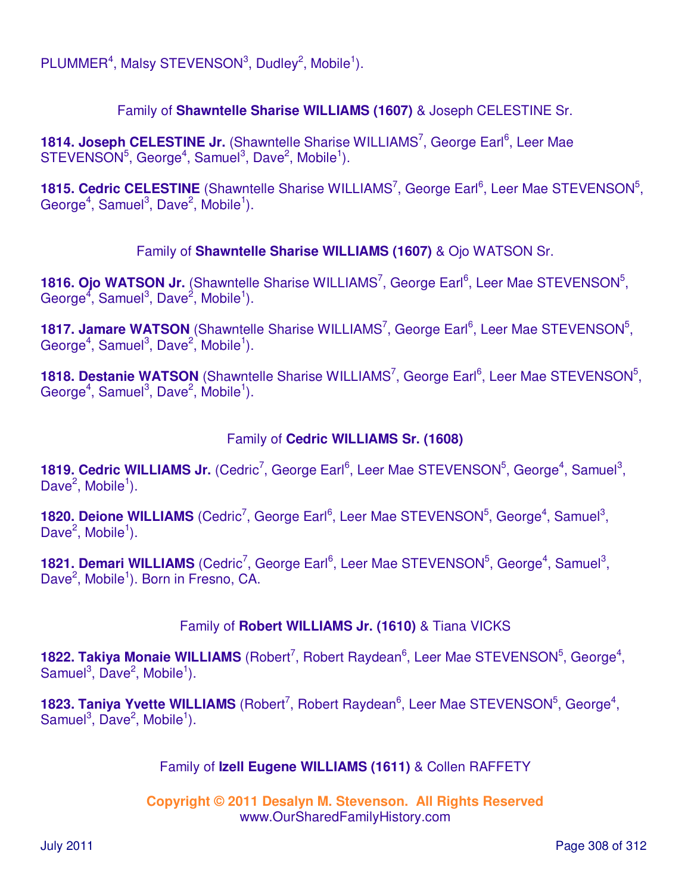PLUMMER[4], Malsy STEVENSON[3], Dudley[2], Mobile[1]).

Family of **Shawntelle Sharise WILLIAMS (1607)** & Joseph CELESTINE Sr.

**1814. Joseph CELESTINE Jr.** (Shawntelle Sharise WILLIAMS[7], George Earl[6], Leer Mae STEVENSON[5], George[4], Samuel[3], Dave[2], Mobile[1]).

**1815. Cedric CELESTINE** (Shawntelle Sharise WILLIAMS[7], George Earl[6], Leer Mae STEVENSON[5], George[4], Samuel[3], Dave[2], Mobile[1]).

Family of **Shawntelle Sharise WILLIAMS (1607)** & Ojo WATSON Sr.

**1816. Ojo WATSON Jr.** (Shawntelle Sharise WILLIAMS[7], George Earl[6], Leer Mae STEVENSON[5], George[4], Samuel[3], Dave[2], Mobile[1]).

**1817. Jamare WATSON** (Shawntelle Sharise WILLIAMS[7], George Earl[6], Leer Mae STEVENSON[5], George[4], Samuel[3], Dave[2], Mobile[1]).

**1818. Destanie WATSON** (Shawntelle Sharise WILLIAMS[7], George Earl[6], Leer Mae STEVENSON[5], George[4], Samuel[3], Dave[2], Mobile[1]).

Family of **Cedric WILLIAMS Sr. (1608)**

**1819. Cedric WILLIAMS Jr.** (Cedric[7], George Earl[6], Leer Mae STEVENSON[5], George[4], Samuel[3], Dave[2], Mobile[1]).

**1820. Deione WILLIAMS** (Cedric[7], George Earl[6], Leer Mae STEVENSON[5], George[4], Samuel[3], Dave[2], Mobile[1]).

**1821. Demari WILLIAMS** (Cedric[7], George Earl[6], Leer Mae STEVENSON[5], George[4], Samuel[3], Dave[2], Mobile[1]). Born in Fresno, CA.

Family of **Robert WILLIAMS Jr. (1610)** & Tiana VICKS

**1822. Takiya Monaie WILLIAMS** (Robert[7], Robert Raydean[6], Leer Mae STEVENSON[5], George[4], Samuel[3], Dave[2], Mobile[1]).

**1823. Taniya Yvette WILLIAMS** (Robert[7], Robert Raydean[6], Leer Mae STEVENSON[5], George[4], Samuel[3], Dave[2], Mobile[1]).

Family of **Izell Eugene WILLIAMS (1611)** & Collen RAFFETY

**Copyright © 2011 Desalyn M. Stevenson. All Rights Reserved**
www.OurSharedFamilyHistory.com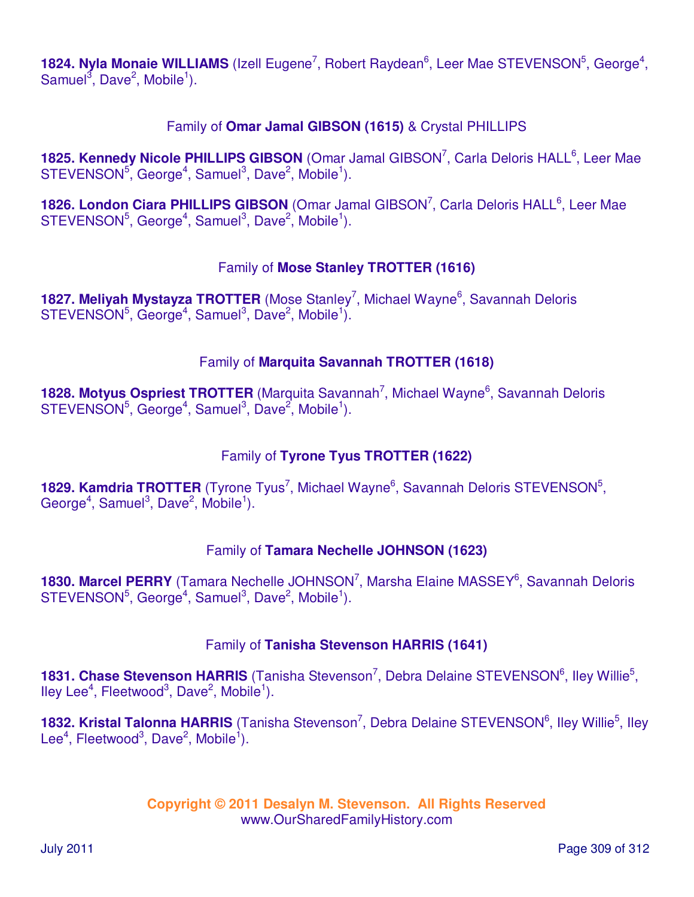**1824. Nyla Monaie WILLIAMS** (Izell Eugene[7], Robert Raydean[6], Leer Mae STEVENSON[5], George[4], Samuel[3], Dave[2], Mobile[1]).

Family of **Omar Jamal GIBSON (1615)** & Crystal PHILLIPS

**1825. Kennedy Nicole PHILLIPS GIBSON** (Omar Jamal GIBSON[7], Carla Deloris HALL[6], Leer Mae STEVENSON[5], George[4], Samuel[3], Dave[2], Mobile[1]).

**1826. London Ciara PHILLIPS GIBSON** (Omar Jamal GIBSON[7], Carla Deloris HALL[6], Leer Mae STEVENSON[5], George[4], Samuel[3], Dave[2], Mobile[1]).

Family of **Mose Stanley TROTTER (1616)**

**1827. Meliyah Mystayza TROTTER** (Mose Stanley[7], Michael Wayne[6], Savannah Deloris STEVENSON[5], George[4], Samuel[3], Dave[2], Mobile[1]).

Family of **Marquita Savannah TROTTER (1618)**

**1828. Motyus Ospriest TROTTER** (Marquita Savannah[7], Michael Wayne[6], Savannah Deloris STEVENSON[5], George[4], Samuel[3], Dave[2], Mobile[1]).

Family of **Tyrone Tyus TROTTER (1622)**

**1829. Kamdria TROTTER** (Tyrone Tyus[7], Michael Wayne[6], Savannah Deloris STEVENSON[5], George[4], Samuel[3], Dave[2], Mobile[1]).

Family of **Tamara Nechelle JOHNSON (1623)**

**1830. Marcel PERRY** (Tamara Nechelle JOHNSON[7], Marsha Elaine MASSEY[6], Savannah Deloris STEVENSON[5], George[4], Samuel[3], Dave[2], Mobile[1]).

Family of **Tanisha Stevenson HARRIS (1641)**

**1831. Chase Stevenson HARRIS** (Tanisha Stevenson[7], Debra Delaine STEVENSON[6], Iley Willie[5], Iley Lee[4], Fleetwood[3], Dave[2], Mobile[1]).

**1832. Kristal Talonna HARRIS** (Tanisha Stevenson[7], Debra Delaine STEVENSON[6], Iley Willie[5], Iley Lee[4], Fleetwood[3], Dave[2], Mobile[1]).

**Copyright © 2011 Desalyn M. Stevenson. All Rights Reserved**
www.OurSharedFamilyHistory.com

July 2011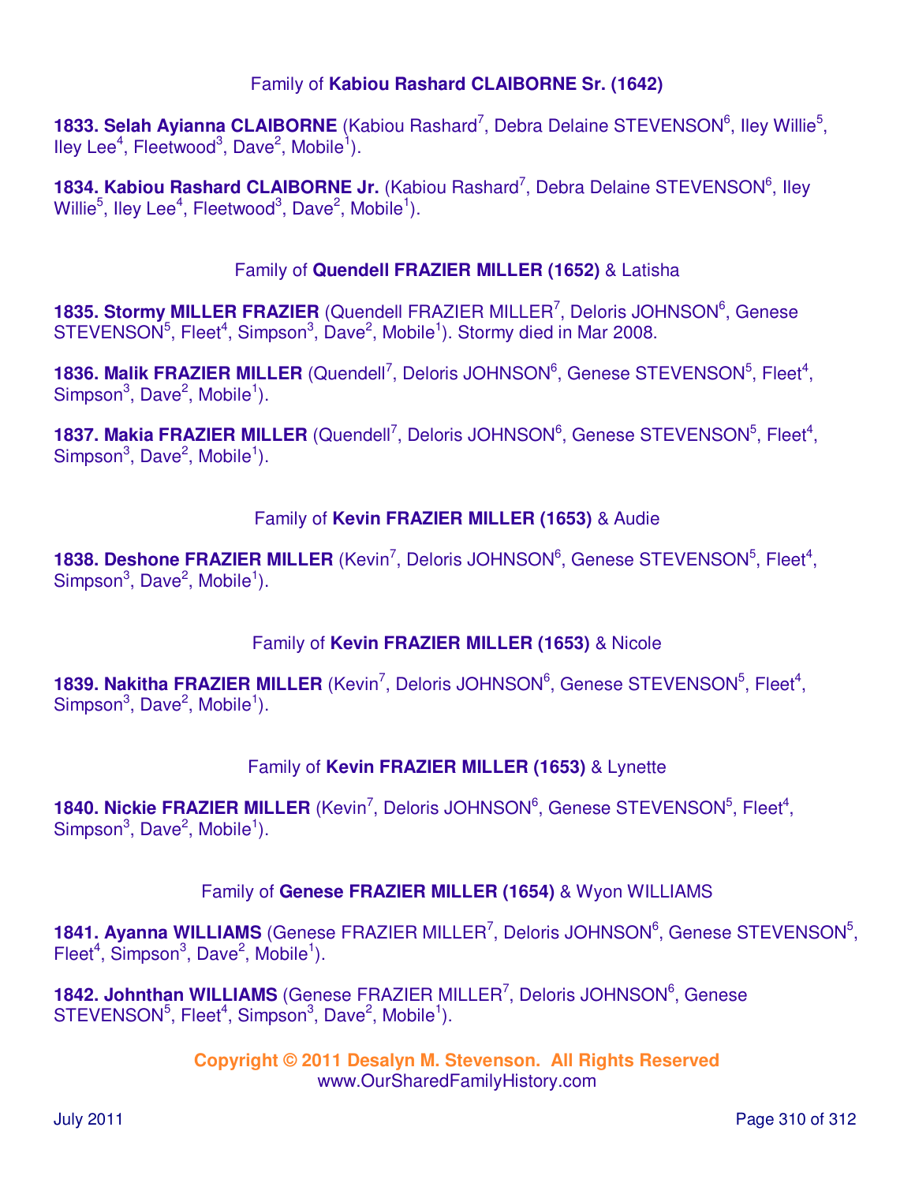### Family of **Kabiou Rashard CLAIBORNE Sr. (1642)**

**1833. Selah Ayianna CLAIBORNE** (Kabiou Rashard$^{7}$, Debra Delaine STEVENSON$^{6}$, Iley Willie$^{5}$, Iley Lee$^{4}$, Fleetwood$^{3}$, Dave$^{2}$, Mobile$^{1}$).

**1834. Kabiou Rashard CLAIBORNE Jr.** (Kabiou Rashard$^{7}$, Debra Delaine STEVENSON$^{6}$, Iley Willie$^{5}$, Iley Lee$^{4}$, Fleetwood$^{3}$, Dave$^{2}$, Mobile$^{1}$).

### Family of **Quendell FRAZIER MILLER (1652)** & Latisha

**1835. Stormy MILLER FRAZIER** (Quendell FRAZIER MILLER$^{7}$, Deloris JOHNSON$^{6}$, Genese STEVENSON$^{5}$, Fleet$^{4}$, Simpson$^{3}$, Dave$^{2}$, Mobile$^{1}$). Stormy died in Mar 2008.

**1836. Malik FRAZIER MILLER** (Quendell$^{7}$, Deloris JOHNSON$^{6}$, Genese STEVENSON$^{5}$, Fleet$^{4}$, Simpson$^{3}$, Dave$^{2}$, Mobile$^{1}$).

**1837. Makia FRAZIER MILLER** (Quendell$^{7}$, Deloris JOHNSON$^{6}$, Genese STEVENSON$^{5}$, Fleet$^{4}$, Simpson$^{3}$, Dave$^{2}$, Mobile$^{1}$).

### Family of **Kevin FRAZIER MILLER (1653)** & Audie

**1838. Deshone FRAZIER MILLER** (Kevin$^{7}$, Deloris JOHNSON$^{6}$, Genese STEVENSON$^{5}$, Fleet$^{4}$, Simpson$^{3}$, Dave$^{2}$, Mobile$^{1}$).

### Family of **Kevin FRAZIER MILLER (1653)** & Nicole

**1839. Nakitha FRAZIER MILLER** (Kevin$^{7}$, Deloris JOHNSON$^{6}$, Genese STEVENSON$^{5}$, Fleet$^{4}$, Simpson$^{3}$, Dave$^{2}$, Mobile$^{1}$).

### Family of **Kevin FRAZIER MILLER (1653)** & Lynette

**1840. Nickie FRAZIER MILLER** (Kevin$^{7}$, Deloris JOHNSON$^{6}$, Genese STEVENSON$^{5}$, Fleet$^{4}$, Simpson$^{3}$, Dave$^{2}$, Mobile$^{1}$).

### Family of **Genese FRAZIER MILLER (1654)** & Wyon WILLIAMS

**1841. Ayanna WILLIAMS** (Genese FRAZIER MILLER$^{7}$, Deloris JOHNSON$^{6}$, Genese STEVENSON$^{5}$, Fleet$^{4}$, Simpson$^{3}$, Dave$^{2}$, Mobile$^{1}$).

**1842. Johnthan WILLIAMS** (Genese FRAZIER MILLER$^{7}$, Deloris JOHNSON$^{6}$, Genese STEVENSON$^{5}$, Fleet$^{4}$, Simpson$^{3}$, Dave$^{2}$, Mobile$^{1}$).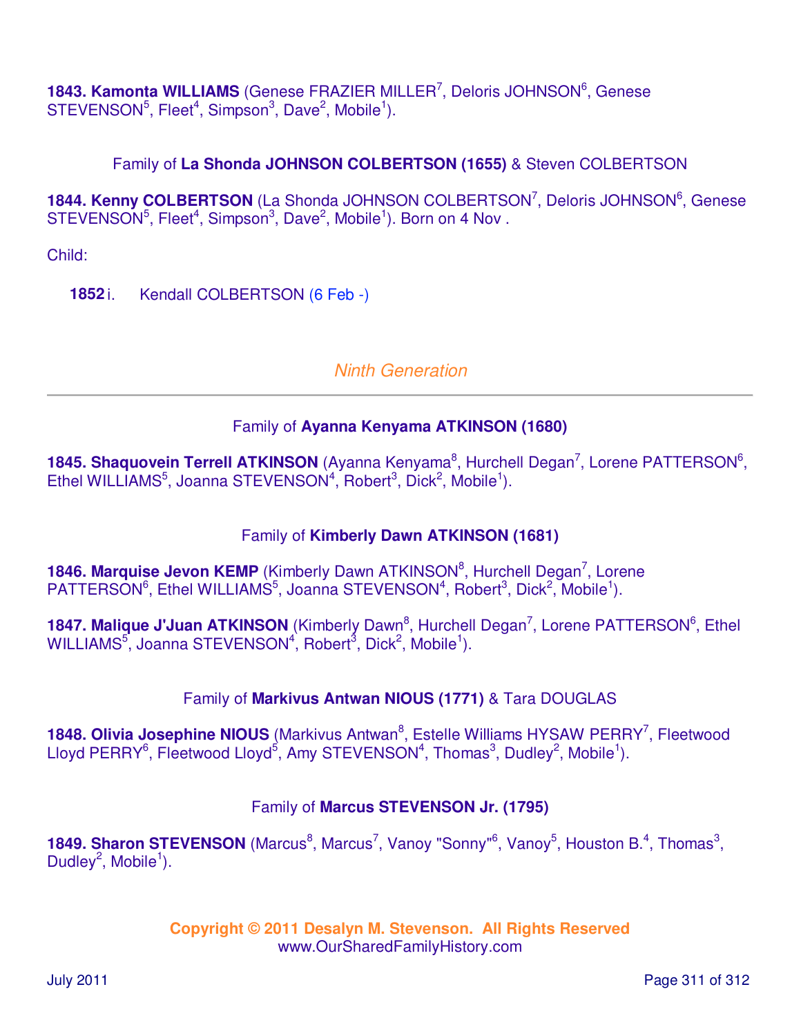**1843. Kamonta WILLIAMS** (Genese FRAZIER MILLER[7], Deloris JOHNSON[6], Genese STEVENSON[5], Fleet[4], Simpson[3], Dave[2], Mobile[1]).

Family of **La Shonda JOHNSON COLBERTSON (1655)** & Steven COLBERTSON

**1844. Kenny COLBERTSON** (La Shonda JOHNSON COLBERTSON[7], Deloris JOHNSON[6], Genese STEVENSON[5], Fleet[4], Simpson[3], Dave[2], Mobile[1]). Born on 4 Nov .

Child:

**1852** i. Kendall COLBERTSON (6 Feb -)

## *Ninth Generation*

---

Family of **Ayanna Kenyama ATKINSON (1680)**

**1845. Shaquovein Terrell ATKINSON** (Ayanna Kenyama[8], Hurchell Degan[7], Lorene PATTERSON[6], Ethel WILLIAMS[5], Joanna STEVENSON[4], Robert[3], Dick[2], Mobile[1]).

Family of **Kimberly Dawn ATKINSON (1681)**

**1846. Marquise Jevon KEMP** (Kimberly Dawn ATKINSON[8], Hurchell Degan[7], Lorene PATTERSON[6], Ethel WILLIAMS[5], Joanna STEVENSON[4], Robert[3], Dick[2], Mobile[1]).

**1847. Malique J'Juan ATKINSON** (Kimberly Dawn[8], Hurchell Degan[7], Lorene PATTERSON[6], Ethel WILLIAMS[5], Joanna STEVENSON[4], Robert[3], Dick[2], Mobile[1]).

Family of **Markivus Antwan NIOUS (1771)** & Tara DOUGLAS

**1848. Olivia Josephine NIOUS** (Markivus Antwan[8], Estelle Williams HYSAW PERRY[7], Fleetwood Lloyd PERRY[6], Fleetwood Lloyd[5], Amy STEVENSON[4], Thomas[3], Dudley[2], Mobile[1]).

Family of **Marcus STEVENSON Jr. (1795)**

**1849. Sharon STEVENSON** (Marcus[8], Marcus[7], Vanoy "Sonny"[6], Vanoy[5], Houston B.[4], Thomas[3], Dudley[2], Mobile[1]).

**Copyright © 2011 Desalyn M. Stevenson. All Rights Reserved**
www.OurSharedFamilyHistory.com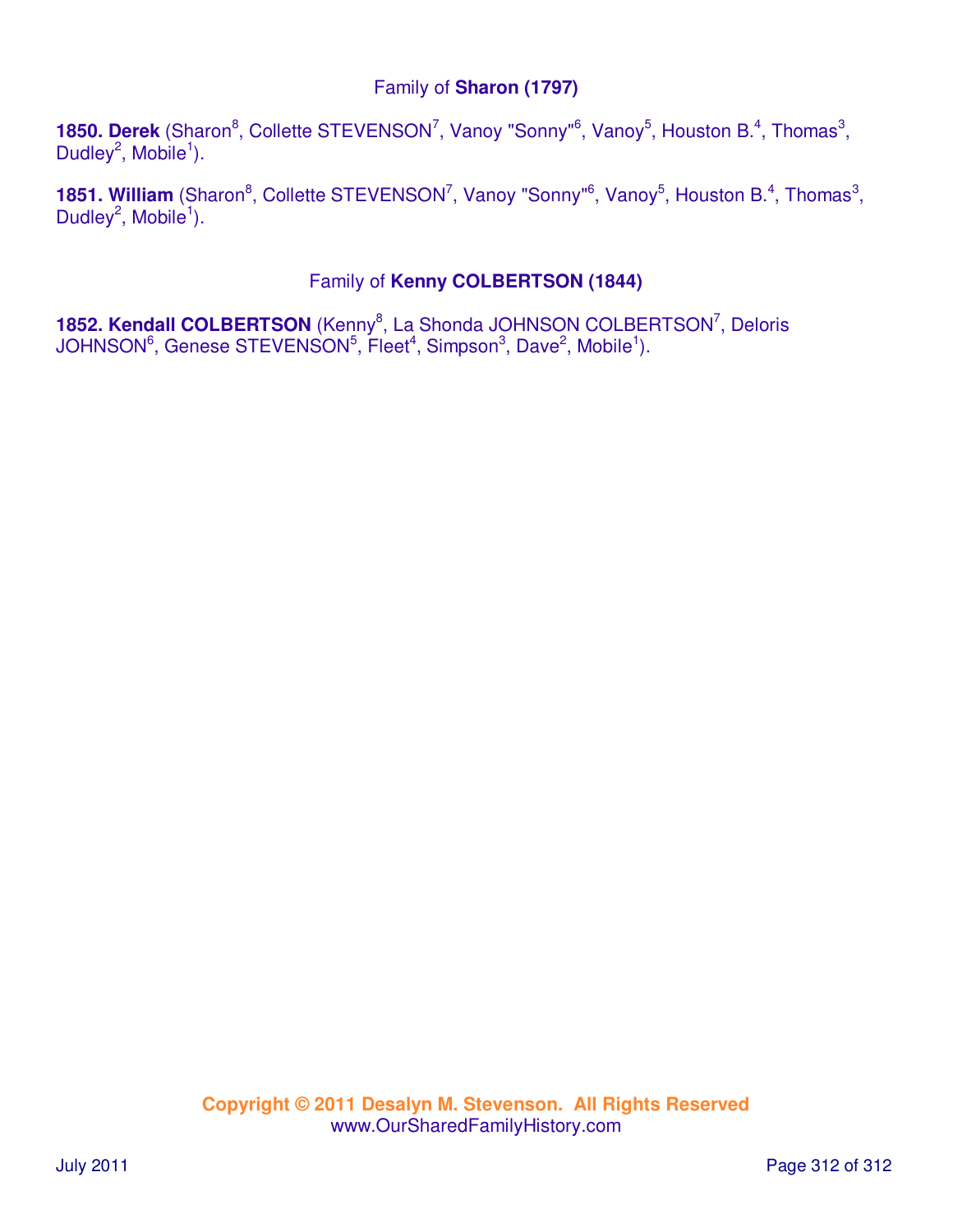Family of **Sharon (1797)**

**1850. Derek** (Sharon[8], Collette STEVENSON[7], Vanoy "Sonny"[6], Vanoy[5], Houston B.[4], Thomas[3], Dudley[2], Mobile[1]).

**1851. William** (Sharon[8], Collette STEVENSON[7], Vanoy "Sonny"[6], Vanoy[5], Houston B.[4], Thomas[3], Dudley[2], Mobile[1]).

Family of **Kenny COLBERTSON (1844)**

**1852. Kendall COLBERTSON** (Kenny[8], La Shonda JOHNSON COLBERTSON[7], Deloris JOHNSON[6], Genese STEVENSON[5], Fleet[4], Simpson[3], Dave[2], Mobile[1]).

**Copyright © 2011 Desalyn M. Stevenson. All Rights Reserved**
www.OurSharedFamilyHistory.com